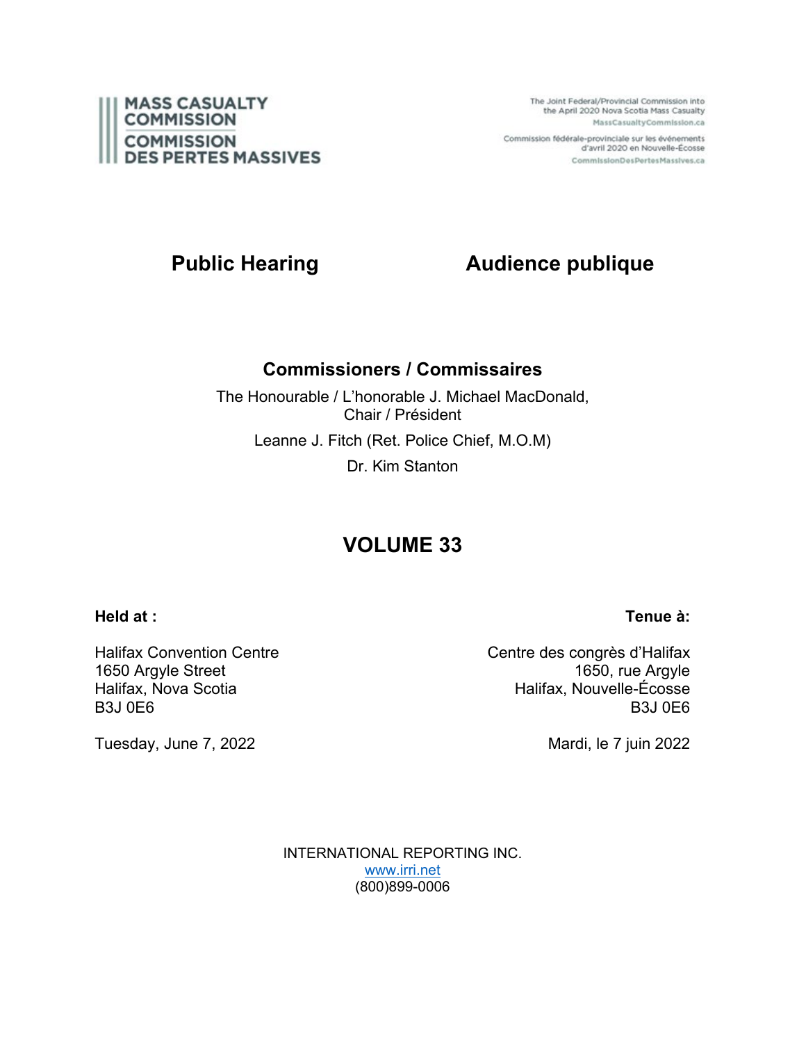MASS CASUALTY COMMISSION
COMMISSION DES PERTES MASSIVES

The Joint Federal/Provincial Commission into the April 2020 Nova Scotia Mass Casualty
MassCasualtyCommission.ca

Commission fédérale-provinciale sur les événements d'avril 2020 en Nouvelle-Écosse
CommissionDesPertesMassives.ca

## Public Hearing | Audience publique

### Commissioners / Commissaires

The Honourable / L'honorable J. Michael MacDonald, Chair / Président

Leanne J. Fitch (Ret. Police Chief, M.O.M)

Dr. Kim Stanton

# VOLUME 33

**Held at :**

Halifax Convention Centre
1650 Argyle Street
Halifax, Nova Scotia
B3J 0E6

Tuesday, June 7, 2022

**Tenue à:**

Centre des congrès d'Halifax
1650, rue Argyle
Halifax, Nouvelle-Écosse
B3J 0E6

Mardi, le 7 juin 2022

INTERNATIONAL REPORTING INC.
www.irri.net
(800)899-0006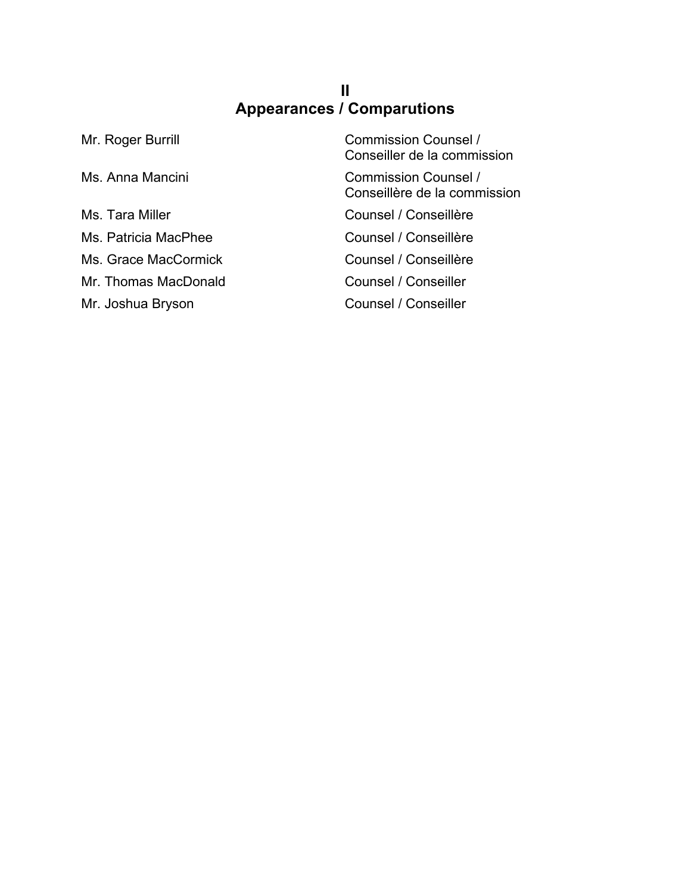# II
# Appearances / Comparutions

| | |
|---|---|
| Mr. Roger Burrill | Commission Counsel / Conseiller de la commission |
| Ms. Anna Mancini | Commission Counsel / Conseillère de la commission |
| Ms. Tara Miller | Counsel / Conseillère |
| Ms. Patricia MacPhee | Counsel / Conseillère |
| Ms. Grace MacCormick | Counsel / Conseillère |
| Mr. Thomas MacDonald | Counsel / Conseiller |
| Mr. Joshua Bryson | Counsel / Conseiller |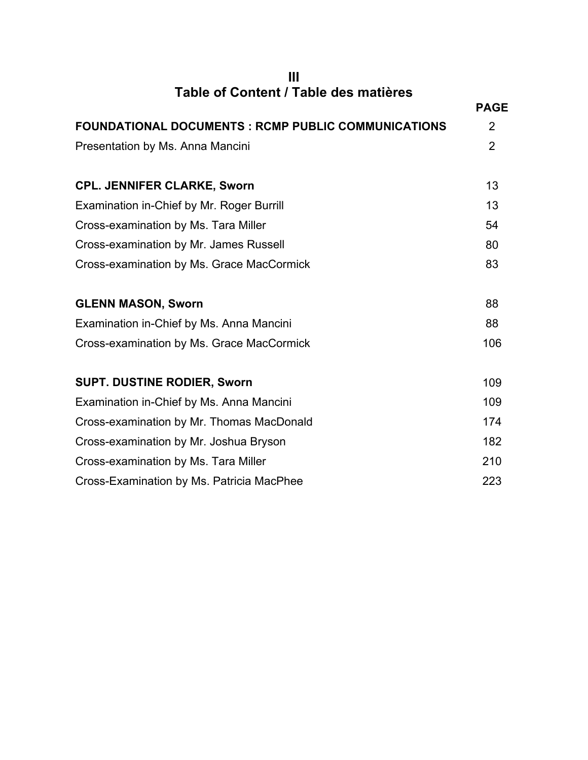# III
# Table of Content / Table des matières

| | PAGE |
|---|---|
| **FOUNDATIONAL DOCUMENTS : RCMP PUBLIC COMMUNICATIONS** | 2 |
| Presentation by Ms. Anna Mancini | 2 |
| | |
| **CPL. JENNIFER CLARKE, Sworn** | 13 |
| Examination in-Chief by Mr. Roger Burrill | 13 |
| Cross-examination by Ms. Tara Miller | 54 |
| Cross-examination by Mr. James Russell | 80 |
| Cross-examination by Ms. Grace MacCormick | 83 |
| | |
| **GLENN MASON, Sworn** | 88 |
| Examination in-Chief by Ms. Anna Mancini | 88 |
| Cross-examination by Ms. Grace MacCormick | 106 |
| | |
| **SUPT. DUSTINE RODIER, Sworn** | 109 |
| Examination in-Chief by Ms. Anna Mancini | 109 |
| Cross-examination by Mr. Thomas MacDonald | 174 |
| Cross-examination by Mr. Joshua Bryson | 182 |
| Cross-examination by Ms. Tara Miller | 210 |
| Cross-Examination by Ms. Patricia MacPhee | 223 |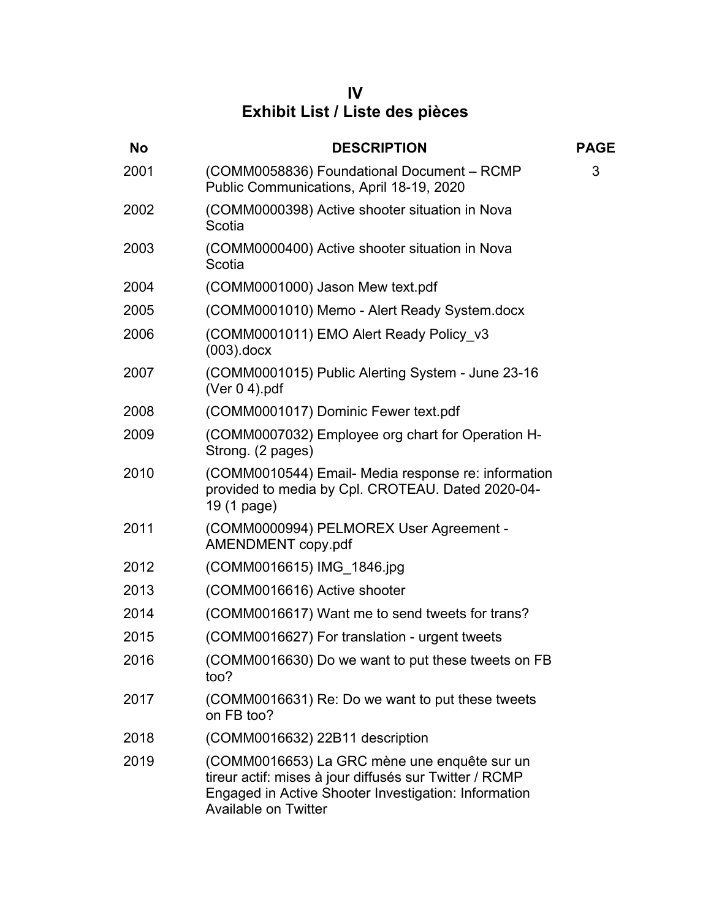# IV
# Exhibit List / Liste des pièces

| No | DESCRIPTION | PAGE |
|---|---|---|
| 2001 | (COMM0058836) Foundational Document – RCMP Public Communications, April 18-19, 2020 | 3 |
| 2002 | (COMM0000398) Active shooter situation in Nova Scotia | |
| 2003 | (COMM0000400) Active shooter situation in Nova Scotia | |
| 2004 | (COMM0001000) Jason Mew text.pdf | |
| 2005 | (COMM0001010) Memo - Alert Ready System.docx | |
| 2006 | (COMM0001011) EMO Alert Ready Policy_v3 (003).docx | |
| 2007 | (COMM0001015) Public Alerting System - June 23-16 (Ver 0 4).pdf | |
| 2008 | (COMM0001017) Dominic Fewer text.pdf | |
| 2009 | (COMM0007032) Employee org chart for Operation H-Strong. (2 pages) | |
| 2010 | (COMM0010544) Email- Media response re: information provided to media by Cpl. CROTEAU. Dated 2020-04-19 (1 page) | |
| 2011 | (COMM0000994) PELMOREX User Agreement - AMENDMENT copy.pdf | |
| 2012 | (COMM0016615) IMG_1846.jpg | |
| 2013 | (COMM0016616) Active shooter | |
| 2014 | (COMM0016617) Want me to send tweets for trans? | |
| 2015 | (COMM0016627) For translation - urgent tweets | |
| 2016 | (COMM0016630) Do we want to put these tweets on FB too? | |
| 2017 | (COMM0016631) Re: Do we want to put these tweets on FB too? | |
| 2018 | (COMM0016632) 22B11 description | |
| 2019 | (COMM0016653) La GRC mène une enquête sur un tireur actif: mises à jour diffusés sur Twitter / RCMP Engaged in Active Shooter Investigation: Information Available on Twitter | |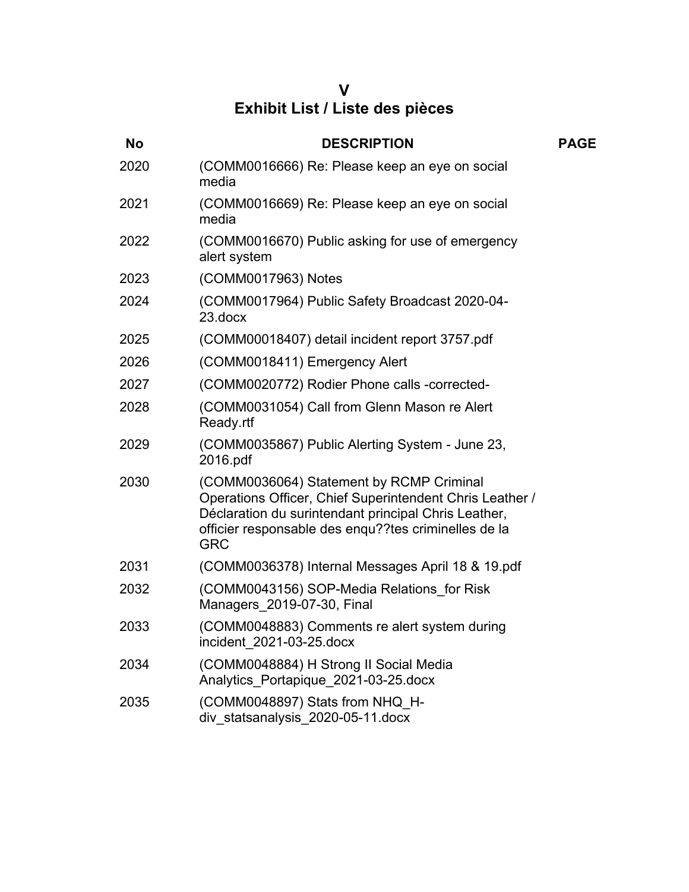# V
# Exhibit List / Liste des pièces

| No | DESCRIPTION | PAGE |
|---|---|---|
| 2020 | (COMM0016666) Re: Please keep an eye on social media | |
| 2021 | (COMM0016669) Re: Please keep an eye on social media | |
| 2022 | (COMM0016670) Public asking for use of emergency alert system | |
| 2023 | (COMM0017963) Notes | |
| 2024 | (COMM0017964) Public Safety Broadcast 2020-04-23.docx | |
| 2025 | (COMM00018407) detail incident report 3757.pdf | |
| 2026 | (COMM0018411) Emergency Alert | |
| 2027 | (COMM0020772) Rodier Phone calls -corrected- | |
| 2028 | (COMM0031054) Call from Glenn Mason re Alert Ready.rtf | |
| 2029 | (COMM0035867) Public Alerting System - June 23, 2016.pdf | |
| 2030 | (COMM0036064) Statement by RCMP Criminal Operations Officer, Chief Superintendent Chris Leather / Déclaration du surintendant principal Chris Leather, officier responsable des enqu??tes criminelles de la GRC | |
| 2031 | (COMM0036378) Internal Messages April 18 & 19.pdf | |
| 2032 | (COMM0043156) SOP-Media Relations_for Risk Managers_2019-07-30, Final | |
| 2033 | (COMM0048883) Comments re alert system during incident_2021-03-25.docx | |
| 2034 | (COMM0048884) H Strong II Social Media Analytics_Portapique_2021-03-25.docx | |
| 2035 | (COMM0048897) Stats from NHQ_H-div_statsanalysis_2020-05-11.docx | |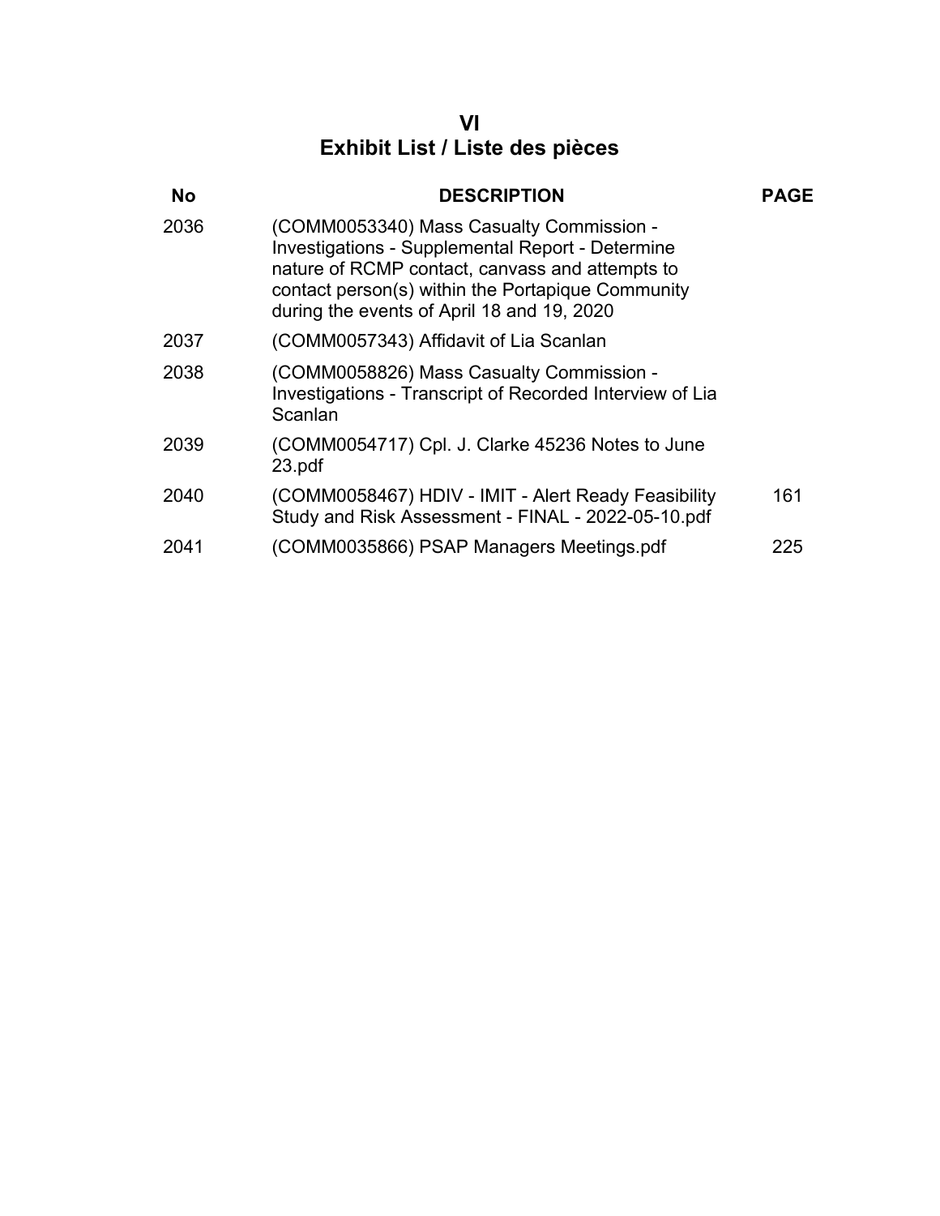# VI
# Exhibit List / Liste des pièces

| No | DESCRIPTION | PAGE |
| --- | --- | --- |
| 2036 | (COMM0053340) Mass Casualty Commission - Investigations - Supplemental Report - Determine nature of RCMP contact, canvass and attempts to contact person(s) within the Portapique Community during the events of April 18 and 19, 2020 | |
| 2037 | (COMM0057343) Affidavit of Lia Scanlan | |
| 2038 | (COMM0058826) Mass Casualty Commission - Investigations - Transcript of Recorded Interview of Lia Scanlan | |
| 2039 | (COMM0054717) Cpl. J. Clarke 45236 Notes to June 23.pdf | |
| 2040 | (COMM0058467) HDIV - IMIT - Alert Ready Feasibility Study and Risk Assessment - FINAL - 2022-05-10.pdf | 161 |
| 2041 | (COMM0035866) PSAP Managers Meetings.pdf | 225 |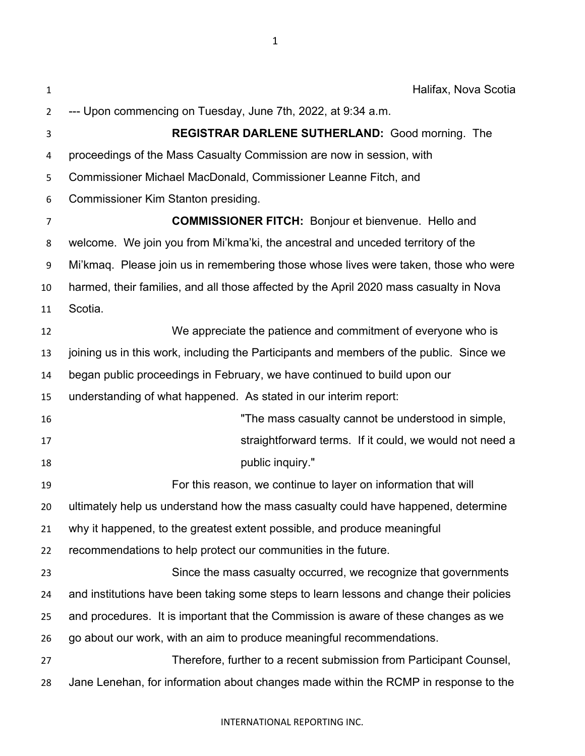Halifax, Nova Scotia

--- Upon commencing on Tuesday, June 7th, 2022, at 9:34 a.m.

**REGISTRAR DARLENE SUTHERLAND:** Good morning. The proceedings of the Mass Casualty Commission are now in session, with Commissioner Michael MacDonald, Commissioner Leanne Fitch, and Commissioner Kim Stanton presiding.

**COMMISSIONER FITCH:** Bonjour et bienvenue. Hello and welcome. We join you from Mi'kma'ki, the ancestral and unceded territory of the Mi'kmaq. Please join us in remembering those whose lives were taken, those who were harmed, their families, and all those affected by the April 2020 mass casualty in Nova Scotia.

We appreciate the patience and commitment of everyone who is joining us in this work, including the Participants and members of the public. Since we began public proceedings in February, we have continued to build upon our understanding of what happened. As stated in our interim report:

> "The mass casualty cannot be understood in simple, straightforward terms. If it could, we would not need a public inquiry."

For this reason, we continue to layer on information that will ultimately help us understand how the mass casualty could have happened, determine why it happened, to the greatest extent possible, and produce meaningful recommendations to help protect our communities in the future.

Since the mass casualty occurred, we recognize that governments and institutions have been taking some steps to learn lessons and change their policies and procedures. It is important that the Commission is aware of these changes as we go about our work, with an aim to produce meaningful recommendations.

Therefore, further to a recent submission from Participant Counsel, Jane Lenehan, for information about changes made within the RCMP in response to the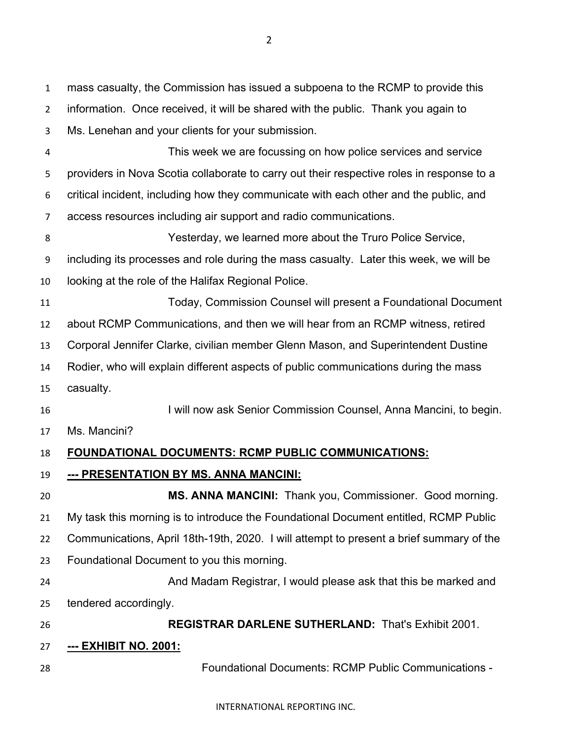mass casualty, the Commission has issued a subpoena to the RCMP to provide this information. Once received, it will be shared with the public. Thank you again to Ms. Lenehan and your clients for your submission.

This week we are focussing on how police services and service providers in Nova Scotia collaborate to carry out their respective roles in response to a critical incident, including how they communicate with each other and the public, and access resources including air support and radio communications.

Yesterday, we learned more about the Truro Police Service, including its processes and role during the mass casualty. Later this week, we will be looking at the role of the Halifax Regional Police.

Today, Commission Counsel will present a Foundational Document about RCMP Communications, and then we will hear from an RCMP witness, retired Corporal Jennifer Clarke, civilian member Glenn Mason, and Superintendent Dustine Rodier, who will explain different aspects of public communications during the mass casualty.

I will now ask Senior Commission Counsel, Anna Mancini, to begin. Ms. Mancini?

**FOUNDATIONAL DOCUMENTS: RCMP PUBLIC COMMUNICATIONS:**

**--- PRESENTATION BY MS. ANNA MANCINI:**

**MS. ANNA MANCINI:** Thank you, Commissioner. Good morning. My task this morning is to introduce the Foundational Document entitled, RCMP Public Communications, April 18th-19th, 2020. I will attempt to present a brief summary of the Foundational Document to you this morning.

And Madam Registrar, I would please ask that this be marked and tendered accordingly.

**REGISTRAR DARLENE SUTHERLAND:** That's Exhibit 2001.

**--- EXHIBIT NO. 2001:**

Foundational Documents: RCMP Public Communications -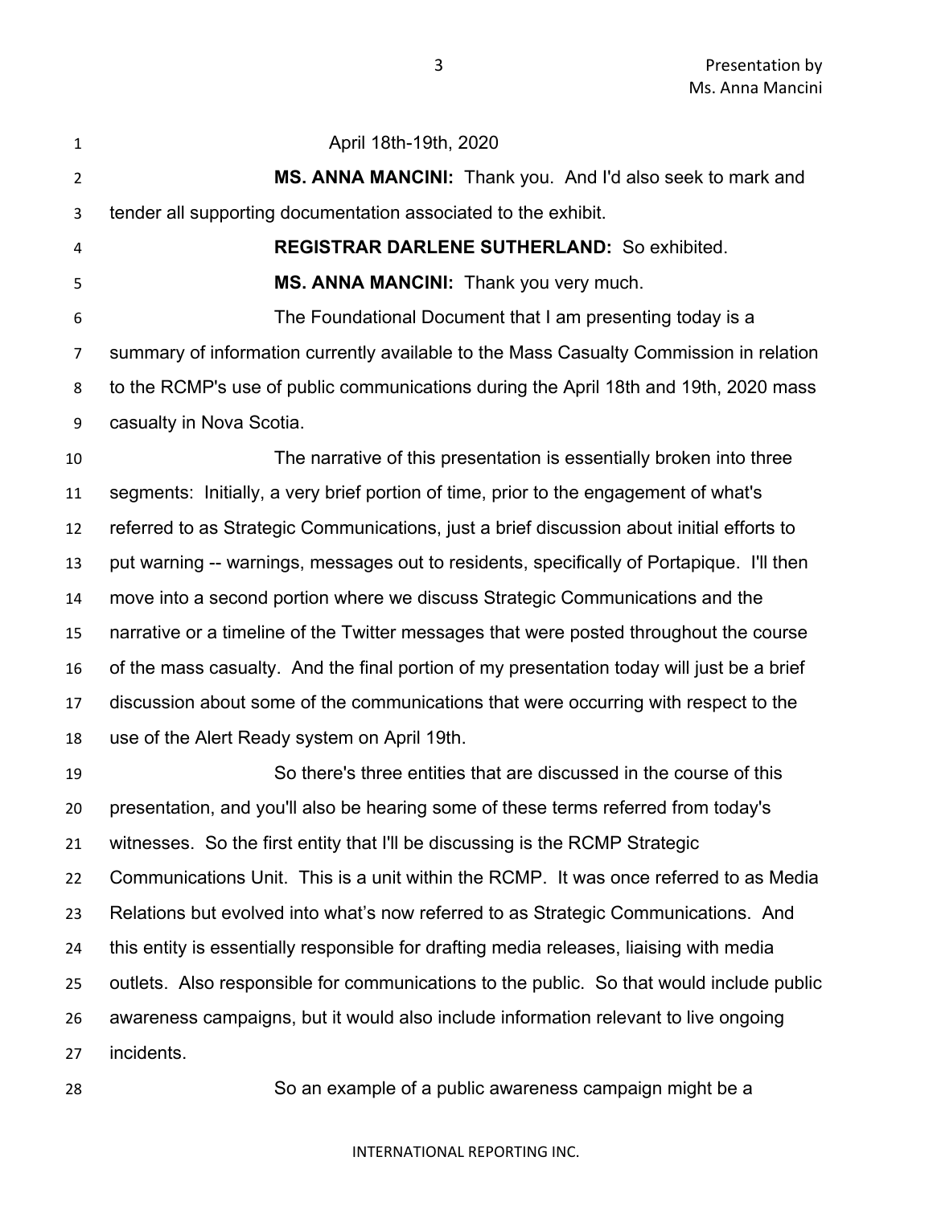April 18th-19th, 2020

**MS. ANNA MANCINI:** Thank you. And I'd also seek to mark and tender all supporting documentation associated to the exhibit.

**REGISTRAR DARLENE SUTHERLAND:** So exhibited.

**MS. ANNA MANCINI:** Thank you very much.

The Foundational Document that I am presenting today is a summary of information currently available to the Mass Casualty Commission in relation to the RCMP's use of public communications during the April 18th and 19th, 2020 mass casualty in Nova Scotia.

The narrative of this presentation is essentially broken into three segments: Initially, a very brief portion of time, prior to the engagement of what's referred to as Strategic Communications, just a brief discussion about initial efforts to put warning -- warnings, messages out to residents, specifically of Portapique. I'll then move into a second portion where we discuss Strategic Communications and the narrative or a timeline of the Twitter messages that were posted throughout the course of the mass casualty. And the final portion of my presentation today will just be a brief discussion about some of the communications that were occurring with respect to the use of the Alert Ready system on April 19th.

So there's three entities that are discussed in the course of this presentation, and you'll also be hearing some of these terms referred from today's witnesses. So the first entity that I'll be discussing is the RCMP Strategic Communications Unit. This is a unit within the RCMP. It was once referred to as Media Relations but evolved into what's now referred to as Strategic Communications. And this entity is essentially responsible for drafting media releases, liaising with media outlets. Also responsible for communications to the public. So that would include public awareness campaigns, but it would also include information relevant to live ongoing incidents.

So an example of a public awareness campaign might be a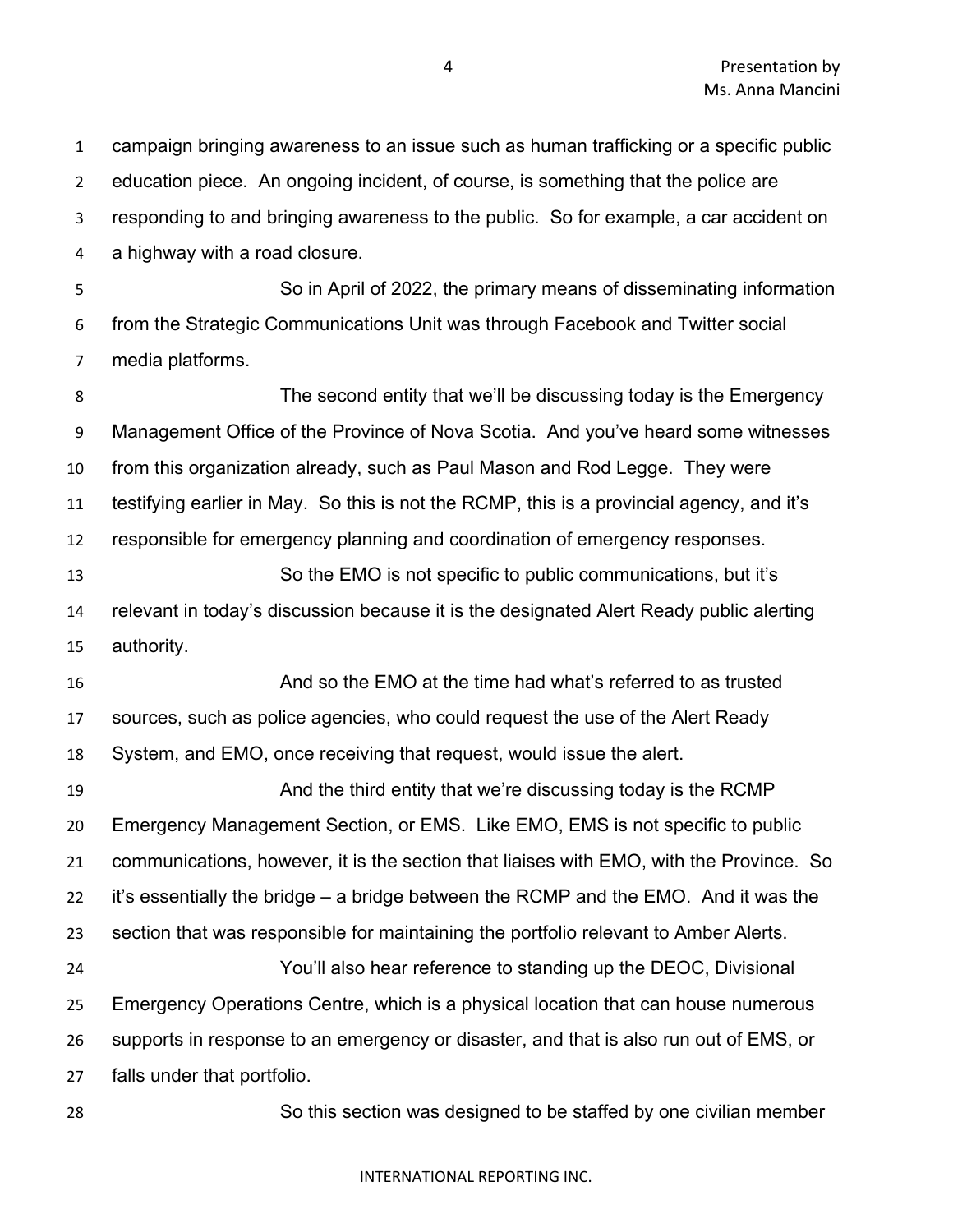campaign bringing awareness to an issue such as human trafficking or a specific public education piece. An ongoing incident, of course, is something that the police are responding to and bringing awareness to the public. So for example, a car accident on a highway with a road closure.

So in April of 2022, the primary means of disseminating information from the Strategic Communications Unit was through Facebook and Twitter social media platforms.

The second entity that we'll be discussing today is the Emergency Management Office of the Province of Nova Scotia. And you've heard some witnesses from this organization already, such as Paul Mason and Rod Legge. They were testifying earlier in May. So this is not the RCMP, this is a provincial agency, and it's responsible for emergency planning and coordination of emergency responses.

So the EMO is not specific to public communications, but it's relevant in today's discussion because it is the designated Alert Ready public alerting authority.

And so the EMO at the time had what's referred to as trusted sources, such as police agencies, who could request the use of the Alert Ready System, and EMO, once receiving that request, would issue the alert.

And the third entity that we're discussing today is the RCMP Emergency Management Section, or EMS. Like EMO, EMS is not specific to public communications, however, it is the section that liaises with EMO, with the Province. So it's essentially the bridge – a bridge between the RCMP and the EMO. And it was the section that was responsible for maintaining the portfolio relevant to Amber Alerts.

You'll also hear reference to standing up the DEOC, Divisional Emergency Operations Centre, which is a physical location that can house numerous supports in response to an emergency or disaster, and that is also run out of EMS, or falls under that portfolio.

So this section was designed to be staffed by one civilian member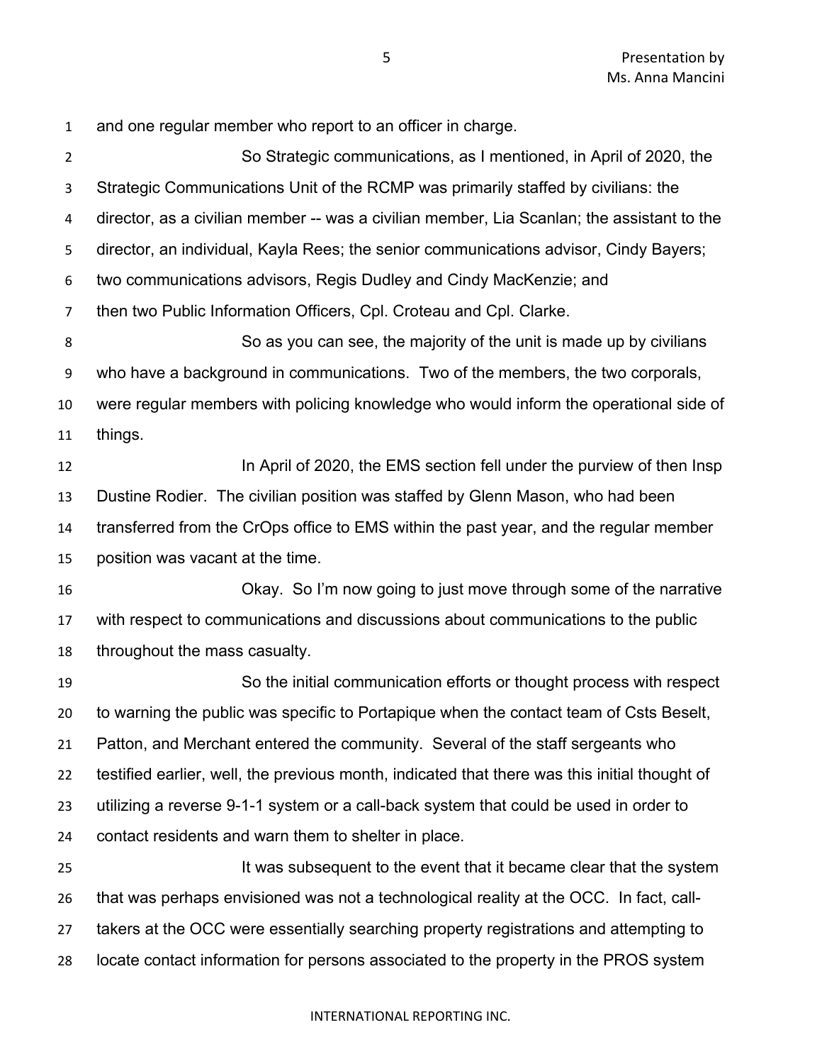and one regular member who report to an officer in charge.

So Strategic communications, as I mentioned, in April of 2020, the Strategic Communications Unit of the RCMP was primarily staffed by civilians: the director, as a civilian member -- was a civilian member, Lia Scanlan; the assistant to the director, an individual, Kayla Rees; the senior communications advisor, Cindy Bayers; two communications advisors, Regis Dudley and Cindy MacKenzie; and then two Public Information Officers, Cpl. Croteau and Cpl. Clarke.

So as you can see, the majority of the unit is made up by civilians who have a background in communications. Two of the members, the two corporals, were regular members with policing knowledge who would inform the operational side of things.

In April of 2020, the EMS section fell under the purview of then Insp Dustine Rodier. The civilian position was staffed by Glenn Mason, who had been transferred from the CrOps office to EMS within the past year, and the regular member position was vacant at the time.

Okay. So I'm now going to just move through some of the narrative with respect to communications and discussions about communications to the public throughout the mass casualty.

So the initial communication efforts or thought process with respect to warning the public was specific to Portapique when the contact team of Csts Beselt, Patton, and Merchant entered the community. Several of the staff sergeants who testified earlier, well, the previous month, indicated that there was this initial thought of utilizing a reverse 9-1-1 system or a call-back system that could be used in order to contact residents and warn them to shelter in place.

It was subsequent to the event that it became clear that the system that was perhaps envisioned was not a technological reality at the OCC. In fact, call-takers at the OCC were essentially searching property registrations and attempting to locate contact information for persons associated to the property in the PROS system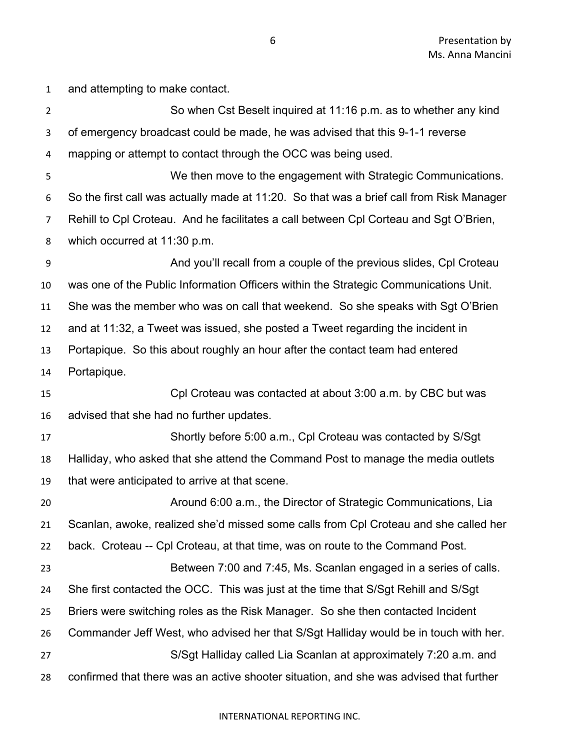and attempting to make contact.

So when Cst Beselt inquired at 11:16 p.m. as to whether any kind of emergency broadcast could be made, he was advised that this 9-1-1 reverse mapping or attempt to contact through the OCC was being used.

We then move to the engagement with Strategic Communications. So the first call was actually made at 11:20. So that was a brief call from Risk Manager Rehill to Cpl Croteau. And he facilitates a call between Cpl Corteau and Sgt O'Brien, which occurred at 11:30 p.m.

And you'll recall from a couple of the previous slides, Cpl Croteau was one of the Public Information Officers within the Strategic Communications Unit. She was the member who was on call that weekend. So she speaks with Sgt O'Brien and at 11:32, a Tweet was issued, she posted a Tweet regarding the incident in Portapique. So this about roughly an hour after the contact team had entered Portapique.

Cpl Croteau was contacted at about 3:00 a.m. by CBC but was advised that she had no further updates.

Shortly before 5:00 a.m., Cpl Croteau was contacted by S/Sgt Halliday, who asked that she attend the Command Post to manage the media outlets that were anticipated to arrive at that scene.

Around 6:00 a.m., the Director of Strategic Communications, Lia Scanlan, awoke, realized she'd missed some calls from Cpl Croteau and she called her back. Croteau -- Cpl Croteau, at that time, was on route to the Command Post.

Between 7:00 and 7:45, Ms. Scanlan engaged in a series of calls. She first contacted the OCC. This was just at the time that S/Sgt Rehill and S/Sgt Briers were switching roles as the Risk Manager. So she then contacted Incident Commander Jeff West, who advised her that S/Sgt Halliday would be in touch with her.

S/Sgt Halliday called Lia Scanlan at approximately 7:20 a.m. and confirmed that there was an active shooter situation, and she was advised that further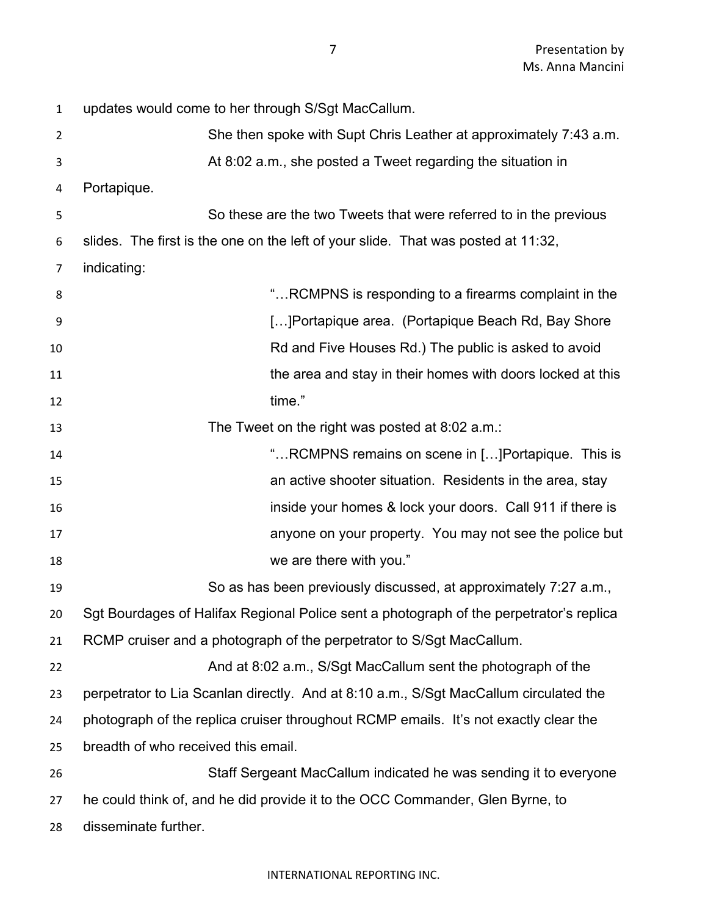updates would come to her through S/Sgt MacCallum.

She then spoke with Supt Chris Leather at approximately 7:43 a.m.

At 8:02 a.m., she posted a Tweet regarding the situation in Portapique.

So these are the two Tweets that were referred to in the previous slides. The first is the one on the left of your slide. That was posted at 11:32, indicating:

> "…RCMPNS is responding to a firearms complaint in the […]Portapique area. (Portapique Beach Rd, Bay Shore Rd and Five Houses Rd.) The public is asked to avoid the area and stay in their homes with doors locked at this time."

The Tweet on the right was posted at 8:02 a.m.:

> "…RCMPNS remains on scene in […]Portapique. This is an active shooter situation. Residents in the area, stay inside your homes & lock your doors. Call 911 if there is anyone on your property. You may not see the police but we are there with you."

So as has been previously discussed, at approximately 7:27 a.m., Sgt Bourdages of Halifax Regional Police sent a photograph of the perpetrator's replica RCMP cruiser and a photograph of the perpetrator to S/Sgt MacCallum.

And at 8:02 a.m., S/Sgt MacCallum sent the photograph of the perpetrator to Lia Scanlan directly. And at 8:10 a.m., S/Sgt MacCallum circulated the photograph of the replica cruiser throughout RCMP emails. It's not exactly clear the breadth of who received this email.

Staff Sergeant MacCallum indicated he was sending it to everyone he could think of, and he did provide it to the OCC Commander, Glen Byrne, to disseminate further.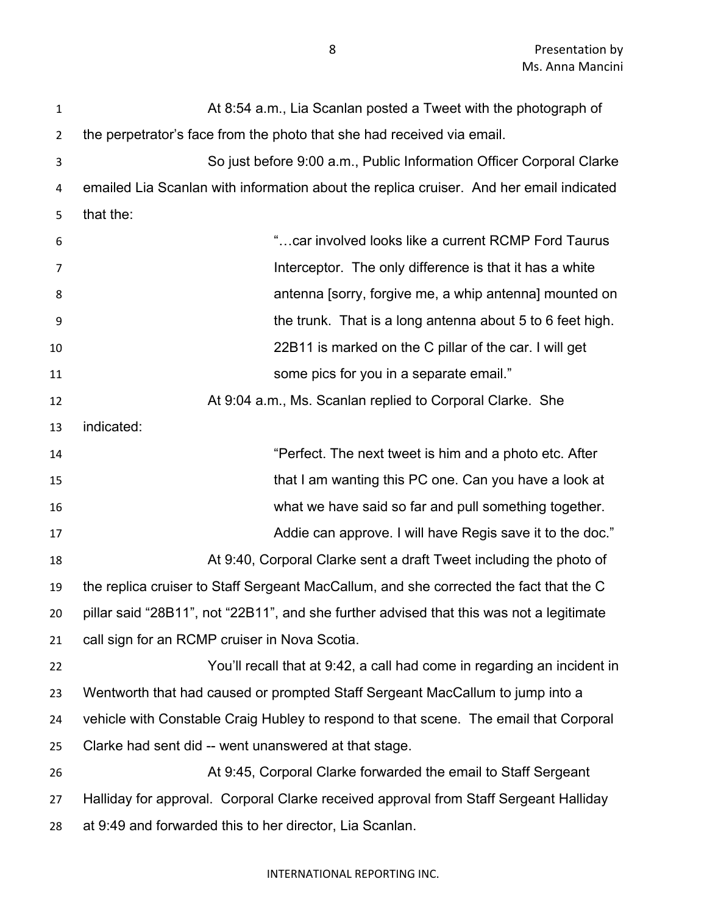At 8:54 a.m., Lia Scanlan posted a Tweet with the photograph of the perpetrator's face from the photo that she had received via email.

So just before 9:00 a.m., Public Information Officer Corporal Clarke emailed Lia Scanlan with information about the replica cruiser. And her email indicated that the:

> "…car involved looks like a current RCMP Ford Taurus Interceptor. The only difference is that it has a white antenna [sorry, forgive me, a whip antenna] mounted on the trunk. That is a long antenna about 5 to 6 feet high. 22B11 is marked on the C pillar of the car. I will get some pics for you in a separate email."

At 9:04 a.m., Ms. Scanlan replied to Corporal Clarke. She indicated:

> "Perfect. The next tweet is him and a photo etc. After that I am wanting this PC one. Can you have a look at what we have said so far and pull something together. Addie can approve. I will have Regis save it to the doc."

At 9:40, Corporal Clarke sent a draft Tweet including the photo of the replica cruiser to Staff Sergeant MacCallum, and she corrected the fact that the C pillar said "28B11", not "22B11", and she further advised that this was not a legitimate call sign for an RCMP cruiser in Nova Scotia.

You'll recall that at 9:42, a call had come in regarding an incident in Wentworth that had caused or prompted Staff Sergeant MacCallum to jump into a vehicle with Constable Craig Hubley to respond to that scene. The email that Corporal Clarke had sent did -- went unanswered at that stage.

At 9:45, Corporal Clarke forwarded the email to Staff Sergeant Halliday for approval. Corporal Clarke received approval from Staff Sergeant Halliday at 9:49 and forwarded this to her director, Lia Scanlan.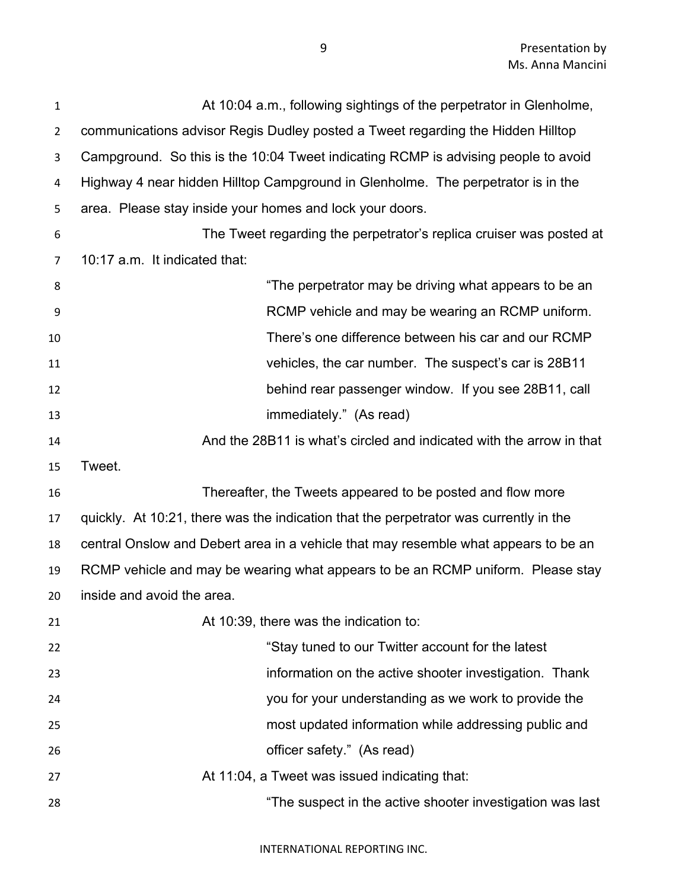At 10:04 a.m., following sightings of the perpetrator in Glenholme, communications advisor Regis Dudley posted a Tweet regarding the Hidden Hilltop Campground. So this is the 10:04 Tweet indicating RCMP is advising people to avoid Highway 4 near hidden Hilltop Campground in Glenholme. The perpetrator is in the area. Please stay inside your homes and lock your doors.

The Tweet regarding the perpetrator's replica cruiser was posted at 10:17 a.m. It indicated that:

> "The perpetrator may be driving what appears to be an RCMP vehicle and may be wearing an RCMP uniform. There's one difference between his car and our RCMP vehicles, the car number. The suspect's car is 28B11 behind rear passenger window. If you see 28B11, call immediately." (As read)

And the 28B11 is what's circled and indicated with the arrow in that Tweet.

Thereafter, the Tweets appeared to be posted and flow more quickly. At 10:21, there was the indication that the perpetrator was currently in the central Onslow and Debert area in a vehicle that may resemble what appears to be an RCMP vehicle and may be wearing what appears to be an RCMP uniform. Please stay inside and avoid the area.

At 10:39, there was the indication to:

> "Stay tuned to our Twitter account for the latest information on the active shooter investigation. Thank you for your understanding as we work to provide the most updated information while addressing public and officer safety." (As read)

At 11:04, a Tweet was issued indicating that:

> "The suspect in the active shooter investigation was last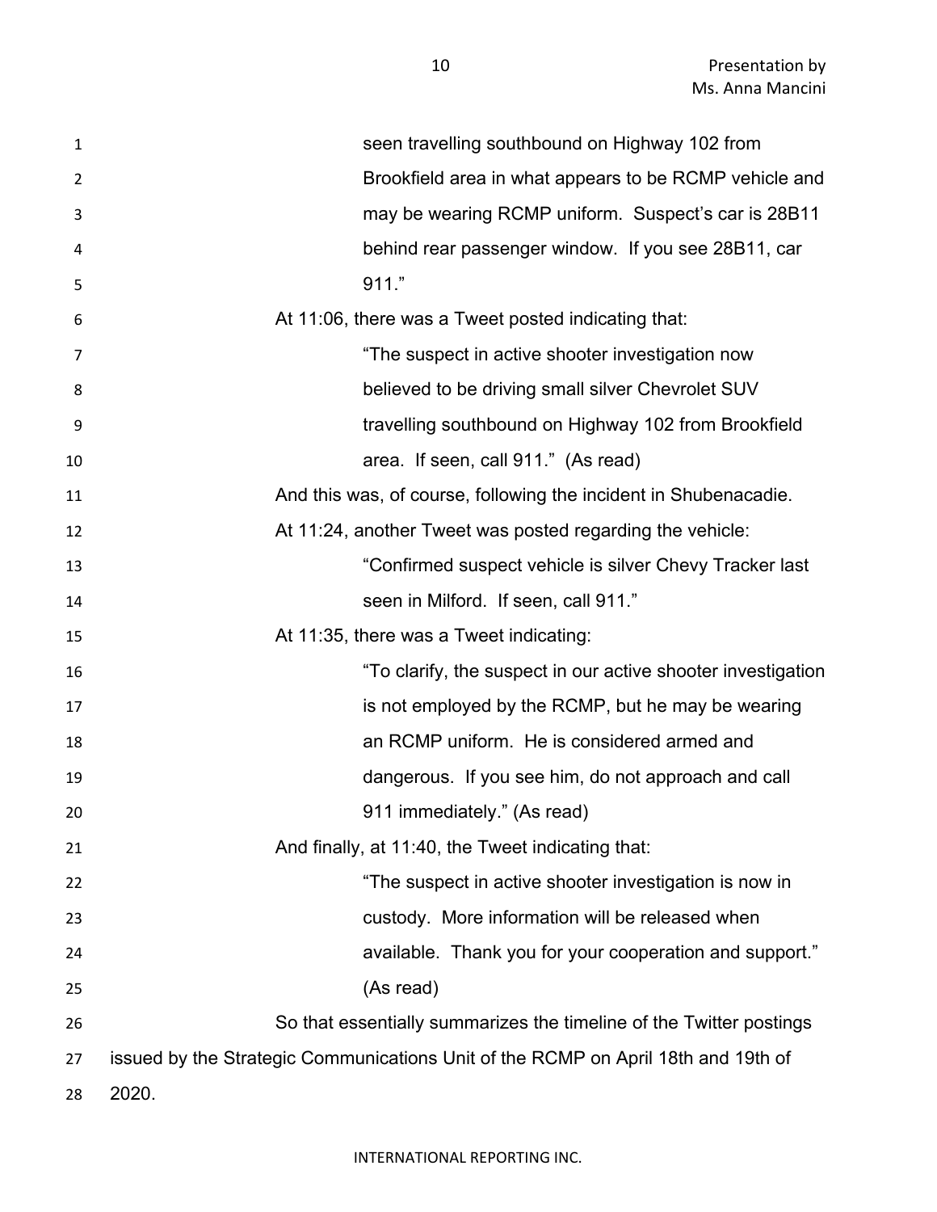seen travelling southbound on Highway 102 from Brookfield area in what appears to be RCMP vehicle and may be wearing RCMP uniform. Suspect's car is 28B11 behind rear passenger window. If you see 28B11, car 911."

At 11:06, there was a Tweet posted indicating that:

> "The suspect in active shooter investigation now believed to be driving small silver Chevrolet SUV travelling southbound on Highway 102 from Brookfield area. If seen, call 911." (As read)

And this was, of course, following the incident in Shubenacadie.

At 11:24, another Tweet was posted regarding the vehicle:

> "Confirmed suspect vehicle is silver Chevy Tracker last seen in Milford. If seen, call 911."

At 11:35, there was a Tweet indicating:

> "To clarify, the suspect in our active shooter investigation is not employed by the RCMP, but he may be wearing an RCMP uniform. He is considered armed and dangerous. If you see him, do not approach and call 911 immediately." (As read)

And finally, at 11:40, the Tweet indicating that:

> "The suspect in active shooter investigation is now in custody. More information will be released when available. Thank you for your cooperation and support." (As read)

So that essentially summarizes the timeline of the Twitter postings issued by the Strategic Communications Unit of the RCMP on April 18th and 19th of 2020.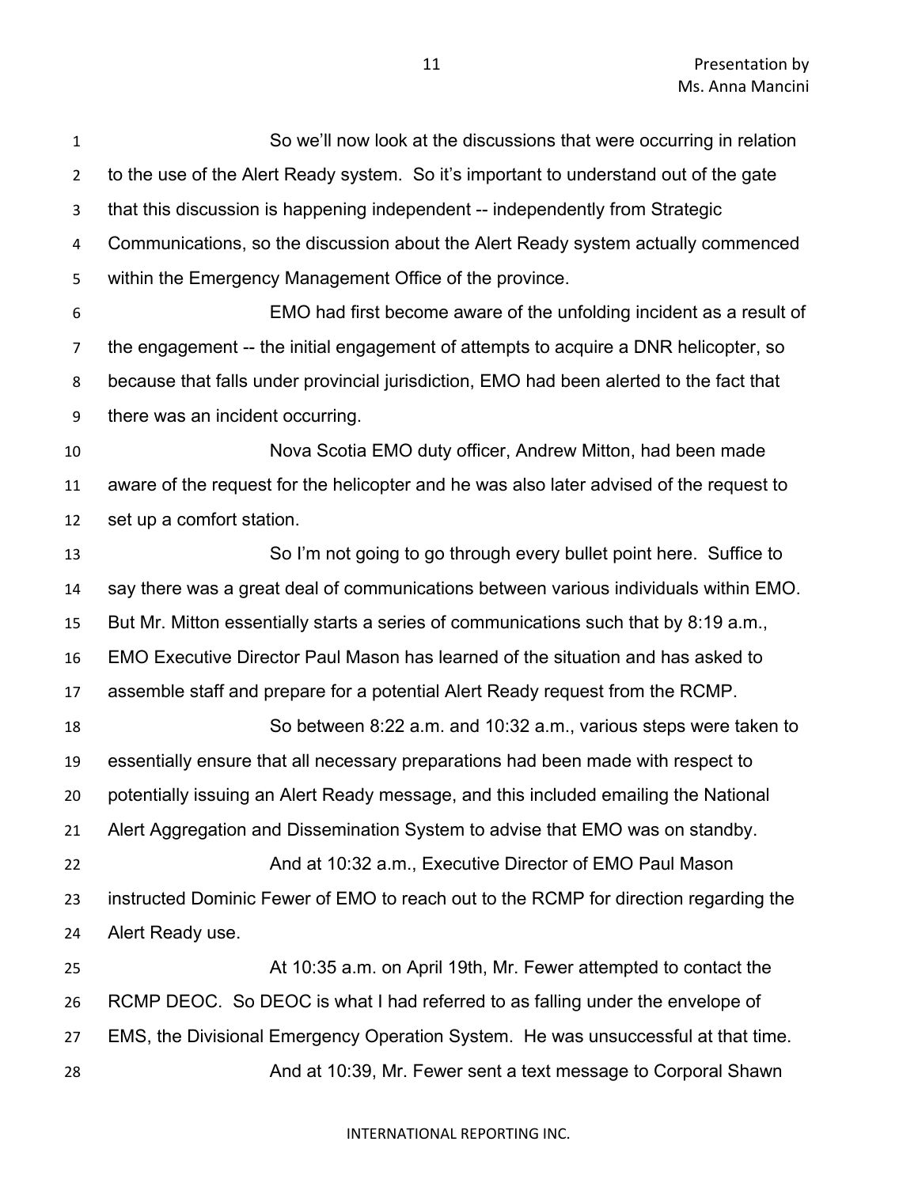So we'll now look at the discussions that were occurring in relation to the use of the Alert Ready system. So it's important to understand out of the gate that this discussion is happening independent -- independently from Strategic Communications, so the discussion about the Alert Ready system actually commenced within the Emergency Management Office of the province.

EMO had first become aware of the unfolding incident as a result of the engagement -- the initial engagement of attempts to acquire a DNR helicopter, so because that falls under provincial jurisdiction, EMO had been alerted to the fact that there was an incident occurring.

Nova Scotia EMO duty officer, Andrew Mitton, had been made aware of the request for the helicopter and he was also later advised of the request to set up a comfort station.

So I'm not going to go through every bullet point here. Suffice to say there was a great deal of communications between various individuals within EMO. But Mr. Mitton essentially starts a series of communications such that by 8:19 a.m., EMO Executive Director Paul Mason has learned of the situation and has asked to assemble staff and prepare for a potential Alert Ready request from the RCMP.

So between 8:22 a.m. and 10:32 a.m., various steps were taken to essentially ensure that all necessary preparations had been made with respect to potentially issuing an Alert Ready message, and this included emailing the National Alert Aggregation and Dissemination System to advise that EMO was on standby.

And at 10:32 a.m., Executive Director of EMO Paul Mason instructed Dominic Fewer of EMO to reach out to the RCMP for direction regarding the Alert Ready use.

At 10:35 a.m. on April 19th, Mr. Fewer attempted to contact the RCMP DEOC. So DEOC is what I had referred to as falling under the envelope of EMS, the Divisional Emergency Operation System. He was unsuccessful at that time.

And at 10:39, Mr. Fewer sent a text message to Corporal Shawn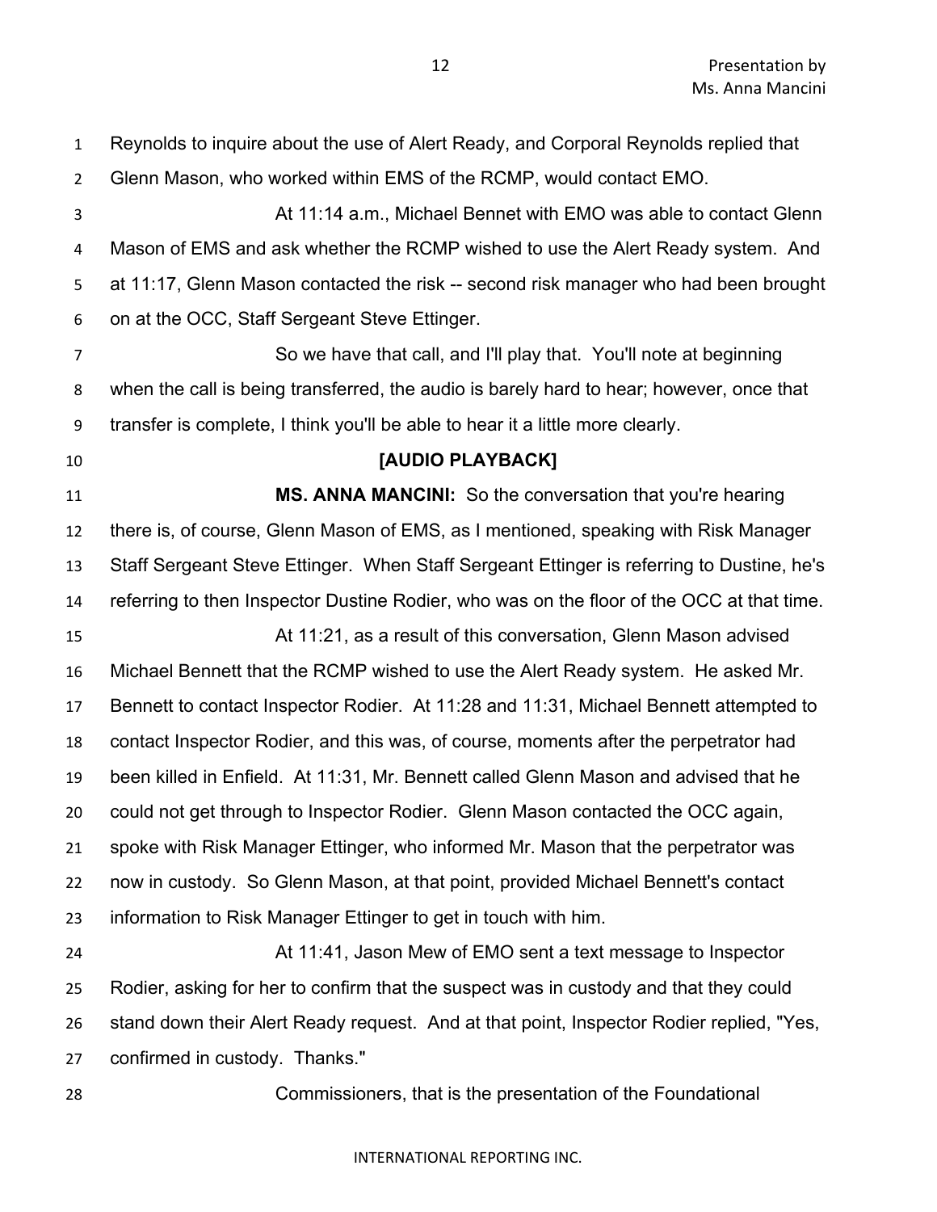Reynolds to inquire about the use of Alert Ready, and Corporal Reynolds replied that Glenn Mason, who worked within EMS of the RCMP, would contact EMO.

At 11:14 a.m., Michael Bennet with EMO was able to contact Glenn Mason of EMS and ask whether the RCMP wished to use the Alert Ready system. And at 11:17, Glenn Mason contacted the risk -- second risk manager who had been brought on at the OCC, Staff Sergeant Steve Ettinger.

So we have that call, and I'll play that. You'll note at beginning when the call is being transferred, the audio is barely hard to hear; however, once that transfer is complete, I think you'll be able to hear it a little more clearly.

**[AUDIO PLAYBACK]**

**MS. ANNA MANCINI:** So the conversation that you're hearing there is, of course, Glenn Mason of EMS, as I mentioned, speaking with Risk Manager Staff Sergeant Steve Ettinger. When Staff Sergeant Ettinger is referring to Dustine, he's referring to then Inspector Dustine Rodier, who was on the floor of the OCC at that time.

At 11:21, as a result of this conversation, Glenn Mason advised Michael Bennett that the RCMP wished to use the Alert Ready system. He asked Mr. Bennett to contact Inspector Rodier. At 11:28 and 11:31, Michael Bennett attempted to contact Inspector Rodier, and this was, of course, moments after the perpetrator had been killed in Enfield. At 11:31, Mr. Bennett called Glenn Mason and advised that he could not get through to Inspector Rodier. Glenn Mason contacted the OCC again, spoke with Risk Manager Ettinger, who informed Mr. Mason that the perpetrator was now in custody. So Glenn Mason, at that point, provided Michael Bennett's contact information to Risk Manager Ettinger to get in touch with him.

At 11:41, Jason Mew of EMO sent a text message to Inspector Rodier, asking for her to confirm that the suspect was in custody and that they could stand down their Alert Ready request. And at that point, Inspector Rodier replied, "Yes, confirmed in custody. Thanks."

Commissioners, that is the presentation of the Foundational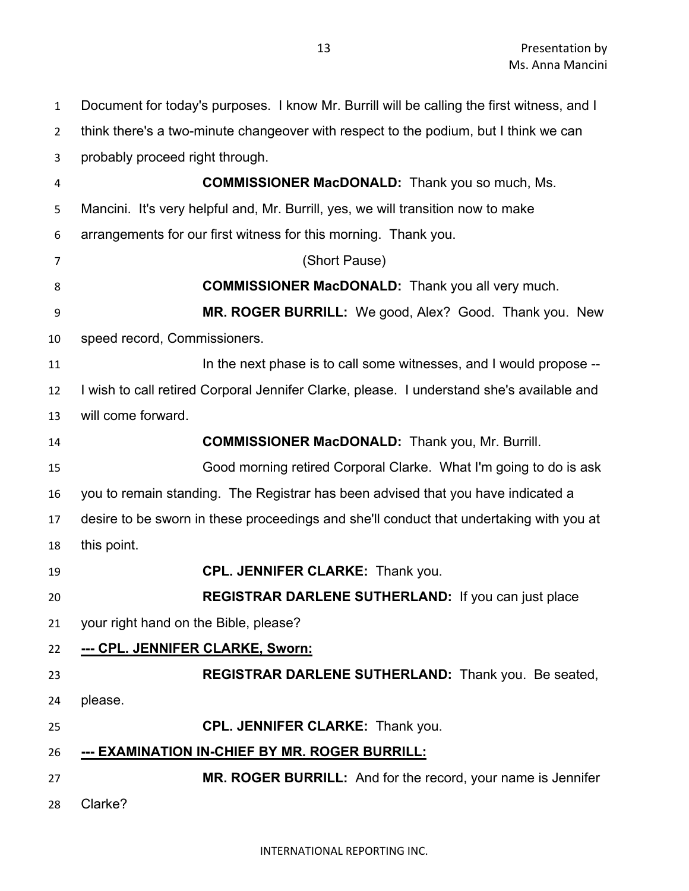Document for today's purposes. I know Mr. Burrill will be calling the first witness, and I think there's a two-minute changeover with respect to the podium, but I think we can probably proceed right through.

**COMMISSIONER MacDONALD:** Thank you so much, Ms. Mancini. It's very helpful and, Mr. Burrill, yes, we will transition now to make arrangements for our first witness for this morning. Thank you.

(Short Pause)

**COMMISSIONER MacDONALD:** Thank you all very much.

**MR. ROGER BURRILL:** We good, Alex? Good. Thank you. New speed record, Commissioners.

In the next phase is to call some witnesses, and I would propose -- I wish to call retired Corporal Jennifer Clarke, please. I understand she's available and will come forward.

**COMMISSIONER MacDONALD:** Thank you, Mr. Burrill.

Good morning retired Corporal Clarke. What I'm going to do is ask you to remain standing. The Registrar has been advised that you have indicated a desire to be sworn in these proceedings and she'll conduct that undertaking with you at this point.

**CPL. JENNIFER CLARKE:** Thank you.

**REGISTRAR DARLENE SUTHERLAND:** If you can just place your right hand on the Bible, please?

**--- CPL. JENNIFER CLARKE, Sworn:**

**REGISTRAR DARLENE SUTHERLAND:** Thank you. Be seated, please.

**CPL. JENNIFER CLARKE:** Thank you.

**--- EXAMINATION IN-CHIEF BY MR. ROGER BURRILL:**

**MR. ROGER BURRILL:** And for the record, your name is Jennifer Clarke?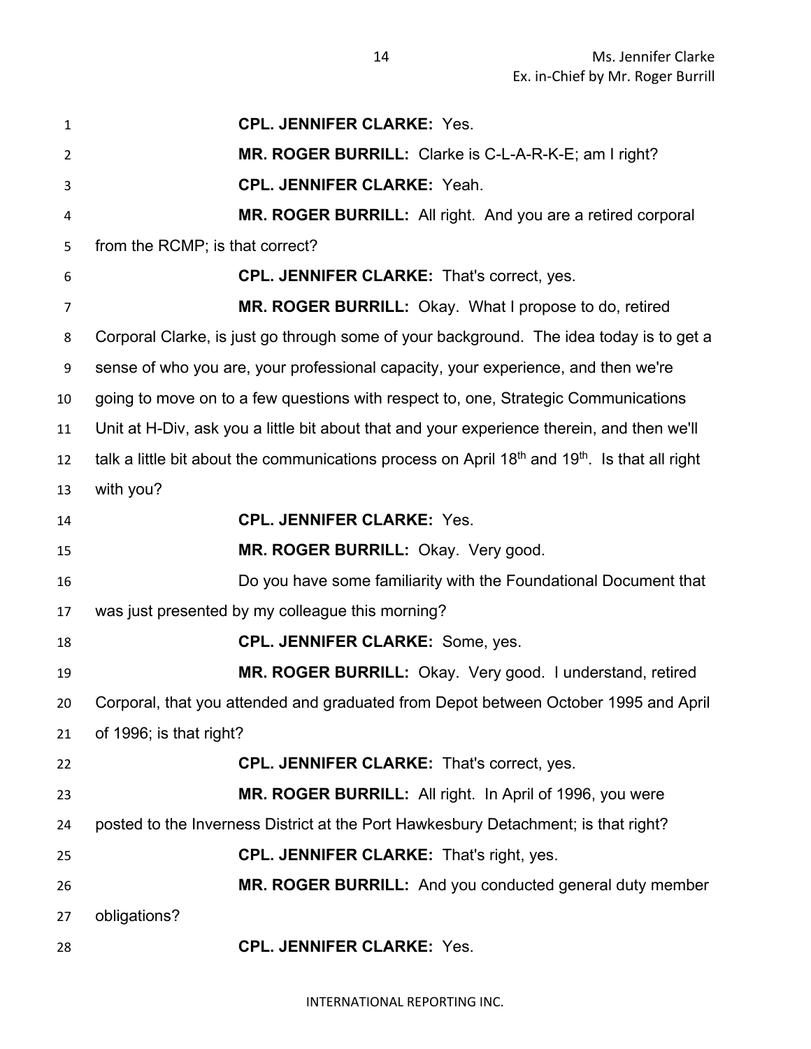**CPL. JENNIFER CLARKE:** Yes.

**MR. ROGER BURRILL:** Clarke is C-L-A-R-K-E; am I right?

**CPL. JENNIFER CLARKE:** Yeah.

**MR. ROGER BURRILL:** All right. And you are a retired corporal from the RCMP; is that correct?

**CPL. JENNIFER CLARKE:** That's correct, yes.

**MR. ROGER BURRILL:** Okay. What I propose to do, retired Corporal Clarke, is just go through some of your background. The idea today is to get a sense of who you are, your professional capacity, your experience, and then we're going to move on to a few questions with respect to, one, Strategic Communications Unit at H-Div, ask you a little bit about that and your experience therein, and then we'll talk a little bit about the communications process on April 18th and 19th. Is that all right with you?

**CPL. JENNIFER CLARKE:** Yes.

**MR. ROGER BURRILL:** Okay. Very good.

Do you have some familiarity with the Foundational Document that was just presented by my colleague this morning?

**CPL. JENNIFER CLARKE:** Some, yes.

**MR. ROGER BURRILL:** Okay. Very good. I understand, retired Corporal, that you attended and graduated from Depot between October 1995 and April of 1996; is that right?

**CPL. JENNIFER CLARKE:** That's correct, yes.

**MR. ROGER BURRILL:** All right. In April of 1996, you were posted to the Inverness District at the Port Hawkesbury Detachment; is that right?

**CPL. JENNIFER CLARKE:** That's right, yes.

**MR. ROGER BURRILL:** And you conducted general duty member obligations?

**CPL. JENNIFER CLARKE:** Yes.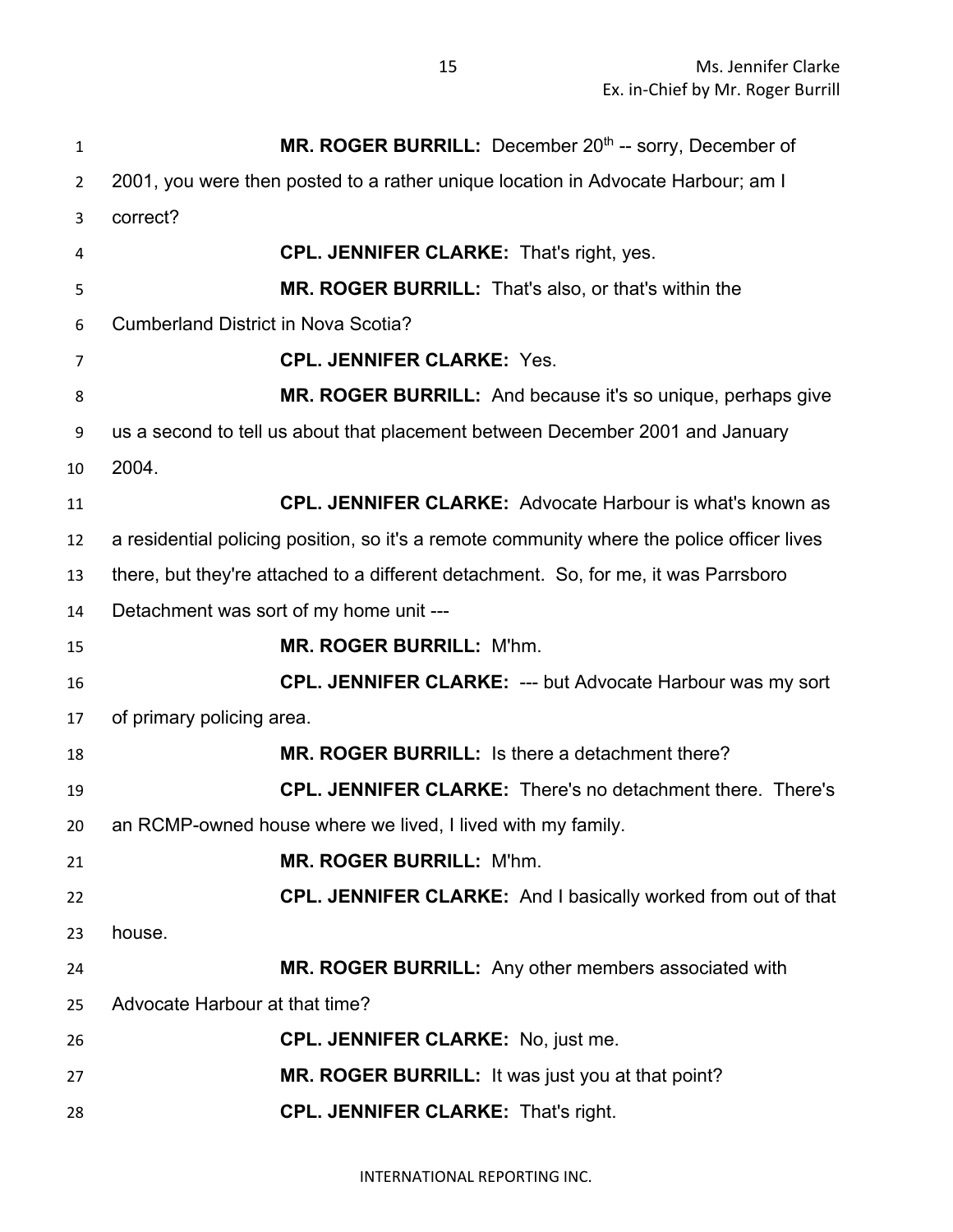**MR. ROGER BURRILL:** December 20th -- sorry, December of 2001, you were then posted to a rather unique location in Advocate Harbour; am I correct?

**CPL. JENNIFER CLARKE:** That's right, yes.

**MR. ROGER BURRILL:** That's also, or that's within the Cumberland District in Nova Scotia?

**CPL. JENNIFER CLARKE:** Yes.

**MR. ROGER BURRILL:** And because it's so unique, perhaps give us a second to tell us about that placement between December 2001 and January 2004.

**CPL. JENNIFER CLARKE:** Advocate Harbour is what's known as a residential policing position, so it's a remote community where the police officer lives there, but they're attached to a different detachment. So, for me, it was Parrsboro Detachment was sort of my home unit ---

**MR. ROGER BURRILL:** M'hm.

**CPL. JENNIFER CLARKE:** --- but Advocate Harbour was my sort of primary policing area.

**MR. ROGER BURRILL:** Is there a detachment there?

**CPL. JENNIFER CLARKE:** There's no detachment there. There's an RCMP-owned house where we lived, I lived with my family.

**MR. ROGER BURRILL:** M'hm.

**CPL. JENNIFER CLARKE:** And I basically worked from out of that house.

**MR. ROGER BURRILL:** Any other members associated with Advocate Harbour at that time?

**CPL. JENNIFER CLARKE:** No, just me.

**MR. ROGER BURRILL:** It was just you at that point?

**CPL. JENNIFER CLARKE:** That's right.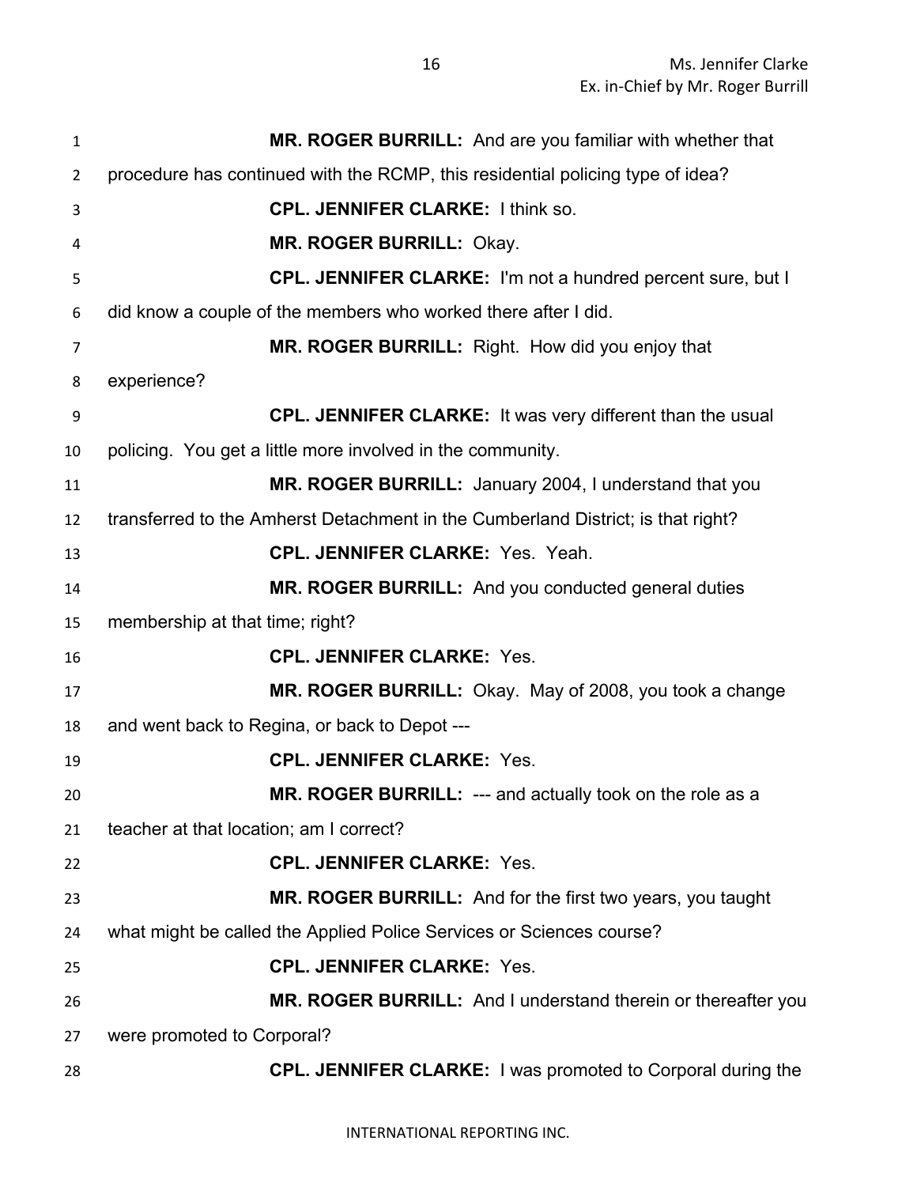**MR. ROGER BURRILL:** And are you familiar with whether that procedure has continued with the RCMP, this residential policing type of idea?

**CPL. JENNIFER CLARKE:** I think so.

**MR. ROGER BURRILL:** Okay.

**CPL. JENNIFER CLARKE:** I'm not a hundred percent sure, but I did know a couple of the members who worked there after I did.

**MR. ROGER BURRILL:** Right. How did you enjoy that experience?

**CPL. JENNIFER CLARKE:** It was very different than the usual policing. You get a little more involved in the community.

**MR. ROGER BURRILL:** January 2004, I understand that you transferred to the Amherst Detachment in the Cumberland District; is that right?

**CPL. JENNIFER CLARKE:** Yes. Yeah.

**MR. ROGER BURRILL:** And you conducted general duties membership at that time; right?

**CPL. JENNIFER CLARKE:** Yes.

**MR. ROGER BURRILL:** Okay. May of 2008, you took a change and went back to Regina, or back to Depot ---

**CPL. JENNIFER CLARKE:** Yes.

**MR. ROGER BURRILL:** --- and actually took on the role as a teacher at that location; am I correct?

**CPL. JENNIFER CLARKE:** Yes.

**MR. ROGER BURRILL:** And for the first two years, you taught what might be called the Applied Police Services or Sciences course?

**CPL. JENNIFER CLARKE:** Yes.

**MR. ROGER BURRILL:** And I understand therein or thereafter you were promoted to Corporal?

**CPL. JENNIFER CLARKE:** I was promoted to Corporal during the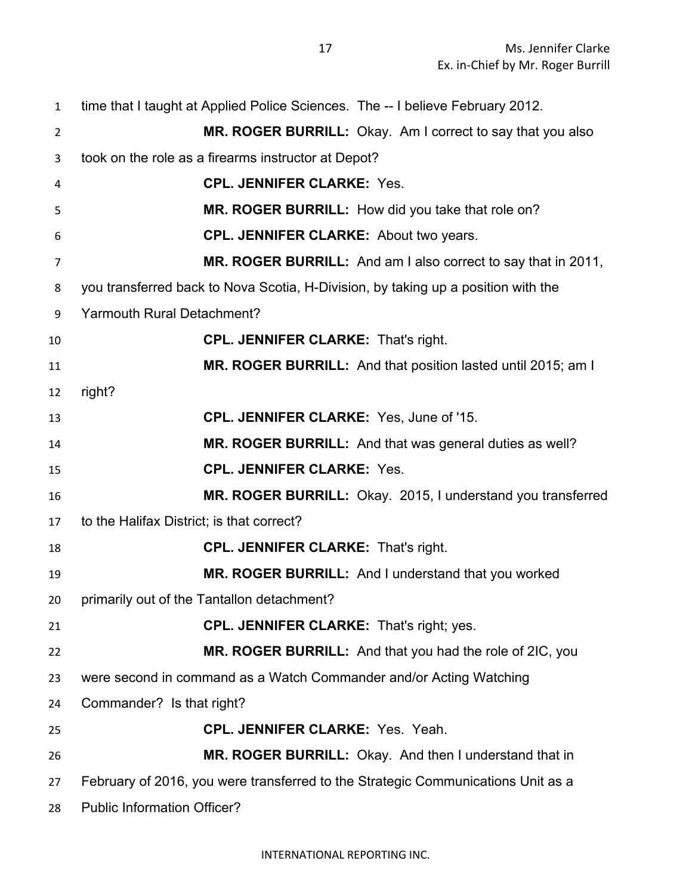time that I taught at Applied Police Sciences. The -- I believe February 2012.

**MR. ROGER BURRILL:** Okay. Am I correct to say that you also took on the role as a firearms instructor at Depot?

**CPL. JENNIFER CLARKE:** Yes.

**MR. ROGER BURRILL:** How did you take that role on?

**CPL. JENNIFER CLARKE:** About two years.

**MR. ROGER BURRILL:** And am I also correct to say that in 2011, you transferred back to Nova Scotia, H-Division, by taking up a position with the Yarmouth Rural Detachment?

**CPL. JENNIFER CLARKE:** That's right.

**MR. ROGER BURRILL:** And that position lasted until 2015; am I right?

**CPL. JENNIFER CLARKE:** Yes, June of '15.

**MR. ROGER BURRILL:** And that was general duties as well?

**CPL. JENNIFER CLARKE:** Yes.

**MR. ROGER BURRILL:** Okay. 2015, I understand you transferred to the Halifax District; is that correct?

**CPL. JENNIFER CLARKE:** That's right.

**MR. ROGER BURRILL:** And I understand that you worked primarily out of the Tantallon detachment?

**CPL. JENNIFER CLARKE:** That's right; yes.

**MR. ROGER BURRILL:** And that you had the role of 2IC, you were second in command as a Watch Commander and/or Acting Watching Commander? Is that right?

**CPL. JENNIFER CLARKE:** Yes. Yeah.

**MR. ROGER BURRILL:** Okay. And then I understand that in February of 2016, you were transferred to the Strategic Communications Unit as a Public Information Officer?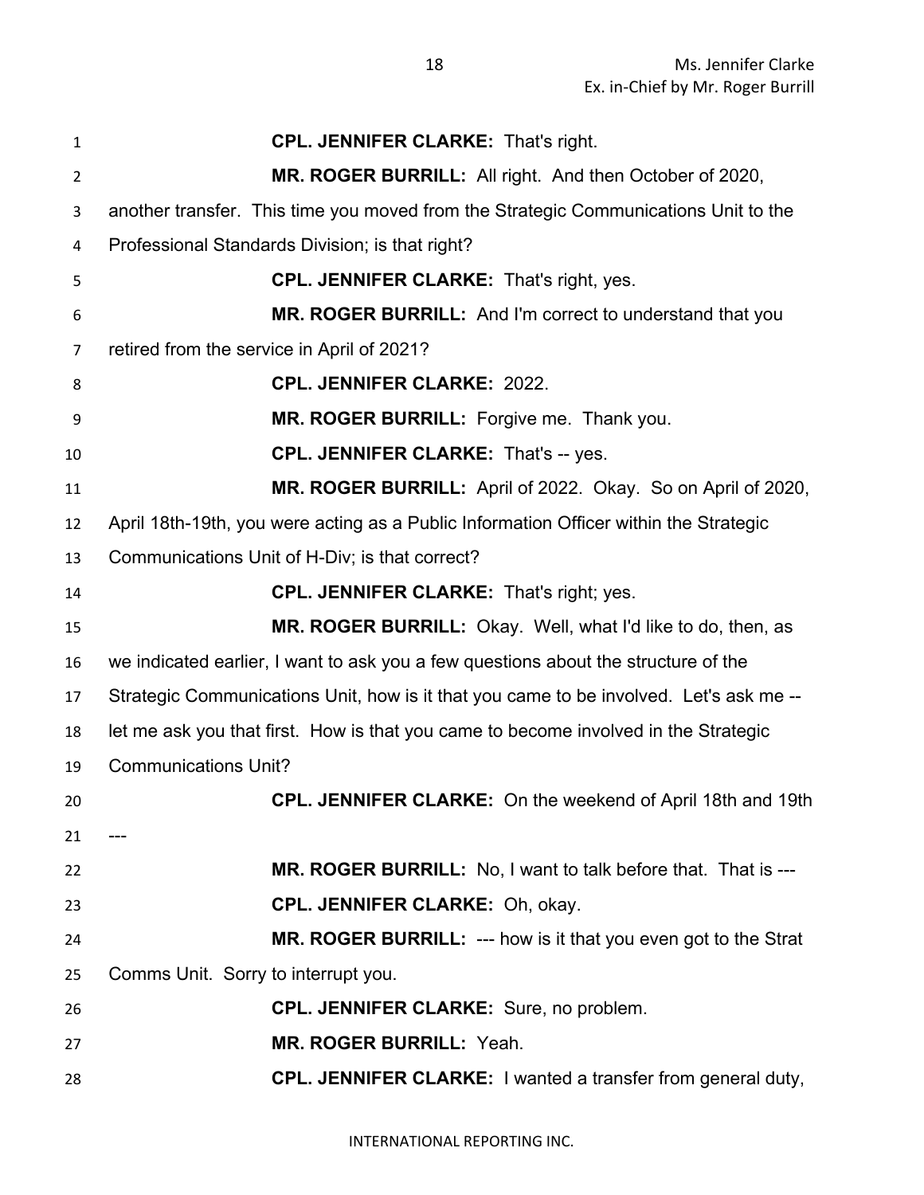**CPL. JENNIFER CLARKE:** That's right.

**MR. ROGER BURRILL:** All right. And then October of 2020, another transfer. This time you moved from the Strategic Communications Unit to the Professional Standards Division; is that right?

**CPL. JENNIFER CLARKE:** That's right, yes.

**MR. ROGER BURRILL:** And I'm correct to understand that you retired from the service in April of 2021?

**CPL. JENNIFER CLARKE:** 2022.

**MR. ROGER BURRILL:** Forgive me. Thank you.

**CPL. JENNIFER CLARKE:** That's -- yes.

**MR. ROGER BURRILL:** April of 2022. Okay. So on April of 2020, April 18th-19th, you were acting as a Public Information Officer within the Strategic Communications Unit of H-Div; is that correct?

**CPL. JENNIFER CLARKE:** That's right; yes.

**MR. ROGER BURRILL:** Okay. Well, what I'd like to do, then, as we indicated earlier, I want to ask you a few questions about the structure of the Strategic Communications Unit, how is it that you came to be involved. Let's ask me -- let me ask you that first. How is that you came to become involved in the Strategic Communications Unit?

**CPL. JENNIFER CLARKE:** On the weekend of April 18th and 19th ---

**MR. ROGER BURRILL:** No, I want to talk before that. That is ---

**CPL. JENNIFER CLARKE:** Oh, okay.

**MR. ROGER BURRILL:** --- how is it that you even got to the Strat Comms Unit. Sorry to interrupt you.

**CPL. JENNIFER CLARKE:** Sure, no problem.

**MR. ROGER BURRILL:** Yeah.

**CPL. JENNIFER CLARKE:** I wanted a transfer from general duty,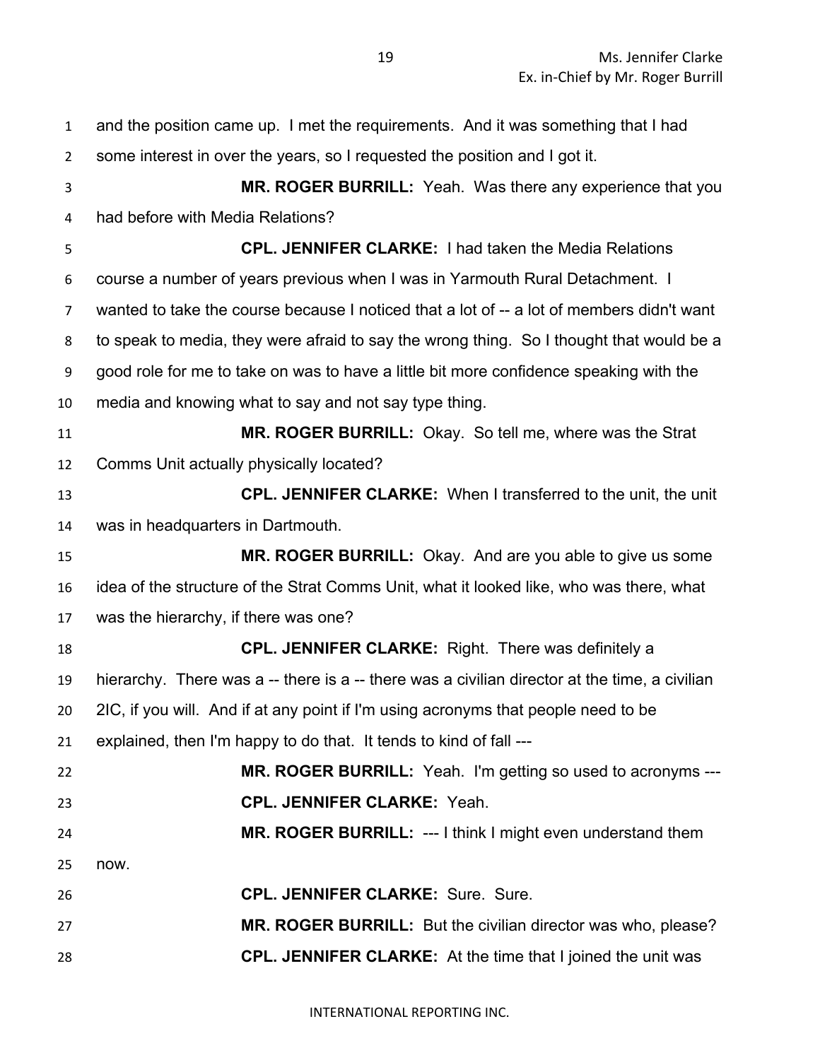and the position came up. I met the requirements. And it was something that I had some interest in over the years, so I requested the position and I got it.

**MR. ROGER BURRILL:** Yeah. Was there any experience that you had before with Media Relations?

**CPL. JENNIFER CLARKE:** I had taken the Media Relations course a number of years previous when I was in Yarmouth Rural Detachment. I wanted to take the course because I noticed that a lot of -- a lot of members didn't want to speak to media, they were afraid to say the wrong thing. So I thought that would be a good role for me to take on was to have a little bit more confidence speaking with the media and knowing what to say and not say type thing.

**MR. ROGER BURRILL:** Okay. So tell me, where was the Strat Comms Unit actually physically located?

**CPL. JENNIFER CLARKE:** When I transferred to the unit, the unit was in headquarters in Dartmouth.

**MR. ROGER BURRILL:** Okay. And are you able to give us some idea of the structure of the Strat Comms Unit, what it looked like, who was there, what was the hierarchy, if there was one?

**CPL. JENNIFER CLARKE:** Right. There was definitely a hierarchy. There was a -- there is a -- there was a civilian director at the time, a civilian 2IC, if you will. And if at any point if I'm using acronyms that people need to be explained, then I'm happy to do that. It tends to kind of fall ---

**MR. ROGER BURRILL:** Yeah. I'm getting so used to acronyms ---

**CPL. JENNIFER CLARKE:** Yeah.

**MR. ROGER BURRILL:** --- I think I might even understand them now.

**CPL. JENNIFER CLARKE:** Sure. Sure.

**MR. ROGER BURRILL:** But the civilian director was who, please?

**CPL. JENNIFER CLARKE:** At the time that I joined the unit was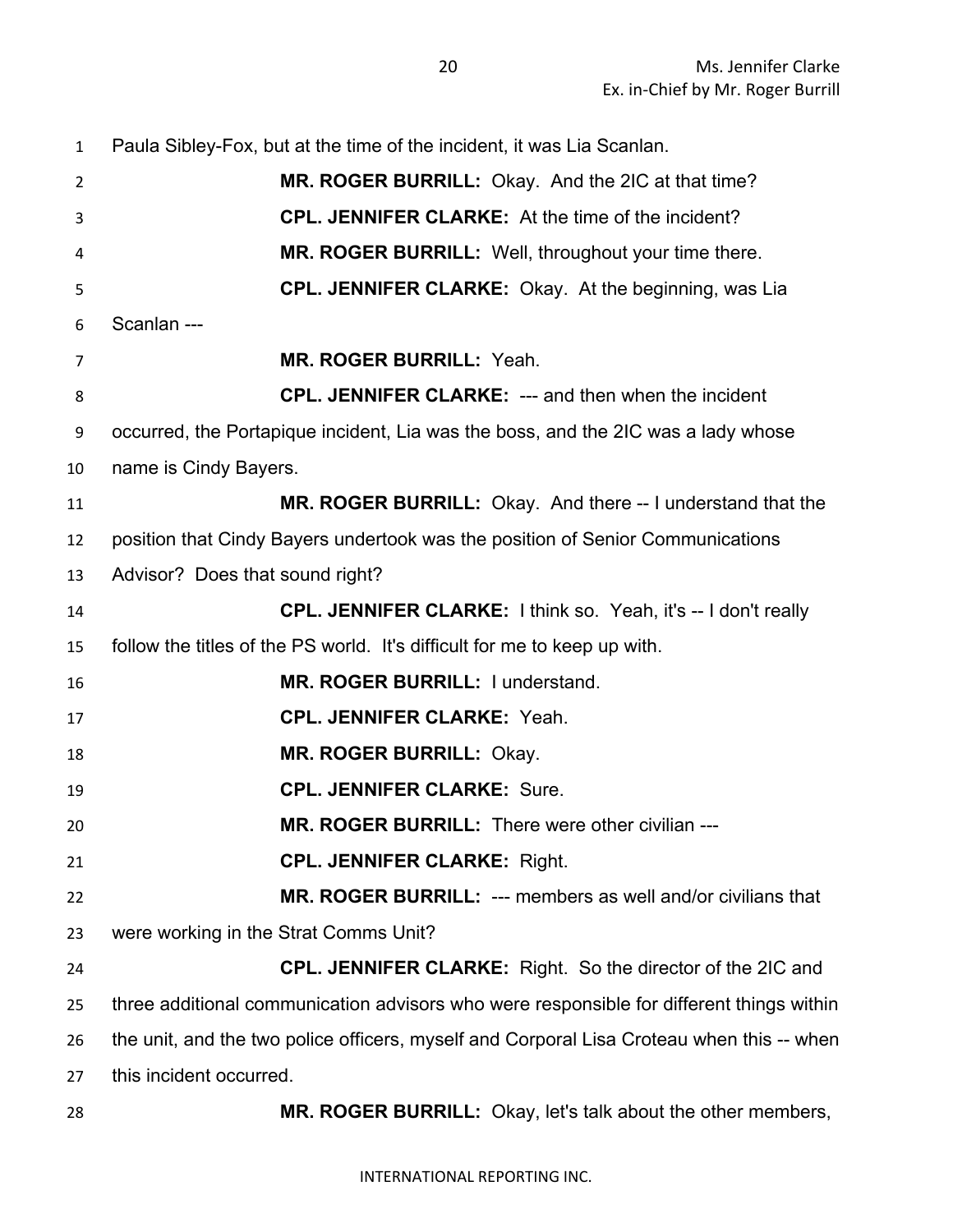Paula Sibley-Fox, but at the time of the incident, it was Lia Scanlan.

**MR. ROGER BURRILL:** Okay. And the 2IC at that time?

**CPL. JENNIFER CLARKE:** At the time of the incident?

**MR. ROGER BURRILL:** Well, throughout your time there.

**CPL. JENNIFER CLARKE:** Okay. At the beginning, was Lia Scanlan ---

**MR. ROGER BURRILL:** Yeah.

**CPL. JENNIFER CLARKE:** --- and then when the incident occurred, the Portapique incident, Lia was the boss, and the 2IC was a lady whose name is Cindy Bayers.

**MR. ROGER BURRILL:** Okay. And there -- I understand that the position that Cindy Bayers undertook was the position of Senior Communications Advisor? Does that sound right?

**CPL. JENNIFER CLARKE:** I think so. Yeah, it's -- I don't really follow the titles of the PS world. It's difficult for me to keep up with.

**MR. ROGER BURRILL:** I understand.

**CPL. JENNIFER CLARKE:** Yeah.

**MR. ROGER BURRILL:** Okay.

**CPL. JENNIFER CLARKE:** Sure.

**MR. ROGER BURRILL:** There were other civilian ---

**CPL. JENNIFER CLARKE:** Right.

**MR. ROGER BURRILL:** --- members as well and/or civilians that were working in the Strat Comms Unit?

**CPL. JENNIFER CLARKE:** Right. So the director of the 2IC and three additional communication advisors who were responsible for different things within the unit, and the two police officers, myself and Corporal Lisa Croteau when this -- when this incident occurred.

**MR. ROGER BURRILL:** Okay, let's talk about the other members,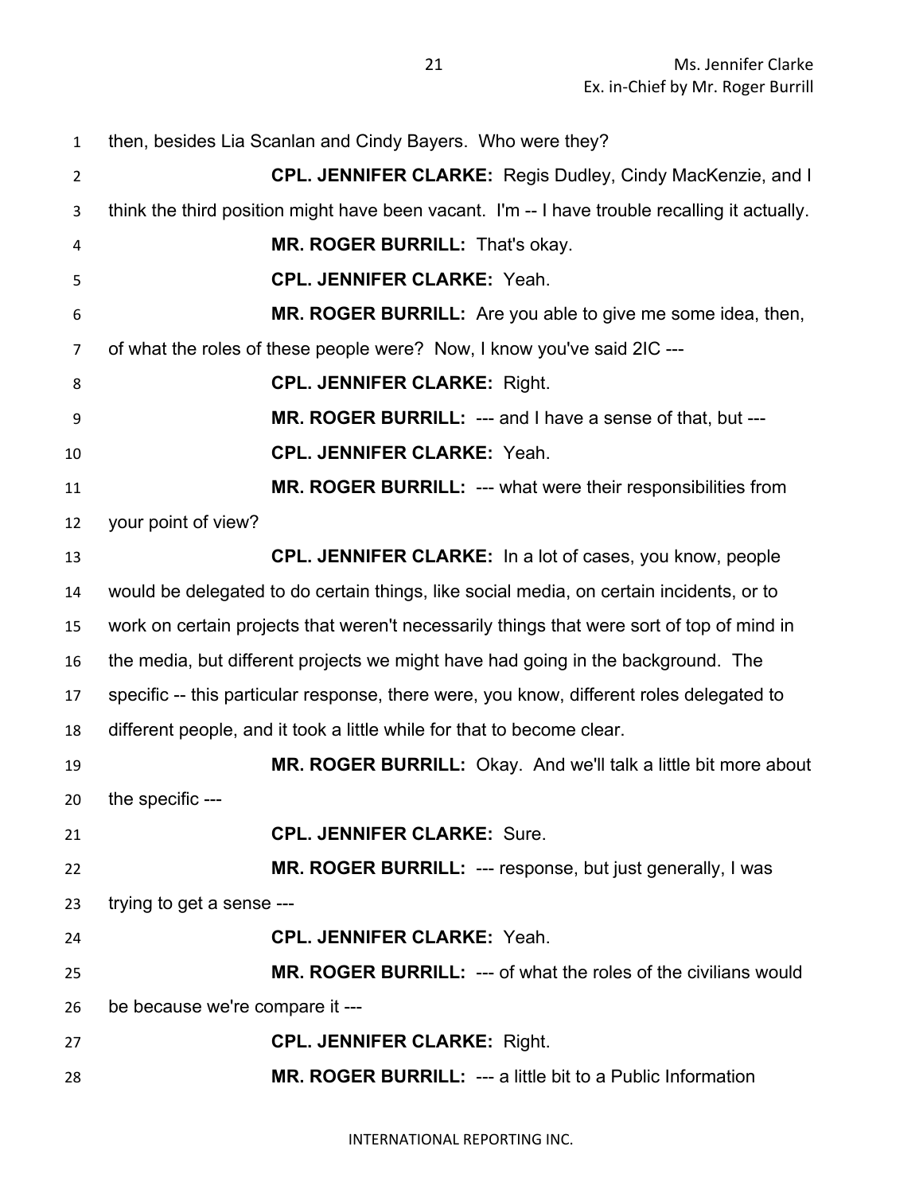then, besides Lia Scanlan and Cindy Bayers. Who were they?

**CPL. JENNIFER CLARKE:** Regis Dudley, Cindy MacKenzie, and I think the third position might have been vacant. I'm -- I have trouble recalling it actually.

**MR. ROGER BURRILL:** That's okay.

**CPL. JENNIFER CLARKE:** Yeah.

**MR. ROGER BURRILL:** Are you able to give me some idea, then, of what the roles of these people were? Now, I know you've said 2IC ---

**CPL. JENNIFER CLARKE:** Right.

**MR. ROGER BURRILL:** --- and I have a sense of that, but ---

**CPL. JENNIFER CLARKE:** Yeah.

**MR. ROGER BURRILL:** --- what were their responsibilities from your point of view?

**CPL. JENNIFER CLARKE:** In a lot of cases, you know, people would be delegated to do certain things, like social media, on certain incidents, or to work on certain projects that weren't necessarily things that were sort of top of mind in the media, but different projects we might have had going in the background. The specific -- this particular response, there were, you know, different roles delegated to different people, and it took a little while for that to become clear.

**MR. ROGER BURRILL:** Okay. And we'll talk a little bit more about the specific ---

**CPL. JENNIFER CLARKE:** Sure.

**MR. ROGER BURRILL:** --- response, but just generally, I was trying to get a sense ---

**CPL. JENNIFER CLARKE:** Yeah.

**MR. ROGER BURRILL:** --- of what the roles of the civilians would be because we're compare it ---

**CPL. JENNIFER CLARKE:** Right.

**MR. ROGER BURRILL:** --- a little bit to a Public Information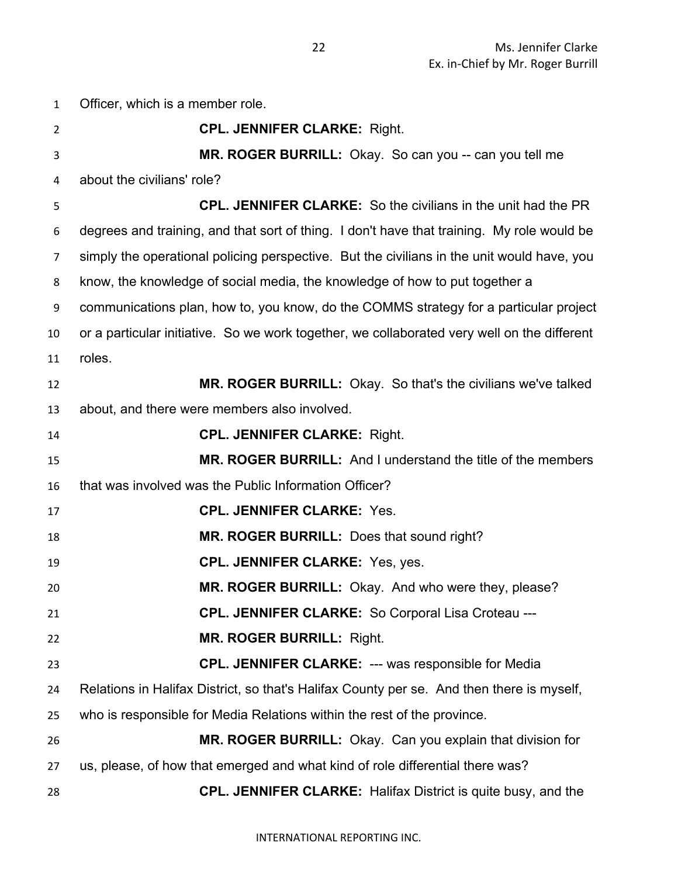Officer, which is a member role.

**CPL. JENNIFER CLARKE:** Right.

**MR. ROGER BURRILL:** Okay. So can you -- can you tell me about the civilians' role?

**CPL. JENNIFER CLARKE:** So the civilians in the unit had the PR degrees and training, and that sort of thing. I don't have that training. My role would be simply the operational policing perspective. But the civilians in the unit would have, you know, the knowledge of social media, the knowledge of how to put together a communications plan, how to, you know, do the COMMS strategy for a particular project or a particular initiative. So we work together, we collaborated very well on the different roles.

**MR. ROGER BURRILL:** Okay. So that's the civilians we've talked about, and there were members also involved.

**CPL. JENNIFER CLARKE:** Right.

**MR. ROGER BURRILL:** And I understand the title of the members that was involved was the Public Information Officer?

**CPL. JENNIFER CLARKE:** Yes.

**MR. ROGER BURRILL:** Does that sound right?

**CPL. JENNIFER CLARKE:** Yes, yes.

**MR. ROGER BURRILL:** Okay. And who were they, please?

**CPL. JENNIFER CLARKE:** So Corporal Lisa Croteau ---

**MR. ROGER BURRILL:** Right.

**CPL. JENNIFER CLARKE:** --- was responsible for Media Relations in Halifax District, so that's Halifax County per se. And then there is myself, who is responsible for Media Relations within the rest of the province.

**MR. ROGER BURRILL:** Okay. Can you explain that division for us, please, of how that emerged and what kind of role differential there was?

**CPL. JENNIFER CLARKE:** Halifax District is quite busy, and the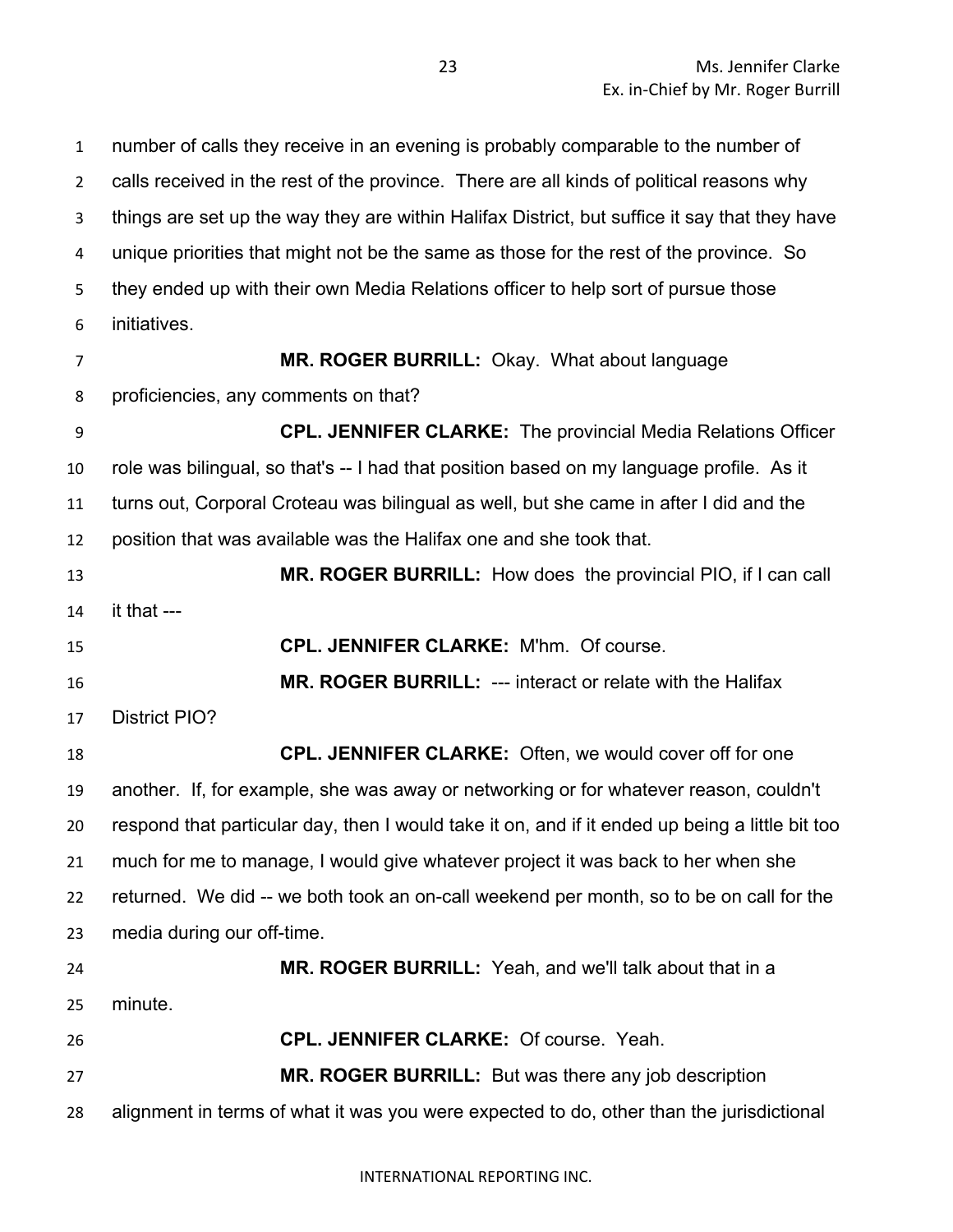number of calls they receive in an evening is probably comparable to the number of calls received in the rest of the province. There are all kinds of political reasons why things are set up the way they are within Halifax District, but suffice it say that they have unique priorities that might not be the same as those for the rest of the province. So they ended up with their own Media Relations officer to help sort of pursue those initiatives.

**MR. ROGER BURRILL:** Okay. What about language proficiencies, any comments on that?

**CPL. JENNIFER CLARKE:** The provincial Media Relations Officer role was bilingual, so that's -- I had that position based on my language profile. As it turns out, Corporal Croteau was bilingual as well, but she came in after I did and the position that was available was the Halifax one and she took that.

**MR. ROGER BURRILL:** How does the provincial PIO, if I can call it that ---

**CPL. JENNIFER CLARKE:** M'hm. Of course.

**MR. ROGER BURRILL:** --- interact or relate with the Halifax District PIO?

**CPL. JENNIFER CLARKE:** Often, we would cover off for one another. If, for example, she was away or networking or for whatever reason, couldn't respond that particular day, then I would take it on, and if it ended up being a little bit too much for me to manage, I would give whatever project it was back to her when she returned. We did -- we both took an on-call weekend per month, so to be on call for the media during our off-time.

**MR. ROGER BURRILL:** Yeah, and we'll talk about that in a minute.

**CPL. JENNIFER CLARKE:** Of course. Yeah.

**MR. ROGER BURRILL:** But was there any job description alignment in terms of what it was you were expected to do, other than the jurisdictional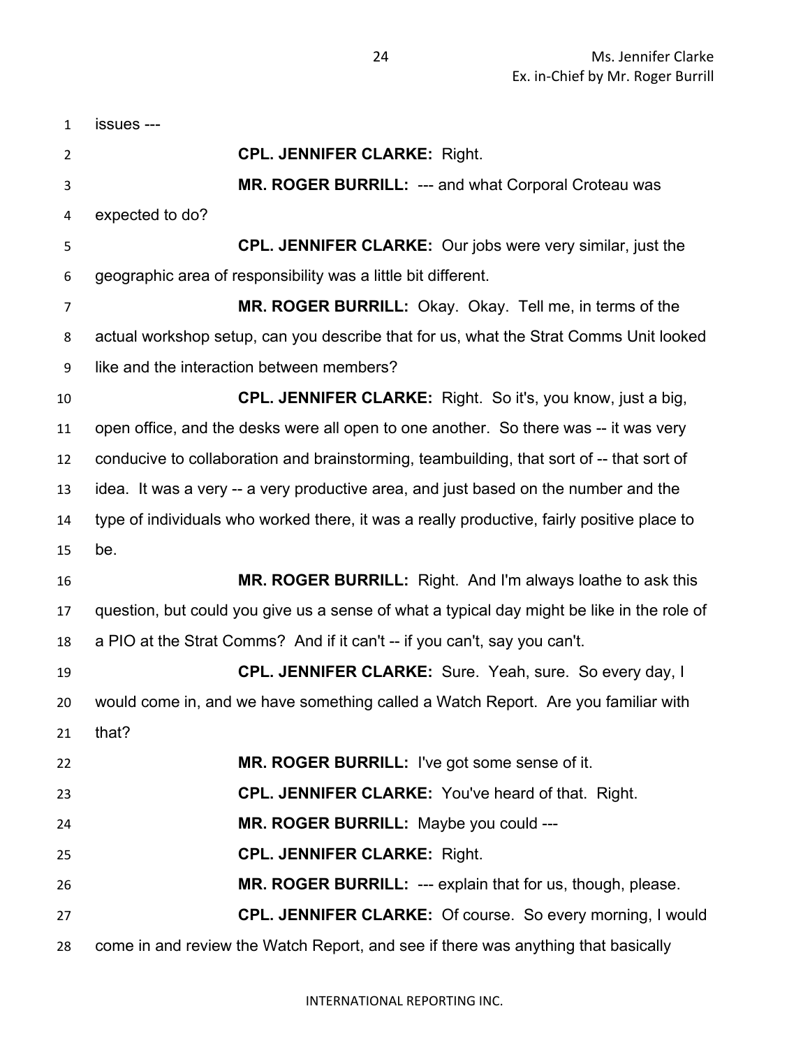issues ---

**CPL. JENNIFER CLARKE:** Right.

**MR. ROGER BURRILL:** --- and what Corporal Croteau was expected to do?

**CPL. JENNIFER CLARKE:** Our jobs were very similar, just the geographic area of responsibility was a little bit different.

**MR. ROGER BURRILL:** Okay. Okay. Tell me, in terms of the actual workshop setup, can you describe that for us, what the Strat Comms Unit looked like and the interaction between members?

**CPL. JENNIFER CLARKE:** Right. So it's, you know, just a big, open office, and the desks were all open to one another. So there was -- it was very conducive to collaboration and brainstorming, teambuilding, that sort of -- that sort of idea. It was a very -- a very productive area, and just based on the number and the type of individuals who worked there, it was a really productive, fairly positive place to be.

**MR. ROGER BURRILL:** Right. And I'm always loathe to ask this question, but could you give us a sense of what a typical day might be like in the role of a PIO at the Strat Comms? And if it can't -- if you can't, say you can't.

**CPL. JENNIFER CLARKE:** Sure. Yeah, sure. So every day, I would come in, and we have something called a Watch Report. Are you familiar with that?

**MR. ROGER BURRILL:** I've got some sense of it.

**CPL. JENNIFER CLARKE:** You've heard of that. Right.

**MR. ROGER BURRILL:** Maybe you could ---

**CPL. JENNIFER CLARKE:** Right.

**MR. ROGER BURRILL:** --- explain that for us, though, please.

**CPL. JENNIFER CLARKE:** Of course. So every morning, I would come in and review the Watch Report, and see if there was anything that basically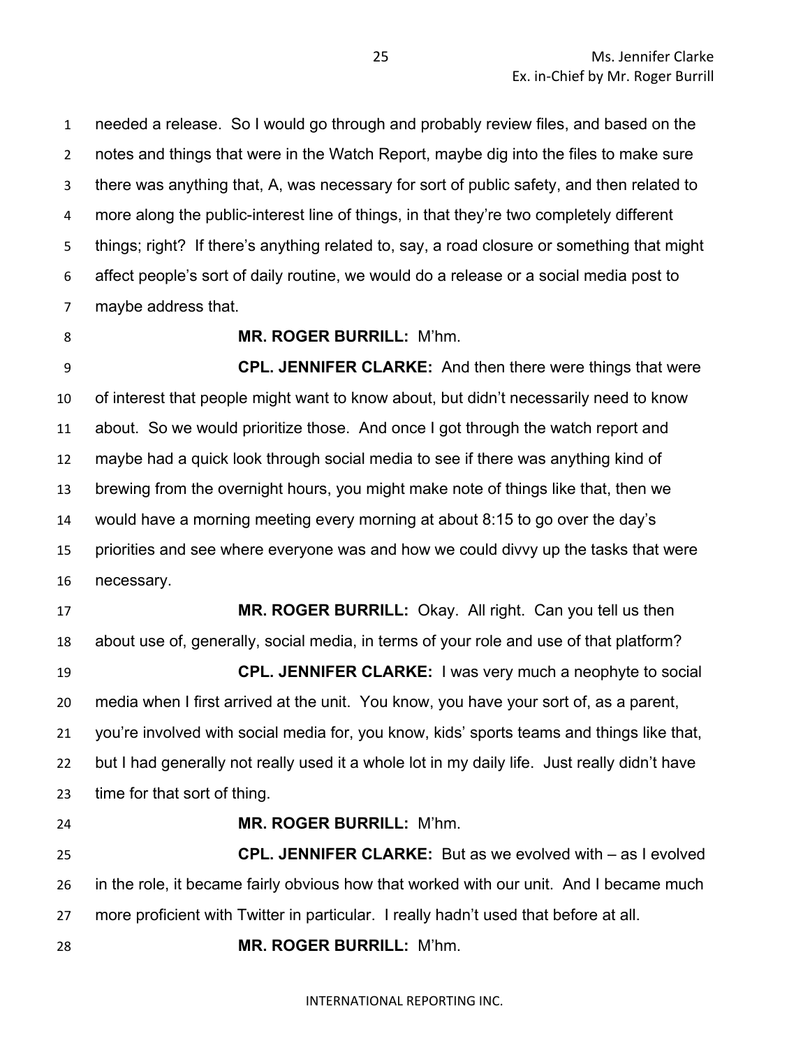needed a release. So I would go through and probably review files, and based on the notes and things that were in the Watch Report, maybe dig into the files to make sure there was anything that, A, was necessary for sort of public safety, and then related to more along the public-interest line of things, in that they're two completely different things; right? If there's anything related to, say, a road closure or something that might affect people's sort of daily routine, we would do a release or a social media post to maybe address that.

**MR. ROGER BURRILL:** M'hm.

**CPL. JENNIFER CLARKE:** And then there were things that were of interest that people might want to know about, but didn't necessarily need to know about. So we would prioritize those. And once I got through the watch report and maybe had a quick look through social media to see if there was anything kind of brewing from the overnight hours, you might make note of things like that, then we would have a morning meeting every morning at about 8:15 to go over the day's priorities and see where everyone was and how we could divvy up the tasks that were necessary.

**MR. ROGER BURRILL:** Okay. All right. Can you tell us then about use of, generally, social media, in terms of your role and use of that platform?

**CPL. JENNIFER CLARKE:** I was very much a neophyte to social media when I first arrived at the unit. You know, you have your sort of, as a parent, you're involved with social media for, you know, kids' sports teams and things like that, but I had generally not really used it a whole lot in my daily life. Just really didn't have time for that sort of thing.

**MR. ROGER BURRILL:** M'hm.

**CPL. JENNIFER CLARKE:** But as we evolved with – as I evolved in the role, it became fairly obvious how that worked with our unit. And I became much more proficient with Twitter in particular. I really hadn't used that before at all.

**MR. ROGER BURRILL:** M'hm.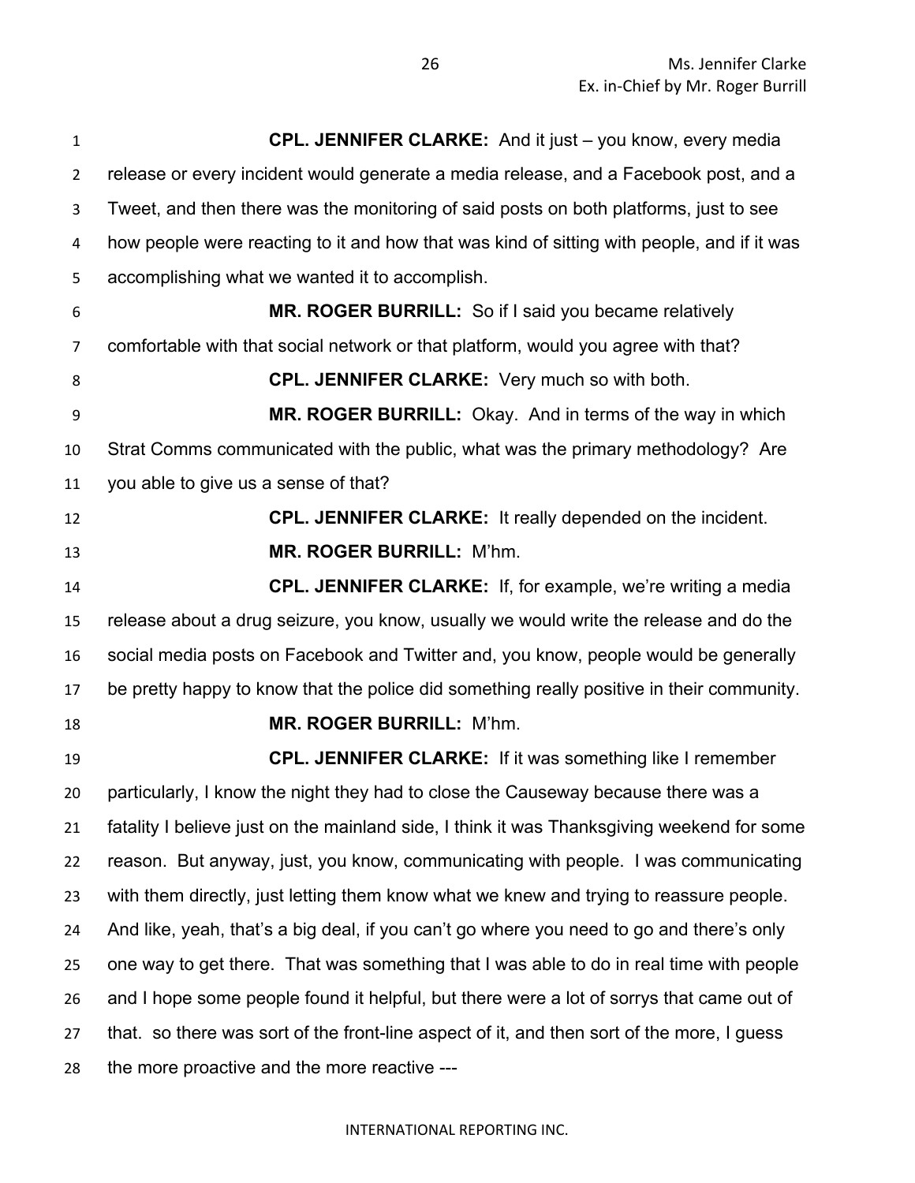**CPL. JENNIFER CLARKE:** And it just – you know, every media release or every incident would generate a media release, and a Facebook post, and a Tweet, and then there was the monitoring of said posts on both platforms, just to see how people were reacting to it and how that was kind of sitting with people, and if it was accomplishing what we wanted it to accomplish.

**MR. ROGER BURRILL:** So if I said you became relatively comfortable with that social network or that platform, would you agree with that?

**CPL. JENNIFER CLARKE:** Very much so with both.

**MR. ROGER BURRILL:** Okay. And in terms of the way in which Strat Comms communicated with the public, what was the primary methodology? Are you able to give us a sense of that?

**CPL. JENNIFER CLARKE:** It really depended on the incident.

**MR. ROGER BURRILL:** M'hm.

**CPL. JENNIFER CLARKE:** If, for example, we're writing a media release about a drug seizure, you know, usually we would write the release and do the social media posts on Facebook and Twitter and, you know, people would be generally be pretty happy to know that the police did something really positive in their community.

**MR. ROGER BURRILL:** M'hm.

**CPL. JENNIFER CLARKE:** If it was something like I remember particularly, I know the night they had to close the Causeway because there was a fatality I believe just on the mainland side, I think it was Thanksgiving weekend for some reason. But anyway, just, you know, communicating with people. I was communicating with them directly, just letting them know what we knew and trying to reassure people. And like, yeah, that's a big deal, if you can't go where you need to go and there's only one way to get there. That was something that I was able to do in real time with people and I hope some people found it helpful, but there were a lot of sorrys that came out of that. so there was sort of the front-line aspect of it, and then sort of the more, I guess the more proactive and the more reactive ---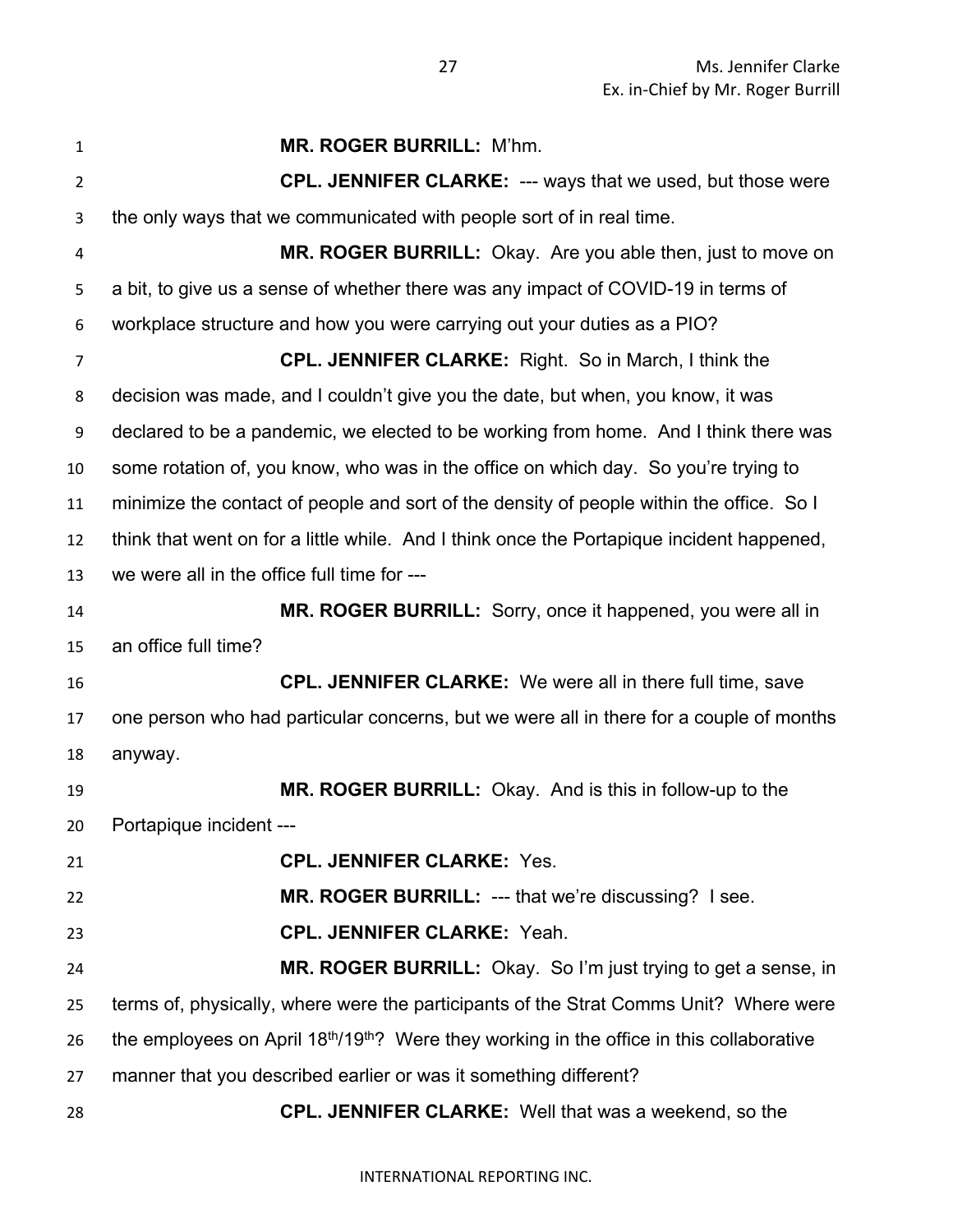**MR. ROGER BURRILL:** M'hm.

**CPL. JENNIFER CLARKE:** --- ways that we used, but those were the only ways that we communicated with people sort of in real time.

**MR. ROGER BURRILL:** Okay. Are you able then, just to move on a bit, to give us a sense of whether there was any impact of COVID-19 in terms of workplace structure and how you were carrying out your duties as a PIO?

**CPL. JENNIFER CLARKE:** Right. So in March, I think the decision was made, and I couldn't give you the date, but when, you know, it was declared to be a pandemic, we elected to be working from home. And I think there was some rotation of, you know, who was in the office on which day. So you're trying to minimize the contact of people and sort of the density of people within the office. So I think that went on for a little while. And I think once the Portapique incident happened, we were all in the office full time for ---

**MR. ROGER BURRILL:** Sorry, once it happened, you were all in an office full time?

**CPL. JENNIFER CLARKE:** We were all in there full time, save one person who had particular concerns, but we were all in there for a couple of months anyway.

**MR. ROGER BURRILL:** Okay. And is this in follow-up to the Portapique incident ---

**CPL. JENNIFER CLARKE:** Yes.

**MR. ROGER BURRILL:** --- that we're discussing? I see.

**CPL. JENNIFER CLARKE:** Yeah.

**MR. ROGER BURRILL:** Okay. So I'm just trying to get a sense, in terms of, physically, where were the participants of the Strat Comms Unit? Where were the employees on April 18th/19th? Were they working in the office in this collaborative manner that you described earlier or was it something different?

**CPL. JENNIFER CLARKE:** Well that was a weekend, so the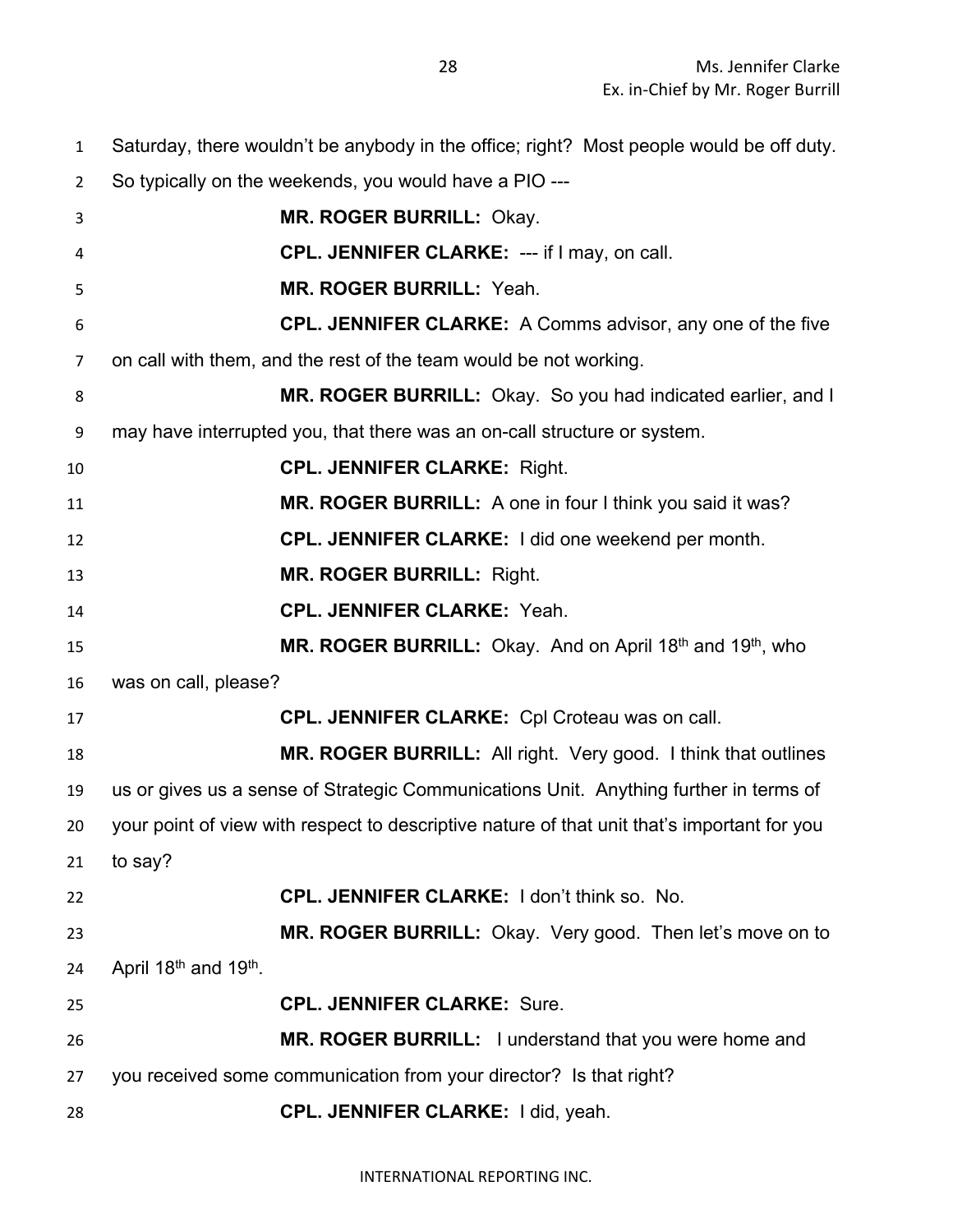Saturday, there wouldn't be anybody in the office; right? Most people would be off duty. So typically on the weekends, you would have a PIO ---

**MR. ROGER BURRILL:** Okay.

**CPL. JENNIFER CLARKE:** --- if I may, on call.

**MR. ROGER BURRILL:** Yeah.

**CPL. JENNIFER CLARKE:** A Comms advisor, any one of the five on call with them, and the rest of the team would be not working.

**MR. ROGER BURRILL:** Okay. So you had indicated earlier, and I may have interrupted you, that there was an on-call structure or system.

**CPL. JENNIFER CLARKE:** Right.

**MR. ROGER BURRILL:** A one in four I think you said it was?

**CPL. JENNIFER CLARKE:** I did one weekend per month.

**MR. ROGER BURRILL:** Right.

**CPL. JENNIFER CLARKE:** Yeah.

**MR. ROGER BURRILL:** Okay. And on April 18th and 19th, who was on call, please?

**CPL. JENNIFER CLARKE:** Cpl Croteau was on call.

**MR. ROGER BURRILL:** All right. Very good. I think that outlines us or gives us a sense of Strategic Communications Unit. Anything further in terms of your point of view with respect to descriptive nature of that unit that's important for you to say?

**CPL. JENNIFER CLARKE:** I don't think so. No.

**MR. ROGER BURRILL:** Okay. Very good. Then let's move on to April 18th and 19th.

**CPL. JENNIFER CLARKE:** Sure.

**MR. ROGER BURRILL:** I understand that you were home and you received some communication from your director? Is that right?

**CPL. JENNIFER CLARKE:** I did, yeah.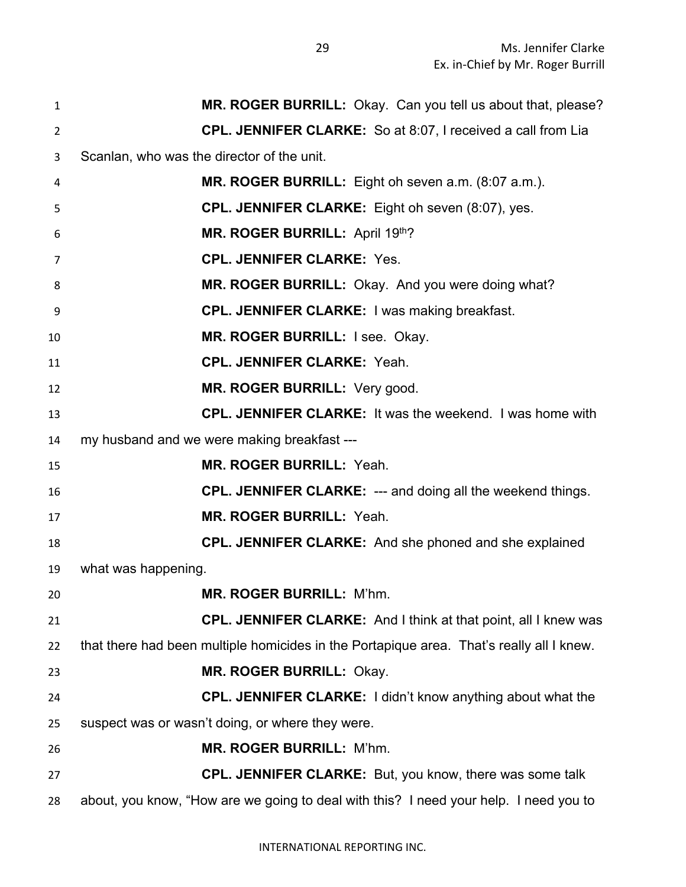**MR. ROGER BURRILL:** Okay. Can you tell us about that, please?

**CPL. JENNIFER CLARKE:** So at 8:07, I received a call from Lia Scanlan, who was the director of the unit.

**MR. ROGER BURRILL:** Eight oh seven a.m. (8:07 a.m.).

**CPL. JENNIFER CLARKE:** Eight oh seven (8:07), yes.

**MR. ROGER BURRILL:** April 19th?

**CPL. JENNIFER CLARKE:** Yes.

**MR. ROGER BURRILL:** Okay. And you were doing what?

**CPL. JENNIFER CLARKE:** I was making breakfast.

**MR. ROGER BURRILL:** I see. Okay.

**CPL. JENNIFER CLARKE:** Yeah.

**MR. ROGER BURRILL:** Very good.

**CPL. JENNIFER CLARKE:** It was the weekend. I was home with my husband and we were making breakfast ---

**MR. ROGER BURRILL:** Yeah.

**CPL. JENNIFER CLARKE:** --- and doing all the weekend things.

**MR. ROGER BURRILL:** Yeah.

**CPL. JENNIFER CLARKE:** And she phoned and she explained what was happening.

**MR. ROGER BURRILL:** M'hm.

**CPL. JENNIFER CLARKE:** And I think at that point, all I knew was that there had been multiple homicides in the Portapique area. That's really all I knew.

**MR. ROGER BURRILL:** Okay.

**CPL. JENNIFER CLARKE:** I didn't know anything about what the suspect was or wasn't doing, or where they were.

**MR. ROGER BURRILL:** M'hm.

**CPL. JENNIFER CLARKE:** But, you know, there was some talk about, you know, "How are we going to deal with this? I need your help. I need you to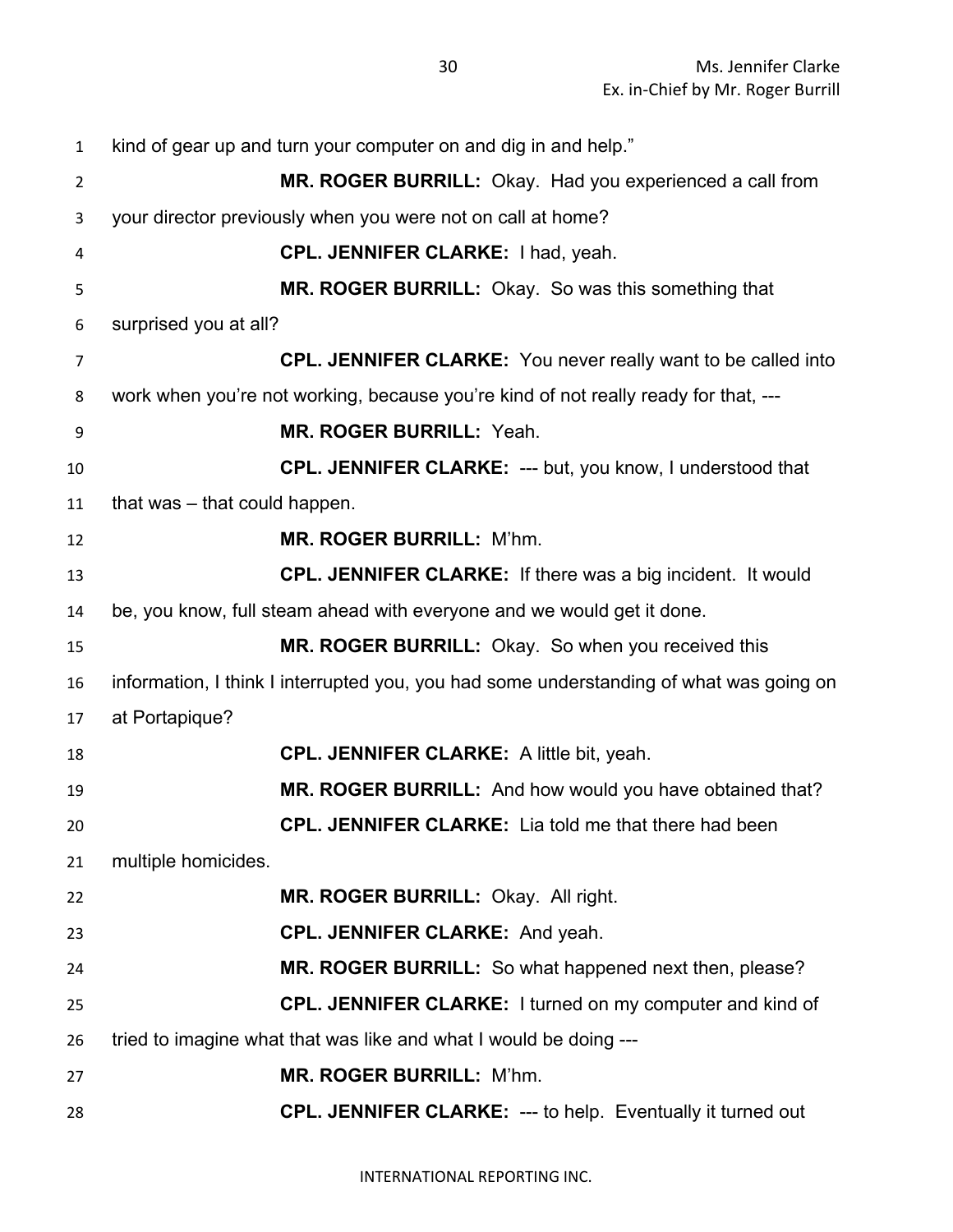kind of gear up and turn your computer on and dig in and help."

**MR. ROGER BURRILL:** Okay. Had you experienced a call from your director previously when you were not on call at home?

**CPL. JENNIFER CLARKE:** I had, yeah.

**MR. ROGER BURRILL:** Okay. So was this something that surprised you at all?

**CPL. JENNIFER CLARKE:** You never really want to be called into work when you're not working, because you're kind of not really ready for that, ---

**MR. ROGER BURRILL:** Yeah.

**CPL. JENNIFER CLARKE:** --- but, you know, I understood that that was – that could happen.

**MR. ROGER BURRILL:** M'hm.

**CPL. JENNIFER CLARKE:** If there was a big incident. It would be, you know, full steam ahead with everyone and we would get it done.

**MR. ROGER BURRILL:** Okay. So when you received this information, I think I interrupted you, you had some understanding of what was going on at Portapique?

**CPL. JENNIFER CLARKE:** A little bit, yeah.

**MR. ROGER BURRILL:** And how would you have obtained that?

**CPL. JENNIFER CLARKE:** Lia told me that there had been multiple homicides.

**MR. ROGER BURRILL:** Okay. All right.

**CPL. JENNIFER CLARKE:** And yeah.

**MR. ROGER BURRILL:** So what happened next then, please?

**CPL. JENNIFER CLARKE:** I turned on my computer and kind of tried to imagine what that was like and what I would be doing ---

**MR. ROGER BURRILL:** M'hm.

**CPL. JENNIFER CLARKE:** --- to help. Eventually it turned out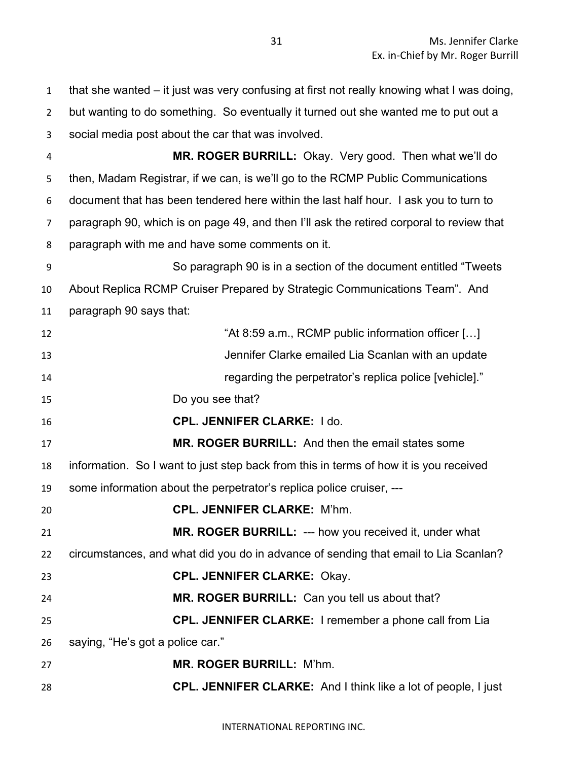that she wanted – it just was very confusing at first not really knowing what I was doing, but wanting to do something. So eventually it turned out she wanted me to put out a social media post about the car that was involved.

**MR. ROGER BURRILL:** Okay. Very good. Then what we'll do then, Madam Registrar, if we can, is we'll go to the RCMP Public Communications document that has been tendered here within the last half hour. I ask you to turn to paragraph 90, which is on page 49, and then I'll ask the retired corporal to review that paragraph with me and have some comments on it.

So paragraph 90 is in a section of the document entitled "Tweets About Replica RCMP Cruiser Prepared by Strategic Communications Team". And paragraph 90 says that:

> "At 8:59 a.m., RCMP public information officer […] Jennifer Clarke emailed Lia Scanlan with an update regarding the perpetrator's replica police [vehicle]."

Do you see that?

**CPL. JENNIFER CLARKE:** I do.

**MR. ROGER BURRILL:** And then the email states some information. So I want to just step back from this in terms of how it is you received some information about the perpetrator's replica police cruiser, ---

**CPL. JENNIFER CLARKE:** M'hm.

**MR. ROGER BURRILL:** --- how you received it, under what circumstances, and what did you do in advance of sending that email to Lia Scanlan?

**CPL. JENNIFER CLARKE:** Okay.

**MR. ROGER BURRILL:** Can you tell us about that?

**CPL. JENNIFER CLARKE:** I remember a phone call from Lia saying, "He's got a police car."

**MR. ROGER BURRILL:** M'hm.

**CPL. JENNIFER CLARKE:** And I think like a lot of people, I just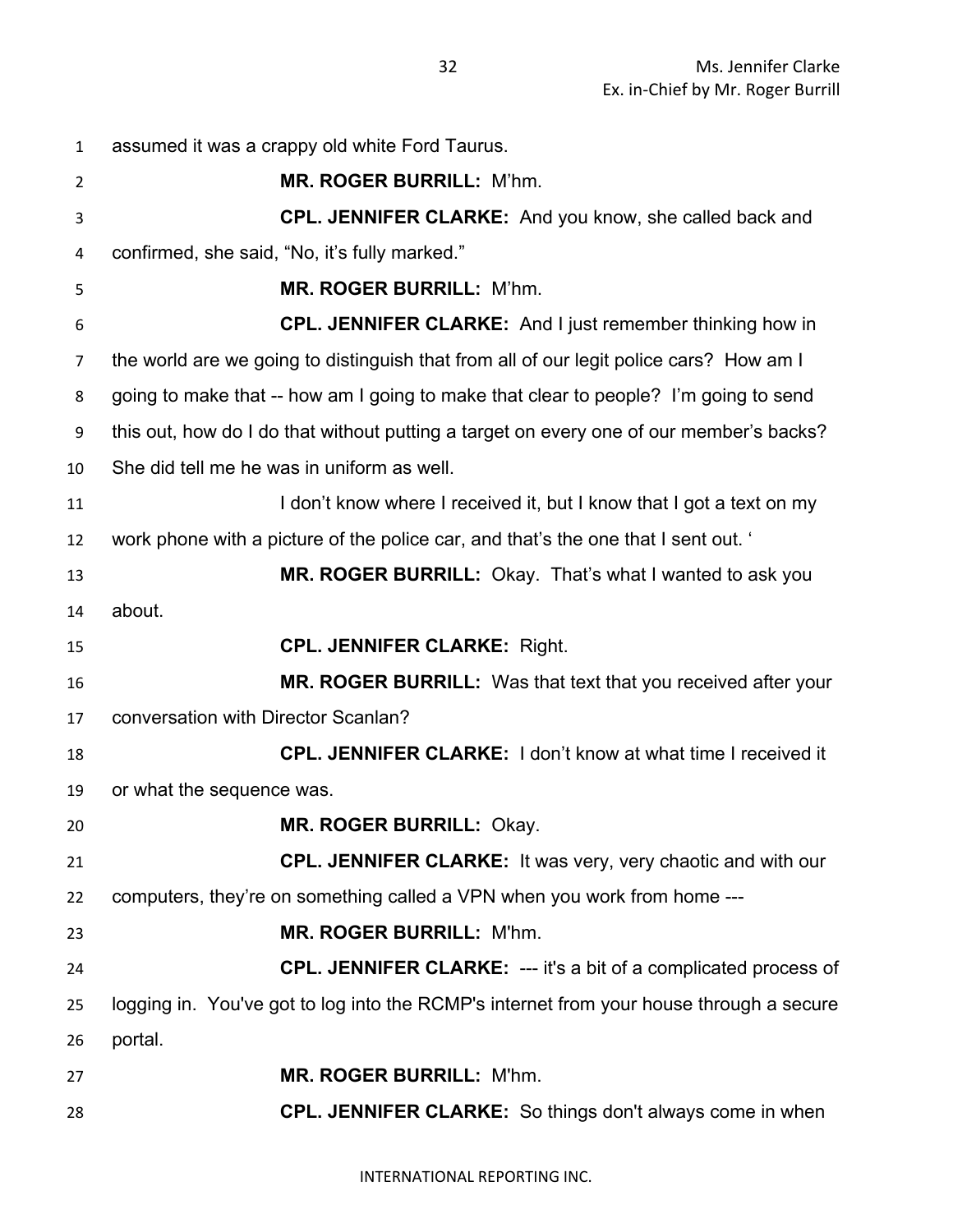assumed it was a crappy old white Ford Taurus.

**MR. ROGER BURRILL:** M'hm.

**CPL. JENNIFER CLARKE:** And you know, she called back and confirmed, she said, "No, it's fully marked."

**MR. ROGER BURRILL:** M'hm.

**CPL. JENNIFER CLARKE:** And I just remember thinking how in the world are we going to distinguish that from all of our legit police cars? How am I going to make that -- how am I going to make that clear to people? I'm going to send this out, how do I do that without putting a target on every one of our member's backs? She did tell me he was in uniform as well.

I don't know where I received it, but I know that I got a text on my work phone with a picture of the police car, and that's the one that I sent out. '

**MR. ROGER BURRILL:** Okay. That's what I wanted to ask you about.

**CPL. JENNIFER CLARKE:** Right.

**MR. ROGER BURRILL:** Was that text that you received after your conversation with Director Scanlan?

**CPL. JENNIFER CLARKE:** I don't know at what time I received it or what the sequence was.

**MR. ROGER BURRILL:** Okay.

**CPL. JENNIFER CLARKE:** It was very, very chaotic and with our computers, they're on something called a VPN when you work from home ---

**MR. ROGER BURRILL:** M'hm.

**CPL. JENNIFER CLARKE:** --- it's a bit of a complicated process of logging in. You've got to log into the RCMP's internet from your house through a secure portal.

**MR. ROGER BURRILL:** M'hm.

**CPL. JENNIFER CLARKE:** So things don't always come in when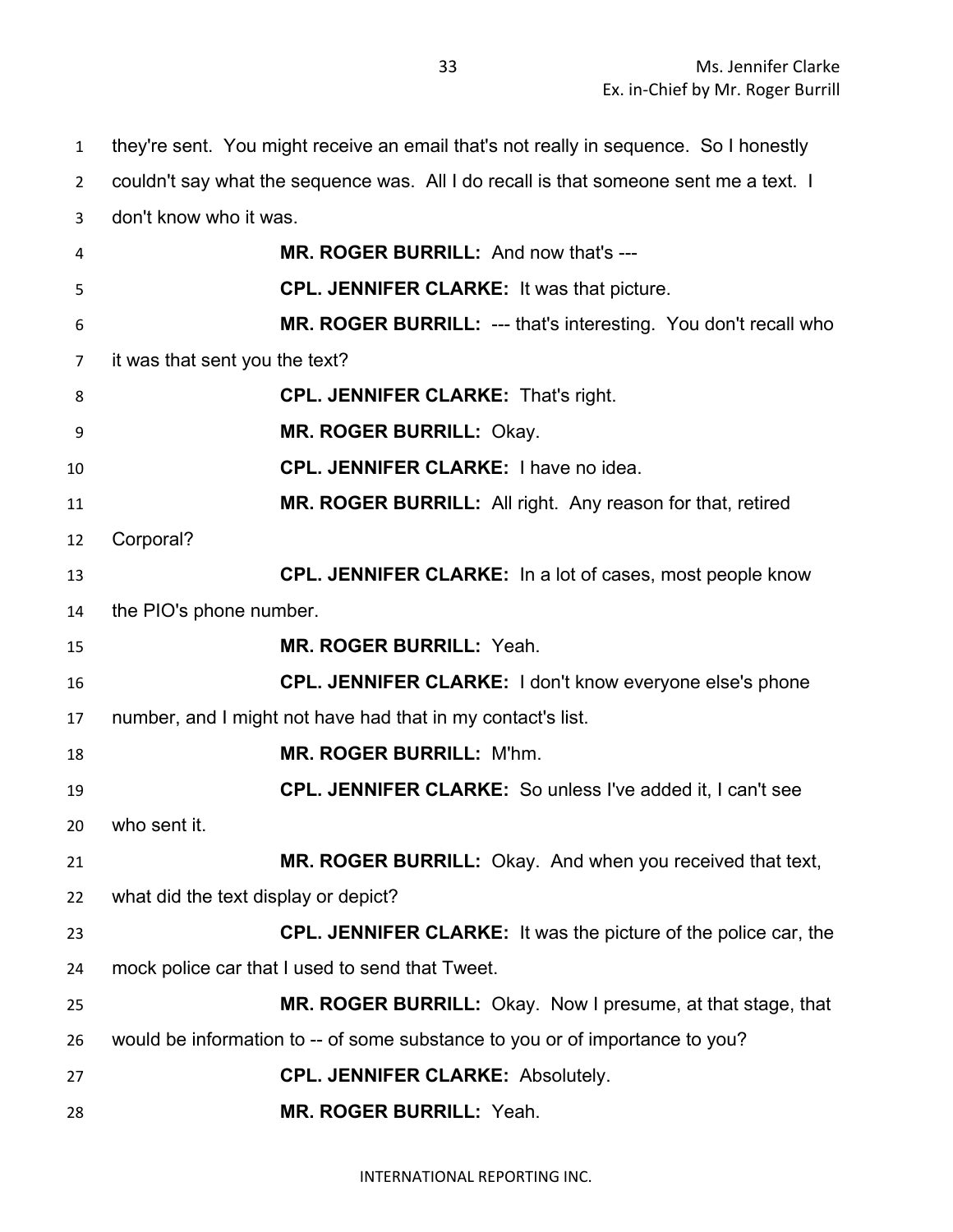they're sent. You might receive an email that's not really in sequence. So I honestly couldn't say what the sequence was. All I do recall is that someone sent me a text. I don't know who it was.

**MR. ROGER BURRILL:** And now that's ---

**CPL. JENNIFER CLARKE:** It was that picture.

**MR. ROGER BURRILL:** --- that's interesting. You don't recall who it was that sent you the text?

**CPL. JENNIFER CLARKE:** That's right.

**MR. ROGER BURRILL:** Okay.

**CPL. JENNIFER CLARKE:** I have no idea.

**MR. ROGER BURRILL:** All right. Any reason for that, retired Corporal?

**CPL. JENNIFER CLARKE:** In a lot of cases, most people know the PIO's phone number.

**MR. ROGER BURRILL:** Yeah.

**CPL. JENNIFER CLARKE:** I don't know everyone else's phone number, and I might not have had that in my contact's list.

**MR. ROGER BURRILL:** M'hm.

**CPL. JENNIFER CLARKE:** So unless I've added it, I can't see who sent it.

**MR. ROGER BURRILL:** Okay. And when you received that text, what did the text display or depict?

**CPL. JENNIFER CLARKE:** It was the picture of the police car, the mock police car that I used to send that Tweet.

**MR. ROGER BURRILL:** Okay. Now I presume, at that stage, that would be information to -- of some substance to you or of importance to you?

**CPL. JENNIFER CLARKE:** Absolutely.

**MR. ROGER BURRILL:** Yeah.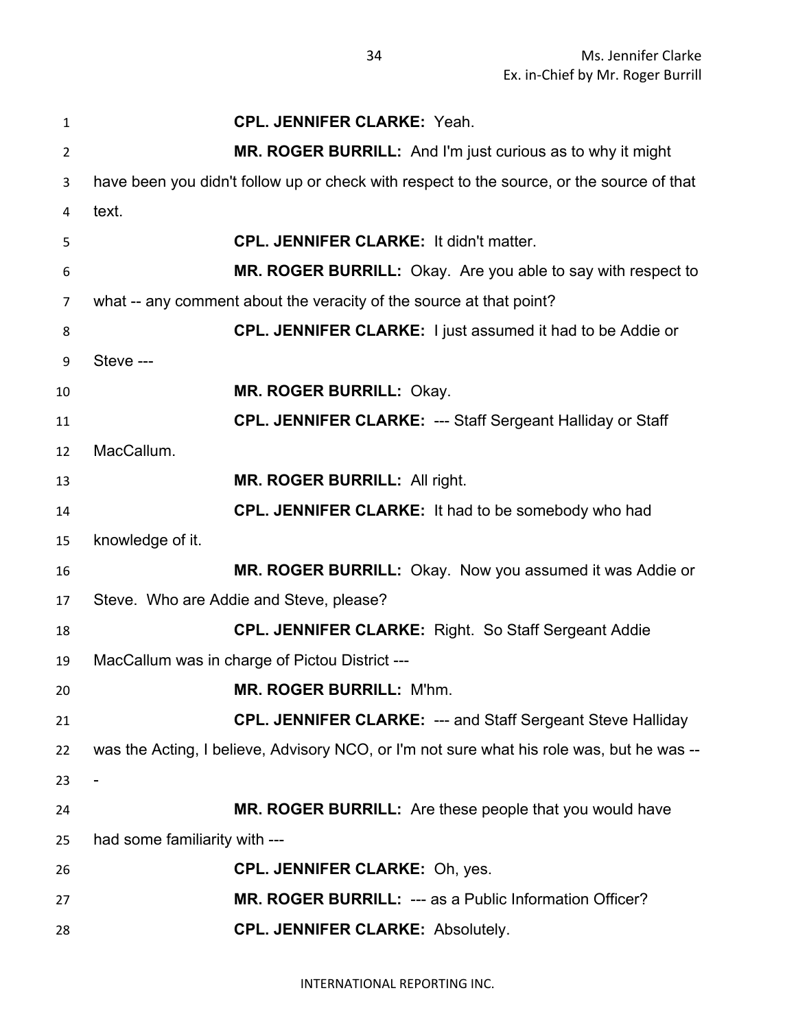**CPL. JENNIFER CLARKE:** Yeah.

**MR. ROGER BURRILL:** And I'm just curious as to why it might have been you didn't follow up or check with respect to the source, or the source of that text.

**CPL. JENNIFER CLARKE:** It didn't matter.

**MR. ROGER BURRILL:** Okay. Are you able to say with respect to what -- any comment about the veracity of the source at that point?

**CPL. JENNIFER CLARKE:** I just assumed it had to be Addie or Steve ---

**MR. ROGER BURRILL:** Okay.

**CPL. JENNIFER CLARKE:** --- Staff Sergeant Halliday or Staff MacCallum.

**MR. ROGER BURRILL:** All right.

**CPL. JENNIFER CLARKE:** It had to be somebody who had knowledge of it.

**MR. ROGER BURRILL:** Okay. Now you assumed it was Addie or Steve. Who are Addie and Steve, please?

**CPL. JENNIFER CLARKE:** Right. So Staff Sergeant Addie MacCallum was in charge of Pictou District ---

**MR. ROGER BURRILL:** M'hm.

**CPL. JENNIFER CLARKE:** --- and Staff Sergeant Steve Halliday was the Acting, I believe, Advisory NCO, or I'm not sure what his role was, but he was ---

**MR. ROGER BURRILL:** Are these people that you would have had some familiarity with ---

**CPL. JENNIFER CLARKE:** Oh, yes.

**MR. ROGER BURRILL:** --- as a Public Information Officer?

**CPL. JENNIFER CLARKE:** Absolutely.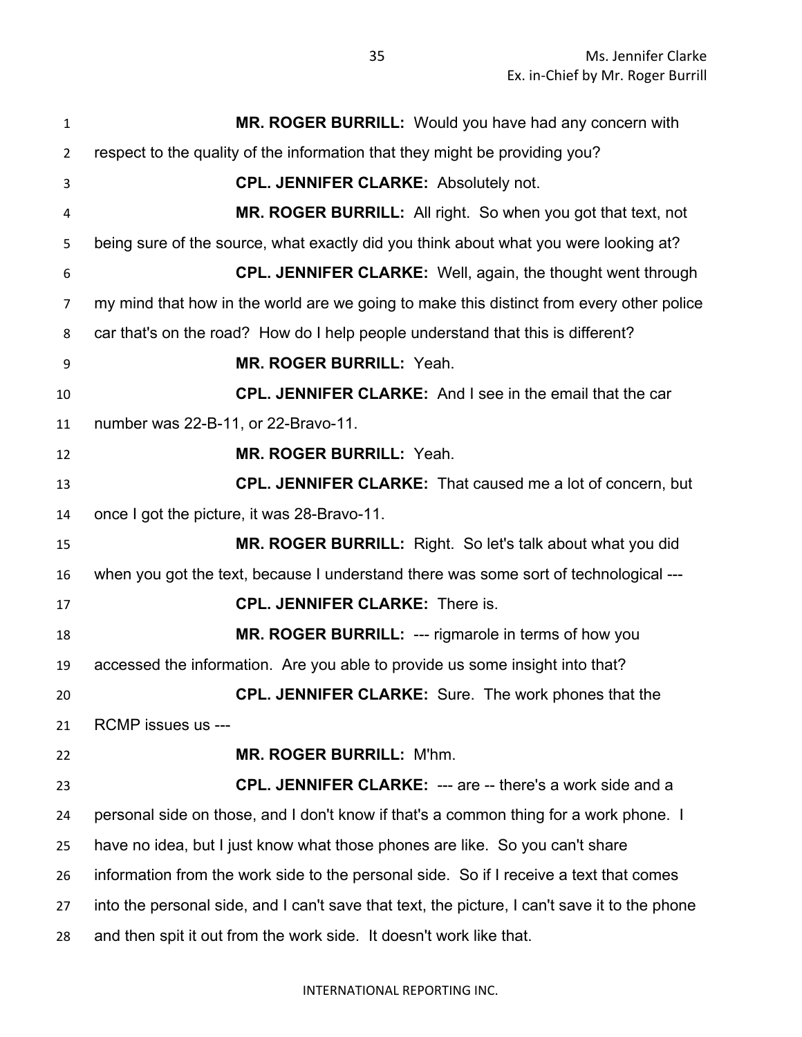**MR. ROGER BURRILL:** Would you have had any concern with respect to the quality of the information that they might be providing you?

**CPL. JENNIFER CLARKE:** Absolutely not.

**MR. ROGER BURRILL:** All right. So when you got that text, not being sure of the source, what exactly did you think about what you were looking at?

**CPL. JENNIFER CLARKE:** Well, again, the thought went through my mind that how in the world are we going to make this distinct from every other police car that's on the road? How do I help people understand that this is different?

**MR. ROGER BURRILL:** Yeah.

**CPL. JENNIFER CLARKE:** And I see in the email that the car number was 22-B-11, or 22-Bravo-11.

**MR. ROGER BURRILL:** Yeah.

**CPL. JENNIFER CLARKE:** That caused me a lot of concern, but once I got the picture, it was 28-Bravo-11.

**MR. ROGER BURRILL:** Right. So let's talk about what you did when you got the text, because I understand there was some sort of technological ---

**CPL. JENNIFER CLARKE:** There is.

**MR. ROGER BURRILL:** --- rigmarole in terms of how you accessed the information. Are you able to provide us some insight into that?

**CPL. JENNIFER CLARKE:** Sure. The work phones that the RCMP issues us ---

**MR. ROGER BURRILL:** M'hm.

**CPL. JENNIFER CLARKE:** --- are -- there's a work side and a personal side on those, and I don't know if that's a common thing for a work phone. I have no idea, but I just know what those phones are like. So you can't share information from the work side to the personal side. So if I receive a text that comes into the personal side, and I can't save that text, the picture, I can't save it to the phone and then spit it out from the work side. It doesn't work like that.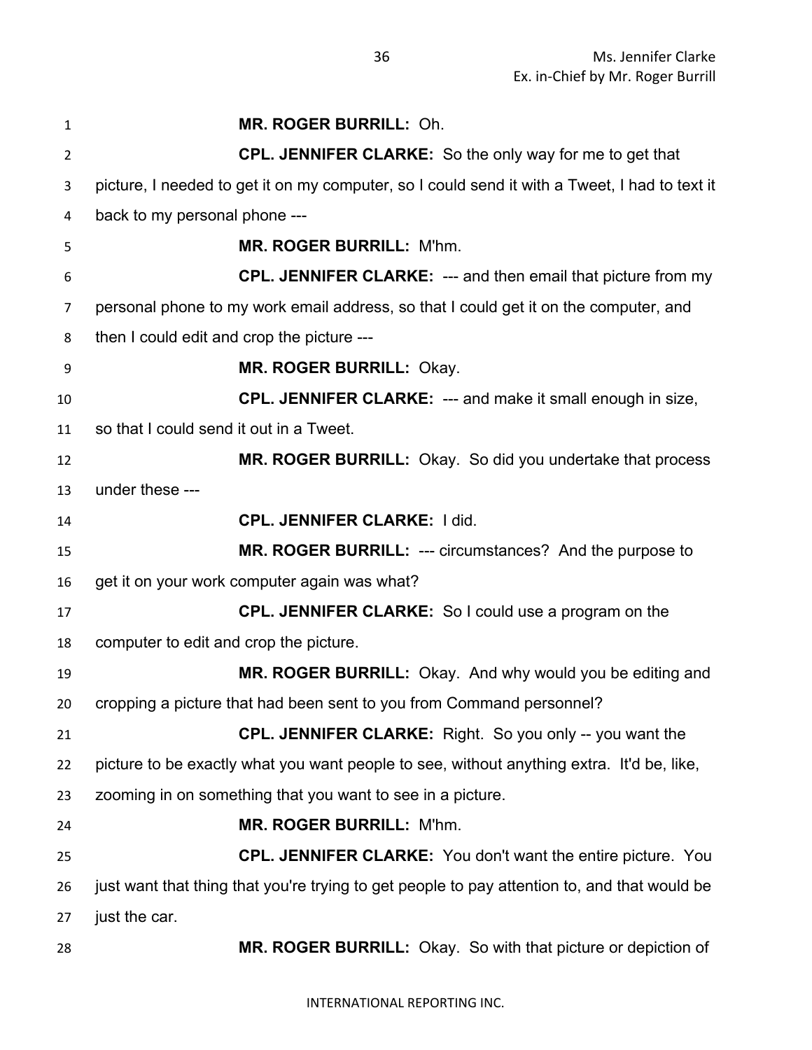**MR. ROGER BURRILL:** Oh.

**CPL. JENNIFER CLARKE:** So the only way for me to get that picture, I needed to get it on my computer, so I could send it with a Tweet, I had to text it back to my personal phone ---

**MR. ROGER BURRILL:** M'hm.

**CPL. JENNIFER CLARKE:** --- and then email that picture from my personal phone to my work email address, so that I could get it on the computer, and then I could edit and crop the picture ---

**MR. ROGER BURRILL:** Okay.

**CPL. JENNIFER CLARKE:** --- and make it small enough in size, so that I could send it out in a Tweet.

**MR. ROGER BURRILL:** Okay. So did you undertake that process under these ---

**CPL. JENNIFER CLARKE:** I did.

**MR. ROGER BURRILL:** --- circumstances? And the purpose to get it on your work computer again was what?

**CPL. JENNIFER CLARKE:** So I could use a program on the computer to edit and crop the picture.

**MR. ROGER BURRILL:** Okay. And why would you be editing and cropping a picture that had been sent to you from Command personnel?

**CPL. JENNIFER CLARKE:** Right. So you only -- you want the picture to be exactly what you want people to see, without anything extra. It'd be, like, zooming in on something that you want to see in a picture.

**MR. ROGER BURRILL:** M'hm.

**CPL. JENNIFER CLARKE:** You don't want the entire picture. You just want that thing that you're trying to get people to pay attention to, and that would be just the car.

**MR. ROGER BURRILL:** Okay. So with that picture or depiction of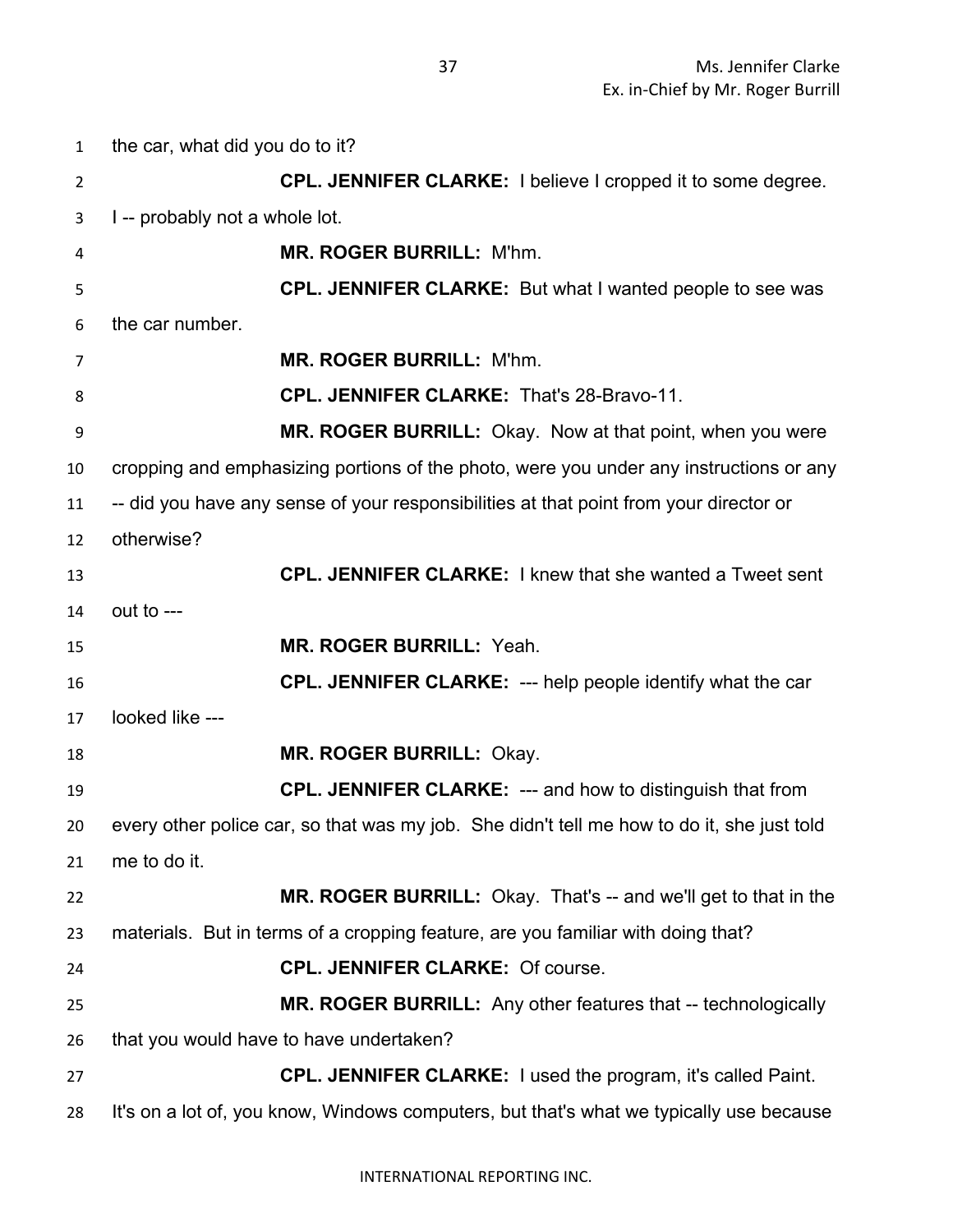the car, what did you do to it?

**CPL. JENNIFER CLARKE:** I believe I cropped it to some degree. I -- probably not a whole lot.

**MR. ROGER BURRILL:** M'hm.

**CPL. JENNIFER CLARKE:** But what I wanted people to see was the car number.

**MR. ROGER BURRILL:** M'hm.

**CPL. JENNIFER CLARKE:** That's 28-Bravo-11.

**MR. ROGER BURRILL:** Okay. Now at that point, when you were cropping and emphasizing portions of the photo, were you under any instructions or any -- did you have any sense of your responsibilities at that point from your director or otherwise?

**CPL. JENNIFER CLARKE:** I knew that she wanted a Tweet sent out to ---

**MR. ROGER BURRILL:** Yeah.

**CPL. JENNIFER CLARKE:** --- help people identify what the car looked like ---

**MR. ROGER BURRILL:** Okay.

**CPL. JENNIFER CLARKE:** --- and how to distinguish that from every other police car, so that was my job. She didn't tell me how to do it, she just told me to do it.

**MR. ROGER BURRILL:** Okay. That's -- and we'll get to that in the materials. But in terms of a cropping feature, are you familiar with doing that?

**CPL. JENNIFER CLARKE:** Of course.

**MR. ROGER BURRILL:** Any other features that -- technologically that you would have to have undertaken?

**CPL. JENNIFER CLARKE:** I used the program, it's called Paint. It's on a lot of, you know, Windows computers, but that's what we typically use because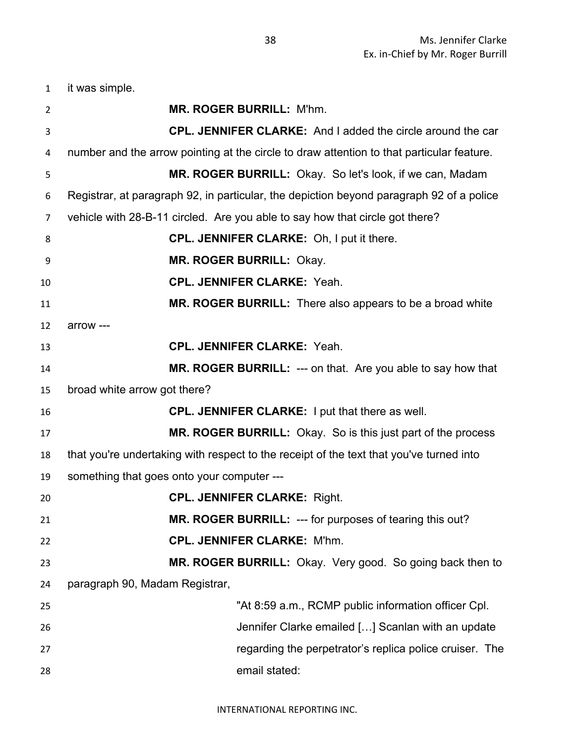it was simple.

**MR. ROGER BURRILL:** M'hm.

**CPL. JENNIFER CLARKE:** And I added the circle around the car number and the arrow pointing at the circle to draw attention to that particular feature.

**MR. ROGER BURRILL:** Okay. So let's look, if we can, Madam Registrar, at paragraph 92, in particular, the depiction beyond paragraph 92 of a police vehicle with 28-B-11 circled. Are you able to say how that circle got there?

**CPL. JENNIFER CLARKE:** Oh, I put it there.

**MR. ROGER BURRILL:** Okay.

**CPL. JENNIFER CLARKE:** Yeah.

**MR. ROGER BURRILL:** There also appears to be a broad white arrow ---

**CPL. JENNIFER CLARKE:** Yeah.

**MR. ROGER BURRILL:** --- on that. Are you able to say how that broad white arrow got there?

**CPL. JENNIFER CLARKE:** I put that there as well.

**MR. ROGER BURRILL:** Okay. So is this just part of the process that you're undertaking with respect to the receipt of the text that you've turned into something that goes onto your computer ---

**CPL. JENNIFER CLARKE:** Right.

**MR. ROGER BURRILL:** --- for purposes of tearing this out?

**CPL. JENNIFER CLARKE:** M'hm.

**MR. ROGER BURRILL:** Okay. Very good. So going back then to paragraph 90, Madam Registrar,

> "At 8:59 a.m., RCMP public information officer Cpl. Jennifer Clarke emailed […] Scanlan with an update regarding the perpetrator's replica police cruiser. The email stated: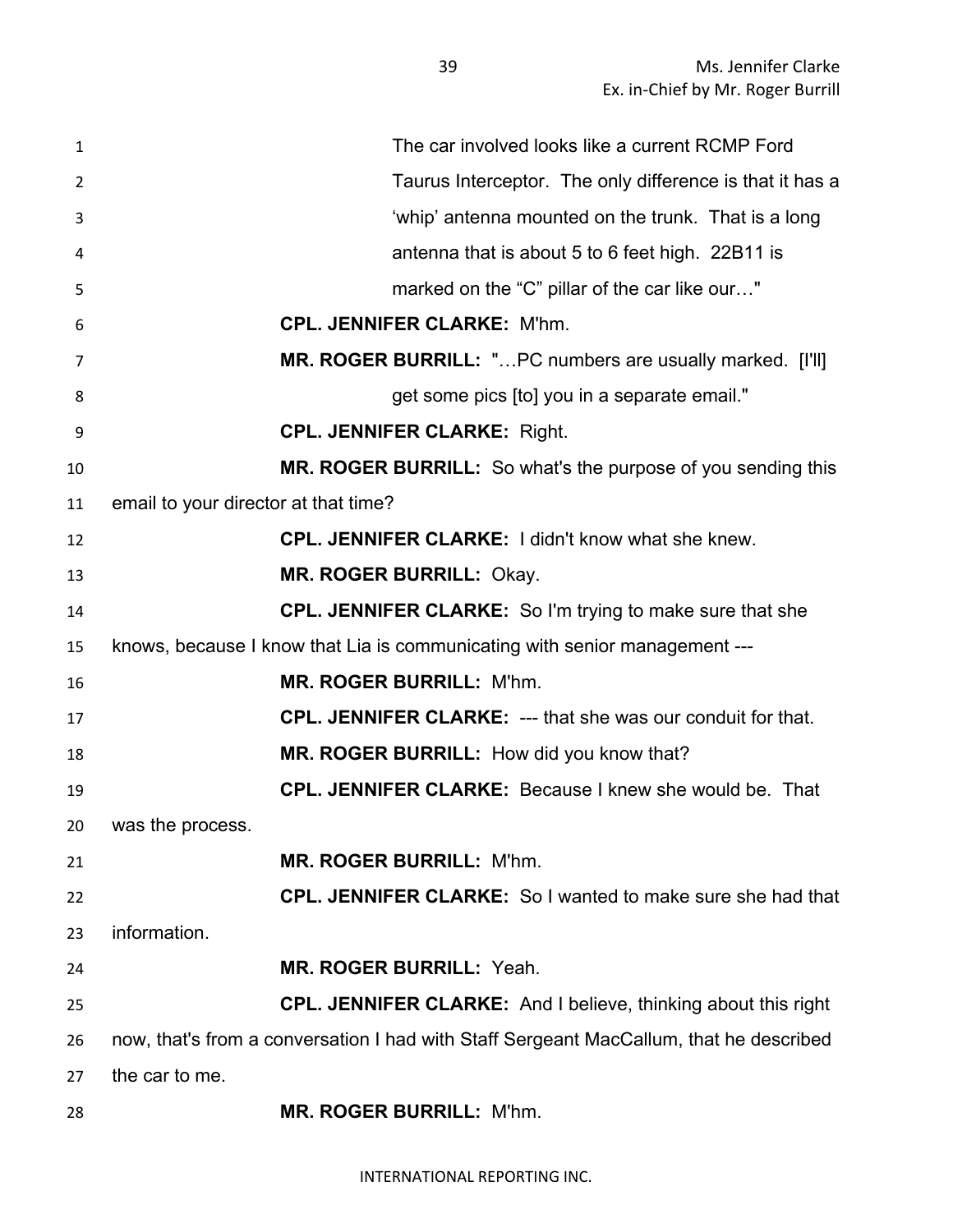The car involved looks like a current RCMP Ford Taurus Interceptor. The only difference is that it has a 'whip' antenna mounted on the trunk. That is a long antenna that is about 5 to 6 feet high. 22B11 is marked on the "C" pillar of the car like our…"

**CPL. JENNIFER CLARKE:** M'hm.

**MR. ROGER BURRILL:** "…PC numbers are usually marked. [I'll] get some pics [to] you in a separate email."

**CPL. JENNIFER CLARKE:** Right.

**MR. ROGER BURRILL:** So what's the purpose of you sending this email to your director at that time?

**CPL. JENNIFER CLARKE:** I didn't know what she knew.

**MR. ROGER BURRILL:** Okay.

**CPL. JENNIFER CLARKE:** So I'm trying to make sure that she knows, because I know that Lia is communicating with senior management ---

**MR. ROGER BURRILL:** M'hm.

**CPL. JENNIFER CLARKE:** --- that she was our conduit for that.

**MR. ROGER BURRILL:** How did you know that?

**CPL. JENNIFER CLARKE:** Because I knew she would be. That was the process.

**MR. ROGER BURRILL:** M'hm.

**CPL. JENNIFER CLARKE:** So I wanted to make sure she had that information.

**MR. ROGER BURRILL:** Yeah.

**CPL. JENNIFER CLARKE:** And I believe, thinking about this right now, that's from a conversation I had with Staff Sergeant MacCallum, that he described the car to me.

**MR. ROGER BURRILL:** M'hm.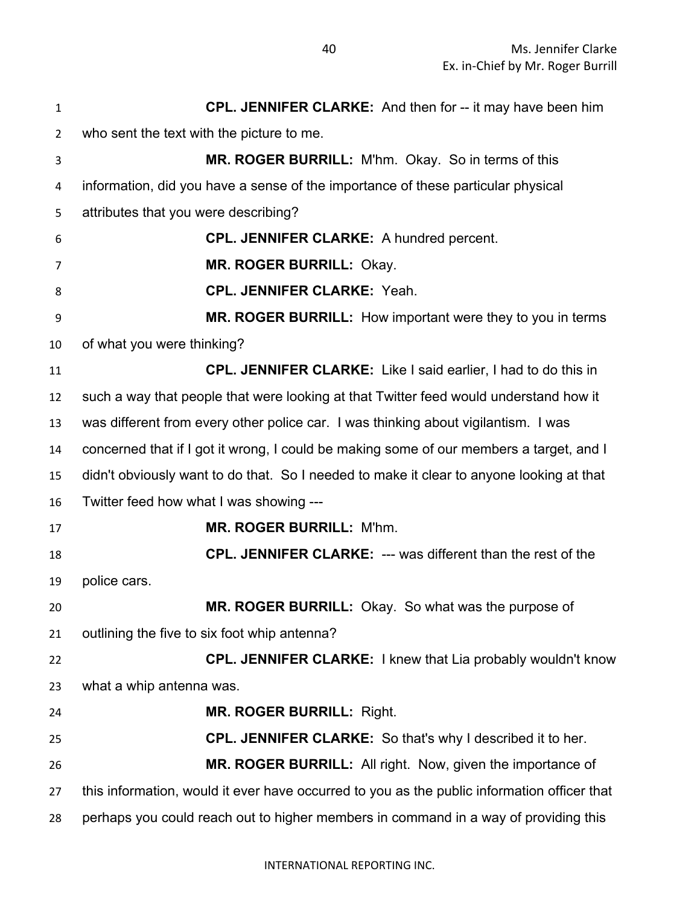**CPL. JENNIFER CLARKE:** And then for -- it may have been him who sent the text with the picture to me.

**MR. ROGER BURRILL:** M'hm. Okay. So in terms of this information, did you have a sense of the importance of these particular physical attributes that you were describing?

**CPL. JENNIFER CLARKE:** A hundred percent.

**MR. ROGER BURRILL:** Okay.

**CPL. JENNIFER CLARKE:** Yeah.

**MR. ROGER BURRILL:** How important were they to you in terms of what you were thinking?

**CPL. JENNIFER CLARKE:** Like I said earlier, I had to do this in such a way that people that were looking at that Twitter feed would understand how it was different from every other police car. I was thinking about vigilantism. I was concerned that if I got it wrong, I could be making some of our members a target, and I didn't obviously want to do that. So I needed to make it clear to anyone looking at that Twitter feed how what I was showing ---

**MR. ROGER BURRILL:** M'hm.

**CPL. JENNIFER CLARKE:** --- was different than the rest of the police cars.

**MR. ROGER BURRILL:** Okay. So what was the purpose of outlining the five to six foot whip antenna?

**CPL. JENNIFER CLARKE:** I knew that Lia probably wouldn't know what a whip antenna was.

**MR. ROGER BURRILL:** Right.

**CPL. JENNIFER CLARKE:** So that's why I described it to her.

**MR. ROGER BURRILL:** All right. Now, given the importance of this information, would it ever have occurred to you as the public information officer that perhaps you could reach out to higher members in command in a way of providing this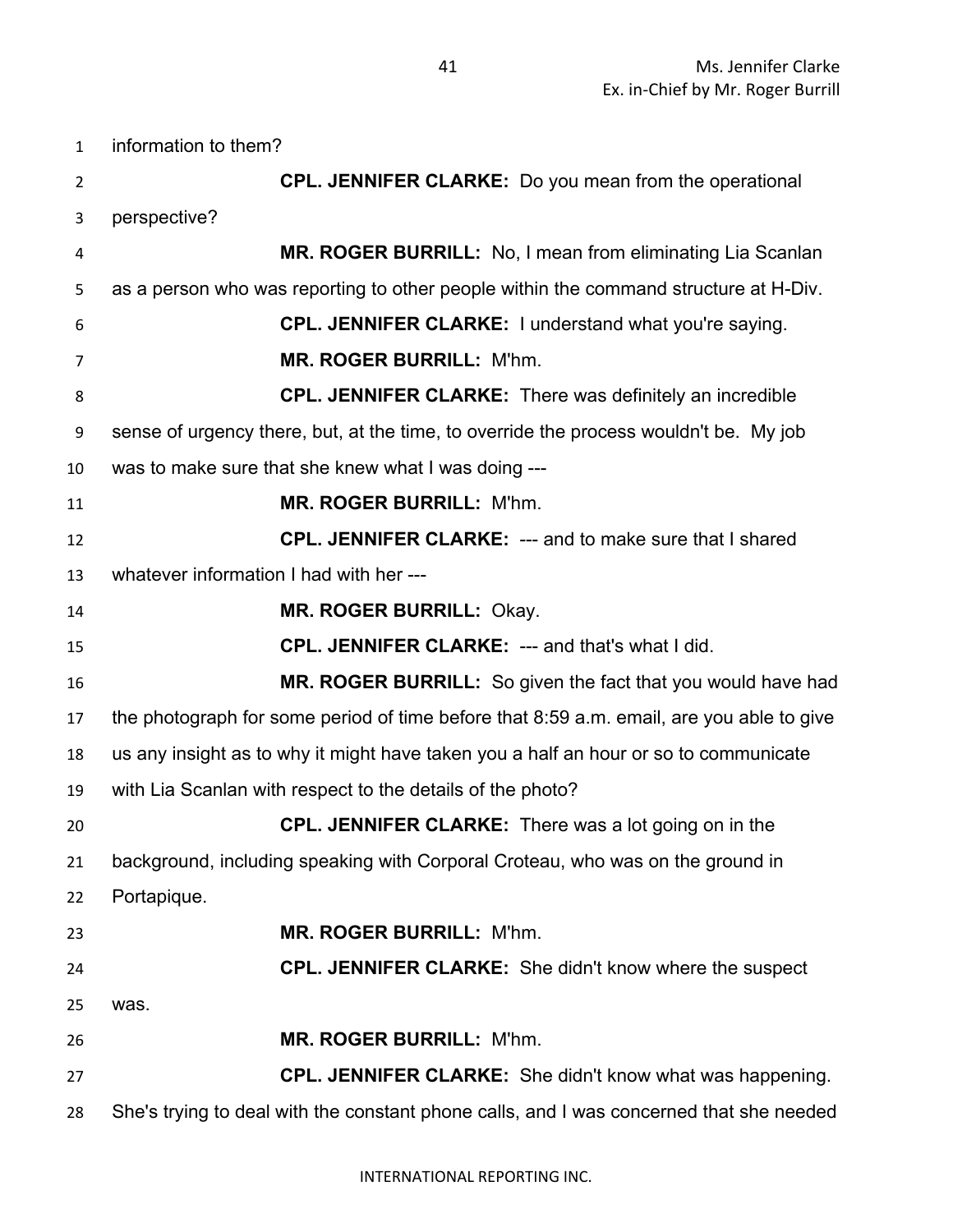information to them?

**CPL. JENNIFER CLARKE:** Do you mean from the operational perspective?

**MR. ROGER BURRILL:** No, I mean from eliminating Lia Scanlan as a person who was reporting to other people within the command structure at H-Div.

**CPL. JENNIFER CLARKE:** I understand what you're saying.

**MR. ROGER BURRILL:** M'hm.

**CPL. JENNIFER CLARKE:** There was definitely an incredible sense of urgency there, but, at the time, to override the process wouldn't be. My job was to make sure that she knew what I was doing ---

**MR. ROGER BURRILL:** M'hm.

**CPL. JENNIFER CLARKE:** --- and to make sure that I shared whatever information I had with her ---

**MR. ROGER BURRILL:** Okay.

**CPL. JENNIFER CLARKE:** --- and that's what I did.

**MR. ROGER BURRILL:** So given the fact that you would have had the photograph for some period of time before that 8:59 a.m. email, are you able to give us any insight as to why it might have taken you a half an hour or so to communicate with Lia Scanlan with respect to the details of the photo?

**CPL. JENNIFER CLARKE:** There was a lot going on in the background, including speaking with Corporal Croteau, who was on the ground in Portapique.

**MR. ROGER BURRILL:** M'hm.

**CPL. JENNIFER CLARKE:** She didn't know where the suspect was.

**MR. ROGER BURRILL:** M'hm.

**CPL. JENNIFER CLARKE:** She didn't know what was happening. She's trying to deal with the constant phone calls, and I was concerned that she needed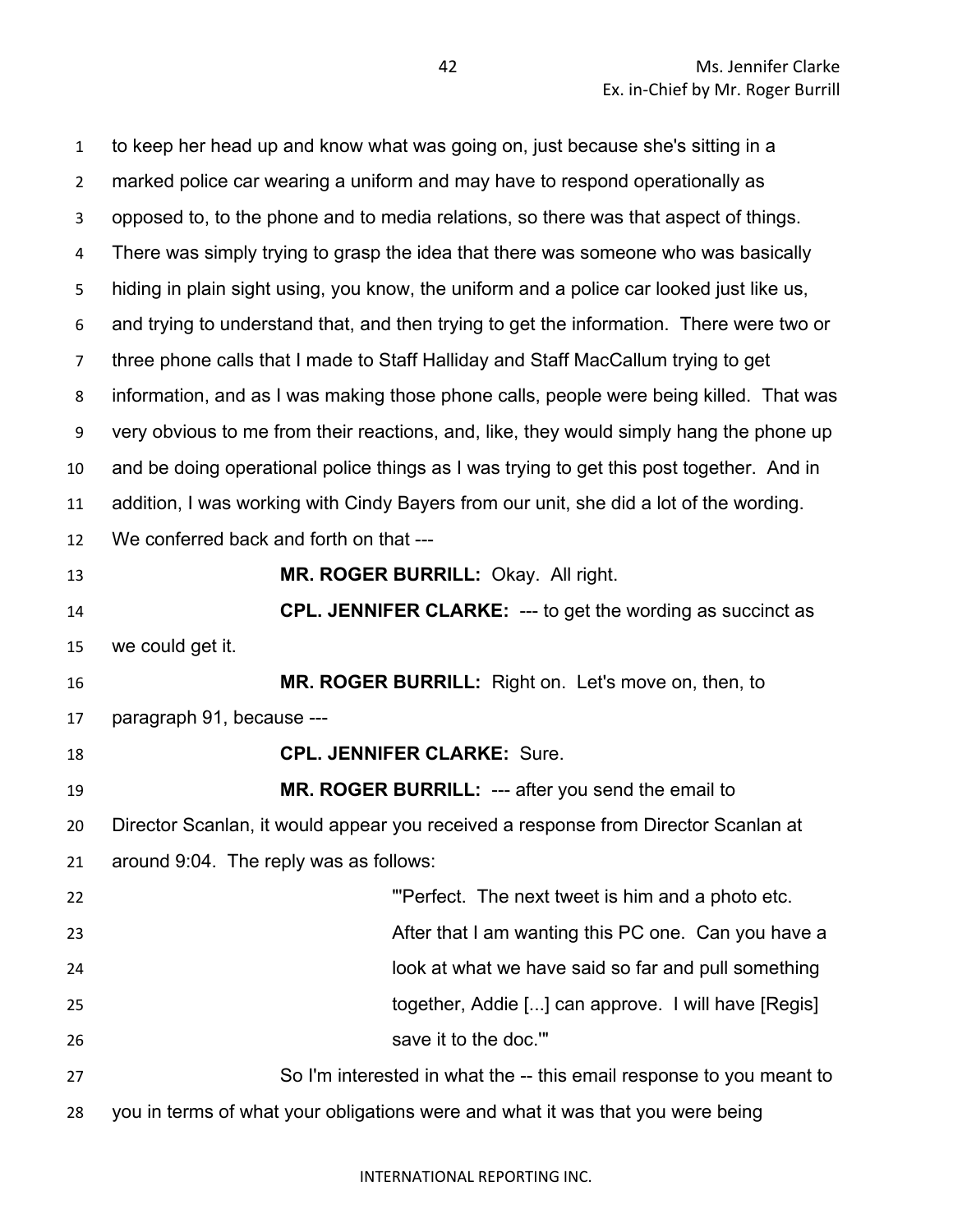to keep her head up and know what was going on, just because she's sitting in a marked police car wearing a uniform and may have to respond operationally as opposed to, to the phone and to media relations, so there was that aspect of things. There was simply trying to grasp the idea that there was someone who was basically hiding in plain sight using, you know, the uniform and a police car looked just like us, and trying to understand that, and then trying to get the information. There were two or three phone calls that I made to Staff Halliday and Staff MacCallum trying to get information, and as I was making those phone calls, people were being killed. That was very obvious to me from their reactions, and, like, they would simply hang the phone up and be doing operational police things as I was trying to get this post together. And in addition, I was working with Cindy Bayers from our unit, she did a lot of the wording. We conferred back and forth on that ---

**MR. ROGER BURRILL:** Okay. All right.

**CPL. JENNIFER CLARKE:** --- to get the wording as succinct as we could get it.

**MR. ROGER BURRILL:** Right on. Let's move on, then, to paragraph 91, because ---

**CPL. JENNIFER CLARKE:** Sure.

**MR. ROGER BURRILL:** --- after you send the email to Director Scanlan, it would appear you received a response from Director Scanlan at around 9:04. The reply was as follows:

> "'Perfect. The next tweet is him and a photo etc. After that I am wanting this PC one. Can you have a look at what we have said so far and pull something together, Addie [...] can approve. I will have [Regis] save it to the doc.'"

So I'm interested in what the -- this email response to you meant to you in terms of what your obligations were and what it was that you were being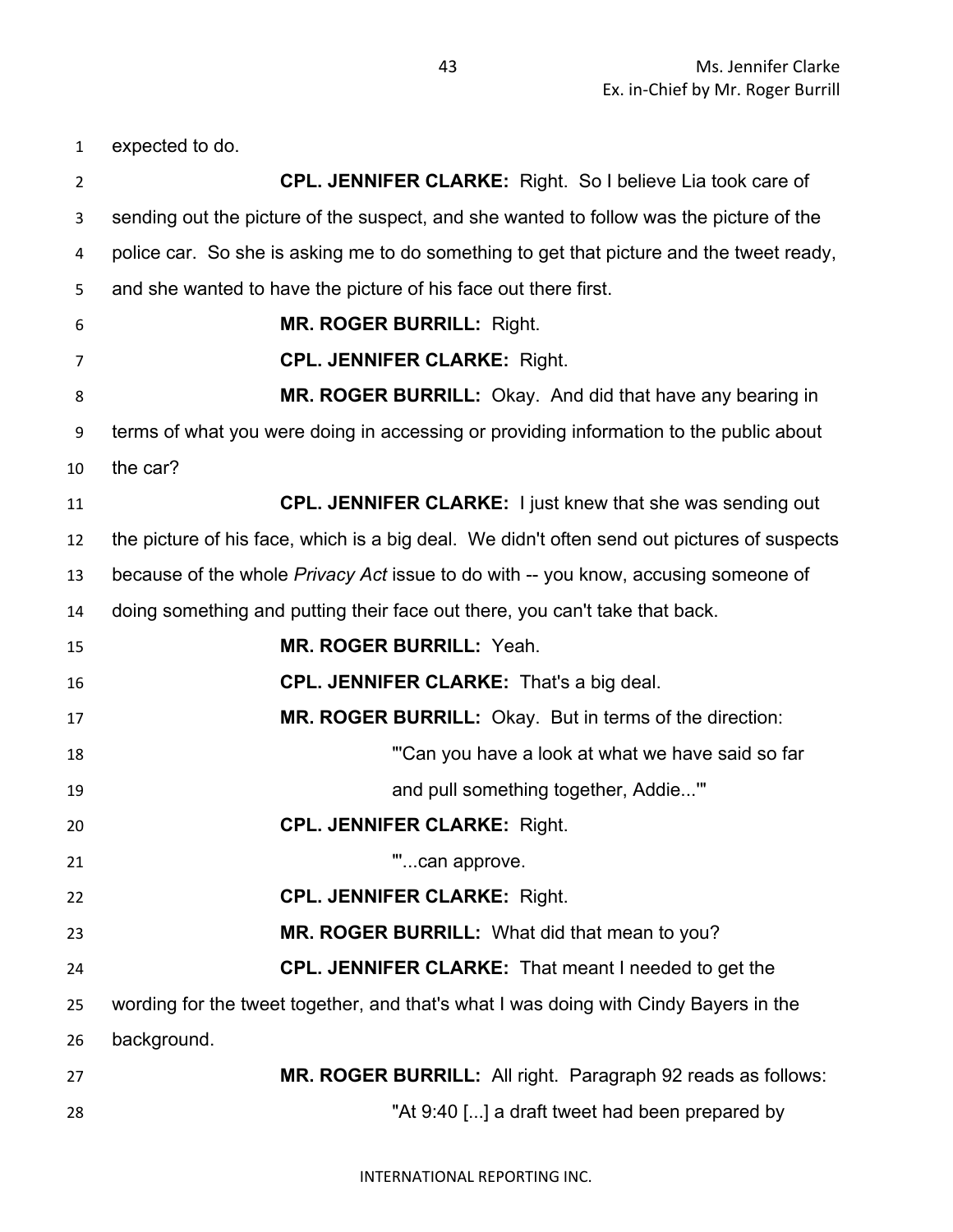expected to do.

**CPL. JENNIFER CLARKE:** Right. So I believe Lia took care of sending out the picture of the suspect, and she wanted to follow was the picture of the police car. So she is asking me to do something to get that picture and the tweet ready, and she wanted to have the picture of his face out there first.

**MR. ROGER BURRILL:** Right.

**CPL. JENNIFER CLARKE:** Right.

**MR. ROGER BURRILL:** Okay. And did that have any bearing in terms of what you were doing in accessing or providing information to the public about the car?

**CPL. JENNIFER CLARKE:** I just knew that she was sending out the picture of his face, which is a big deal. We didn't often send out pictures of suspects because of the whole *Privacy Act* issue to do with -- you know, accusing someone of doing something and putting their face out there, you can't take that back.

**MR. ROGER BURRILL:** Yeah.

**CPL. JENNIFER CLARKE:** That's a big deal.

**MR. ROGER BURRILL:** Okay. But in terms of the direction:

> "'Can you have a look at what we have said so far and pull something together, Addie...'"

**CPL. JENNIFER CLARKE:** Right.

> "'...can approve.

**CPL. JENNIFER CLARKE:** Right.

**MR. ROGER BURRILL:** What did that mean to you?

**CPL. JENNIFER CLARKE:** That meant I needed to get the wording for the tweet together, and that's what I was doing with Cindy Bayers in the background.

**MR. ROGER BURRILL:** All right. Paragraph 92 reads as follows:

> "At 9:40 [...] a draft tweet had been prepared by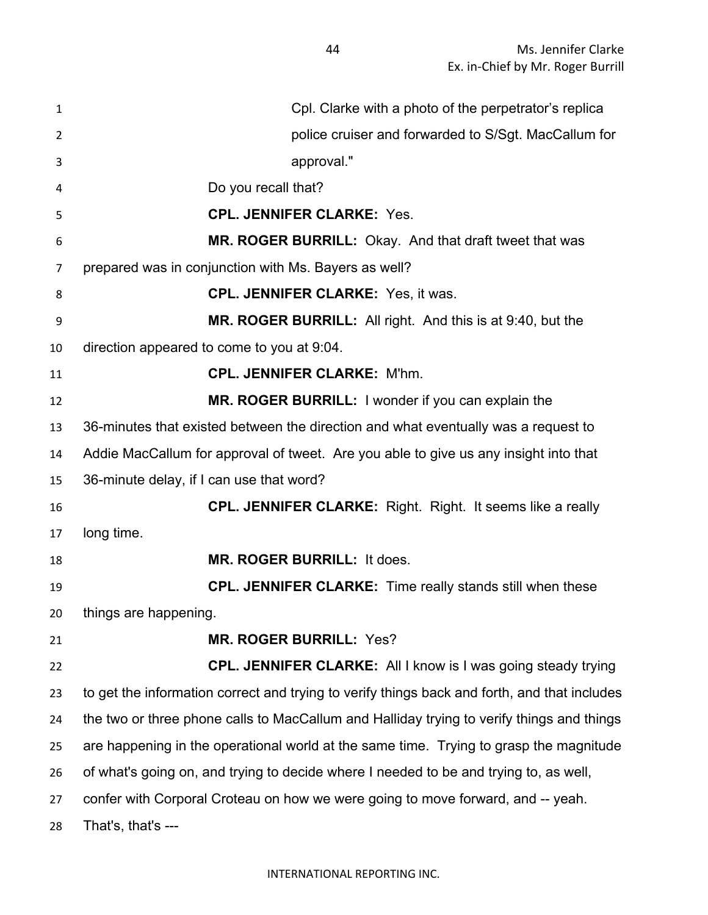Cpl. Clarke with a photo of the perpetrator's replica police cruiser and forwarded to S/Sgt. MacCallum for approval."

Do you recall that?

**CPL. JENNIFER CLARKE:** Yes.

**MR. ROGER BURRILL:** Okay. And that draft tweet that was prepared was in conjunction with Ms. Bayers as well?

**CPL. JENNIFER CLARKE:** Yes, it was.

**MR. ROGER BURRILL:** All right. And this is at 9:40, but the direction appeared to come to you at 9:04.

**CPL. JENNIFER CLARKE:** M'hm.

**MR. ROGER BURRILL:** I wonder if you can explain the 36-minutes that existed between the direction and what eventually was a request to Addie MacCallum for approval of tweet. Are you able to give us any insight into that 36-minute delay, if I can use that word?

**CPL. JENNIFER CLARKE:** Right. Right. It seems like a really long time.

**MR. ROGER BURRILL:** It does.

**CPL. JENNIFER CLARKE:** Time really stands still when these things are happening.

**MR. ROGER BURRILL:** Yes?

**CPL. JENNIFER CLARKE:** All I know is I was going steady trying to get the information correct and trying to verify things back and forth, and that includes the two or three phone calls to MacCallum and Halliday trying to verify things and things are happening in the operational world at the same time. Trying to grasp the magnitude of what's going on, and trying to decide where I needed to be and trying to, as well, confer with Corporal Croteau on how we were going to move forward, and -- yeah. That's, that's ---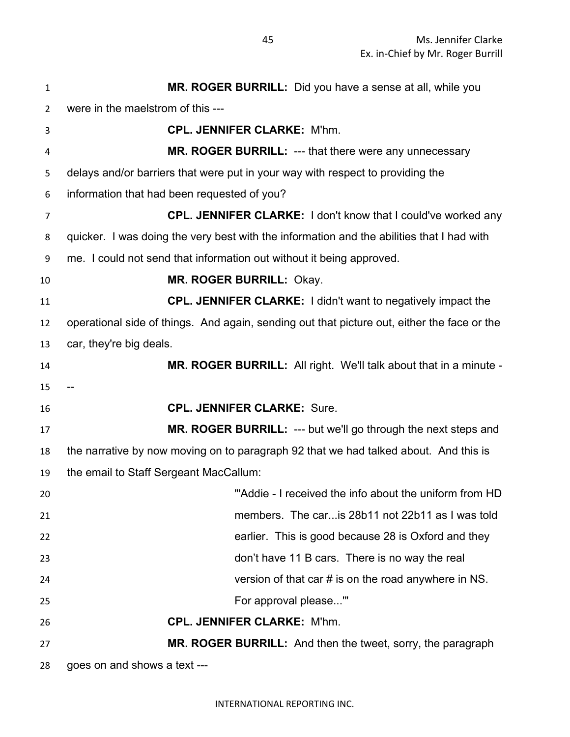**MR. ROGER BURRILL:** Did you have a sense at all, while you were in the maelstrom of this ---

**CPL. JENNIFER CLARKE:** M'hm.

**MR. ROGER BURRILL:** --- that there were any unnecessary delays and/or barriers that were put in your way with respect to providing the information that had been requested of you?

**CPL. JENNIFER CLARKE:** I don't know that I could've worked any quicker. I was doing the very best with the information and the abilities that I had with me. I could not send that information out without it being approved.

**MR. ROGER BURRILL:** Okay.

**CPL. JENNIFER CLARKE:** I didn't want to negatively impact the operational side of things. And again, sending out that picture out, either the face or the car, they're big deals.

**MR. ROGER BURRILL:** All right. We'll talk about that in a minute ---

**CPL. JENNIFER CLARKE:** Sure.

**MR. ROGER BURRILL:** --- but we'll go through the next steps and the narrative by now moving on to paragraph 92 that we had talked about. And this is the email to Staff Sergeant MacCallum:

> "'Addie - I received the info about the uniform from HD members. The car...is 28b11 not 22b11 as I was told earlier. This is good because 28 is Oxford and they don't have 11 B cars. There is no way the real version of that car # is on the road anywhere in NS. For approval please...'"

**CPL. JENNIFER CLARKE:** M'hm.

**MR. ROGER BURRILL:** And then the tweet, sorry, the paragraph goes on and shows a text ---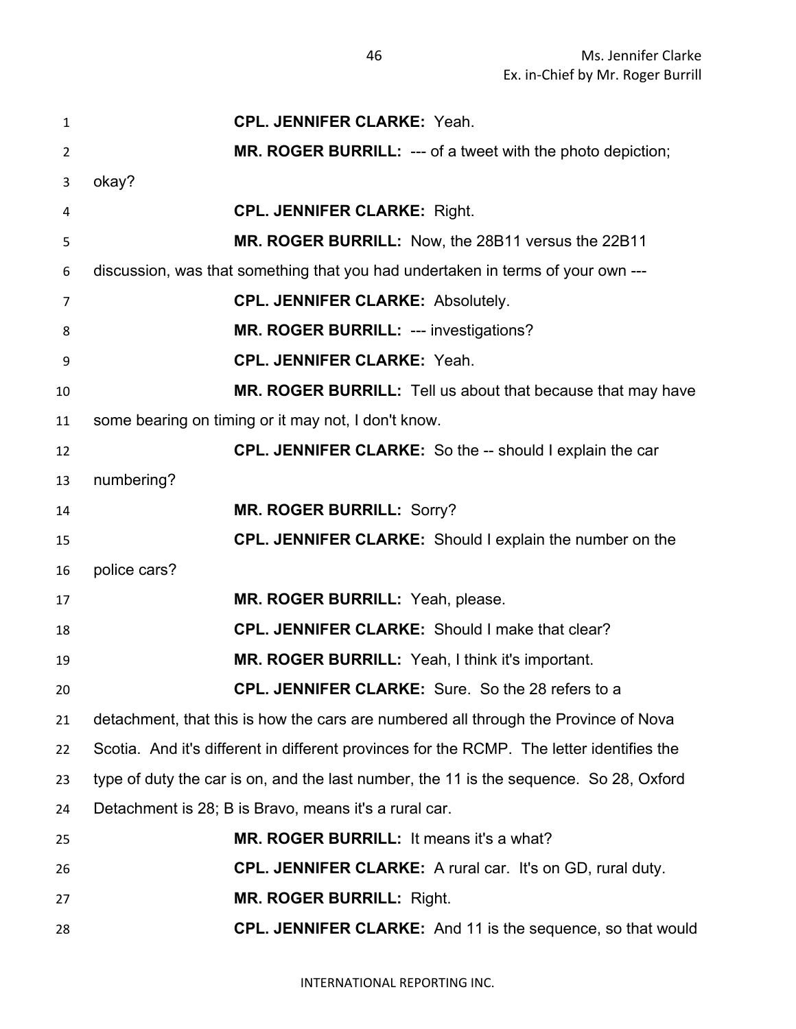**CPL. JENNIFER CLARKE:** Yeah.

**MR. ROGER BURRILL:** --- of a tweet with the photo depiction; okay?

**CPL. JENNIFER CLARKE:** Right.

**MR. ROGER BURRILL:** Now, the 28B11 versus the 22B11 discussion, was that something that you had undertaken in terms of your own ---

**CPL. JENNIFER CLARKE:** Absolutely.

**MR. ROGER BURRILL:** --- investigations?

**CPL. JENNIFER CLARKE:** Yeah.

**MR. ROGER BURRILL:** Tell us about that because that may have some bearing on timing or it may not, I don't know.

**CPL. JENNIFER CLARKE:** So the -- should I explain the car numbering?

**MR. ROGER BURRILL:** Sorry?

**CPL. JENNIFER CLARKE:** Should I explain the number on the police cars?

**MR. ROGER BURRILL:** Yeah, please.

**CPL. JENNIFER CLARKE:** Should I make that clear?

**MR. ROGER BURRILL:** Yeah, I think it's important.

**CPL. JENNIFER CLARKE:** Sure. So the 28 refers to a detachment, that this is how the cars are numbered all through the Province of Nova Scotia. And it's different in different provinces for the RCMP. The letter identifies the type of duty the car is on, and the last number, the 11 is the sequence. So 28, Oxford Detachment is 28; B is Bravo, means it's a rural car.

**MR. ROGER BURRILL:** It means it's a what?

**CPL. JENNIFER CLARKE:** A rural car. It's on GD, rural duty.

**MR. ROGER BURRILL:** Right.

**CPL. JENNIFER CLARKE:** And 11 is the sequence, so that would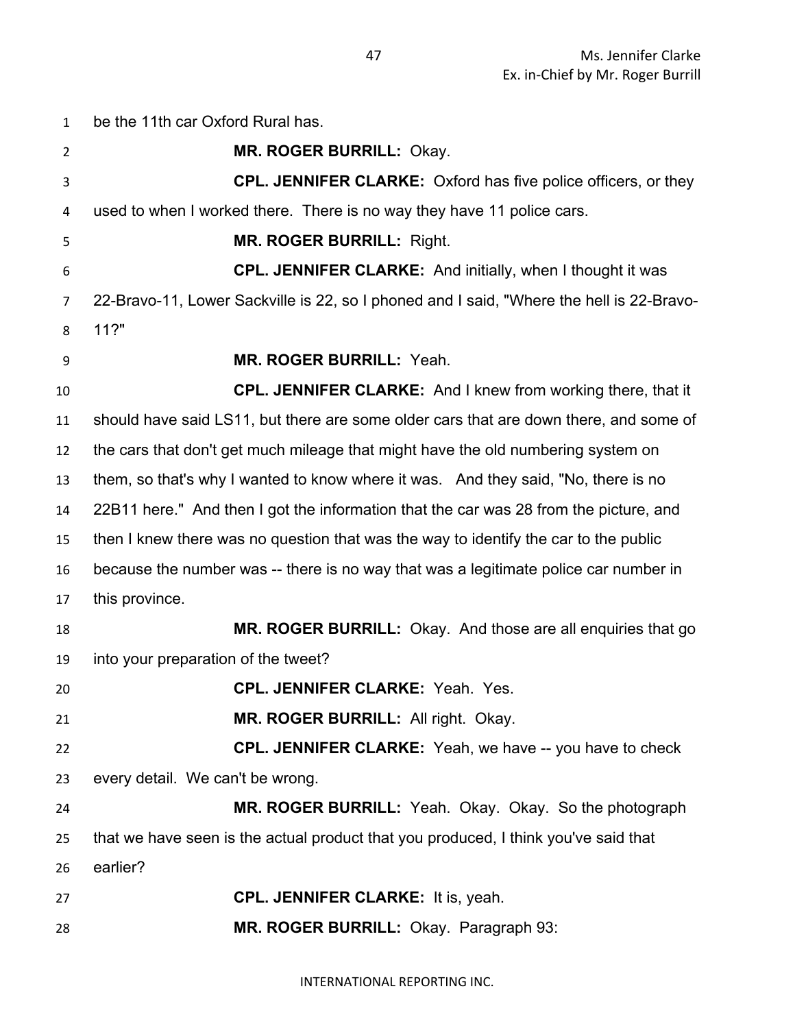be the 11th car Oxford Rural has.

**MR. ROGER BURRILL:** Okay.

**CPL. JENNIFER CLARKE:** Oxford has five police officers, or they used to when I worked there. There is no way they have 11 police cars.

**MR. ROGER BURRILL:** Right.

**CPL. JENNIFER CLARKE:** And initially, when I thought it was 22-Bravo-11, Lower Sackville is 22, so I phoned and I said, "Where the hell is 22-Bravo-11?"

**MR. ROGER BURRILL:** Yeah.

**CPL. JENNIFER CLARKE:** And I knew from working there, that it should have said LS11, but there are some older cars that are down there, and some of the cars that don't get much mileage that might have the old numbering system on them, so that's why I wanted to know where it was. And they said, "No, there is no 22B11 here." And then I got the information that the car was 28 from the picture, and then I knew there was no question that was the way to identify the car to the public because the number was -- there is no way that was a legitimate police car number in this province.

**MR. ROGER BURRILL:** Okay. And those are all enquiries that go into your preparation of the tweet?

**CPL. JENNIFER CLARKE:** Yeah. Yes.

**MR. ROGER BURRILL:** All right. Okay.

**CPL. JENNIFER CLARKE:** Yeah, we have -- you have to check every detail. We can't be wrong.

**MR. ROGER BURRILL:** Yeah. Okay. Okay. So the photograph that we have seen is the actual product that you produced, I think you've said that earlier?

**CPL. JENNIFER CLARKE:** It is, yeah.

**MR. ROGER BURRILL:** Okay. Paragraph 93: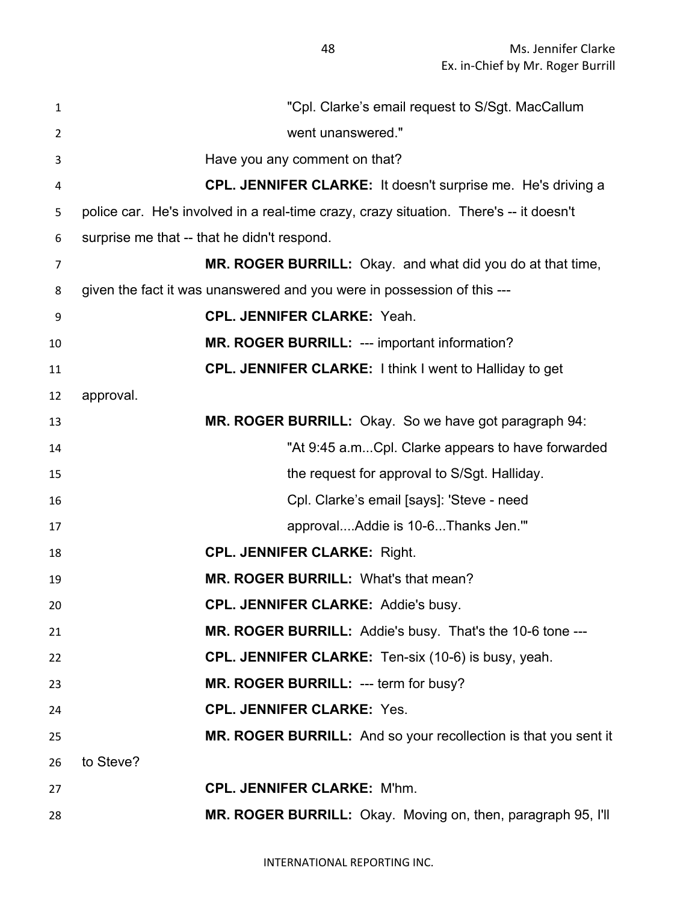"Cpl. Clarke's email request to S/Sgt. MacCallum went unanswered."

Have you any comment on that?

**CPL. JENNIFER CLARKE:** It doesn't surprise me. He's driving a police car. He's involved in a real-time crazy, crazy situation. There's -- it doesn't surprise me that -- that he didn't respond.

**MR. ROGER BURRILL:** Okay. and what did you do at that time, given the fact it was unanswered and you were in possession of this ---

**CPL. JENNIFER CLARKE:** Yeah.

**MR. ROGER BURRILL:** --- important information?

**CPL. JENNIFER CLARKE:** I think I went to Halliday to get approval.

**MR. ROGER BURRILL:** Okay. So we have got paragraph 94:

"At 9:45 a.m...Cpl. Clarke appears to have forwarded the request for approval to S/Sgt. Halliday. Cpl. Clarke's email [says]: 'Steve - need approval....Addie is 10-6...Thanks Jen.'"

**CPL. JENNIFER CLARKE:** Right.

**MR. ROGER BURRILL:** What's that mean?

**CPL. JENNIFER CLARKE:** Addie's busy.

**MR. ROGER BURRILL:** Addie's busy. That's the 10-6 tone ---

**CPL. JENNIFER CLARKE:** Ten-six (10-6) is busy, yeah.

**MR. ROGER BURRILL:** --- term for busy?

**CPL. JENNIFER CLARKE:** Yes.

**MR. ROGER BURRILL:** And so your recollection is that you sent it to Steve?

**CPL. JENNIFER CLARKE:** M'hm.

**MR. ROGER BURRILL:** Okay. Moving on, then, paragraph 95, I'll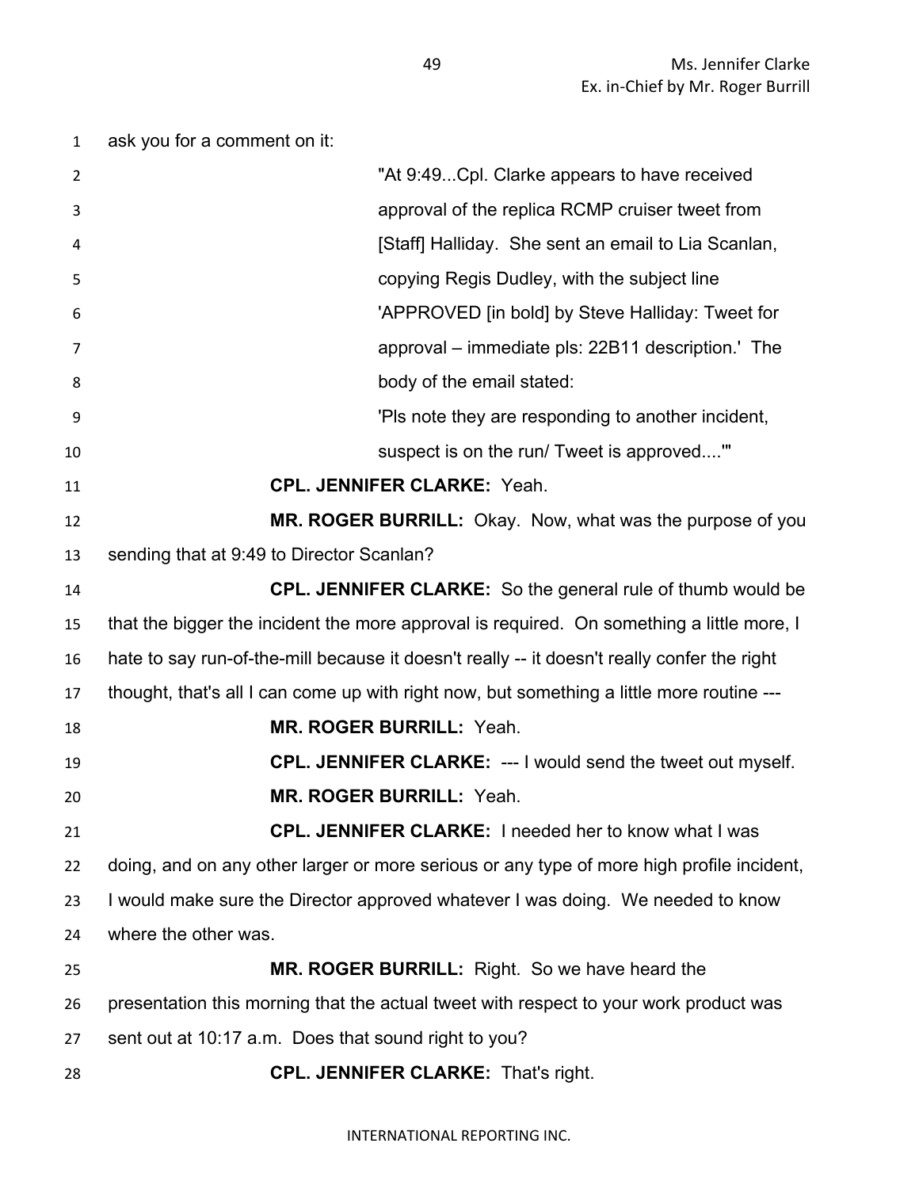ask you for a comment on it:

> "At 9:49...Cpl. Clarke appears to have received approval of the replica RCMP cruiser tweet from [Staff] Halliday. She sent an email to Lia Scanlan, copying Regis Dudley, with the subject line 'APPROVED [in bold] by Steve Halliday: Tweet for approval – immediate pls: 22B11 description.' The body of the email stated:
>
> 'Pls note they are responding to another incident, suspect is on the run/ Tweet is approved....'"

**CPL. JENNIFER CLARKE:** Yeah.

**MR. ROGER BURRILL:** Okay. Now, what was the purpose of you sending that at 9:49 to Director Scanlan?

**CPL. JENNIFER CLARKE:** So the general rule of thumb would be that the bigger the incident the more approval is required. On something a little more, I hate to say run-of-the-mill because it doesn't really -- it doesn't really confer the right thought, that's all I can come up with right now, but something a little more routine ---

**MR. ROGER BURRILL:** Yeah.

**CPL. JENNIFER CLARKE:** --- I would send the tweet out myself.

**MR. ROGER BURRILL:** Yeah.

**CPL. JENNIFER CLARKE:** I needed her to know what I was doing, and on any other larger or more serious or any type of more high profile incident, I would make sure the Director approved whatever I was doing. We needed to know where the other was.

**MR. ROGER BURRILL:** Right. So we have heard the presentation this morning that the actual tweet with respect to your work product was sent out at 10:17 a.m. Does that sound right to you?

**CPL. JENNIFER CLARKE:** That's right.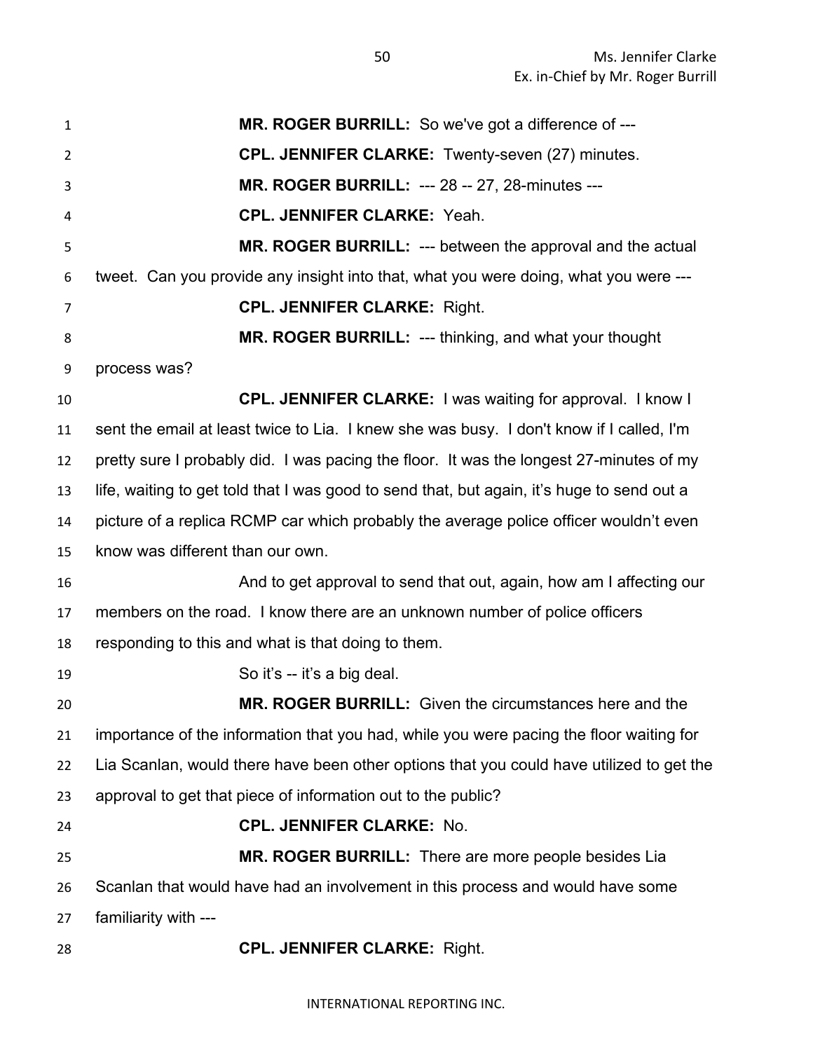**MR. ROGER BURRILL:** So we've got a difference of ---

**CPL. JENNIFER CLARKE:** Twenty-seven (27) minutes.

**MR. ROGER BURRILL:** --- 28 -- 27, 28-minutes ---

**CPL. JENNIFER CLARKE:** Yeah.

**MR. ROGER BURRILL:** --- between the approval and the actual tweet. Can you provide any insight into that, what you were doing, what you were ---

**CPL. JENNIFER CLARKE:** Right.

**MR. ROGER BURRILL:** --- thinking, and what your thought process was?

**CPL. JENNIFER CLARKE:** I was waiting for approval. I know I sent the email at least twice to Lia. I knew she was busy. I don't know if I called, I'm pretty sure I probably did. I was pacing the floor. It was the longest 27-minutes of my life, waiting to get told that I was good to send that, but again, it's huge to send out a picture of a replica RCMP car which probably the average police officer wouldn't even know was different than our own.

And to get approval to send that out, again, how am I affecting our members on the road. I know there are an unknown number of police officers responding to this and what is that doing to them.

So it's -- it's a big deal.

**MR. ROGER BURRILL:** Given the circumstances here and the importance of the information that you had, while you were pacing the floor waiting for Lia Scanlan, would there have been other options that you could have utilized to get the approval to get that piece of information out to the public?

**CPL. JENNIFER CLARKE:** No.

**MR. ROGER BURRILL:** There are more people besides Lia Scanlan that would have had an involvement in this process and would have some familiarity with ---

**CPL. JENNIFER CLARKE:** Right.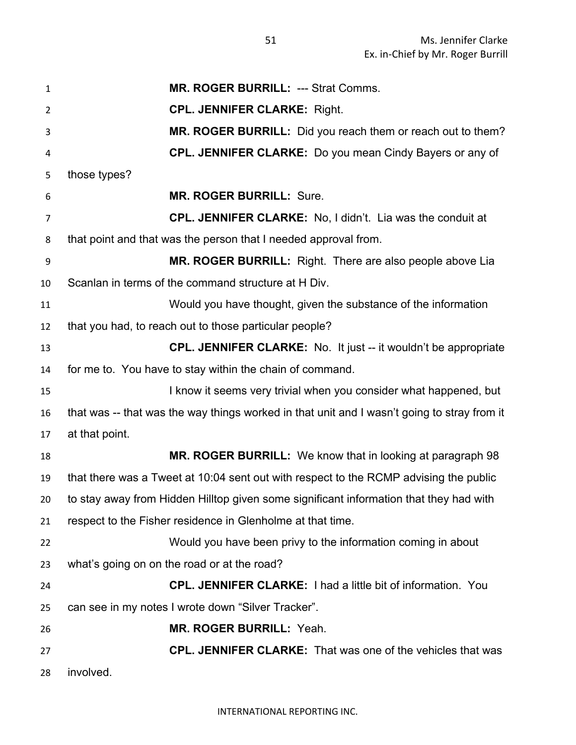**MR. ROGER BURRILL:** --- Strat Comms.

**CPL. JENNIFER CLARKE:** Right.

**MR. ROGER BURRILL:** Did you reach them or reach out to them?

**CPL. JENNIFER CLARKE:** Do you mean Cindy Bayers or any of those types?

**MR. ROGER BURRILL:** Sure.

**CPL. JENNIFER CLARKE:** No, I didn't. Lia was the conduit at that point and that was the person that I needed approval from.

**MR. ROGER BURRILL:** Right. There are also people above Lia Scanlan in terms of the command structure at H Div.

Would you have thought, given the substance of the information that you had, to reach out to those particular people?

**CPL. JENNIFER CLARKE:** No. It just -- it wouldn't be appropriate for me to. You have to stay within the chain of command.

I know it seems very trivial when you consider what happened, but that was -- that was the way things worked in that unit and I wasn't going to stray from it at that point.

**MR. ROGER BURRILL:** We know that in looking at paragraph 98 that there was a Tweet at 10:04 sent out with respect to the RCMP advising the public to stay away from Hidden Hilltop given some significant information that they had with respect to the Fisher residence in Glenholme at that time.

Would you have been privy to the information coming in about what's going on on the road or at the road?

**CPL. JENNIFER CLARKE:** I had a little bit of information. You can see in my notes I wrote down "Silver Tracker".

**MR. ROGER BURRILL:** Yeah.

**CPL. JENNIFER CLARKE:** That was one of the vehicles that was involved.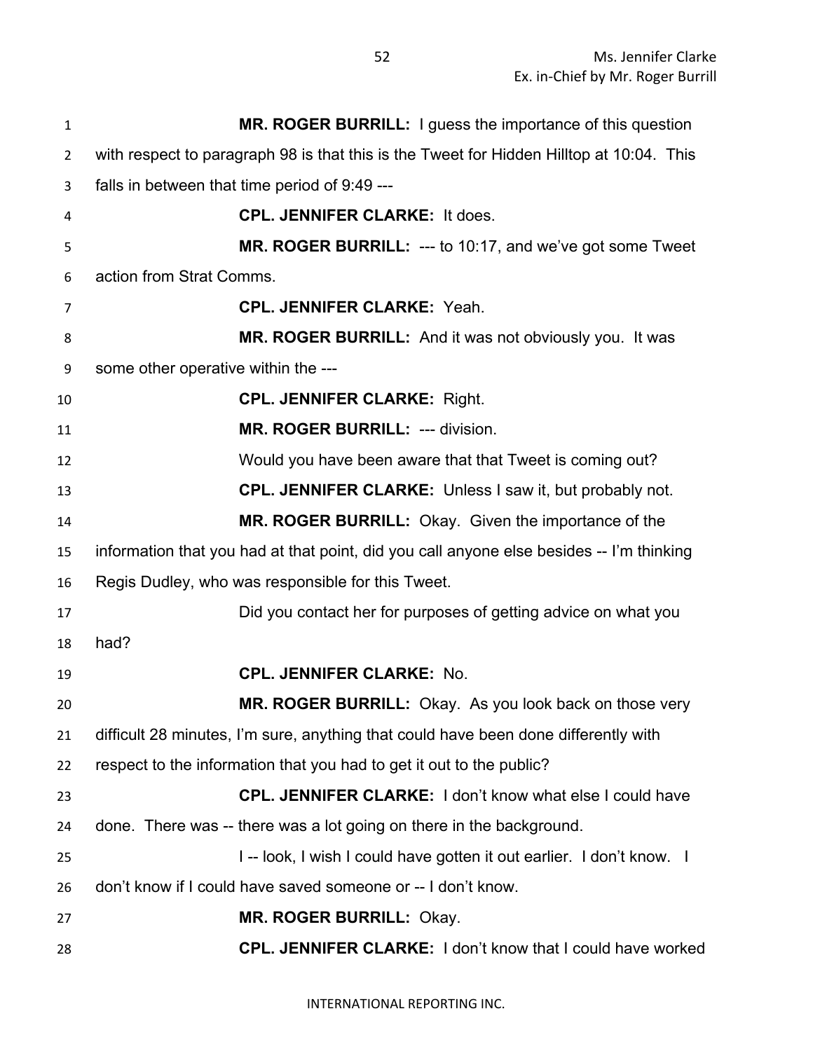**MR. ROGER BURRILL:** I guess the importance of this question with respect to paragraph 98 is that this is the Tweet for Hidden Hilltop at 10:04. This falls in between that time period of 9:49 ---

**CPL. JENNIFER CLARKE:** It does.

**MR. ROGER BURRILL:** --- to 10:17, and we've got some Tweet action from Strat Comms.

**CPL. JENNIFER CLARKE:** Yeah.

**MR. ROGER BURRILL:** And it was not obviously you. It was some other operative within the ---

**CPL. JENNIFER CLARKE:** Right.

**MR. ROGER BURRILL:** --- division.

Would you have been aware that that Tweet is coming out?

**CPL. JENNIFER CLARKE:** Unless I saw it, but probably not.

**MR. ROGER BURRILL:** Okay. Given the importance of the information that you had at that point, did you call anyone else besides -- I'm thinking Regis Dudley, who was responsible for this Tweet.

Did you contact her for purposes of getting advice on what you had?

**CPL. JENNIFER CLARKE:** No.

**MR. ROGER BURRILL:** Okay. As you look back on those very difficult 28 minutes, I'm sure, anything that could have been done differently with respect to the information that you had to get it out to the public?

**CPL. JENNIFER CLARKE:** I don't know what else I could have done. There was -- there was a lot going on there in the background.

I -- look, I wish I could have gotten it out earlier. I don't know. I don't know if I could have saved someone or -- I don't know.

**MR. ROGER BURRILL:** Okay.

**CPL. JENNIFER CLARKE:** I don't know that I could have worked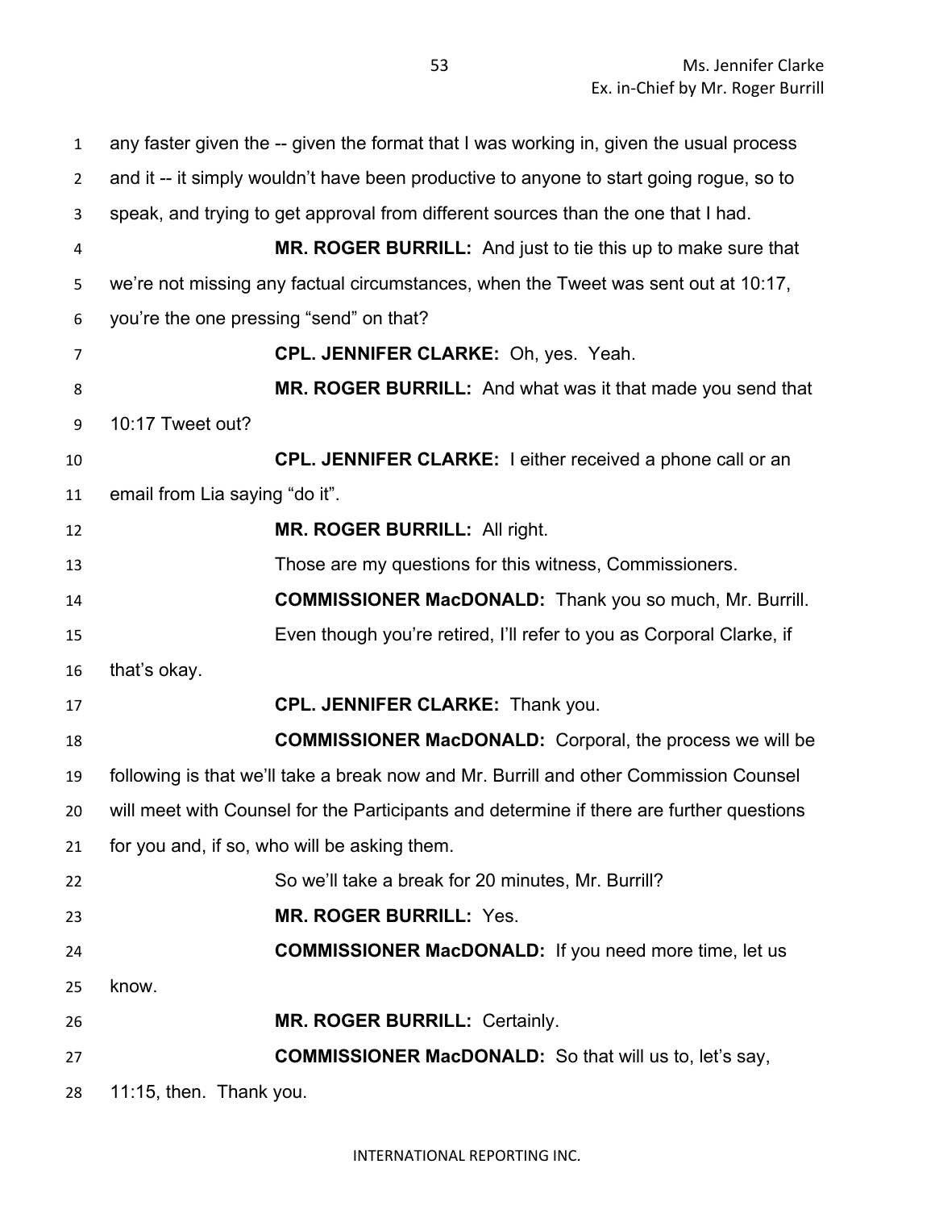any faster given the -- given the format that I was working in, given the usual process and it -- it simply wouldn't have been productive to anyone to start going rogue, so to speak, and trying to get approval from different sources than the one that I had.

**MR. ROGER BURRILL:** And just to tie this up to make sure that we're not missing any factual circumstances, when the Tweet was sent out at 10:17, you're the one pressing "send" on that?

**CPL. JENNIFER CLARKE:** Oh, yes. Yeah.

**MR. ROGER BURRILL:** And what was it that made you send that 10:17 Tweet out?

**CPL. JENNIFER CLARKE:** I either received a phone call or an email from Lia saying "do it".

**MR. ROGER BURRILL:** All right.

Those are my questions for this witness, Commissioners.

**COMMISSIONER MacDONALD:** Thank you so much, Mr. Burrill.

Even though you're retired, I'll refer to you as Corporal Clarke, if that's okay.

**CPL. JENNIFER CLARKE:** Thank you.

**COMMISSIONER MacDONALD:** Corporal, the process we will be following is that we'll take a break now and Mr. Burrill and other Commission Counsel will meet with Counsel for the Participants and determine if there are further questions for you and, if so, who will be asking them.

So we'll take a break for 20 minutes, Mr. Burrill?

**MR. ROGER BURRILL:** Yes.

**COMMISSIONER MacDONALD:** If you need more time, let us know.

**MR. ROGER BURRILL:** Certainly.

**COMMISSIONER MacDONALD:** So that will us to, let's say, 11:15, then. Thank you.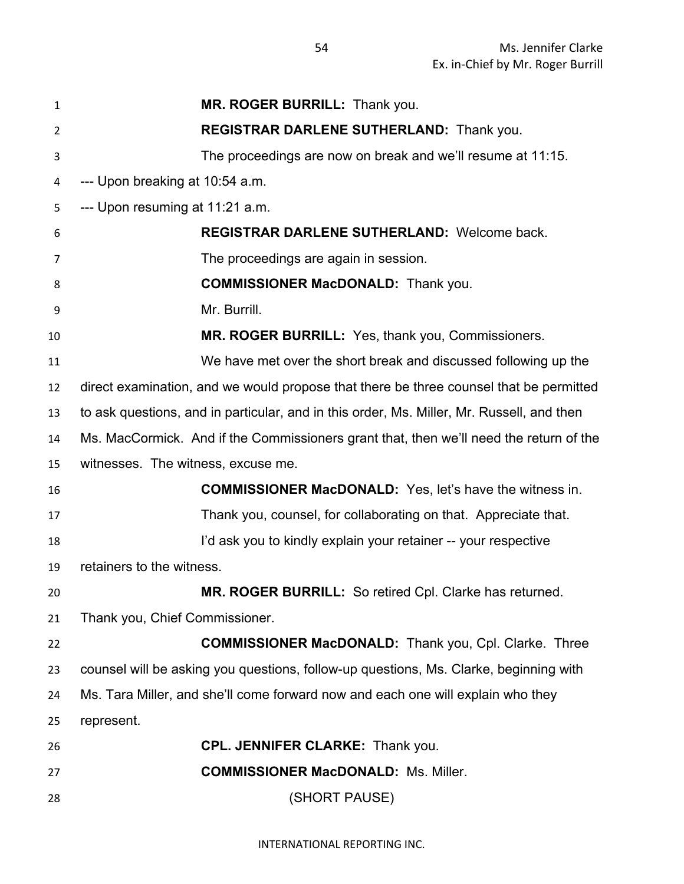**MR. ROGER BURRILL:** Thank you.

**REGISTRAR DARLENE SUTHERLAND:** Thank you.

The proceedings are now on break and we'll resume at 11:15.

--- Upon breaking at 10:54 a.m.

--- Upon resuming at 11:21 a.m.

**REGISTRAR DARLENE SUTHERLAND:** Welcome back.

The proceedings are again in session.

**COMMISSIONER MacDONALD:** Thank you.

Mr. Burrill.

**MR. ROGER BURRILL:** Yes, thank you, Commissioners.

We have met over the short break and discussed following up the direct examination, and we would propose that there be three counsel that be permitted to ask questions, and in particular, and in this order, Ms. Miller, Mr. Russell, and then Ms. MacCormick. And if the Commissioners grant that, then we'll need the return of the witnesses. The witness, excuse me.

**COMMISSIONER MacDONALD:** Yes, let's have the witness in.

Thank you, counsel, for collaborating on that. Appreciate that.

I'd ask you to kindly explain your retainer -- your respective retainers to the witness.

**MR. ROGER BURRILL:** So retired Cpl. Clarke has returned. Thank you, Chief Commissioner.

**COMMISSIONER MacDONALD:** Thank you, Cpl. Clarke. Three counsel will be asking you questions, follow-up questions, Ms. Clarke, beginning with Ms. Tara Miller, and she'll come forward now and each one will explain who they represent.

**CPL. JENNIFER CLARKE:** Thank you.

**COMMISSIONER MacDONALD:** Ms. Miller.

(SHORT PAUSE)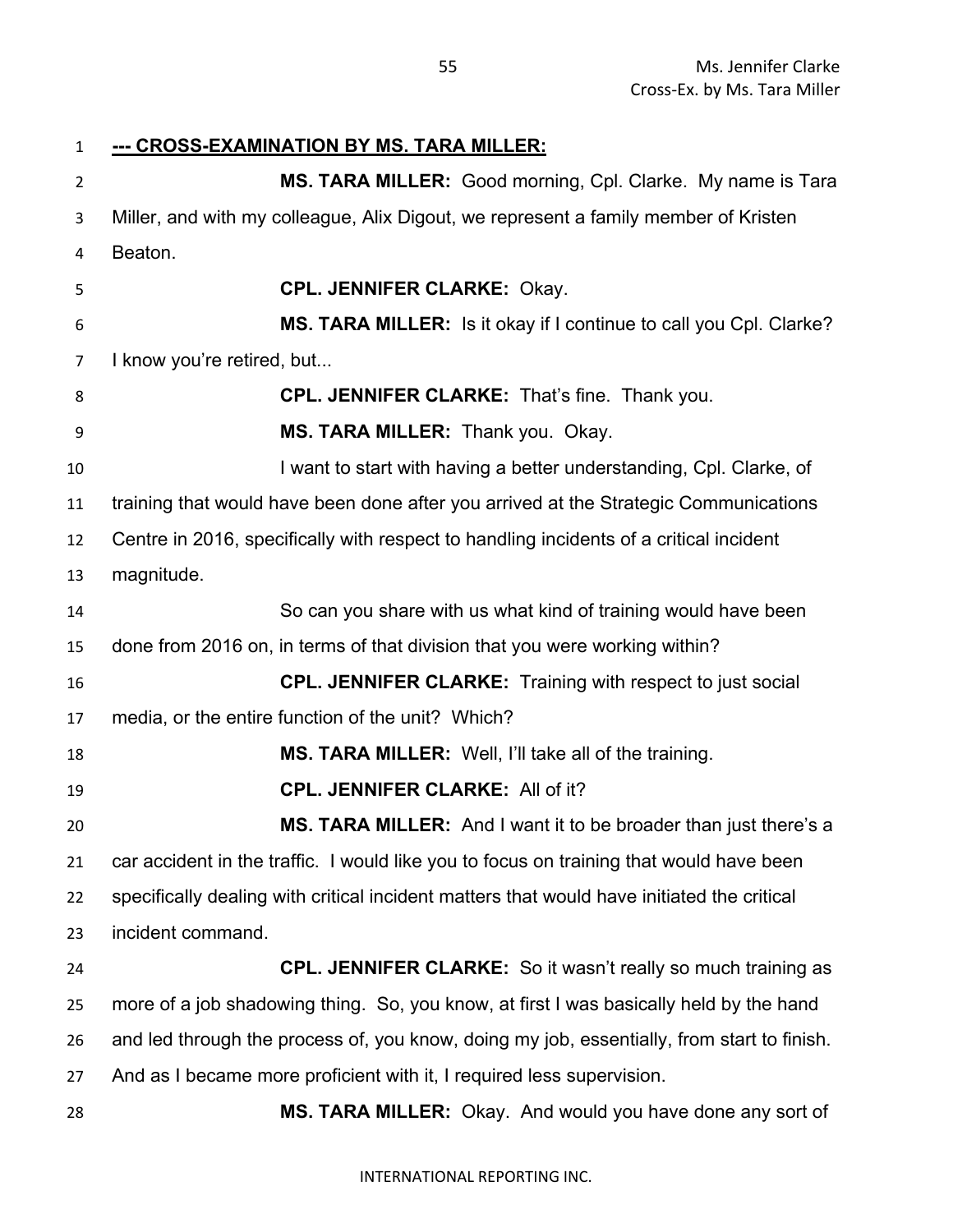**--- CROSS-EXAMINATION BY MS. TARA MILLER:**

**MS. TARA MILLER:** Good morning, Cpl. Clarke. My name is Tara Miller, and with my colleague, Alix Digout, we represent a family member of Kristen Beaton.

**CPL. JENNIFER CLARKE:** Okay.

**MS. TARA MILLER:** Is it okay if I continue to call you Cpl. Clarke? I know you're retired, but...

**CPL. JENNIFER CLARKE:** That's fine. Thank you.

**MS. TARA MILLER:** Thank you. Okay.

I want to start with having a better understanding, Cpl. Clarke, of training that would have been done after you arrived at the Strategic Communications Centre in 2016, specifically with respect to handling incidents of a critical incident magnitude.

So can you share with us what kind of training would have been done from 2016 on, in terms of that division that you were working within?

**CPL. JENNIFER CLARKE:** Training with respect to just social media, or the entire function of the unit? Which?

**MS. TARA MILLER:** Well, I'll take all of the training.

**CPL. JENNIFER CLARKE:** All of it?

**MS. TARA MILLER:** And I want it to be broader than just there's a car accident in the traffic. I would like you to focus on training that would have been specifically dealing with critical incident matters that would have initiated the critical incident command.

**CPL. JENNIFER CLARKE:** So it wasn't really so much training as more of a job shadowing thing. So, you know, at first I was basically held by the hand and led through the process of, you know, doing my job, essentially, from start to finish. And as I became more proficient with it, I required less supervision.

**MS. TARA MILLER:** Okay. And would you have done any sort of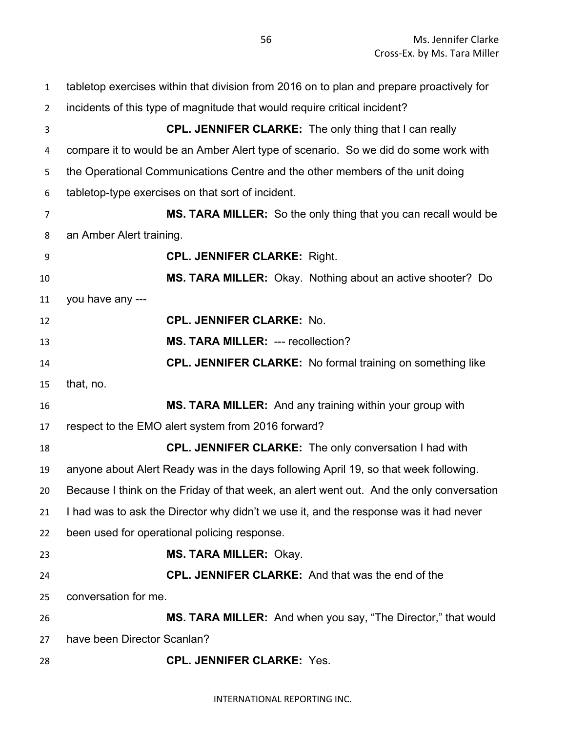tabletop exercises within that division from 2016 on to plan and prepare proactively for incidents of this type of magnitude that would require critical incident?

**CPL. JENNIFER CLARKE:** The only thing that I can really compare it to would be an Amber Alert type of scenario. So we did do some work with the Operational Communications Centre and the other members of the unit doing tabletop-type exercises on that sort of incident.

**MS. TARA MILLER:** So the only thing that you can recall would be an Amber Alert training.

**CPL. JENNIFER CLARKE:** Right.

**MS. TARA MILLER:** Okay. Nothing about an active shooter? Do you have any ---

**CPL. JENNIFER CLARKE:** No.

**MS. TARA MILLER:** --- recollection?

**CPL. JENNIFER CLARKE:** No formal training on something like that, no.

**MS. TARA MILLER:** And any training within your group with respect to the EMO alert system from 2016 forward?

**CPL. JENNIFER CLARKE:** The only conversation I had with anyone about Alert Ready was in the days following April 19, so that week following. Because I think on the Friday of that week, an alert went out. And the only conversation I had was to ask the Director why didn't we use it, and the response was it had never been used for operational policing response.

**MS. TARA MILLER:** Okay.

**CPL. JENNIFER CLARKE:** And that was the end of the conversation for me.

**MS. TARA MILLER:** And when you say, "The Director," that would have been Director Scanlan?

**CPL. JENNIFER CLARKE:** Yes.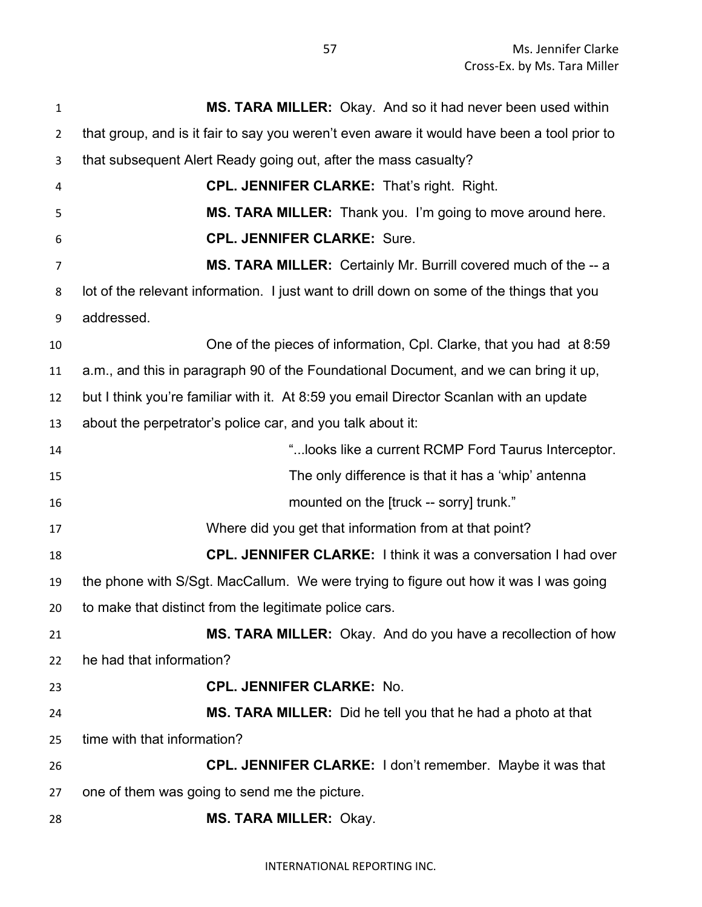**MS. TARA MILLER:** Okay. And so it had never been used within that group, and is it fair to say you weren't even aware it would have been a tool prior to that subsequent Alert Ready going out, after the mass casualty?

**CPL. JENNIFER CLARKE:** That's right. Right.

**MS. TARA MILLER:** Thank you. I'm going to move around here.

**CPL. JENNIFER CLARKE:** Sure.

**MS. TARA MILLER:** Certainly Mr. Burrill covered much of the -- a lot of the relevant information. I just want to drill down on some of the things that you addressed.

One of the pieces of information, Cpl. Clarke, that you had at 8:59 a.m., and this in paragraph 90 of the Foundational Document, and we can bring it up, but I think you're familiar with it. At 8:59 you email Director Scanlan with an update about the perpetrator's police car, and you talk about it:

> "...looks like a current RCMP Ford Taurus Interceptor. The only difference is that it has a 'whip' antenna mounted on the [truck -- sorry] trunk."

Where did you get that information from at that point?

**CPL. JENNIFER CLARKE:** I think it was a conversation I had over the phone with S/Sgt. MacCallum. We were trying to figure out how it was I was going to make that distinct from the legitimate police cars.

**MS. TARA MILLER:** Okay. And do you have a recollection of how he had that information?

**CPL. JENNIFER CLARKE:** No.

**MS. TARA MILLER:** Did he tell you that he had a photo at that time with that information?

**CPL. JENNIFER CLARKE:** I don't remember. Maybe it was that one of them was going to send me the picture.

**MS. TARA MILLER:** Okay.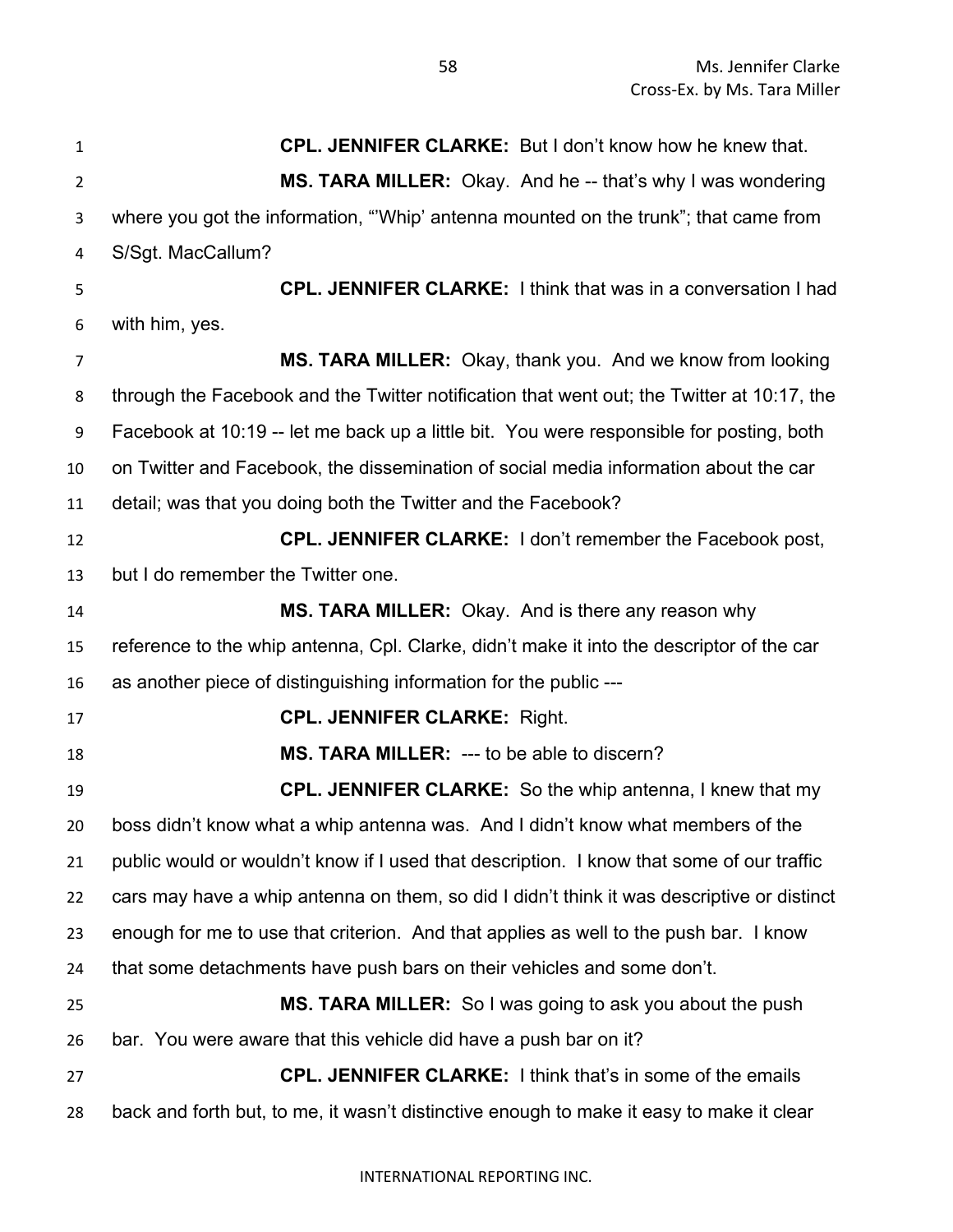**CPL. JENNIFER CLARKE:** But I don't know how he knew that.

**MS. TARA MILLER:** Okay. And he -- that's why I was wondering where you got the information, "'Whip' antenna mounted on the trunk"; that came from S/Sgt. MacCallum?

**CPL. JENNIFER CLARKE:** I think that was in a conversation I had with him, yes.

**MS. TARA MILLER:** Okay, thank you. And we know from looking through the Facebook and the Twitter notification that went out; the Twitter at 10:17, the Facebook at 10:19 -- let me back up a little bit. You were responsible for posting, both on Twitter and Facebook, the dissemination of social media information about the car detail; was that you doing both the Twitter and the Facebook?

**CPL. JENNIFER CLARKE:** I don't remember the Facebook post, but I do remember the Twitter one.

**MS. TARA MILLER:** Okay. And is there any reason why reference to the whip antenna, Cpl. Clarke, didn't make it into the descriptor of the car as another piece of distinguishing information for the public ---

**CPL. JENNIFER CLARKE:** Right.

**MS. TARA MILLER:** --- to be able to discern?

**CPL. JENNIFER CLARKE:** So the whip antenna, I knew that my boss didn't know what a whip antenna was. And I didn't know what members of the public would or wouldn't know if I used that description. I know that some of our traffic cars may have a whip antenna on them, so did I didn't think it was descriptive or distinct enough for me to use that criterion. And that applies as well to the push bar. I know that some detachments have push bars on their vehicles and some don't.

**MS. TARA MILLER:** So I was going to ask you about the push bar. You were aware that this vehicle did have a push bar on it?

**CPL. JENNIFER CLARKE:** I think that's in some of the emails back and forth but, to me, it wasn't distinctive enough to make it easy to make it clear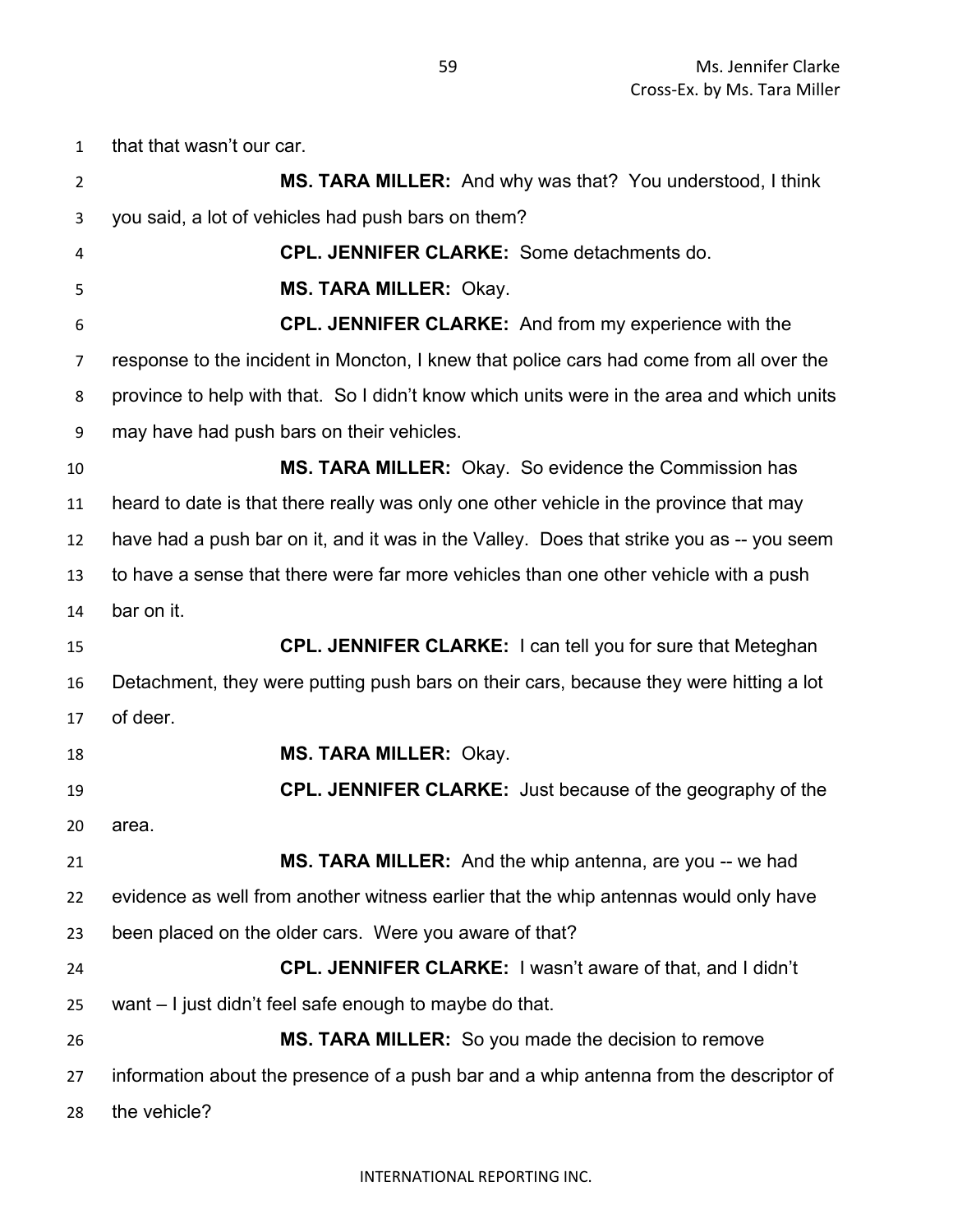that that wasn't our car.

**MS. TARA MILLER:** And why was that? You understood, I think you said, a lot of vehicles had push bars on them?

**CPL. JENNIFER CLARKE:** Some detachments do.

**MS. TARA MILLER:** Okay.

**CPL. JENNIFER CLARKE:** And from my experience with the response to the incident in Moncton, I knew that police cars had come from all over the province to help with that. So I didn't know which units were in the area and which units may have had push bars on their vehicles.

**MS. TARA MILLER:** Okay. So evidence the Commission has heard to date is that there really was only one other vehicle in the province that may have had a push bar on it, and it was in the Valley. Does that strike you as -- you seem to have a sense that there were far more vehicles than one other vehicle with a push bar on it.

**CPL. JENNIFER CLARKE:** I can tell you for sure that Meteghan Detachment, they were putting push bars on their cars, because they were hitting a lot of deer.

**MS. TARA MILLER:** Okay.

**CPL. JENNIFER CLARKE:** Just because of the geography of the area.

**MS. TARA MILLER:** And the whip antenna, are you -- we had evidence as well from another witness earlier that the whip antennas would only have been placed on the older cars. Were you aware of that?

**CPL. JENNIFER CLARKE:** I wasn't aware of that, and I didn't want – I just didn't feel safe enough to maybe do that.

**MS. TARA MILLER:** So you made the decision to remove information about the presence of a push bar and a whip antenna from the descriptor of the vehicle?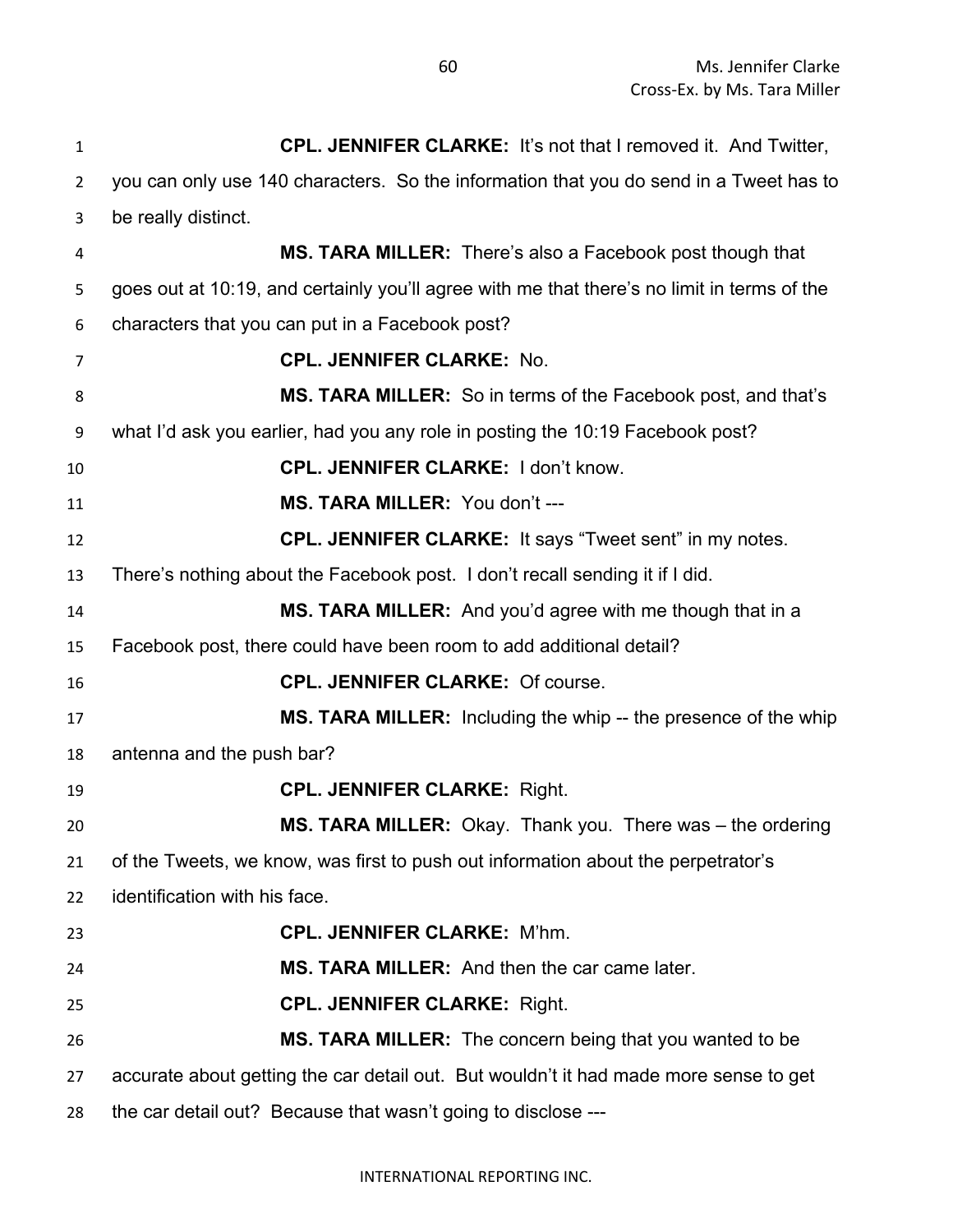**CPL. JENNIFER CLARKE:** It's not that I removed it. And Twitter, you can only use 140 characters. So the information that you do send in a Tweet has to be really distinct.

**MS. TARA MILLER:** There's also a Facebook post though that goes out at 10:19, and certainly you'll agree with me that there's no limit in terms of the characters that you can put in a Facebook post?

**CPL. JENNIFER CLARKE:** No.

**MS. TARA MILLER:** So in terms of the Facebook post, and that's what I'd ask you earlier, had you any role in posting the 10:19 Facebook post?

**CPL. JENNIFER CLARKE:** I don't know.

**MS. TARA MILLER:** You don't ---

**CPL. JENNIFER CLARKE:** It says "Tweet sent" in my notes. There's nothing about the Facebook post. I don't recall sending it if I did.

**MS. TARA MILLER:** And you'd agree with me though that in a Facebook post, there could have been room to add additional detail?

**CPL. JENNIFER CLARKE:** Of course.

**MS. TARA MILLER:** Including the whip -- the presence of the whip antenna and the push bar?

**CPL. JENNIFER CLARKE:** Right.

**MS. TARA MILLER:** Okay. Thank you. There was – the ordering of the Tweets, we know, was first to push out information about the perpetrator's identification with his face.

**CPL. JENNIFER CLARKE:** M'hm.

**MS. TARA MILLER:** And then the car came later.

**CPL. JENNIFER CLARKE:** Right.

**MS. TARA MILLER:** The concern being that you wanted to be accurate about getting the car detail out. But wouldn't it had made more sense to get the car detail out? Because that wasn't going to disclose ---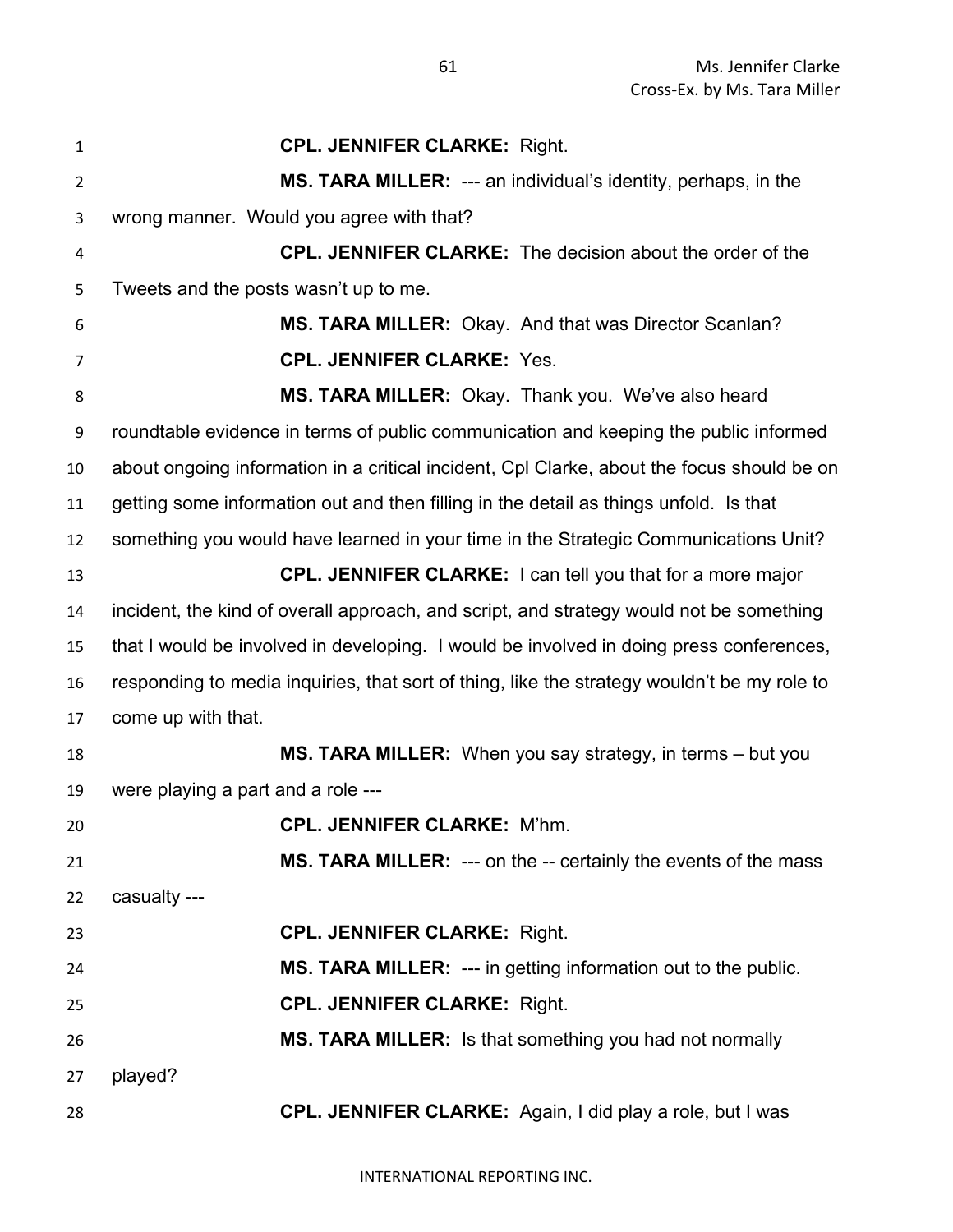**CPL. JENNIFER CLARKE:** Right.

**MS. TARA MILLER:** --- an individual's identity, perhaps, in the wrong manner. Would you agree with that?

**CPL. JENNIFER CLARKE:** The decision about the order of the Tweets and the posts wasn't up to me.

**MS. TARA MILLER:** Okay. And that was Director Scanlan?

**CPL. JENNIFER CLARKE:** Yes.

**MS. TARA MILLER:** Okay. Thank you. We've also heard roundtable evidence in terms of public communication and keeping the public informed about ongoing information in a critical incident, Cpl Clarke, about the focus should be on getting some information out and then filling in the detail as things unfold. Is that something you would have learned in your time in the Strategic Communications Unit?

**CPL. JENNIFER CLARKE:** I can tell you that for a more major incident, the kind of overall approach, and script, and strategy would not be something that I would be involved in developing. I would be involved in doing press conferences, responding to media inquiries, that sort of thing, like the strategy wouldn't be my role to come up with that.

**MS. TARA MILLER:** When you say strategy, in terms – but you were playing a part and a role ---

**CPL. JENNIFER CLARKE:** M'hm.

**MS. TARA MILLER:** --- on the -- certainly the events of the mass casualty ---

**CPL. JENNIFER CLARKE:** Right.

**MS. TARA MILLER:** --- in getting information out to the public.

**CPL. JENNIFER CLARKE:** Right.

**MS. TARA MILLER:** Is that something you had not normally played?

**CPL. JENNIFER CLARKE:** Again, I did play a role, but I was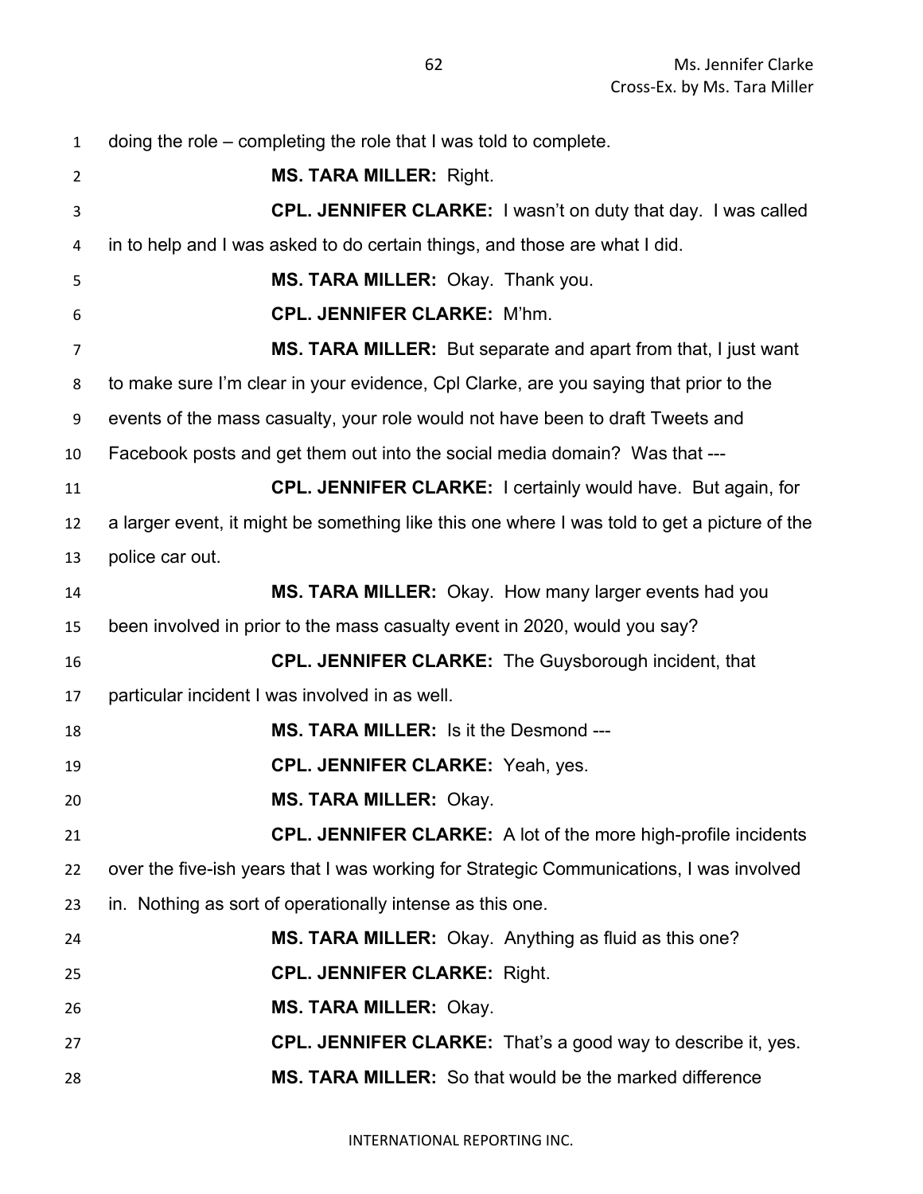doing the role – completing the role that I was told to complete.

**MS. TARA MILLER:** Right.

**CPL. JENNIFER CLARKE:** I wasn't on duty that day. I was called in to help and I was asked to do certain things, and those are what I did.

**MS. TARA MILLER:** Okay. Thank you.

**CPL. JENNIFER CLARKE:** M'hm.

**MS. TARA MILLER:** But separate and apart from that, I just want to make sure I'm clear in your evidence, Cpl Clarke, are you saying that prior to the events of the mass casualty, your role would not have been to draft Tweets and Facebook posts and get them out into the social media domain? Was that ---

**CPL. JENNIFER CLARKE:** I certainly would have. But again, for a larger event, it might be something like this one where I was told to get a picture of the police car out.

**MS. TARA MILLER:** Okay. How many larger events had you been involved in prior to the mass casualty event in 2020, would you say?

**CPL. JENNIFER CLARKE:** The Guysborough incident, that particular incident I was involved in as well.

**MS. TARA MILLER:** Is it the Desmond ---

**CPL. JENNIFER CLARKE:** Yeah, yes.

**MS. TARA MILLER:** Okay.

**CPL. JENNIFER CLARKE:** A lot of the more high-profile incidents over the five-ish years that I was working for Strategic Communications, I was involved in. Nothing as sort of operationally intense as this one.

**MS. TARA MILLER:** Okay. Anything as fluid as this one?

**CPL. JENNIFER CLARKE:** Right.

**MS. TARA MILLER:** Okay.

**CPL. JENNIFER CLARKE:** That's a good way to describe it, yes.

**MS. TARA MILLER:** So that would be the marked difference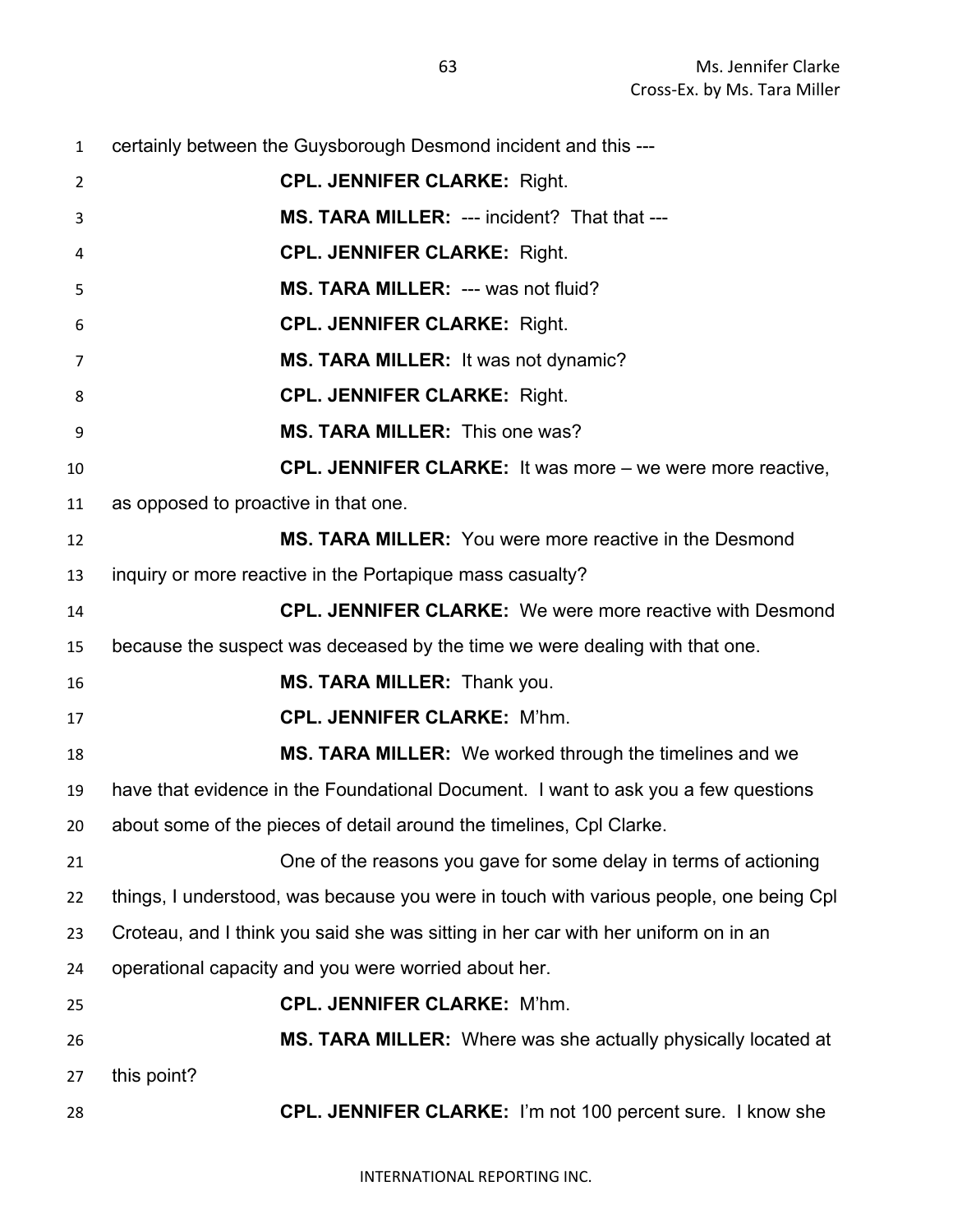certainly between the Guysborough Desmond incident and this ---

**CPL. JENNIFER CLARKE:** Right.

**MS. TARA MILLER:** --- incident? That that ---

**CPL. JENNIFER CLARKE:** Right.

**MS. TARA MILLER:** --- was not fluid?

**CPL. JENNIFER CLARKE:** Right.

**MS. TARA MILLER:** It was not dynamic?

**CPL. JENNIFER CLARKE:** Right.

**MS. TARA MILLER:** This one was?

**CPL. JENNIFER CLARKE:** It was more – we were more reactive, as opposed to proactive in that one.

**MS. TARA MILLER:** You were more reactive in the Desmond inquiry or more reactive in the Portapique mass casualty?

**CPL. JENNIFER CLARKE:** We were more reactive with Desmond because the suspect was deceased by the time we were dealing with that one.

**MS. TARA MILLER:** Thank you.

**CPL. JENNIFER CLARKE:** M'hm.

**MS. TARA MILLER:** We worked through the timelines and we have that evidence in the Foundational Document. I want to ask you a few questions about some of the pieces of detail around the timelines, Cpl Clarke.

One of the reasons you gave for some delay in terms of actioning things, I understood, was because you were in touch with various people, one being Cpl Croteau, and I think you said she was sitting in her car with her uniform on in an operational capacity and you were worried about her.

**CPL. JENNIFER CLARKE:** M'hm.

**MS. TARA MILLER:** Where was she actually physically located at this point?

**CPL. JENNIFER CLARKE:** I'm not 100 percent sure. I know she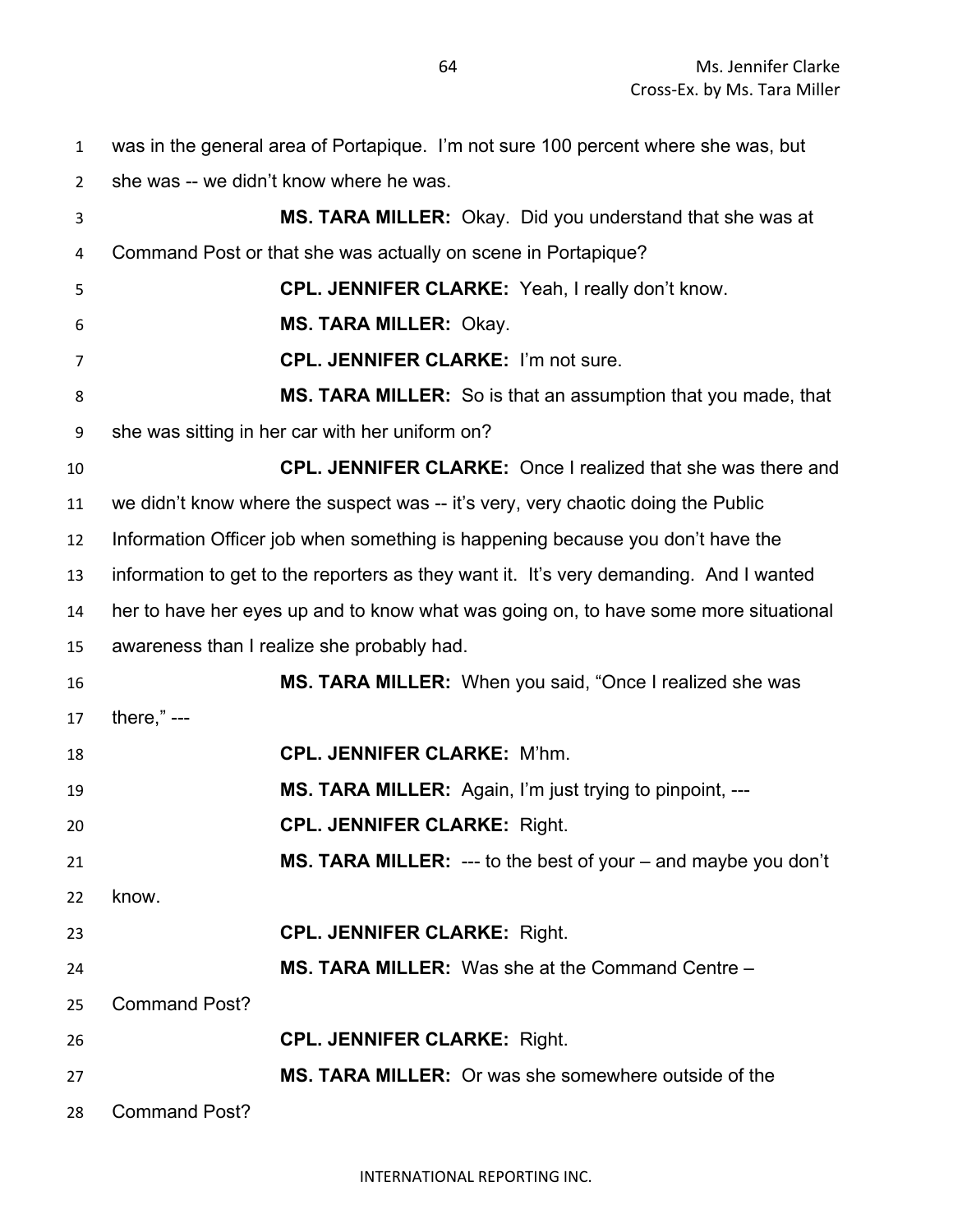was in the general area of Portapique. I'm not sure 100 percent where she was, but she was -- we didn't know where he was.

**MS. TARA MILLER:** Okay. Did you understand that she was at Command Post or that she was actually on scene in Portapique?

**CPL. JENNIFER CLARKE:** Yeah, I really don't know.

**MS. TARA MILLER:** Okay.

**CPL. JENNIFER CLARKE:** I'm not sure.

**MS. TARA MILLER:** So is that an assumption that you made, that she was sitting in her car with her uniform on?

**CPL. JENNIFER CLARKE:** Once I realized that she was there and we didn't know where the suspect was -- it's very, very chaotic doing the Public Information Officer job when something is happening because you don't have the information to get to the reporters as they want it. It's very demanding. And I wanted her to have her eyes up and to know what was going on, to have some more situational awareness than I realize she probably had.

**MS. TARA MILLER:** When you said, "Once I realized she was there," ---

**CPL. JENNIFER CLARKE:** M'hm.

**MS. TARA MILLER:** Again, I'm just trying to pinpoint, ---

**CPL. JENNIFER CLARKE:** Right.

**MS. TARA MILLER:** --- to the best of your – and maybe you don't know.

**CPL. JENNIFER CLARKE:** Right.

**MS. TARA MILLER:** Was she at the Command Centre – Command Post?

**CPL. JENNIFER CLARKE:** Right.

**MS. TARA MILLER:** Or was she somewhere outside of the Command Post?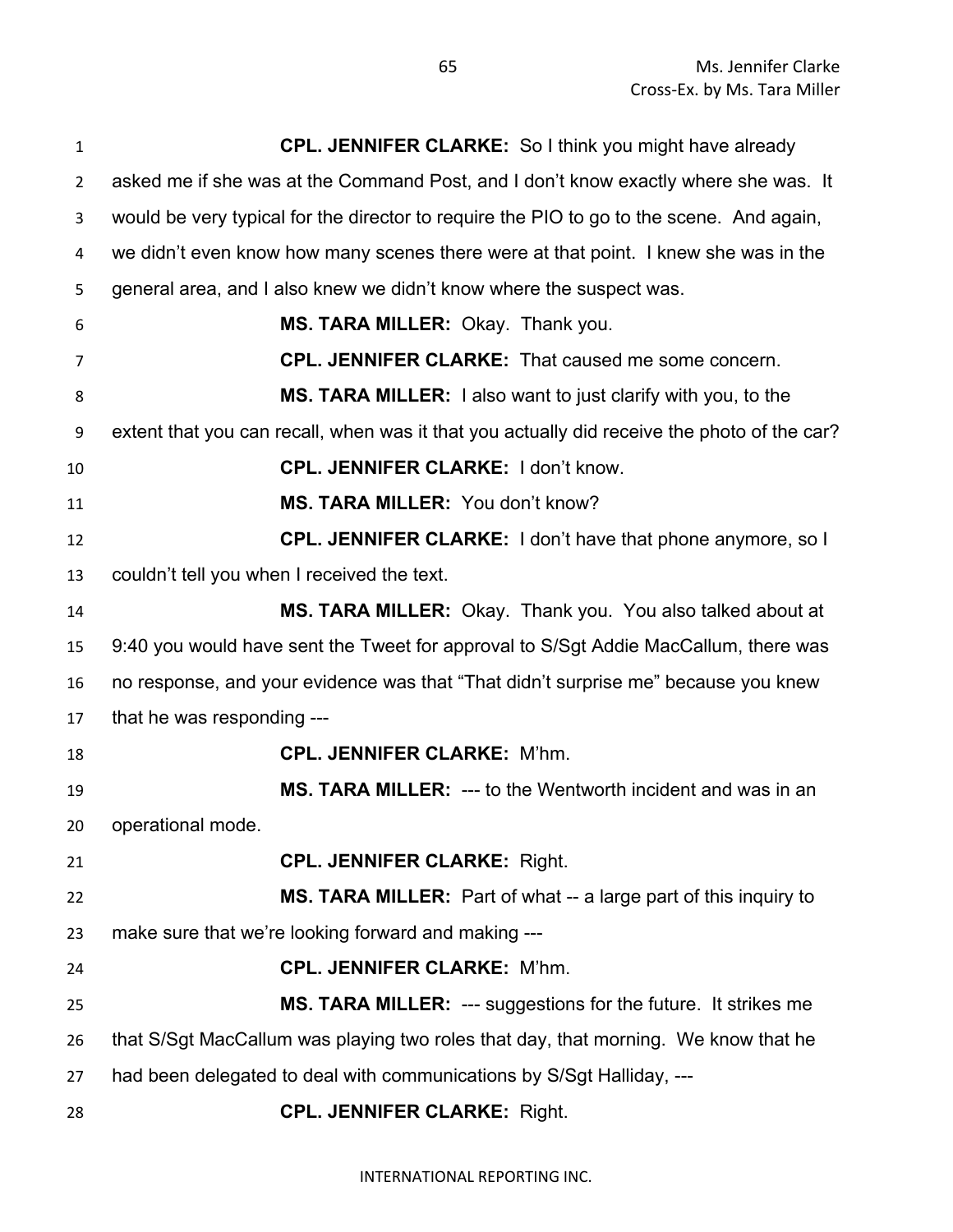**CPL. JENNIFER CLARKE:** So I think you might have already asked me if she was at the Command Post, and I don't know exactly where she was. It would be very typical for the director to require the PIO to go to the scene. And again, we didn't even know how many scenes there were at that point. I knew she was in the general area, and I also knew we didn't know where the suspect was.

**MS. TARA MILLER:** Okay. Thank you.

**CPL. JENNIFER CLARKE:** That caused me some concern.

**MS. TARA MILLER:** I also want to just clarify with you, to the extent that you can recall, when was it that you actually did receive the photo of the car?

**CPL. JENNIFER CLARKE:** I don't know.

**MS. TARA MILLER:** You don't know?

**CPL. JENNIFER CLARKE:** I don't have that phone anymore, so I couldn't tell you when I received the text.

**MS. TARA MILLER:** Okay. Thank you. You also talked about at 9:40 you would have sent the Tweet for approval to S/Sgt Addie MacCallum, there was no response, and your evidence was that "That didn't surprise me" because you knew that he was responding ---

**CPL. JENNIFER CLARKE:** M'hm.

**MS. TARA MILLER:** --- to the Wentworth incident and was in an operational mode.

**CPL. JENNIFER CLARKE:** Right.

**MS. TARA MILLER:** Part of what -- a large part of this inquiry to make sure that we're looking forward and making ---

**CPL. JENNIFER CLARKE:** M'hm.

**MS. TARA MILLER:** --- suggestions for the future. It strikes me that S/Sgt MacCallum was playing two roles that day, that morning. We know that he had been delegated to deal with communications by S/Sgt Halliday, ---

**CPL. JENNIFER CLARKE:** Right.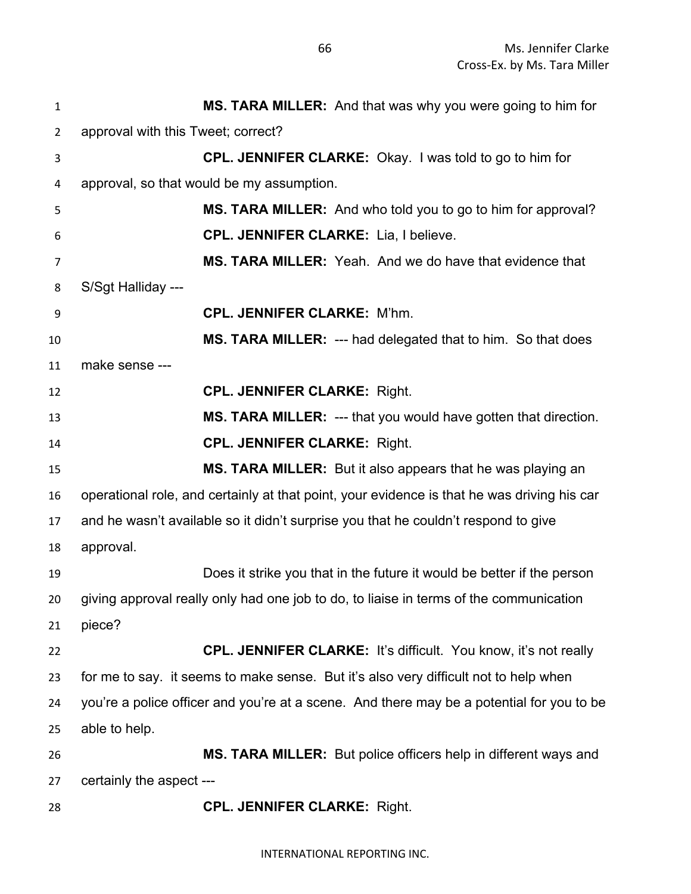**MS. TARA MILLER:** And that was why you were going to him for approval with this Tweet; correct?

**CPL. JENNIFER CLARKE:** Okay. I was told to go to him for approval, so that would be my assumption.

**MS. TARA MILLER:** And who told you to go to him for approval?

**CPL. JENNIFER CLARKE:** Lia, I believe.

**MS. TARA MILLER:** Yeah. And we do have that evidence that S/Sgt Halliday ---

**CPL. JENNIFER CLARKE:** M'hm.

**MS. TARA MILLER:** --- had delegated that to him. So that does make sense ---

**CPL. JENNIFER CLARKE:** Right.

**MS. TARA MILLER:** --- that you would have gotten that direction.

**CPL. JENNIFER CLARKE:** Right.

**MS. TARA MILLER:** But it also appears that he was playing an operational role, and certainly at that point, your evidence is that he was driving his car and he wasn't available so it didn't surprise you that he couldn't respond to give approval.

Does it strike you that in the future it would be better if the person giving approval really only had one job to do, to liaise in terms of the communication piece?

**CPL. JENNIFER CLARKE:** It's difficult. You know, it's not really for me to say. it seems to make sense. But it's also very difficult not to help when you're a police officer and you're at a scene. And there may be a potential for you to be able to help.

**MS. TARA MILLER:** But police officers help in different ways and certainly the aspect ---

**CPL. JENNIFER CLARKE:** Right.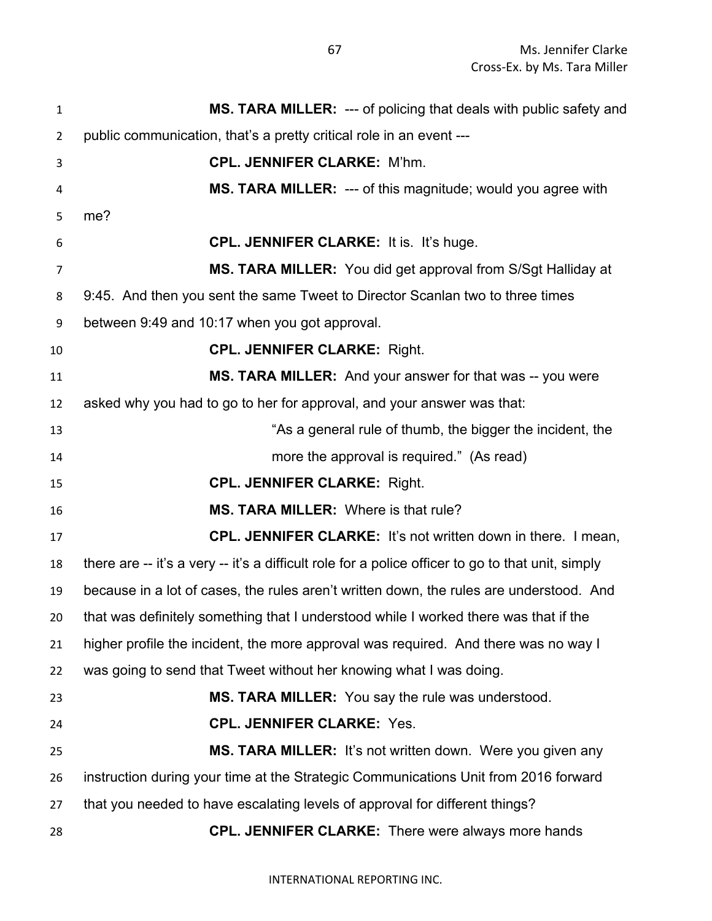**MS. TARA MILLER:** --- of policing that deals with public safety and public communication, that's a pretty critical role in an event ---

**CPL. JENNIFER CLARKE:** M'hm.

**MS. TARA MILLER:** --- of this magnitude; would you agree with me?

**CPL. JENNIFER CLARKE:** It is. It's huge.

**MS. TARA MILLER:** You did get approval from S/Sgt Halliday at 9:45. And then you sent the same Tweet to Director Scanlan two to three times between 9:49 and 10:17 when you got approval.

**CPL. JENNIFER CLARKE:** Right.

**MS. TARA MILLER:** And your answer for that was -- you were asked why you had to go to her for approval, and your answer was that:

> "As a general rule of thumb, the bigger the incident, the more the approval is required." (As read)

**CPL. JENNIFER CLARKE:** Right.

**MS. TARA MILLER:** Where is that rule?

**CPL. JENNIFER CLARKE:** It's not written down in there. I mean, there are -- it's a very -- it's a difficult role for a police officer to go to that unit, simply because in a lot of cases, the rules aren't written down, the rules are understood. And that was definitely something that I understood while I worked there was that if the higher profile the incident, the more approval was required. And there was no way I was going to send that Tweet without her knowing what I was doing.

**MS. TARA MILLER:** You say the rule was understood.

**CPL. JENNIFER CLARKE:** Yes.

**MS. TARA MILLER:** It's not written down. Were you given any instruction during your time at the Strategic Communications Unit from 2016 forward that you needed to have escalating levels of approval for different things?

**CPL. JENNIFER CLARKE:** There were always more hands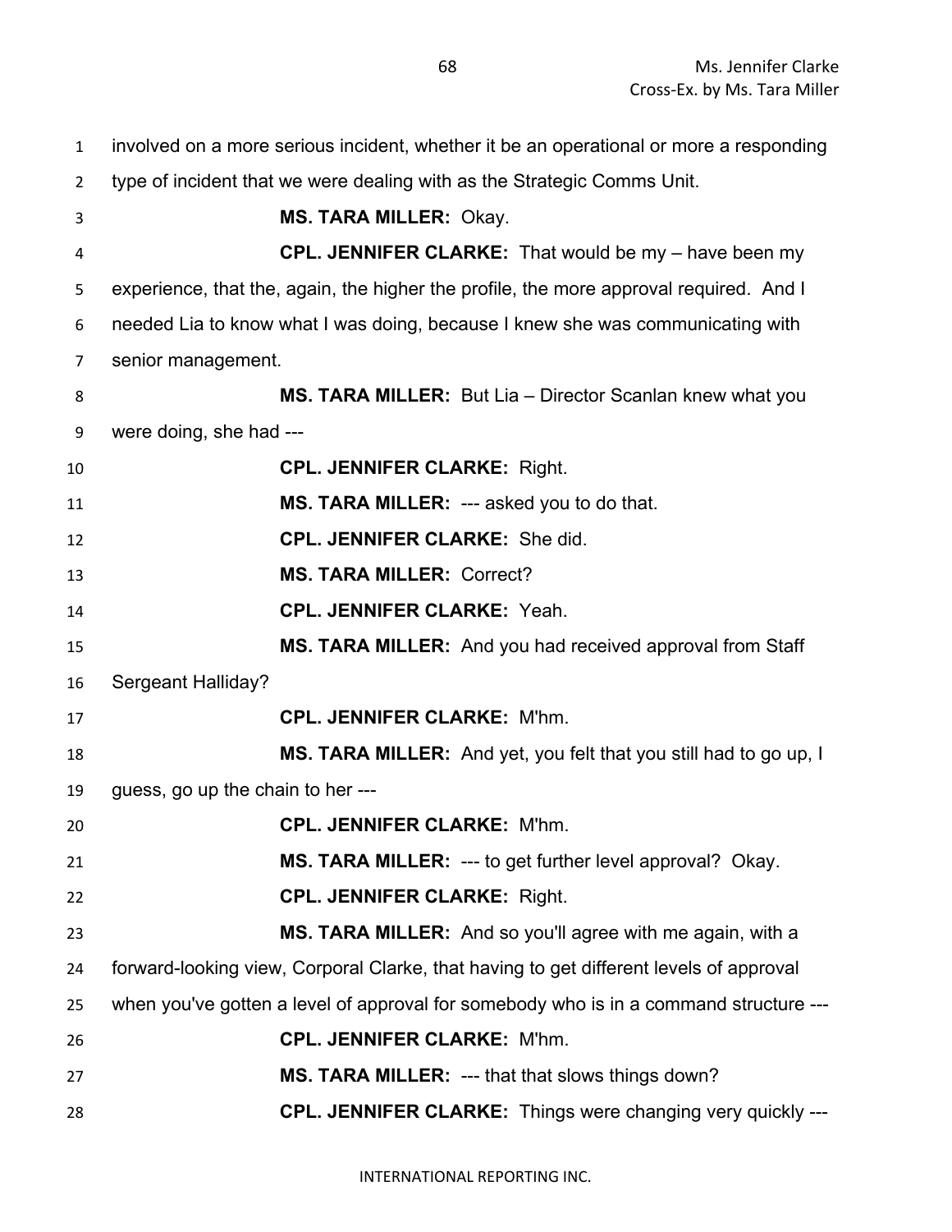involved on a more serious incident, whether it be an operational or more a responding type of incident that we were dealing with as the Strategic Comms Unit.

**MS. TARA MILLER:** Okay.

**CPL. JENNIFER CLARKE:** That would be my – have been my experience, that the, again, the higher the profile, the more approval required. And I needed Lia to know what I was doing, because I knew she was communicating with senior management.

**MS. TARA MILLER:** But Lia – Director Scanlan knew what you were doing, she had ---

**CPL. JENNIFER CLARKE:** Right.

**MS. TARA MILLER:** --- asked you to do that.

**CPL. JENNIFER CLARKE:** She did.

**MS. TARA MILLER:** Correct?

**CPL. JENNIFER CLARKE:** Yeah.

**MS. TARA MILLER:** And you had received approval from Staff Sergeant Halliday?

**CPL. JENNIFER CLARKE:** M'hm.

**MS. TARA MILLER:** And yet, you felt that you still had to go up, I guess, go up the chain to her ---

**CPL. JENNIFER CLARKE:** M'hm.

**MS. TARA MILLER:** --- to get further level approval? Okay.

**CPL. JENNIFER CLARKE:** Right.

**MS. TARA MILLER:** And so you'll agree with me again, with a forward-looking view, Corporal Clarke, that having to get different levels of approval when you've gotten a level of approval for somebody who is in a command structure ---

**CPL. JENNIFER CLARKE:** M'hm.

**MS. TARA MILLER:** --- that that slows things down?

**CPL. JENNIFER CLARKE:** Things were changing very quickly ---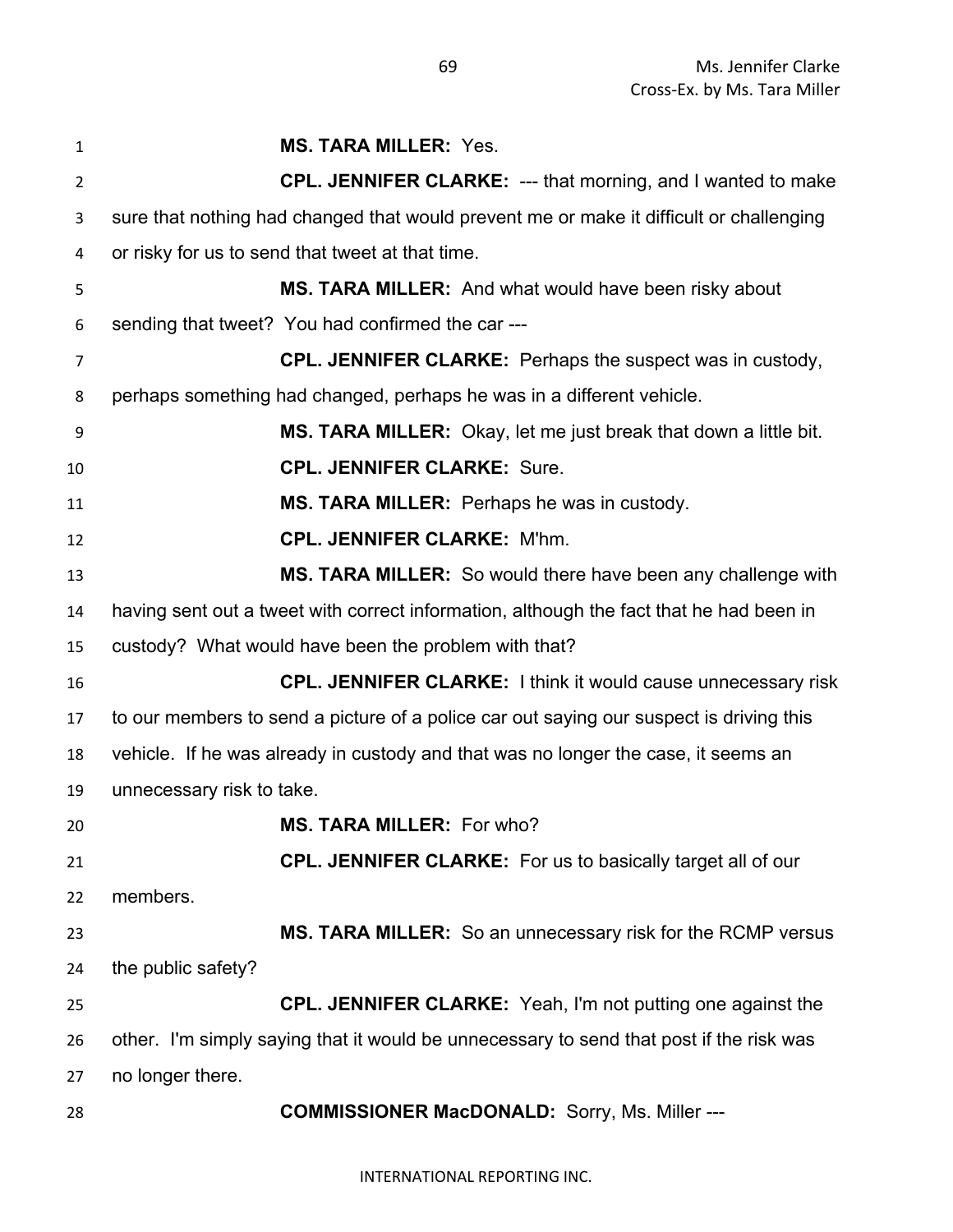**MS. TARA MILLER:** Yes.

**CPL. JENNIFER CLARKE:** --- that morning, and I wanted to make sure that nothing had changed that would prevent me or make it difficult or challenging or risky for us to send that tweet at that time.

**MS. TARA MILLER:** And what would have been risky about sending that tweet? You had confirmed the car ---

**CPL. JENNIFER CLARKE:** Perhaps the suspect was in custody, perhaps something had changed, perhaps he was in a different vehicle.

**MS. TARA MILLER:** Okay, let me just break that down a little bit.

**CPL. JENNIFER CLARKE:** Sure.

**MS. TARA MILLER:** Perhaps he was in custody.

**CPL. JENNIFER CLARKE:** M'hm.

**MS. TARA MILLER:** So would there have been any challenge with having sent out a tweet with correct information, although the fact that he had been in custody? What would have been the problem with that?

**CPL. JENNIFER CLARKE:** I think it would cause unnecessary risk to our members to send a picture of a police car out saying our suspect is driving this vehicle. If he was already in custody and that was no longer the case, it seems an unnecessary risk to take.

**MS. TARA MILLER:** For who?

**CPL. JENNIFER CLARKE:** For us to basically target all of our members.

**MS. TARA MILLER:** So an unnecessary risk for the RCMP versus the public safety?

**CPL. JENNIFER CLARKE:** Yeah, I'm not putting one against the other. I'm simply saying that it would be unnecessary to send that post if the risk was no longer there.

**COMMISSIONER MacDONALD:** Sorry, Ms. Miller ---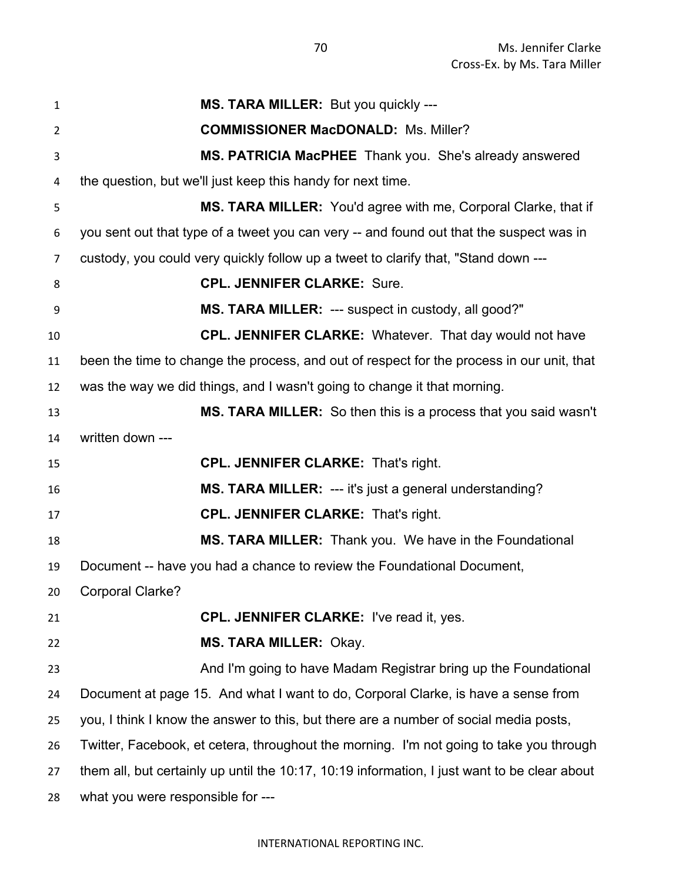**MS. TARA MILLER:** But you quickly ---

**COMMISSIONER MacDONALD:** Ms. Miller?

**MS. PATRICIA MacPHEE** Thank you. She's already answered the question, but we'll just keep this handy for next time.

**MS. TARA MILLER:** You'd agree with me, Corporal Clarke, that if you sent out that type of a tweet you can very -- and found out that the suspect was in custody, you could very quickly follow up a tweet to clarify that, "Stand down ---

**CPL. JENNIFER CLARKE:** Sure.

**MS. TARA MILLER:** --- suspect in custody, all good?"

**CPL. JENNIFER CLARKE:** Whatever. That day would not have been the time to change the process, and out of respect for the process in our unit, that was the way we did things, and I wasn't going to change it that morning.

**MS. TARA MILLER:** So then this is a process that you said wasn't written down ---

**CPL. JENNIFER CLARKE:** That's right.

**MS. TARA MILLER:** --- it's just a general understanding?

**CPL. JENNIFER CLARKE:** That's right.

**MS. TARA MILLER:** Thank you. We have in the Foundational Document -- have you had a chance to review the Foundational Document, Corporal Clarke?

**CPL. JENNIFER CLARKE:** I've read it, yes.

**MS. TARA MILLER:** Okay.

And I'm going to have Madam Registrar bring up the Foundational Document at page 15. And what I want to do, Corporal Clarke, is have a sense from you, I think I know the answer to this, but there are a number of social media posts, Twitter, Facebook, et cetera, throughout the morning. I'm not going to take you through them all, but certainly up until the 10:17, 10:19 information, I just want to be clear about what you were responsible for ---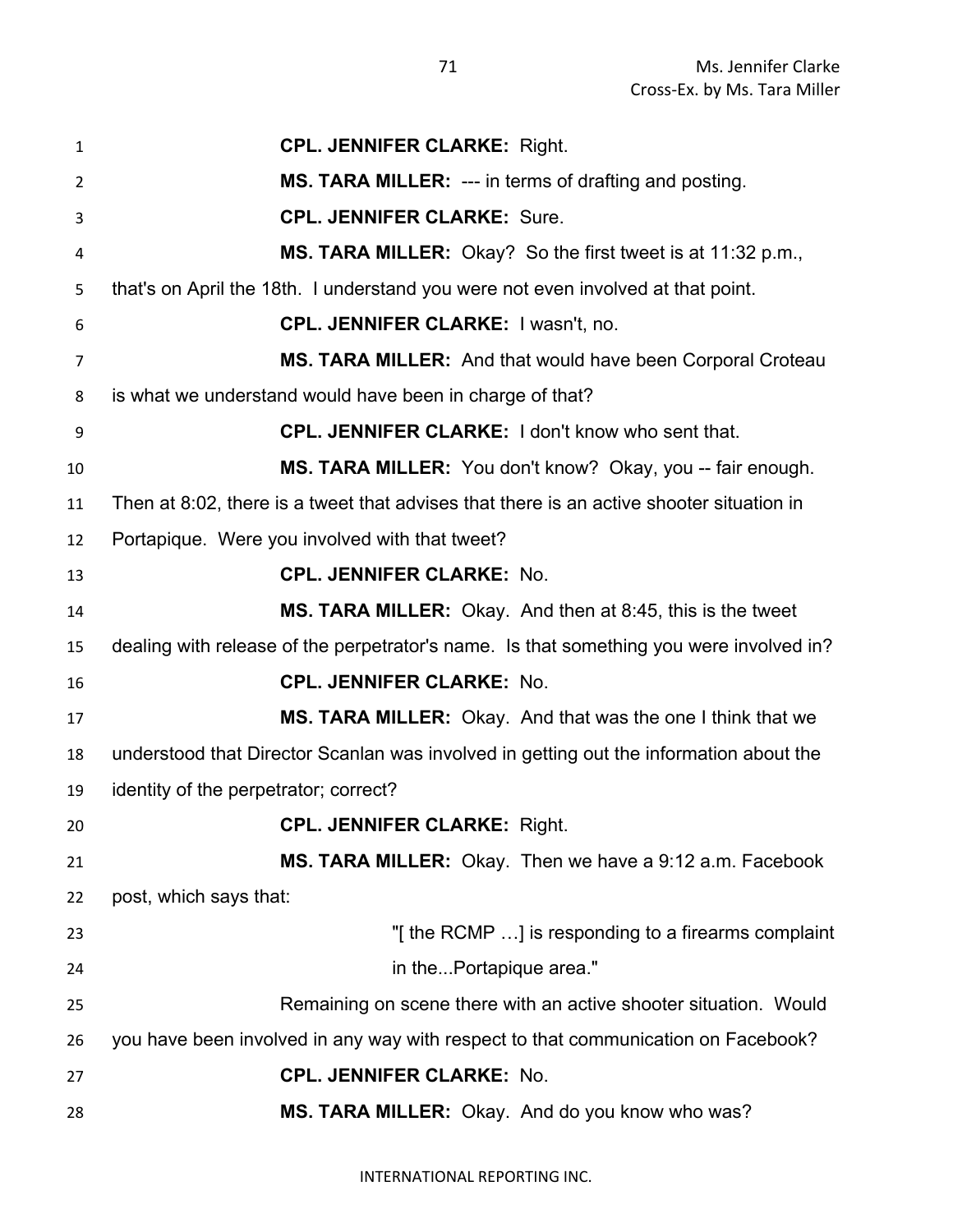**CPL. JENNIFER CLARKE:** Right.

**MS. TARA MILLER:** --- in terms of drafting and posting.

**CPL. JENNIFER CLARKE:** Sure.

**MS. TARA MILLER:** Okay? So the first tweet is at 11:32 p.m., that's on April the 18th. I understand you were not even involved at that point.

**CPL. JENNIFER CLARKE:** I wasn't, no.

**MS. TARA MILLER:** And that would have been Corporal Croteau is what we understand would have been in charge of that?

**CPL. JENNIFER CLARKE:** I don't know who sent that.

**MS. TARA MILLER:** You don't know? Okay, you -- fair enough. Then at 8:02, there is a tweet that advises that there is an active shooter situation in Portapique. Were you involved with that tweet?

**CPL. JENNIFER CLARKE:** No.

**MS. TARA MILLER:** Okay. And then at 8:45, this is the tweet dealing with release of the perpetrator's name. Is that something you were involved in?

**CPL. JENNIFER CLARKE:** No.

**MS. TARA MILLER:** Okay. And that was the one I think that we understood that Director Scanlan was involved in getting out the information about the identity of the perpetrator; correct?

**CPL. JENNIFER CLARKE:** Right.

**MS. TARA MILLER:** Okay. Then we have a 9:12 a.m. Facebook post, which says that:

> "[ the RCMP …] is responding to a firearms complaint in the...Portapique area."

Remaining on scene there with an active shooter situation. Would you have been involved in any way with respect to that communication on Facebook?

**CPL. JENNIFER CLARKE:** No.

**MS. TARA MILLER:** Okay. And do you know who was?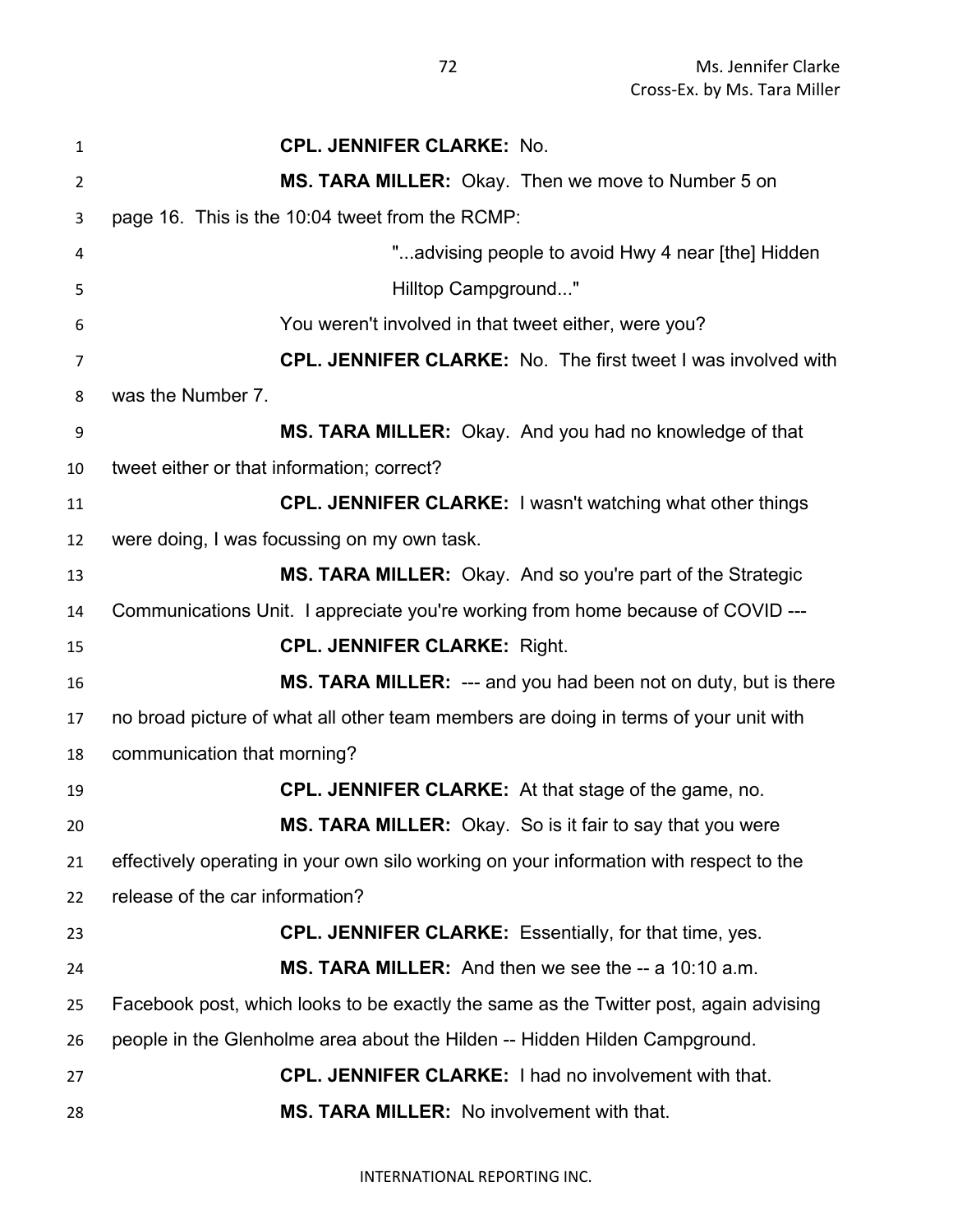**CPL. JENNIFER CLARKE:** No.

**MS. TARA MILLER:** Okay. Then we move to Number 5 on page 16. This is the 10:04 tweet from the RCMP:

> "...advising people to avoid Hwy 4 near [the] Hidden Hilltop Campground..."

You weren't involved in that tweet either, were you?

**CPL. JENNIFER CLARKE:** No. The first tweet I was involved with was the Number 7.

**MS. TARA MILLER:** Okay. And you had no knowledge of that tweet either or that information; correct?

**CPL. JENNIFER CLARKE:** I wasn't watching what other things were doing, I was focussing on my own task.

**MS. TARA MILLER:** Okay. And so you're part of the Strategic Communications Unit. I appreciate you're working from home because of COVID ---

**CPL. JENNIFER CLARKE:** Right.

**MS. TARA MILLER:** --- and you had been not on duty, but is there no broad picture of what all other team members are doing in terms of your unit with communication that morning?

**CPL. JENNIFER CLARKE:** At that stage of the game, no.

**MS. TARA MILLER:** Okay. So is it fair to say that you were effectively operating in your own silo working on your information with respect to the release of the car information?

**CPL. JENNIFER CLARKE:** Essentially, for that time, yes.

**MS. TARA MILLER:** And then we see the -- a 10:10 a.m. Facebook post, which looks to be exactly the same as the Twitter post, again advising people in the Glenholme area about the Hilden -- Hidden Hilden Campground.

**CPL. JENNIFER CLARKE:** I had no involvement with that.

**MS. TARA MILLER:** No involvement with that.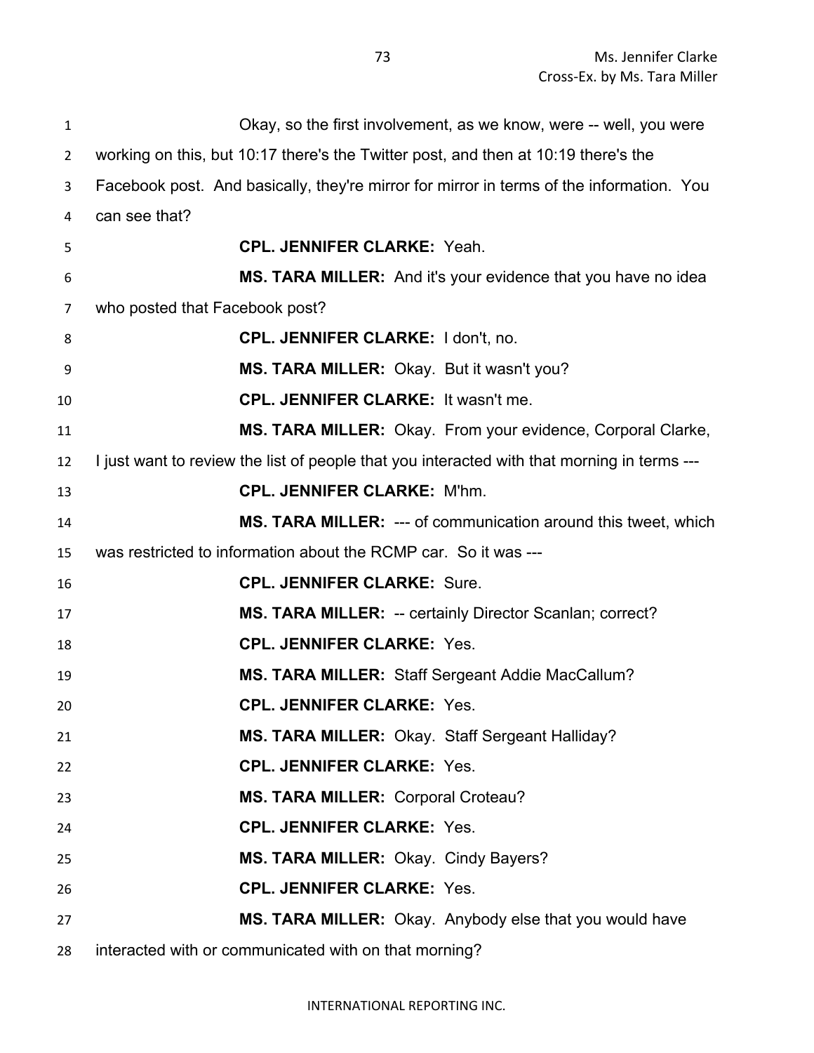Okay, so the first involvement, as we know, were -- well, you were working on this, but 10:17 there's the Twitter post, and then at 10:19 there's the Facebook post. And basically, they're mirror for mirror in terms of the information. You can see that?

**CPL. JENNIFER CLARKE:** Yeah.

**MS. TARA MILLER:** And it's your evidence that you have no idea who posted that Facebook post?

**CPL. JENNIFER CLARKE:** I don't, no.

**MS. TARA MILLER:** Okay. But it wasn't you?

**CPL. JENNIFER CLARKE:** It wasn't me.

**MS. TARA MILLER:** Okay. From your evidence, Corporal Clarke, I just want to review the list of people that you interacted with that morning in terms ---

**CPL. JENNIFER CLARKE:** M'hm.

**MS. TARA MILLER:** --- of communication around this tweet, which was restricted to information about the RCMP car. So it was ---

**CPL. JENNIFER CLARKE:** Sure.

**MS. TARA MILLER:** -- certainly Director Scanlan; correct?

**CPL. JENNIFER CLARKE:** Yes.

**MS. TARA MILLER:** Staff Sergeant Addie MacCallum?

**CPL. JENNIFER CLARKE:** Yes.

**MS. TARA MILLER:** Okay. Staff Sergeant Halliday?

**CPL. JENNIFER CLARKE:** Yes.

**MS. TARA MILLER:** Corporal Croteau?

**CPL. JENNIFER CLARKE:** Yes.

**MS. TARA MILLER:** Okay. Cindy Bayers?

**CPL. JENNIFER CLARKE:** Yes.

**MS. TARA MILLER:** Okay. Anybody else that you would have interacted with or communicated with on that morning?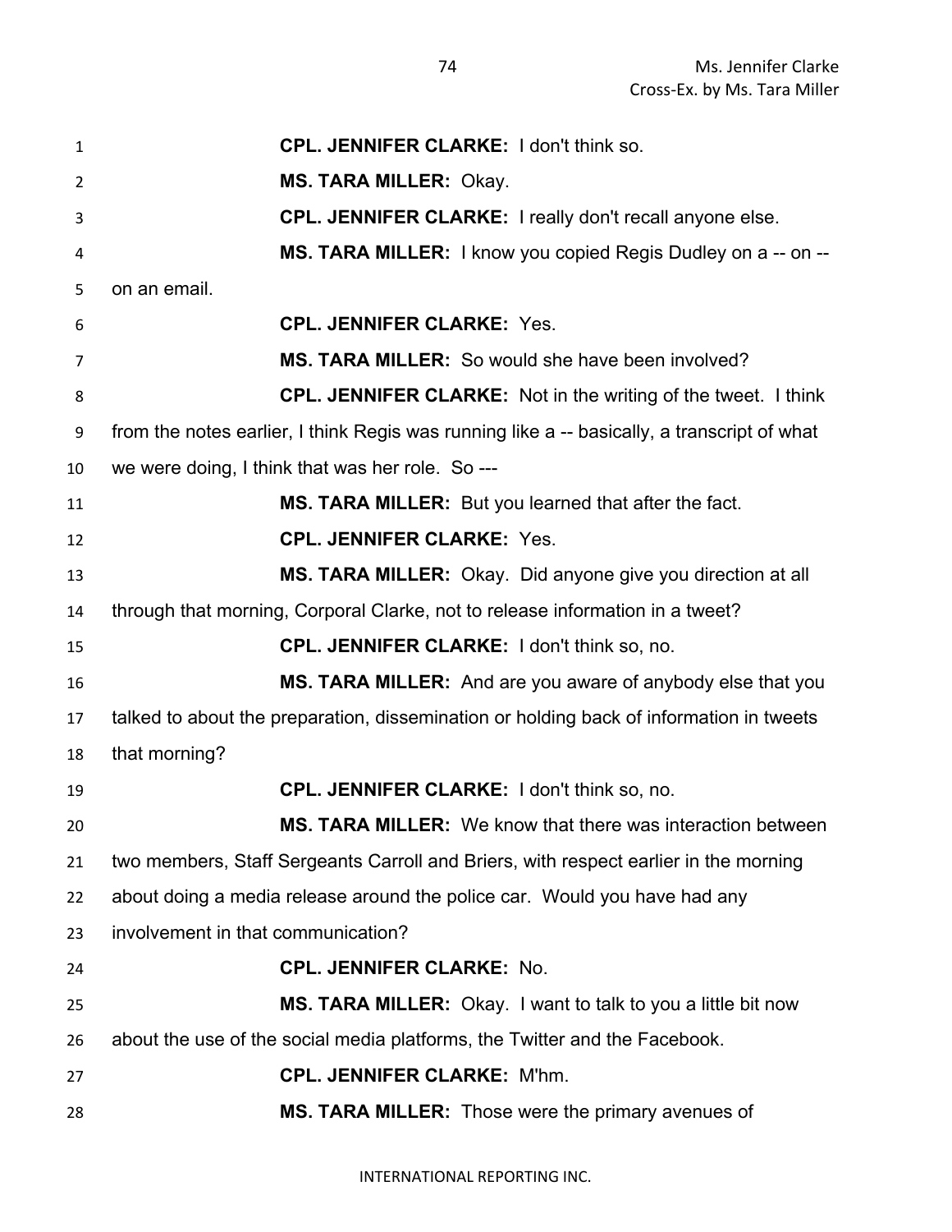**CPL. JENNIFER CLARKE:** I don't think so.

**MS. TARA MILLER:** Okay.

**CPL. JENNIFER CLARKE:** I really don't recall anyone else.

**MS. TARA MILLER:** I know you copied Regis Dudley on a -- on -- on an email.

**CPL. JENNIFER CLARKE:** Yes.

**MS. TARA MILLER:** So would she have been involved?

**CPL. JENNIFER CLARKE:** Not in the writing of the tweet. I think from the notes earlier, I think Regis was running like a -- basically, a transcript of what we were doing, I think that was her role. So ---

**MS. TARA MILLER:** But you learned that after the fact.

**CPL. JENNIFER CLARKE:** Yes.

**MS. TARA MILLER:** Okay. Did anyone give you direction at all through that morning, Corporal Clarke, not to release information in a tweet?

**CPL. JENNIFER CLARKE:** I don't think so, no.

**MS. TARA MILLER:** And are you aware of anybody else that you talked to about the preparation, dissemination or holding back of information in tweets that morning?

**CPL. JENNIFER CLARKE:** I don't think so, no.

**MS. TARA MILLER:** We know that there was interaction between two members, Staff Sergeants Carroll and Briers, with respect earlier in the morning about doing a media release around the police car. Would you have had any involvement in that communication?

**CPL. JENNIFER CLARKE:** No.

**MS. TARA MILLER:** Okay. I want to talk to you a little bit now about the use of the social media platforms, the Twitter and the Facebook.

**CPL. JENNIFER CLARKE:** M'hm.

**MS. TARA MILLER:** Those were the primary avenues of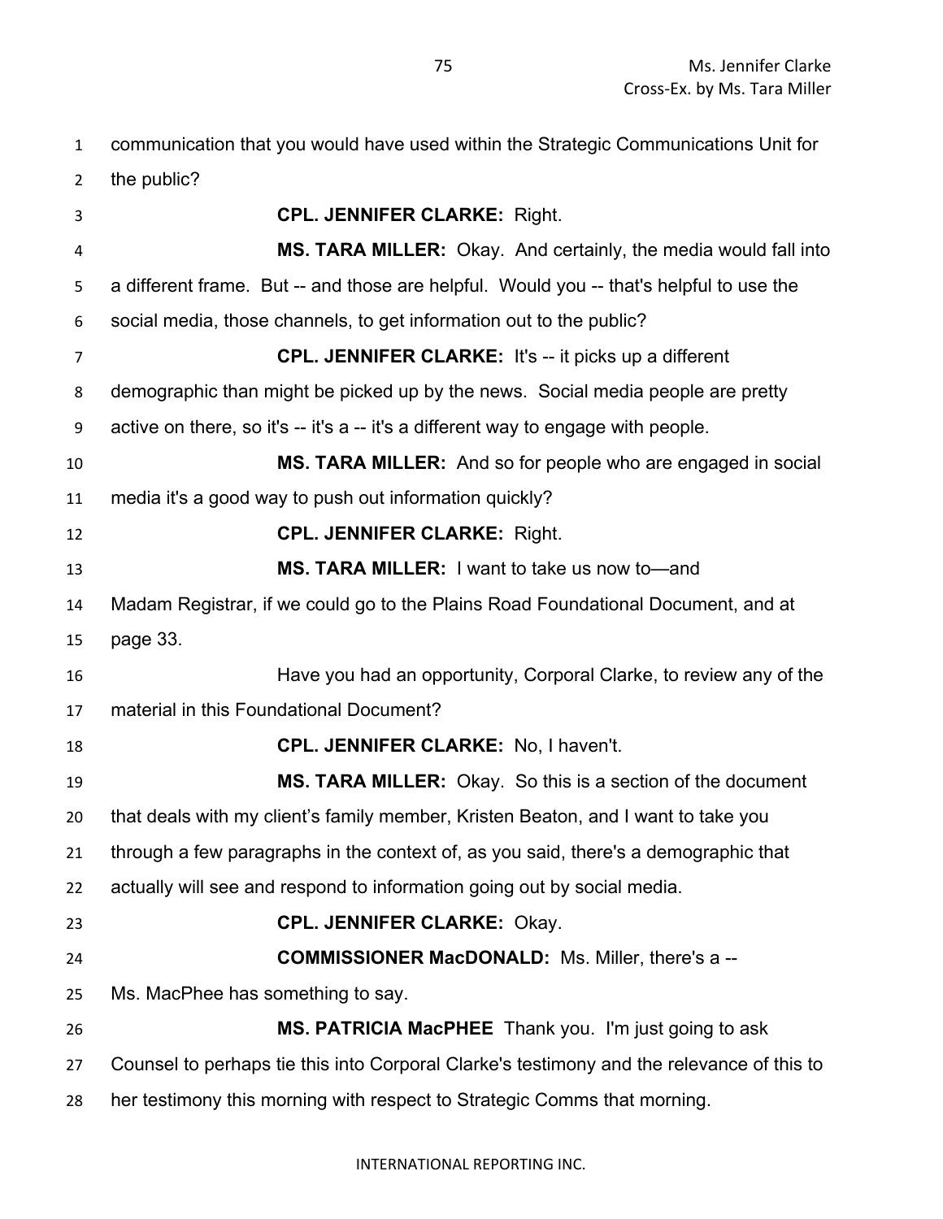communication that you would have used within the Strategic Communications Unit for the public?

**CPL. JENNIFER CLARKE:** Right.

**MS. TARA MILLER:** Okay. And certainly, the media would fall into a different frame. But -- and those are helpful. Would you -- that's helpful to use the social media, those channels, to get information out to the public?

**CPL. JENNIFER CLARKE:** It's -- it picks up a different demographic than might be picked up by the news. Social media people are pretty active on there, so it's -- it's a -- it's a different way to engage with people.

**MS. TARA MILLER:** And so for people who are engaged in social media it's a good way to push out information quickly?

**CPL. JENNIFER CLARKE:** Right.

**MS. TARA MILLER:** I want to take us now to—and Madam Registrar, if we could go to the Plains Road Foundational Document, and at page 33.

Have you had an opportunity, Corporal Clarke, to review any of the material in this Foundational Document?

**CPL. JENNIFER CLARKE:** No, I haven't.

**MS. TARA MILLER:** Okay. So this is a section of the document that deals with my client's family member, Kristen Beaton, and I want to take you through a few paragraphs in the context of, as you said, there's a demographic that actually will see and respond to information going out by social media.

**CPL. JENNIFER CLARKE:** Okay.

**COMMISSIONER MacDONALD:** Ms. Miller, there's a -- Ms. MacPhee has something to say.

**MS. PATRICIA MacPHEE** Thank you. I'm just going to ask Counsel to perhaps tie this into Corporal Clarke's testimony and the relevance of this to her testimony this morning with respect to Strategic Comms that morning.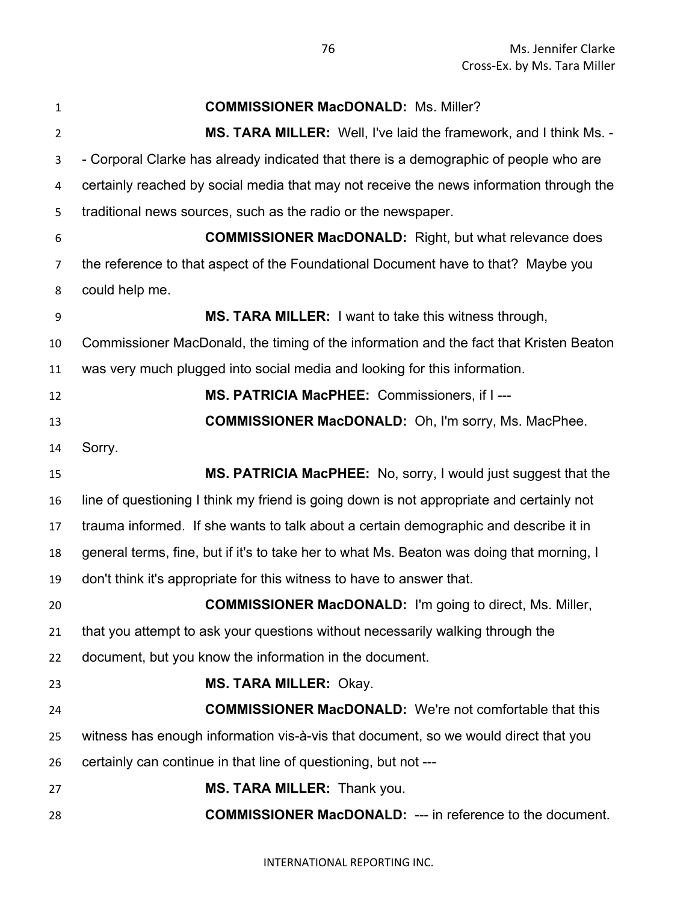**COMMISSIONER MacDONALD:** Ms. Miller?

**MS. TARA MILLER:** Well, I've laid the framework, and I think Ms. -- Corporal Clarke has already indicated that there is a demographic of people who are certainly reached by social media that may not receive the news information through the traditional news sources, such as the radio or the newspaper.

**COMMISSIONER MacDONALD:** Right, but what relevance does the reference to that aspect of the Foundational Document have to that? Maybe you could help me.

**MS. TARA MILLER:** I want to take this witness through, Commissioner MacDonald, the timing of the information and the fact that Kristen Beaton was very much plugged into social media and looking for this information.

**MS. PATRICIA MacPHEE:** Commissioners, if I ---

**COMMISSIONER MacDONALD:** Oh, I'm sorry, Ms. MacPhee. Sorry.

**MS. PATRICIA MacPHEE:** No, sorry, I would just suggest that the line of questioning I think my friend is going down is not appropriate and certainly not trauma informed. If she wants to talk about a certain demographic and describe it in general terms, fine, but if it's to take her to what Ms. Beaton was doing that morning, I don't think it's appropriate for this witness to have to answer that.

**COMMISSIONER MacDONALD:** I'm going to direct, Ms. Miller, that you attempt to ask your questions without necessarily walking through the document, but you know the information in the document.

**MS. TARA MILLER:** Okay.

**COMMISSIONER MacDONALD:** We're not comfortable that this witness has enough information vis-à-vis that document, so we would direct that you certainly can continue in that line of questioning, but not ---

**MS. TARA MILLER:** Thank you.

**COMMISSIONER MacDONALD:** --- in reference to the document.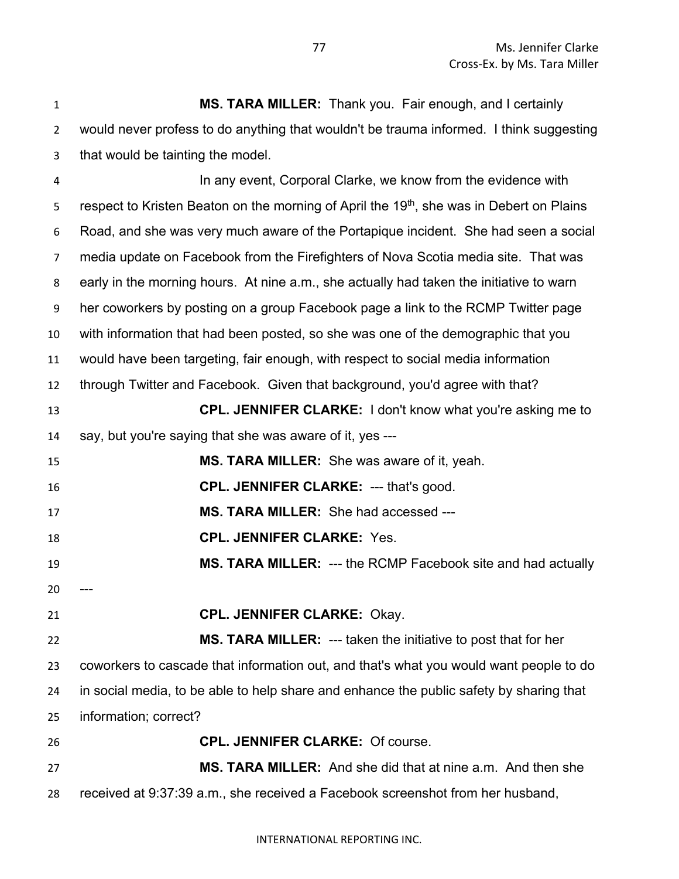**MS. TARA MILLER:** Thank you. Fair enough, and I certainly would never profess to do anything that wouldn't be trauma informed. I think suggesting that would be tainting the model.

In any event, Corporal Clarke, we know from the evidence with respect to Kristen Beaton on the morning of April the 19th, she was in Debert on Plains Road, and she was very much aware of the Portapique incident. She had seen a social media update on Facebook from the Firefighters of Nova Scotia media site. That was early in the morning hours. At nine a.m., she actually had taken the initiative to warn her coworkers by posting on a group Facebook page a link to the RCMP Twitter page with information that had been posted, so she was one of the demographic that you would have been targeting, fair enough, with respect to social media information through Twitter and Facebook. Given that background, you'd agree with that?

**CPL. JENNIFER CLARKE:** I don't know what you're asking me to say, but you're saying that she was aware of it, yes ---

**MS. TARA MILLER:** She was aware of it, yeah.

**CPL. JENNIFER CLARKE:** --- that's good.

**MS. TARA MILLER:** She had accessed ---

**CPL. JENNIFER CLARKE:** Yes.

**MS. TARA MILLER:** --- the RCMP Facebook site and had actually ---

**CPL. JENNIFER CLARKE:** Okay.

**MS. TARA MILLER:** --- taken the initiative to post that for her coworkers to cascade that information out, and that's what you would want people to do in social media, to be able to help share and enhance the public safety by sharing that information; correct?

**CPL. JENNIFER CLARKE:** Of course.

**MS. TARA MILLER:** And she did that at nine a.m. And then she received at 9:37:39 a.m., she received a Facebook screenshot from her husband,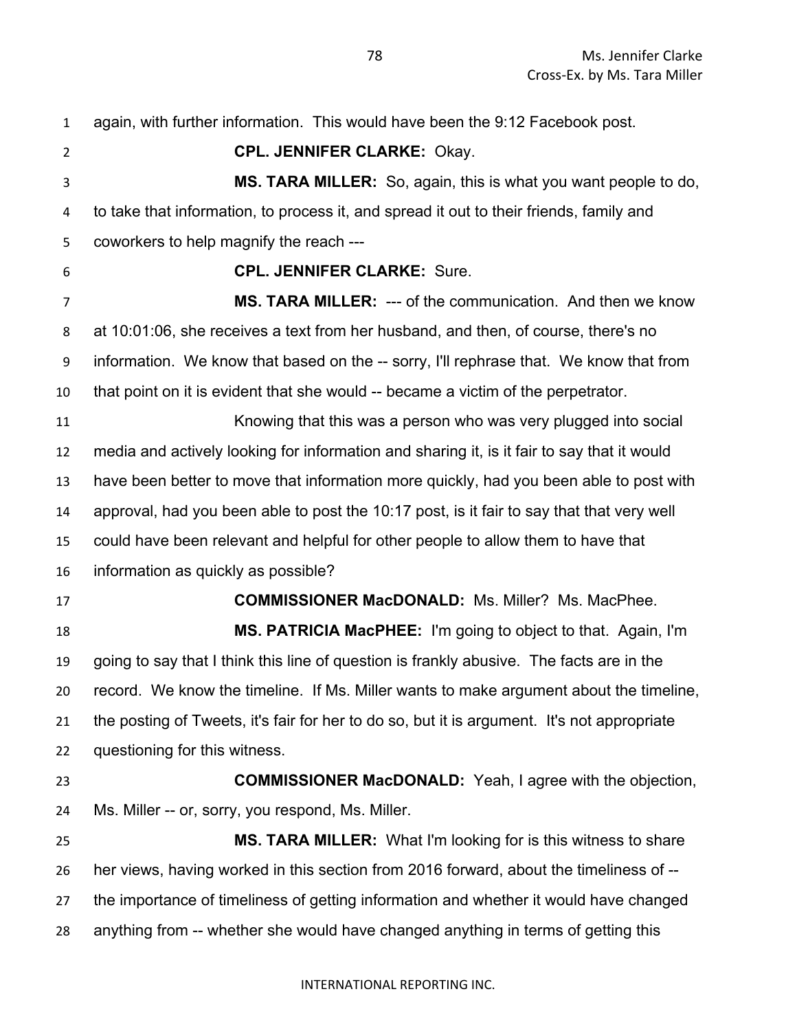again, with further information. This would have been the 9:12 Facebook post.

**CPL. JENNIFER CLARKE:** Okay.

**MS. TARA MILLER:** So, again, this is what you want people to do, to take that information, to process it, and spread it out to their friends, family and coworkers to help magnify the reach ---

**CPL. JENNIFER CLARKE:** Sure.

**MS. TARA MILLER:** --- of the communication. And then we know at 10:01:06, she receives a text from her husband, and then, of course, there's no information. We know that based on the -- sorry, I'll rephrase that. We know that from that point on it is evident that she would -- became a victim of the perpetrator.

Knowing that this was a person who was very plugged into social media and actively looking for information and sharing it, is it fair to say that it would have been better to move that information more quickly, had you been able to post with approval, had you been able to post the 10:17 post, is it fair to say that that very well could have been relevant and helpful for other people to allow them to have that information as quickly as possible?

**COMMISSIONER MacDONALD:** Ms. Miller? Ms. MacPhee.

**MS. PATRICIA MacPHEE:** I'm going to object to that. Again, I'm going to say that I think this line of question is frankly abusive. The facts are in the record. We know the timeline. If Ms. Miller wants to make argument about the timeline, the posting of Tweets, it's fair for her to do so, but it is argument. It's not appropriate questioning for this witness.

**COMMISSIONER MacDONALD:** Yeah, I agree with the objection, Ms. Miller -- or, sorry, you respond, Ms. Miller.

**MS. TARA MILLER:** What I'm looking for is this witness to share her views, having worked in this section from 2016 forward, about the timeliness of -- the importance of timeliness of getting information and whether it would have changed anything from -- whether she would have changed anything in terms of getting this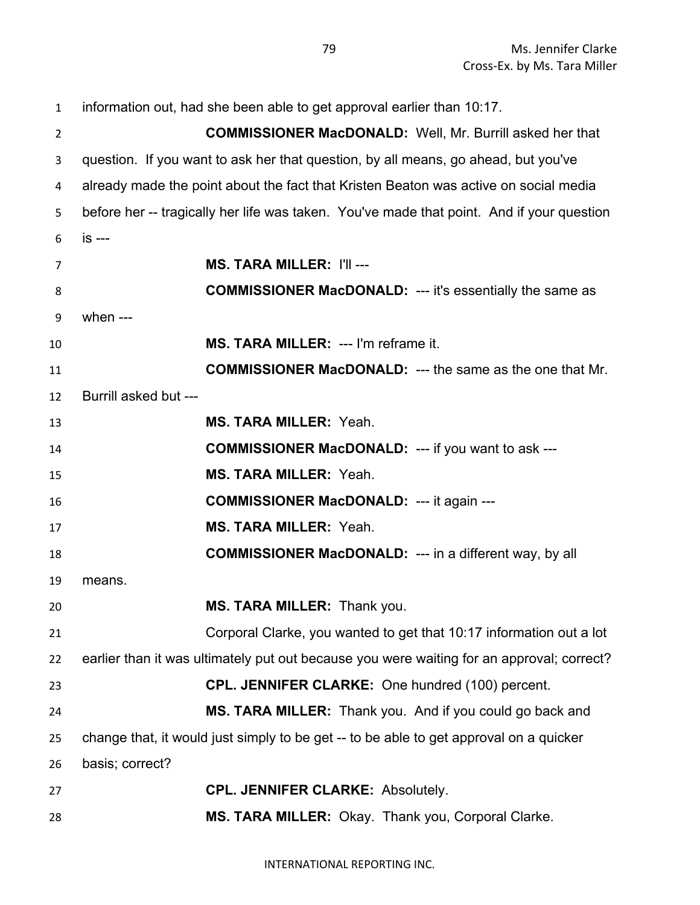information out, had she been able to get approval earlier than 10:17.

**COMMISSIONER MacDONALD:** Well, Mr. Burrill asked her that question. If you want to ask her that question, by all means, go ahead, but you've already made the point about the fact that Kristen Beaton was active on social media before her -- tragically her life was taken. You've made that point. And if your question is ---

**MS. TARA MILLER:** I'll ---

**COMMISSIONER MacDONALD:** --- it's essentially the same as when ---

**MS. TARA MILLER:** --- I'm reframe it.

**COMMISSIONER MacDONALD:** --- the same as the one that Mr. Burrill asked but ---

**MS. TARA MILLER:** Yeah.

**COMMISSIONER MacDONALD:** --- if you want to ask ---

**MS. TARA MILLER:** Yeah.

**COMMISSIONER MacDONALD:** --- it again ---

**MS. TARA MILLER:** Yeah.

**COMMISSIONER MacDONALD:** --- in a different way, by all means.

**MS. TARA MILLER:** Thank you.

Corporal Clarke, you wanted to get that 10:17 information out a lot earlier than it was ultimately put out because you were waiting for an approval; correct?

**CPL. JENNIFER CLARKE:** One hundred (100) percent.

**MS. TARA MILLER:** Thank you. And if you could go back and change that, it would just simply to be get -- to be able to get approval on a quicker basis; correct?

**CPL. JENNIFER CLARKE:** Absolutely.

**MS. TARA MILLER:** Okay. Thank you, Corporal Clarke.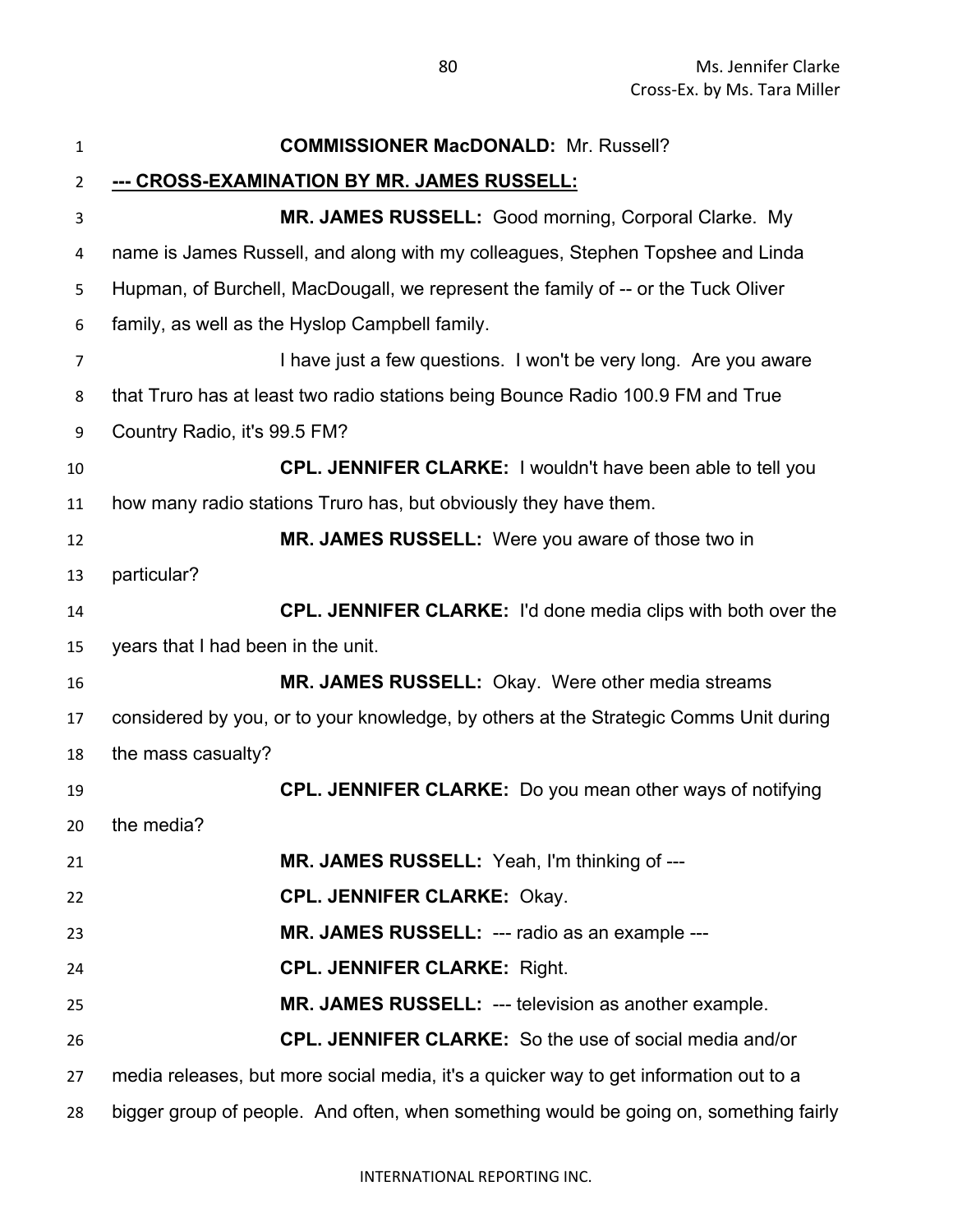**COMMISSIONER MacDONALD:** Mr. Russell?

**--- CROSS-EXAMINATION BY MR. JAMES RUSSELL:**

**MR. JAMES RUSSELL:** Good morning, Corporal Clarke. My name is James Russell, and along with my colleagues, Stephen Topshee and Linda Hupman, of Burchell, MacDougall, we represent the family of -- or the Tuck Oliver family, as well as the Hyslop Campbell family.

I have just a few questions. I won't be very long. Are you aware that Truro has at least two radio stations being Bounce Radio 100.9 FM and True Country Radio, it's 99.5 FM?

**CPL. JENNIFER CLARKE:** I wouldn't have been able to tell you how many radio stations Truro has, but obviously they have them.

**MR. JAMES RUSSELL:** Were you aware of those two in particular?

**CPL. JENNIFER CLARKE:** I'd done media clips with both over the years that I had been in the unit.

**MR. JAMES RUSSELL:** Okay. Were other media streams considered by you, or to your knowledge, by others at the Strategic Comms Unit during the mass casualty?

**CPL. JENNIFER CLARKE:** Do you mean other ways of notifying the media?

**MR. JAMES RUSSELL:** Yeah, I'm thinking of ---

**CPL. JENNIFER CLARKE:** Okay.

**MR. JAMES RUSSELL:** --- radio as an example ---

**CPL. JENNIFER CLARKE:** Right.

**MR. JAMES RUSSELL:** --- television as another example.

**CPL. JENNIFER CLARKE:** So the use of social media and/or media releases, but more social media, it's a quicker way to get information out to a bigger group of people. And often, when something would be going on, something fairly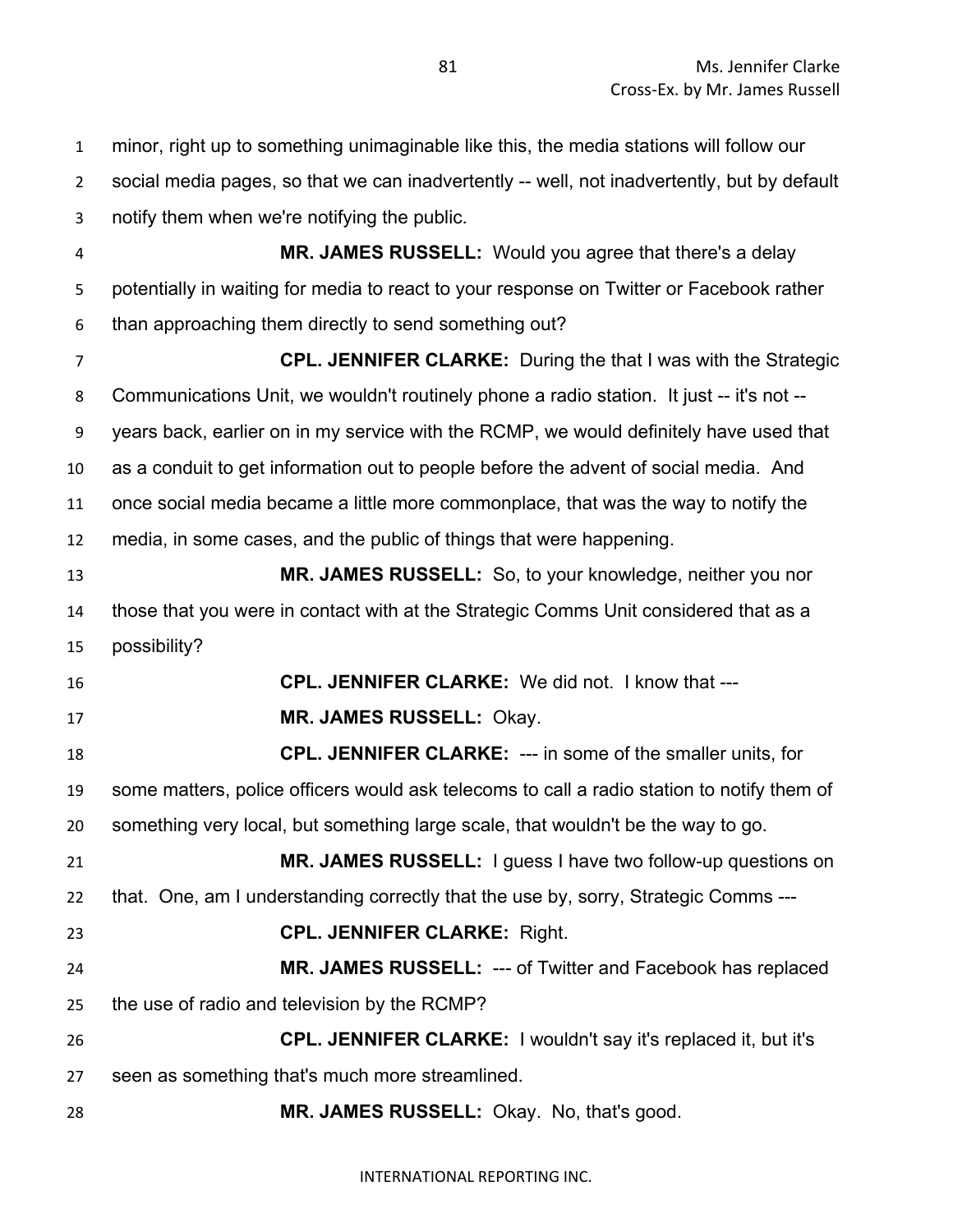minor, right up to something unimaginable like this, the media stations will follow our social media pages, so that we can inadvertently -- well, not inadvertently, but by default notify them when we're notifying the public.

**MR. JAMES RUSSELL:** Would you agree that there's a delay potentially in waiting for media to react to your response on Twitter or Facebook rather than approaching them directly to send something out?

**CPL. JENNIFER CLARKE:** During the that I was with the Strategic Communications Unit, we wouldn't routinely phone a radio station. It just -- it's not -- years back, earlier on in my service with the RCMP, we would definitely have used that as a conduit to get information out to people before the advent of social media. And once social media became a little more commonplace, that was the way to notify the media, in some cases, and the public of things that were happening.

**MR. JAMES RUSSELL:** So, to your knowledge, neither you nor those that you were in contact with at the Strategic Comms Unit considered that as a possibility?

**CPL. JENNIFER CLARKE:** We did not. I know that ---

**MR. JAMES RUSSELL:** Okay.

**CPL. JENNIFER CLARKE:** --- in some of the smaller units, for some matters, police officers would ask telecoms to call a radio station to notify them of something very local, but something large scale, that wouldn't be the way to go.

**MR. JAMES RUSSELL:** I guess I have two follow-up questions on that. One, am I understanding correctly that the use by, sorry, Strategic Comms ---

**CPL. JENNIFER CLARKE:** Right.

**MR. JAMES RUSSELL:** --- of Twitter and Facebook has replaced the use of radio and television by the RCMP?

**CPL. JENNIFER CLARKE:** I wouldn't say it's replaced it, but it's seen as something that's much more streamlined.

**MR. JAMES RUSSELL:** Okay. No, that's good.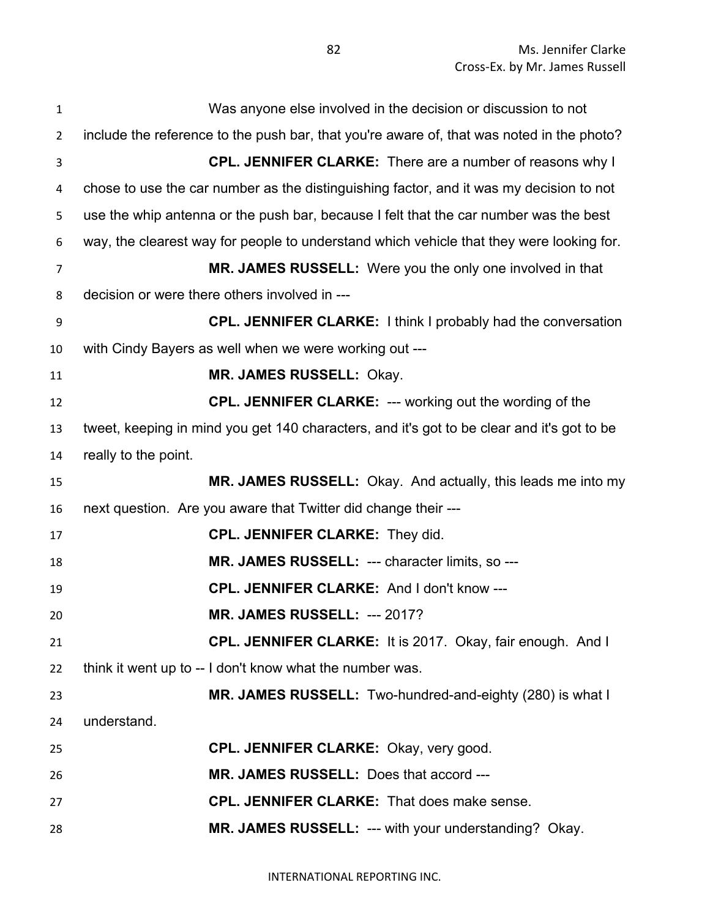Was anyone else involved in the decision or discussion to not include the reference to the push bar, that you're aware of, that was noted in the photo?

**CPL. JENNIFER CLARKE:** There are a number of reasons why I chose to use the car number as the distinguishing factor, and it was my decision to not use the whip antenna or the push bar, because I felt that the car number was the best way, the clearest way for people to understand which vehicle that they were looking for.

**MR. JAMES RUSSELL:** Were you the only one involved in that decision or were there others involved in ---

**CPL. JENNIFER CLARKE:** I think I probably had the conversation with Cindy Bayers as well when we were working out ---

**MR. JAMES RUSSELL:** Okay.

**CPL. JENNIFER CLARKE:** --- working out the wording of the tweet, keeping in mind you get 140 characters, and it's got to be clear and it's got to be really to the point.

**MR. JAMES RUSSELL:** Okay. And actually, this leads me into my next question. Are you aware that Twitter did change their ---

**CPL. JENNIFER CLARKE:** They did.

**MR. JAMES RUSSELL:** --- character limits, so ---

**CPL. JENNIFER CLARKE:** And I don't know ---

**MR. JAMES RUSSELL:** --- 2017?

**CPL. JENNIFER CLARKE:** It is 2017. Okay, fair enough. And I think it went up to -- I don't know what the number was.

**MR. JAMES RUSSELL:** Two-hundred-and-eighty (280) is what I understand.

**CPL. JENNIFER CLARKE:** Okay, very good.

**MR. JAMES RUSSELL:** Does that accord ---

**CPL. JENNIFER CLARKE:** That does make sense.

**MR. JAMES RUSSELL:** --- with your understanding? Okay.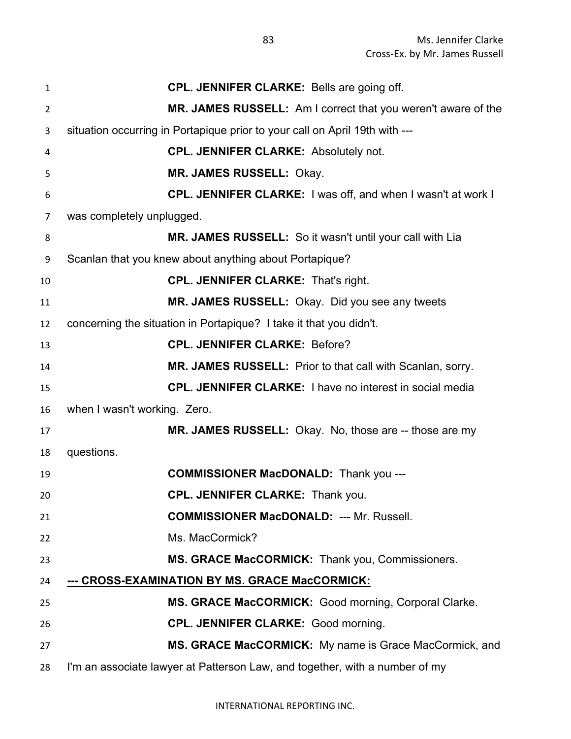**CPL. JENNIFER CLARKE:** Bells are going off.

**MR. JAMES RUSSELL:** Am I correct that you weren't aware of the situation occurring in Portapique prior to your call on April 19th with ---

**CPL. JENNIFER CLARKE:** Absolutely not.

**MR. JAMES RUSSELL:** Okay.

**CPL. JENNIFER CLARKE:** I was off, and when I wasn't at work I was completely unplugged.

**MR. JAMES RUSSELL:** So it wasn't until your call with Lia Scanlan that you knew about anything about Portapique?

**CPL. JENNIFER CLARKE:** That's right.

**MR. JAMES RUSSELL:** Okay. Did you see any tweets concerning the situation in Portapique? I take it that you didn't.

**CPL. JENNIFER CLARKE:** Before?

**MR. JAMES RUSSELL:** Prior to that call with Scanlan, sorry.

**CPL. JENNIFER CLARKE:** I have no interest in social media when I wasn't working. Zero.

**MR. JAMES RUSSELL:** Okay. No, those are -- those are my questions.

**COMMISSIONER MacDONALD:** Thank you ---

**CPL. JENNIFER CLARKE:** Thank you.

**COMMISSIONER MacDONALD:** --- Mr. Russell.

Ms. MacCormick?

**MS. GRACE MacCORMICK:** Thank you, Commissioners.

**--- CROSS-EXAMINATION BY MS. GRACE MacCORMICK:**

**MS. GRACE MacCORMICK:** Good morning, Corporal Clarke.

**CPL. JENNIFER CLARKE:** Good morning.

**MS. GRACE MacCORMICK:** My name is Grace MacCormick, and I'm an associate lawyer at Patterson Law, and together, with a number of my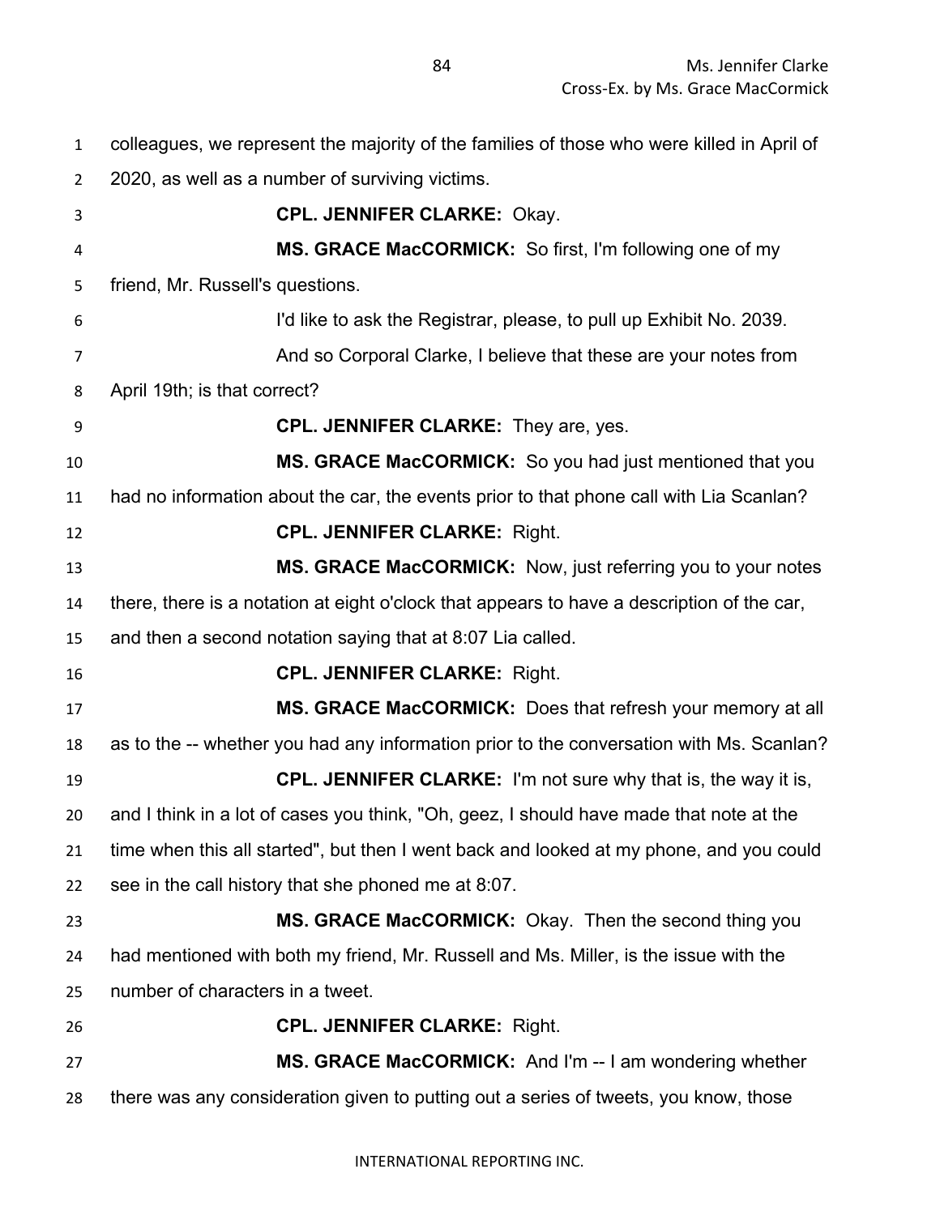colleagues, we represent the majority of the families of those who were killed in April of 2020, as well as a number of surviving victims.

**CPL. JENNIFER CLARKE:** Okay.

**MS. GRACE MacCORMICK:** So first, I'm following one of my friend, Mr. Russell's questions.

I'd like to ask the Registrar, please, to pull up Exhibit No. 2039.

And so Corporal Clarke, I believe that these are your notes from April 19th; is that correct?

**CPL. JENNIFER CLARKE:** They are, yes.

**MS. GRACE MacCORMICK:** So you had just mentioned that you had no information about the car, the events prior to that phone call with Lia Scanlan?

**CPL. JENNIFER CLARKE:** Right.

**MS. GRACE MacCORMICK:** Now, just referring you to your notes there, there is a notation at eight o'clock that appears to have a description of the car, and then a second notation saying that at 8:07 Lia called.

**CPL. JENNIFER CLARKE:** Right.

**MS. GRACE MacCORMICK:** Does that refresh your memory at all as to the -- whether you had any information prior to the conversation with Ms. Scanlan?

**CPL. JENNIFER CLARKE:** I'm not sure why that is, the way it is, and I think in a lot of cases you think, "Oh, geez, I should have made that note at the time when this all started", but then I went back and looked at my phone, and you could see in the call history that she phoned me at 8:07.

**MS. GRACE MacCORMICK:** Okay. Then the second thing you had mentioned with both my friend, Mr. Russell and Ms. Miller, is the issue with the number of characters in a tweet.

**CPL. JENNIFER CLARKE:** Right.

**MS. GRACE MacCORMICK:** And I'm -- I am wondering whether there was any consideration given to putting out a series of tweets, you know, those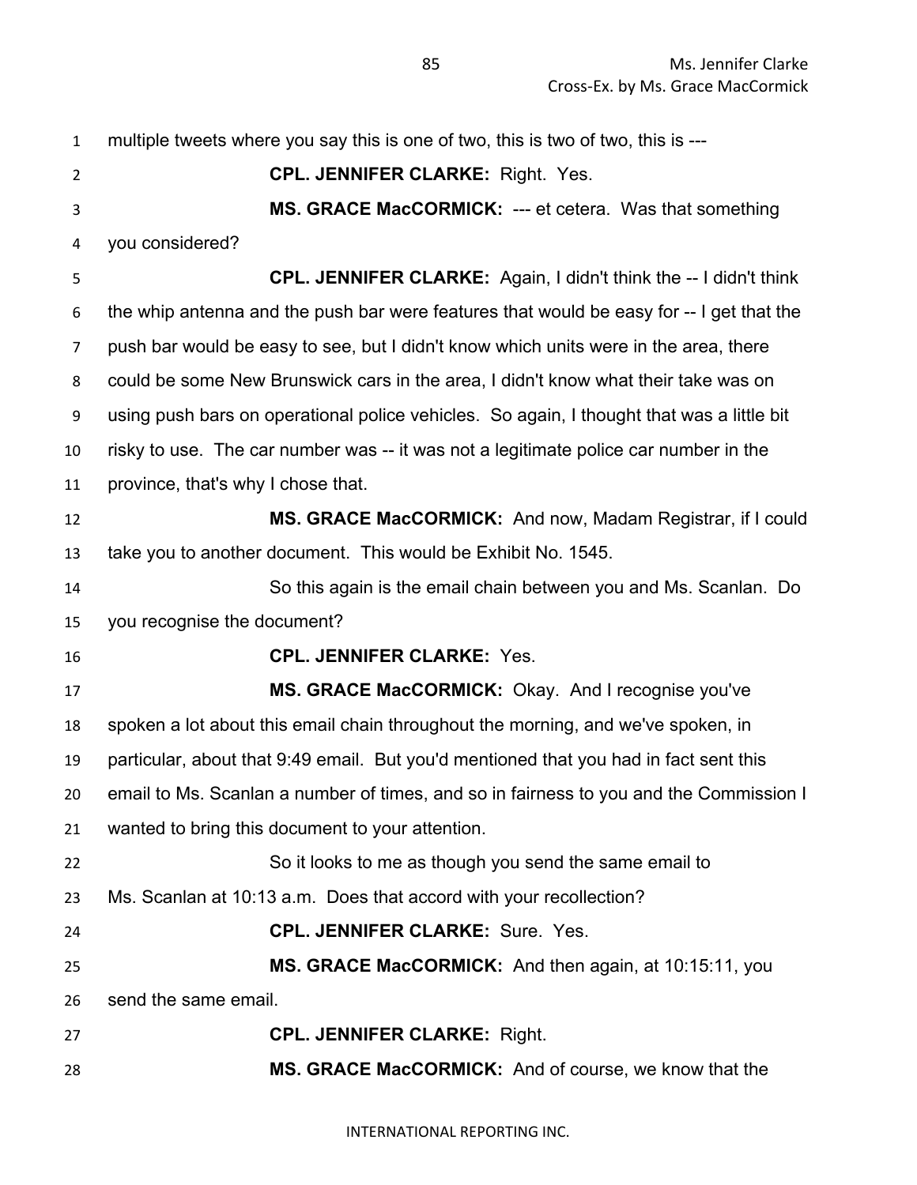multiple tweets where you say this is one of two, this is two of two, this is ---

**CPL. JENNIFER CLARKE:** Right. Yes.

**MS. GRACE MacCORMICK:** --- et cetera. Was that something you considered?

**CPL. JENNIFER CLARKE:** Again, I didn't think the -- I didn't think the whip antenna and the push bar were features that would be easy for -- I get that the push bar would be easy to see, but I didn't know which units were in the area, there could be some New Brunswick cars in the area, I didn't know what their take was on using push bars on operational police vehicles. So again, I thought that was a little bit risky to use. The car number was -- it was not a legitimate police car number in the province, that's why I chose that.

**MS. GRACE MacCORMICK:** And now, Madam Registrar, if I could take you to another document. This would be Exhibit No. 1545.

So this again is the email chain between you and Ms. Scanlan. Do you recognise the document?

**CPL. JENNIFER CLARKE:** Yes.

**MS. GRACE MacCORMICK:** Okay. And I recognise you've spoken a lot about this email chain throughout the morning, and we've spoken, in particular, about that 9:49 email. But you'd mentioned that you had in fact sent this email to Ms. Scanlan a number of times, and so in fairness to you and the Commission I wanted to bring this document to your attention.

So it looks to me as though you send the same email to Ms. Scanlan at 10:13 a.m. Does that accord with your recollection?

**CPL. JENNIFER CLARKE:** Sure. Yes.

**MS. GRACE MacCORMICK:** And then again, at 10:15:11, you send the same email.

**CPL. JENNIFER CLARKE:** Right.

**MS. GRACE MacCORMICK:** And of course, we know that the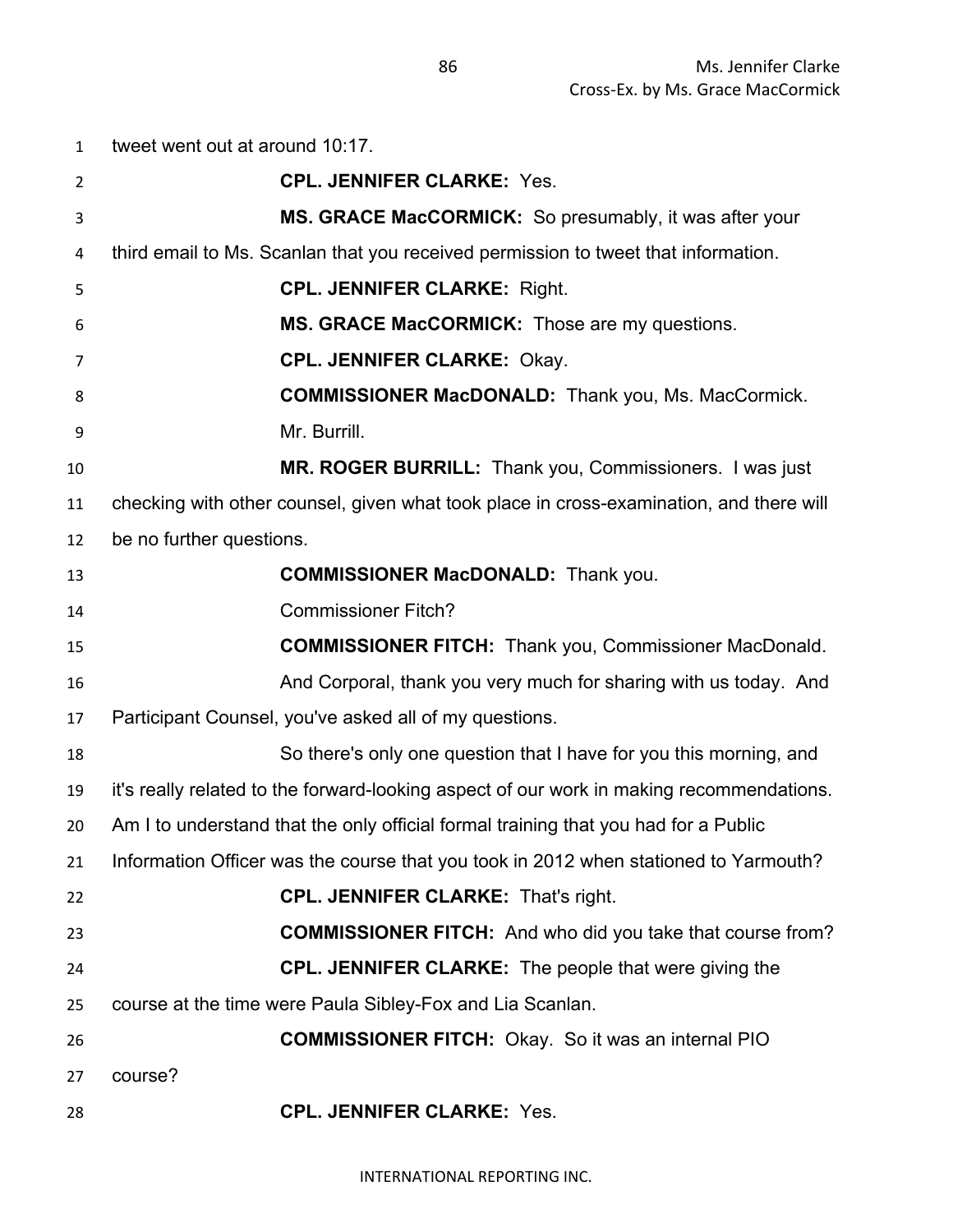tweet went out at around 10:17.

**CPL. JENNIFER CLARKE:** Yes.

**MS. GRACE MacCORMICK:** So presumably, it was after your third email to Ms. Scanlan that you received permission to tweet that information.

**CPL. JENNIFER CLARKE:** Right.

**MS. GRACE MacCORMICK:** Those are my questions.

**CPL. JENNIFER CLARKE:** Okay.

**COMMISSIONER MacDONALD:** Thank you, Ms. MacCormick.

Mr. Burrill.

**MR. ROGER BURRILL:** Thank you, Commissioners. I was just checking with other counsel, given what took place in cross-examination, and there will be no further questions.

**COMMISSIONER MacDONALD:** Thank you.

Commissioner Fitch?

**COMMISSIONER FITCH:** Thank you, Commissioner MacDonald.

And Corporal, thank you very much for sharing with us today. And Participant Counsel, you've asked all of my questions.

So there's only one question that I have for you this morning, and it's really related to the forward-looking aspect of our work in making recommendations. Am I to understand that the only official formal training that you had for a Public Information Officer was the course that you took in 2012 when stationed to Yarmouth?

**CPL. JENNIFER CLARKE:** That's right.

**COMMISSIONER FITCH:** And who did you take that course from?

**CPL. JENNIFER CLARKE:** The people that were giving the course at the time were Paula Sibley-Fox and Lia Scanlan.

**COMMISSIONER FITCH:** Okay. So it was an internal PIO course?

**CPL. JENNIFER CLARKE:** Yes.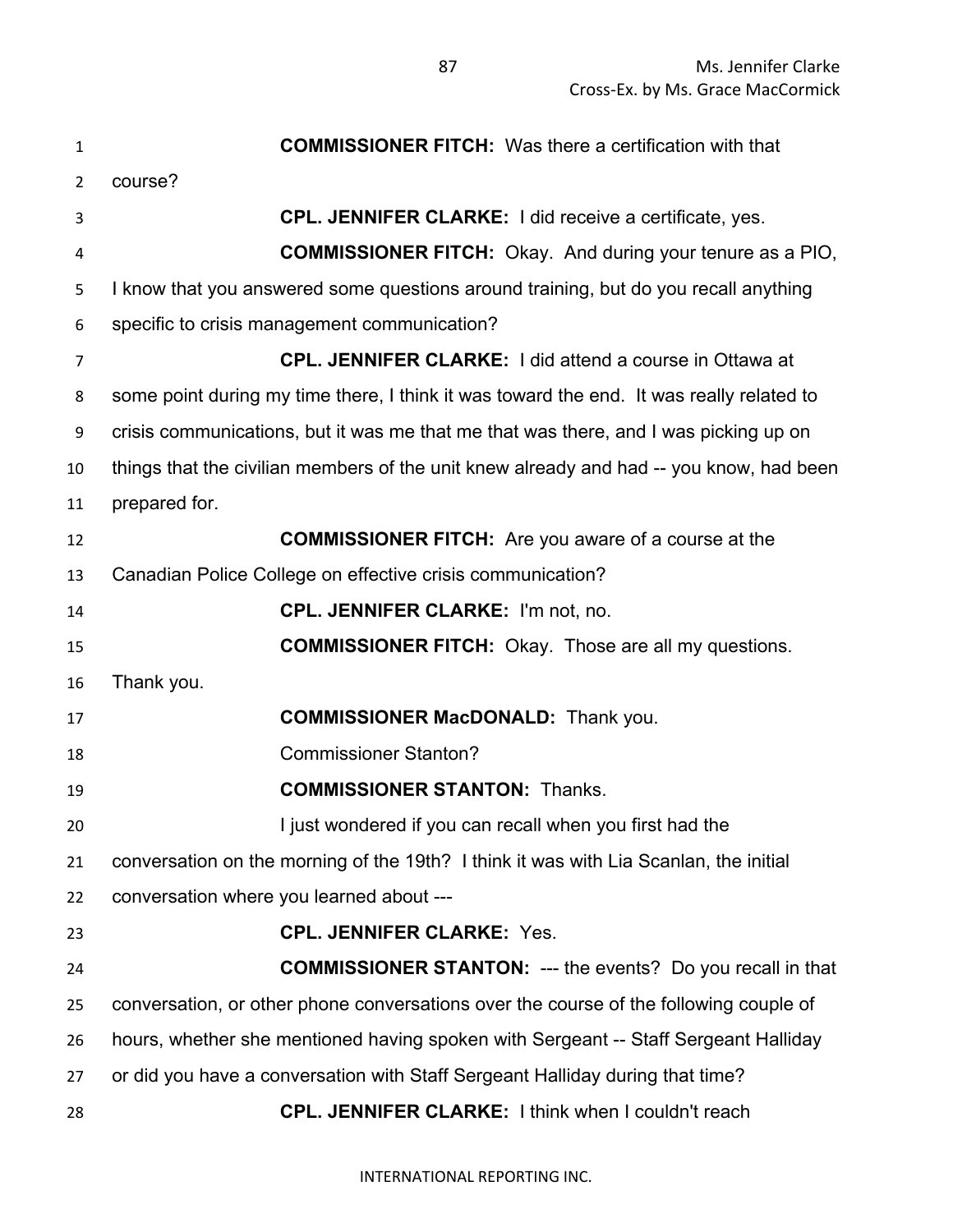**COMMISSIONER FITCH:** Was there a certification with that course?

**CPL. JENNIFER CLARKE:** I did receive a certificate, yes.

**COMMISSIONER FITCH:** Okay. And during your tenure as a PIO, I know that you answered some questions around training, but do you recall anything specific to crisis management communication?

**CPL. JENNIFER CLARKE:** I did attend a course in Ottawa at some point during my time there, I think it was toward the end. It was really related to crisis communications, but it was me that me that was there, and I was picking up on things that the civilian members of the unit knew already and had -- you know, had been prepared for.

**COMMISSIONER FITCH:** Are you aware of a course at the Canadian Police College on effective crisis communication?

**CPL. JENNIFER CLARKE:** I'm not, no.

**COMMISSIONER FITCH:** Okay. Those are all my questions. Thank you.

**COMMISSIONER MacDONALD:** Thank you.

Commissioner Stanton?

**COMMISSIONER STANTON:** Thanks.

I just wondered if you can recall when you first had the conversation on the morning of the 19th? I think it was with Lia Scanlan, the initial conversation where you learned about ---

**CPL. JENNIFER CLARKE:** Yes.

**COMMISSIONER STANTON:** --- the events? Do you recall in that conversation, or other phone conversations over the course of the following couple of hours, whether she mentioned having spoken with Sergeant -- Staff Sergeant Halliday or did you have a conversation with Staff Sergeant Halliday during that time?

**CPL. JENNIFER CLARKE:** I think when I couldn't reach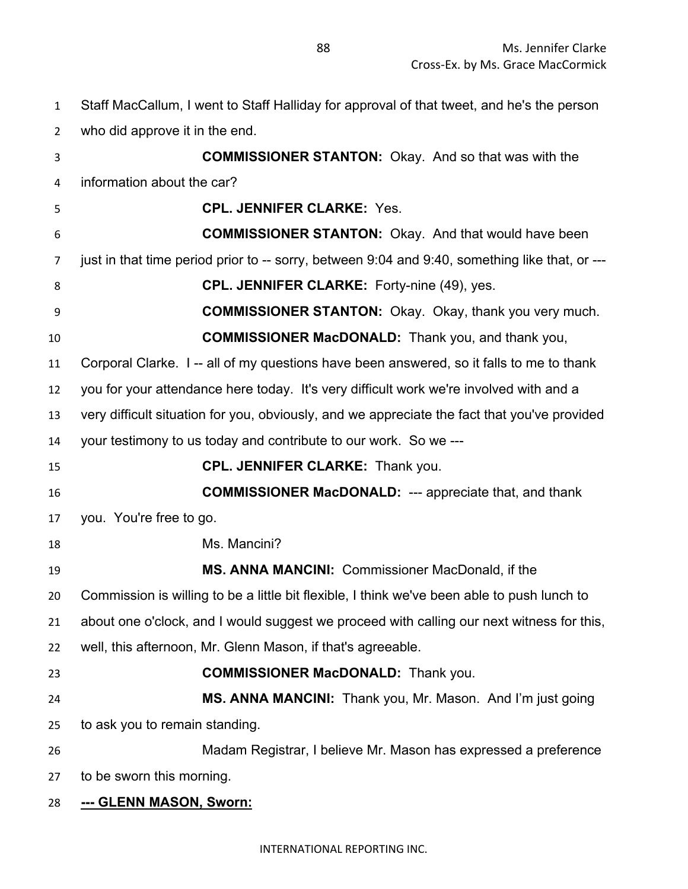Staff MacCallum, I went to Staff Halliday for approval of that tweet, and he's the person who did approve it in the end.

**COMMISSIONER STANTON:** Okay. And so that was with the information about the car?

**CPL. JENNIFER CLARKE:** Yes.

**COMMISSIONER STANTON:** Okay. And that would have been just in that time period prior to -- sorry, between 9:04 and 9:40, something like that, or ---

**CPL. JENNIFER CLARKE:** Forty-nine (49), yes.

**COMMISSIONER STANTON:** Okay. Okay, thank you very much.

**COMMISSIONER MacDONALD:** Thank you, and thank you, Corporal Clarke. I -- all of my questions have been answered, so it falls to me to thank you for your attendance here today. It's very difficult work we're involved with and a very difficult situation for you, obviously, and we appreciate the fact that you've provided your testimony to us today and contribute to our work. So we ---

**CPL. JENNIFER CLARKE:** Thank you.

**COMMISSIONER MacDONALD:** --- appreciate that, and thank you. You're free to go.

Ms. Mancini?

**MS. ANNA MANCINI:** Commissioner MacDonald, if the Commission is willing to be a little bit flexible, I think we've been able to push lunch to about one o'clock, and I would suggest we proceed with calling our next witness for this, well, this afternoon, Mr. Glenn Mason, if that's agreeable.

**COMMISSIONER MacDONALD:** Thank you.

**MS. ANNA MANCINI:** Thank you, Mr. Mason. And I'm just going to ask you to remain standing.

Madam Registrar, I believe Mr. Mason has expressed a preference to be sworn this morning.

**--- GLENN MASON, Sworn:**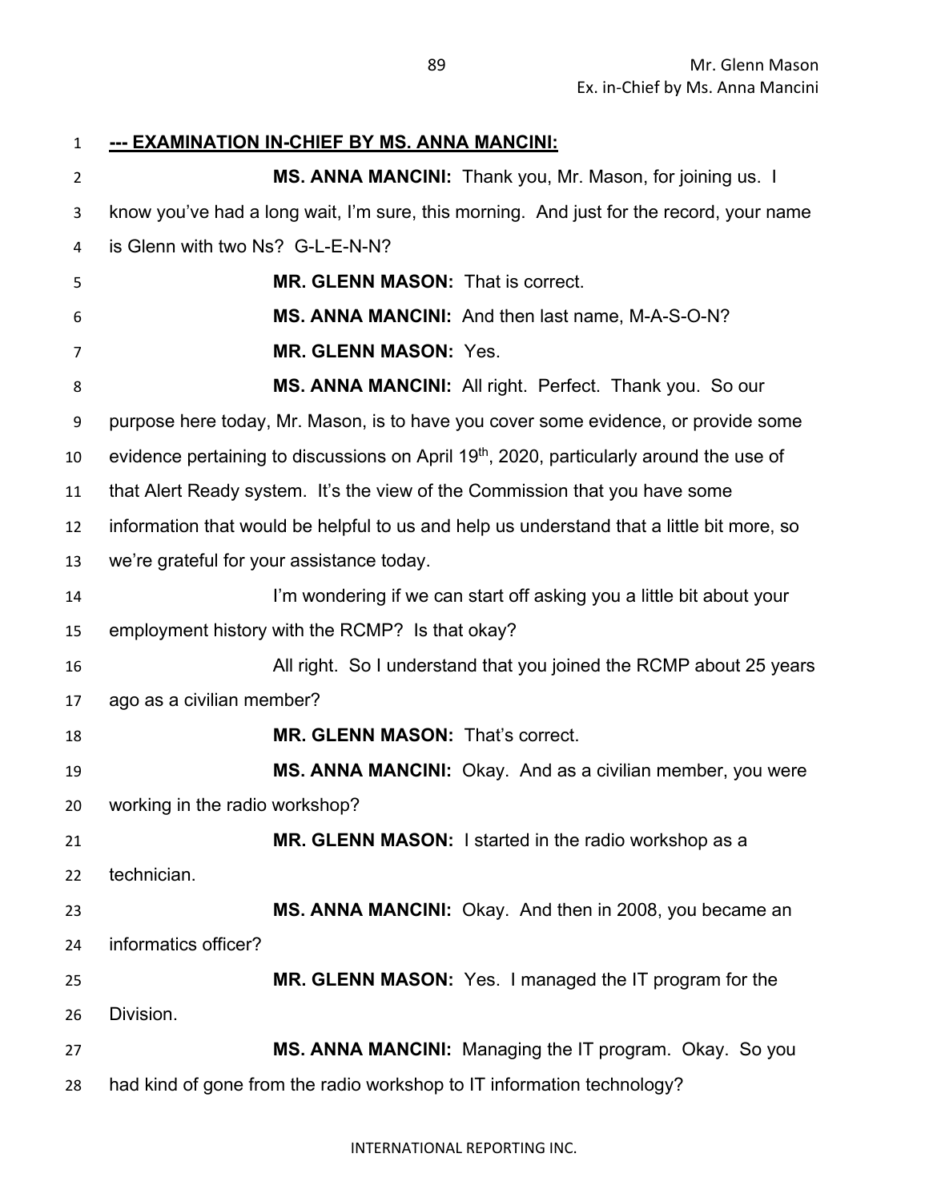**--- EXAMINATION IN-CHIEF BY MS. ANNA MANCINI:**

**MS. ANNA MANCINI:** Thank you, Mr. Mason, for joining us. I know you've had a long wait, I'm sure, this morning. And just for the record, your name is Glenn with two Ns? G-L-E-N-N?

**MR. GLENN MASON:** That is correct.

**MS. ANNA MANCINI:** And then last name, M-A-S-O-N?

**MR. GLENN MASON:** Yes.

**MS. ANNA MANCINI:** All right. Perfect. Thank you. So our purpose here today, Mr. Mason, is to have you cover some evidence, or provide some evidence pertaining to discussions on April 19th, 2020, particularly around the use of that Alert Ready system. It's the view of the Commission that you have some information that would be helpful to us and help us understand that a little bit more, so we're grateful for your assistance today.

I'm wondering if we can start off asking you a little bit about your employment history with the RCMP? Is that okay?

All right. So I understand that you joined the RCMP about 25 years ago as a civilian member?

**MR. GLENN MASON:** That's correct.

**MS. ANNA MANCINI:** Okay. And as a civilian member, you were working in the radio workshop?

**MR. GLENN MASON:** I started in the radio workshop as a technician.

**MS. ANNA MANCINI:** Okay. And then in 2008, you became an informatics officer?

**MR. GLENN MASON:** Yes. I managed the IT program for the Division.

**MS. ANNA MANCINI:** Managing the IT program. Okay. So you had kind of gone from the radio workshop to IT information technology?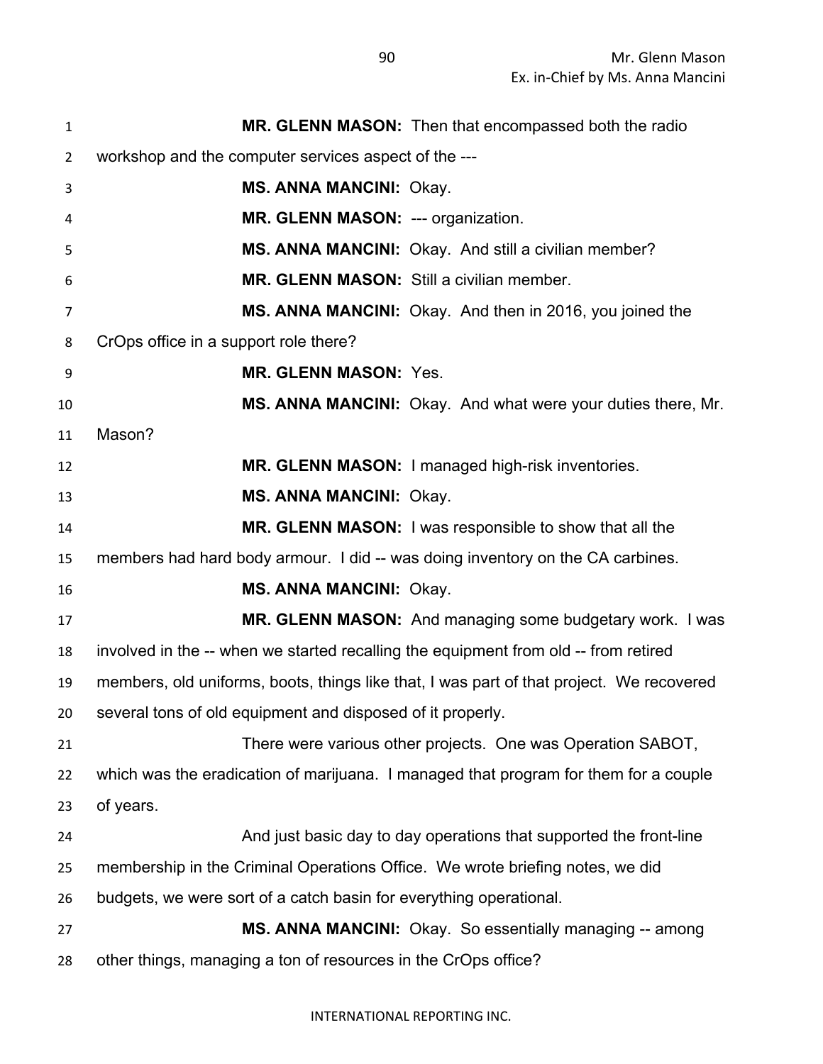**MR. GLENN MASON:** Then that encompassed both the radio workshop and the computer services aspect of the ---

**MS. ANNA MANCINI:** Okay.

**MR. GLENN MASON:** --- organization.

**MS. ANNA MANCINI:** Okay. And still a civilian member?

**MR. GLENN MASON:** Still a civilian member.

**MS. ANNA MANCINI:** Okay. And then in 2016, you joined the CrOps office in a support role there?

**MR. GLENN MASON:** Yes.

**MS. ANNA MANCINI:** Okay. And what were your duties there, Mr. Mason?

**MR. GLENN MASON:** I managed high-risk inventories.

**MS. ANNA MANCINI:** Okay.

**MR. GLENN MASON:** I was responsible to show that all the members had hard body armour. I did -- was doing inventory on the CA carbines.

**MS. ANNA MANCINI:** Okay.

**MR. GLENN MASON:** And managing some budgetary work. I was involved in the -- when we started recalling the equipment from old -- from retired members, old uniforms, boots, things like that, I was part of that project. We recovered several tons of old equipment and disposed of it properly.

There were various other projects. One was Operation SABOT, which was the eradication of marijuana. I managed that program for them for a couple of years.

And just basic day to day operations that supported the front-line membership in the Criminal Operations Office. We wrote briefing notes, we did budgets, we were sort of a catch basin for everything operational.

**MS. ANNA MANCINI:** Okay. So essentially managing -- among other things, managing a ton of resources in the CrOps office?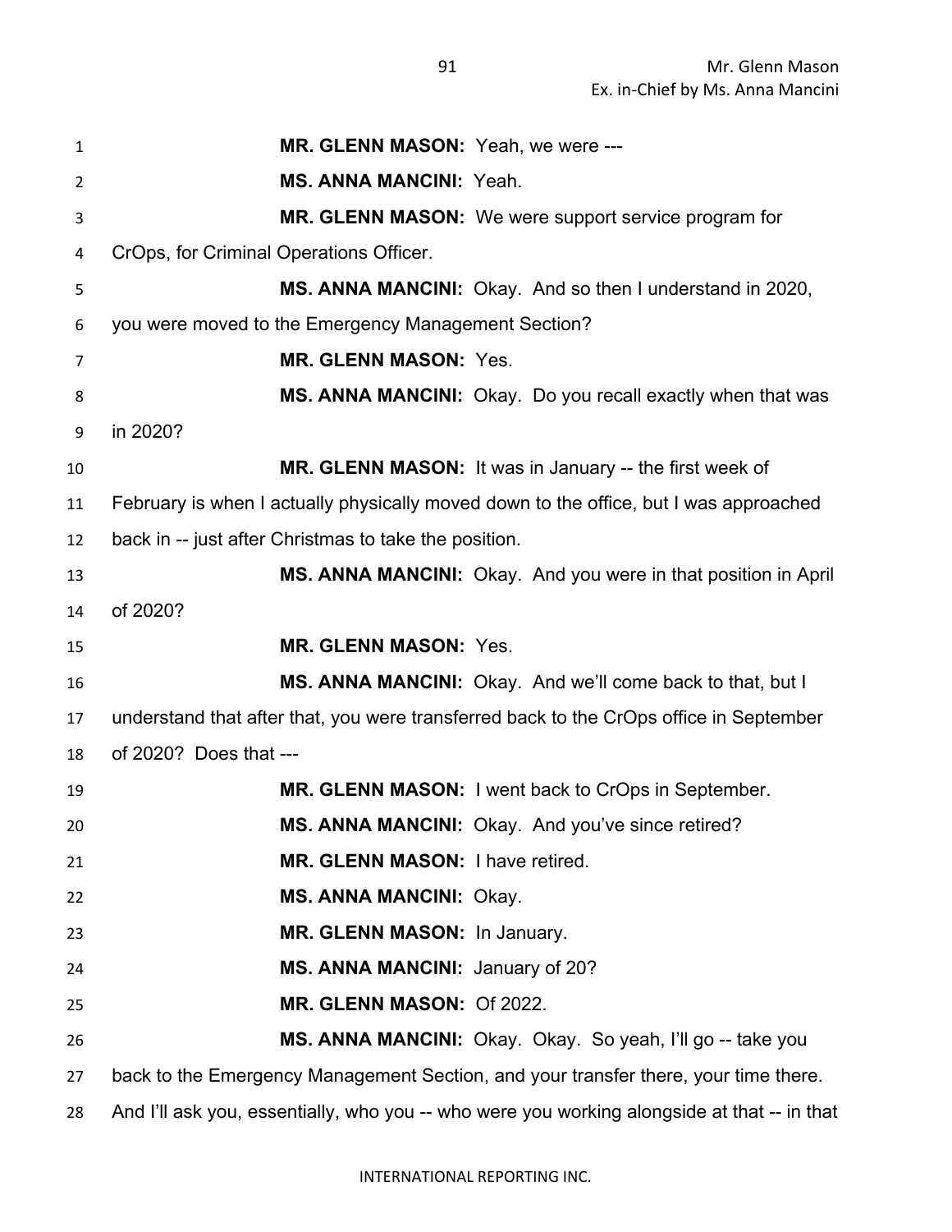**MR. GLENN MASON:** Yeah, we were ---

**MS. ANNA MANCINI:** Yeah.

**MR. GLENN MASON:** We were support service program for CrOps, for Criminal Operations Officer.

**MS. ANNA MANCINI:** Okay. And so then I understand in 2020, you were moved to the Emergency Management Section?

**MR. GLENN MASON:** Yes.

**MS. ANNA MANCINI:** Okay. Do you recall exactly when that was in 2020?

**MR. GLENN MASON:** It was in January -- the first week of February is when I actually physically moved down to the office, but I was approached back in -- just after Christmas to take the position.

**MS. ANNA MANCINI:** Okay. And you were in that position in April of 2020?

**MR. GLENN MASON:** Yes.

**MS. ANNA MANCINI:** Okay. And we'll come back to that, but I understand that after that, you were transferred back to the CrOps office in September of 2020? Does that ---

**MR. GLENN MASON:** I went back to CrOps in September.

**MS. ANNA MANCINI:** Okay. And you've since retired?

**MR. GLENN MASON:** I have retired.

**MS. ANNA MANCINI:** Okay.

**MR. GLENN MASON:** In January.

**MS. ANNA MANCINI:** January of 20?

**MR. GLENN MASON:** Of 2022.

**MS. ANNA MANCINI:** Okay. Okay. So yeah, I'll go -- take you back to the Emergency Management Section, and your transfer there, your time there. And I'll ask you, essentially, who you -- who were you working alongside at that -- in that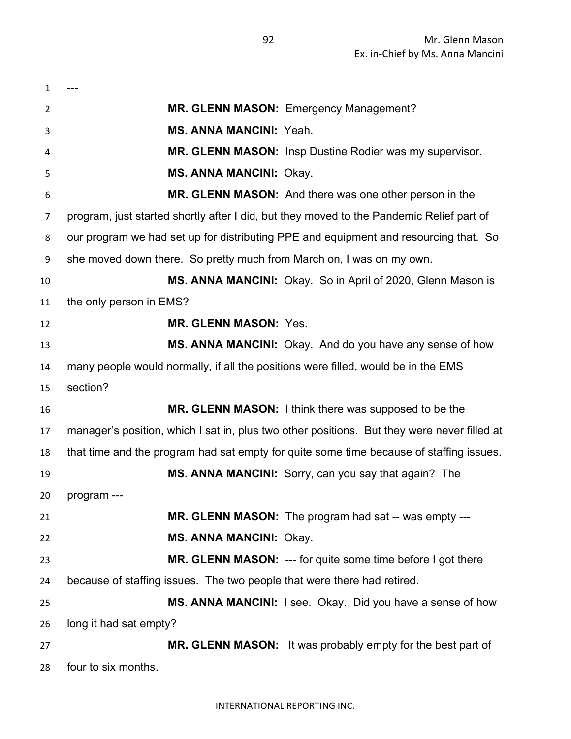---

**MR. GLENN MASON:** Emergency Management?

**MS. ANNA MANCINI:** Yeah.

**MR. GLENN MASON:** Insp Dustine Rodier was my supervisor.

**MS. ANNA MANCINI:** Okay.

**MR. GLENN MASON:** And there was one other person in the program, just started shortly after I did, but they moved to the Pandemic Relief part of our program we had set up for distributing PPE and equipment and resourcing that. So she moved down there. So pretty much from March on, I was on my own.

**MS. ANNA MANCINI:** Okay. So in April of 2020, Glenn Mason is the only person in EMS?

**MR. GLENN MASON:** Yes.

**MS. ANNA MANCINI:** Okay. And do you have any sense of how many people would normally, if all the positions were filled, would be in the EMS section?

**MR. GLENN MASON:** I think there was supposed to be the manager's position, which I sat in, plus two other positions. But they were never filled at that time and the program had sat empty for quite some time because of staffing issues.

**MS. ANNA MANCINI:** Sorry, can you say that again? The program ---

**MR. GLENN MASON:** The program had sat -- was empty ---

**MS. ANNA MANCINI:** Okay.

**MR. GLENN MASON:** --- for quite some time before I got there because of staffing issues. The two people that were there had retired.

**MS. ANNA MANCINI:** I see. Okay. Did you have a sense of how long it had sat empty?

**MR. GLENN MASON:** It was probably empty for the best part of four to six months.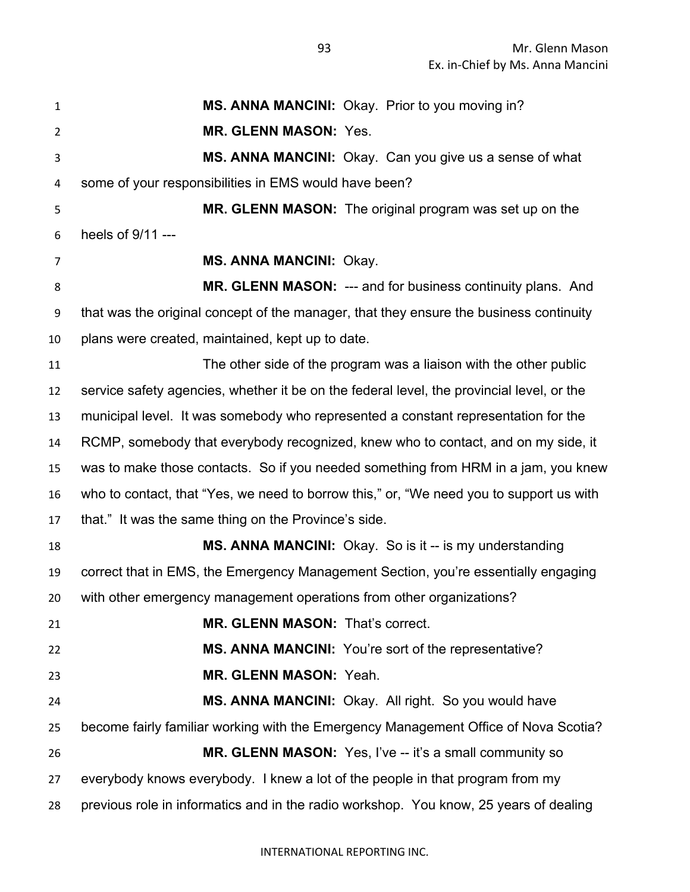**MS. ANNA MANCINI:** Okay. Prior to you moving in?

**MR. GLENN MASON:** Yes.

**MS. ANNA MANCINI:** Okay. Can you give us a sense of what some of your responsibilities in EMS would have been?

**MR. GLENN MASON:** The original program was set up on the heels of 9/11 ---

**MS. ANNA MANCINI:** Okay.

**MR. GLENN MASON:** --- and for business continuity plans. And that was the original concept of the manager, that they ensure the business continuity plans were created, maintained, kept up to date.

The other side of the program was a liaison with the other public service safety agencies, whether it be on the federal level, the provincial level, or the municipal level. It was somebody who represented a constant representation for the RCMP, somebody that everybody recognized, knew who to contact, and on my side, it was to make those contacts. So if you needed something from HRM in a jam, you knew who to contact, that "Yes, we need to borrow this," or, "We need you to support us with that." It was the same thing on the Province's side.

**MS. ANNA MANCINI:** Okay. So is it -- is my understanding correct that in EMS, the Emergency Management Section, you're essentially engaging with other emergency management operations from other organizations?

**MR. GLENN MASON:** That's correct.

**MS. ANNA MANCINI:** You're sort of the representative?

**MR. GLENN MASON:** Yeah.

**MS. ANNA MANCINI:** Okay. All right. So you would have become fairly familiar working with the Emergency Management Office of Nova Scotia?

**MR. GLENN MASON:** Yes, I've -- it's a small community so everybody knows everybody. I knew a lot of the people in that program from my previous role in informatics and in the radio workshop. You know, 25 years of dealing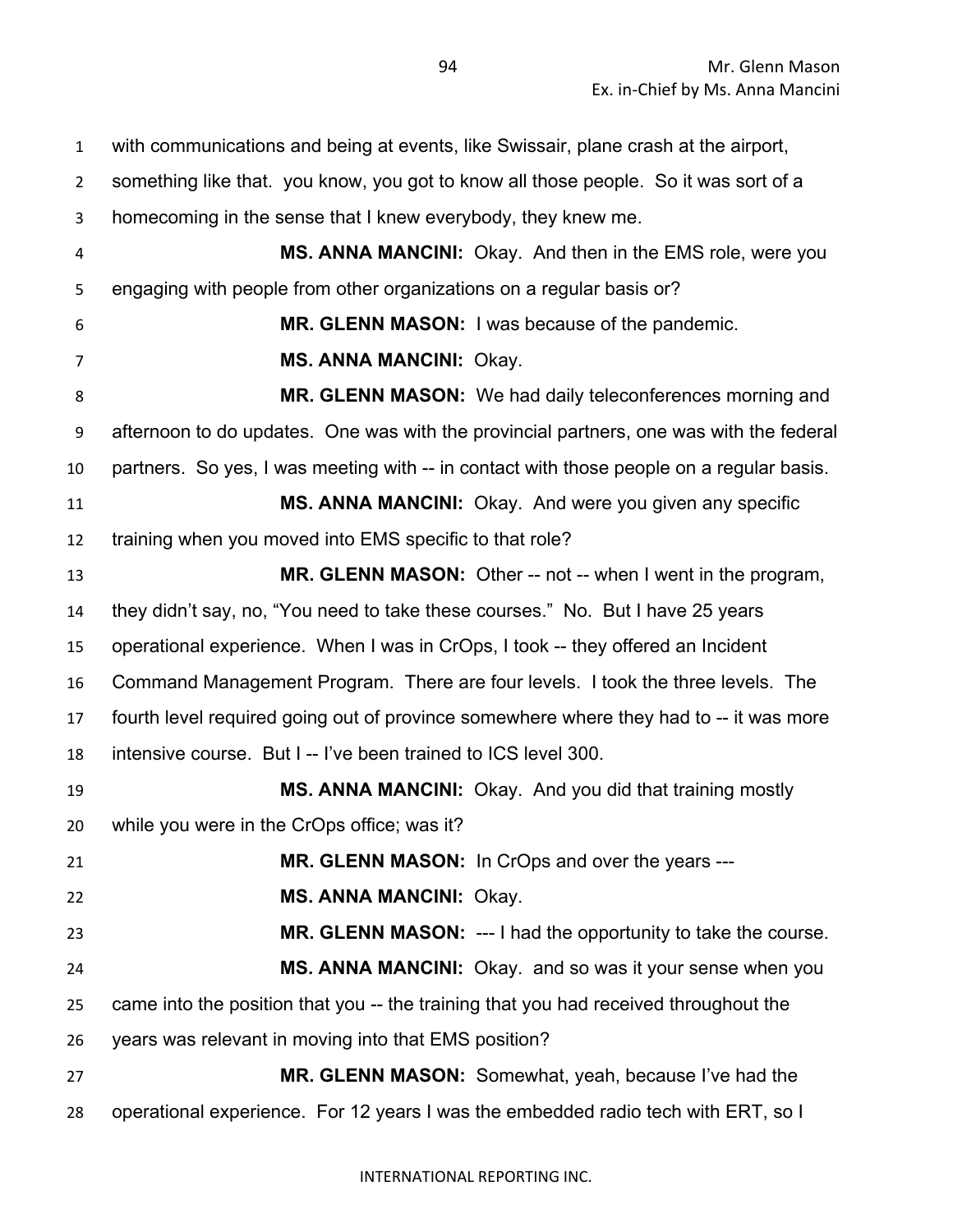with communications and being at events, like Swissair, plane crash at the airport, something like that. you know, you got to know all those people. So it was sort of a homecoming in the sense that I knew everybody, they knew me.

**MS. ANNA MANCINI:** Okay. And then in the EMS role, were you engaging with people from other organizations on a regular basis or?

**MR. GLENN MASON:** I was because of the pandemic.

**MS. ANNA MANCINI:** Okay.

**MR. GLENN MASON:** We had daily teleconferences morning and afternoon to do updates. One was with the provincial partners, one was with the federal partners. So yes, I was meeting with -- in contact with those people on a regular basis.

**MS. ANNA MANCINI:** Okay. And were you given any specific training when you moved into EMS specific to that role?

**MR. GLENN MASON:** Other -- not -- when I went in the program, they didn't say, no, "You need to take these courses." No. But I have 25 years operational experience. When I was in CrOps, I took -- they offered an Incident Command Management Program. There are four levels. I took the three levels. The fourth level required going out of province somewhere where they had to -- it was more intensive course. But I -- I've been trained to ICS level 300.

**MS. ANNA MANCINI:** Okay. And you did that training mostly while you were in the CrOps office; was it?

**MR. GLENN MASON:** In CrOps and over the years ---

**MS. ANNA MANCINI:** Okay.

**MR. GLENN MASON:** --- I had the opportunity to take the course.

**MS. ANNA MANCINI:** Okay. and so was it your sense when you came into the position that you -- the training that you had received throughout the years was relevant in moving into that EMS position?

**MR. GLENN MASON:** Somewhat, yeah, because I've had the operational experience. For 12 years I was the embedded radio tech with ERT, so I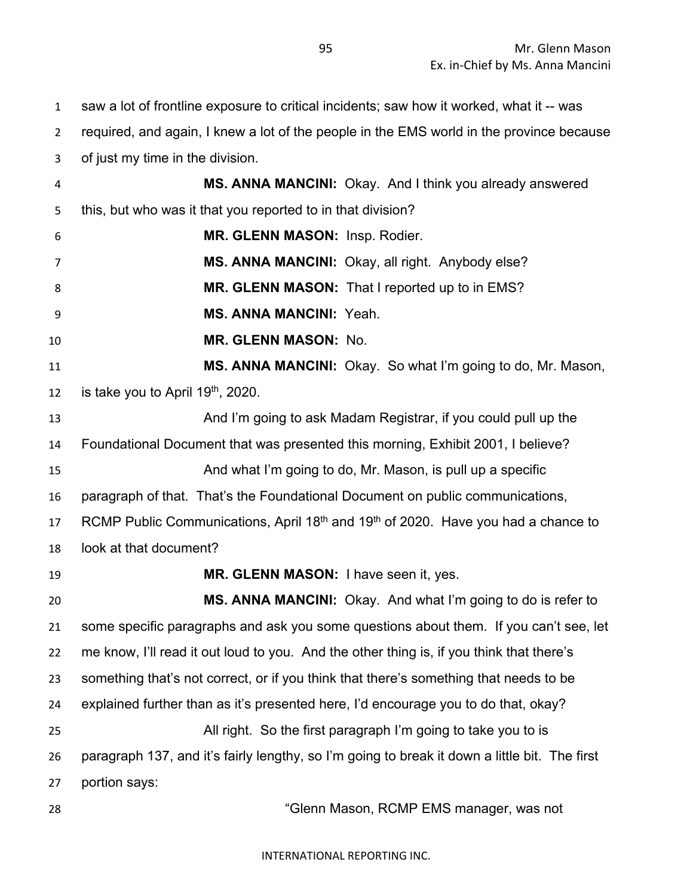saw a lot of frontline exposure to critical incidents; saw how it worked, what it -- was required, and again, I knew a lot of the people in the EMS world in the province because of just my time in the division.

**MS. ANNA MANCINI:** Okay. And I think you already answered this, but who was it that you reported to in that division?

**MR. GLENN MASON:** Insp. Rodier.

**MS. ANNA MANCINI:** Okay, all right. Anybody else?

**MR. GLENN MASON:** That I reported up to in EMS?

**MS. ANNA MANCINI:** Yeah.

**MR. GLENN MASON:** No.

**MS. ANNA MANCINI:** Okay. So what I'm going to do, Mr. Mason, is take you to April 19th, 2020.

And I'm going to ask Madam Registrar, if you could pull up the Foundational Document that was presented this morning, Exhibit 2001, I believe?

And what I'm going to do, Mr. Mason, is pull up a specific paragraph of that. That's the Foundational Document on public communications, RCMP Public Communications, April 18th and 19th of 2020. Have you had a chance to look at that document?

**MR. GLENN MASON:** I have seen it, yes.

**MS. ANNA MANCINI:** Okay. And what I'm going to do is refer to some specific paragraphs and ask you some questions about them. If you can't see, let me know, I'll read it out loud to you. And the other thing is, if you think that there's something that's not correct, or if you think that there's something that needs to be explained further than as it's presented here, I'd encourage you to do that, okay?

All right. So the first paragraph I'm going to take you to is paragraph 137, and it's fairly lengthy, so I'm going to break it down a little bit. The first portion says:

> "Glenn Mason, RCMP EMS manager, was not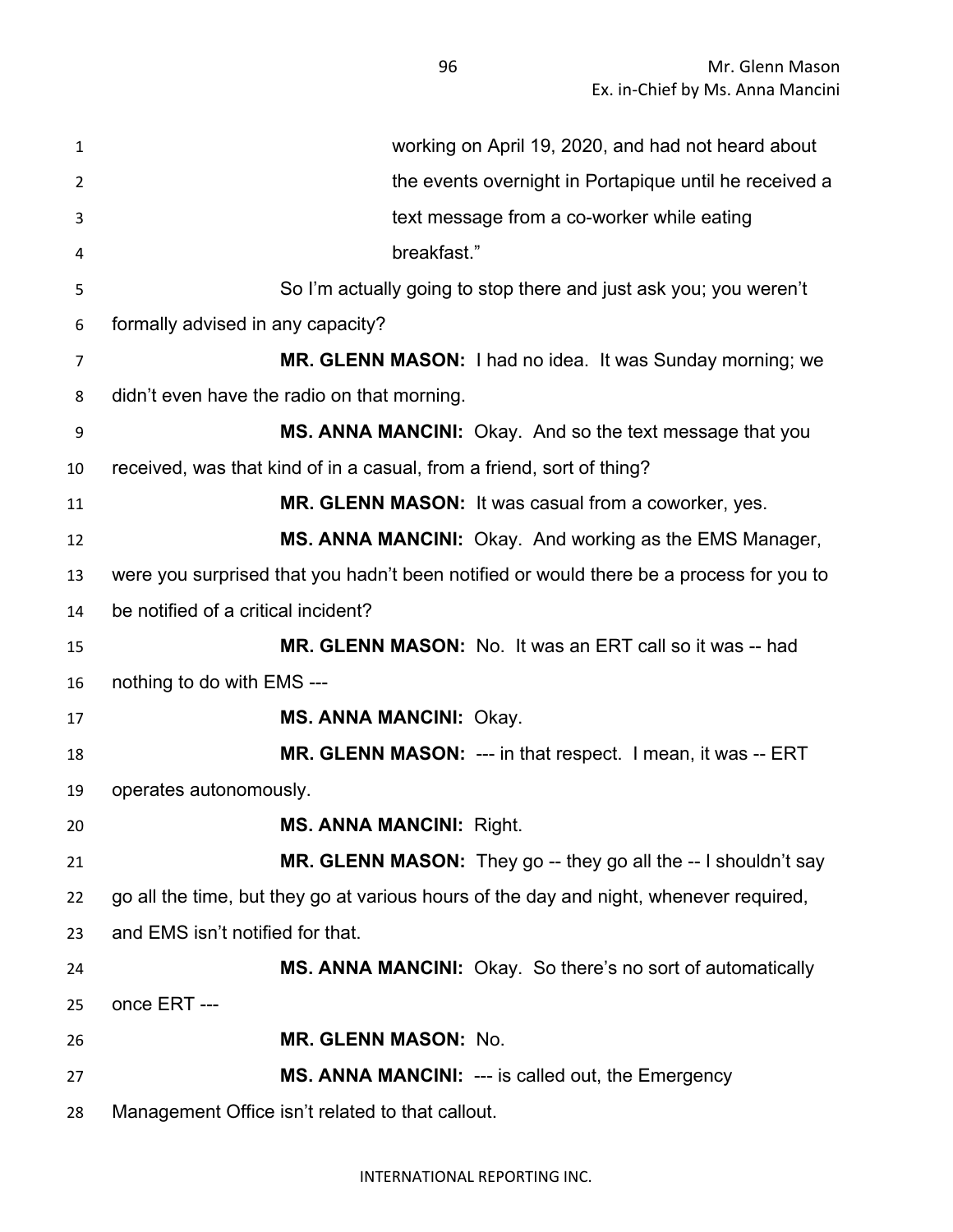working on April 19, 2020, and had not heard about the events overnight in Portapique until he received a text message from a co-worker while eating breakfast."

So I'm actually going to stop there and just ask you; you weren't formally advised in any capacity?

**MR. GLENN MASON:** I had no idea. It was Sunday morning; we didn't even have the radio on that morning.

**MS. ANNA MANCINI:** Okay. And so the text message that you received, was that kind of in a casual, from a friend, sort of thing?

**MR. GLENN MASON:** It was casual from a coworker, yes.

**MS. ANNA MANCINI:** Okay. And working as the EMS Manager, were you surprised that you hadn't been notified or would there be a process for you to be notified of a critical incident?

**MR. GLENN MASON:** No. It was an ERT call so it was -- had nothing to do with EMS ---

**MS. ANNA MANCINI:** Okay.

**MR. GLENN MASON:** --- in that respect. I mean, it was -- ERT operates autonomously.

**MS. ANNA MANCINI:** Right.

**MR. GLENN MASON:** They go -- they go all the -- I shouldn't say go all the time, but they go at various hours of the day and night, whenever required, and EMS isn't notified for that.

**MS. ANNA MANCINI:** Okay. So there's no sort of automatically once ERT ---

**MR. GLENN MASON:** No.

**MS. ANNA MANCINI:** --- is called out, the Emergency Management Office isn't related to that callout.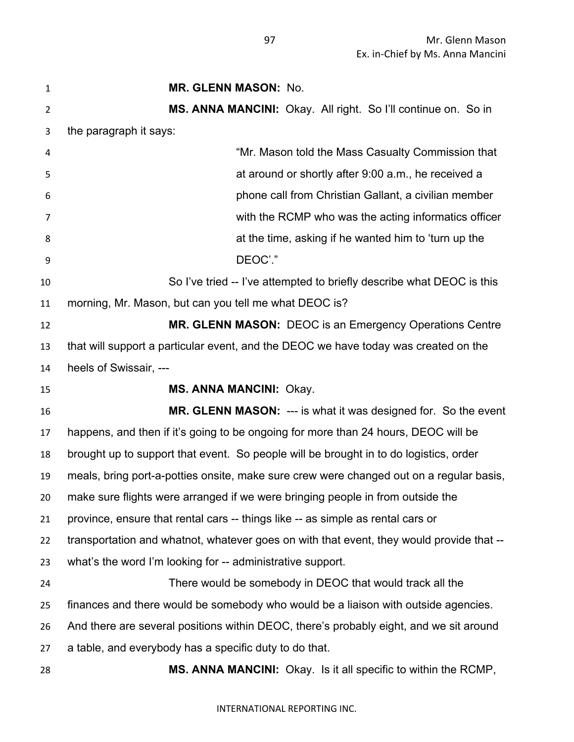**MR. GLENN MASON:** No.

**MS. ANNA MANCINI:** Okay. All right. So I'll continue on. So in the paragraph it says:

> "Mr. Mason told the Mass Casualty Commission that at around or shortly after 9:00 a.m., he received a phone call from Christian Gallant, a civilian member with the RCMP who was the acting informatics officer at the time, asking if he wanted him to 'turn up the DEOC'."

So I've tried -- I've attempted to briefly describe what DEOC is this morning, Mr. Mason, but can you tell me what DEOC is?

**MR. GLENN MASON:** DEOC is an Emergency Operations Centre that will support a particular event, and the DEOC we have today was created on the heels of Swissair, ---

**MS. ANNA MANCINI:** Okay.

**MR. GLENN MASON:** --- is what it was designed for. So the event happens, and then if it's going to be ongoing for more than 24 hours, DEOC will be brought up to support that event. So people will be brought in to do logistics, order meals, bring port-a-potties onsite, make sure crew were changed out on a regular basis, make sure flights were arranged if we were bringing people in from outside the province, ensure that rental cars -- things like -- as simple as rental cars or transportation and whatnot, whatever goes on with that event, they would provide that -- what's the word I'm looking for -- administrative support.

There would be somebody in DEOC that would track all the finances and there would be somebody who would be a liaison with outside agencies. And there are several positions within DEOC, there's probably eight, and we sit around a table, and everybody has a specific duty to do that.

**MS. ANNA MANCINI:** Okay. Is it all specific to within the RCMP,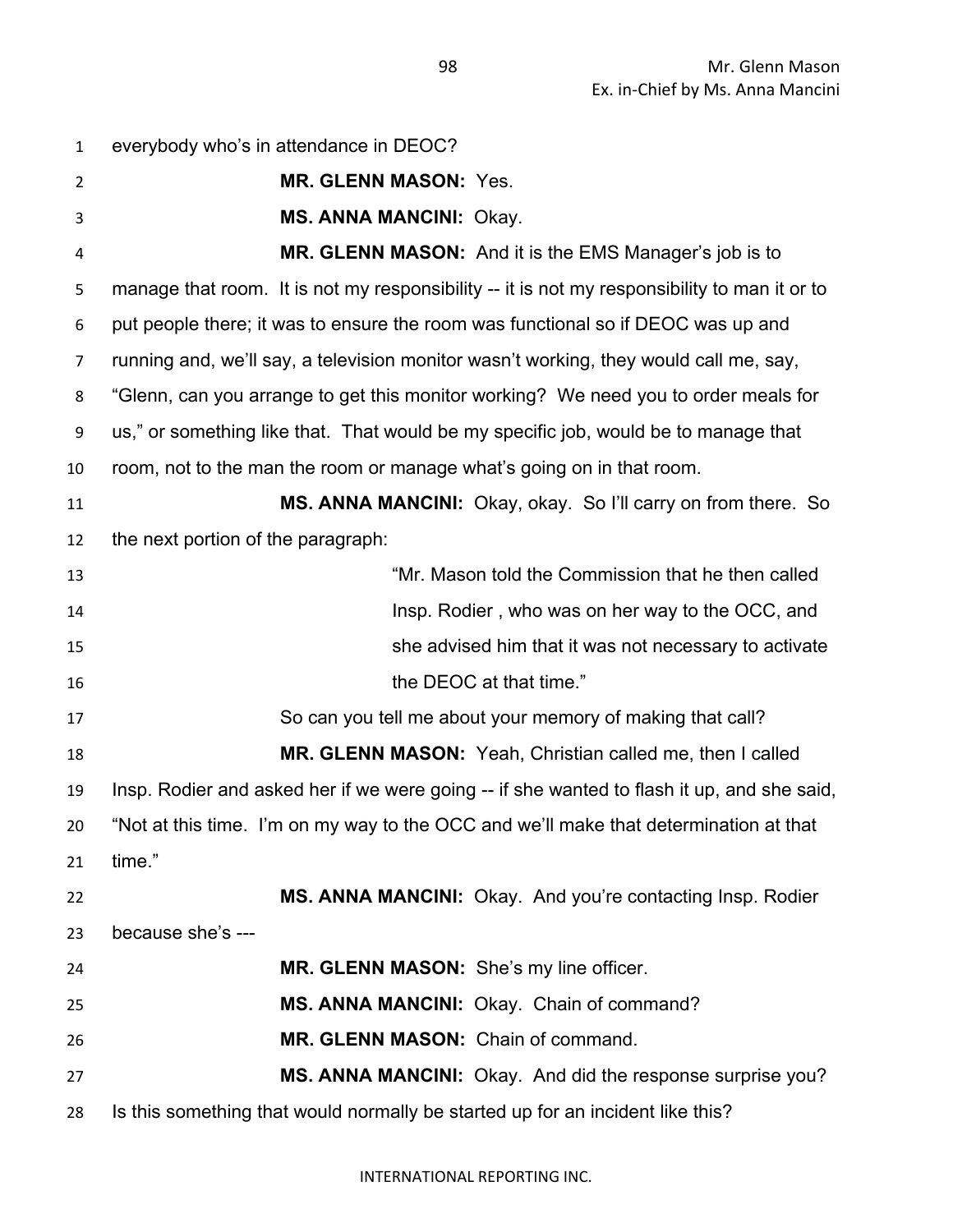everybody who's in attendance in DEOC?

**MR. GLENN MASON:** Yes.

**MS. ANNA MANCINI:** Okay.

**MR. GLENN MASON:** And it is the EMS Manager's job is to manage that room. It is not my responsibility -- it is not my responsibility to man it or to put people there; it was to ensure the room was functional so if DEOC was up and running and, we'll say, a television monitor wasn't working, they would call me, say, "Glenn, can you arrange to get this monitor working? We need you to order meals for us," or something like that. That would be my specific job, would be to manage that room, not to the man the room or manage what's going on in that room.

**MS. ANNA MANCINI:** Okay, okay. So I'll carry on from there. So the next portion of the paragraph:

> "Mr. Mason told the Commission that he then called Insp. Rodier , who was on her way to the OCC, and she advised him that it was not necessary to activate the DEOC at that time."

So can you tell me about your memory of making that call?

**MR. GLENN MASON:** Yeah, Christian called me, then I called Insp. Rodier and asked her if we were going -- if she wanted to flash it up, and she said, "Not at this time. I'm on my way to the OCC and we'll make that determination at that time."

**MS. ANNA MANCINI:** Okay. And you're contacting Insp. Rodier because she's ---

**MR. GLENN MASON:** She's my line officer.

**MS. ANNA MANCINI:** Okay. Chain of command?

**MR. GLENN MASON:** Chain of command.

**MS. ANNA MANCINI:** Okay. And did the response surprise you? Is this something that would normally be started up for an incident like this?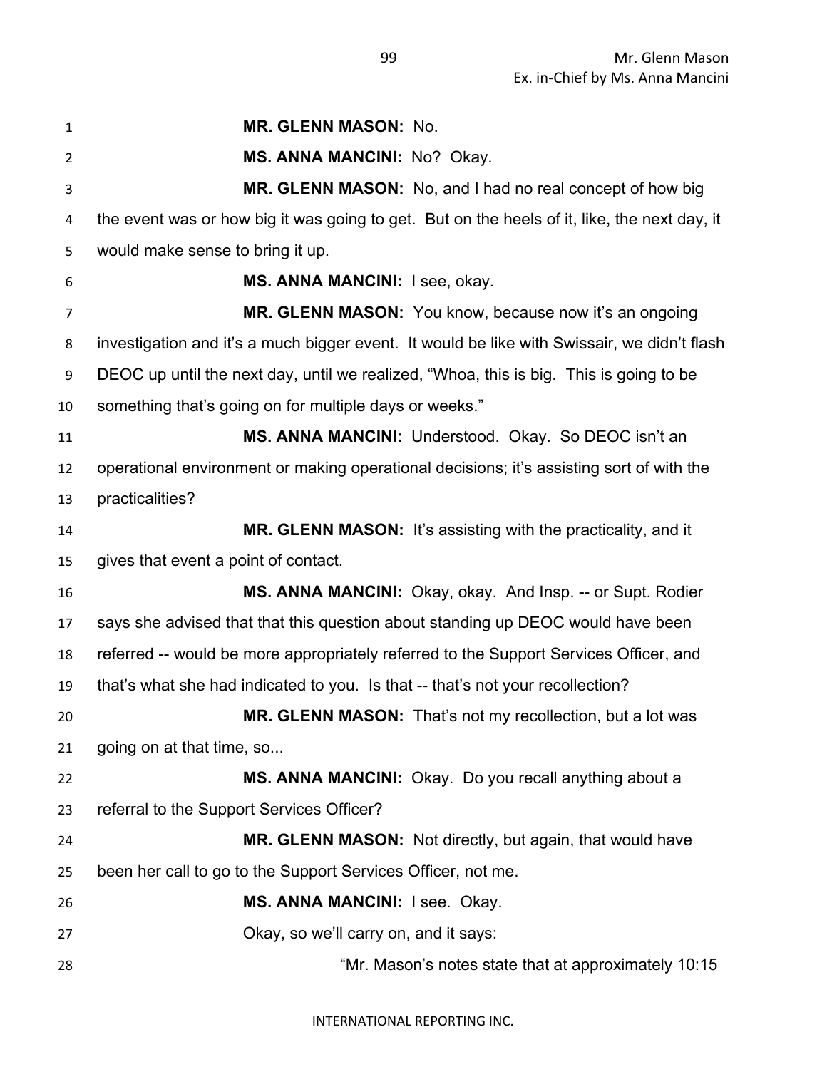**MR. GLENN MASON:** No.

**MS. ANNA MANCINI:** No? Okay.

**MR. GLENN MASON:** No, and I had no real concept of how big the event was or how big it was going to get. But on the heels of it, like, the next day, it would make sense to bring it up.

**MS. ANNA MANCINI:** I see, okay.

**MR. GLENN MASON:** You know, because now it's an ongoing investigation and it's a much bigger event. It would be like with Swissair, we didn't flash DEOC up until the next day, until we realized, "Whoa, this is big. This is going to be something that's going on for multiple days or weeks."

**MS. ANNA MANCINI:** Understood. Okay. So DEOC isn't an operational environment or making operational decisions; it's assisting sort of with the practicalities?

**MR. GLENN MASON:** It's assisting with the practicality, and it gives that event a point of contact.

**MS. ANNA MANCINI:** Okay, okay. And Insp. -- or Supt. Rodier says she advised that that this question about standing up DEOC would have been referred -- would be more appropriately referred to the Support Services Officer, and that's what she had indicated to you. Is that -- that's not your recollection?

**MR. GLENN MASON:** That's not my recollection, but a lot was going on at that time, so...

**MS. ANNA MANCINI:** Okay. Do you recall anything about a referral to the Support Services Officer?

**MR. GLENN MASON:** Not directly, but again, that would have been her call to go to the Support Services Officer, not me.

**MS. ANNA MANCINI:** I see. Okay.

Okay, so we'll carry on, and it says:

> "Mr. Mason's notes state that at approximately 10:15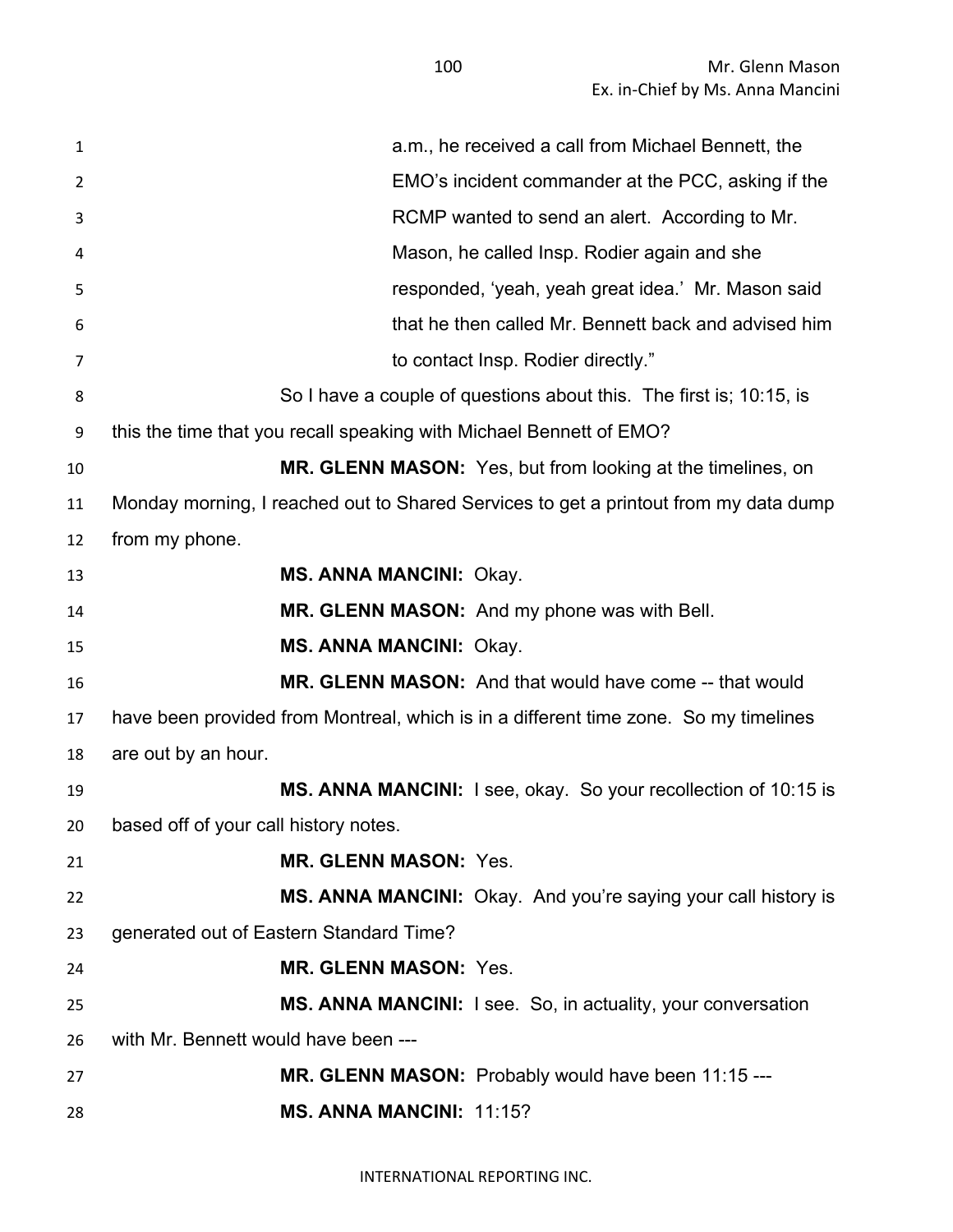a.m., he received a call from Michael Bennett, the EMO's incident commander at the PCC, asking if the RCMP wanted to send an alert. According to Mr. Mason, he called Insp. Rodier again and she responded, 'yeah, yeah great idea.' Mr. Mason said that he then called Mr. Bennett back and advised him to contact Insp. Rodier directly."

So I have a couple of questions about this. The first is; 10:15, is this the time that you recall speaking with Michael Bennett of EMO?

**MR. GLENN MASON:** Yes, but from looking at the timelines, on Monday morning, I reached out to Shared Services to get a printout from my data dump from my phone.

**MS. ANNA MANCINI:** Okay.

**MR. GLENN MASON:** And my phone was with Bell.

**MS. ANNA MANCINI:** Okay.

**MR. GLENN MASON:** And that would have come -- that would have been provided from Montreal, which is in a different time zone. So my timelines are out by an hour.

**MS. ANNA MANCINI:** I see, okay. So your recollection of 10:15 is based off of your call history notes.

**MR. GLENN MASON:** Yes.

**MS. ANNA MANCINI:** Okay. And you're saying your call history is generated out of Eastern Standard Time?

**MR. GLENN MASON:** Yes.

**MS. ANNA MANCINI:** I see. So, in actuality, your conversation with Mr. Bennett would have been ---

**MR. GLENN MASON:** Probably would have been 11:15 ---

**MS. ANNA MANCINI:** 11:15?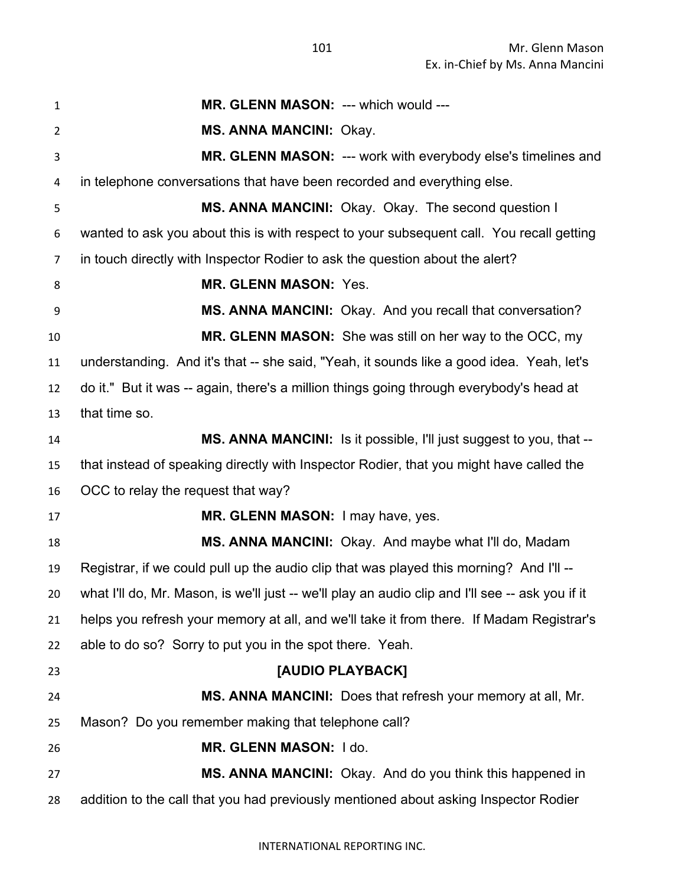**MR. GLENN MASON:** --- which would ---

**MS. ANNA MANCINI:** Okay.

**MR. GLENN MASON:** --- work with everybody else's timelines and in telephone conversations that have been recorded and everything else.

**MS. ANNA MANCINI:** Okay. Okay. The second question I wanted to ask you about this is with respect to your subsequent call. You recall getting in touch directly with Inspector Rodier to ask the question about the alert?

**MR. GLENN MASON:** Yes.

**MS. ANNA MANCINI:** Okay. And you recall that conversation?

**MR. GLENN MASON:** She was still on her way to the OCC, my understanding. And it's that -- she said, "Yeah, it sounds like a good idea. Yeah, let's do it." But it was -- again, there's a million things going through everybody's head at that time so.

**MS. ANNA MANCINI:** Is it possible, I'll just suggest to you, that -- that instead of speaking directly with Inspector Rodier, that you might have called the OCC to relay the request that way?

**MR. GLENN MASON:** I may have, yes.

**MS. ANNA MANCINI:** Okay. And maybe what I'll do, Madam Registrar, if we could pull up the audio clip that was played this morning? And I'll -- what I'll do, Mr. Mason, is we'll just -- we'll play an audio clip and I'll see -- ask you if it helps you refresh your memory at all, and we'll take it from there. If Madam Registrar's able to do so? Sorry to put you in the spot there. Yeah.

**[AUDIO PLAYBACK]**

**MS. ANNA MANCINI:** Does that refresh your memory at all, Mr. Mason? Do you remember making that telephone call?

**MR. GLENN MASON:** I do.

**MS. ANNA MANCINI:** Okay. And do you think this happened in addition to the call that you had previously mentioned about asking Inspector Rodier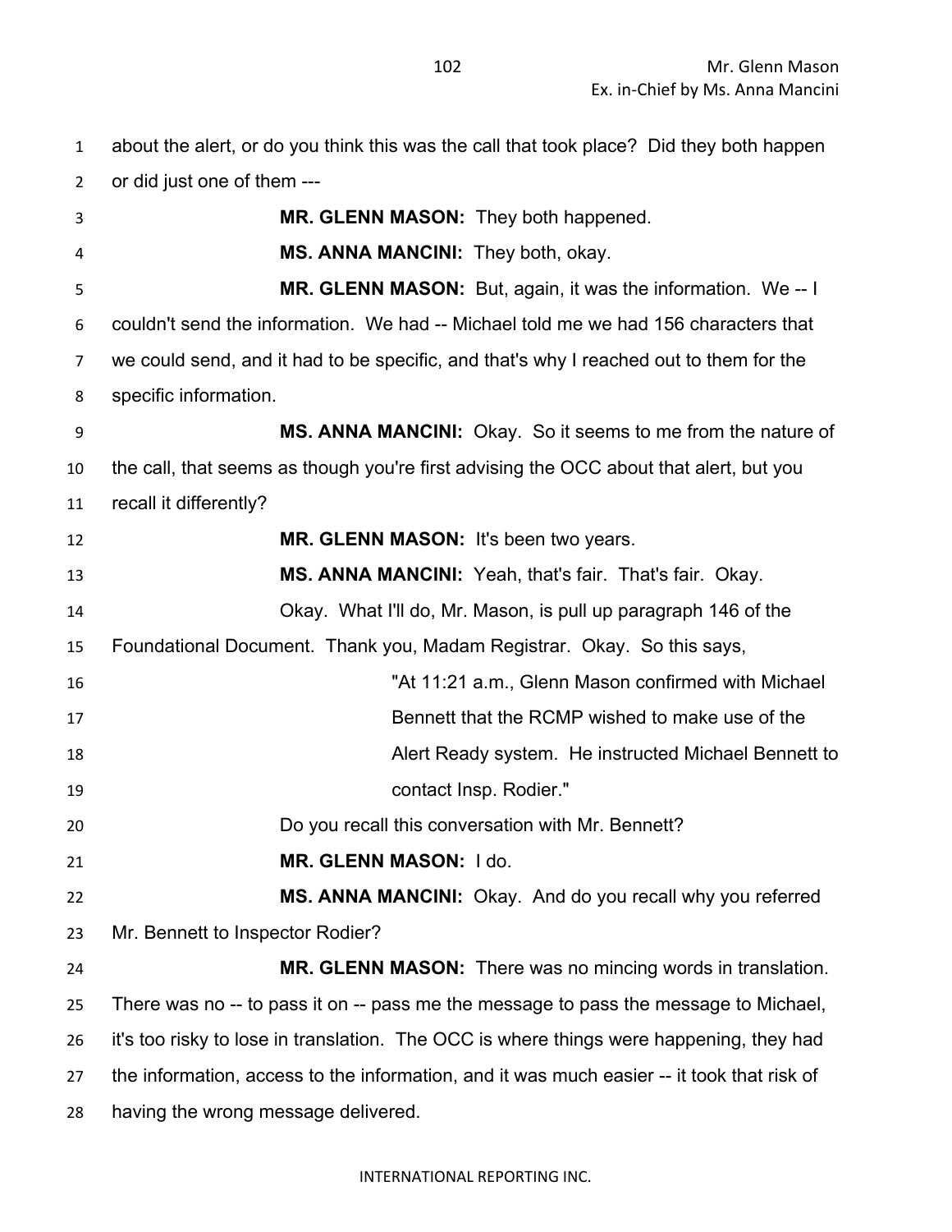about the alert, or do you think this was the call that took place? Did they both happen or did just one of them ---

**MR. GLENN MASON:** They both happened.

**MS. ANNA MANCINI:** They both, okay.

**MR. GLENN MASON:** But, again, it was the information. We -- I couldn't send the information. We had -- Michael told me we had 156 characters that we could send, and it had to be specific, and that's why I reached out to them for the specific information.

**MS. ANNA MANCINI:** Okay. So it seems to me from the nature of the call, that seems as though you're first advising the OCC about that alert, but you recall it differently?

**MR. GLENN MASON:** It's been two years.

**MS. ANNA MANCINI:** Yeah, that's fair. That's fair. Okay.

Okay. What I'll do, Mr. Mason, is pull up paragraph 146 of the Foundational Document. Thank you, Madam Registrar. Okay. So this says,

> "At 11:21 a.m., Glenn Mason confirmed with Michael Bennett that the RCMP wished to make use of the Alert Ready system. He instructed Michael Bennett to contact Insp. Rodier."

Do you recall this conversation with Mr. Bennett?

**MR. GLENN MASON:** I do.

**MS. ANNA MANCINI:** Okay. And do you recall why you referred Mr. Bennett to Inspector Rodier?

**MR. GLENN MASON:** There was no mincing words in translation. There was no -- to pass it on -- pass me the message to pass the message to Michael, it's too risky to lose in translation. The OCC is where things were happening, they had the information, access to the information, and it was much easier -- it took that risk of having the wrong message delivered.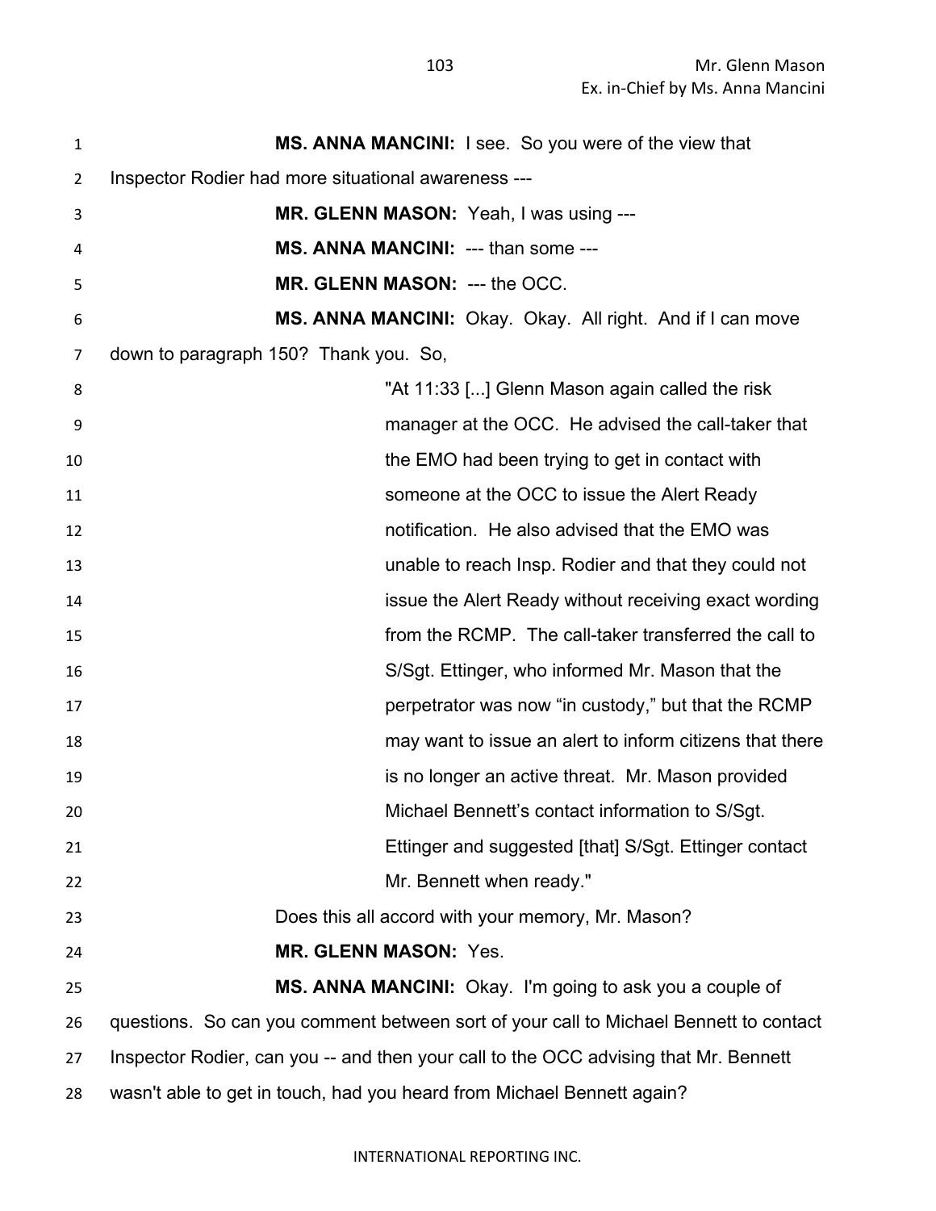**MS. ANNA MANCINI:** I see. So you were of the view that Inspector Rodier had more situational awareness ---

**MR. GLENN MASON:** Yeah, I was using ---

**MS. ANNA MANCINI:** --- than some ---

**MR. GLENN MASON:** --- the OCC.

**MS. ANNA MANCINI:** Okay. Okay. All right. And if I can move down to paragraph 150? Thank you. So,

> "At 11:33 [...] Glenn Mason again called the risk manager at the OCC. He advised the call-taker that the EMO had been trying to get in contact with someone at the OCC to issue the Alert Ready notification. He also advised that the EMO was unable to reach Insp. Rodier and that they could not issue the Alert Ready without receiving exact wording from the RCMP. The call-taker transferred the call to S/Sgt. Ettinger, who informed Mr. Mason that the perpetrator was now "in custody," but that the RCMP may want to issue an alert to inform citizens that there is no longer an active threat. Mr. Mason provided Michael Bennett's contact information to S/Sgt. Ettinger and suggested [that] S/Sgt. Ettinger contact Mr. Bennett when ready."

Does this all accord with your memory, Mr. Mason?

**MR. GLENN MASON:** Yes.

**MS. ANNA MANCINI:** Okay. I'm going to ask you a couple of questions. So can you comment between sort of your call to Michael Bennett to contact Inspector Rodier, can you -- and then your call to the OCC advising that Mr. Bennett wasn't able to get in touch, had you heard from Michael Bennett again?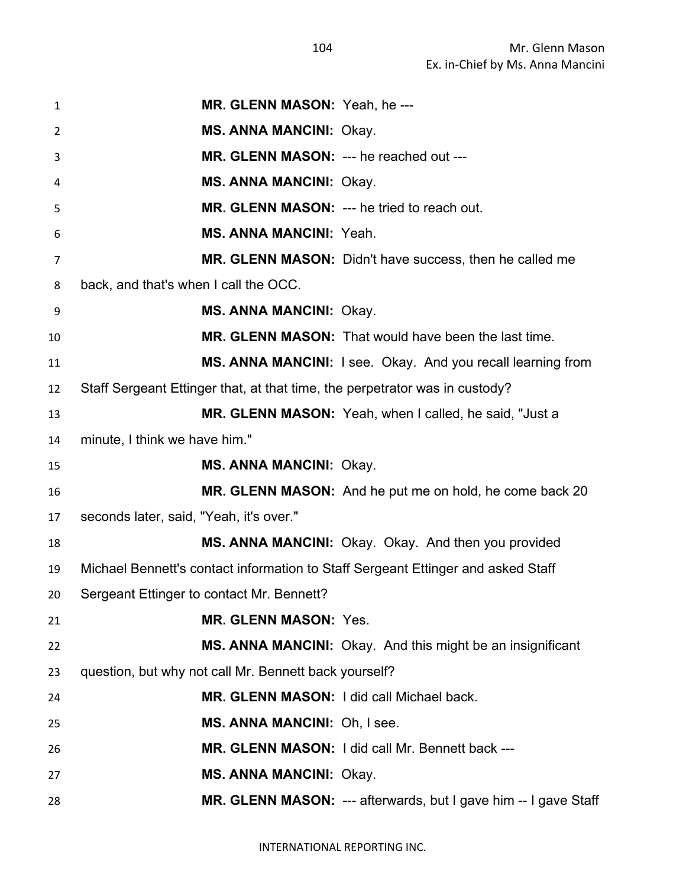**MR. GLENN MASON:** Yeah, he ---

**MS. ANNA MANCINI:** Okay.

**MR. GLENN MASON:** --- he reached out ---

**MS. ANNA MANCINI:** Okay.

**MR. GLENN MASON:** --- he tried to reach out.

**MS. ANNA MANCINI:** Yeah.

**MR. GLENN MASON:** Didn't have success, then he called me back, and that's when I call the OCC.

**MS. ANNA MANCINI:** Okay.

**MR. GLENN MASON:** That would have been the last time.

**MS. ANNA MANCINI:** I see. Okay. And you recall learning from Staff Sergeant Ettinger that, at that time, the perpetrator was in custody?

**MR. GLENN MASON:** Yeah, when I called, he said, "Just a minute, I think we have him."

**MS. ANNA MANCINI:** Okay.

**MR. GLENN MASON:** And he put me on hold, he come back 20 seconds later, said, "Yeah, it's over."

**MS. ANNA MANCINI:** Okay. Okay. And then you provided Michael Bennett's contact information to Staff Sergeant Ettinger and asked Staff Sergeant Ettinger to contact Mr. Bennett?

**MR. GLENN MASON:** Yes.

**MS. ANNA MANCINI:** Okay. And this might be an insignificant question, but why not call Mr. Bennett back yourself?

**MR. GLENN MASON:** I did call Michael back.

**MS. ANNA MANCINI:** Oh, I see.

**MR. GLENN MASON:** I did call Mr. Bennett back ---

**MS. ANNA MANCINI:** Okay.

**MR. GLENN MASON:** --- afterwards, but I gave him -- I gave Staff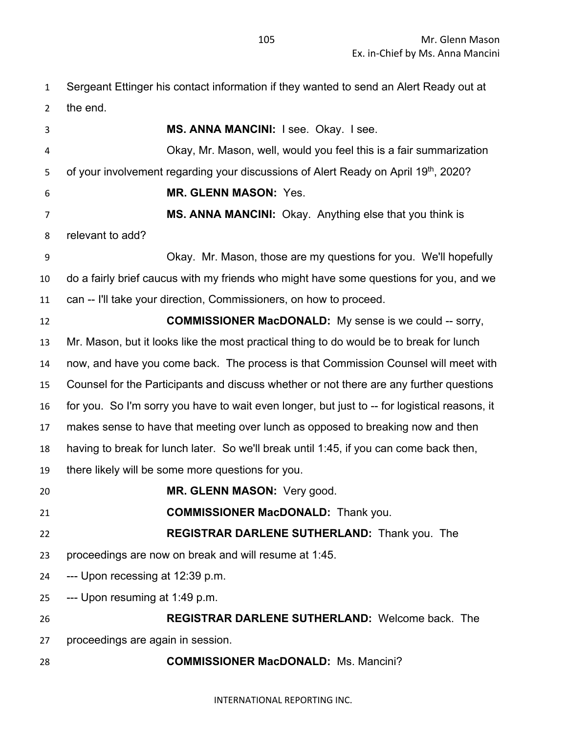Sergeant Ettinger his contact information if they wanted to send an Alert Ready out at the end.

**MS. ANNA MANCINI:** I see. Okay. I see.

Okay, Mr. Mason, well, would you feel this is a fair summarization of your involvement regarding your discussions of Alert Ready on April 19th, 2020?

**MR. GLENN MASON:** Yes.

**MS. ANNA MANCINI:** Okay. Anything else that you think is relevant to add?

Okay. Mr. Mason, those are my questions for you. We'll hopefully do a fairly brief caucus with my friends who might have some questions for you, and we can -- I'll take your direction, Commissioners, on how to proceed.

**COMMISSIONER MacDONALD:** My sense is we could -- sorry, Mr. Mason, but it looks like the most practical thing to do would be to break for lunch now, and have you come back. The process is that Commission Counsel will meet with Counsel for the Participants and discuss whether or not there are any further questions for you. So I'm sorry you have to wait even longer, but just to -- for logistical reasons, it makes sense to have that meeting over lunch as opposed to breaking now and then having to break for lunch later. So we'll break until 1:45, if you can come back then, there likely will be some more questions for you.

**MR. GLENN MASON:** Very good.

**COMMISSIONER MacDONALD:** Thank you.

**REGISTRAR DARLENE SUTHERLAND:** Thank you. The proceedings are now on break and will resume at 1:45.

--- Upon recessing at 12:39 p.m.

--- Upon resuming at 1:49 p.m.

**REGISTRAR DARLENE SUTHERLAND:** Welcome back. The proceedings are again in session.

**COMMISSIONER MacDONALD:** Ms. Mancini?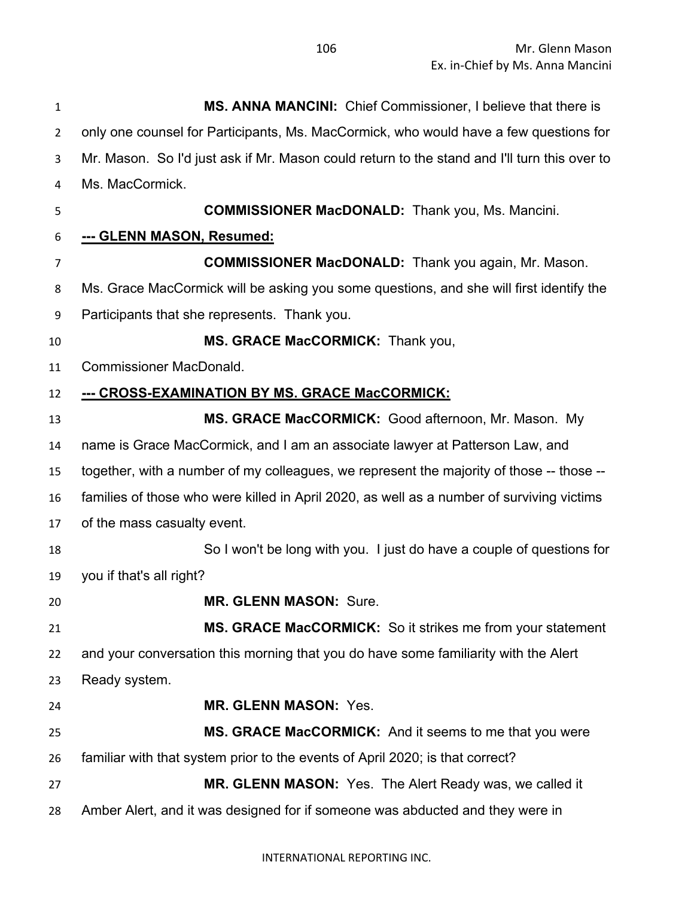**MS. ANNA MANCINI:** Chief Commissioner, I believe that there is only one counsel for Participants, Ms. MacCormick, who would have a few questions for Mr. Mason. So I'd just ask if Mr. Mason could return to the stand and I'll turn this over to Ms. MacCormick.

**COMMISSIONER MacDONALD:** Thank you, Ms. Mancini.

**--- GLENN MASON, Resumed:**

**COMMISSIONER MacDONALD:** Thank you again, Mr. Mason. Ms. Grace MacCormick will be asking you some questions, and she will first identify the Participants that she represents. Thank you.

**MS. GRACE MacCORMICK:** Thank you, Commissioner MacDonald.

**--- CROSS-EXAMINATION BY MS. GRACE MacCORMICK:**

**MS. GRACE MacCORMICK:** Good afternoon, Mr. Mason. My name is Grace MacCormick, and I am an associate lawyer at Patterson Law, and together, with a number of my colleagues, we represent the majority of those -- those -- families of those who were killed in April 2020, as well as a number of surviving victims of the mass casualty event.

So I won't be long with you. I just do have a couple of questions for you if that's all right?

**MR. GLENN MASON:** Sure.

**MS. GRACE MacCORMICK:** So it strikes me from your statement and your conversation this morning that you do have some familiarity with the Alert Ready system.

**MR. GLENN MASON:** Yes.

**MS. GRACE MacCORMICK:** And it seems to me that you were familiar with that system prior to the events of April 2020; is that correct?

**MR. GLENN MASON:** Yes. The Alert Ready was, we called it Amber Alert, and it was designed for if someone was abducted and they were in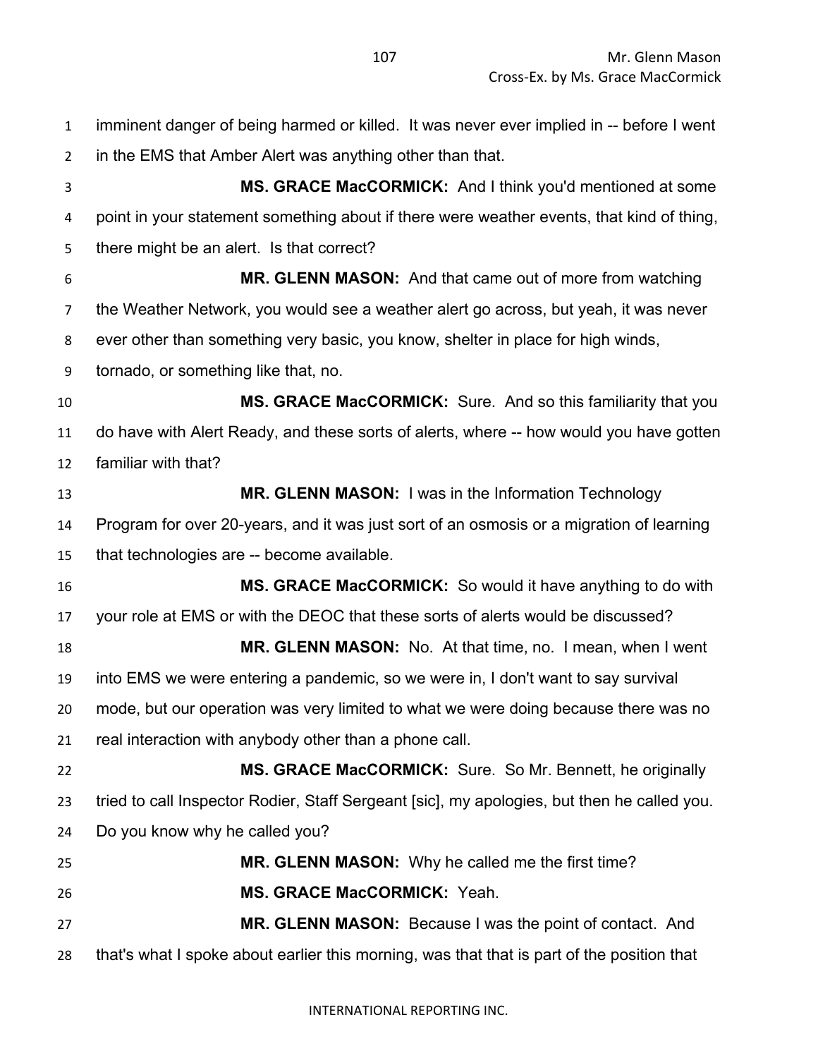imminent danger of being harmed or killed. It was never ever implied in -- before I went in the EMS that Amber Alert was anything other than that.

**MS. GRACE MacCORMICK:** And I think you'd mentioned at some point in your statement something about if there were weather events, that kind of thing, there might be an alert. Is that correct?

**MR. GLENN MASON:** And that came out of more from watching the Weather Network, you would see a weather alert go across, but yeah, it was never ever other than something very basic, you know, shelter in place for high winds, tornado, or something like that, no.

**MS. GRACE MacCORMICK:** Sure. And so this familiarity that you do have with Alert Ready, and these sorts of alerts, where -- how would you have gotten familiar with that?

**MR. GLENN MASON:** I was in the Information Technology Program for over 20-years, and it was just sort of an osmosis or a migration of learning that technologies are -- become available.

**MS. GRACE MacCORMICK:** So would it have anything to do with your role at EMS or with the DEOC that these sorts of alerts would be discussed?

**MR. GLENN MASON:** No. At that time, no. I mean, when I went into EMS we were entering a pandemic, so we were in, I don't want to say survival mode, but our operation was very limited to what we were doing because there was no real interaction with anybody other than a phone call.

**MS. GRACE MacCORMICK:** Sure. So Mr. Bennett, he originally tried to call Inspector Rodier, Staff Sergeant [sic], my apologies, but then he called you. Do you know why he called you?

**MR. GLENN MASON:** Why he called me the first time?

**MS. GRACE MacCORMICK:** Yeah.

**MR. GLENN MASON:** Because I was the point of contact. And that's what I spoke about earlier this morning, was that that is part of the position that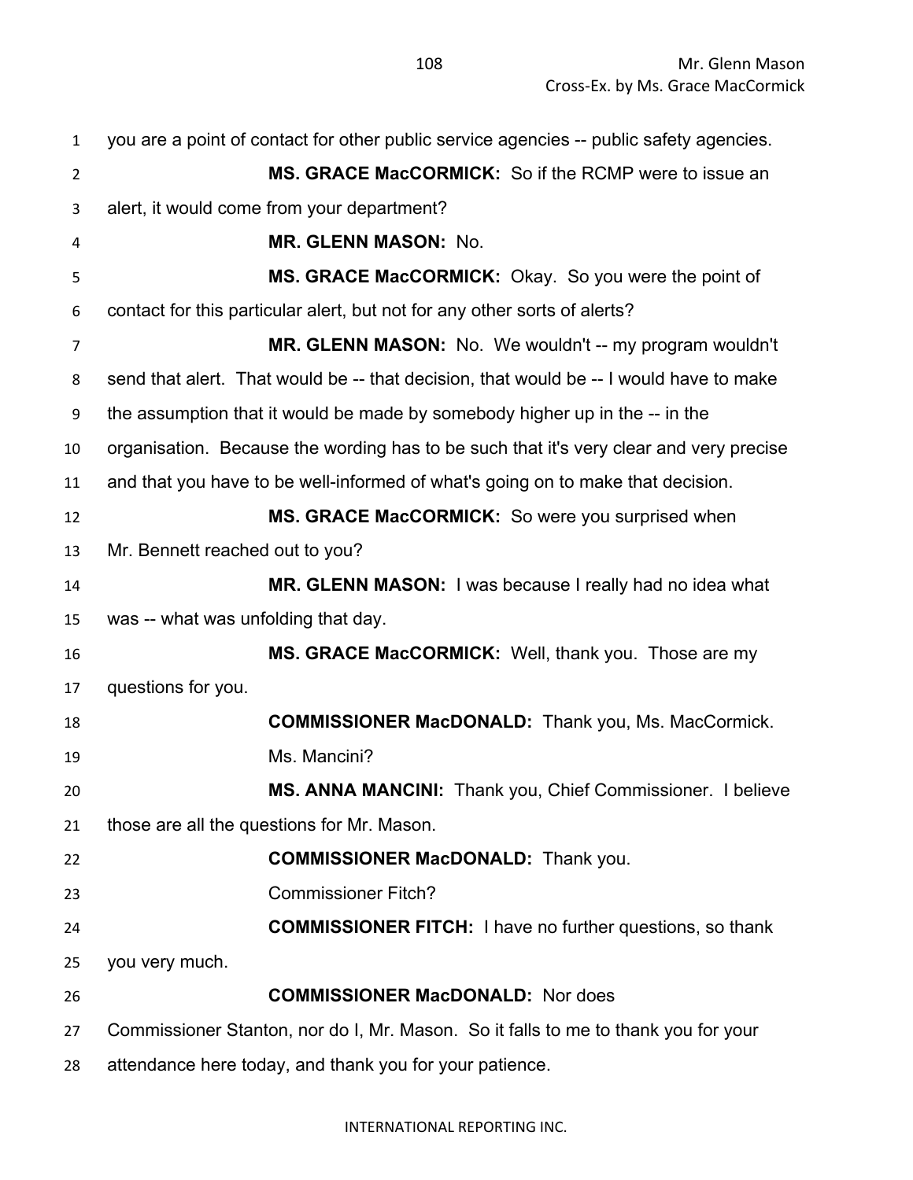you are a point of contact for other public service agencies -- public safety agencies.

**MS. GRACE MacCORMICK:** So if the RCMP were to issue an alert, it would come from your department?

**MR. GLENN MASON:** No.

**MS. GRACE MacCORMICK:** Okay. So you were the point of contact for this particular alert, but not for any other sorts of alerts?

**MR. GLENN MASON:** No. We wouldn't -- my program wouldn't send that alert. That would be -- that decision, that would be -- I would have to make the assumption that it would be made by somebody higher up in the -- in the organisation. Because the wording has to be such that it's very clear and very precise and that you have to be well-informed of what's going on to make that decision.

**MS. GRACE MacCORMICK:** So were you surprised when Mr. Bennett reached out to you?

**MR. GLENN MASON:** I was because I really had no idea what was -- what was unfolding that day.

**MS. GRACE MacCORMICK:** Well, thank you. Those are my questions for you.

**COMMISSIONER MacDONALD:** Thank you, Ms. MacCormick.

Ms. Mancini?

**MS. ANNA MANCINI:** Thank you, Chief Commissioner. I believe those are all the questions for Mr. Mason.

**COMMISSIONER MacDONALD:** Thank you.

Commissioner Fitch?

**COMMISSIONER FITCH:** I have no further questions, so thank you very much.

**COMMISSIONER MacDONALD:** Nor does Commissioner Stanton, nor do I, Mr. Mason. So it falls to me to thank you for your attendance here today, and thank you for your patience.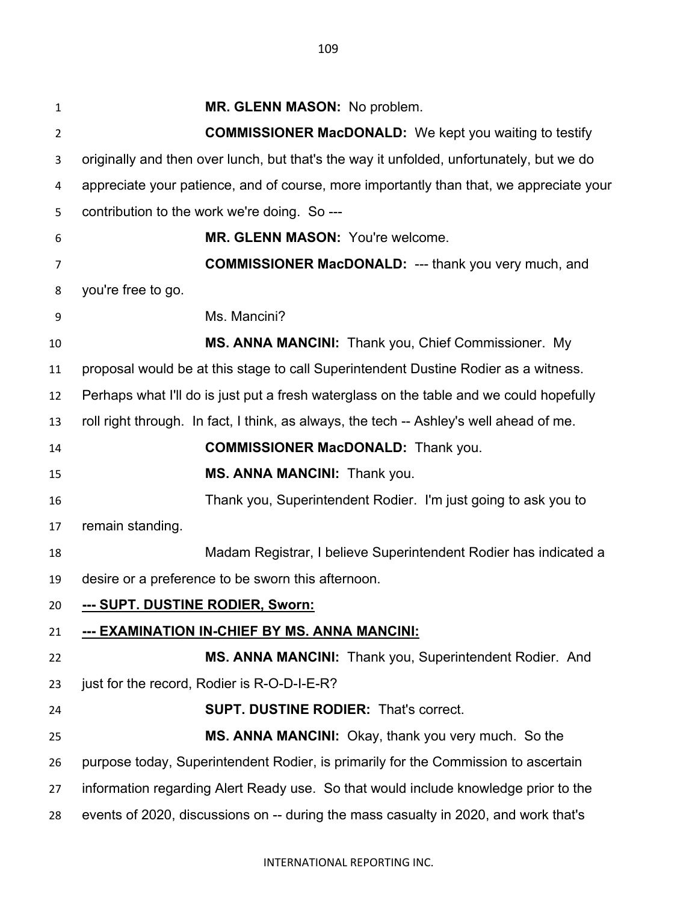**MR. GLENN MASON:** No problem.

**COMMISSIONER MacDONALD:** We kept you waiting to testify originally and then over lunch, but that's the way it unfolded, unfortunately, but we do appreciate your patience, and of course, more importantly than that, we appreciate your contribution to the work we're doing. So ---

**MR. GLENN MASON:** You're welcome.

**COMMISSIONER MacDONALD:** --- thank you very much, and you're free to go.

Ms. Mancini?

**MS. ANNA MANCINI:** Thank you, Chief Commissioner. My proposal would be at this stage to call Superintendent Dustine Rodier as a witness. Perhaps what I'll do is just put a fresh waterglass on the table and we could hopefully roll right through. In fact, I think, as always, the tech -- Ashley's well ahead of me.

**COMMISSIONER MacDONALD:** Thank you.

**MS. ANNA MANCINI:** Thank you.

Thank you, Superintendent Rodier. I'm just going to ask you to remain standing.

Madam Registrar, I believe Superintendent Rodier has indicated a desire or a preference to be sworn this afternoon.

**<u>--- SUPT. DUSTINE RODIER, Sworn:</u>**

**<u>--- EXAMINATION IN-CHIEF BY MS. ANNA MANCINI:</u>**

**MS. ANNA MANCINI:** Thank you, Superintendent Rodier. And just for the record, Rodier is R-O-D-I-E-R?

**SUPT. DUSTINE RODIER:** That's correct.

**MS. ANNA MANCINI:** Okay, thank you very much. So the purpose today, Superintendent Rodier, is primarily for the Commission to ascertain information regarding Alert Ready use. So that would include knowledge prior to the events of 2020, discussions on -- during the mass casualty in 2020, and work that's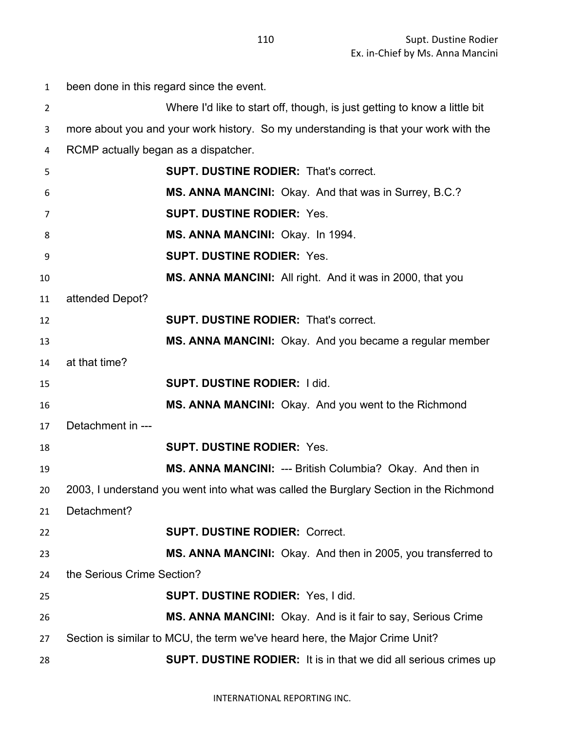been done in this regard since the event.

Where I'd like to start off, though, is just getting to know a little bit more about you and your work history. So my understanding is that your work with the RCMP actually began as a dispatcher.

**SUPT. DUSTINE RODIER:** That's correct.

**MS. ANNA MANCINI:** Okay. And that was in Surrey, B.C.?

**SUPT. DUSTINE RODIER:** Yes.

**MS. ANNA MANCINI:** Okay. In 1994.

**SUPT. DUSTINE RODIER:** Yes.

**MS. ANNA MANCINI:** All right. And it was in 2000, that you attended Depot?

**SUPT. DUSTINE RODIER:** That's correct.

**MS. ANNA MANCINI:** Okay. And you became a regular member at that time?

**SUPT. DUSTINE RODIER:** I did.

**MS. ANNA MANCINI:** Okay. And you went to the Richmond Detachment in ---

**SUPT. DUSTINE RODIER:** Yes.

**MS. ANNA MANCINI:** --- British Columbia? Okay. And then in 2003, I understand you went into what was called the Burglary Section in the Richmond Detachment?

**SUPT. DUSTINE RODIER:** Correct.

**MS. ANNA MANCINI:** Okay. And then in 2005, you transferred to the Serious Crime Section?

**SUPT. DUSTINE RODIER:** Yes, I did.

**MS. ANNA MANCINI:** Okay. And is it fair to say, Serious Crime Section is similar to MCU, the term we've heard here, the Major Crime Unit?

**SUPT. DUSTINE RODIER:** It is in that we did all serious crimes up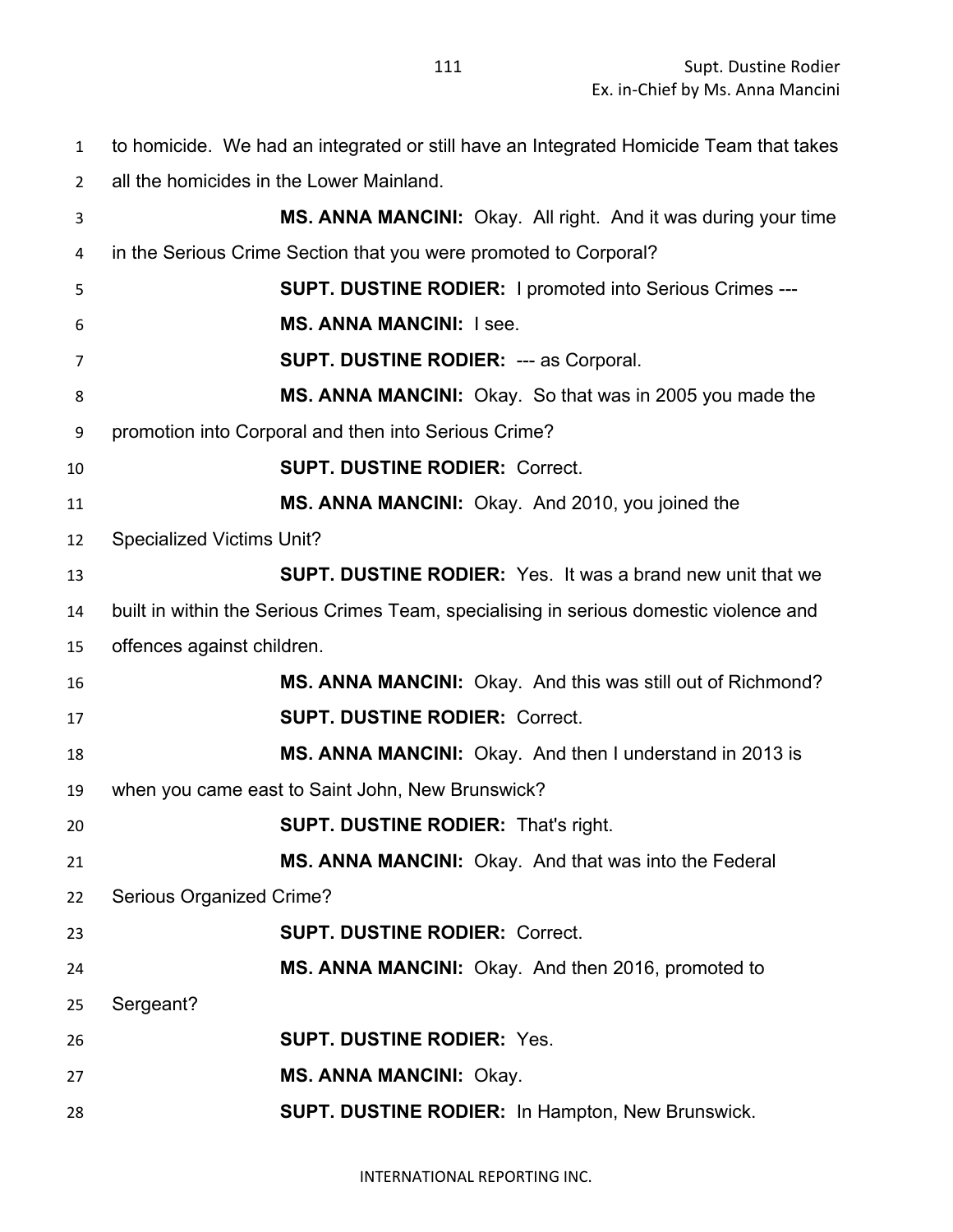to homicide. We had an integrated or still have an Integrated Homicide Team that takes all the homicides in the Lower Mainland.

**MS. ANNA MANCINI:** Okay. All right. And it was during your time in the Serious Crime Section that you were promoted to Corporal?

**SUPT. DUSTINE RODIER:** I promoted into Serious Crimes ---

**MS. ANNA MANCINI:** I see.

**SUPT. DUSTINE RODIER:** --- as Corporal.

**MS. ANNA MANCINI:** Okay. So that was in 2005 you made the promotion into Corporal and then into Serious Crime?

**SUPT. DUSTINE RODIER:** Correct.

**MS. ANNA MANCINI:** Okay. And 2010, you joined the Specialized Victims Unit?

**SUPT. DUSTINE RODIER:** Yes. It was a brand new unit that we built in within the Serious Crimes Team, specialising in serious domestic violence and offences against children.

**MS. ANNA MANCINI:** Okay. And this was still out of Richmond?

**SUPT. DUSTINE RODIER:** Correct.

**MS. ANNA MANCINI:** Okay. And then I understand in 2013 is when you came east to Saint John, New Brunswick?

**SUPT. DUSTINE RODIER:** That's right.

**MS. ANNA MANCINI:** Okay. And that was into the Federal Serious Organized Crime?

**SUPT. DUSTINE RODIER:** Correct.

**MS. ANNA MANCINI:** Okay. And then 2016, promoted to Sergeant?

**SUPT. DUSTINE RODIER:** Yes.

**MS. ANNA MANCINI:** Okay.

**SUPT. DUSTINE RODIER:** In Hampton, New Brunswick.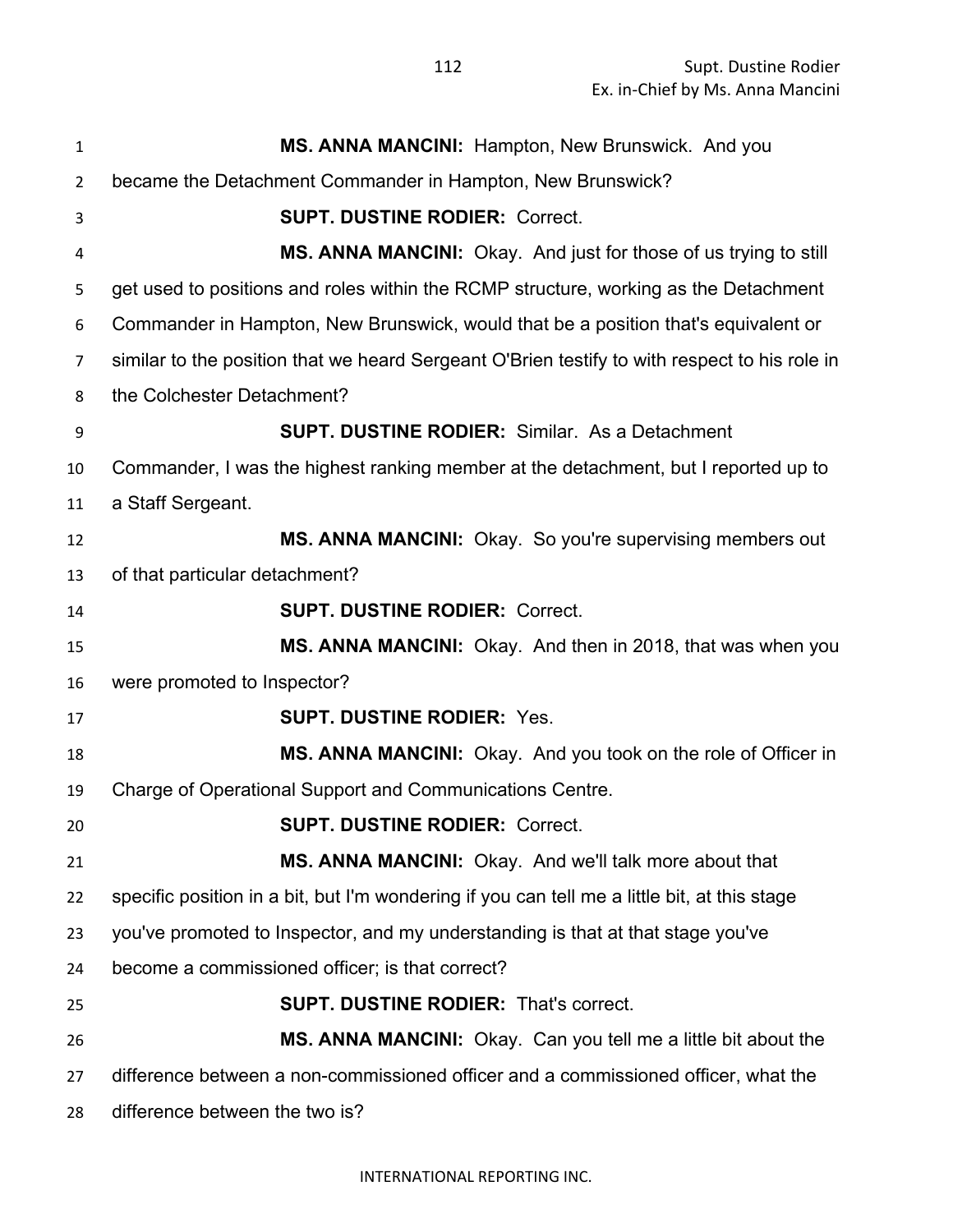**MS. ANNA MANCINI:** Hampton, New Brunswick. And you became the Detachment Commander in Hampton, New Brunswick?

**SUPT. DUSTINE RODIER:** Correct.

**MS. ANNA MANCINI:** Okay. And just for those of us trying to still get used to positions and roles within the RCMP structure, working as the Detachment Commander in Hampton, New Brunswick, would that be a position that's equivalent or similar to the position that we heard Sergeant O'Brien testify to with respect to his role in the Colchester Detachment?

**SUPT. DUSTINE RODIER:** Similar. As a Detachment Commander, I was the highest ranking member at the detachment, but I reported up to a Staff Sergeant.

**MS. ANNA MANCINI:** Okay. So you're supervising members out of that particular detachment?

**SUPT. DUSTINE RODIER:** Correct.

**MS. ANNA MANCINI:** Okay. And then in 2018, that was when you were promoted to Inspector?

**SUPT. DUSTINE RODIER:** Yes.

**MS. ANNA MANCINI:** Okay. And you took on the role of Officer in Charge of Operational Support and Communications Centre.

**SUPT. DUSTINE RODIER:** Correct.

**MS. ANNA MANCINI:** Okay. And we'll talk more about that specific position in a bit, but I'm wondering if you can tell me a little bit, at this stage you've promoted to Inspector, and my understanding is that at that stage you've become a commissioned officer; is that correct?

**SUPT. DUSTINE RODIER:** That's correct.

**MS. ANNA MANCINI:** Okay. Can you tell me a little bit about the difference between a non-commissioned officer and a commissioned officer, what the difference between the two is?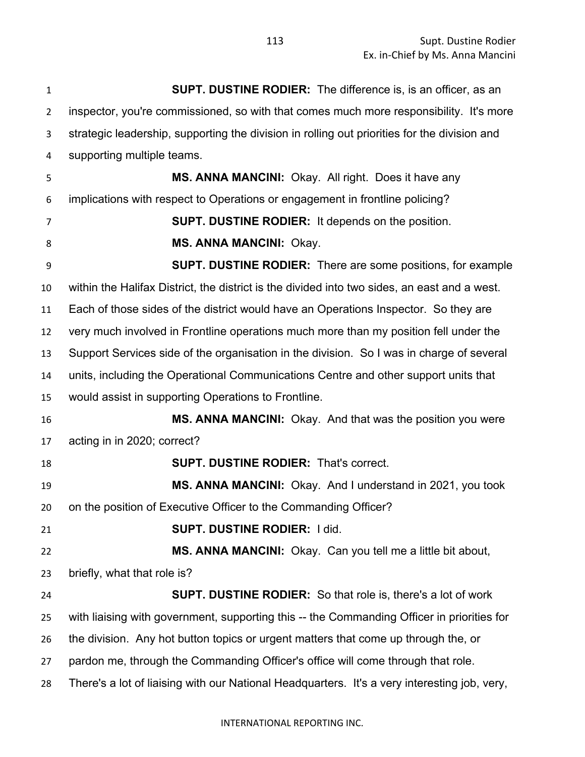**SUPT. DUSTINE RODIER:** The difference is, is an officer, as an inspector, you're commissioned, so with that comes much more responsibility. It's more strategic leadership, supporting the division in rolling out priorities for the division and supporting multiple teams.

**MS. ANNA MANCINI:** Okay. All right. Does it have any implications with respect to Operations or engagement in frontline policing?

**SUPT. DUSTINE RODIER:** It depends on the position.

**MS. ANNA MANCINI:** Okay.

**SUPT. DUSTINE RODIER:** There are some positions, for example within the Halifax District, the district is the divided into two sides, an east and a west. Each of those sides of the district would have an Operations Inspector. So they are very much involved in Frontline operations much more than my position fell under the Support Services side of the organisation in the division. So I was in charge of several units, including the Operational Communications Centre and other support units that would assist in supporting Operations to Frontline.

**MS. ANNA MANCINI:** Okay. And that was the position you were acting in in 2020; correct?

**SUPT. DUSTINE RODIER:** That's correct.

**MS. ANNA MANCINI:** Okay. And I understand in 2021, you took on the position of Executive Officer to the Commanding Officer?

**SUPT. DUSTINE RODIER:** I did.

**MS. ANNA MANCINI:** Okay. Can you tell me a little bit about, briefly, what that role is?

**SUPT. DUSTINE RODIER:** So that role is, there's a lot of work with liaising with government, supporting this -- the Commanding Officer in priorities for the division. Any hot button topics or urgent matters that come up through the, or pardon me, through the Commanding Officer's office will come through that role. There's a lot of liaising with our National Headquarters. It's a very interesting job, very,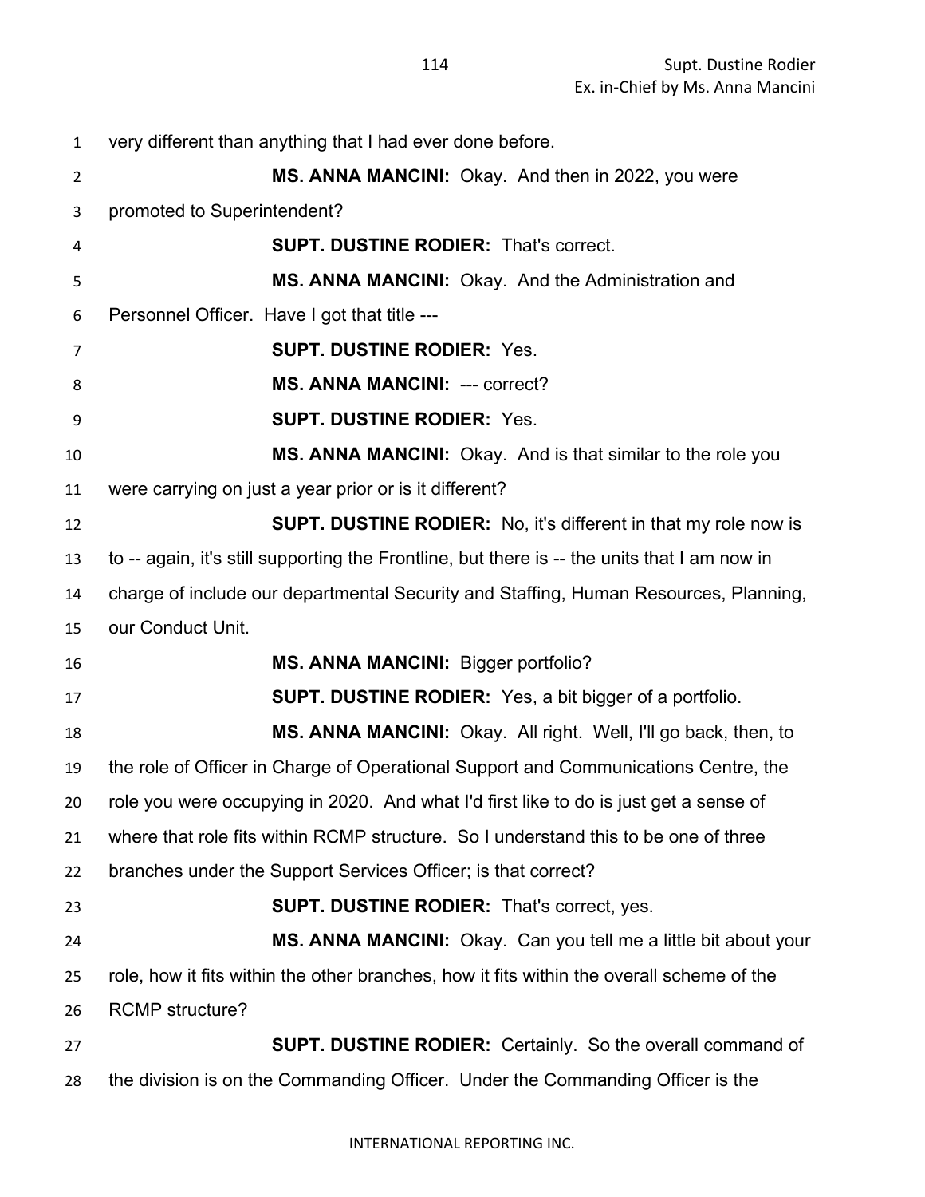very different than anything that I had ever done before.

**MS. ANNA MANCINI:** Okay. And then in 2022, you were promoted to Superintendent?

**SUPT. DUSTINE RODIER:** That's correct.

**MS. ANNA MANCINI:** Okay. And the Administration and Personnel Officer. Have I got that title ---

**SUPT. DUSTINE RODIER:** Yes.

**MS. ANNA MANCINI:** --- correct?

**SUPT. DUSTINE RODIER:** Yes.

**MS. ANNA MANCINI:** Okay. And is that similar to the role you were carrying on just a year prior or is it different?

**SUPT. DUSTINE RODIER:** No, it's different in that my role now is to -- again, it's still supporting the Frontline, but there is -- the units that I am now in charge of include our departmental Security and Staffing, Human Resources, Planning, our Conduct Unit.

**MS. ANNA MANCINI:** Bigger portfolio?

**SUPT. DUSTINE RODIER:** Yes, a bit bigger of a portfolio.

**MS. ANNA MANCINI:** Okay. All right. Well, I'll go back, then, to the role of Officer in Charge of Operational Support and Communications Centre, the role you were occupying in 2020. And what I'd first like to do is just get a sense of where that role fits within RCMP structure. So I understand this to be one of three branches under the Support Services Officer; is that correct?

**SUPT. DUSTINE RODIER:** That's correct, yes.

**MS. ANNA MANCINI:** Okay. Can you tell me a little bit about your role, how it fits within the other branches, how it fits within the overall scheme of the RCMP structure?

**SUPT. DUSTINE RODIER:** Certainly. So the overall command of the division is on the Commanding Officer. Under the Commanding Officer is the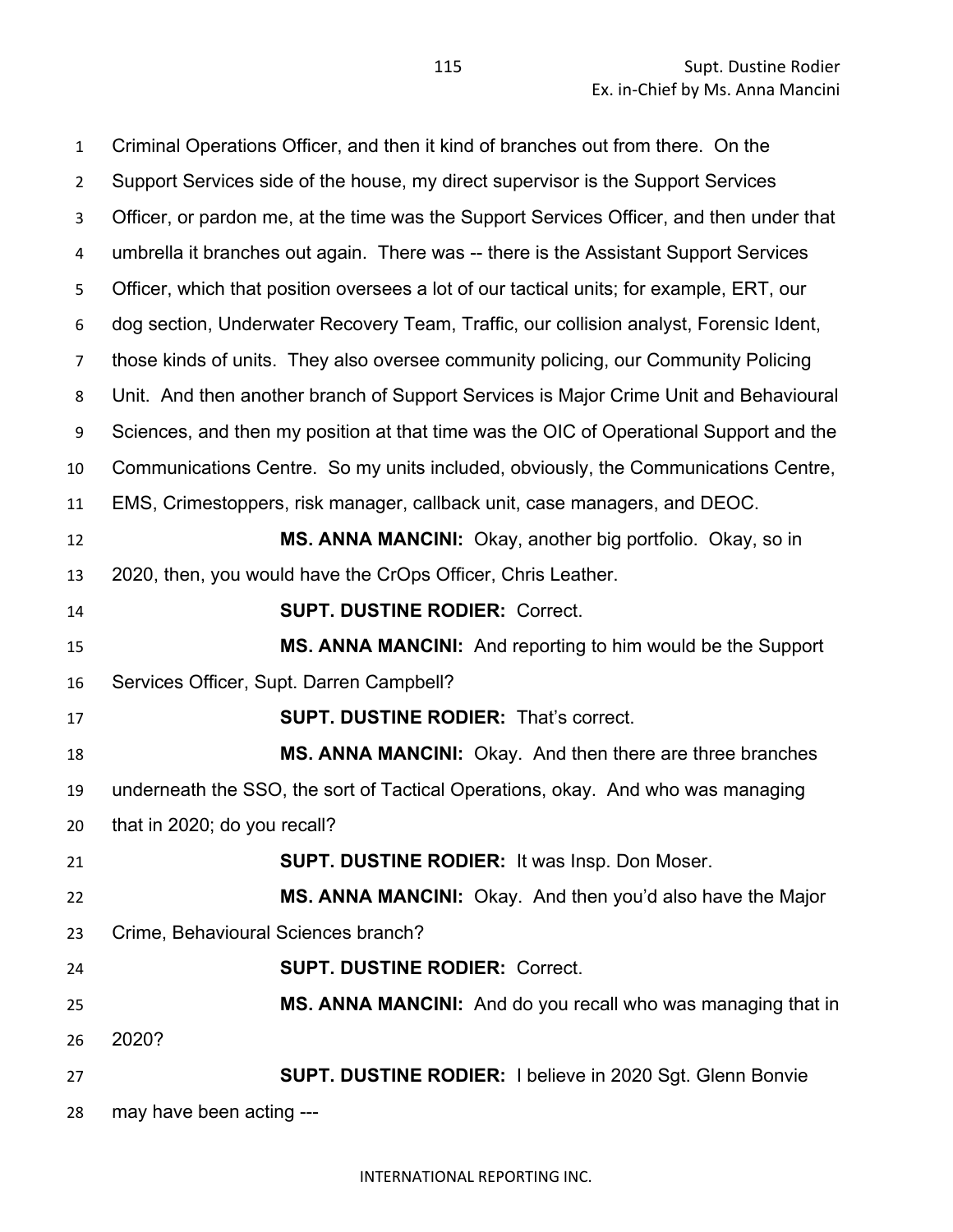Criminal Operations Officer, and then it kind of branches out from there. On the Support Services side of the house, my direct supervisor is the Support Services Officer, or pardon me, at the time was the Support Services Officer, and then under that umbrella it branches out again. There was -- there is the Assistant Support Services Officer, which that position oversees a lot of our tactical units; for example, ERT, our dog section, Underwater Recovery Team, Traffic, our collision analyst, Forensic Ident, those kinds of units. They also oversee community policing, our Community Policing Unit. And then another branch of Support Services is Major Crime Unit and Behavioural Sciences, and then my position at that time was the OIC of Operational Support and the Communications Centre. So my units included, obviously, the Communications Centre, EMS, Crimestoppers, risk manager, callback unit, case managers, and DEOC.

**MS. ANNA MANCINI:** Okay, another big portfolio. Okay, so in 2020, then, you would have the CrOps Officer, Chris Leather.

**SUPT. DUSTINE RODIER:** Correct.

**MS. ANNA MANCINI:** And reporting to him would be the Support Services Officer, Supt. Darren Campbell?

**SUPT. DUSTINE RODIER:** That's correct.

**MS. ANNA MANCINI:** Okay. And then there are three branches underneath the SSO, the sort of Tactical Operations, okay. And who was managing that in 2020; do you recall?

**SUPT. DUSTINE RODIER:** It was Insp. Don Moser.

**MS. ANNA MANCINI:** Okay. And then you'd also have the Major Crime, Behavioural Sciences branch?

**SUPT. DUSTINE RODIER:** Correct.

**MS. ANNA MANCINI:** And do you recall who was managing that in 2020?

**SUPT. DUSTINE RODIER:** I believe in 2020 Sgt. Glenn Bonvie may have been acting ---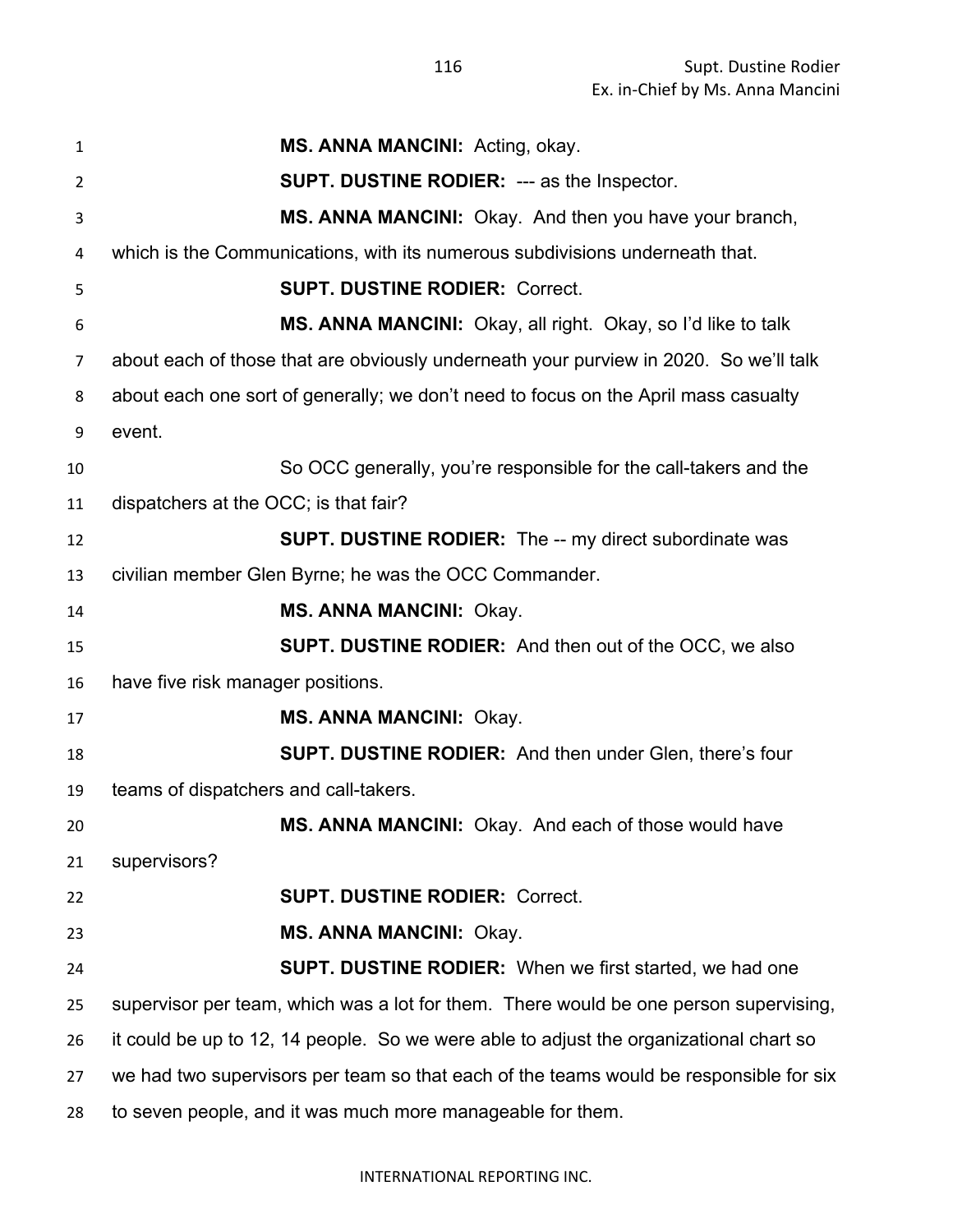**MS. ANNA MANCINI:** Acting, okay.

**SUPT. DUSTINE RODIER:** --- as the Inspector.

**MS. ANNA MANCINI:** Okay. And then you have your branch, which is the Communications, with its numerous subdivisions underneath that.

**SUPT. DUSTINE RODIER:** Correct.

**MS. ANNA MANCINI:** Okay, all right. Okay, so I'd like to talk about each of those that are obviously underneath your purview in 2020. So we'll talk about each one sort of generally; we don't need to focus on the April mass casualty event.

So OCC generally, you're responsible for the call-takers and the dispatchers at the OCC; is that fair?

**SUPT. DUSTINE RODIER:** The -- my direct subordinate was civilian member Glen Byrne; he was the OCC Commander.

**MS. ANNA MANCINI:** Okay.

**SUPT. DUSTINE RODIER:** And then out of the OCC, we also have five risk manager positions.

**MS. ANNA MANCINI:** Okay.

**SUPT. DUSTINE RODIER:** And then under Glen, there's four teams of dispatchers and call-takers.

**MS. ANNA MANCINI:** Okay. And each of those would have supervisors?

**SUPT. DUSTINE RODIER:** Correct.

**MS. ANNA MANCINI:** Okay.

**SUPT. DUSTINE RODIER:** When we first started, we had one supervisor per team, which was a lot for them. There would be one person supervising, it could be up to 12, 14 people. So we were able to adjust the organizational chart so we had two supervisors per team so that each of the teams would be responsible for six to seven people, and it was much more manageable for them.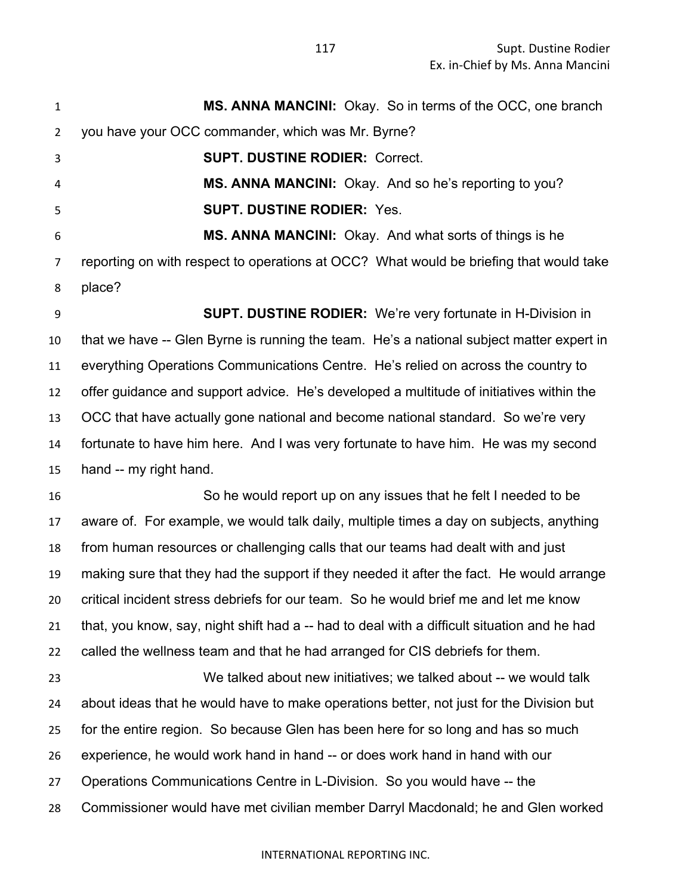**MS. ANNA MANCINI:** Okay. So in terms of the OCC, one branch you have your OCC commander, which was Mr. Byrne?

**SUPT. DUSTINE RODIER:** Correct.

**MS. ANNA MANCINI:** Okay. And so he's reporting to you?

**SUPT. DUSTINE RODIER:** Yes.

**MS. ANNA MANCINI:** Okay. And what sorts of things is he reporting on with respect to operations at OCC? What would be briefing that would take place?

**SUPT. DUSTINE RODIER:** We're very fortunate in H-Division in that we have -- Glen Byrne is running the team. He's a national subject matter expert in everything Operations Communications Centre. He's relied on across the country to offer guidance and support advice. He's developed a multitude of initiatives within the OCC that have actually gone national and become national standard. So we're very fortunate to have him here. And I was very fortunate to have him. He was my second hand -- my right hand.

So he would report up on any issues that he felt I needed to be aware of. For example, we would talk daily, multiple times a day on subjects, anything from human resources or challenging calls that our teams had dealt with and just making sure that they had the support if they needed it after the fact. He would arrange critical incident stress debriefs for our team. So he would brief me and let me know that, you know, say, night shift had a -- had to deal with a difficult situation and he had called the wellness team and that he had arranged for CIS debriefs for them.

We talked about new initiatives; we talked about -- we would talk about ideas that he would have to make operations better, not just for the Division but for the entire region. So because Glen has been here for so long and has so much experience, he would work hand in hand -- or does work hand in hand with our Operations Communications Centre in L-Division. So you would have -- the Commissioner would have met civilian member Darryl Macdonald; he and Glen worked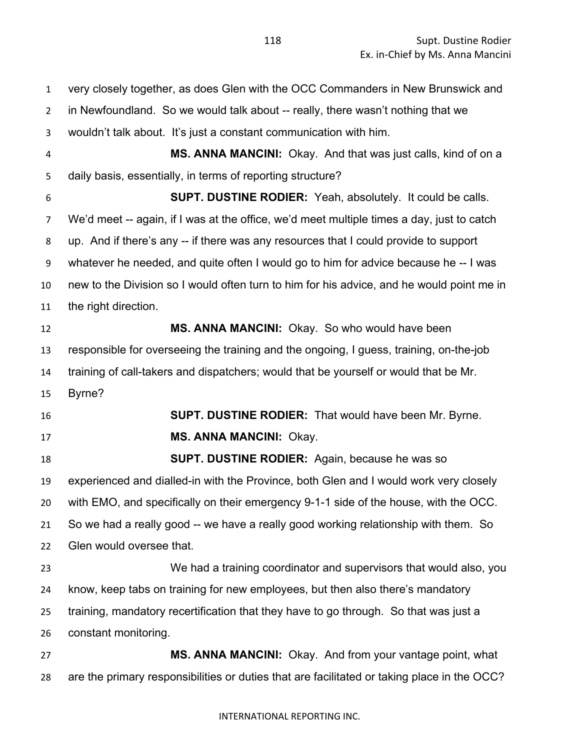very closely together, as does Glen with the OCC Commanders in New Brunswick and in Newfoundland. So we would talk about -- really, there wasn't nothing that we wouldn't talk about. It's just a constant communication with him.

**MS. ANNA MANCINI:** Okay. And that was just calls, kind of on a daily basis, essentially, in terms of reporting structure?

**SUPT. DUSTINE RODIER:** Yeah, absolutely. It could be calls. We'd meet -- again, if I was at the office, we'd meet multiple times a day, just to catch up. And if there's any -- if there was any resources that I could provide to support whatever he needed, and quite often I would go to him for advice because he -- I was new to the Division so I would often turn to him for his advice, and he would point me in the right direction.

**MS. ANNA MANCINI:** Okay. So who would have been responsible for overseeing the training and the ongoing, I guess, training, on-the-job training of call-takers and dispatchers; would that be yourself or would that be Mr. Byrne?

**SUPT. DUSTINE RODIER:** That would have been Mr. Byrne.

**MS. ANNA MANCINI:** Okay.

**SUPT. DUSTINE RODIER:** Again, because he was so experienced and dialled-in with the Province, both Glen and I would work very closely with EMO, and specifically on their emergency 9-1-1 side of the house, with the OCC. So we had a really good -- we have a really good working relationship with them. So Glen would oversee that.

We had a training coordinator and supervisors that would also, you know, keep tabs on training for new employees, but then also there's mandatory training, mandatory recertification that they have to go through. So that was just a constant monitoring.

**MS. ANNA MANCINI:** Okay. And from your vantage point, what are the primary responsibilities or duties that are facilitated or taking place in the OCC?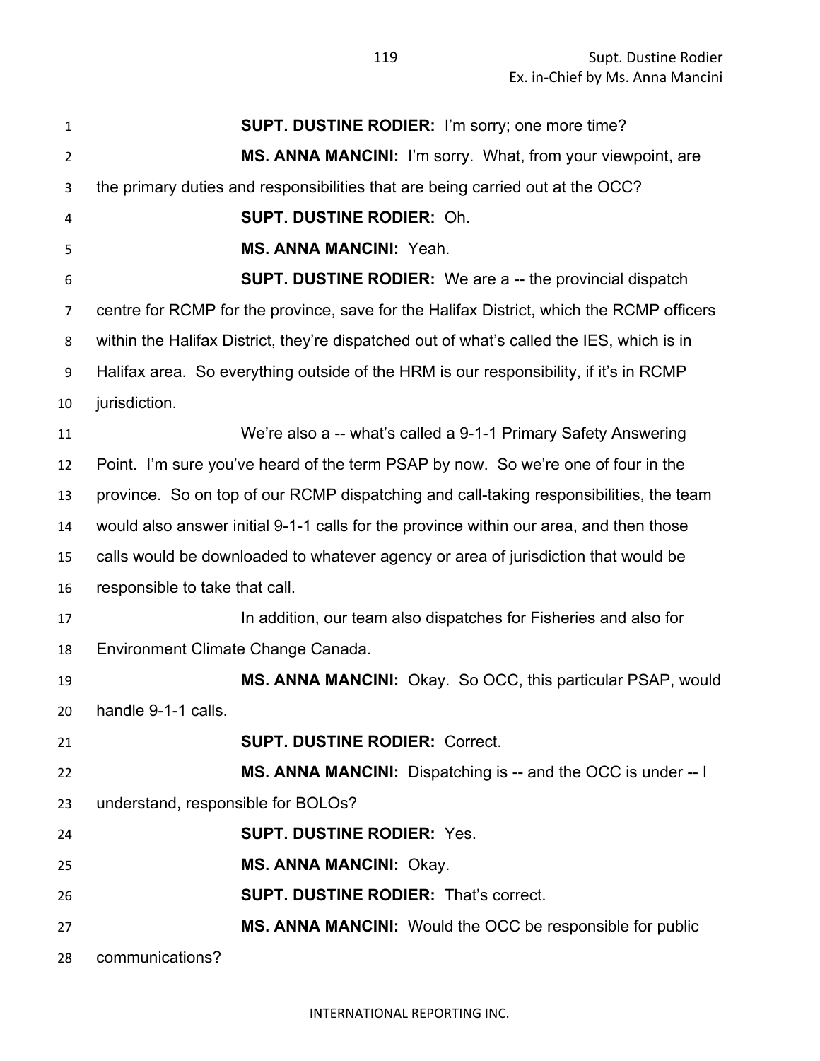**SUPT. DUSTINE RODIER:** I'm sorry; one more time?

**MS. ANNA MANCINI:** I'm sorry. What, from your viewpoint, are the primary duties and responsibilities that are being carried out at the OCC?

**SUPT. DUSTINE RODIER:** Oh.

**MS. ANNA MANCINI:** Yeah.

**SUPT. DUSTINE RODIER:** We are a -- the provincial dispatch centre for RCMP for the province, save for the Halifax District, which the RCMP officers within the Halifax District, they're dispatched out of what's called the IES, which is in Halifax area. So everything outside of the HRM is our responsibility, if it's in RCMP jurisdiction.

We're also a -- what's called a 9-1-1 Primary Safety Answering Point. I'm sure you've heard of the term PSAP by now. So we're one of four in the province. So on top of our RCMP dispatching and call-taking responsibilities, the team would also answer initial 9-1-1 calls for the province within our area, and then those calls would be downloaded to whatever agency or area of jurisdiction that would be responsible to take that call.

In addition, our team also dispatches for Fisheries and also for Environment Climate Change Canada.

**MS. ANNA MANCINI:** Okay. So OCC, this particular PSAP, would handle 9-1-1 calls.

**SUPT. DUSTINE RODIER:** Correct.

**MS. ANNA MANCINI:** Dispatching is -- and the OCC is under -- I understand, responsible for BOLOs?

**SUPT. DUSTINE RODIER:** Yes.

**MS. ANNA MANCINI:** Okay.

**SUPT. DUSTINE RODIER:** That's correct.

**MS. ANNA MANCINI:** Would the OCC be responsible for public communications?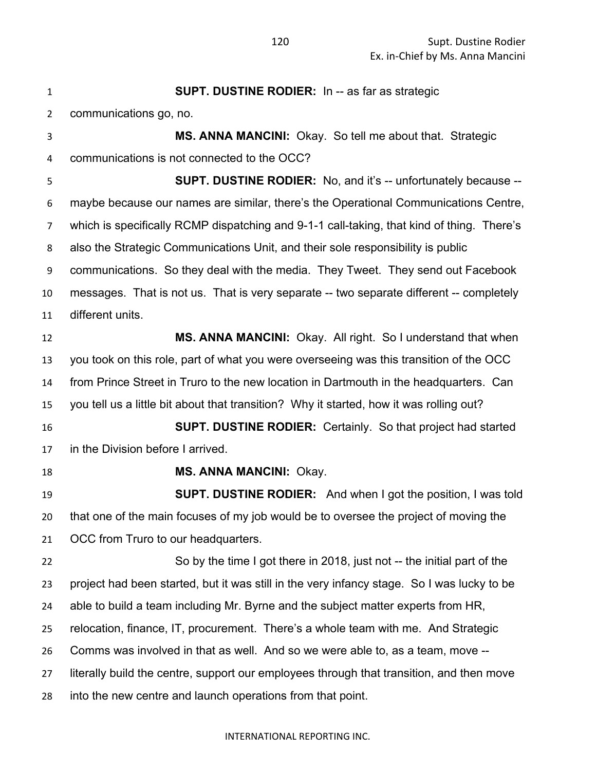**SUPT. DUSTINE RODIER:** In -- as far as strategic communications go, no.

**MS. ANNA MANCINI:** Okay. So tell me about that. Strategic communications is not connected to the OCC?

**SUPT. DUSTINE RODIER:** No, and it's -- unfortunately because -- maybe because our names are similar, there's the Operational Communications Centre, which is specifically RCMP dispatching and 9-1-1 call-taking, that kind of thing. There's also the Strategic Communications Unit, and their sole responsibility is public communications. So they deal with the media. They Tweet. They send out Facebook messages. That is not us. That is very separate -- two separate different -- completely different units.

**MS. ANNA MANCINI:** Okay. All right. So I understand that when you took on this role, part of what you were overseeing was this transition of the OCC from Prince Street in Truro to the new location in Dartmouth in the headquarters. Can you tell us a little bit about that transition? Why it started, how it was rolling out?

**SUPT. DUSTINE RODIER:** Certainly. So that project had started in the Division before I arrived.

**MS. ANNA MANCINI:** Okay.

**SUPT. DUSTINE RODIER:** And when I got the position, I was told that one of the main focuses of my job would be to oversee the project of moving the OCC from Truro to our headquarters.

So by the time I got there in 2018, just not -- the initial part of the project had been started, but it was still in the very infancy stage. So I was lucky to be able to build a team including Mr. Byrne and the subject matter experts from HR, relocation, finance, IT, procurement. There's a whole team with me. And Strategic Comms was involved in that as well. And so we were able to, as a team, move -- literally build the centre, support our employees through that transition, and then move into the new centre and launch operations from that point.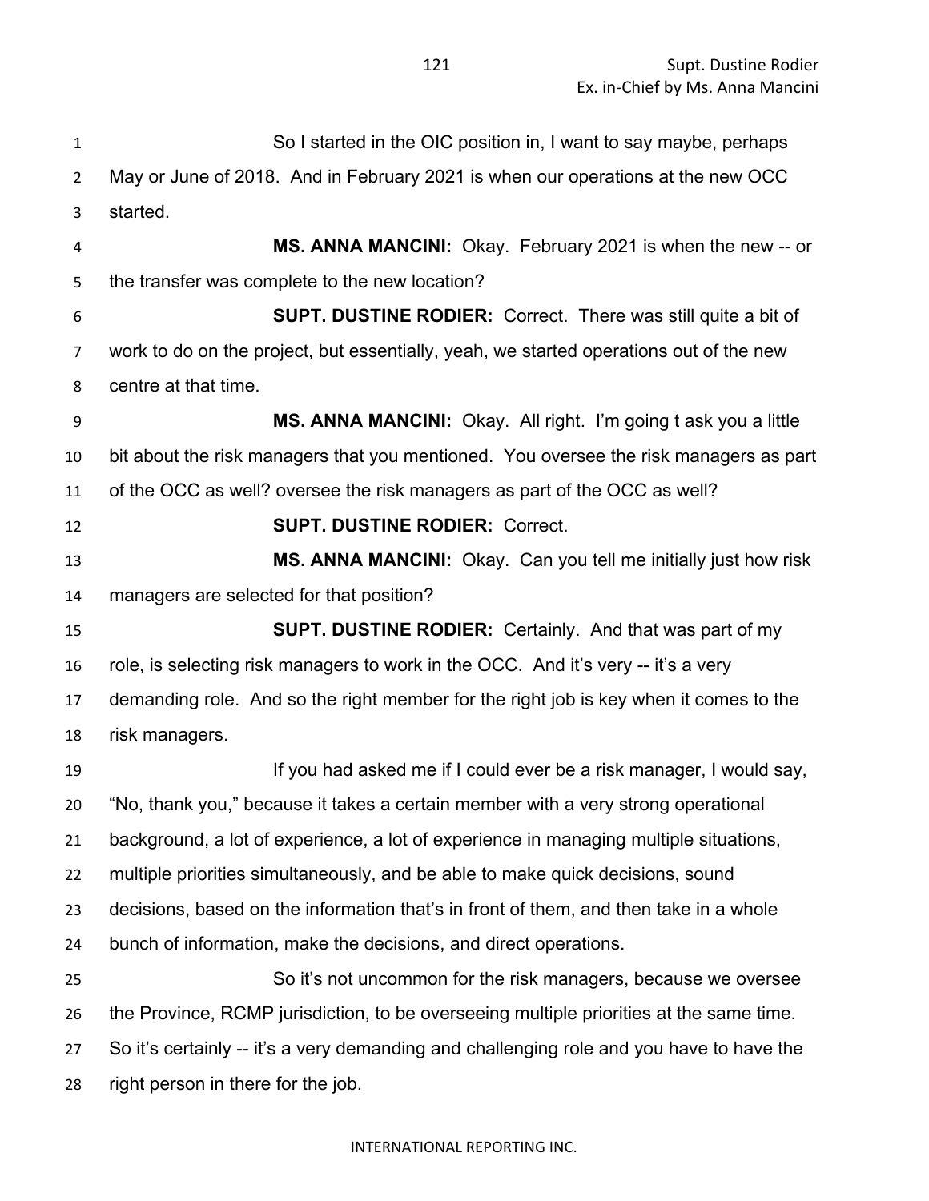So I started in the OIC position in, I want to say maybe, perhaps May or June of 2018. And in February 2021 is when our operations at the new OCC started.

**MS. ANNA MANCINI:** Okay. February 2021 is when the new -- or the transfer was complete to the new location?

**SUPT. DUSTINE RODIER:** Correct. There was still quite a bit of work to do on the project, but essentially, yeah, we started operations out of the new centre at that time.

**MS. ANNA MANCINI:** Okay. All right. I'm going t ask you a little bit about the risk managers that you mentioned. You oversee the risk managers as part of the OCC as well? oversee the risk managers as part of the OCC as well?

**SUPT. DUSTINE RODIER:** Correct.

**MS. ANNA MANCINI:** Okay. Can you tell me initially just how risk managers are selected for that position?

**SUPT. DUSTINE RODIER:** Certainly. And that was part of my role, is selecting risk managers to work in the OCC. And it's very -- it's a very demanding role. And so the right member for the right job is key when it comes to the risk managers.

If you had asked me if I could ever be a risk manager, I would say, "No, thank you," because it takes a certain member with a very strong operational background, a lot of experience, a lot of experience in managing multiple situations, multiple priorities simultaneously, and be able to make quick decisions, sound decisions, based on the information that's in front of them, and then take in a whole bunch of information, make the decisions, and direct operations.

So it's not uncommon for the risk managers, because we oversee the Province, RCMP jurisdiction, to be overseeing multiple priorities at the same time. So it's certainly -- it's a very demanding and challenging role and you have to have the right person in there for the job.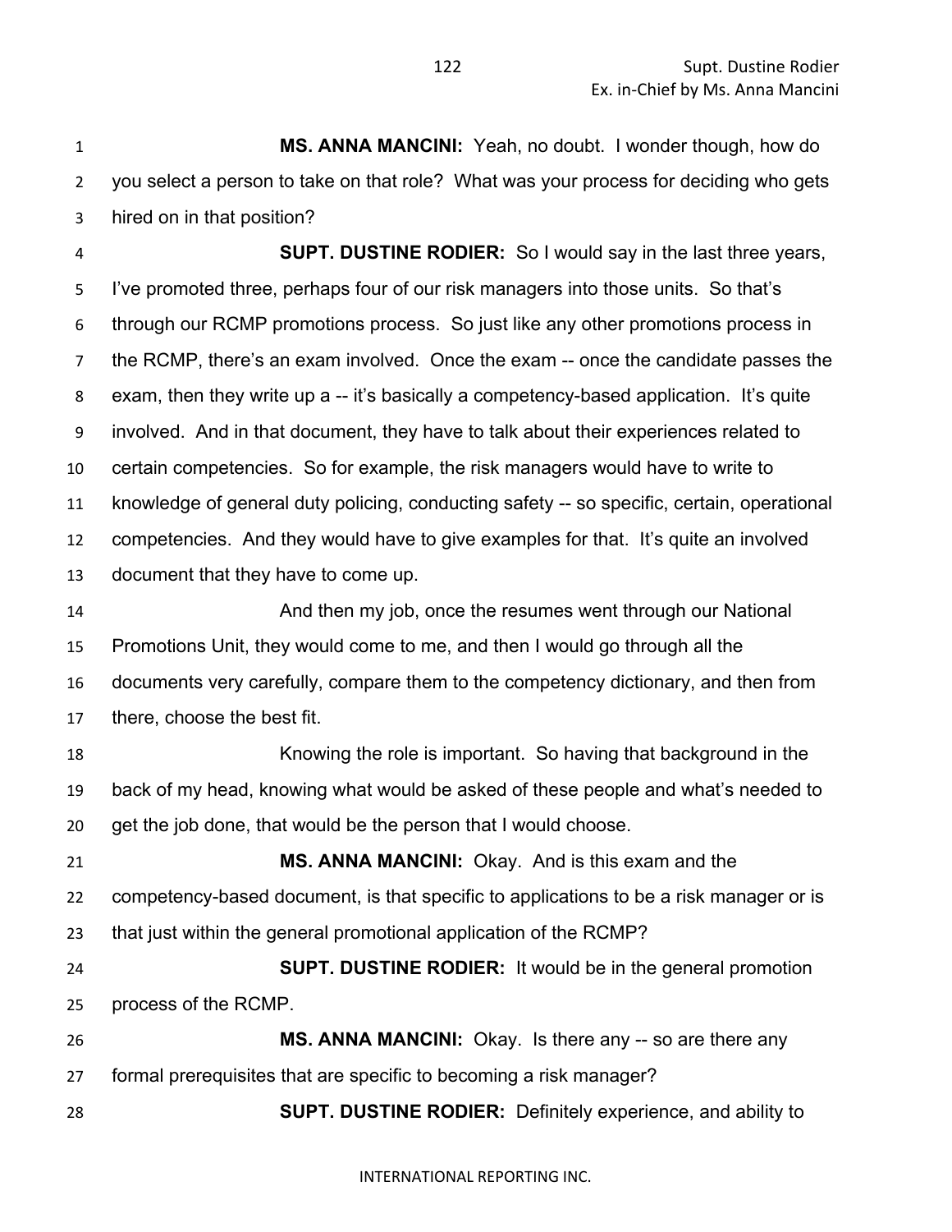**MS. ANNA MANCINI:** Yeah, no doubt. I wonder though, how do you select a person to take on that role? What was your process for deciding who gets hired on in that position?

**SUPT. DUSTINE RODIER:** So I would say in the last three years, I've promoted three, perhaps four of our risk managers into those units. So that's through our RCMP promotions process. So just like any other promotions process in the RCMP, there's an exam involved. Once the exam -- once the candidate passes the exam, then they write up a -- it's basically a competency-based application. It's quite involved. And in that document, they have to talk about their experiences related to certain competencies. So for example, the risk managers would have to write to knowledge of general duty policing, conducting safety -- so specific, certain, operational competencies. And they would have to give examples for that. It's quite an involved document that they have to come up.

And then my job, once the resumes went through our National Promotions Unit, they would come to me, and then I would go through all the documents very carefully, compare them to the competency dictionary, and then from there, choose the best fit.

Knowing the role is important. So having that background in the back of my head, knowing what would be asked of these people and what's needed to get the job done, that would be the person that I would choose.

**MS. ANNA MANCINI:** Okay. And is this exam and the competency-based document, is that specific to applications to be a risk manager or is that just within the general promotional application of the RCMP?

**SUPT. DUSTINE RODIER:** It would be in the general promotion process of the RCMP.

**MS. ANNA MANCINI:** Okay. Is there any -- so are there any formal prerequisites that are specific to becoming a risk manager?

**SUPT. DUSTINE RODIER:** Definitely experience, and ability to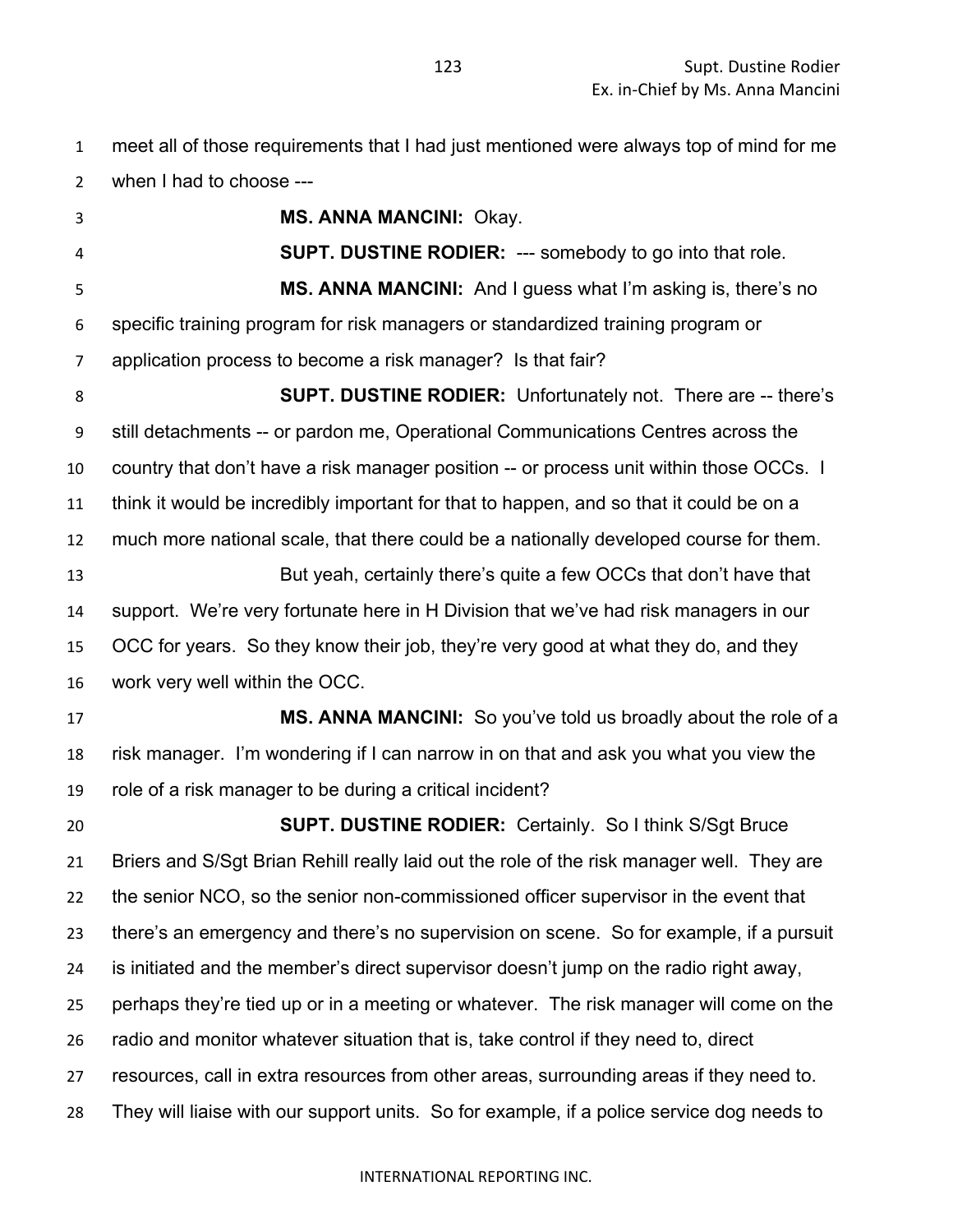meet all of those requirements that I had just mentioned were always top of mind for me when I had to choose ---

**MS. ANNA MANCINI:** Okay.

**SUPT. DUSTINE RODIER:** --- somebody to go into that role.

**MS. ANNA MANCINI:** And I guess what I'm asking is, there's no specific training program for risk managers or standardized training program or application process to become a risk manager? Is that fair?

**SUPT. DUSTINE RODIER:** Unfortunately not. There are -- there's still detachments -- or pardon me, Operational Communications Centres across the country that don't have a risk manager position -- or process unit within those OCCs. I think it would be incredibly important for that to happen, and so that it could be on a much more national scale, that there could be a nationally developed course for them.

But yeah, certainly there's quite a few OCCs that don't have that support. We're very fortunate here in H Division that we've had risk managers in our OCC for years. So they know their job, they're very good at what they do, and they work very well within the OCC.

**MS. ANNA MANCINI:** So you've told us broadly about the role of a risk manager. I'm wondering if I can narrow in on that and ask you what you view the role of a risk manager to be during a critical incident?

**SUPT. DUSTINE RODIER:** Certainly. So I think S/Sgt Bruce Briers and S/Sgt Brian Rehill really laid out the role of the risk manager well. They are the senior NCO, so the senior non-commissioned officer supervisor in the event that there's an emergency and there's no supervision on scene. So for example, if a pursuit is initiated and the member's direct supervisor doesn't jump on the radio right away, perhaps they're tied up or in a meeting or whatever. The risk manager will come on the radio and monitor whatever situation that is, take control if they need to, direct resources, call in extra resources from other areas, surrounding areas if they need to. They will liaise with our support units. So for example, if a police service dog needs to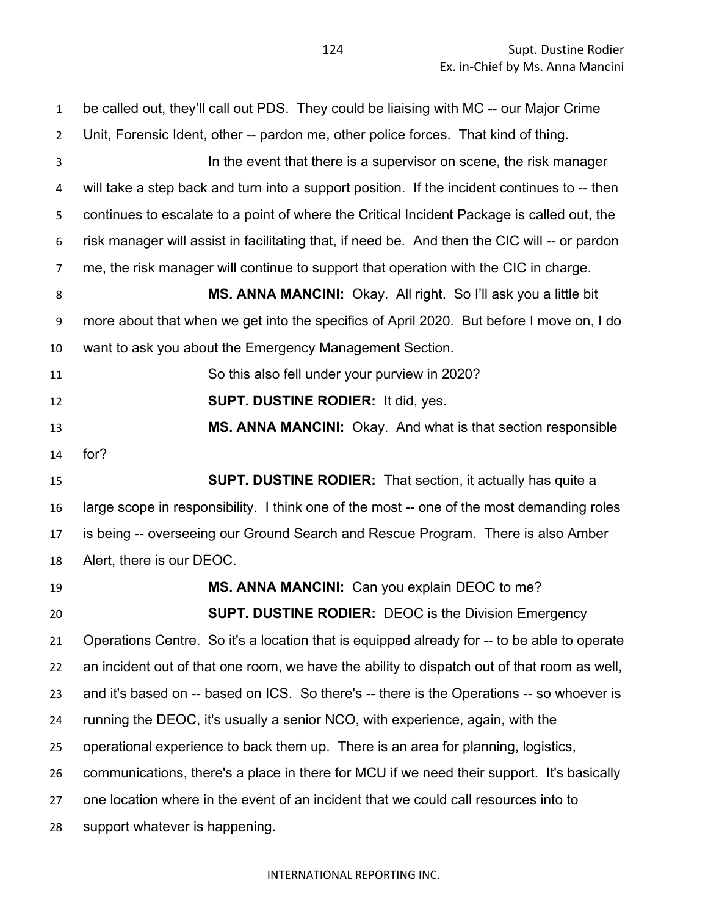be called out, they'll call out PDS. They could be liaising with MC -- our Major Crime Unit, Forensic Ident, other -- pardon me, other police forces. That kind of thing.

In the event that there is a supervisor on scene, the risk manager will take a step back and turn into a support position. If the incident continues to -- then continues to escalate to a point of where the Critical Incident Package is called out, the risk manager will assist in facilitating that, if need be. And then the CIC will -- or pardon me, the risk manager will continue to support that operation with the CIC in charge.

**MS. ANNA MANCINI:** Okay. All right. So I'll ask you a little bit more about that when we get into the specifics of April 2020. But before I move on, I do want to ask you about the Emergency Management Section.

So this also fell under your purview in 2020?

**SUPT. DUSTINE RODIER:** It did, yes.

**MS. ANNA MANCINI:** Okay. And what is that section responsible for?

**SUPT. DUSTINE RODIER:** That section, it actually has quite a large scope in responsibility. I think one of the most -- one of the most demanding roles is being -- overseeing our Ground Search and Rescue Program. There is also Amber Alert, there is our DEOC.

**MS. ANNA MANCINI:** Can you explain DEOC to me?

**SUPT. DUSTINE RODIER:** DEOC is the Division Emergency Operations Centre. So it's a location that is equipped already for -- to be able to operate an incident out of that one room, we have the ability to dispatch out of that room as well, and it's based on -- based on ICS. So there's -- there is the Operations -- so whoever is running the DEOC, it's usually a senior NCO, with experience, again, with the operational experience to back them up. There is an area for planning, logistics, communications, there's a place in there for MCU if we need their support. It's basically one location where in the event of an incident that we could call resources into to support whatever is happening.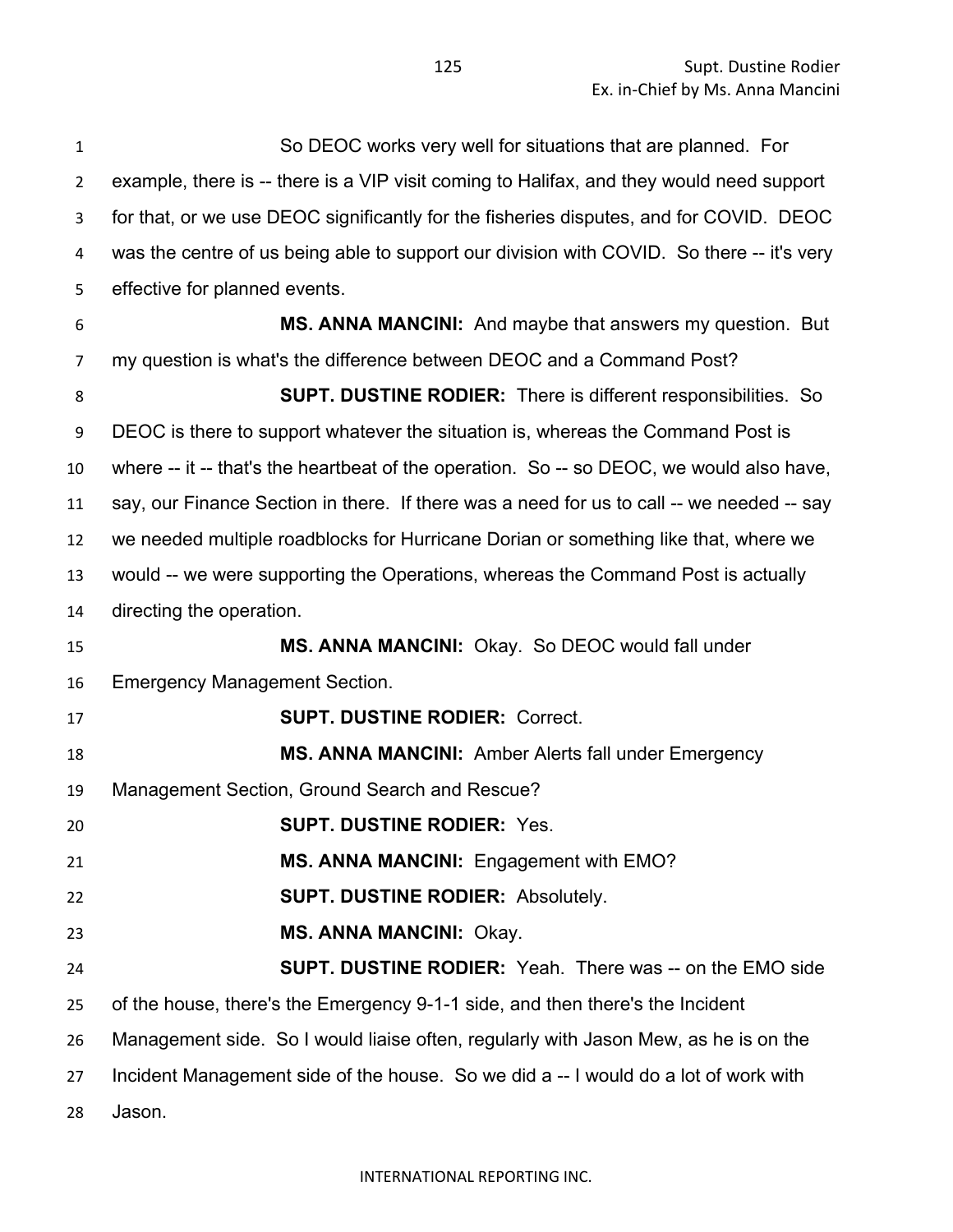So DEOC works very well for situations that are planned. For example, there is -- there is a VIP visit coming to Halifax, and they would need support for that, or we use DEOC significantly for the fisheries disputes, and for COVID. DEOC was the centre of us being able to support our division with COVID. So there -- it's very effective for planned events.

**MS. ANNA MANCINI:** And maybe that answers my question. But my question is what's the difference between DEOC and a Command Post?

**SUPT. DUSTINE RODIER:** There is different responsibilities. So DEOC is there to support whatever the situation is, whereas the Command Post is where -- it -- that's the heartbeat of the operation. So -- so DEOC, we would also have, say, our Finance Section in there. If there was a need for us to call -- we needed -- say we needed multiple roadblocks for Hurricane Dorian or something like that, where we would -- we were supporting the Operations, whereas the Command Post is actually directing the operation.

**MS. ANNA MANCINI:** Okay. So DEOC would fall under Emergency Management Section.

**SUPT. DUSTINE RODIER:** Correct.

**MS. ANNA MANCINI:** Amber Alerts fall under Emergency Management Section, Ground Search and Rescue?

**SUPT. DUSTINE RODIER:** Yes.

**MS. ANNA MANCINI:** Engagement with EMO?

**SUPT. DUSTINE RODIER:** Absolutely.

**MS. ANNA MANCINI:** Okay.

**SUPT. DUSTINE RODIER:** Yeah. There was -- on the EMO side of the house, there's the Emergency 9-1-1 side, and then there's the Incident Management side. So I would liaise often, regularly with Jason Mew, as he is on the Incident Management side of the house. So we did a -- I would do a lot of work with Jason.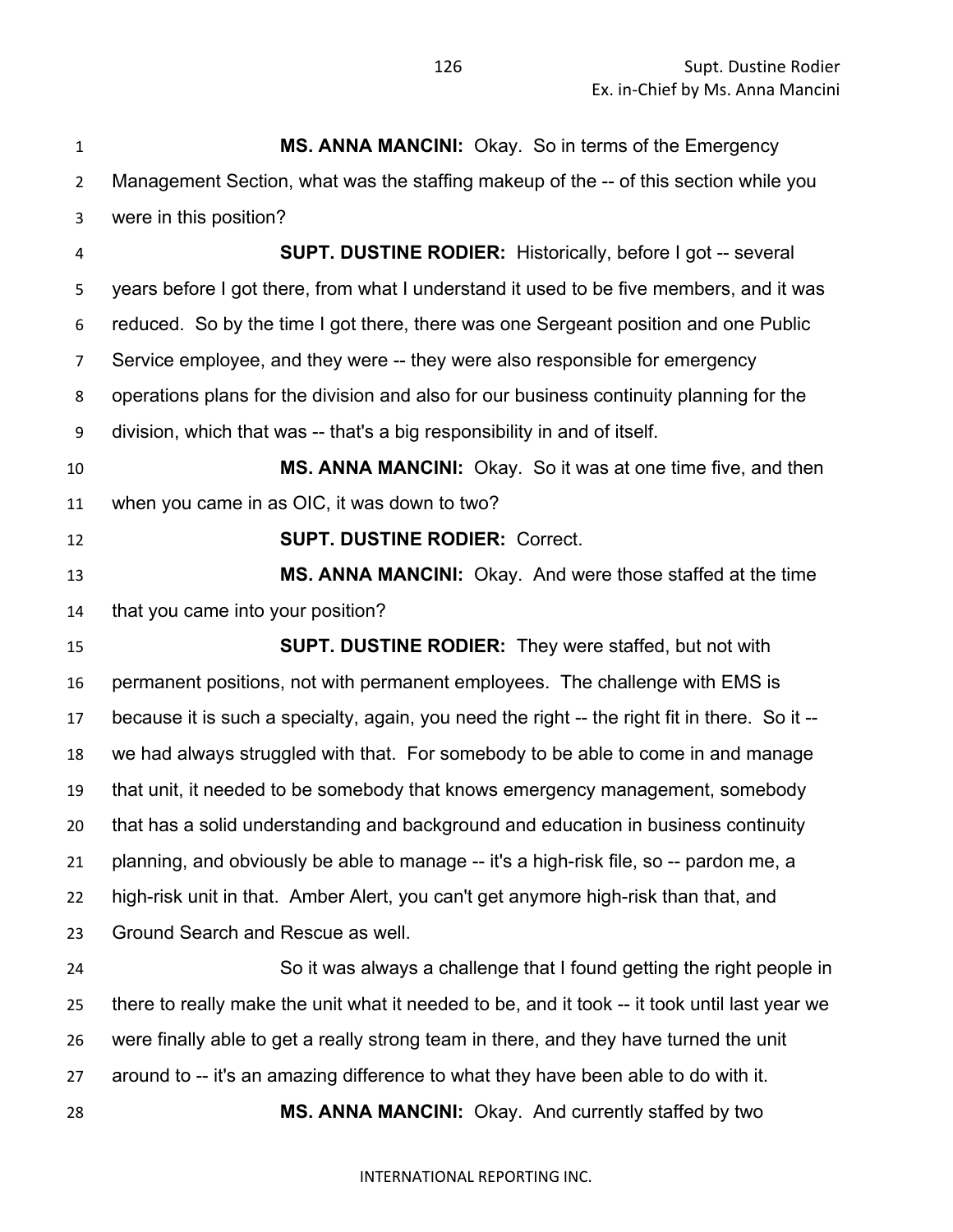**MS. ANNA MANCINI:** Okay. So in terms of the Emergency Management Section, what was the staffing makeup of the -- of this section while you were in this position?

**SUPT. DUSTINE RODIER:** Historically, before I got -- several years before I got there, from what I understand it used to be five members, and it was reduced. So by the time I got there, there was one Sergeant position and one Public Service employee, and they were -- they were also responsible for emergency operations plans for the division and also for our business continuity planning for the division, which that was -- that's a big responsibility in and of itself.

**MS. ANNA MANCINI:** Okay. So it was at one time five, and then when you came in as OIC, it was down to two?

**SUPT. DUSTINE RODIER:** Correct.

**MS. ANNA MANCINI:** Okay. And were those staffed at the time that you came into your position?

**SUPT. DUSTINE RODIER:** They were staffed, but not with permanent positions, not with permanent employees. The challenge with EMS is because it is such a specialty, again, you need the right -- the right fit in there. So it -- we had always struggled with that. For somebody to be able to come in and manage that unit, it needed to be somebody that knows emergency management, somebody that has a solid understanding and background and education in business continuity planning, and obviously be able to manage -- it's a high-risk file, so -- pardon me, a high-risk unit in that. Amber Alert, you can't get anymore high-risk than that, and Ground Search and Rescue as well.

So it was always a challenge that I found getting the right people in there to really make the unit what it needed to be, and it took -- it took until last year we were finally able to get a really strong team in there, and they have turned the unit around to -- it's an amazing difference to what they have been able to do with it.

**MS. ANNA MANCINI:** Okay. And currently staffed by two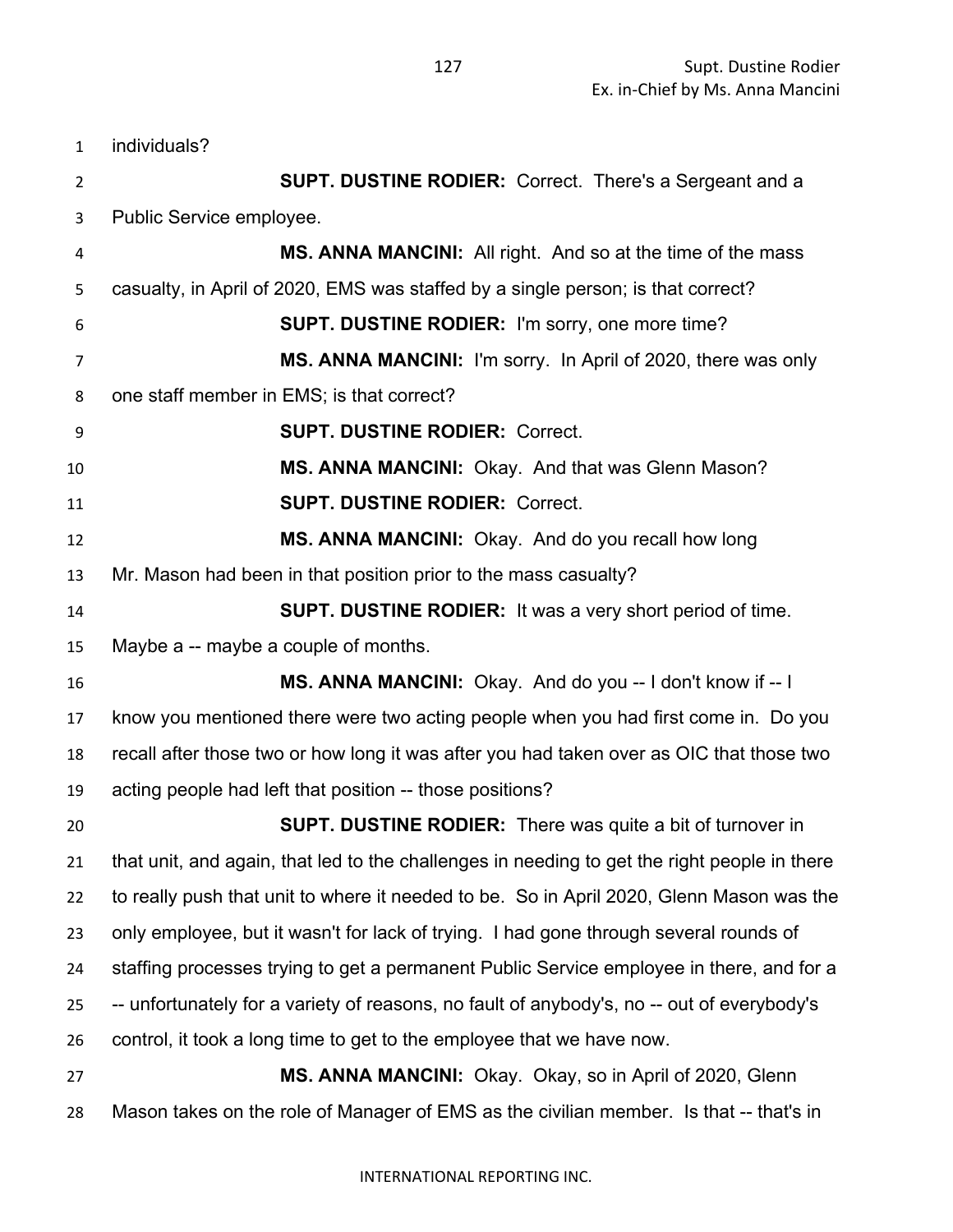individuals?

**SUPT. DUSTINE RODIER:** Correct. There's a Sergeant and a Public Service employee.

**MS. ANNA MANCINI:** All right. And so at the time of the mass casualty, in April of 2020, EMS was staffed by a single person; is that correct?

**SUPT. DUSTINE RODIER:** I'm sorry, one more time?

**MS. ANNA MANCINI:** I'm sorry. In April of 2020, there was only one staff member in EMS; is that correct?

**SUPT. DUSTINE RODIER:** Correct.

**MS. ANNA MANCINI:** Okay. And that was Glenn Mason?

**SUPT. DUSTINE RODIER:** Correct.

**MS. ANNA MANCINI:** Okay. And do you recall how long Mr. Mason had been in that position prior to the mass casualty?

**SUPT. DUSTINE RODIER:** It was a very short period of time. Maybe a -- maybe a couple of months.

**MS. ANNA MANCINI:** Okay. And do you -- I don't know if -- I know you mentioned there were two acting people when you had first come in. Do you recall after those two or how long it was after you had taken over as OIC that those two acting people had left that position -- those positions?

**SUPT. DUSTINE RODIER:** There was quite a bit of turnover in that unit, and again, that led to the challenges in needing to get the right people in there to really push that unit to where it needed to be. So in April 2020, Glenn Mason was the only employee, but it wasn't for lack of trying. I had gone through several rounds of staffing processes trying to get a permanent Public Service employee in there, and for a -- unfortunately for a variety of reasons, no fault of anybody's, no -- out of everybody's control, it took a long time to get to the employee that we have now.

**MS. ANNA MANCINI:** Okay. Okay, so in April of 2020, Glenn Mason takes on the role of Manager of EMS as the civilian member. Is that -- that's in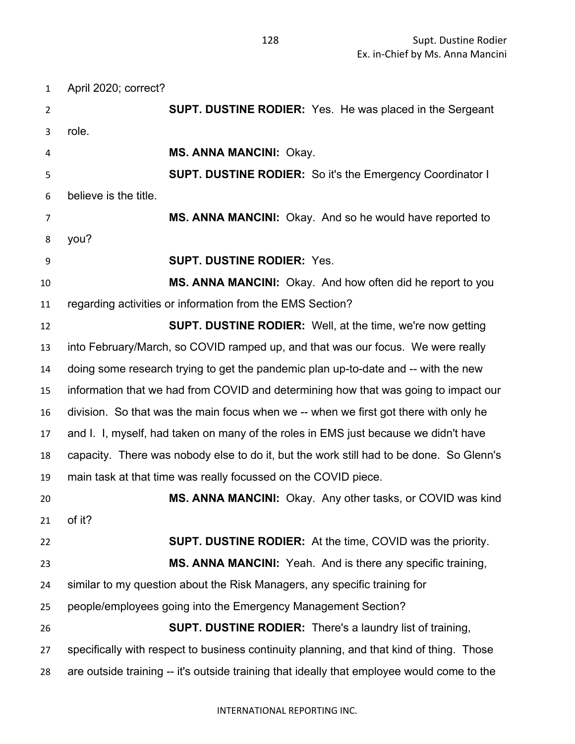April 2020; correct?

**SUPT. DUSTINE RODIER:** Yes. He was placed in the Sergeant role.

**MS. ANNA MANCINI:** Okay.

**SUPT. DUSTINE RODIER:** So it's the Emergency Coordinator I believe is the title.

**MS. ANNA MANCINI:** Okay. And so he would have reported to you?

**SUPT. DUSTINE RODIER:** Yes.

**MS. ANNA MANCINI:** Okay. And how often did he report to you regarding activities or information from the EMS Section?

**SUPT. DUSTINE RODIER:** Well, at the time, we're now getting into February/March, so COVID ramped up, and that was our focus. We were really doing some research trying to get the pandemic plan up-to-date and -- with the new information that we had from COVID and determining how that was going to impact our division. So that was the main focus when we -- when we first got there with only he and I. I, myself, had taken on many of the roles in EMS just because we didn't have capacity. There was nobody else to do it, but the work still had to be done. So Glenn's main task at that time was really focussed on the COVID piece.

**MS. ANNA MANCINI:** Okay. Any other tasks, or COVID was kind of it?

**SUPT. DUSTINE RODIER:** At the time, COVID was the priority.

**MS. ANNA MANCINI:** Yeah. And is there any specific training, similar to my question about the Risk Managers, any specific training for people/employees going into the Emergency Management Section?

**SUPT. DUSTINE RODIER:** There's a laundry list of training, specifically with respect to business continuity planning, and that kind of thing. Those are outside training -- it's outside training that ideally that employee would come to the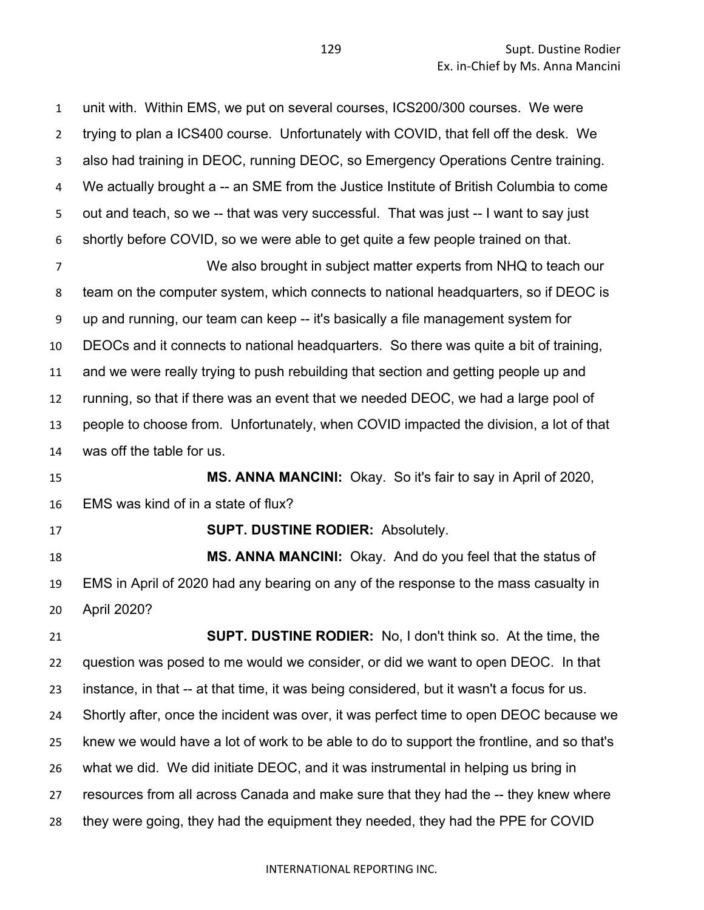unit with. Within EMS, we put on several courses, ICS200/300 courses. We were trying to plan a ICS400 course. Unfortunately with COVID, that fell off the desk. We also had training in DEOC, running DEOC, so Emergency Operations Centre training. We actually brought a -- an SME from the Justice Institute of British Columbia to come out and teach, so we -- that was very successful. That was just -- I want to say just shortly before COVID, so we were able to get quite a few people trained on that.

We also brought in subject matter experts from NHQ to teach our team on the computer system, which connects to national headquarters, so if DEOC is up and running, our team can keep -- it's basically a file management system for DEOCs and it connects to national headquarters. So there was quite a bit of training, and we were really trying to push rebuilding that section and getting people up and running, so that if there was an event that we needed DEOC, we had a large pool of people to choose from. Unfortunately, when COVID impacted the division, a lot of that was off the table for us.

**MS. ANNA MANCINI:** Okay. So it's fair to say in April of 2020, EMS was kind of in a state of flux?

**SUPT. DUSTINE RODIER:** Absolutely.

**MS. ANNA MANCINI:** Okay. And do you feel that the status of EMS in April of 2020 had any bearing on any of the response to the mass casualty in April 2020?

**SUPT. DUSTINE RODIER:** No, I don't think so. At the time, the question was posed to me would we consider, or did we want to open DEOC. In that instance, in that -- at that time, it was being considered, but it wasn't a focus for us. Shortly after, once the incident was over, it was perfect time to open DEOC because we knew we would have a lot of work to be able to do to support the frontline, and so that's what we did. We did initiate DEOC, and it was instrumental in helping us bring in resources from all across Canada and make sure that they had the -- they knew where they were going, they had the equipment they needed, they had the PPE for COVID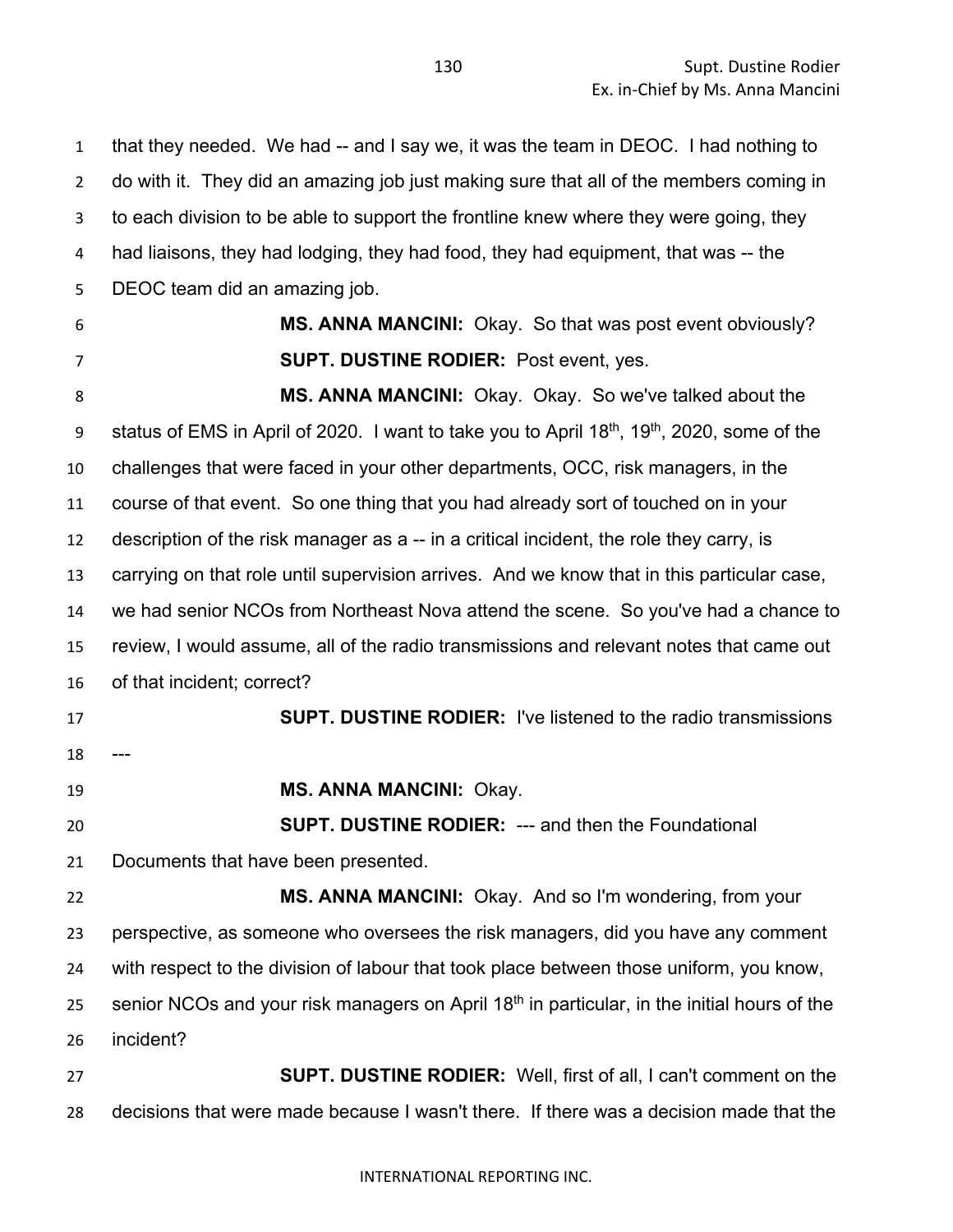that they needed. We had -- and I say we, it was the team in DEOC. I had nothing to do with it. They did an amazing job just making sure that all of the members coming in to each division to be able to support the frontline knew where they were going, they had liaisons, they had lodging, they had food, they had equipment, that was -- the DEOC team did an amazing job.

**MS. ANNA MANCINI:** Okay. So that was post event obviously?

**SUPT. DUSTINE RODIER:** Post event, yes.

**MS. ANNA MANCINI:** Okay. Okay. So we've talked about the status of EMS in April of 2020. I want to take you to April 18th, 19th, 2020, some of the challenges that were faced in your other departments, OCC, risk managers, in the course of that event. So one thing that you had already sort of touched on in your description of the risk manager as a -- in a critical incident, the role they carry, is carrying on that role until supervision arrives. And we know that in this particular case, we had senior NCOs from Northeast Nova attend the scene. So you've had a chance to review, I would assume, all of the radio transmissions and relevant notes that came out of that incident; correct?

**SUPT. DUSTINE RODIER:** I've listened to the radio transmissions ---

**MS. ANNA MANCINI:** Okay.

**SUPT. DUSTINE RODIER:** --- and then the Foundational Documents that have been presented.

**MS. ANNA MANCINI:** Okay. And so I'm wondering, from your perspective, as someone who oversees the risk managers, did you have any comment with respect to the division of labour that took place between those uniform, you know, senior NCOs and your risk managers on April 18th in particular, in the initial hours of the incident?

**SUPT. DUSTINE RODIER:** Well, first of all, I can't comment on the decisions that were made because I wasn't there. If there was a decision made that the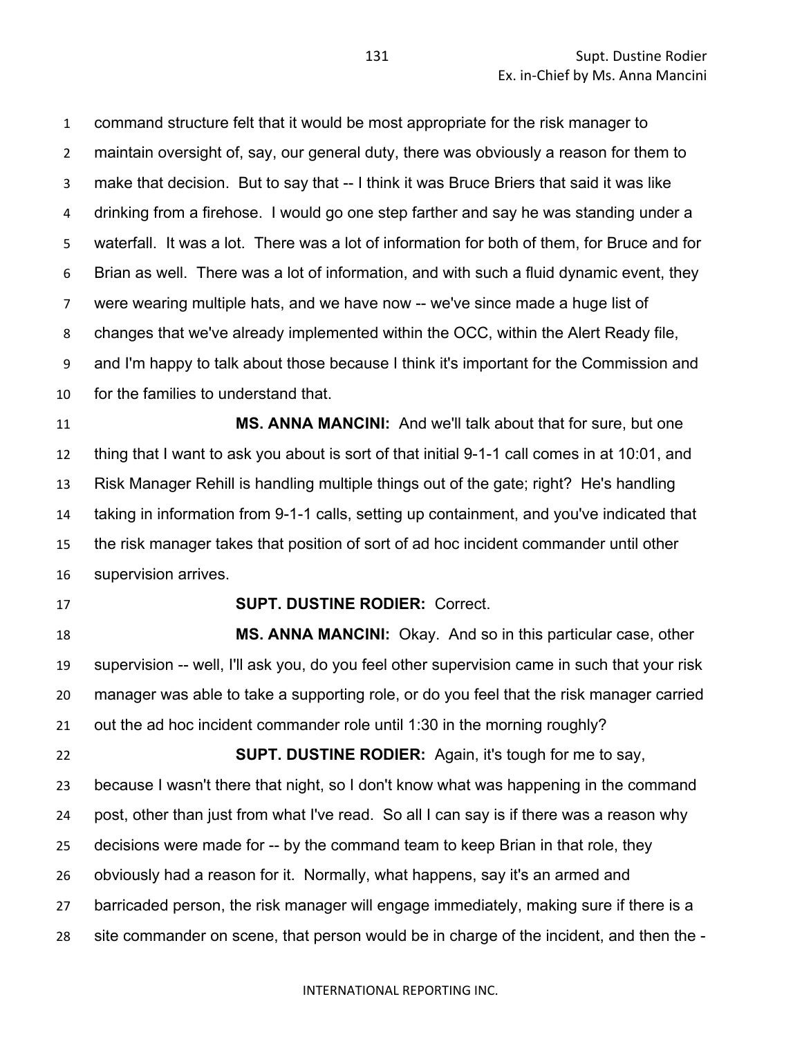command structure felt that it would be most appropriate for the risk manager to maintain oversight of, say, our general duty, there was obviously a reason for them to make that decision. But to say that -- I think it was Bruce Briers that said it was like drinking from a firehose. I would go one step farther and say he was standing under a waterfall. It was a lot. There was a lot of information for both of them, for Bruce and for Brian as well. There was a lot of information, and with such a fluid dynamic event, they were wearing multiple hats, and we have now -- we've since made a huge list of changes that we've already implemented within the OCC, within the Alert Ready file, and I'm happy to talk about those because I think it's important for the Commission and for the families to understand that.

**MS. ANNA MANCINI:** And we'll talk about that for sure, but one thing that I want to ask you about is sort of that initial 9-1-1 call comes in at 10:01, and Risk Manager Rehill is handling multiple things out of the gate; right? He's handling taking in information from 9-1-1 calls, setting up containment, and you've indicated that the risk manager takes that position of sort of ad hoc incident commander until other supervision arrives.

**SUPT. DUSTINE RODIER:** Correct.

**MS. ANNA MANCINI:** Okay. And so in this particular case, other supervision -- well, I'll ask you, do you feel other supervision came in such that your risk manager was able to take a supporting role, or do you feel that the risk manager carried out the ad hoc incident commander role until 1:30 in the morning roughly?

**SUPT. DUSTINE RODIER:** Again, it's tough for me to say, because I wasn't there that night, so I don't know what was happening in the command post, other than just from what I've read. So all I can say is if there was a reason why decisions were made for -- by the command team to keep Brian in that role, they obviously had a reason for it. Normally, what happens, say it's an armed and barricaded person, the risk manager will engage immediately, making sure if there is a site commander on scene, that person would be in charge of the incident, and then the -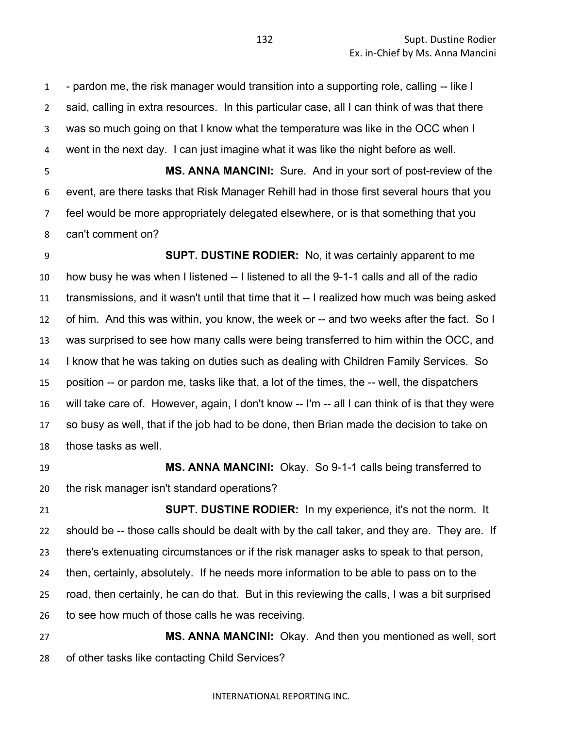- pardon me, the risk manager would transition into a supporting role, calling -- like I said, calling in extra resources. In this particular case, all I can think of was that there was so much going on that I know what the temperature was like in the OCC when I went in the next day. I can just imagine what it was like the night before as well.

**MS. ANNA MANCINI:** Sure. And in your sort of post-review of the event, are there tasks that Risk Manager Rehill had in those first several hours that you feel would be more appropriately delegated elsewhere, or is that something that you can't comment on?

**SUPT. DUSTINE RODIER:** No, it was certainly apparent to me how busy he was when I listened -- I listened to all the 9-1-1 calls and all of the radio transmissions, and it wasn't until that time that it -- I realized how much was being asked of him. And this was within, you know, the week or -- and two weeks after the fact. So I was surprised to see how many calls were being transferred to him within the OCC, and I know that he was taking on duties such as dealing with Children Family Services. So position -- or pardon me, tasks like that, a lot of the times, the -- well, the dispatchers will take care of. However, again, I don't know -- I'm -- all I can think of is that they were so busy as well, that if the job had to be done, then Brian made the decision to take on those tasks as well.

**MS. ANNA MANCINI:** Okay. So 9-1-1 calls being transferred to the risk manager isn't standard operations?

**SUPT. DUSTINE RODIER:** In my experience, it's not the norm. It should be -- those calls should be dealt with by the call taker, and they are. They are. If there's extenuating circumstances or if the risk manager asks to speak to that person, then, certainly, absolutely. If he needs more information to be able to pass on to the road, then certainly, he can do that. But in this reviewing the calls, I was a bit surprised to see how much of those calls he was receiving.

**MS. ANNA MANCINI:** Okay. And then you mentioned as well, sort of other tasks like contacting Child Services?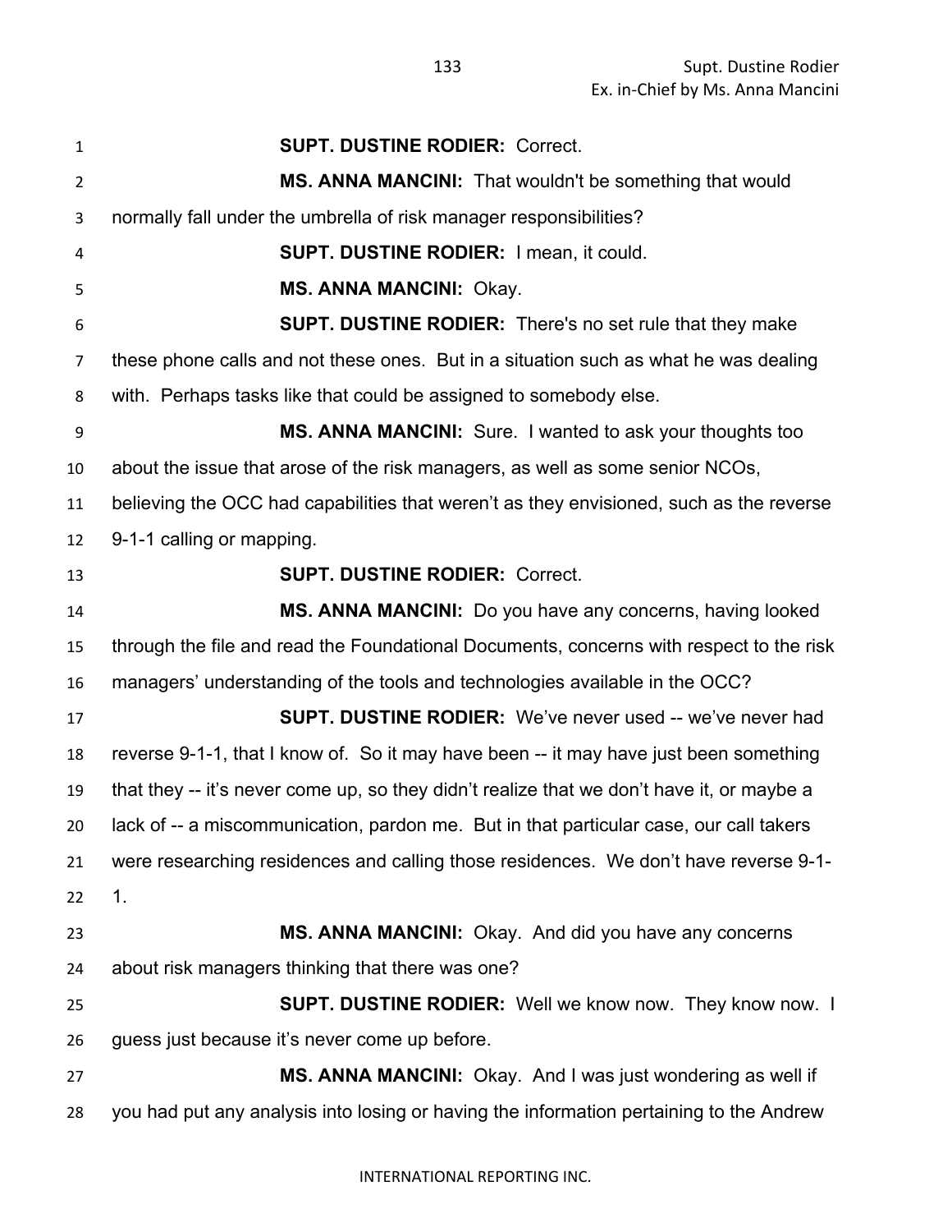**SUPT. DUSTINE RODIER:** Correct.

**MS. ANNA MANCINI:** That wouldn't be something that would normally fall under the umbrella of risk manager responsibilities?

**SUPT. DUSTINE RODIER:** I mean, it could.

**MS. ANNA MANCINI:** Okay.

**SUPT. DUSTINE RODIER:** There's no set rule that they make these phone calls and not these ones. But in a situation such as what he was dealing with. Perhaps tasks like that could be assigned to somebody else.

**MS. ANNA MANCINI:** Sure. I wanted to ask your thoughts too about the issue that arose of the risk managers, as well as some senior NCOs, believing the OCC had capabilities that weren't as they envisioned, such as the reverse 9-1-1 calling or mapping.

**SUPT. DUSTINE RODIER:** Correct.

**MS. ANNA MANCINI:** Do you have any concerns, having looked through the file and read the Foundational Documents, concerns with respect to the risk managers' understanding of the tools and technologies available in the OCC?

**SUPT. DUSTINE RODIER:** We've never used -- we've never had reverse 9-1-1, that I know of. So it may have been -- it may have just been something that they -- it's never come up, so they didn't realize that we don't have it, or maybe a lack of -- a miscommunication, pardon me. But in that particular case, our call takers were researching residences and calling those residences. We don't have reverse 9-1-1.

**MS. ANNA MANCINI:** Okay. And did you have any concerns about risk managers thinking that there was one?

**SUPT. DUSTINE RODIER:** Well we know now. They know now. I guess just because it's never come up before.

**MS. ANNA MANCINI:** Okay. And I was just wondering as well if you had put any analysis into losing or having the information pertaining to the Andrew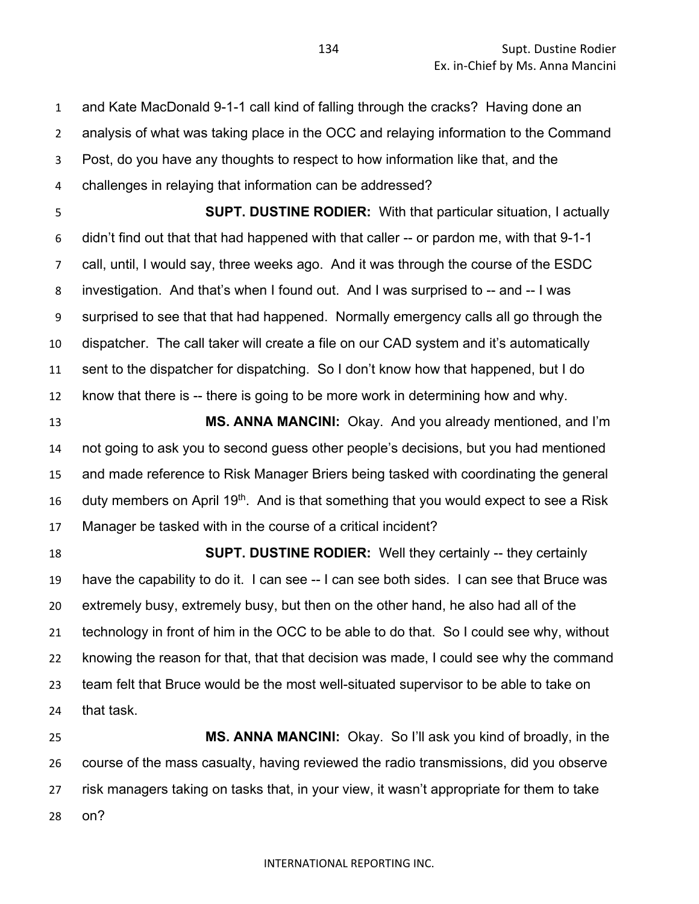and Kate MacDonald 9-1-1 call kind of falling through the cracks? Having done an analysis of what was taking place in the OCC and relaying information to the Command Post, do you have any thoughts to respect to how information like that, and the challenges in relaying that information can be addressed?

**SUPT. DUSTINE RODIER:** With that particular situation, I actually didn't find out that that had happened with that caller -- or pardon me, with that 9-1-1 call, until, I would say, three weeks ago. And it was through the course of the ESDC investigation. And that's when I found out. And I was surprised to -- and -- I was surprised to see that that had happened. Normally emergency calls all go through the dispatcher. The call taker will create a file on our CAD system and it's automatically sent to the dispatcher for dispatching. So I don't know how that happened, but I do know that there is -- there is going to be more work in determining how and why.

**MS. ANNA MANCINI:** Okay. And you already mentioned, and I'm not going to ask you to second guess other people's decisions, but you had mentioned and made reference to Risk Manager Briers being tasked with coordinating the general duty members on April 19th. And is that something that you would expect to see a Risk Manager be tasked with in the course of a critical incident?

**SUPT. DUSTINE RODIER:** Well they certainly -- they certainly have the capability to do it. I can see -- I can see both sides. I can see that Bruce was extremely busy, extremely busy, but then on the other hand, he also had all of the technology in front of him in the OCC to be able to do that. So I could see why, without knowing the reason for that, that that decision was made, I could see why the command team felt that Bruce would be the most well-situated supervisor to be able to take on that task.

**MS. ANNA MANCINI:** Okay. So I'll ask you kind of broadly, in the course of the mass casualty, having reviewed the radio transmissions, did you observe risk managers taking on tasks that, in your view, it wasn't appropriate for them to take on?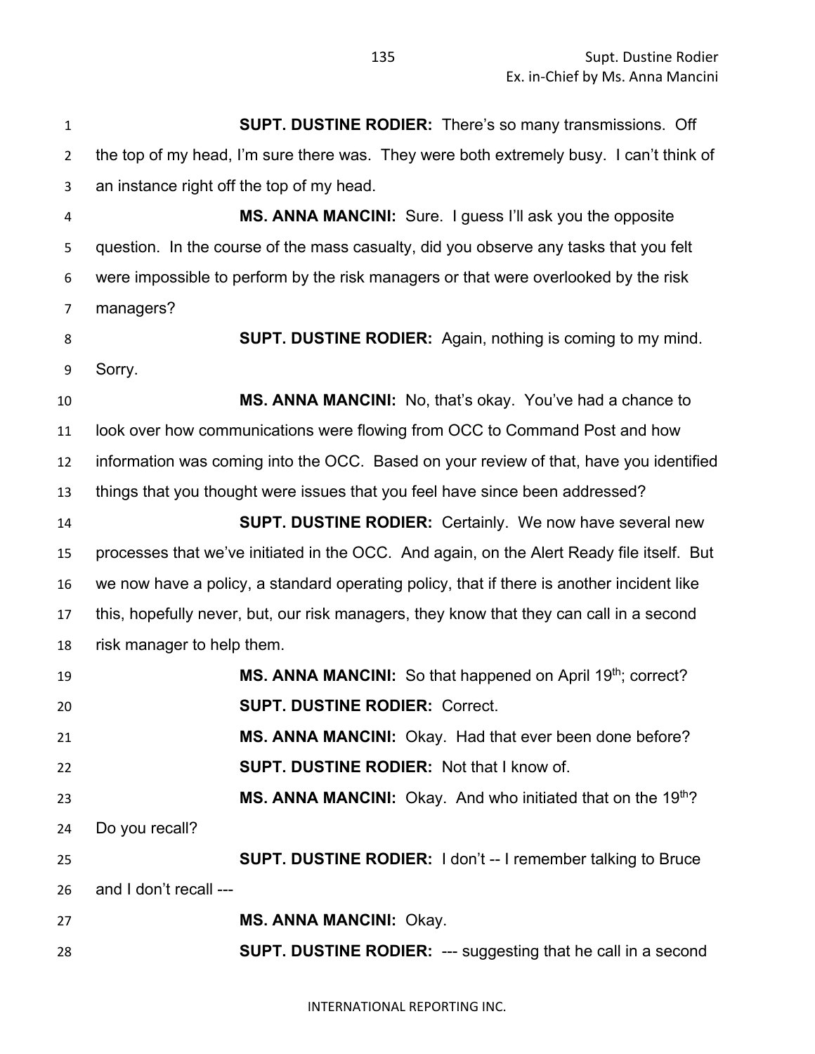**SUPT. DUSTINE RODIER:** There's so many transmissions. Off the top of my head, I'm sure there was. They were both extremely busy. I can't think of an instance right off the top of my head.

**MS. ANNA MANCINI:** Sure. I guess I'll ask you the opposite question. In the course of the mass casualty, did you observe any tasks that you felt were impossible to perform by the risk managers or that were overlooked by the risk managers?

**SUPT. DUSTINE RODIER:** Again, nothing is coming to my mind. Sorry.

**MS. ANNA MANCINI:** No, that's okay. You've had a chance to look over how communications were flowing from OCC to Command Post and how information was coming into the OCC. Based on your review of that, have you identified things that you thought were issues that you feel have since been addressed?

**SUPT. DUSTINE RODIER:** Certainly. We now have several new processes that we've initiated in the OCC. And again, on the Alert Ready file itself. But we now have a policy, a standard operating policy, that if there is another incident like this, hopefully never, but, our risk managers, they know that they can call in a second risk manager to help them.

**MS. ANNA MANCINI:** So that happened on April 19th; correct?

**SUPT. DUSTINE RODIER:** Correct.

**MS. ANNA MANCINI:** Okay. Had that ever been done before?

**SUPT. DUSTINE RODIER:** Not that I know of.

**MS. ANNA MANCINI:** Okay. And who initiated that on the 19th? Do you recall?

**SUPT. DUSTINE RODIER:** I don't -- I remember talking to Bruce and I don't recall ---

**MS. ANNA MANCINI:** Okay.

**SUPT. DUSTINE RODIER:** --- suggesting that he call in a second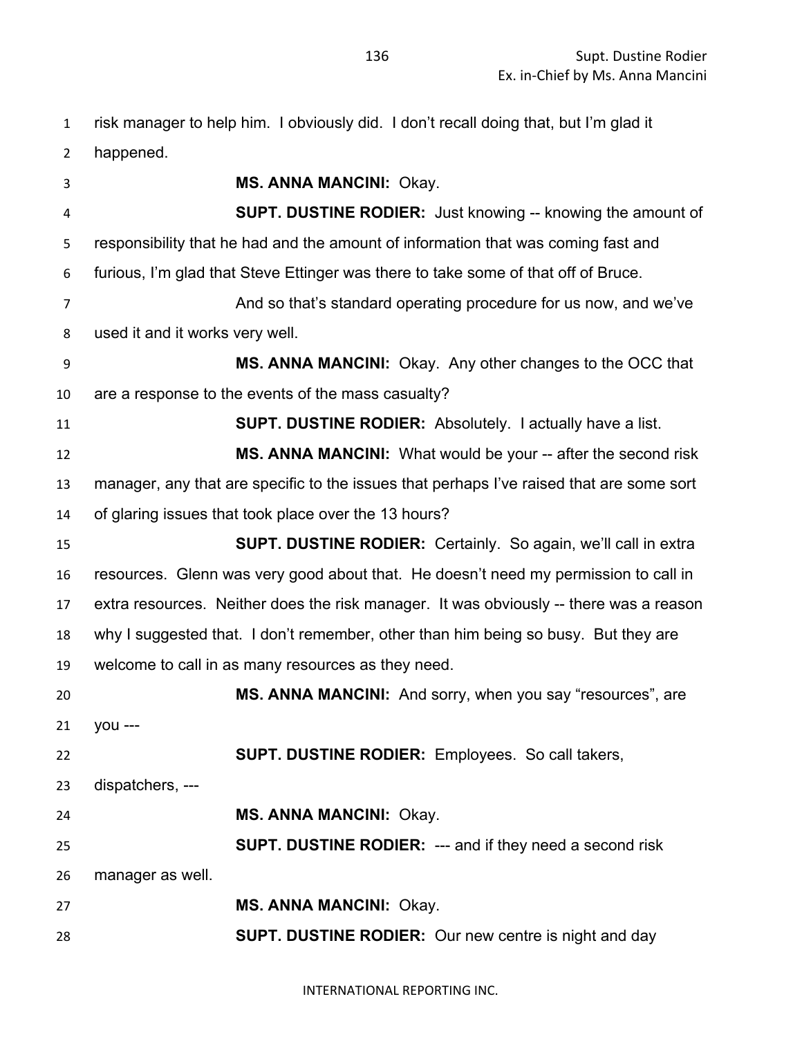risk manager to help him. I obviously did. I don't recall doing that, but I'm glad it happened.

**MS. ANNA MANCINI:** Okay.

**SUPT. DUSTINE RODIER:** Just knowing -- knowing the amount of responsibility that he had and the amount of information that was coming fast and furious, I'm glad that Steve Ettinger was there to take some of that off of Bruce.

And so that's standard operating procedure for us now, and we've used it and it works very well.

**MS. ANNA MANCINI:** Okay. Any other changes to the OCC that are a response to the events of the mass casualty?

**SUPT. DUSTINE RODIER:** Absolutely. I actually have a list.

**MS. ANNA MANCINI:** What would be your -- after the second risk manager, any that are specific to the issues that perhaps I've raised that are some sort of glaring issues that took place over the 13 hours?

**SUPT. DUSTINE RODIER:** Certainly. So again, we'll call in extra resources. Glenn was very good about that. He doesn't need my permission to call in extra resources. Neither does the risk manager. It was obviously -- there was a reason why I suggested that. I don't remember, other than him being so busy. But they are welcome to call in as many resources as they need.

**MS. ANNA MANCINI:** And sorry, when you say "resources", are you ---

**SUPT. DUSTINE RODIER:** Employees. So call takers, dispatchers, ---

**MS. ANNA MANCINI:** Okay.

**SUPT. DUSTINE RODIER:** --- and if they need a second risk manager as well.

**MS. ANNA MANCINI:** Okay.

**SUPT. DUSTINE RODIER:** Our new centre is night and day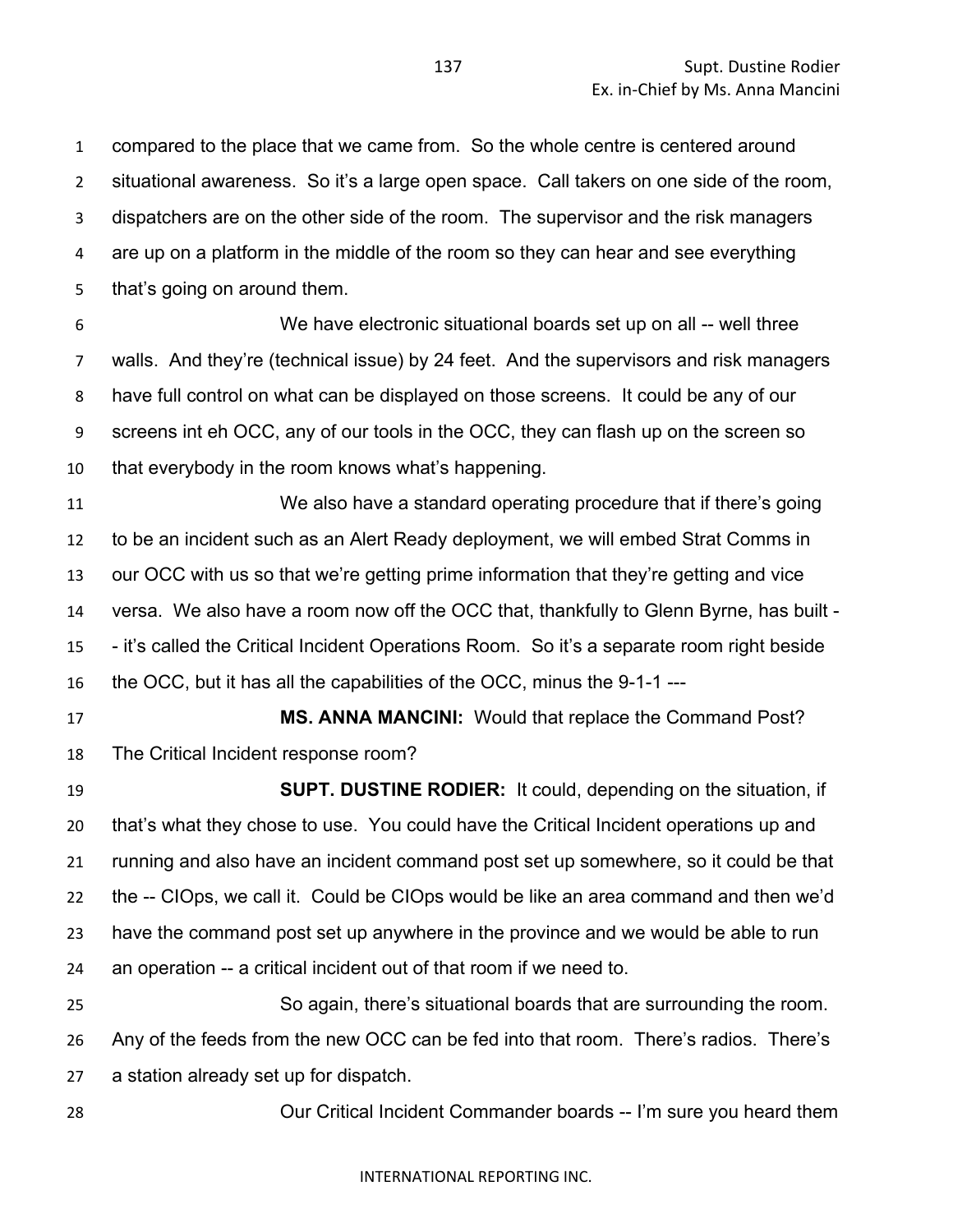compared to the place that we came from. So the whole centre is centered around situational awareness. So it's a large open space. Call takers on one side of the room, dispatchers are on the other side of the room. The supervisor and the risk managers are up on a platform in the middle of the room so they can hear and see everything that's going on around them.

We have electronic situational boards set up on all -- well three walls. And they're (technical issue) by 24 feet. And the supervisors and risk managers have full control on what can be displayed on those screens. It could be any of our screens int eh OCC, any of our tools in the OCC, they can flash up on the screen so that everybody in the room knows what's happening.

We also have a standard operating procedure that if there's going to be an incident such as an Alert Ready deployment, we will embed Strat Comms in our OCC with us so that we're getting prime information that they're getting and vice versa. We also have a room now off the OCC that, thankfully to Glenn Byrne, has built -- it's called the Critical Incident Operations Room. So it's a separate room right beside the OCC, but it has all the capabilities of the OCC, minus the 9-1-1 ---

**MS. ANNA MANCINI:** Would that replace the Command Post? The Critical Incident response room?

**SUPT. DUSTINE RODIER:** It could, depending on the situation, if that's what they chose to use. You could have the Critical Incident operations up and running and also have an incident command post set up somewhere, so it could be that the -- CIOps, we call it. Could be CIOps would be like an area command and then we'd have the command post set up anywhere in the province and we would be able to run an operation -- a critical incident out of that room if we need to.

So again, there's situational boards that are surrounding the room. Any of the feeds from the new OCC can be fed into that room. There's radios. There's a station already set up for dispatch.

Our Critical Incident Commander boards -- I'm sure you heard them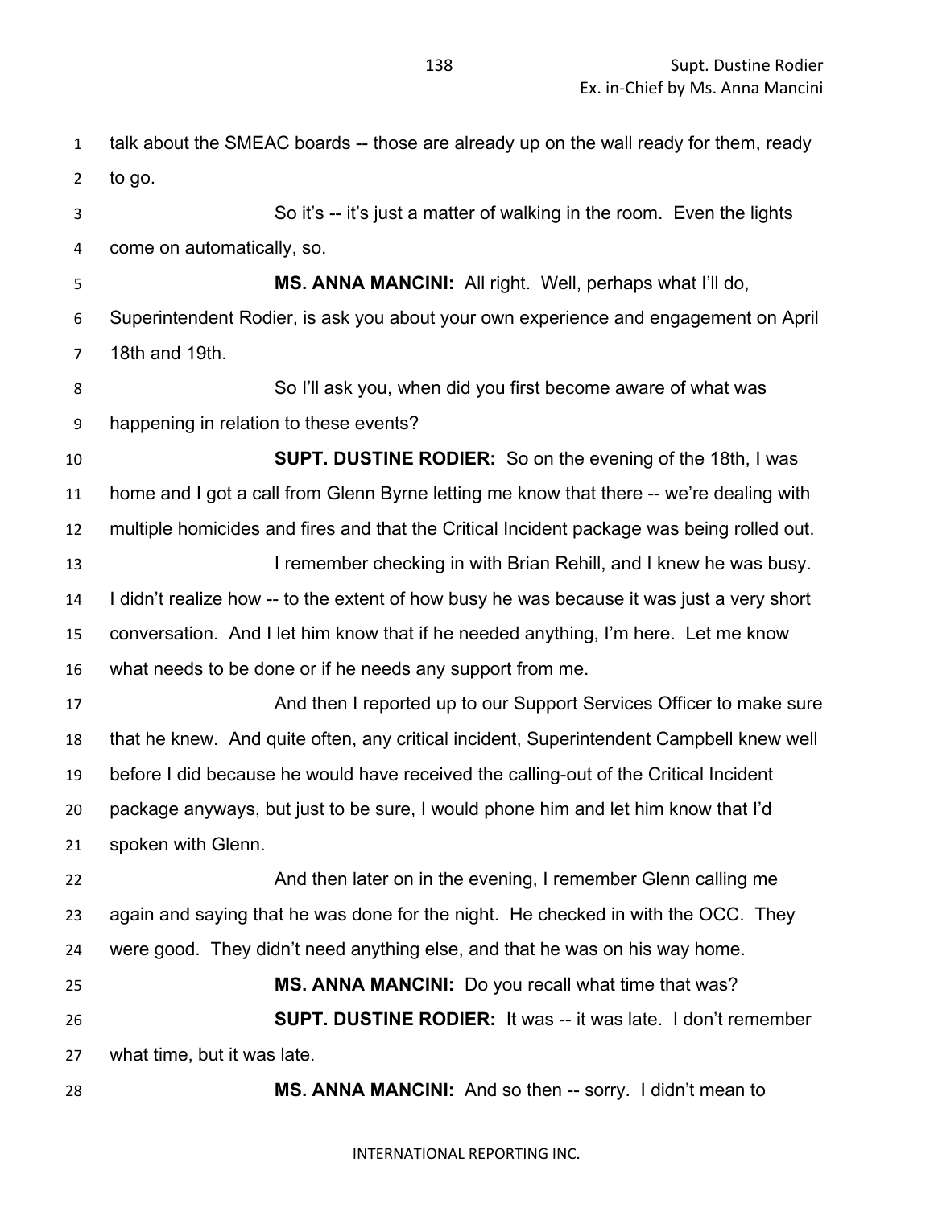talk about the SMEAC boards -- those are already up on the wall ready for them, ready to go.

So it's -- it's just a matter of walking in the room. Even the lights come on automatically, so.

**MS. ANNA MANCINI:** All right. Well, perhaps what I'll do, Superintendent Rodier, is ask you about your own experience and engagement on April 18th and 19th.

So I'll ask you, when did you first become aware of what was happening in relation to these events?

**SUPT. DUSTINE RODIER:** So on the evening of the 18th, I was home and I got a call from Glenn Byrne letting me know that there -- we're dealing with multiple homicides and fires and that the Critical Incident package was being rolled out.

I remember checking in with Brian Rehill, and I knew he was busy. I didn't realize how -- to the extent of how busy he was because it was just a very short conversation. And I let him know that if he needed anything, I'm here. Let me know what needs to be done or if he needs any support from me.

And then I reported up to our Support Services Officer to make sure that he knew. And quite often, any critical incident, Superintendent Campbell knew well before I did because he would have received the calling-out of the Critical Incident package anyways, but just to be sure, I would phone him and let him know that I'd spoken with Glenn.

And then later on in the evening, I remember Glenn calling me again and saying that he was done for the night. He checked in with the OCC. They were good. They didn't need anything else, and that he was on his way home.

**MS. ANNA MANCINI:** Do you recall what time that was?

**SUPT. DUSTINE RODIER:** It was -- it was late. I don't remember what time, but it was late.

**MS. ANNA MANCINI:** And so then -- sorry. I didn't mean to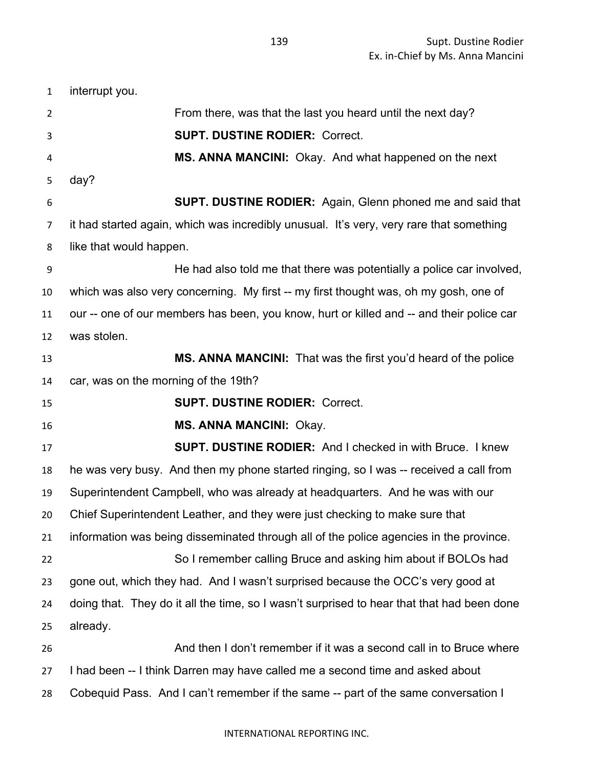interrupt you.

From there, was that the last you heard until the next day?

**SUPT. DUSTINE RODIER:** Correct.

**MS. ANNA MANCINI:** Okay. And what happened on the next day?

**SUPT. DUSTINE RODIER:** Again, Glenn phoned me and said that it had started again, which was incredibly unusual. It's very, very rare that something like that would happen.

He had also told me that there was potentially a police car involved, which was also very concerning. My first -- my first thought was, oh my gosh, one of our -- one of our members has been, you know, hurt or killed and -- and their police car was stolen.

**MS. ANNA MANCINI:** That was the first you'd heard of the police car, was on the morning of the 19th?

**SUPT. DUSTINE RODIER:** Correct.

**MS. ANNA MANCINI:** Okay.

**SUPT. DUSTINE RODIER:** And I checked in with Bruce. I knew he was very busy. And then my phone started ringing, so I was -- received a call from Superintendent Campbell, who was already at headquarters. And he was with our Chief Superintendent Leather, and they were just checking to make sure that information was being disseminated through all of the police agencies in the province.

So I remember calling Bruce and asking him about if BOLOs had gone out, which they had. And I wasn't surprised because the OCC's very good at doing that. They do it all the time, so I wasn't surprised to hear that that had been done already.

And then I don't remember if it was a second call in to Bruce where I had been -- I think Darren may have called me a second time and asked about Cobequid Pass. And I can't remember if the same -- part of the same conversation I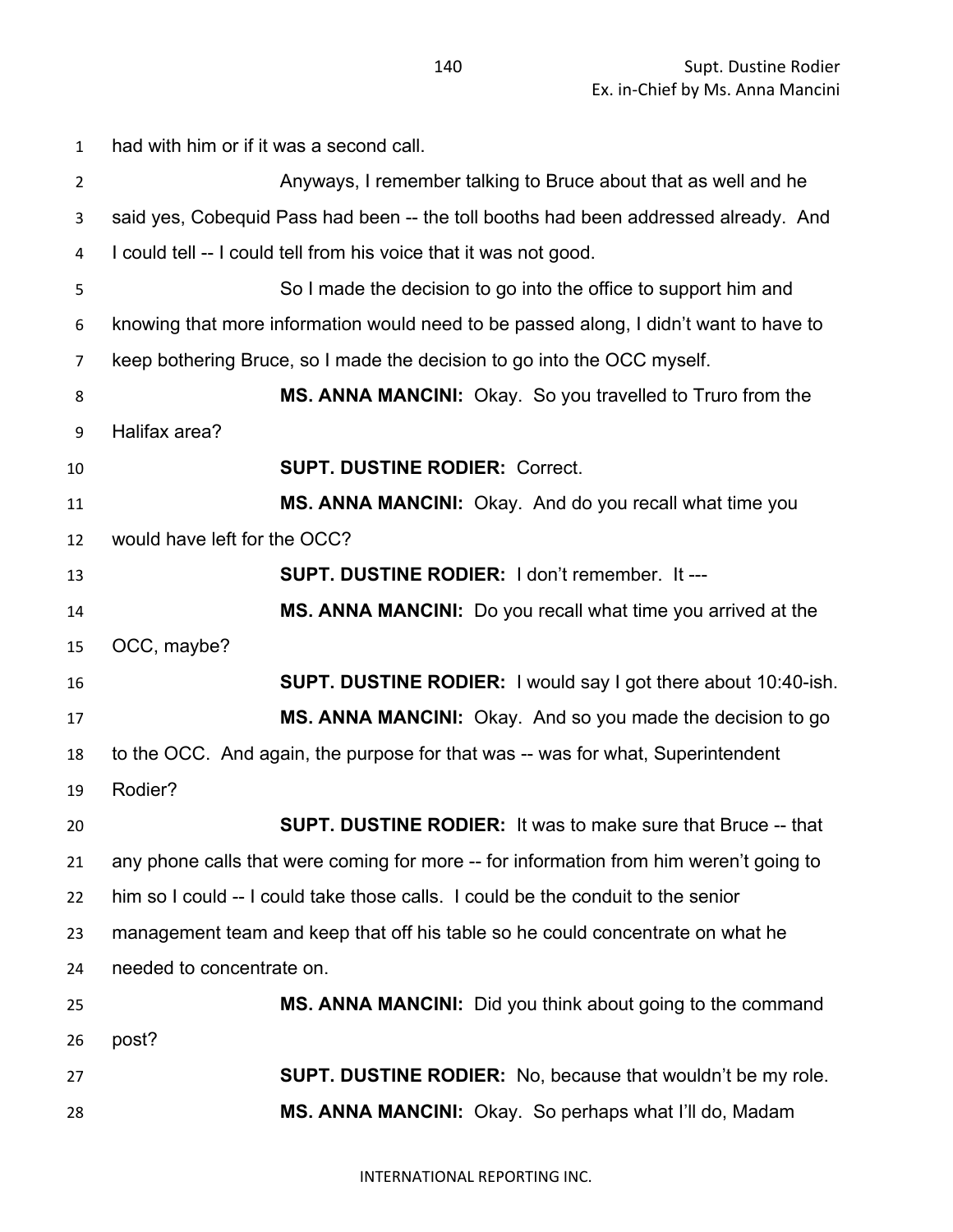had with him or if it was a second call.

Anyways, I remember talking to Bruce about that as well and he said yes, Cobequid Pass had been -- the toll booths had been addressed already. And I could tell -- I could tell from his voice that it was not good.

So I made the decision to go into the office to support him and knowing that more information would need to be passed along, I didn't want to have to keep bothering Bruce, so I made the decision to go into the OCC myself.

**MS. ANNA MANCINI:** Okay. So you travelled to Truro from the Halifax area?

**SUPT. DUSTINE RODIER:** Correct.

**MS. ANNA MANCINI:** Okay. And do you recall what time you would have left for the OCC?

**SUPT. DUSTINE RODIER:** I don't remember. It ---

**MS. ANNA MANCINI:** Do you recall what time you arrived at the OCC, maybe?

**SUPT. DUSTINE RODIER:** I would say I got there about 10:40-ish.

**MS. ANNA MANCINI:** Okay. And so you made the decision to go to the OCC. And again, the purpose for that was -- was for what, Superintendent Rodier?

**SUPT. DUSTINE RODIER:** It was to make sure that Bruce -- that any phone calls that were coming for more -- for information from him weren't going to him so I could -- I could take those calls. I could be the conduit to the senior management team and keep that off his table so he could concentrate on what he needed to concentrate on.

**MS. ANNA MANCINI:** Did you think about going to the command post?

**SUPT. DUSTINE RODIER:** No, because that wouldn't be my role.

**MS. ANNA MANCINI:** Okay. So perhaps what I'll do, Madam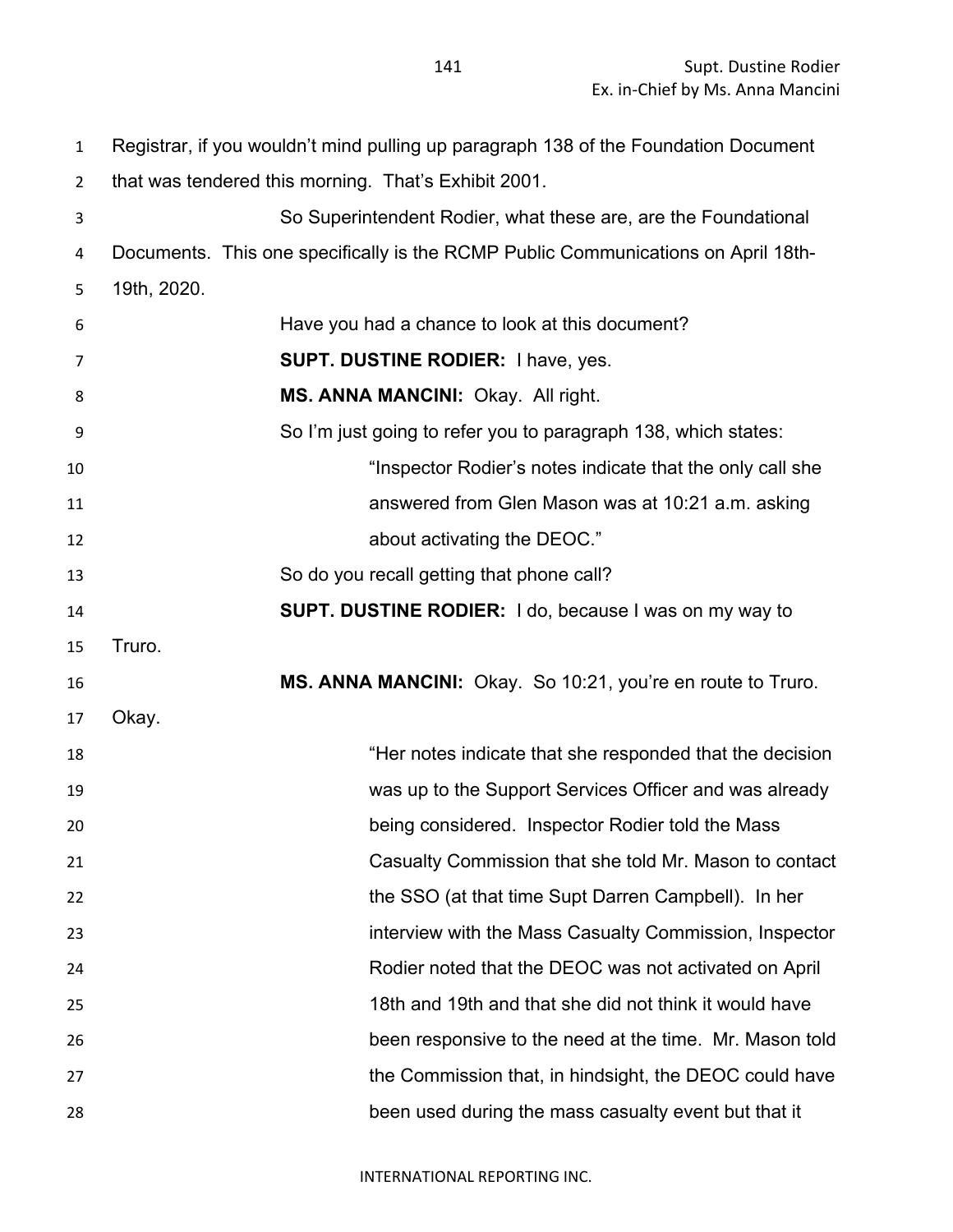Registrar, if you wouldn't mind pulling up paragraph 138 of the Foundation Document that was tendered this morning. That's Exhibit 2001.

So Superintendent Rodier, what these are, are the Foundational Documents. This one specifically is the RCMP Public Communications on April 18th-19th, 2020.

Have you had a chance to look at this document?

**SUPT. DUSTINE RODIER:** I have, yes.

**MS. ANNA MANCINI:** Okay. All right.

So I'm just going to refer you to paragraph 138, which states:

> "Inspector Rodier's notes indicate that the only call she answered from Glen Mason was at 10:21 a.m. asking about activating the DEOC."

So do you recall getting that phone call?

**SUPT. DUSTINE RODIER:** I do, because I was on my way to Truro.

**MS. ANNA MANCINI:** Okay. So 10:21, you're en route to Truro. Okay.

> "Her notes indicate that she responded that the decision was up to the Support Services Officer and was already being considered. Inspector Rodier told the Mass Casualty Commission that she told Mr. Mason to contact the SSO (at that time Supt Darren Campbell). In her interview with the Mass Casualty Commission, Inspector Rodier noted that the DEOC was not activated on April 18th and 19th and that she did not think it would have been responsive to the need at the time. Mr. Mason told the Commission that, in hindsight, the DEOC could have been used during the mass casualty event but that it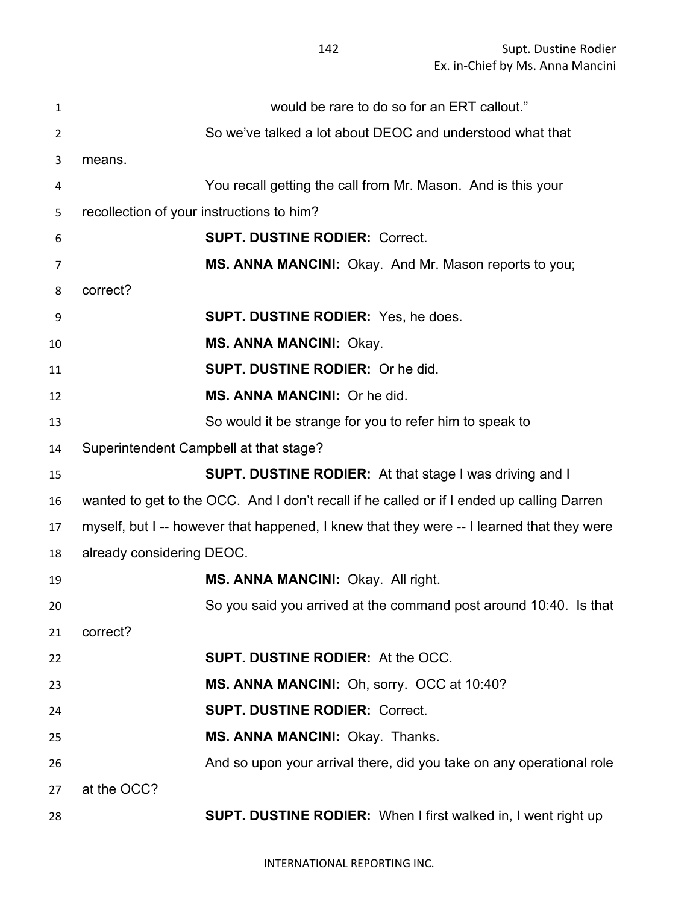would be rare to do so for an ERT callout."

So we've talked a lot about DEOC and understood what that means.

You recall getting the call from Mr. Mason. And is this your recollection of your instructions to him?

**SUPT. DUSTINE RODIER:** Correct.

**MS. ANNA MANCINI:** Okay. And Mr. Mason reports to you; correct?

**SUPT. DUSTINE RODIER:** Yes, he does.

**MS. ANNA MANCINI:** Okay.

**SUPT. DUSTINE RODIER:** Or he did.

**MS. ANNA MANCINI:** Or he did.

So would it be strange for you to refer him to speak to Superintendent Campbell at that stage?

**SUPT. DUSTINE RODIER:** At that stage I was driving and I wanted to get to the OCC. And I don't recall if he called or if I ended up calling Darren myself, but I -- however that happened, I knew that they were -- I learned that they were already considering DEOC.

**MS. ANNA MANCINI:** Okay. All right.

So you said you arrived at the command post around 10:40. Is that correct?

**SUPT. DUSTINE RODIER:** At the OCC.

**MS. ANNA MANCINI:** Oh, sorry. OCC at 10:40?

**SUPT. DUSTINE RODIER:** Correct.

**MS. ANNA MANCINI:** Okay. Thanks.

And so upon your arrival there, did you take on any operational role at the OCC?

**SUPT. DUSTINE RODIER:** When I first walked in, I went right up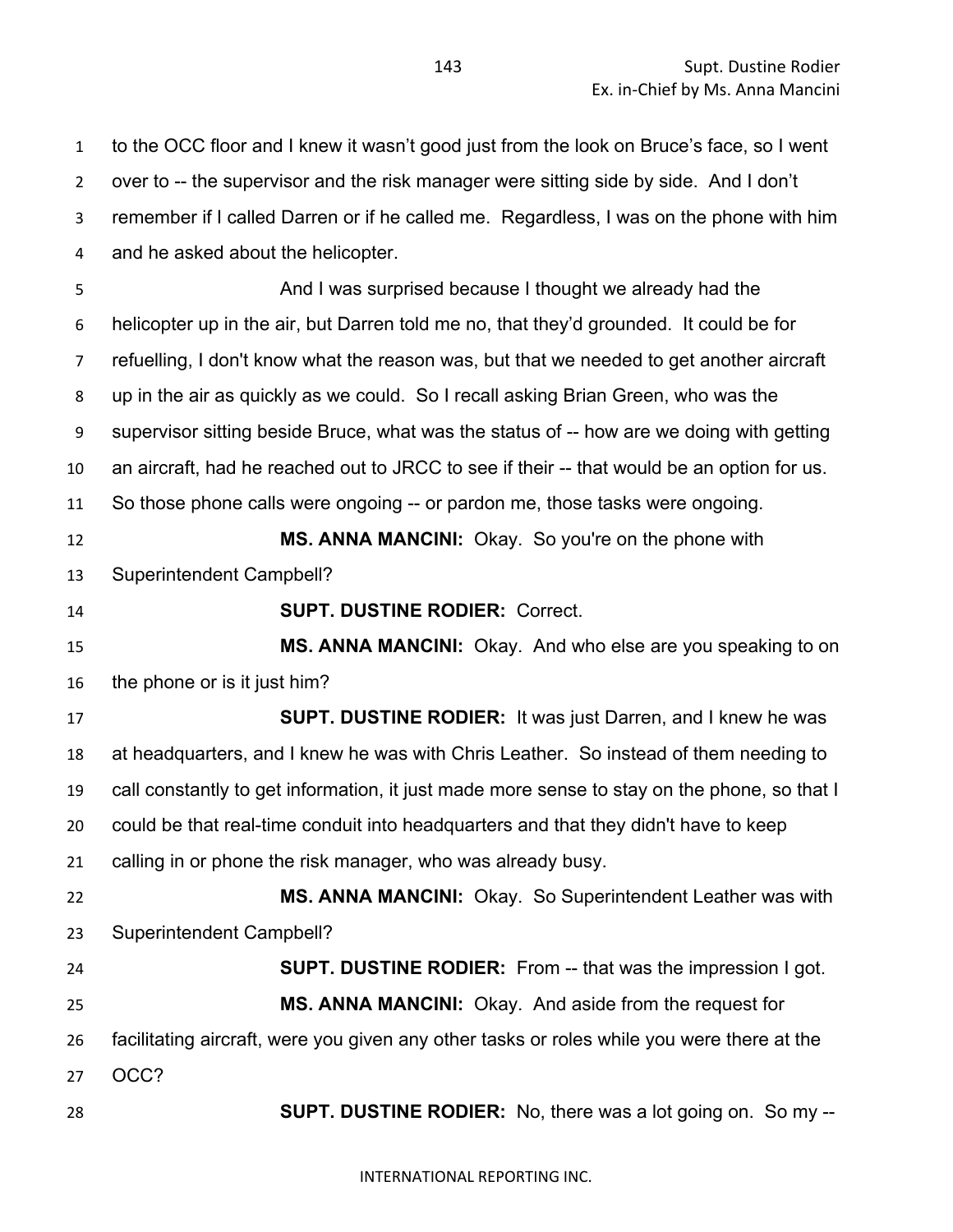to the OCC floor and I knew it wasn't good just from the look on Bruce's face, so I went over to -- the supervisor and the risk manager were sitting side by side. And I don't remember if I called Darren or if he called me. Regardless, I was on the phone with him and he asked about the helicopter.

And I was surprised because I thought we already had the helicopter up in the air, but Darren told me no, that they'd grounded. It could be for refuelling, I don't know what the reason was, but that we needed to get another aircraft up in the air as quickly as we could. So I recall asking Brian Green, who was the supervisor sitting beside Bruce, what was the status of -- how are we doing with getting an aircraft, had he reached out to JRCC to see if their -- that would be an option for us. So those phone calls were ongoing -- or pardon me, those tasks were ongoing.

**MS. ANNA MANCINI:** Okay. So you're on the phone with Superintendent Campbell?

**SUPT. DUSTINE RODIER:** Correct.

**MS. ANNA MANCINI:** Okay. And who else are you speaking to on the phone or is it just him?

**SUPT. DUSTINE RODIER:** It was just Darren, and I knew he was at headquarters, and I knew he was with Chris Leather. So instead of them needing to call constantly to get information, it just made more sense to stay on the phone, so that I could be that real-time conduit into headquarters and that they didn't have to keep calling in or phone the risk manager, who was already busy.

**MS. ANNA MANCINI:** Okay. So Superintendent Leather was with Superintendent Campbell?

**SUPT. DUSTINE RODIER:** From -- that was the impression I got.

**MS. ANNA MANCINI:** Okay. And aside from the request for facilitating aircraft, were you given any other tasks or roles while you were there at the OCC?

**SUPT. DUSTINE RODIER:** No, there was a lot going on. So my --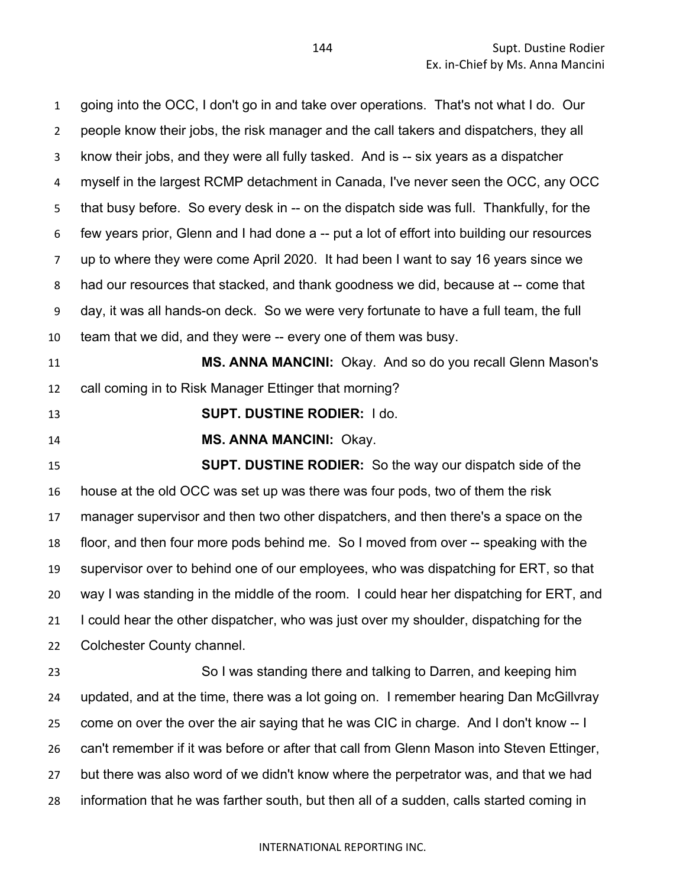going into the OCC, I don't go in and take over operations. That's not what I do. Our people know their jobs, the risk manager and the call takers and dispatchers, they all know their jobs, and they were all fully tasked. And is -- six years as a dispatcher myself in the largest RCMP detachment in Canada, I've never seen the OCC, any OCC that busy before. So every desk in -- on the dispatch side was full. Thankfully, for the few years prior, Glenn and I had done a -- put a lot of effort into building our resources up to where they were come April 2020. It had been I want to say 16 years since we had our resources that stacked, and thank goodness we did, because at -- come that day, it was all hands-on deck. So we were very fortunate to have a full team, the full team that we did, and they were -- every one of them was busy.

**MS. ANNA MANCINI:** Okay. And so do you recall Glenn Mason's call coming in to Risk Manager Ettinger that morning?

**SUPT. DUSTINE RODIER:** I do.

**MS. ANNA MANCINI:** Okay.

**SUPT. DUSTINE RODIER:** So the way our dispatch side of the house at the old OCC was set up was there was four pods, two of them the risk manager supervisor and then two other dispatchers, and then there's a space on the floor, and then four more pods behind me. So I moved from over -- speaking with the supervisor over to behind one of our employees, who was dispatching for ERT, so that way I was standing in the middle of the room. I could hear her dispatching for ERT, and I could hear the other dispatcher, who was just over my shoulder, dispatching for the Colchester County channel.

So I was standing there and talking to Darren, and keeping him updated, and at the time, there was a lot going on. I remember hearing Dan McGillvray come on over the over the air saying that he was CIC in charge. And I don't know -- I can't remember if it was before or after that call from Glenn Mason into Steven Ettinger, but there was also word of we didn't know where the perpetrator was, and that we had information that he was farther south, but then all of a sudden, calls started coming in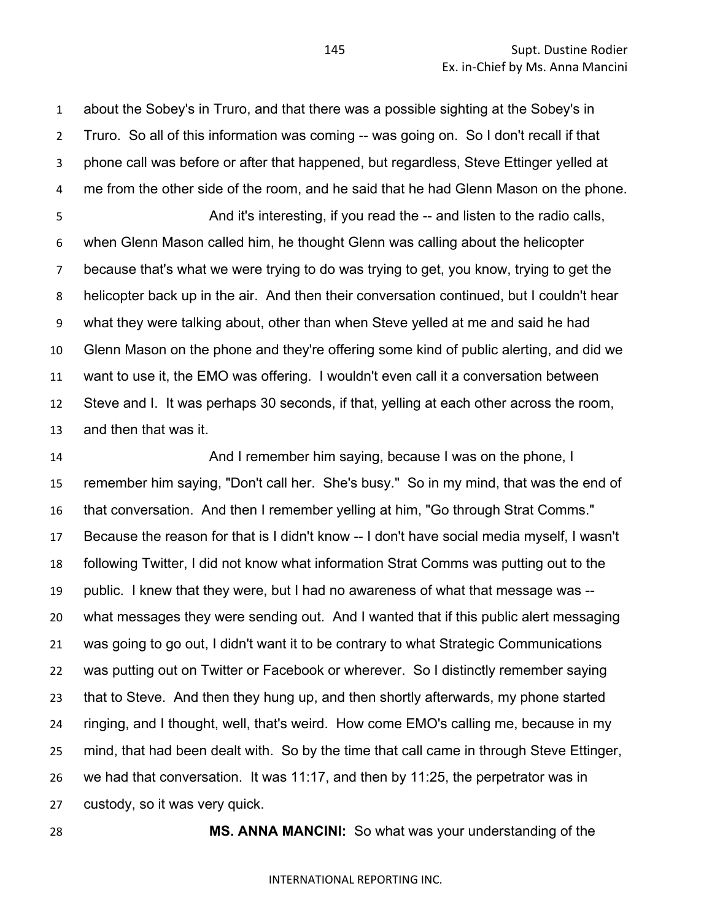about the Sobey's in Truro, and that there was a possible sighting at the Sobey's in Truro. So all of this information was coming -- was going on. So I don't recall if that phone call was before or after that happened, but regardless, Steve Ettinger yelled at me from the other side of the room, and he said that he had Glenn Mason on the phone.

And it's interesting, if you read the -- and listen to the radio calls, when Glenn Mason called him, he thought Glenn was calling about the helicopter because that's what we were trying to do was trying to get, you know, trying to get the helicopter back up in the air. And then their conversation continued, but I couldn't hear what they were talking about, other than when Steve yelled at me and said he had Glenn Mason on the phone and they're offering some kind of public alerting, and did we want to use it, the EMO was offering. I wouldn't even call it a conversation between Steve and I. It was perhaps 30 seconds, if that, yelling at each other across the room, and then that was it.

And I remember him saying, because I was on the phone, I remember him saying, "Don't call her. She's busy." So in my mind, that was the end of that conversation. And then I remember yelling at him, "Go through Strat Comms." Because the reason for that is I didn't know -- I don't have social media myself, I wasn't following Twitter, I did not know what information Strat Comms was putting out to the public. I knew that they were, but I had no awareness of what that message was -- what messages they were sending out. And I wanted that if this public alert messaging was going to go out, I didn't want it to be contrary to what Strategic Communications was putting out on Twitter or Facebook or wherever. So I distinctly remember saying that to Steve. And then they hung up, and then shortly afterwards, my phone started ringing, and I thought, well, that's weird. How come EMO's calling me, because in my mind, that had been dealt with. So by the time that call came in through Steve Ettinger, we had that conversation. It was 11:17, and then by 11:25, the perpetrator was in custody, so it was very quick.

**MS. ANNA MANCINI:** So what was your understanding of the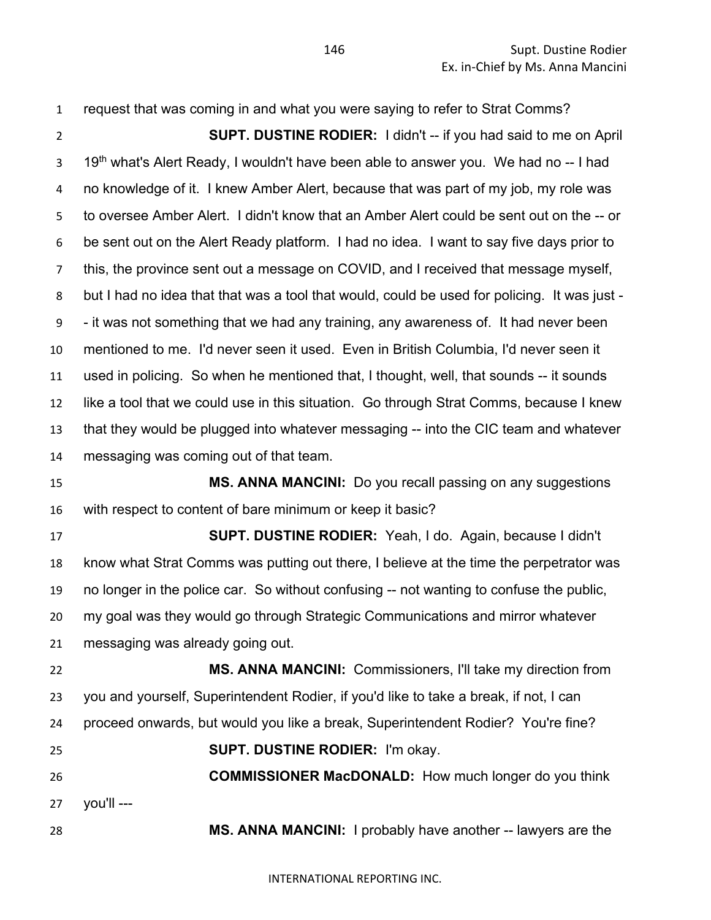request that was coming in and what you were saying to refer to Strat Comms?

**SUPT. DUSTINE RODIER:** I didn't -- if you had said to me on April 19th what's Alert Ready, I wouldn't have been able to answer you. We had no -- I had no knowledge of it. I knew Amber Alert, because that was part of my job, my role was to oversee Amber Alert. I didn't know that an Amber Alert could be sent out on the -- or be sent out on the Alert Ready platform. I had no idea. I want to say five days prior to this, the province sent out a message on COVID, and I received that message myself, but I had no idea that that was a tool that would, could be used for policing. It was just -- it was not something that we had any training, any awareness of. It had never been mentioned to me. I'd never seen it used. Even in British Columbia, I'd never seen it used in policing. So when he mentioned that, I thought, well, that sounds -- it sounds like a tool that we could use in this situation. Go through Strat Comms, because I knew that they would be plugged into whatever messaging -- into the CIC team and whatever messaging was coming out of that team.

**MS. ANNA MANCINI:** Do you recall passing on any suggestions with respect to content of bare minimum or keep it basic?

**SUPT. DUSTINE RODIER:** Yeah, I do. Again, because I didn't know what Strat Comms was putting out there, I believe at the time the perpetrator was no longer in the police car. So without confusing -- not wanting to confuse the public, my goal was they would go through Strategic Communications and mirror whatever messaging was already going out.

**MS. ANNA MANCINI:** Commissioners, I'll take my direction from you and yourself, Superintendent Rodier, if you'd like to take a break, if not, I can proceed onwards, but would you like a break, Superintendent Rodier? You're fine?

**SUPT. DUSTINE RODIER:** I'm okay.

**COMMISSIONER MacDONALD:** How much longer do you think you'll ---

**MS. ANNA MANCINI:** I probably have another -- lawyers are the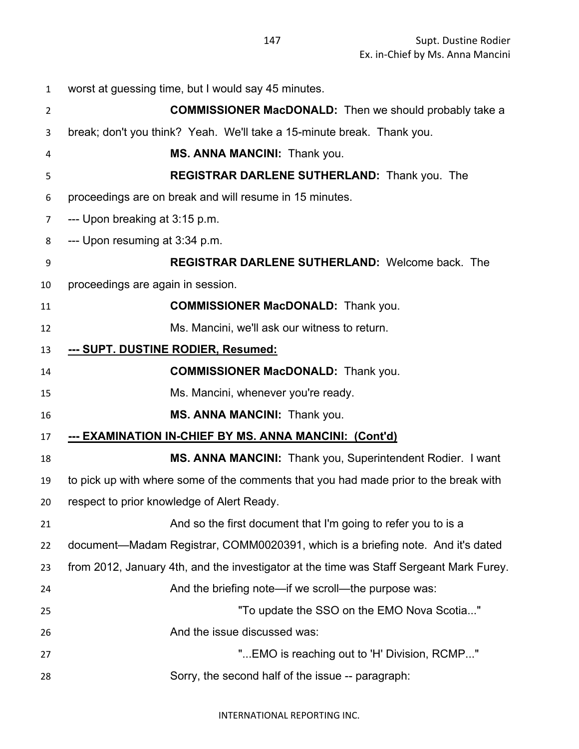worst at guessing time, but I would say 45 minutes.

**COMMISSIONER MacDONALD:** Then we should probably take a break; don't you think? Yeah. We'll take a 15-minute break. Thank you.

**MS. ANNA MANCINI:** Thank you.

**REGISTRAR DARLENE SUTHERLAND:** Thank you. The proceedings are on break and will resume in 15 minutes.

--- Upon breaking at 3:15 p.m.

--- Upon resuming at 3:34 p.m.

**REGISTRAR DARLENE SUTHERLAND:** Welcome back. The proceedings are again in session.

**COMMISSIONER MacDONALD:** Thank you.

Ms. Mancini, we'll ask our witness to return.

**--- SUPT. DUSTINE RODIER, Resumed:**

**COMMISSIONER MacDONALD:** Thank you.

Ms. Mancini, whenever you're ready.

**MS. ANNA MANCINI:** Thank you.

**--- EXAMINATION IN-CHIEF BY MS. ANNA MANCINI: (Cont'd)**

**MS. ANNA MANCINI:** Thank you, Superintendent Rodier. I want to pick up with where some of the comments that you had made prior to the break with respect to prior knowledge of Alert Ready.

And so the first document that I'm going to refer you to is a document—Madam Registrar, COMM0020391, which is a briefing note. And it's dated from 2012, January 4th, and the investigator at the time was Staff Sergeant Mark Furey.

And the briefing note—if we scroll—the purpose was:

> "To update the SSO on the EMO Nova Scotia..."

And the issue discussed was:

> "...EMO is reaching out to 'H' Division, RCMP..."

Sorry, the second half of the issue -- paragraph: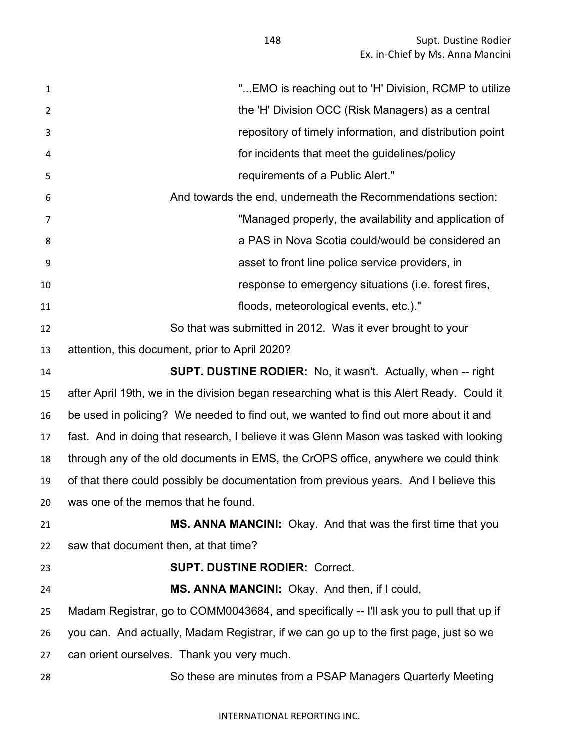"...EMO is reaching out to 'H' Division, RCMP to utilize the 'H' Division OCC (Risk Managers) as a central repository of timely information, and distribution point for incidents that meet the guidelines/policy requirements of a Public Alert."

And towards the end, underneath the Recommendations section:

"Managed properly, the availability and application of a PAS in Nova Scotia could/would be considered an asset to front line police service providers, in response to emergency situations (i.e. forest fires, floods, meteorological events, etc.)."

So that was submitted in 2012. Was it ever brought to your attention, this document, prior to April 2020?

**SUPT. DUSTINE RODIER:** No, it wasn't. Actually, when -- right after April 19th, we in the division began researching what is this Alert Ready. Could it be used in policing? We needed to find out, we wanted to find out more about it and fast. And in doing that research, I believe it was Glenn Mason was tasked with looking through any of the old documents in EMS, the CrOPS office, anywhere we could think of that there could possibly be documentation from previous years. And I believe this was one of the memos that he found.

**MS. ANNA MANCINI:** Okay. And that was the first time that you saw that document then, at that time?

**SUPT. DUSTINE RODIER:** Correct.

**MS. ANNA MANCINI:** Okay. And then, if I could, Madam Registrar, go to COMM0043684, and specifically -- I'll ask you to pull that up if you can. And actually, Madam Registrar, if we can go up to the first page, just so we can orient ourselves. Thank you very much.

So these are minutes from a PSAP Managers Quarterly Meeting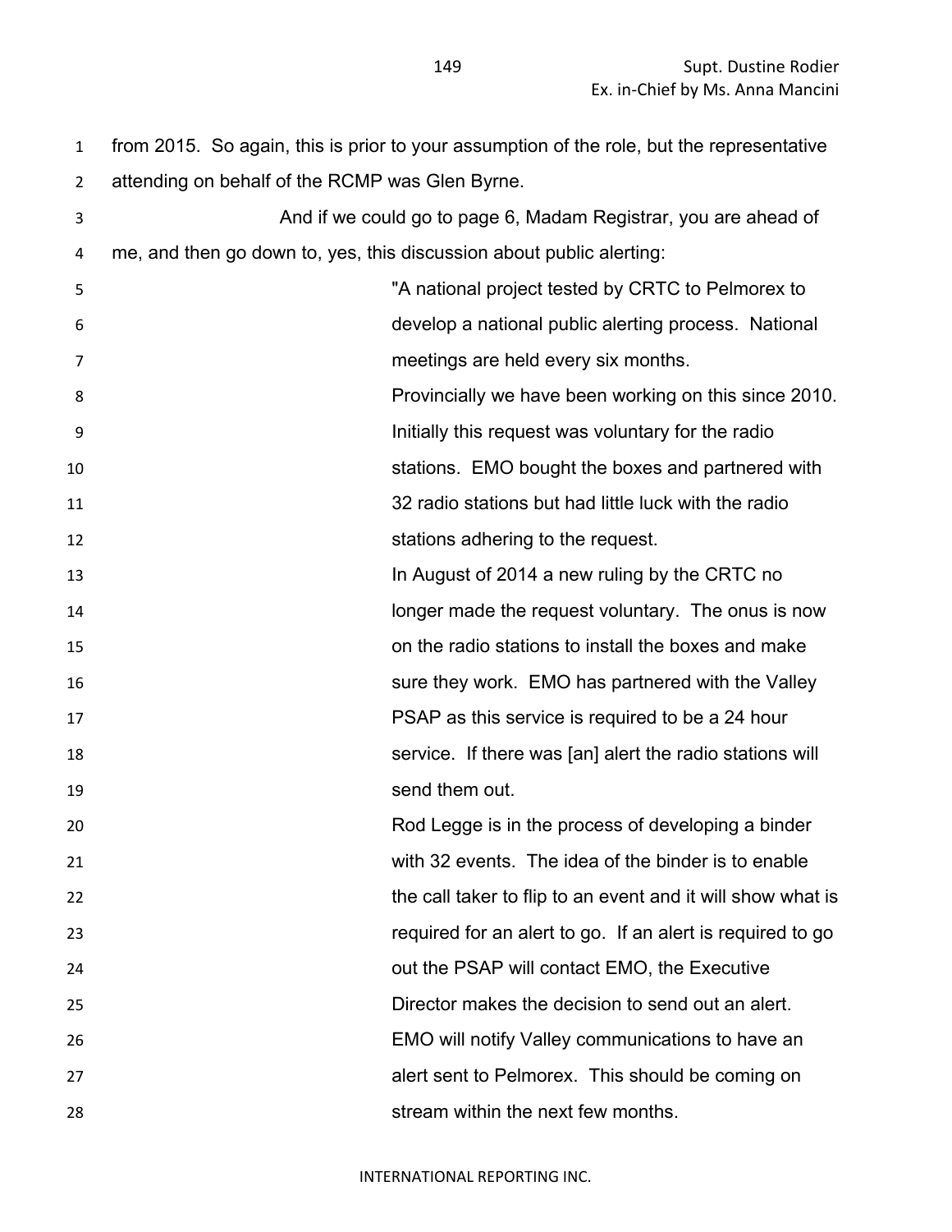from 2015. So again, this is prior to your assumption of the role, but the representative attending on behalf of the RCMP was Glen Byrne.

And if we could go to page 6, Madam Registrar, you are ahead of me, and then go down to, yes, this discussion about public alerting:

> "A national project tested by CRTC to Pelmorex to develop a national public alerting process. National meetings are held every six months.
>
> Provincially we have been working on this since 2010. Initially this request was voluntary for the radio stations. EMO bought the boxes and partnered with 32 radio stations but had little luck with the radio stations adhering to the request.
>
> In August of 2014 a new ruling by the CRTC no longer made the request voluntary. The onus is now on the radio stations to install the boxes and make sure they work. EMO has partnered with the Valley PSAP as this service is required to be a 24 hour service. If there was [an] alert the radio stations will send them out.
>
> Rod Legge is in the process of developing a binder with 32 events. The idea of the binder is to enable the call taker to flip to an event and it will show what is required for an alert to go. If an alert is required to go out the PSAP will contact EMO, the Executive Director makes the decision to send out an alert. EMO will notify Valley communications to have an alert sent to Pelmorex. This should be coming on stream within the next few months.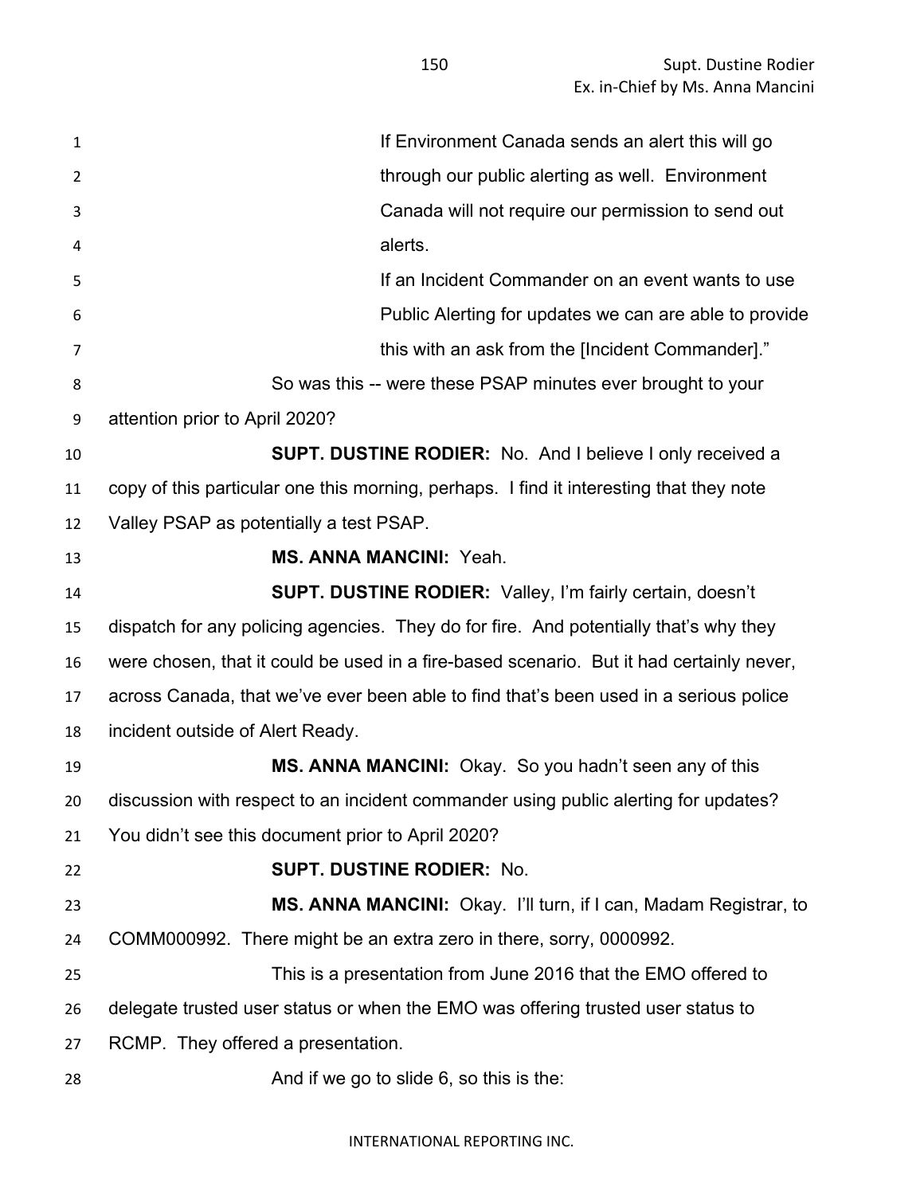> If Environment Canada sends an alert this will go through our public alerting as well. Environment Canada will not require our permission to send out alerts.
>
> If an Incident Commander on an event wants to use Public Alerting for updates we can are able to provide this with an ask from the [Incident Commander]."

So was this -- were these PSAP minutes ever brought to your attention prior to April 2020?

**SUPT. DUSTINE RODIER:** No. And I believe I only received a copy of this particular one this morning, perhaps. I find it interesting that they note Valley PSAP as potentially a test PSAP.

**MS. ANNA MANCINI:** Yeah.

**SUPT. DUSTINE RODIER:** Valley, I'm fairly certain, doesn't dispatch for any policing agencies. They do for fire. And potentially that's why they were chosen, that it could be used in a fire-based scenario. But it had certainly never, across Canada, that we've ever been able to find that's been used in a serious police incident outside of Alert Ready.

**MS. ANNA MANCINI:** Okay. So you hadn't seen any of this discussion with respect to an incident commander using public alerting for updates? You didn't see this document prior to April 2020?

**SUPT. DUSTINE RODIER:** No.

**MS. ANNA MANCINI:** Okay. I'll turn, if I can, Madam Registrar, to COMM000992. There might be an extra zero in there, sorry, 0000992.

This is a presentation from June 2016 that the EMO offered to delegate trusted user status or when the EMO was offering trusted user status to RCMP. They offered a presentation.

And if we go to slide 6, so this is the: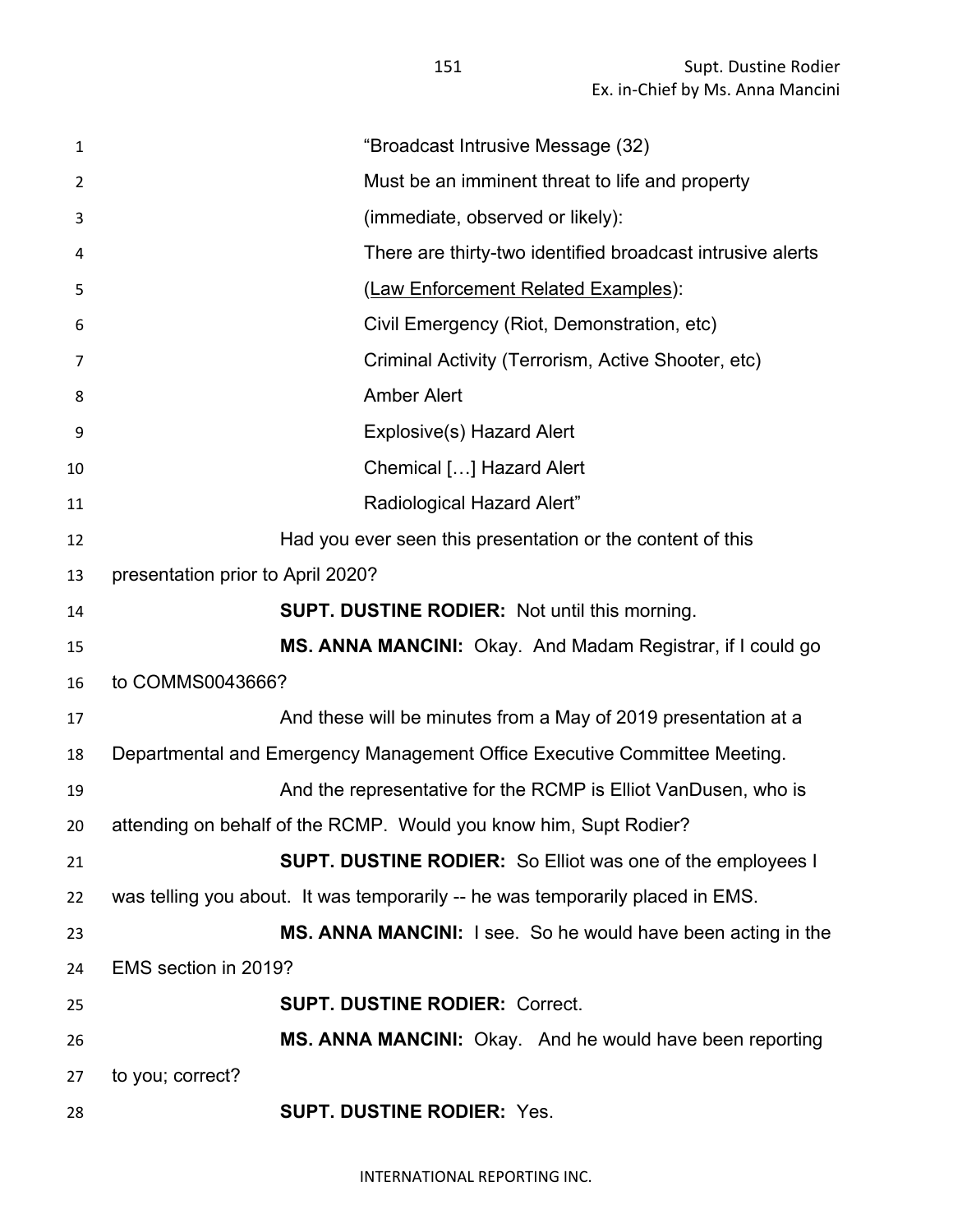"Broadcast Intrusive Message (32)

Must be an imminent threat to life and property (immediate, observed or likely):

There are thirty-two identified broadcast intrusive alerts (<u>Law Enforcement Related Examples</u>):

Civil Emergency (Riot, Demonstration, etc)

Criminal Activity (Terrorism, Active Shooter, etc)

Amber Alert

Explosive(s) Hazard Alert

Chemical […] Hazard Alert

Radiological Hazard Alert"

Had you ever seen this presentation or the content of this presentation prior to April 2020?

**SUPT. DUSTINE RODIER:** Not until this morning.

**MS. ANNA MANCINI:** Okay. And Madam Registrar, if I could go to COMMS0043666?

And these will be minutes from a May of 2019 presentation at a Departmental and Emergency Management Office Executive Committee Meeting.

And the representative for the RCMP is Elliot VanDusen, who is attending on behalf of the RCMP. Would you know him, Supt Rodier?

**SUPT. DUSTINE RODIER:** So Elliot was one of the employees I was telling you about. It was temporarily -- he was temporarily placed in EMS.

**MS. ANNA MANCINI:** I see. So he would have been acting in the EMS section in 2019?

**SUPT. DUSTINE RODIER:** Correct.

**MS. ANNA MANCINI:** Okay. And he would have been reporting to you; correct?

**SUPT. DUSTINE RODIER:** Yes.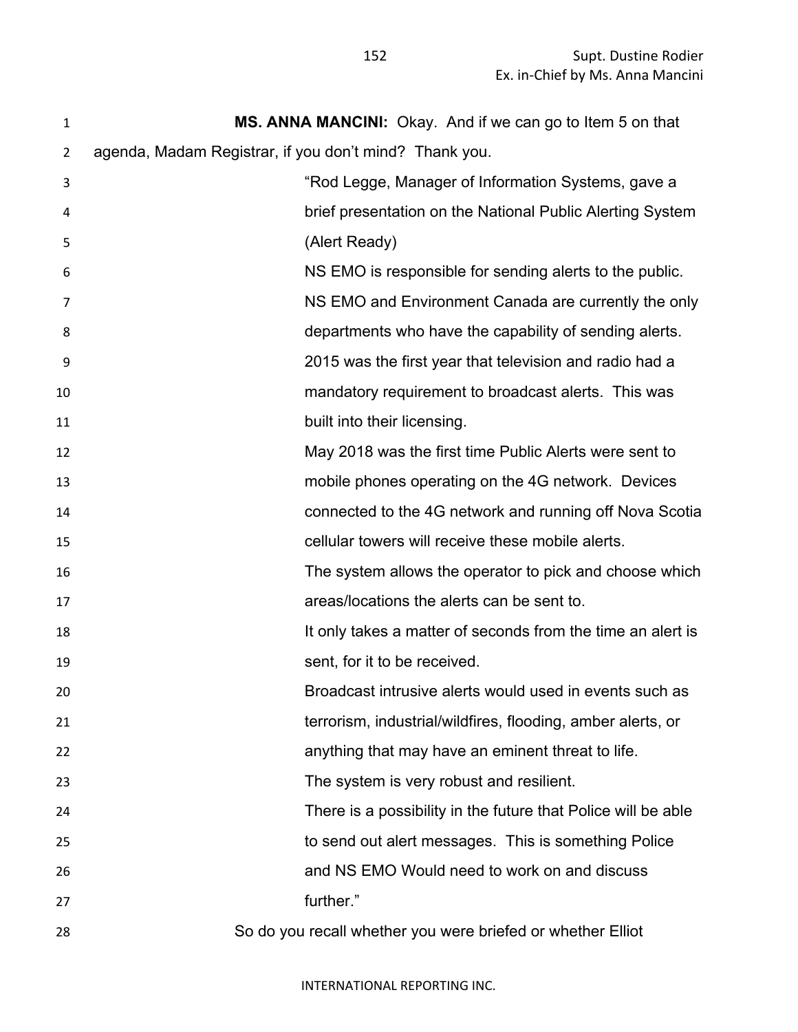**MS. ANNA MANCINI:** Okay. And if we can go to Item 5 on that agenda, Madam Registrar, if you don't mind? Thank you.

> "Rod Legge, Manager of Information Systems, gave a brief presentation on the National Public Alerting System (Alert Ready)
>
> NS EMO is responsible for sending alerts to the public.
>
> NS EMO and Environment Canada are currently the only departments who have the capability of sending alerts.
>
> 2015 was the first year that television and radio had a mandatory requirement to broadcast alerts. This was built into their licensing.
>
> May 2018 was the first time Public Alerts were sent to mobile phones operating on the 4G network. Devices connected to the 4G network and running off Nova Scotia cellular towers will receive these mobile alerts.
>
> The system allows the operator to pick and choose which areas/locations the alerts can be sent to.
>
> It only takes a matter of seconds from the time an alert is sent, for it to be received.
>
> Broadcast intrusive alerts would used in events such as terrorism, industrial/wildfires, flooding, amber alerts, or anything that may have an eminent threat to life.
>
> The system is very robust and resilient.
>
> There is a possibility in the future that Police will be able to send out alert messages. This is something Police and NS EMO Would need to work on and discuss further."

So do you recall whether you were briefed or whether Elliot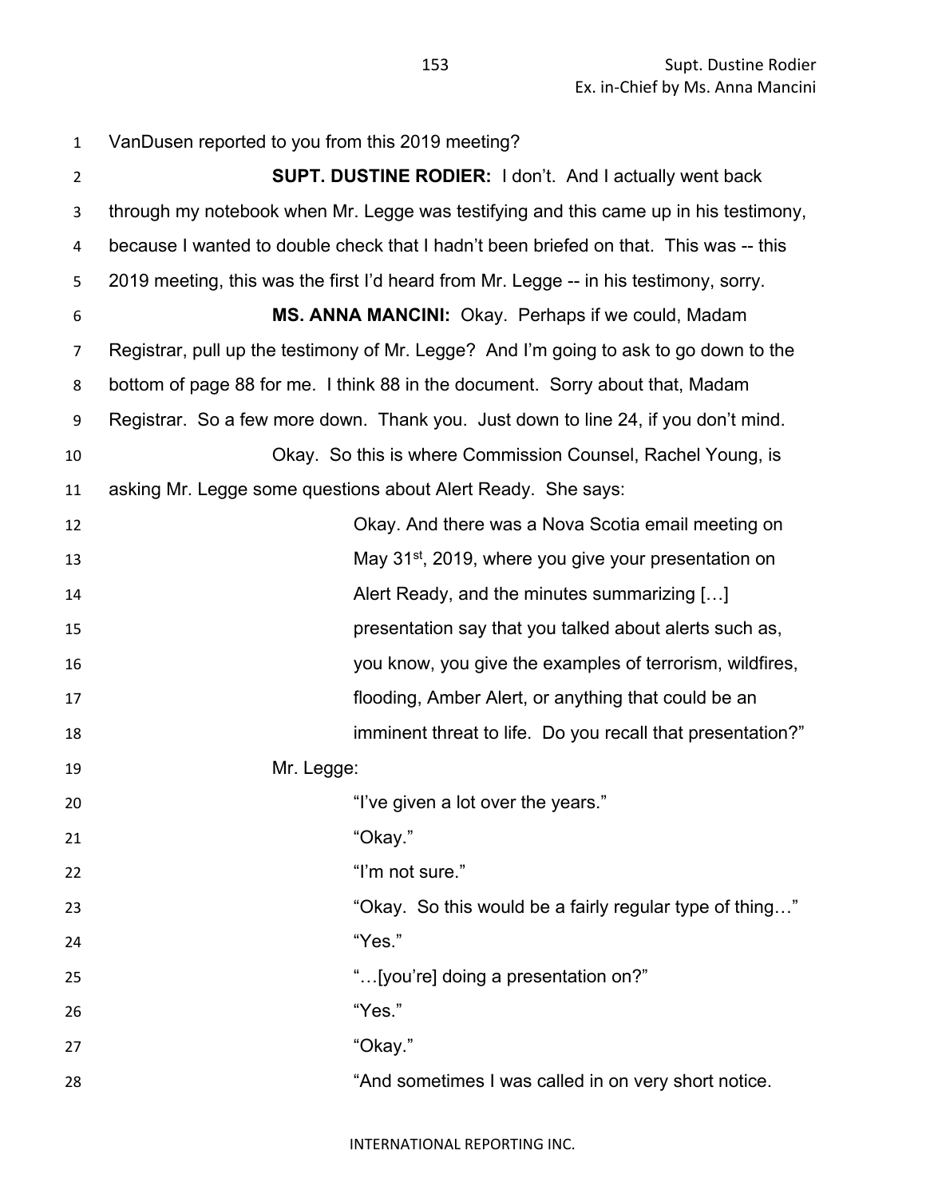VanDusen reported to you from this 2019 meeting?

**SUPT. DUSTINE RODIER:** I don't. And I actually went back through my notebook when Mr. Legge was testifying and this came up in his testimony, because I wanted to double check that I hadn't been briefed on that. This was -- this 2019 meeting, this was the first I'd heard from Mr. Legge -- in his testimony, sorry.

**MS. ANNA MANCINI:** Okay. Perhaps if we could, Madam Registrar, pull up the testimony of Mr. Legge? And I'm going to ask to go down to the bottom of page 88 for me. I think 88 in the document. Sorry about that, Madam Registrar. So a few more down. Thank you. Just down to line 24, if you don't mind.

Okay. So this is where Commission Counsel, Rachel Young, is asking Mr. Legge some questions about Alert Ready. She says:

> Okay. And there was a Nova Scotia email meeting on May 31st, 2019, where you give your presentation on Alert Ready, and the minutes summarizing […] presentation say that you talked about alerts such as, you know, you give the examples of terrorism, wildfires, flooding, Amber Alert, or anything that could be an imminent threat to life. Do you recall that presentation?"

Mr. Legge:

> "I've given a lot over the years."
>
> "Okay."
>
> "I'm not sure."
>
> "Okay. So this would be a fairly regular type of thing…"
>
> "Yes."
>
> "…[you're] doing a presentation on?"
>
> "Yes."
>
> "Okay."
>
> "And sometimes I was called in on very short notice.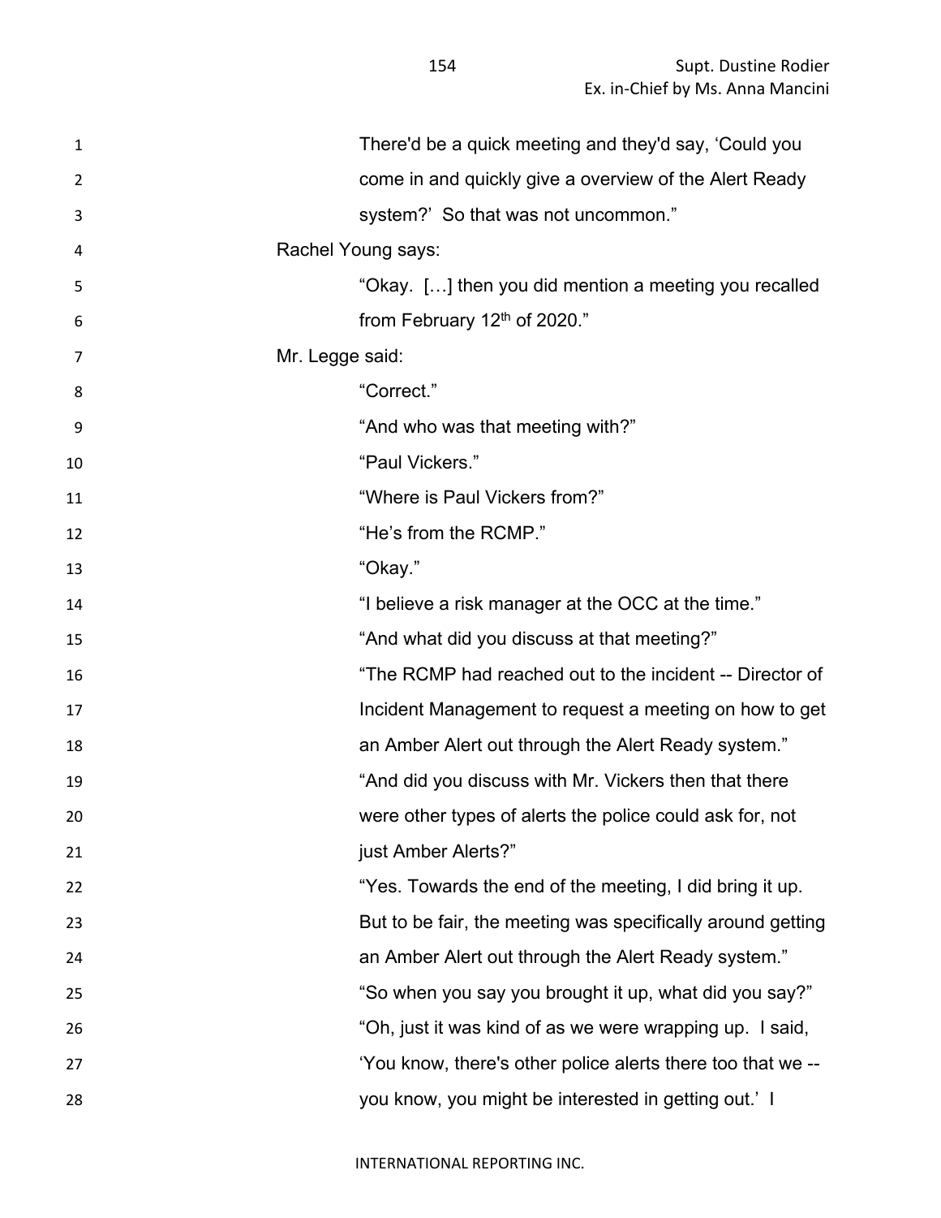There'd be a quick meeting and they'd say, 'Could you come in and quickly give a overview of the Alert Ready system?' So that was not uncommon."

Rachel Young says:

"Okay. […] then you did mention a meeting you recalled from February 12th of 2020."

Mr. Legge said:

"Correct."

"And who was that meeting with?"

"Paul Vickers."

"Where is Paul Vickers from?"

"He's from the RCMP."

"Okay."

"I believe a risk manager at the OCC at the time."

"And what did you discuss at that meeting?"

"The RCMP had reached out to the incident -- Director of Incident Management to request a meeting on how to get an Amber Alert out through the Alert Ready system."

"And did you discuss with Mr. Vickers then that there were other types of alerts the police could ask for, not just Amber Alerts?"

"Yes. Towards the end of the meeting, I did bring it up. But to be fair, the meeting was specifically around getting an Amber Alert out through the Alert Ready system."

"So when you say you brought it up, what did you say?"

"Oh, just it was kind of as we were wrapping up. I said, 'You know, there's other police alerts there too that we -- you know, you might be interested in getting out.' I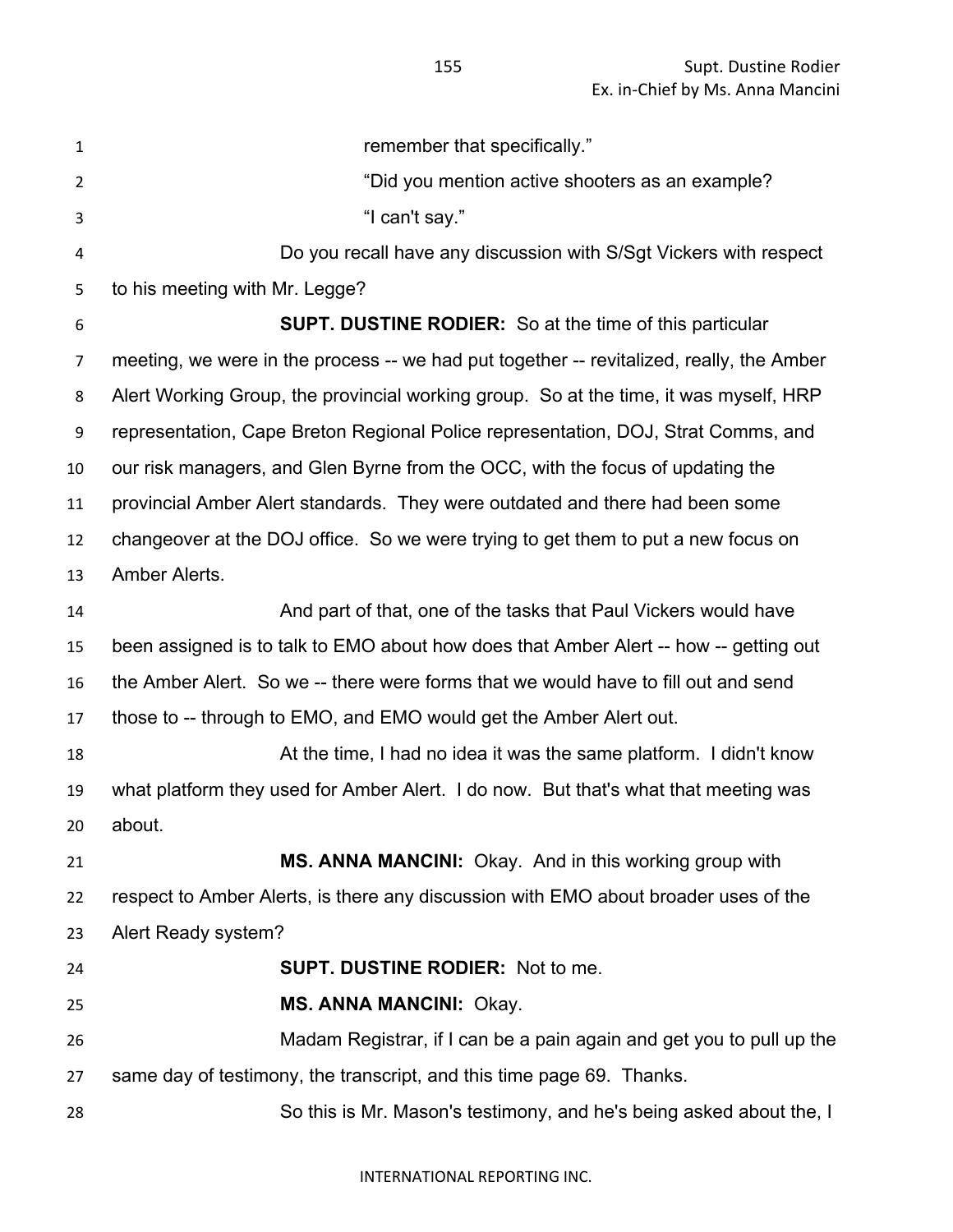remember that specifically."

"Did you mention active shooters as an example?

"I can't say."

Do you recall have any discussion with S/Sgt Vickers with respect to his meeting with Mr. Legge?

**SUPT. DUSTINE RODIER:** So at the time of this particular meeting, we were in the process -- we had put together -- revitalized, really, the Amber Alert Working Group, the provincial working group. So at the time, it was myself, HRP representation, Cape Breton Regional Police representation, DOJ, Strat Comms, and our risk managers, and Glen Byrne from the OCC, with the focus of updating the provincial Amber Alert standards. They were outdated and there had been some changeover at the DOJ office. So we were trying to get them to put a new focus on Amber Alerts.

And part of that, one of the tasks that Paul Vickers would have been assigned is to talk to EMO about how does that Amber Alert -- how -- getting out the Amber Alert. So we -- there were forms that we would have to fill out and send those to -- through to EMO, and EMO would get the Amber Alert out.

At the time, I had no idea it was the same platform. I didn't know what platform they used for Amber Alert. I do now. But that's what that meeting was about.

**MS. ANNA MANCINI:** Okay. And in this working group with respect to Amber Alerts, is there any discussion with EMO about broader uses of the Alert Ready system?

**SUPT. DUSTINE RODIER:** Not to me.

**MS. ANNA MANCINI:** Okay.

Madam Registrar, if I can be a pain again and get you to pull up the same day of testimony, the transcript, and this time page 69. Thanks.

So this is Mr. Mason's testimony, and he's being asked about the, I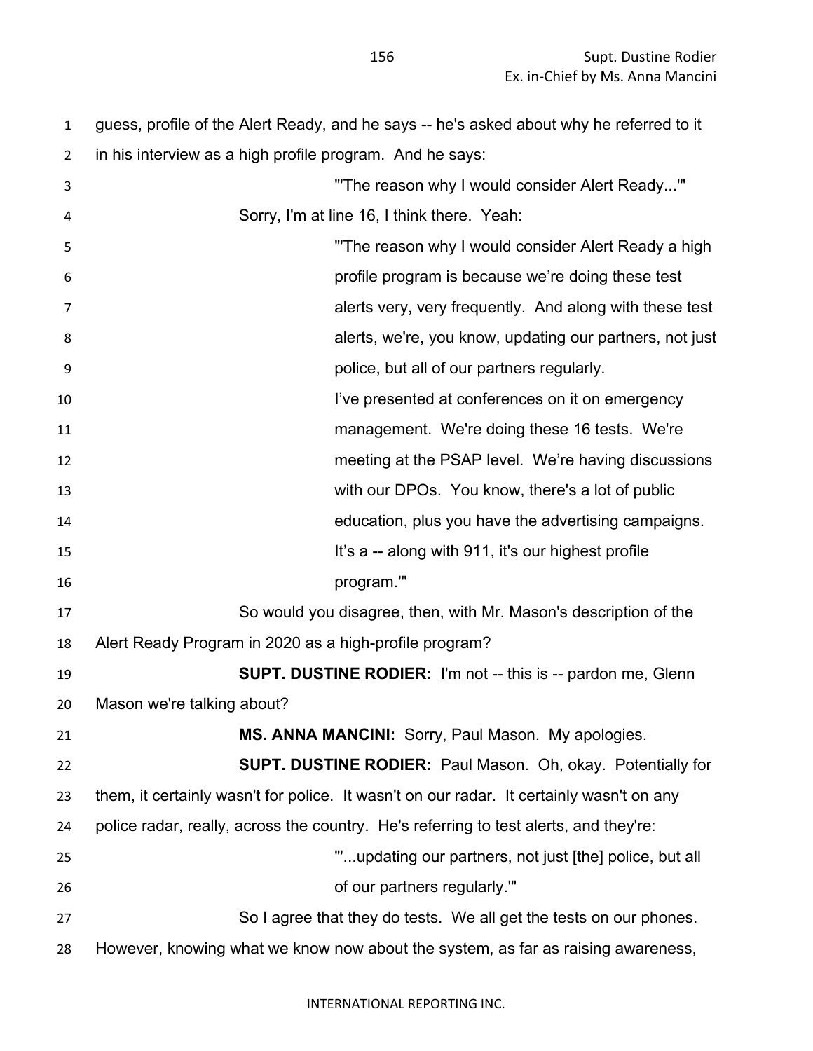guess, profile of the Alert Ready, and he says -- he's asked about why he referred to it in his interview as a high profile program. And he says:

> "'The reason why I would consider Alert Ready...'"

Sorry, I'm at line 16, I think there. Yeah:

> "'The reason why I would consider Alert Ready a high profile program is because we're doing these test alerts very, very frequently. And along with these test alerts, we're, you know, updating our partners, not just police, but all of our partners regularly.
>
> I've presented at conferences on it on emergency management. We're doing these 16 tests. We're meeting at the PSAP level. We're having discussions with our DPOs. You know, there's a lot of public education, plus you have the advertising campaigns. It's a -- along with 911, it's our highest profile program.'"

So would you disagree, then, with Mr. Mason's description of the Alert Ready Program in 2020 as a high-profile program?

**SUPT. DUSTINE RODIER:** I'm not -- this is -- pardon me, Glenn Mason we're talking about?

**MS. ANNA MANCINI:** Sorry, Paul Mason. My apologies.

**SUPT. DUSTINE RODIER:** Paul Mason. Oh, okay. Potentially for them, it certainly wasn't for police. It wasn't on our radar. It certainly wasn't on any police radar, really, across the country. He's referring to test alerts, and they're:

> "'...updating our partners, not just [the] police, but all of our partners regularly.'"

So I agree that they do tests. We all get the tests on our phones. However, knowing what we know now about the system, as far as raising awareness,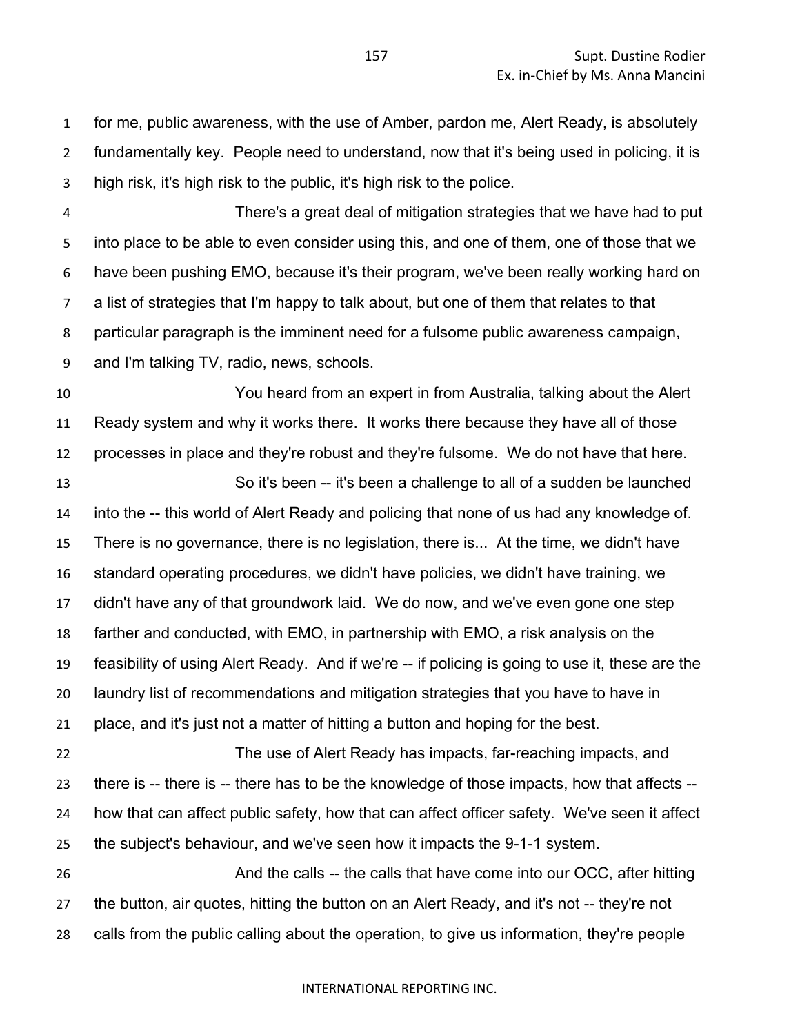for me, public awareness, with the use of Amber, pardon me, Alert Ready, is absolutely fundamentally key. People need to understand, now that it's being used in policing, it is high risk, it's high risk to the public, it's high risk to the police.

There's a great deal of mitigation strategies that we have had to put into place to be able to even consider using this, and one of them, one of those that we have been pushing EMO, because it's their program, we've been really working hard on a list of strategies that I'm happy to talk about, but one of them that relates to that particular paragraph is the imminent need for a fulsome public awareness campaign, and I'm talking TV, radio, news, schools.

You heard from an expert in from Australia, talking about the Alert Ready system and why it works there. It works there because they have all of those processes in place and they're robust and they're fulsome. We do not have that here.

So it's been -- it's been a challenge to all of a sudden be launched into the -- this world of Alert Ready and policing that none of us had any knowledge of. There is no governance, there is no legislation, there is... At the time, we didn't have standard operating procedures, we didn't have policies, we didn't have training, we didn't have any of that groundwork laid. We do now, and we've even gone one step farther and conducted, with EMO, in partnership with EMO, a risk analysis on the feasibility of using Alert Ready. And if we're -- if policing is going to use it, these are the laundry list of recommendations and mitigation strategies that you have to have in place, and it's just not a matter of hitting a button and hoping for the best.

The use of Alert Ready has impacts, far-reaching impacts, and there is -- there is -- there has to be the knowledge of those impacts, how that affects -- how that can affect public safety, how that can affect officer safety. We've seen it affect the subject's behaviour, and we've seen how it impacts the 9-1-1 system.

And the calls -- the calls that have come into our OCC, after hitting the button, air quotes, hitting the button on an Alert Ready, and it's not -- they're not calls from the public calling about the operation, to give us information, they're people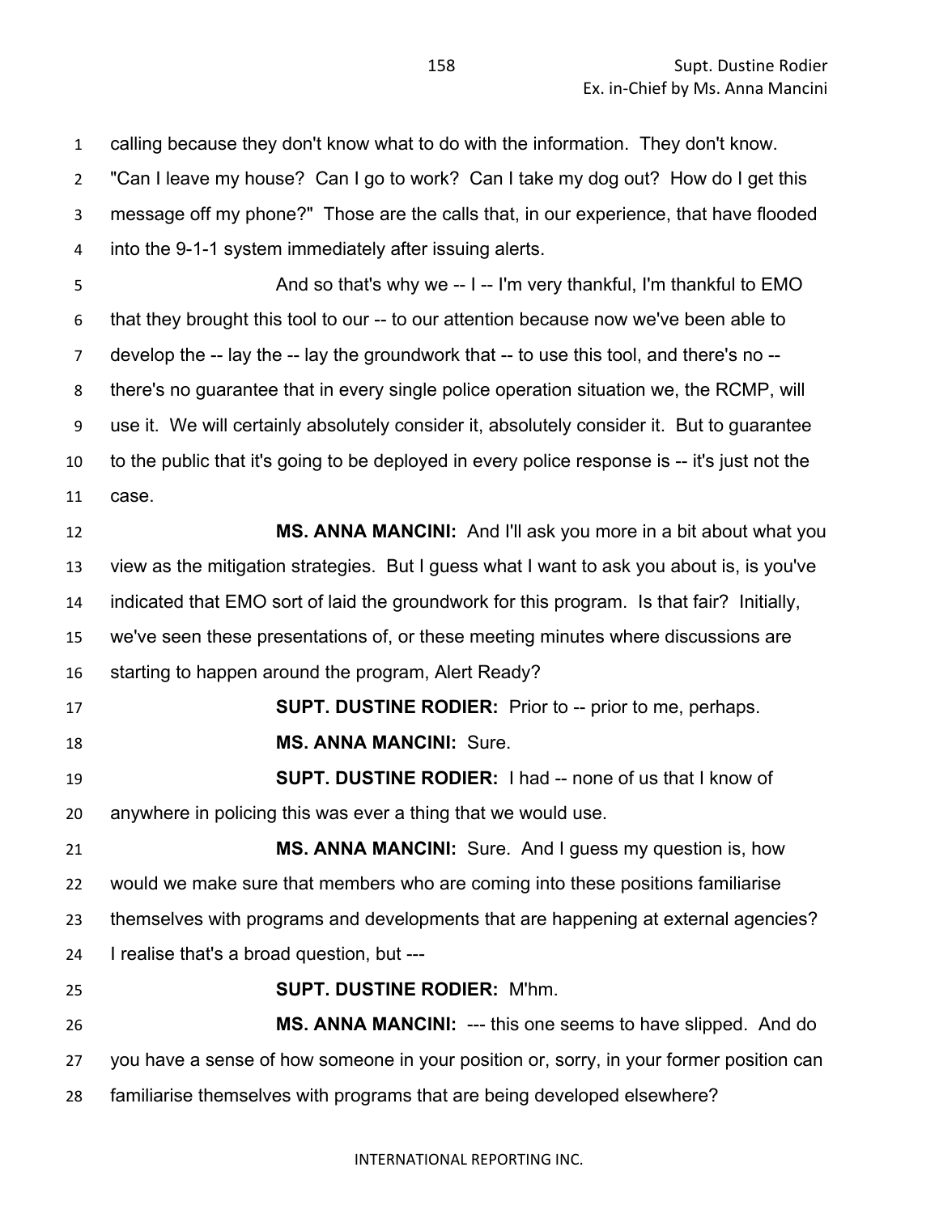calling because they don't know what to do with the information. They don't know. "Can I leave my house? Can I go to work? Can I take my dog out? How do I get this message off my phone?" Those are the calls that, in our experience, that have flooded into the 9-1-1 system immediately after issuing alerts.

And so that's why we -- I -- I'm very thankful, I'm thankful to EMO that they brought this tool to our -- to our attention because now we've been able to develop the -- lay the -- lay the groundwork that -- to use this tool, and there's no -- there's no guarantee that in every single police operation situation we, the RCMP, will use it. We will certainly absolutely consider it, absolutely consider it. But to guarantee to the public that it's going to be deployed in every police response is -- it's just not the case.

**MS. ANNA MANCINI:** And I'll ask you more in a bit about what you view as the mitigation strategies. But I guess what I want to ask you about is, is you've indicated that EMO sort of laid the groundwork for this program. Is that fair? Initially, we've seen these presentations of, or these meeting minutes where discussions are starting to happen around the program, Alert Ready?

**SUPT. DUSTINE RODIER:** Prior to -- prior to me, perhaps.

**MS. ANNA MANCINI:** Sure.

**SUPT. DUSTINE RODIER:** I had -- none of us that I know of anywhere in policing this was ever a thing that we would use.

**MS. ANNA MANCINI:** Sure. And I guess my question is, how would we make sure that members who are coming into these positions familiarise themselves with programs and developments that are happening at external agencies? I realise that's a broad question, but ---

**SUPT. DUSTINE RODIER:** M'hm.

**MS. ANNA MANCINI:** --- this one seems to have slipped. And do you have a sense of how someone in your position or, sorry, in your former position can familiarise themselves with programs that are being developed elsewhere?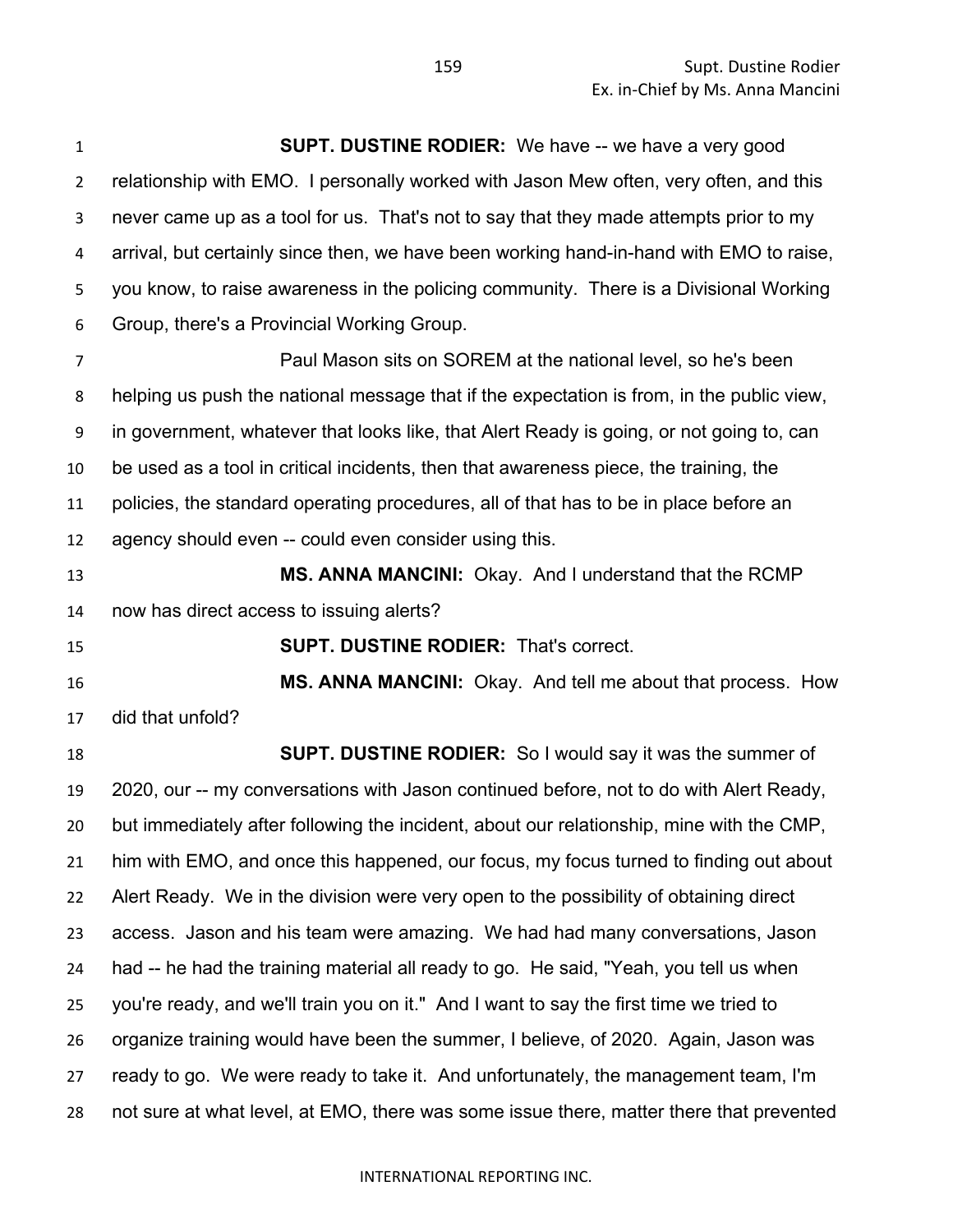**SUPT. DUSTINE RODIER:** We have -- we have a very good relationship with EMO. I personally worked with Jason Mew often, very often, and this never came up as a tool for us. That's not to say that they made attempts prior to my arrival, but certainly since then, we have been working hand-in-hand with EMO to raise, you know, to raise awareness in the policing community. There is a Divisional Working Group, there's a Provincial Working Group.

Paul Mason sits on SOREM at the national level, so he's been helping us push the national message that if the expectation is from, in the public view, in government, whatever that looks like, that Alert Ready is going, or not going to, can be used as a tool in critical incidents, then that awareness piece, the training, the policies, the standard operating procedures, all of that has to be in place before an agency should even -- could even consider using this.

**MS. ANNA MANCINI:** Okay. And I understand that the RCMP now has direct access to issuing alerts?

**SUPT. DUSTINE RODIER:** That's correct.

**MS. ANNA MANCINI:** Okay. And tell me about that process. How did that unfold?

**SUPT. DUSTINE RODIER:** So I would say it was the summer of 2020, our -- my conversations with Jason continued before, not to do with Alert Ready, but immediately after following the incident, about our relationship, mine with the CMP, him with EMO, and once this happened, our focus, my focus turned to finding out about Alert Ready. We in the division were very open to the possibility of obtaining direct access. Jason and his team were amazing. We had had many conversations, Jason had -- he had the training material all ready to go. He said, "Yeah, you tell us when you're ready, and we'll train you on it." And I want to say the first time we tried to organize training would have been the summer, I believe, of 2020. Again, Jason was ready to go. We were ready to take it. And unfortunately, the management team, I'm not sure at what level, at EMO, there was some issue there, matter there that prevented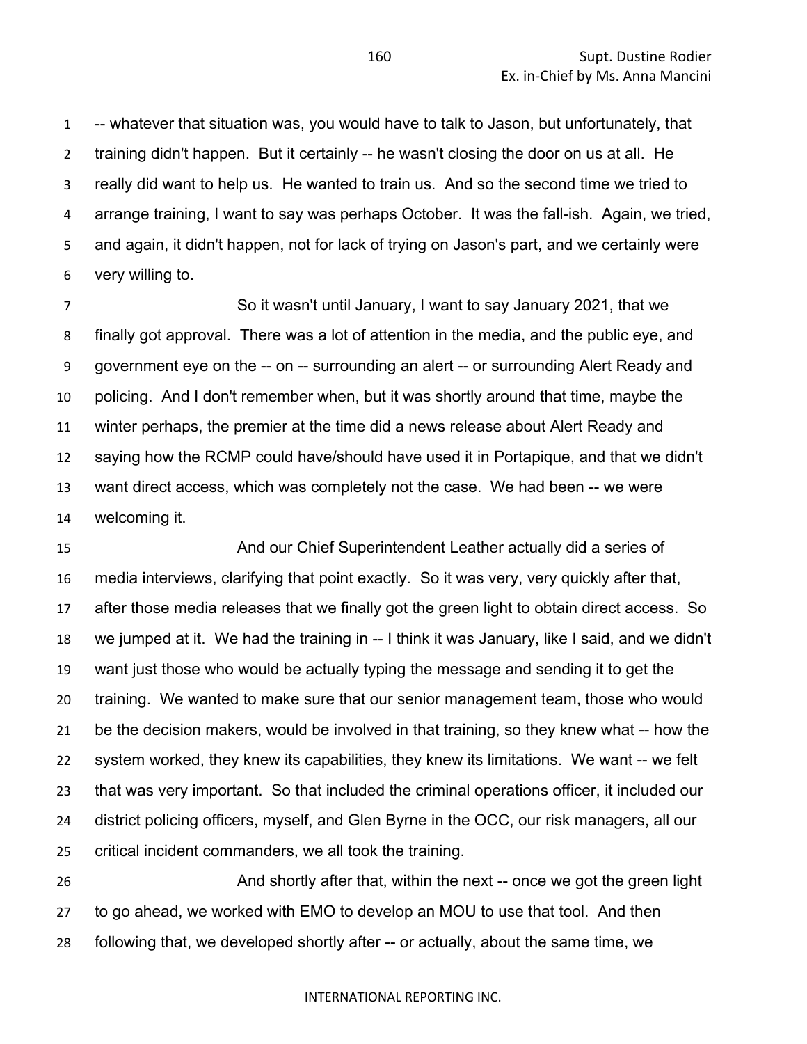-- whatever that situation was, you would have to talk to Jason, but unfortunately, that training didn't happen. But it certainly -- he wasn't closing the door on us at all. He really did want to help us. He wanted to train us. And so the second time we tried to arrange training, I want to say was perhaps October. It was the fall-ish. Again, we tried, and again, it didn't happen, not for lack of trying on Jason's part, and we certainly were very willing to.

So it wasn't until January, I want to say January 2021, that we finally got approval. There was a lot of attention in the media, and the public eye, and government eye on the -- on -- surrounding an alert -- or surrounding Alert Ready and policing. And I don't remember when, but it was shortly around that time, maybe the winter perhaps, the premier at the time did a news release about Alert Ready and saying how the RCMP could have/should have used it in Portapique, and that we didn't want direct access, which was completely not the case. We had been -- we were welcoming it.

And our Chief Superintendent Leather actually did a series of media interviews, clarifying that point exactly. So it was very, very quickly after that, after those media releases that we finally got the green light to obtain direct access. So we jumped at it. We had the training in -- I think it was January, like I said, and we didn't want just those who would be actually typing the message and sending it to get the training. We wanted to make sure that our senior management team, those who would be the decision makers, would be involved in that training, so they knew what -- how the system worked, they knew its capabilities, they knew its limitations. We want -- we felt that was very important. So that included the criminal operations officer, it included our district policing officers, myself, and Glen Byrne in the OCC, our risk managers, all our critical incident commanders, we all took the training.

And shortly after that, within the next -- once we got the green light to go ahead, we worked with EMO to develop an MOU to use that tool. And then following that, we developed shortly after -- or actually, about the same time, we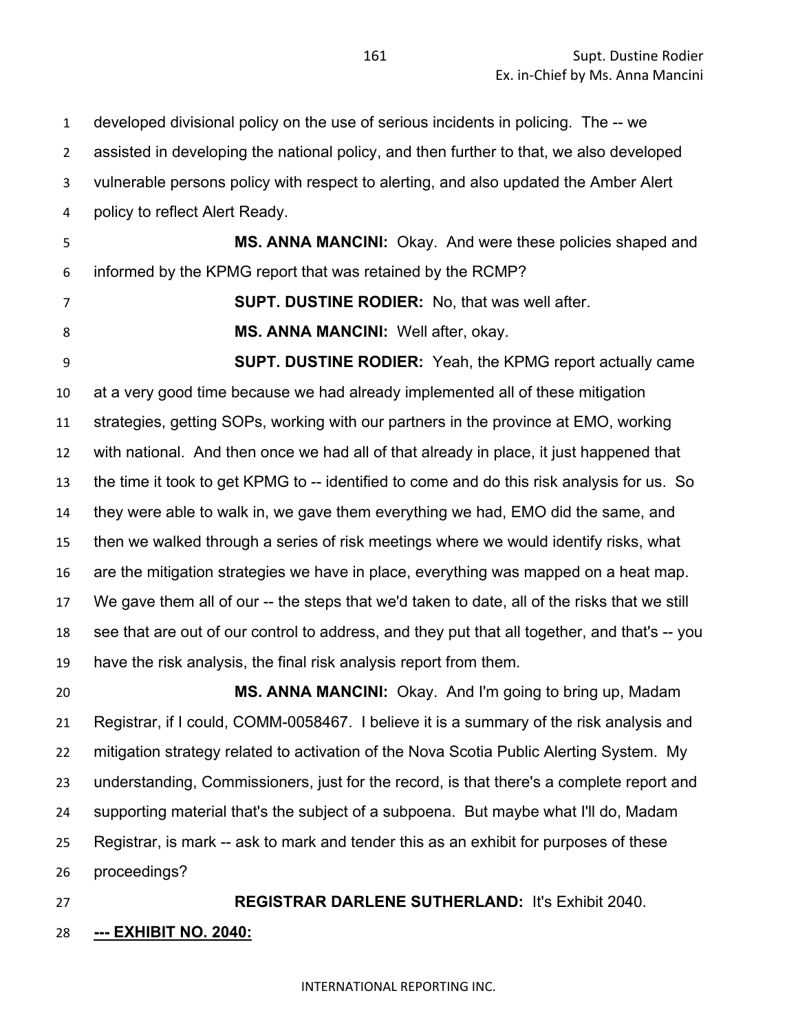developed divisional policy on the use of serious incidents in policing. The -- we assisted in developing the national policy, and then further to that, we also developed vulnerable persons policy with respect to alerting, and also updated the Amber Alert policy to reflect Alert Ready.

**MS. ANNA MANCINI:** Okay. And were these policies shaped and informed by the KPMG report that was retained by the RCMP?

**SUPT. DUSTINE RODIER:** No, that was well after.

**MS. ANNA MANCINI:** Well after, okay.

**SUPT. DUSTINE RODIER:** Yeah, the KPMG report actually came at a very good time because we had already implemented all of these mitigation strategies, getting SOPs, working with our partners in the province at EMO, working with national. And then once we had all of that already in place, it just happened that the time it took to get KPMG to -- identified to come and do this risk analysis for us. So they were able to walk in, we gave them everything we had, EMO did the same, and then we walked through a series of risk meetings where we would identify risks, what are the mitigation strategies we have in place, everything was mapped on a heat map. We gave them all of our -- the steps that we'd taken to date, all of the risks that we still see that are out of our control to address, and they put that all together, and that's -- you have the risk analysis, the final risk analysis report from them.

**MS. ANNA MANCINI:** Okay. And I'm going to bring up, Madam Registrar, if I could, COMM-0058467. I believe it is a summary of the risk analysis and mitigation strategy related to activation of the Nova Scotia Public Alerting System. My understanding, Commissioners, just for the record, is that there's a complete report and supporting material that's the subject of a subpoena. But maybe what I'll do, Madam Registrar, is mark -- ask to mark and tender this as an exhibit for purposes of these proceedings?

**REGISTRAR DARLENE SUTHERLAND:** It's Exhibit 2040.

**--- EXHIBIT NO. 2040:**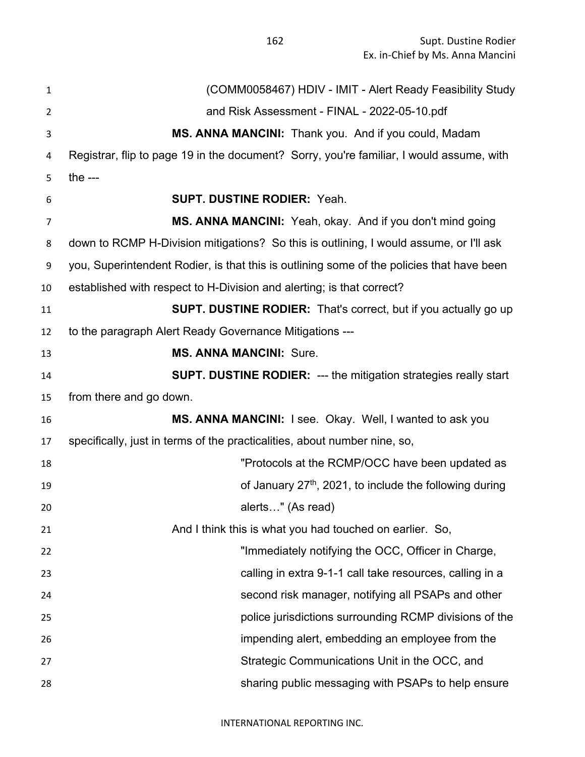(COMM0058467) HDIV - IMIT - Alert Ready Feasibility Study and Risk Assessment - FINAL - 2022-05-10.pdf

**MS. ANNA MANCINI:** Thank you. And if you could, Madam Registrar, flip to page 19 in the document? Sorry, you're familiar, I would assume, with the ---

**SUPT. DUSTINE RODIER:** Yeah.

**MS. ANNA MANCINI:** Yeah, okay. And if you don't mind going down to RCMP H-Division mitigations? So this is outlining, I would assume, or I'll ask you, Superintendent Rodier, is that this is outlining some of the policies that have been established with respect to H-Division and alerting; is that correct?

**SUPT. DUSTINE RODIER:** That's correct, but if you actually go up to the paragraph Alert Ready Governance Mitigations ---

**MS. ANNA MANCINI:** Sure.

**SUPT. DUSTINE RODIER:** --- the mitigation strategies really start from there and go down.

**MS. ANNA MANCINI:** I see. Okay. Well, I wanted to ask you specifically, just in terms of the practicalities, about number nine, so,

> "Protocols at the RCMP/OCC have been updated as of January 27th, 2021, to include the following during alerts…" (As read)

And I think this is what you had touched on earlier. So,

> "Immediately notifying the OCC, Officer in Charge, calling in extra 9-1-1 call take resources, calling in a second risk manager, notifying all PSAPs and other police jurisdictions surrounding RCMP divisions of the impending alert, embedding an employee from the Strategic Communications Unit in the OCC, and sharing public messaging with PSAPs to help ensure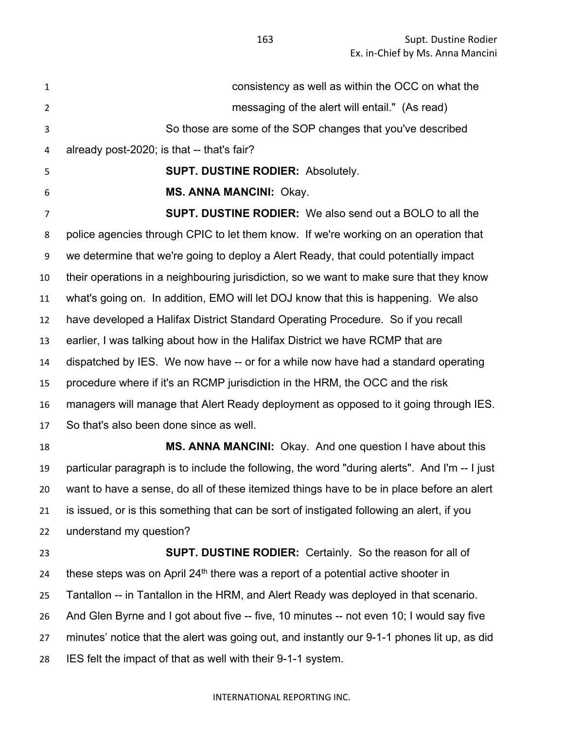consistency as well as within the OCC on what the messaging of the alert will entail." (As read)

So those are some of the SOP changes that you've described already post-2020; is that -- that's fair?

**SUPT. DUSTINE RODIER:** Absolutely.

**MS. ANNA MANCINI:** Okay.

**SUPT. DUSTINE RODIER:** We also send out a BOLO to all the police agencies through CPIC to let them know. If we're working on an operation that we determine that we're going to deploy a Alert Ready, that could potentially impact their operations in a neighbouring jurisdiction, so we want to make sure that they know what's going on. In addition, EMO will let DOJ know that this is happening. We also have developed a Halifax District Standard Operating Procedure. So if you recall earlier, I was talking about how in the Halifax District we have RCMP that are dispatched by IES. We now have -- or for a while now have had a standard operating procedure where if it's an RCMP jurisdiction in the HRM, the OCC and the risk managers will manage that Alert Ready deployment as opposed to it going through IES. So that's also been done since as well.

**MS. ANNA MANCINI:** Okay. And one question I have about this particular paragraph is to include the following, the word "during alerts". And I'm -- I just want to have a sense, do all of these itemized things have to be in place before an alert is issued, or is this something that can be sort of instigated following an alert, if you understand my question?

**SUPT. DUSTINE RODIER:** Certainly. So the reason for all of these steps was on April 24th there was a report of a potential active shooter in Tantallon -- in Tantallon in the HRM, and Alert Ready was deployed in that scenario. And Glen Byrne and I got about five -- five, 10 minutes -- not even 10; I would say five minutes' notice that the alert was going out, and instantly our 9-1-1 phones lit up, as did IES felt the impact of that as well with their 9-1-1 system.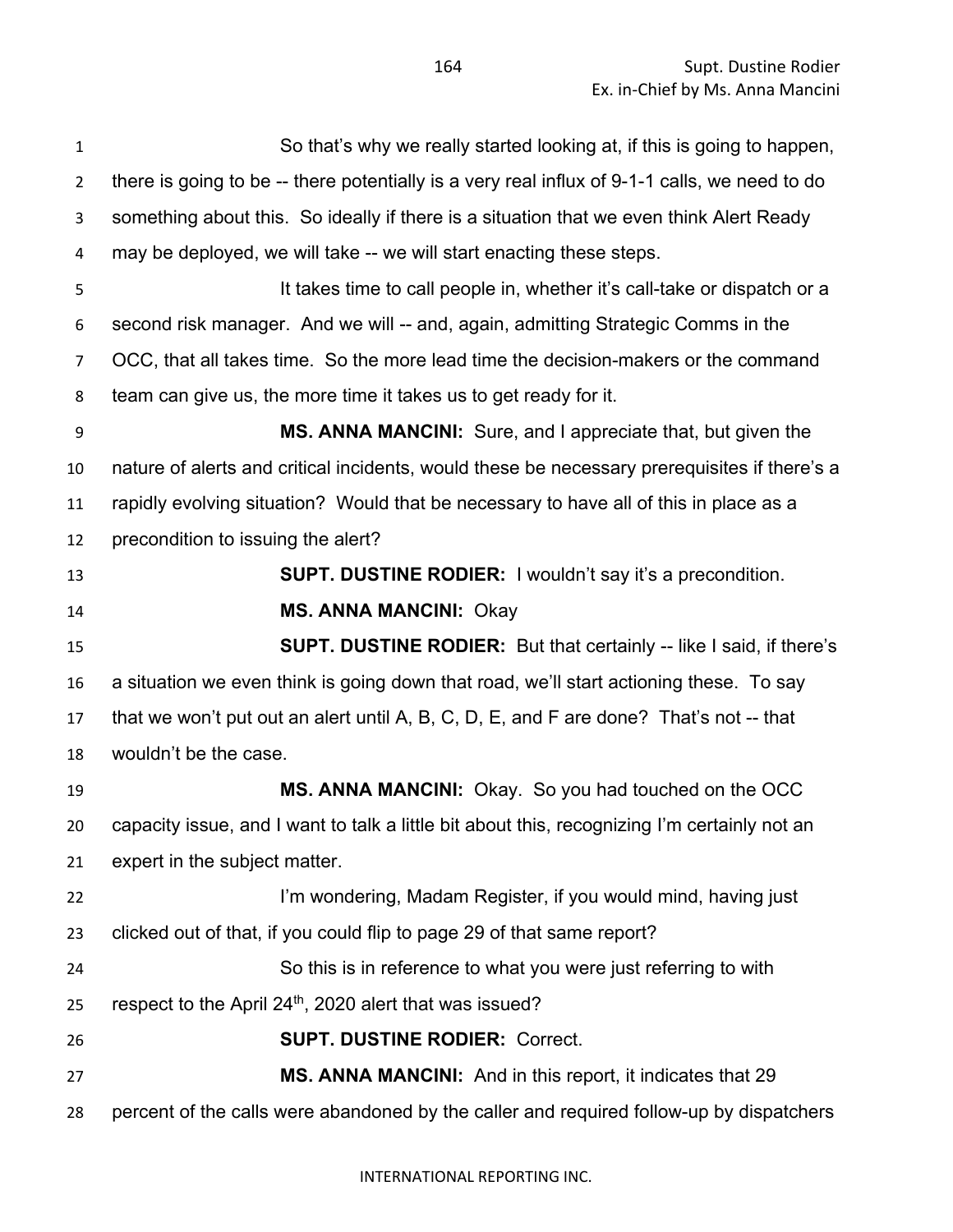So that's why we really started looking at, if this is going to happen, there is going to be -- there potentially is a very real influx of 9-1-1 calls, we need to do something about this. So ideally if there is a situation that we even think Alert Ready may be deployed, we will take -- we will start enacting these steps.

It takes time to call people in, whether it's call-take or dispatch or a second risk manager. And we will -- and, again, admitting Strategic Comms in the OCC, that all takes time. So the more lead time the decision-makers or the command team can give us, the more time it takes us to get ready for it.

**MS. ANNA MANCINI:** Sure, and I appreciate that, but given the nature of alerts and critical incidents, would these be necessary prerequisites if there's a rapidly evolving situation? Would that be necessary to have all of this in place as a precondition to issuing the alert?

**SUPT. DUSTINE RODIER:** I wouldn't say it's a precondition.

**MS. ANNA MANCINI:** Okay

**SUPT. DUSTINE RODIER:** But that certainly -- like I said, if there's a situation we even think is going down that road, we'll start actioning these. To say that we won't put out an alert until A, B, C, D, E, and F are done? That's not -- that wouldn't be the case.

**MS. ANNA MANCINI:** Okay. So you had touched on the OCC capacity issue, and I want to talk a little bit about this, recognizing I'm certainly not an expert in the subject matter.

I'm wondering, Madam Register, if you would mind, having just clicked out of that, if you could flip to page 29 of that same report?

So this is in reference to what you were just referring to with respect to the April 24th, 2020 alert that was issued?

**SUPT. DUSTINE RODIER:** Correct.

**MS. ANNA MANCINI:** And in this report, it indicates that 29 percent of the calls were abandoned by the caller and required follow-up by dispatchers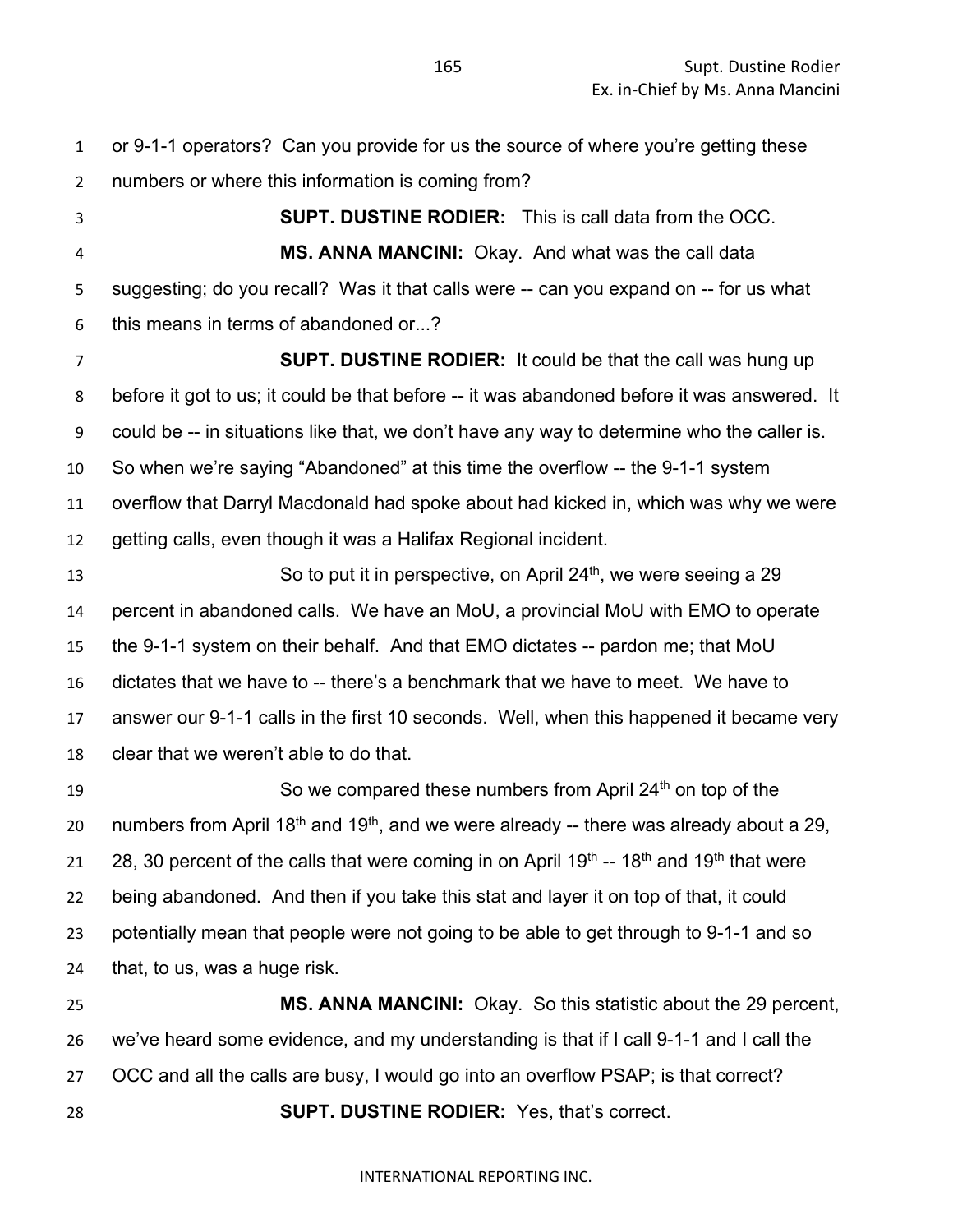or 9-1-1 operators? Can you provide for us the source of where you're getting these numbers or where this information is coming from?

**SUPT. DUSTINE RODIER:** This is call data from the OCC.

**MS. ANNA MANCINI:** Okay. And what was the call data suggesting; do you recall? Was it that calls were -- can you expand on -- for us what this means in terms of abandoned or...?

**SUPT. DUSTINE RODIER:** It could be that the call was hung up before it got to us; it could be that before -- it was abandoned before it was answered. It could be -- in situations like that, we don't have any way to determine who the caller is. So when we're saying "Abandoned" at this time the overflow -- the 9-1-1 system overflow that Darryl Macdonald had spoke about had kicked in, which was why we were getting calls, even though it was a Halifax Regional incident.

So to put it in perspective, on April 24th, we were seeing a 29 percent in abandoned calls. We have an MoU, a provincial MoU with EMO to operate the 9-1-1 system on their behalf. And that EMO dictates -- pardon me; that MoU dictates that we have to -- there's a benchmark that we have to meet. We have to answer our 9-1-1 calls in the first 10 seconds. Well, when this happened it became very clear that we weren't able to do that.

So we compared these numbers from April 24th on top of the numbers from April 18th and 19th, and we were already -- there was already about a 29, 28, 30 percent of the calls that were coming in on April 19th -- 18th and 19th that were being abandoned. And then if you take this stat and layer it on top of that, it could potentially mean that people were not going to be able to get through to 9-1-1 and so that, to us, was a huge risk.

**MS. ANNA MANCINI:** Okay. So this statistic about the 29 percent, we've heard some evidence, and my understanding is that if I call 9-1-1 and I call the OCC and all the calls are busy, I would go into an overflow PSAP; is that correct?

**SUPT. DUSTINE RODIER:** Yes, that's correct.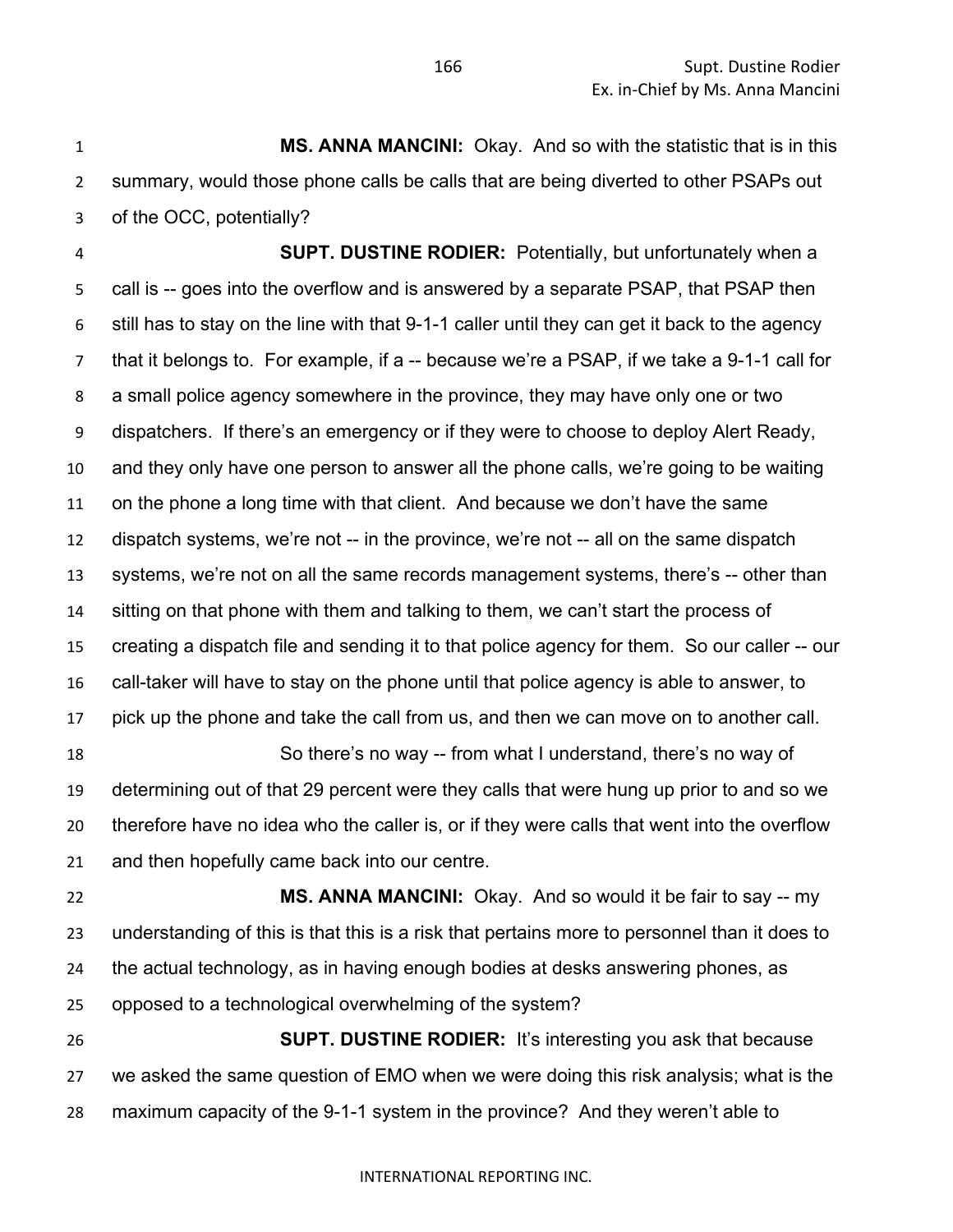**MS. ANNA MANCINI:** Okay. And so with the statistic that is in this summary, would those phone calls be calls that are being diverted to other PSAPs out of the OCC, potentially?

**SUPT. DUSTINE RODIER:** Potentially, but unfortunately when a call is -- goes into the overflow and is answered by a separate PSAP, that PSAP then still has to stay on the line with that 9-1-1 caller until they can get it back to the agency that it belongs to. For example, if a -- because we're a PSAP, if we take a 9-1-1 call for a small police agency somewhere in the province, they may have only one or two dispatchers. If there's an emergency or if they were to choose to deploy Alert Ready, and they only have one person to answer all the phone calls, we're going to be waiting on the phone a long time with that client. And because we don't have the same dispatch systems, we're not -- in the province, we're not -- all on the same dispatch systems, we're not on all the same records management systems, there's -- other than sitting on that phone with them and talking to them, we can't start the process of creating a dispatch file and sending it to that police agency for them. So our caller -- our call-taker will have to stay on the phone until that police agency is able to answer, to pick up the phone and take the call from us, and then we can move on to another call.

So there's no way -- from what I understand, there's no way of determining out of that 29 percent were they calls that were hung up prior to and so we therefore have no idea who the caller is, or if they were calls that went into the overflow and then hopefully came back into our centre.

**MS. ANNA MANCINI:** Okay. And so would it be fair to say -- my understanding of this is that this is a risk that pertains more to personnel than it does to the actual technology, as in having enough bodies at desks answering phones, as opposed to a technological overwhelming of the system?

**SUPT. DUSTINE RODIER:** It's interesting you ask that because we asked the same question of EMO when we were doing this risk analysis; what is the maximum capacity of the 9-1-1 system in the province? And they weren't able to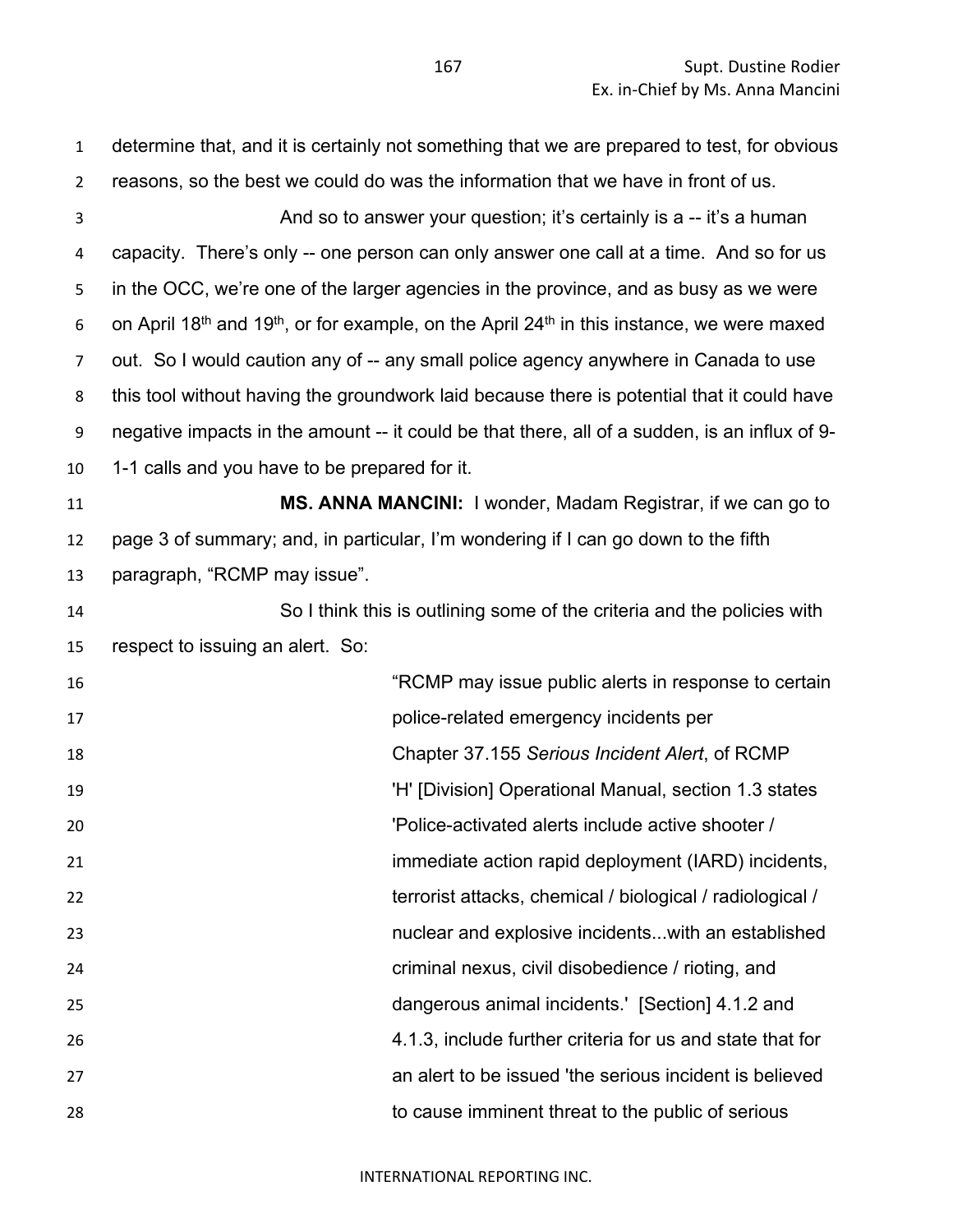determine that, and it is certainly not something that we are prepared to test, for obvious reasons, so the best we could do was the information that we have in front of us.

And so to answer your question; it's certainly is a -- it's a human capacity. There's only -- one person can only answer one call at a time. And so for us in the OCC, we're one of the larger agencies in the province, and as busy as we were on April 18th and 19th, or for example, on the April 24th in this instance, we were maxed out. So I would caution any of -- any small police agency anywhere in Canada to use this tool without having the groundwork laid because there is potential that it could have negative impacts in the amount -- it could be that there, all of a sudden, is an influx of 9-1-1 calls and you have to be prepared for it.

**MS. ANNA MANCINI:** I wonder, Madam Registrar, if we can go to page 3 of summary; and, in particular, I'm wondering if I can go down to the fifth paragraph, "RCMP may issue".

So I think this is outlining some of the criteria and the policies with respect to issuing an alert. So:

> "RCMP may issue public alerts in response to certain police-related emergency incidents per Chapter 37.155 *Serious Incident Alert*, of RCMP 'H' [Division] Operational Manual, section 1.3 states 'Police-activated alerts include active shooter / immediate action rapid deployment (IARD) incidents, terrorist attacks, chemical / biological / radiological / nuclear and explosive incidents...with an established criminal nexus, civil disobedience / rioting, and dangerous animal incidents.' [Section] 4.1.2 and 4.1.3, include further criteria for us and state that for an alert to be issued 'the serious incident is believed to cause imminent threat to the public of serious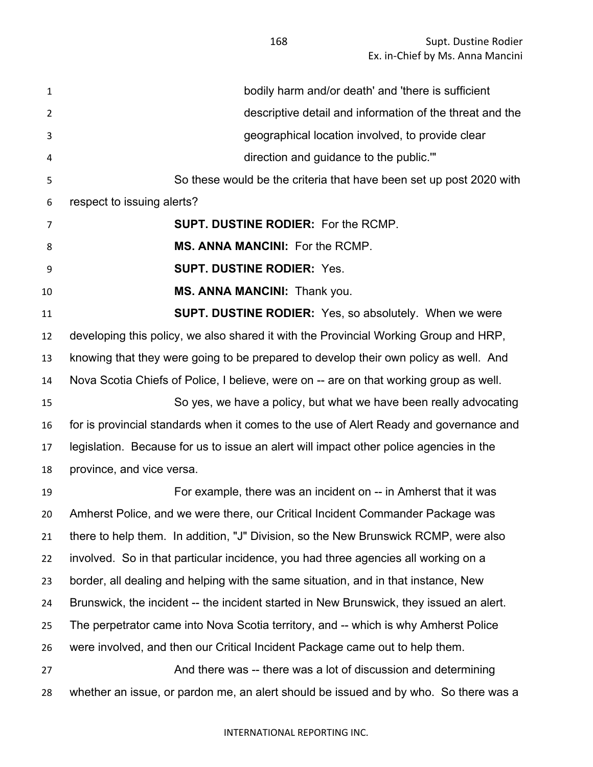> bodily harm and/or death' and 'there is sufficient descriptive detail and information of the threat and the geographical location involved, to provide clear direction and guidance to the public.'"

So these would be the criteria that have been set up post 2020 with respect to issuing alerts?

**SUPT. DUSTINE RODIER:** For the RCMP.

**MS. ANNA MANCINI:** For the RCMP.

**SUPT. DUSTINE RODIER:** Yes.

**MS. ANNA MANCINI:** Thank you.

**SUPT. DUSTINE RODIER:** Yes, so absolutely. When we were developing this policy, we also shared it with the Provincial Working Group and HRP, knowing that they were going to be prepared to develop their own policy as well. And Nova Scotia Chiefs of Police, I believe, were on -- are on that working group as well.

So yes, we have a policy, but what we have been really advocating for is provincial standards when it comes to the use of Alert Ready and governance and legislation. Because for us to issue an alert will impact other police agencies in the province, and vice versa.

For example, there was an incident on -- in Amherst that it was Amherst Police, and we were there, our Critical Incident Commander Package was there to help them. In addition, "J" Division, so the New Brunswick RCMP, were also involved. So in that particular incidence, you had three agencies all working on a border, all dealing and helping with the same situation, and in that instance, New Brunswick, the incident -- the incident started in New Brunswick, they issued an alert. The perpetrator came into Nova Scotia territory, and -- which is why Amherst Police were involved, and then our Critical Incident Package came out to help them.

And there was -- there was a lot of discussion and determining whether an issue, or pardon me, an alert should be issued and by who. So there was a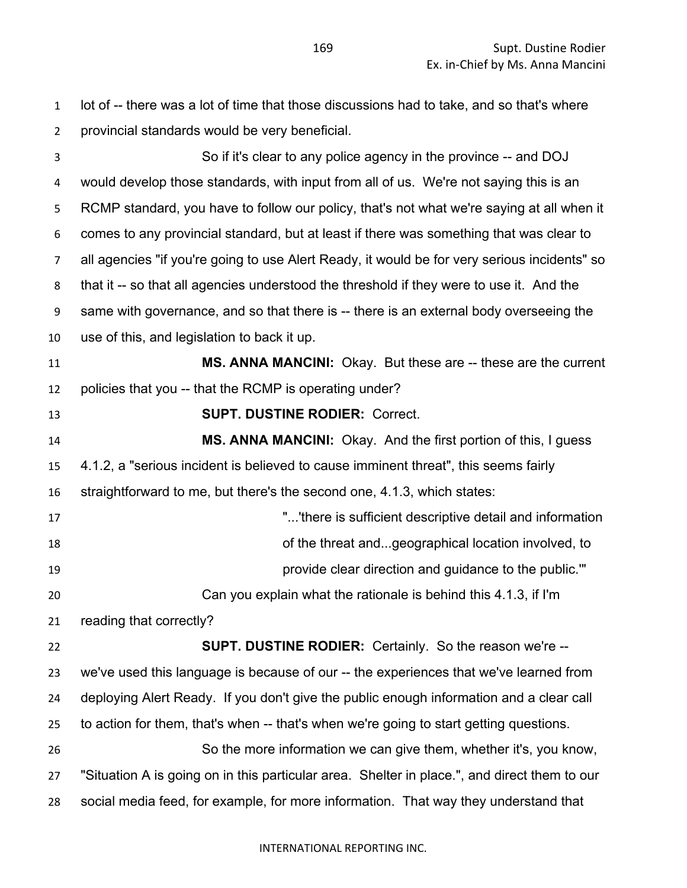lot of -- there was a lot of time that those discussions had to take, and so that's where provincial standards would be very beneficial.

So if it's clear to any police agency in the province -- and DOJ would develop those standards, with input from all of us. We're not saying this is an RCMP standard, you have to follow our policy, that's not what we're saying at all when it comes to any provincial standard, but at least if there was something that was clear to all agencies "if you're going to use Alert Ready, it would be for very serious incidents" so that it -- so that all agencies understood the threshold if they were to use it. And the same with governance, and so that there is -- there is an external body overseeing the use of this, and legislation to back it up.

**MS. ANNA MANCINI:** Okay. But these are -- these are the current policies that you -- that the RCMP is operating under?

**SUPT. DUSTINE RODIER:** Correct.

**MS. ANNA MANCINI:** Okay. And the first portion of this, I guess 4.1.2, a "serious incident is believed to cause imminent threat", this seems fairly straightforward to me, but there's the second one, 4.1.3, which states:

> "...'there is sufficient descriptive detail and information of the threat and...geographical location involved, to provide clear direction and guidance to the public.'"

Can you explain what the rationale is behind this 4.1.3, if I'm reading that correctly?

**SUPT. DUSTINE RODIER:** Certainly. So the reason we're -- we've used this language is because of our -- the experiences that we've learned from deploying Alert Ready. If you don't give the public enough information and a clear call to action for them, that's when -- that's when we're going to start getting questions.

So the more information we can give them, whether it's, you know, "Situation A is going on in this particular area. Shelter in place.", and direct them to our social media feed, for example, for more information. That way they understand that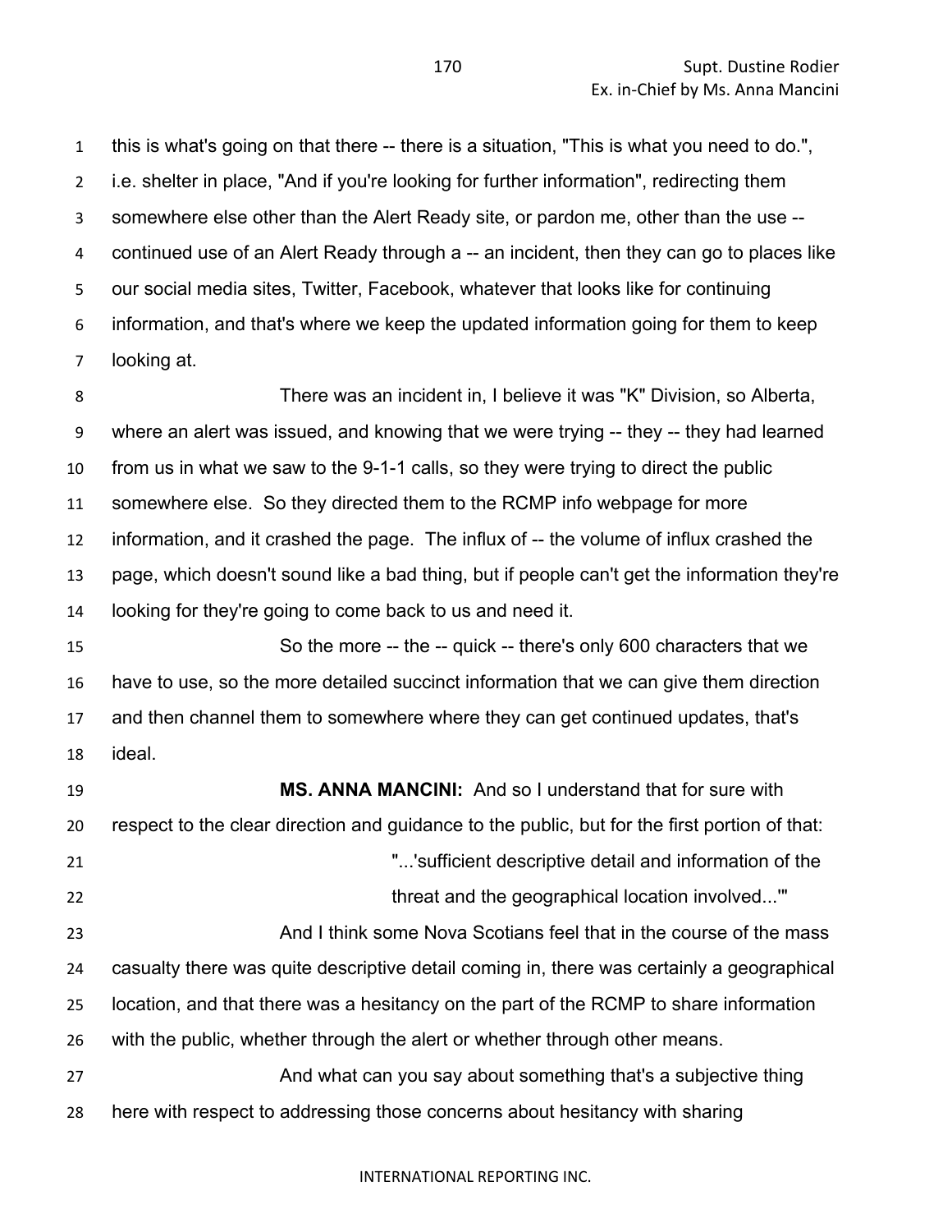this is what's going on that there -- there is a situation, "This is what you need to do.", i.e. shelter in place, "And if you're looking for further information", redirecting them somewhere else other than the Alert Ready site, or pardon me, other than the use -- continued use of an Alert Ready through a -- an incident, then they can go to places like our social media sites, Twitter, Facebook, whatever that looks like for continuing information, and that's where we keep the updated information going for them to keep looking at.

There was an incident in, I believe it was "K" Division, so Alberta, where an alert was issued, and knowing that we were trying -- they -- they had learned from us in what we saw to the 9-1-1 calls, so they were trying to direct the public somewhere else. So they directed them to the RCMP info webpage for more information, and it crashed the page. The influx of -- the volume of influx crashed the page, which doesn't sound like a bad thing, but if people can't get the information they're looking for they're going to come back to us and need it.

So the more -- the -- quick -- there's only 600 characters that we have to use, so the more detailed succinct information that we can give them direction and then channel them to somewhere where they can get continued updates, that's ideal.

**MS. ANNA MANCINI:** And so I understand that for sure with respect to the clear direction and guidance to the public, but for the first portion of that:

> "...'sufficient descriptive detail and information of the threat and the geographical location involved...'"

And I think some Nova Scotians feel that in the course of the mass casualty there was quite descriptive detail coming in, there was certainly a geographical location, and that there was a hesitancy on the part of the RCMP to share information with the public, whether through the alert or whether through other means.

And what can you say about something that's a subjective thing here with respect to addressing those concerns about hesitancy with sharing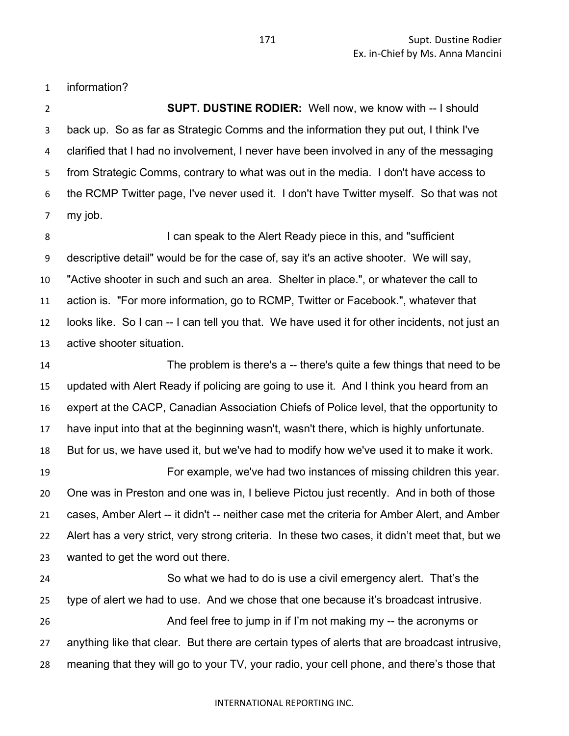information?

**SUPT. DUSTINE RODIER:** Well now, we know with -- I should back up. So as far as Strategic Comms and the information they put out, I think I've clarified that I had no involvement, I never have been involved in any of the messaging from Strategic Comms, contrary to what was out in the media. I don't have access to the RCMP Twitter page, I've never used it. I don't have Twitter myself. So that was not my job.

I can speak to the Alert Ready piece in this, and "sufficient descriptive detail" would be for the case of, say it's an active shooter. We will say, "Active shooter in such and such an area. Shelter in place.", or whatever the call to action is. "For more information, go to RCMP, Twitter or Facebook.", whatever that looks like. So I can -- I can tell you that. We have used it for other incidents, not just an active shooter situation.

The problem is there's a -- there's quite a few things that need to be updated with Alert Ready if policing are going to use it. And I think you heard from an expert at the CACP, Canadian Association Chiefs of Police level, that the opportunity to have input into that at the beginning wasn't, wasn't there, which is highly unfortunate. But for us, we have used it, but we've had to modify how we've used it to make it work.

For example, we've had two instances of missing children this year. One was in Preston and one was in, I believe Pictou just recently. And in both of those cases, Amber Alert -- it didn't -- neither case met the criteria for Amber Alert, and Amber Alert has a very strict, very strong criteria. In these two cases, it didn't meet that, but we wanted to get the word out there.

So what we had to do is use a civil emergency alert. That's the type of alert we had to use. And we chose that one because it's broadcast intrusive.

And feel free to jump in if I'm not making my -- the acronyms or anything like that clear. But there are certain types of alerts that are broadcast intrusive, meaning that they will go to your TV, your radio, your cell phone, and there's those that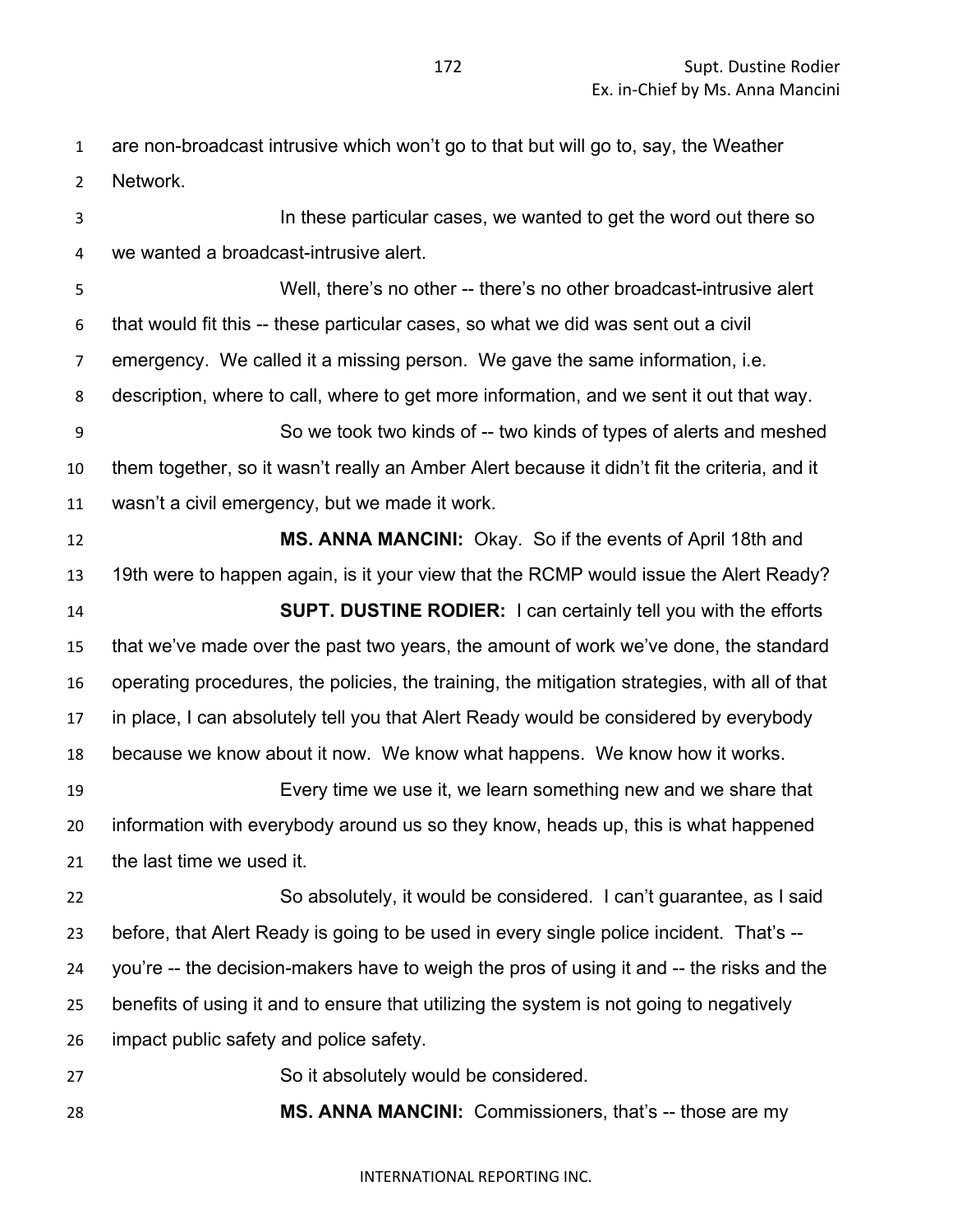are non-broadcast intrusive which won't go to that but will go to, say, the Weather Network.

In these particular cases, we wanted to get the word out there so we wanted a broadcast-intrusive alert.

Well, there's no other -- there's no other broadcast-intrusive alert that would fit this -- these particular cases, so what we did was sent out a civil emergency. We called it a missing person. We gave the same information, i.e. description, where to call, where to get more information, and we sent it out that way.

So we took two kinds of -- two kinds of types of alerts and meshed them together, so it wasn't really an Amber Alert because it didn't fit the criteria, and it wasn't a civil emergency, but we made it work.

**MS. ANNA MANCINI:** Okay. So if the events of April 18th and 19th were to happen again, is it your view that the RCMP would issue the Alert Ready?

**SUPT. DUSTINE RODIER:** I can certainly tell you with the efforts that we've made over the past two years, the amount of work we've done, the standard operating procedures, the policies, the training, the mitigation strategies, with all of that in place, I can absolutely tell you that Alert Ready would be considered by everybody because we know about it now. We know what happens. We know how it works.

Every time we use it, we learn something new and we share that information with everybody around us so they know, heads up, this is what happened the last time we used it.

So absolutely, it would be considered. I can't guarantee, as I said before, that Alert Ready is going to be used in every single police incident. That's -- you're -- the decision-makers have to weigh the pros of using it and -- the risks and the benefits of using it and to ensure that utilizing the system is not going to negatively impact public safety and police safety.

So it absolutely would be considered.

**MS. ANNA MANCINI:** Commissioners, that's -- those are my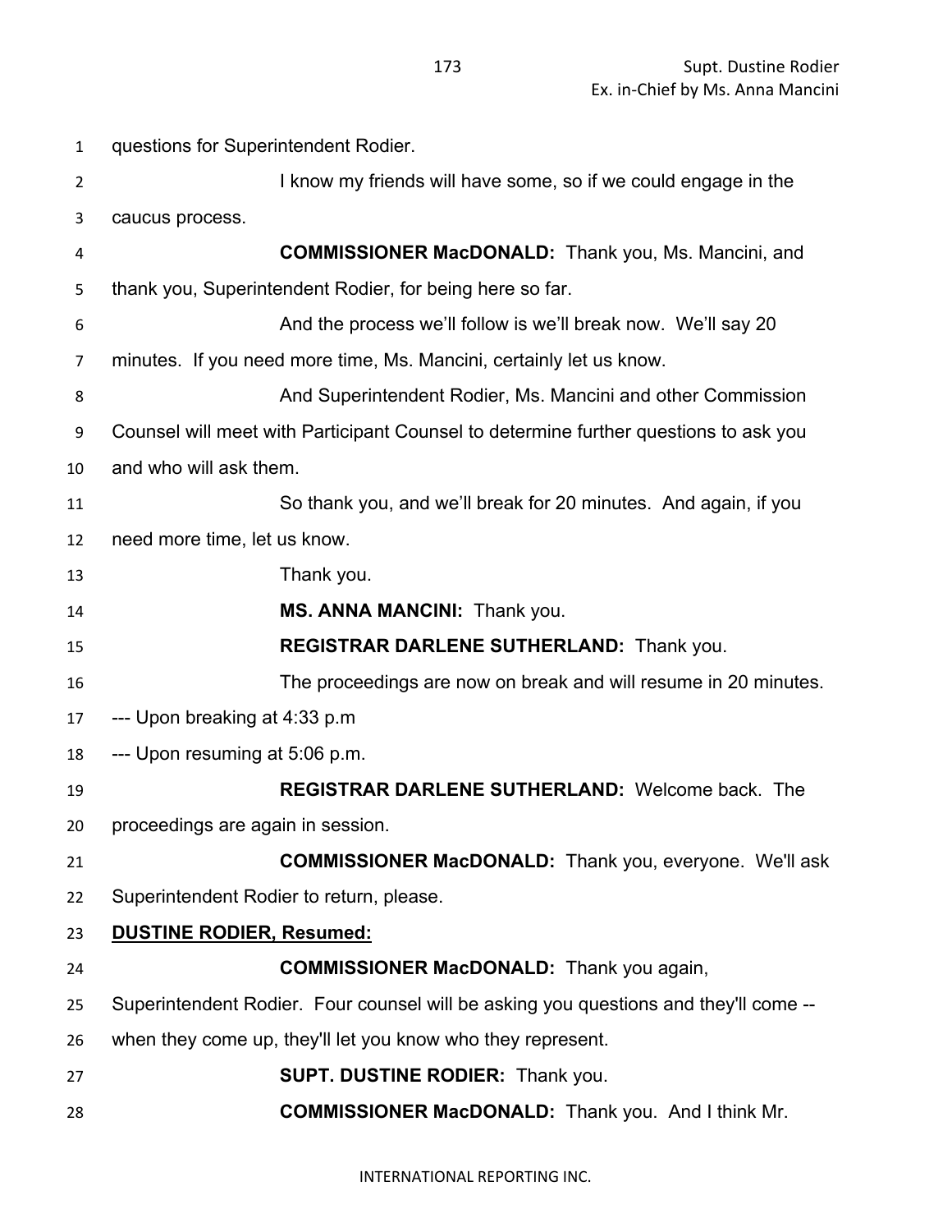questions for Superintendent Rodier.

I know my friends will have some, so if we could engage in the caucus process.

**COMMISSIONER MacDONALD:** Thank you, Ms. Mancini, and thank you, Superintendent Rodier, for being here so far.

And the process we'll follow is we'll break now. We'll say 20 minutes. If you need more time, Ms. Mancini, certainly let us know.

And Superintendent Rodier, Ms. Mancini and other Commission Counsel will meet with Participant Counsel to determine further questions to ask you and who will ask them.

So thank you, and we'll break for 20 minutes. And again, if you need more time, let us know.

Thank you.

**MS. ANNA MANCINI:** Thank you.

**REGISTRAR DARLENE SUTHERLAND:** Thank you.

The proceedings are now on break and will resume in 20 minutes.

--- Upon breaking at 4:33 p.m

--- Upon resuming at 5:06 p.m.

**REGISTRAR DARLENE SUTHERLAND:** Welcome back. The proceedings are again in session.

**COMMISSIONER MacDONALD:** Thank you, everyone. We'll ask Superintendent Rodier to return, please.

**<u>DUSTINE RODIER, Resumed:</u>**

**COMMISSIONER MacDONALD:** Thank you again, Superintendent Rodier. Four counsel will be asking you questions and they'll come -- when they come up, they'll let you know who they represent.

**SUPT. DUSTINE RODIER:** Thank you.

**COMMISSIONER MacDONALD:** Thank you. And I think Mr.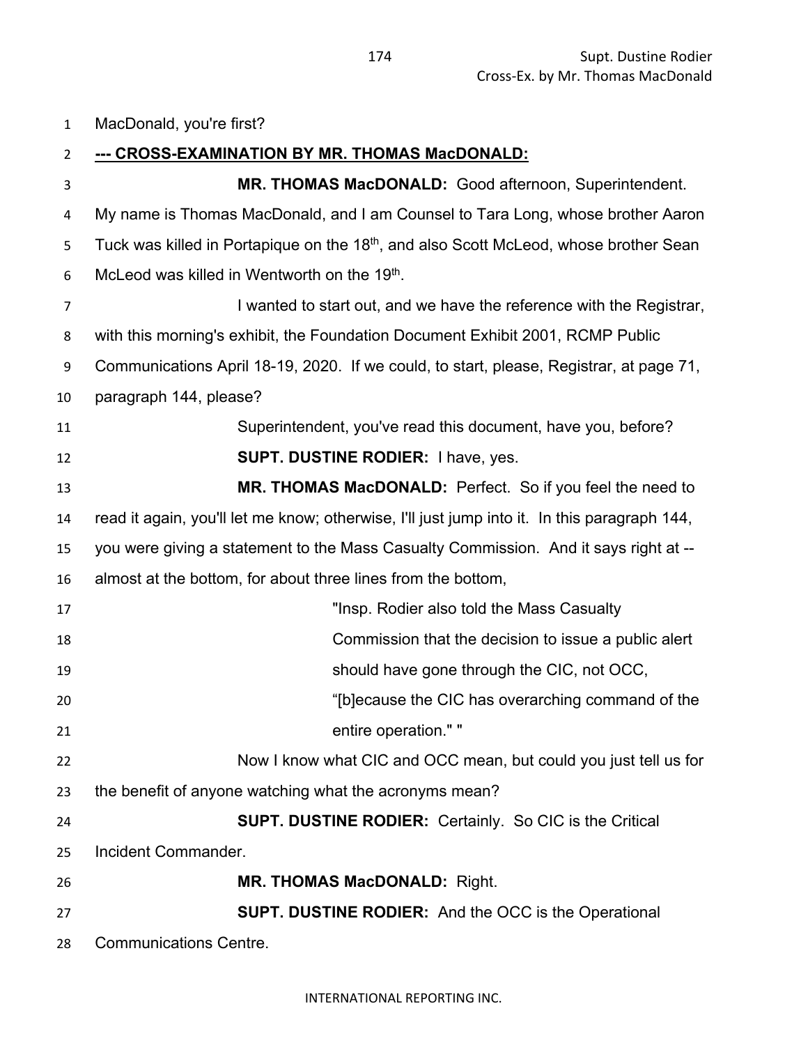MacDonald, you're first?

**--- CROSS-EXAMINATION BY MR. THOMAS MacDONALD:**

**MR. THOMAS MacDONALD:** Good afternoon, Superintendent. My name is Thomas MacDonald, and I am Counsel to Tara Long, whose brother Aaron Tuck was killed in Portapique on the 18th, and also Scott McLeod, whose brother Sean McLeod was killed in Wentworth on the 19th.

I wanted to start out, and we have the reference with the Registrar, with this morning's exhibit, the Foundation Document Exhibit 2001, RCMP Public Communications April 18-19, 2020. If we could, to start, please, Registrar, at page 71, paragraph 144, please?

Superintendent, you've read this document, have you, before?

**SUPT. DUSTINE RODIER:** I have, yes.

**MR. THOMAS MacDONALD:** Perfect. So if you feel the need to read it again, you'll let me know; otherwise, I'll just jump into it. In this paragraph 144, you were giving a statement to the Mass Casualty Commission. And it says right at -- almost at the bottom, for about three lines from the bottom,

> "Insp. Rodier also told the Mass Casualty Commission that the decision to issue a public alert should have gone through the CIC, not OCC, "[b]ecause the CIC has overarching command of the entire operation." "

Now I know what CIC and OCC mean, but could you just tell us for the benefit of anyone watching what the acronyms mean?

**SUPT. DUSTINE RODIER:** Certainly. So CIC is the Critical Incident Commander.

**MR. THOMAS MacDONALD:** Right.

**SUPT. DUSTINE RODIER:** And the OCC is the Operational Communications Centre.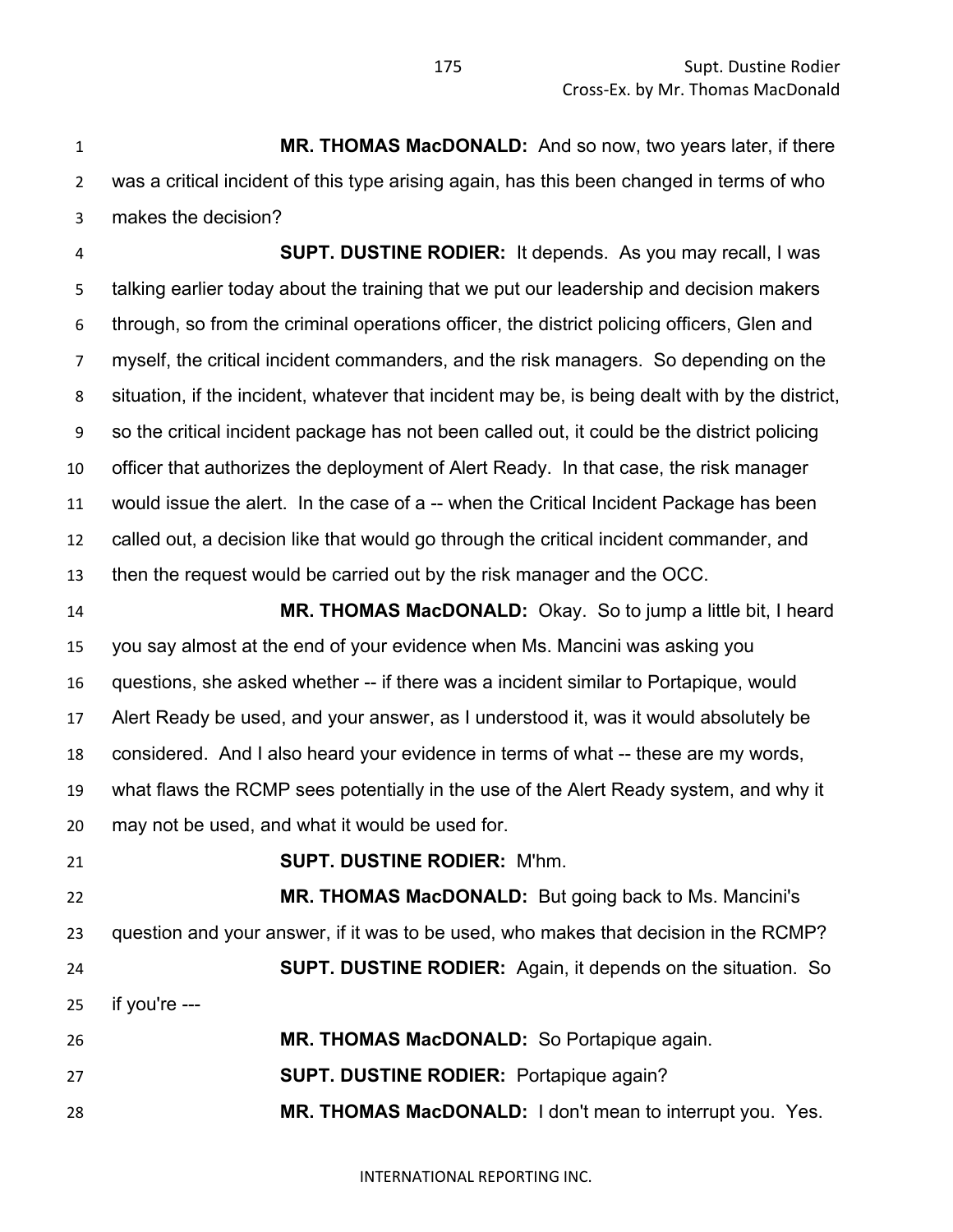**MR. THOMAS MacDONALD:** And so now, two years later, if there was a critical incident of this type arising again, has this been changed in terms of who makes the decision?

**SUPT. DUSTINE RODIER:** It depends. As you may recall, I was talking earlier today about the training that we put our leadership and decision makers through, so from the criminal operations officer, the district policing officers, Glen and myself, the critical incident commanders, and the risk managers. So depending on the situation, if the incident, whatever that incident may be, is being dealt with by the district, so the critical incident package has not been called out, it could be the district policing officer that authorizes the deployment of Alert Ready. In that case, the risk manager would issue the alert. In the case of a -- when the Critical Incident Package has been called out, a decision like that would go through the critical incident commander, and then the request would be carried out by the risk manager and the OCC.

**MR. THOMAS MacDONALD:** Okay. So to jump a little bit, I heard you say almost at the end of your evidence when Ms. Mancini was asking you questions, she asked whether -- if there was a incident similar to Portapique, would Alert Ready be used, and your answer, as I understood it, was it would absolutely be considered. And I also heard your evidence in terms of what -- these are my words, what flaws the RCMP sees potentially in the use of the Alert Ready system, and why it may not be used, and what it would be used for.

**SUPT. DUSTINE RODIER:** M'hm.

**MR. THOMAS MacDONALD:** But going back to Ms. Mancini's question and your answer, if it was to be used, who makes that decision in the RCMP?

**SUPT. DUSTINE RODIER:** Again, it depends on the situation. So if you're ---

**MR. THOMAS MacDONALD:** So Portapique again.

**SUPT. DUSTINE RODIER:** Portapique again?

**MR. THOMAS MacDONALD:** I don't mean to interrupt you. Yes.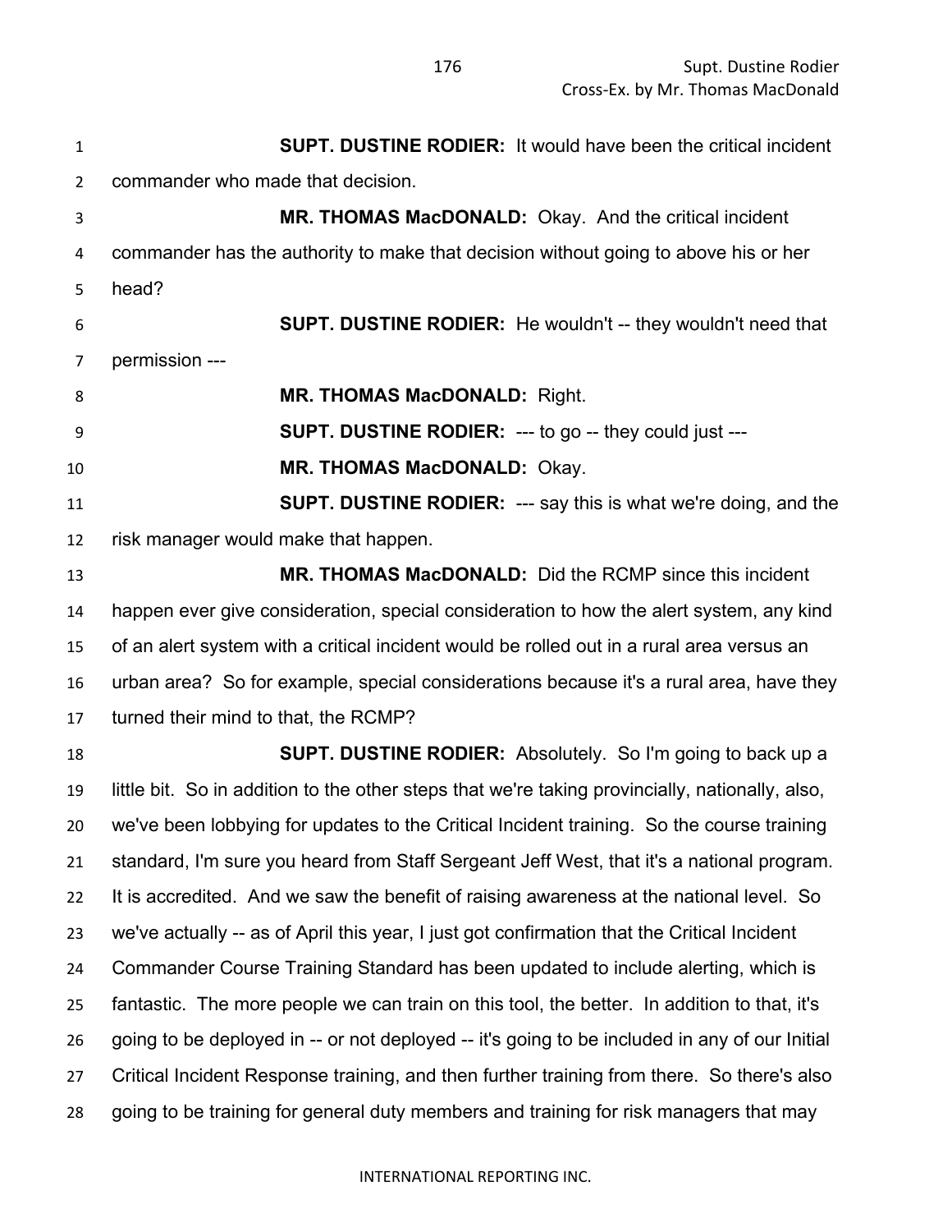**SUPT. DUSTINE RODIER:** It would have been the critical incident commander who made that decision.

**MR. THOMAS MacDONALD:** Okay. And the critical incident commander has the authority to make that decision without going to above his or her head?

**SUPT. DUSTINE RODIER:** He wouldn't -- they wouldn't need that permission ---

**MR. THOMAS MacDONALD:** Right.

**SUPT. DUSTINE RODIER:** --- to go -- they could just ---

**MR. THOMAS MacDONALD:** Okay.

**SUPT. DUSTINE RODIER:** --- say this is what we're doing, and the risk manager would make that happen.

**MR. THOMAS MacDONALD:** Did the RCMP since this incident happen ever give consideration, special consideration to how the alert system, any kind of an alert system with a critical incident would be rolled out in a rural area versus an urban area? So for example, special considerations because it's a rural area, have they turned their mind to that, the RCMP?

**SUPT. DUSTINE RODIER:** Absolutely. So I'm going to back up a little bit. So in addition to the other steps that we're taking provincially, nationally, also, we've been lobbying for updates to the Critical Incident training. So the course training standard, I'm sure you heard from Staff Sergeant Jeff West, that it's a national program. It is accredited. And we saw the benefit of raising awareness at the national level. So we've actually -- as of April this year, I just got confirmation that the Critical Incident Commander Course Training Standard has been updated to include alerting, which is fantastic. The more people we can train on this tool, the better. In addition to that, it's going to be deployed in -- or not deployed -- it's going to be included in any of our Initial Critical Incident Response training, and then further training from there. So there's also going to be training for general duty members and training for risk managers that may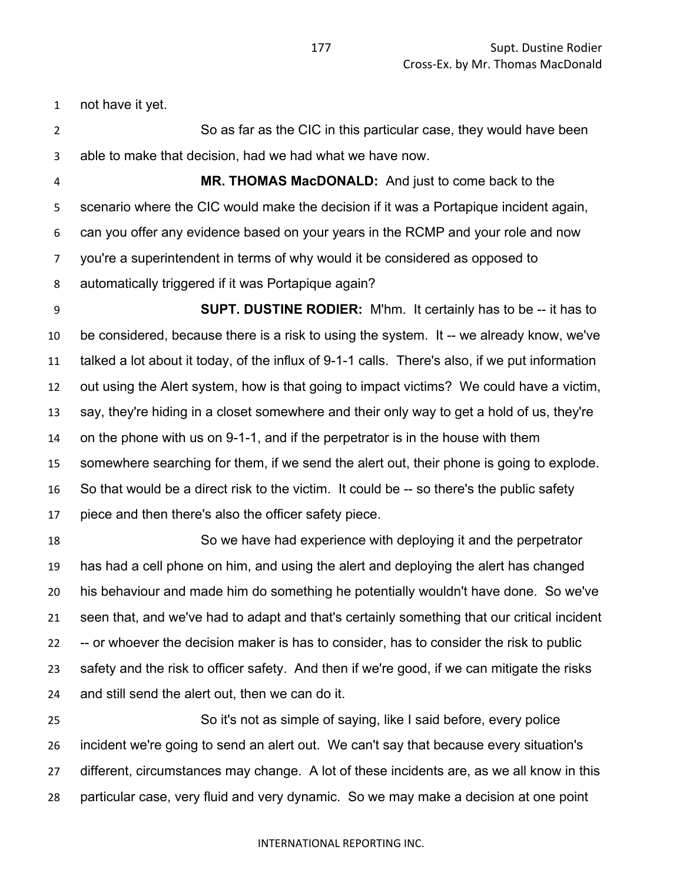not have it yet.

So as far as the CIC in this particular case, they would have been able to make that decision, had we had what we have now.

**MR. THOMAS MacDONALD:** And just to come back to the scenario where the CIC would make the decision if it was a Portapique incident again, can you offer any evidence based on your years in the RCMP and your role and now you're a superintendent in terms of why would it be considered as opposed to automatically triggered if it was Portapique again?

**SUPT. DUSTINE RODIER:** M'hm. It certainly has to be -- it has to be considered, because there is a risk to using the system. It -- we already know, we've talked a lot about it today, of the influx of 9-1-1 calls. There's also, if we put information out using the Alert system, how is that going to impact victims? We could have a victim, say, they're hiding in a closet somewhere and their only way to get a hold of us, they're on the phone with us on 9-1-1, and if the perpetrator is in the house with them somewhere searching for them, if we send the alert out, their phone is going to explode. So that would be a direct risk to the victim. It could be -- so there's the public safety piece and then there's also the officer safety piece.

So we have had experience with deploying it and the perpetrator has had a cell phone on him, and using the alert and deploying the alert has changed his behaviour and made him do something he potentially wouldn't have done. So we've seen that, and we've had to adapt and that's certainly something that our critical incident -- or whoever the decision maker is has to consider, has to consider the risk to public safety and the risk to officer safety. And then if we're good, if we can mitigate the risks and still send the alert out, then we can do it.

So it's not as simple of saying, like I said before, every police incident we're going to send an alert out. We can't say that because every situation's different, circumstances may change. A lot of these incidents are, as we all know in this particular case, very fluid and very dynamic. So we may make a decision at one point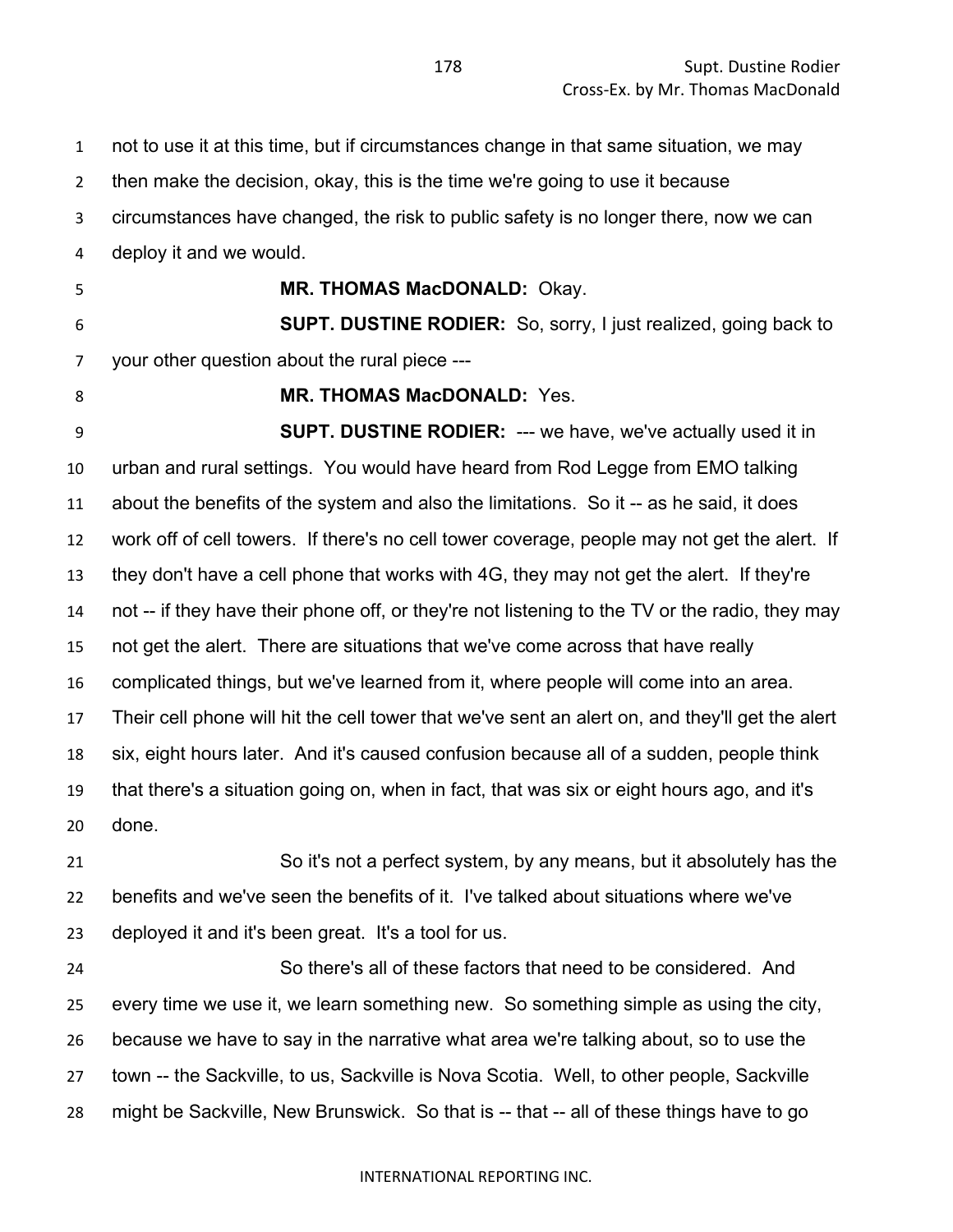not to use it at this time, but if circumstances change in that same situation, we may then make the decision, okay, this is the time we're going to use it because circumstances have changed, the risk to public safety is no longer there, now we can deploy it and we would.

**MR. THOMAS MacDONALD:** Okay.

**SUPT. DUSTINE RODIER:** So, sorry, I just realized, going back to your other question about the rural piece ---

**MR. THOMAS MacDONALD:** Yes.

**SUPT. DUSTINE RODIER:** --- we have, we've actually used it in urban and rural settings. You would have heard from Rod Legge from EMO talking about the benefits of the system and also the limitations. So it -- as he said, it does work off of cell towers. If there's no cell tower coverage, people may not get the alert. If they don't have a cell phone that works with 4G, they may not get the alert. If they're not -- if they have their phone off, or they're not listening to the TV or the radio, they may not get the alert. There are situations that we've come across that have really complicated things, but we've learned from it, where people will come into an area. Their cell phone will hit the cell tower that we've sent an alert on, and they'll get the alert six, eight hours later. And it's caused confusion because all of a sudden, people think that there's a situation going on, when in fact, that was six or eight hours ago, and it's done.

So it's not a perfect system, by any means, but it absolutely has the benefits and we've seen the benefits of it. I've talked about situations where we've deployed it and it's been great. It's a tool for us.

So there's all of these factors that need to be considered. And every time we use it, we learn something new. So something simple as using the city, because we have to say in the narrative what area we're talking about, so to use the town -- the Sackville, to us, Sackville is Nova Scotia. Well, to other people, Sackville might be Sackville, New Brunswick. So that is -- that -- all of these things have to go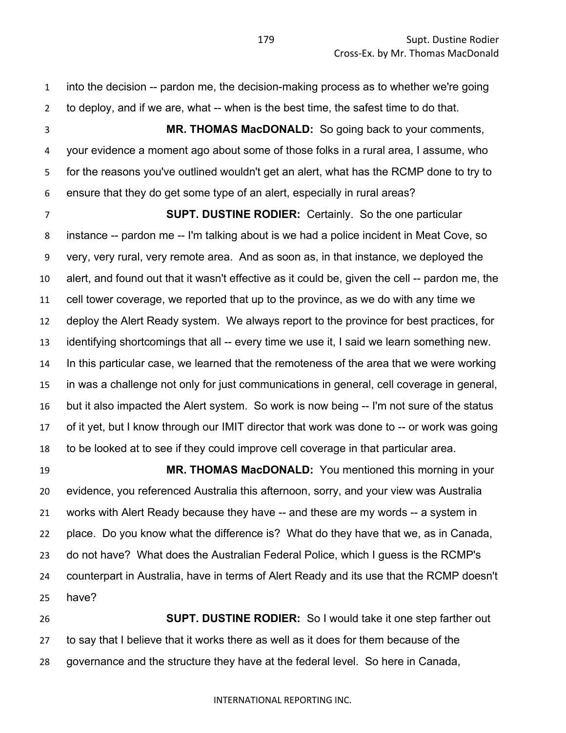into the decision -- pardon me, the decision-making process as to whether we're going to deploy, and if we are, what -- when is the best time, the safest time to do that.

**MR. THOMAS MacDONALD:** So going back to your comments, your evidence a moment ago about some of those folks in a rural area, I assume, who for the reasons you've outlined wouldn't get an alert, what has the RCMP done to try to ensure that they do get some type of an alert, especially in rural areas?

**SUPT. DUSTINE RODIER:** Certainly. So the one particular instance -- pardon me -- I'm talking about is we had a police incident in Meat Cove, so very, very rural, very remote area. And as soon as, in that instance, we deployed the alert, and found out that it wasn't effective as it could be, given the cell -- pardon me, the cell tower coverage, we reported that up to the province, as we do with any time we deploy the Alert Ready system. We always report to the province for best practices, for identifying shortcomings that all -- every time we use it, I said we learn something new. In this particular case, we learned that the remoteness of the area that we were working in was a challenge not only for just communications in general, cell coverage in general, but it also impacted the Alert system. So work is now being -- I'm not sure of the status of it yet, but I know through our IMIT director that work was done to -- or work was going to be looked at to see if they could improve cell coverage in that particular area.

**MR. THOMAS MacDONALD:** You mentioned this morning in your evidence, you referenced Australia this afternoon, sorry, and your view was Australia works with Alert Ready because they have -- and these are my words -- a system in place. Do you know what the difference is? What do they have that we, as in Canada, do not have? What does the Australian Federal Police, which I guess is the RCMP's counterpart in Australia, have in terms of Alert Ready and its use that the RCMP doesn't have?

**SUPT. DUSTINE RODIER:** So I would take it one step farther out to say that I believe that it works there as well as it does for them because of the governance and the structure they have at the federal level. So here in Canada,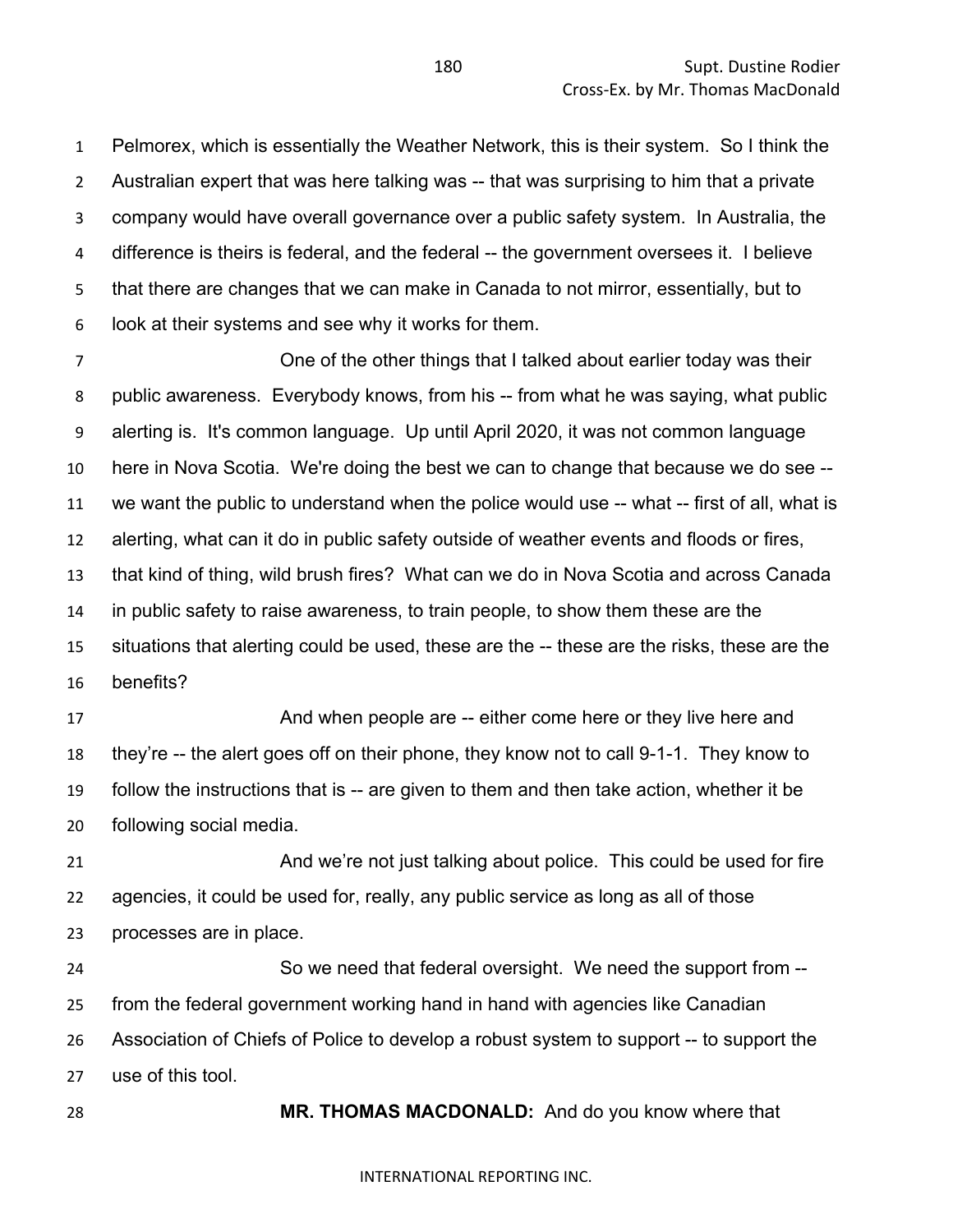Pelmorex, which is essentially the Weather Network, this is their system. So I think the Australian expert that was here talking was -- that was surprising to him that a private company would have overall governance over a public safety system. In Australia, the difference is theirs is federal, and the federal -- the government oversees it. I believe that there are changes that we can make in Canada to not mirror, essentially, but to look at their systems and see why it works for them.

One of the other things that I talked about earlier today was their public awareness. Everybody knows, from his -- from what he was saying, what public alerting is. It's common language. Up until April 2020, it was not common language here in Nova Scotia. We're doing the best we can to change that because we do see -- we want the public to understand when the police would use -- what -- first of all, what is alerting, what can it do in public safety outside of weather events and floods or fires, that kind of thing, wild brush fires? What can we do in Nova Scotia and across Canada in public safety to raise awareness, to train people, to show them these are the situations that alerting could be used, these are the -- these are the risks, these are the benefits?

And when people are -- either come here or they live here and they're -- the alert goes off on their phone, they know not to call 9-1-1. They know to follow the instructions that is -- are given to them and then take action, whether it be following social media.

And we're not just talking about police. This could be used for fire agencies, it could be used for, really, any public service as long as all of those processes are in place.

So we need that federal oversight. We need the support from -- from the federal government working hand in hand with agencies like Canadian Association of Chiefs of Police to develop a robust system to support -- to support the use of this tool.

**MR. THOMAS MACDONALD:** And do you know where that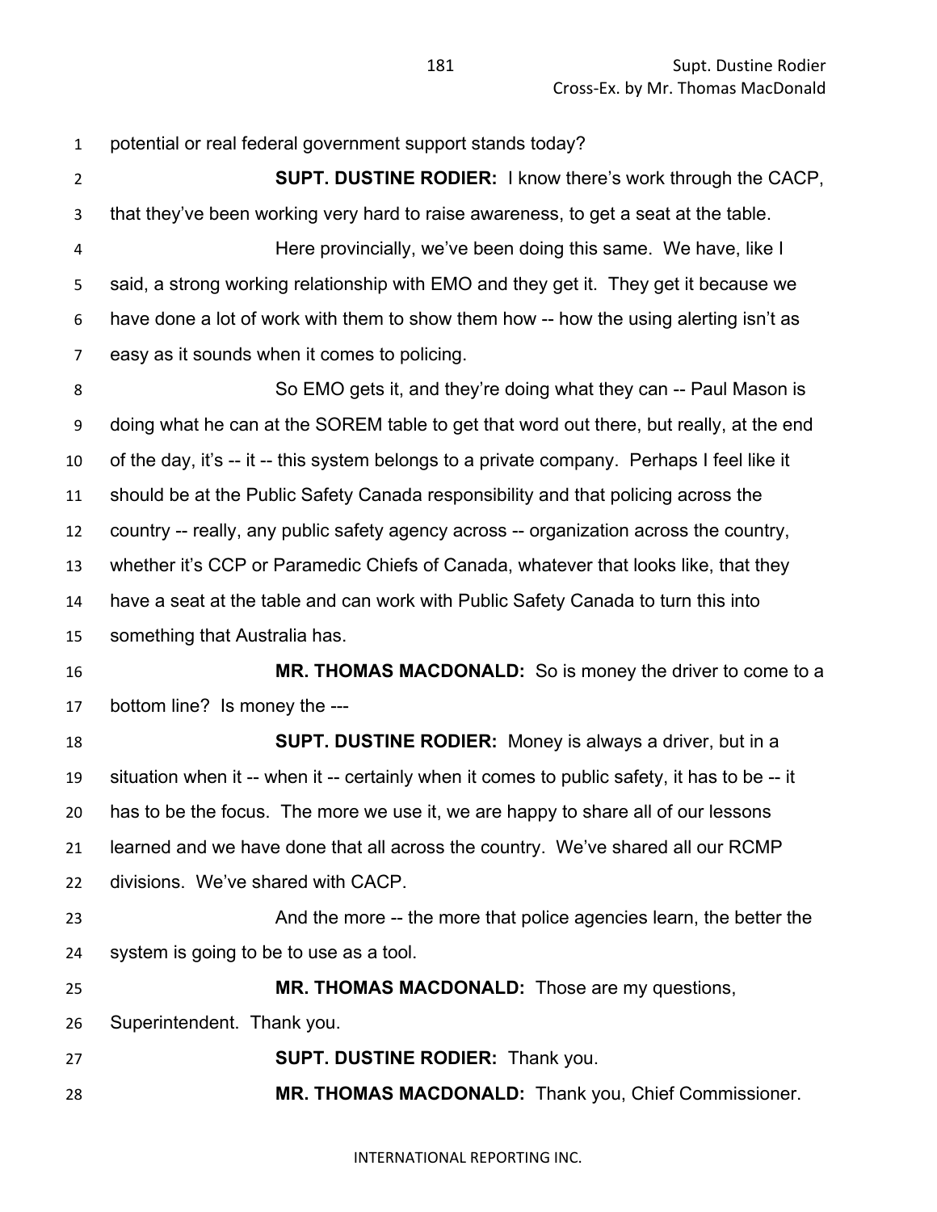potential or real federal government support stands today?

**SUPT. DUSTINE RODIER:** I know there's work through the CACP, that they've been working very hard to raise awareness, to get a seat at the table.

Here provincially, we've been doing this same. We have, like I said, a strong working relationship with EMO and they get it. They get it because we have done a lot of work with them to show them how -- how the using alerting isn't as easy as it sounds when it comes to policing.

So EMO gets it, and they're doing what they can -- Paul Mason is doing what he can at the SOREM table to get that word out there, but really, at the end of the day, it's -- it -- this system belongs to a private company. Perhaps I feel like it should be at the Public Safety Canada responsibility and that policing across the country -- really, any public safety agency across -- organization across the country, whether it's CCP or Paramedic Chiefs of Canada, whatever that looks like, that they have a seat at the table and can work with Public Safety Canada to turn this into something that Australia has.

**MR. THOMAS MACDONALD:** So is money the driver to come to a bottom line? Is money the ---

**SUPT. DUSTINE RODIER:** Money is always a driver, but in a situation when it -- when it -- certainly when it comes to public safety, it has to be -- it has to be the focus. The more we use it, we are happy to share all of our lessons learned and we have done that all across the country. We've shared all our RCMP divisions. We've shared with CACP.

And the more -- the more that police agencies learn, the better the system is going to be to use as a tool.

**MR. THOMAS MACDONALD:** Those are my questions, Superintendent. Thank you.

**SUPT. DUSTINE RODIER:** Thank you.

**MR. THOMAS MACDONALD:** Thank you, Chief Commissioner.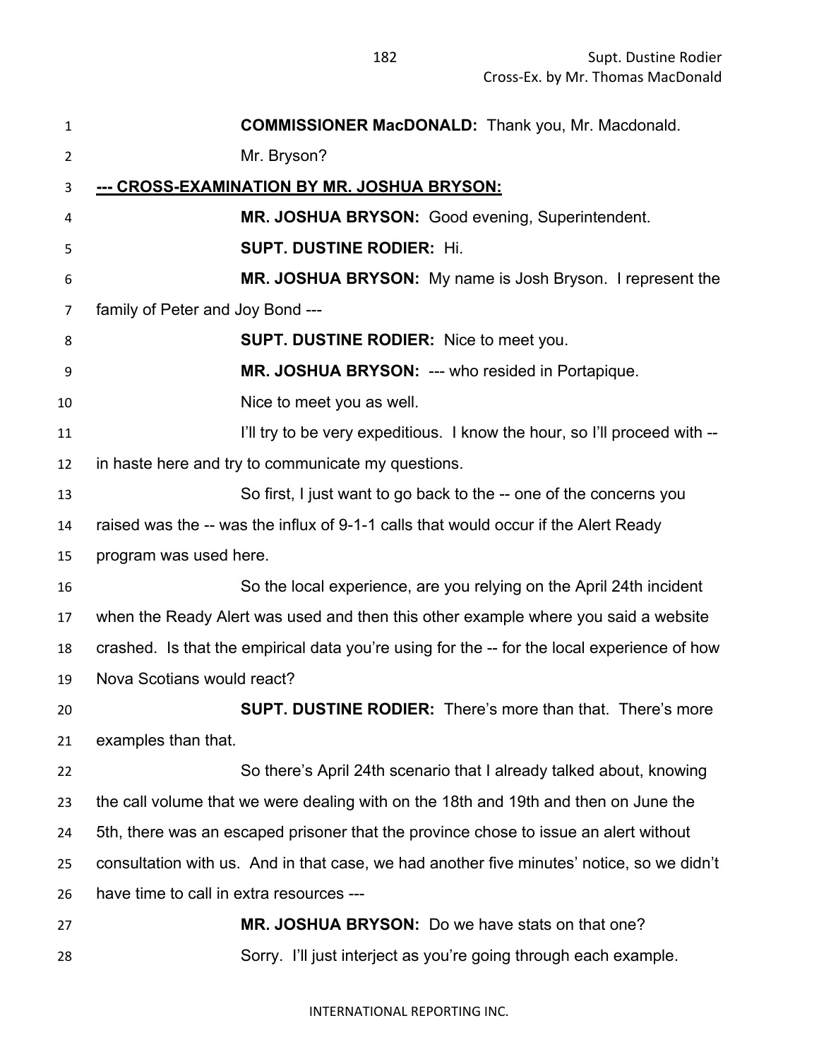**COMMISSIONER MacDONALD:** Thank you, Mr. Macdonald.

Mr. Bryson?

**--- CROSS-EXAMINATION BY MR. JOSHUA BRYSON:**

**MR. JOSHUA BRYSON:** Good evening, Superintendent.

**SUPT. DUSTINE RODIER:** Hi.

**MR. JOSHUA BRYSON:** My name is Josh Bryson. I represent the family of Peter and Joy Bond ---

**SUPT. DUSTINE RODIER:** Nice to meet you.

**MR. JOSHUA BRYSON:** --- who resided in Portapique.

Nice to meet you as well.

I'll try to be very expeditious. I know the hour, so I'll proceed with -- in haste here and try to communicate my questions.

So first, I just want to go back to the -- one of the concerns you raised was the -- was the influx of 9-1-1 calls that would occur if the Alert Ready program was used here.

So the local experience, are you relying on the April 24th incident when the Ready Alert was used and then this other example where you said a website crashed. Is that the empirical data you're using for the -- for the local experience of how Nova Scotians would react?

**SUPT. DUSTINE RODIER:** There's more than that. There's more examples than that.

So there's April 24th scenario that I already talked about, knowing the call volume that we were dealing with on the 18th and 19th and then on June the 5th, there was an escaped prisoner that the province chose to issue an alert without consultation with us. And in that case, we had another five minutes' notice, so we didn't have time to call in extra resources ---

**MR. JOSHUA BRYSON:** Do we have stats on that one?

Sorry. I'll just interject as you're going through each example.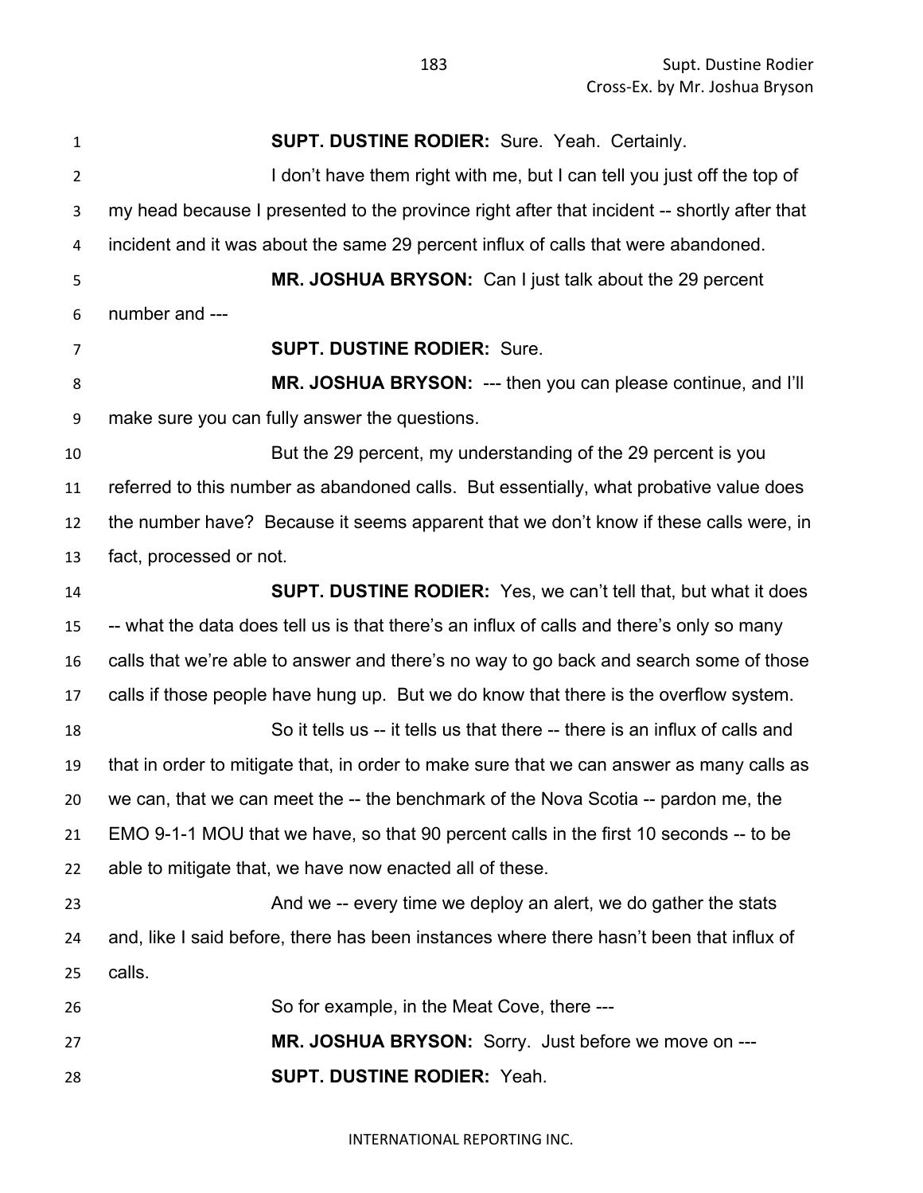**SUPT. DUSTINE RODIER:** Sure. Yeah. Certainly.

I don't have them right with me, but I can tell you just off the top of my head because I presented to the province right after that incident -- shortly after that incident and it was about the same 29 percent influx of calls that were abandoned.

**MR. JOSHUA BRYSON:** Can I just talk about the 29 percent number and ---

**SUPT. DUSTINE RODIER:** Sure.

**MR. JOSHUA BRYSON:** --- then you can please continue, and I'll make sure you can fully answer the questions.

But the 29 percent, my understanding of the 29 percent is you referred to this number as abandoned calls. But essentially, what probative value does the number have? Because it seems apparent that we don't know if these calls were, in fact, processed or not.

**SUPT. DUSTINE RODIER:** Yes, we can't tell that, but what it does -- what the data does tell us is that there's an influx of calls and there's only so many calls that we're able to answer and there's no way to go back and search some of those calls if those people have hung up. But we do know that there is the overflow system.

So it tells us -- it tells us that there -- there is an influx of calls and that in order to mitigate that, in order to make sure that we can answer as many calls as we can, that we can meet the -- the benchmark of the Nova Scotia -- pardon me, the EMO 9-1-1 MOU that we have, so that 90 percent calls in the first 10 seconds -- to be able to mitigate that, we have now enacted all of these.

And we -- every time we deploy an alert, we do gather the stats and, like I said before, there has been instances where there hasn't been that influx of calls.

So for example, in the Meat Cove, there ---

**MR. JOSHUA BRYSON:** Sorry. Just before we move on ---

**SUPT. DUSTINE RODIER:** Yeah.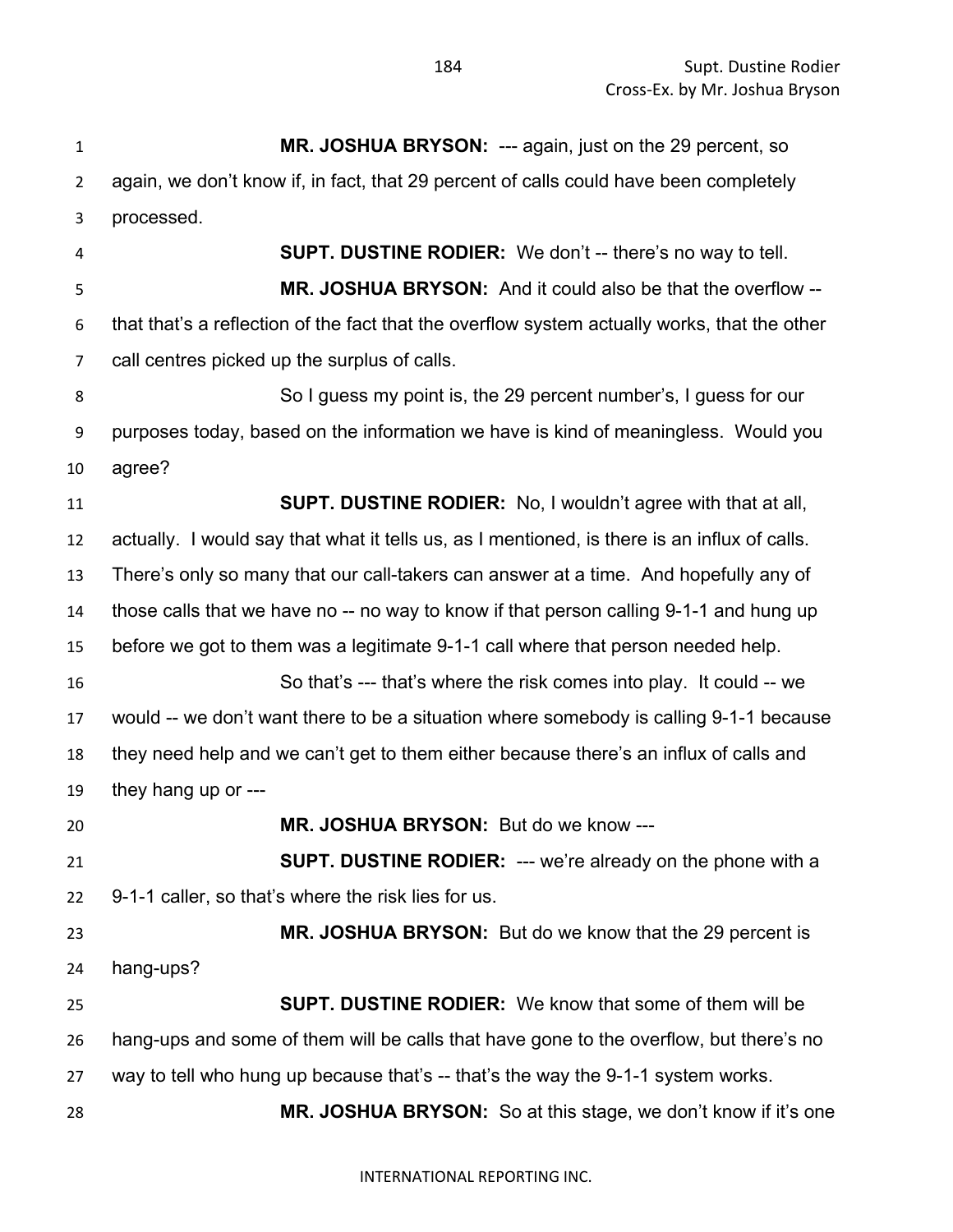**MR. JOSHUA BRYSON:** --- again, just on the 29 percent, so again, we don't know if, in fact, that 29 percent of calls could have been completely processed.

**SUPT. DUSTINE RODIER:** We don't -- there's no way to tell.

**MR. JOSHUA BRYSON:** And it could also be that the overflow -- that that's a reflection of the fact that the overflow system actually works, that the other call centres picked up the surplus of calls.

So I guess my point is, the 29 percent number's, I guess for our purposes today, based on the information we have is kind of meaningless. Would you agree?

**SUPT. DUSTINE RODIER:** No, I wouldn't agree with that at all, actually. I would say that what it tells us, as I mentioned, is there is an influx of calls. There's only so many that our call-takers can answer at a time. And hopefully any of those calls that we have no -- no way to know if that person calling 9-1-1 and hung up before we got to them was a legitimate 9-1-1 call where that person needed help.

So that's --- that's where the risk comes into play. It could -- we would -- we don't want there to be a situation where somebody is calling 9-1-1 because they need help and we can't get to them either because there's an influx of calls and they hang up or ---

**MR. JOSHUA BRYSON:** But do we know ---

**SUPT. DUSTINE RODIER:** --- we're already on the phone with a 9-1-1 caller, so that's where the risk lies for us.

**MR. JOSHUA BRYSON:** But do we know that the 29 percent is hang-ups?

**SUPT. DUSTINE RODIER:** We know that some of them will be hang-ups and some of them will be calls that have gone to the overflow, but there's no way to tell who hung up because that's -- that's the way the 9-1-1 system works.

**MR. JOSHUA BRYSON:** So at this stage, we don't know if it's one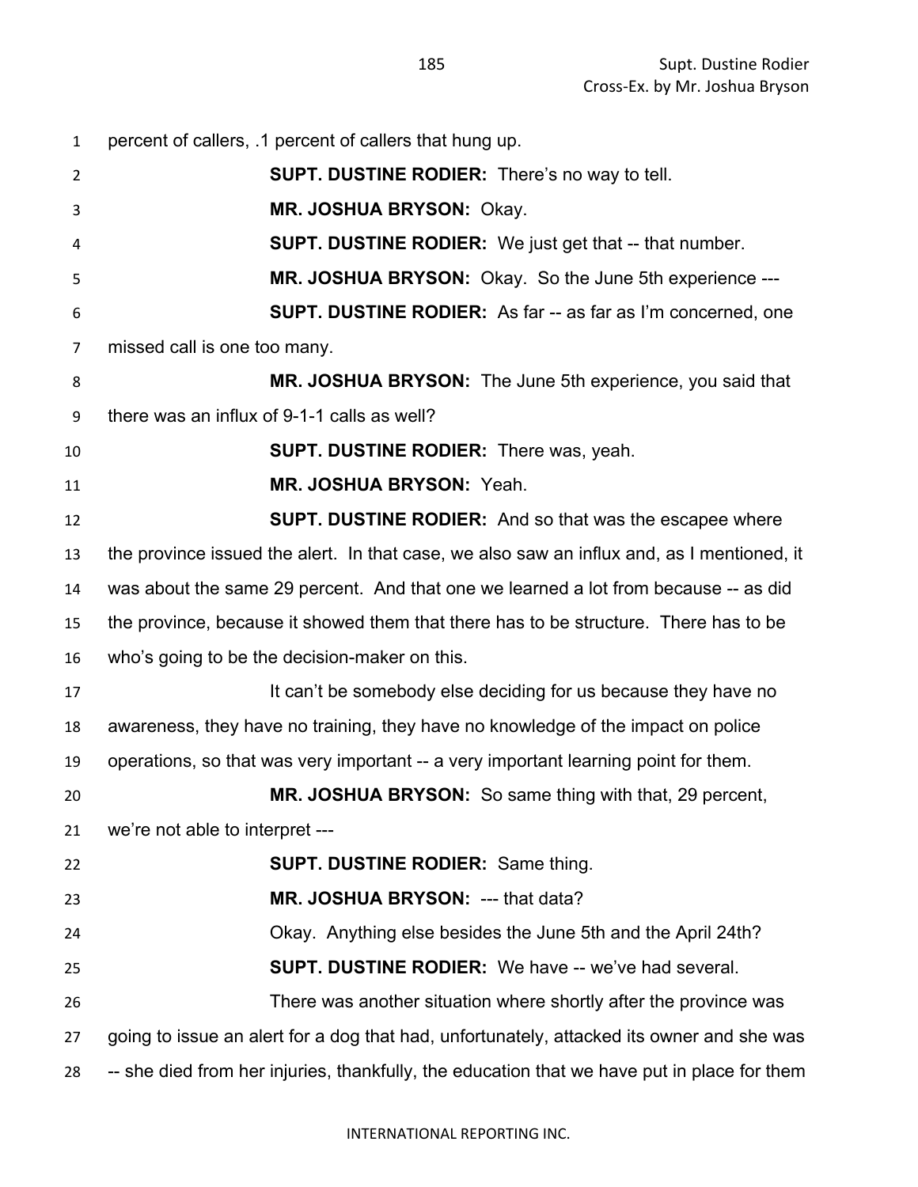percent of callers, .1 percent of callers that hung up.

**SUPT. DUSTINE RODIER:** There's no way to tell.

**MR. JOSHUA BRYSON:** Okay.

**SUPT. DUSTINE RODIER:** We just get that -- that number.

**MR. JOSHUA BRYSON:** Okay. So the June 5th experience ---

**SUPT. DUSTINE RODIER:** As far -- as far as I'm concerned, one missed call is one too many.

**MR. JOSHUA BRYSON:** The June 5th experience, you said that there was an influx of 9-1-1 calls as well?

**SUPT. DUSTINE RODIER:** There was, yeah.

**MR. JOSHUA BRYSON:** Yeah.

**SUPT. DUSTINE RODIER:** And so that was the escapee where the province issued the alert. In that case, we also saw an influx and, as I mentioned, it was about the same 29 percent. And that one we learned a lot from because -- as did the province, because it showed them that there has to be structure. There has to be who's going to be the decision-maker on this.

It can't be somebody else deciding for us because they have no awareness, they have no training, they have no knowledge of the impact on police operations, so that was very important -- a very important learning point for them.

**MR. JOSHUA BRYSON:** So same thing with that, 29 percent, we're not able to interpret ---

**SUPT. DUSTINE RODIER:** Same thing.

**MR. JOSHUA BRYSON:** --- that data?

Okay. Anything else besides the June 5th and the April 24th?

**SUPT. DUSTINE RODIER:** We have -- we've had several.

There was another situation where shortly after the province was going to issue an alert for a dog that had, unfortunately, attacked its owner and she was -- she died from her injuries, thankfully, the education that we have put in place for them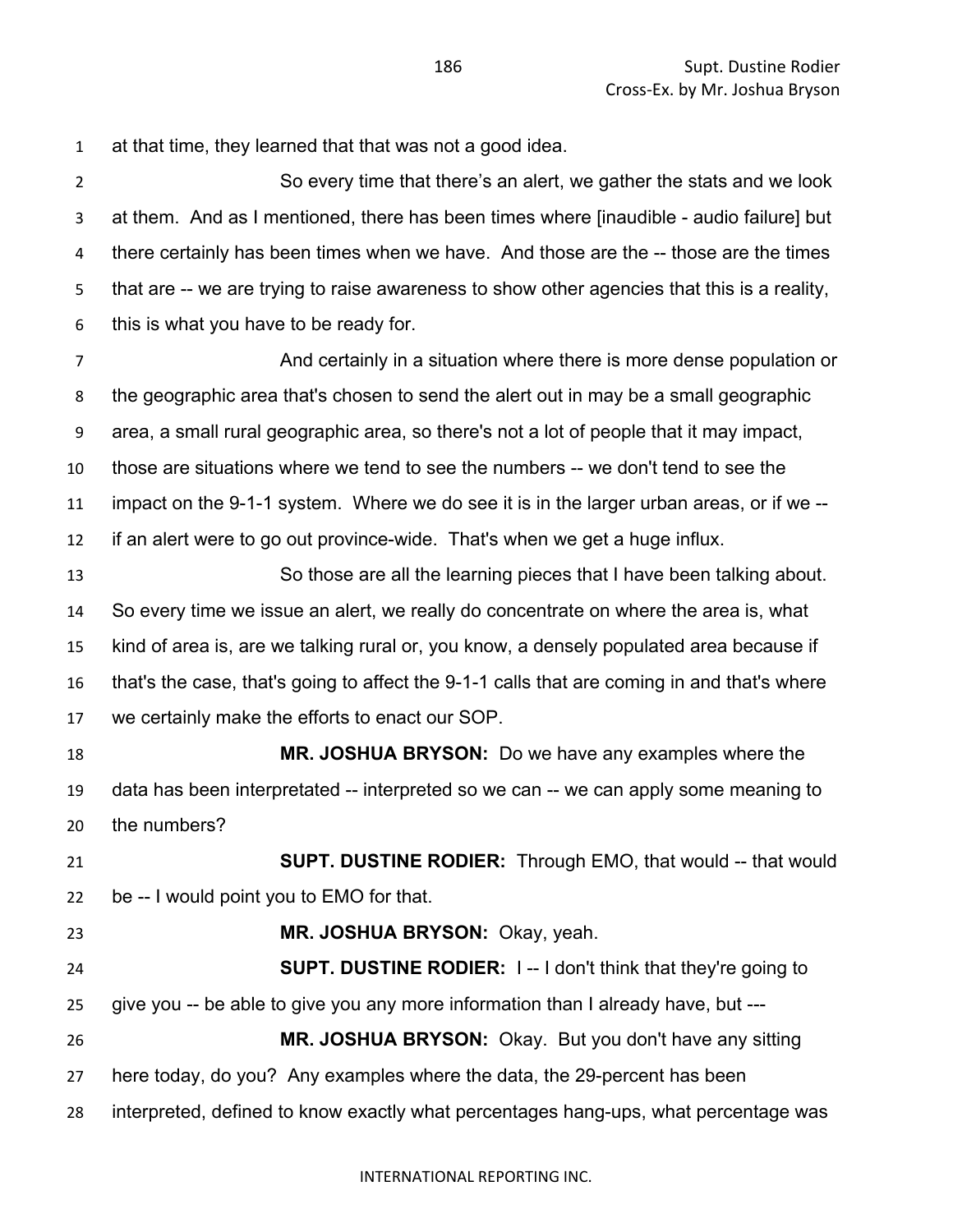at that time, they learned that that was not a good idea.

So every time that there's an alert, we gather the stats and we look at them. And as I mentioned, there has been times where [inaudible - audio failure] but there certainly has been times when we have. And those are the -- those are the times that are -- we are trying to raise awareness to show other agencies that this is a reality, this is what you have to be ready for.

And certainly in a situation where there is more dense population or the geographic area that's chosen to send the alert out in may be a small geographic area, a small rural geographic area, so there's not a lot of people that it may impact, those are situations where we tend to see the numbers -- we don't tend to see the impact on the 9-1-1 system. Where we do see it is in the larger urban areas, or if we -- if an alert were to go out province-wide. That's when we get a huge influx.

So those are all the learning pieces that I have been talking about. So every time we issue an alert, we really do concentrate on where the area is, what kind of area is, are we talking rural or, you know, a densely populated area because if that's the case, that's going to affect the 9-1-1 calls that are coming in and that's where we certainly make the efforts to enact our SOP.

**MR. JOSHUA BRYSON:** Do we have any examples where the data has been interpretated -- interpreted so we can -- we can apply some meaning to the numbers?

**SUPT. DUSTINE RODIER:** Through EMO, that would -- that would be -- I would point you to EMO for that.

**MR. JOSHUA BRYSON:** Okay, yeah.

**SUPT. DUSTINE RODIER:** I -- I don't think that they're going to give you -- be able to give you any more information than I already have, but ---

**MR. JOSHUA BRYSON:** Okay. But you don't have any sitting here today, do you? Any examples where the data, the 29-percent has been interpreted, defined to know exactly what percentages hang-ups, what percentage was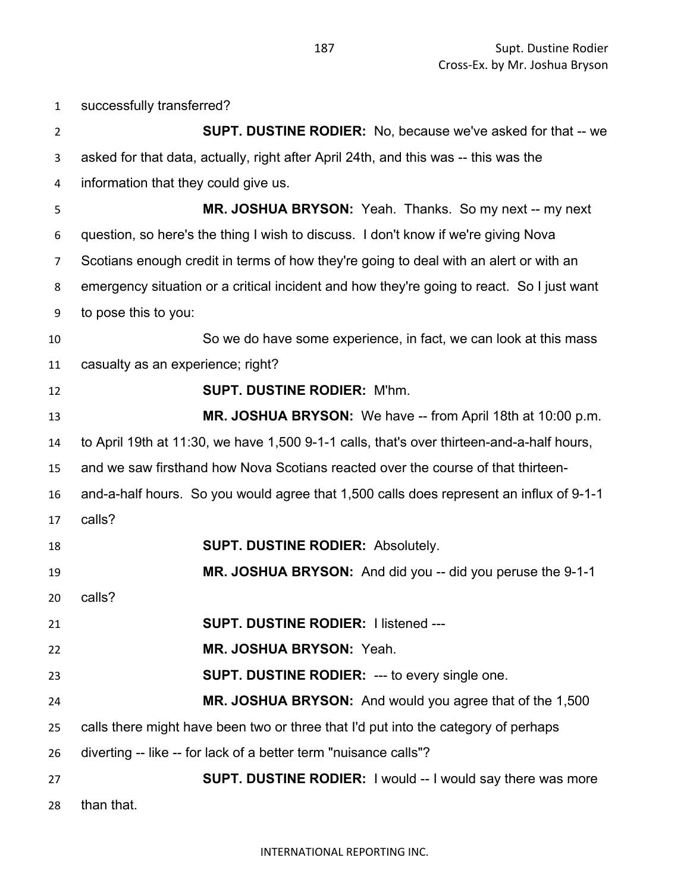successfully transferred?

**SUPT. DUSTINE RODIER:** No, because we've asked for that -- we asked for that data, actually, right after April 24th, and this was -- this was the information that they could give us.

**MR. JOSHUA BRYSON:** Yeah. Thanks. So my next -- my next question, so here's the thing I wish to discuss. I don't know if we're giving Nova Scotians enough credit in terms of how they're going to deal with an alert or with an emergency situation or a critical incident and how they're going to react. So I just want to pose this to you:

So we do have some experience, in fact, we can look at this mass casualty as an experience; right?

**SUPT. DUSTINE RODIER:** M'hm.

**MR. JOSHUA BRYSON:** We have -- from April 18th at 10:00 p.m. to April 19th at 11:30, we have 1,500 9-1-1 calls, that's over thirteen-and-a-half hours, and we saw firsthand how Nova Scotians reacted over the course of that thirteen-and-a-half hours. So you would agree that 1,500 calls does represent an influx of 9-1-1 calls?

**SUPT. DUSTINE RODIER:** Absolutely.

**MR. JOSHUA BRYSON:** And did you -- did you peruse the 9-1-1 calls?

**SUPT. DUSTINE RODIER:** I listened ---

**MR. JOSHUA BRYSON:** Yeah.

**SUPT. DUSTINE RODIER:** --- to every single one.

**MR. JOSHUA BRYSON:** And would you agree that of the 1,500 calls there might have been two or three that I'd put into the category of perhaps diverting -- like -- for lack of a better term "nuisance calls"?

**SUPT. DUSTINE RODIER:** I would -- I would say there was more than that.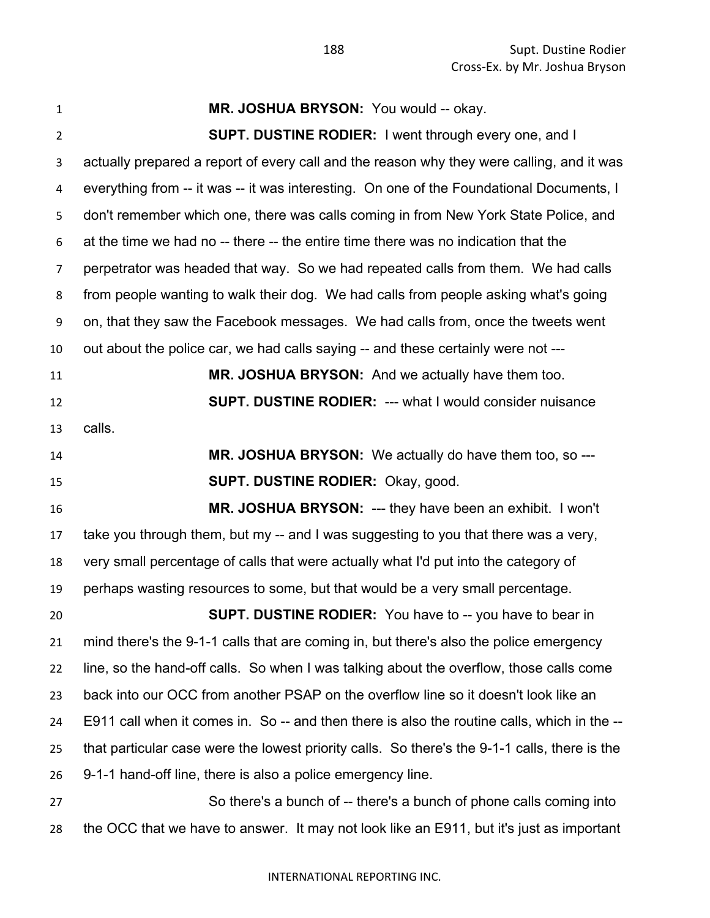**MR. JOSHUA BRYSON:** You would -- okay.

**SUPT. DUSTINE RODIER:** I went through every one, and I actually prepared a report of every call and the reason why they were calling, and it was everything from -- it was -- it was interesting. On one of the Foundational Documents, I don't remember which one, there was calls coming in from New York State Police, and at the time we had no -- there -- the entire time there was no indication that the perpetrator was headed that way. So we had repeated calls from them. We had calls from people wanting to walk their dog. We had calls from people asking what's going on, that they saw the Facebook messages. We had calls from, once the tweets went out about the police car, we had calls saying -- and these certainly were not ---

**MR. JOSHUA BRYSON:** And we actually have them too.

**SUPT. DUSTINE RODIER:** --- what I would consider nuisance calls.

**MR. JOSHUA BRYSON:** We actually do have them too, so ---

**SUPT. DUSTINE RODIER:** Okay, good.

**MR. JOSHUA BRYSON:** --- they have been an exhibit. I won't take you through them, but my -- and I was suggesting to you that there was a very, very small percentage of calls that were actually what I'd put into the category of perhaps wasting resources to some, but that would be a very small percentage.

**SUPT. DUSTINE RODIER:** You have to -- you have to bear in mind there's the 9-1-1 calls that are coming in, but there's also the police emergency line, so the hand-off calls. So when I was talking about the overflow, those calls come back into our OCC from another PSAP on the overflow line so it doesn't look like an E911 call when it comes in. So -- and then there is also the routine calls, which in the -- that particular case were the lowest priority calls. So there's the 9-1-1 calls, there is the 9-1-1 hand-off line, there is also a police emergency line.

So there's a bunch of -- there's a bunch of phone calls coming into the OCC that we have to answer. It may not look like an E911, but it's just as important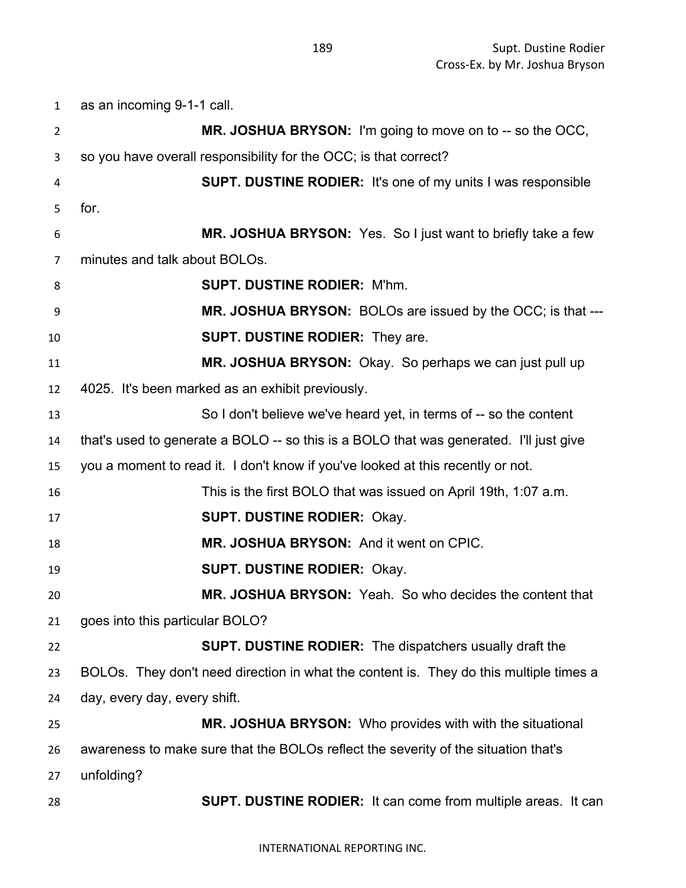as an incoming 9-1-1 call.

**MR. JOSHUA BRYSON:** I'm going to move on to -- so the OCC, so you have overall responsibility for the OCC; is that correct?

**SUPT. DUSTINE RODIER:** It's one of my units I was responsible for.

**MR. JOSHUA BRYSON:** Yes. So I just want to briefly take a few minutes and talk about BOLOs.

**SUPT. DUSTINE RODIER:** M'hm.

**MR. JOSHUA BRYSON:** BOLOs are issued by the OCC; is that ---

**SUPT. DUSTINE RODIER:** They are.

**MR. JOSHUA BRYSON:** Okay. So perhaps we can just pull up 4025. It's been marked as an exhibit previously.

So I don't believe we've heard yet, in terms of -- so the content that's used to generate a BOLO -- so this is a BOLO that was generated. I'll just give you a moment to read it. I don't know if you've looked at this recently or not.

This is the first BOLO that was issued on April 19th, 1:07 a.m.

**SUPT. DUSTINE RODIER:** Okay.

**MR. JOSHUA BRYSON:** And it went on CPIC.

**SUPT. DUSTINE RODIER:** Okay.

**MR. JOSHUA BRYSON:** Yeah. So who decides the content that goes into this particular BOLO?

**SUPT. DUSTINE RODIER:** The dispatchers usually draft the BOLOs. They don't need direction in what the content is. They do this multiple times a day, every day, every shift.

**MR. JOSHUA BRYSON:** Who provides with with the situational awareness to make sure that the BOLOs reflect the severity of the situation that's unfolding?

**SUPT. DUSTINE RODIER:** It can come from multiple areas. It can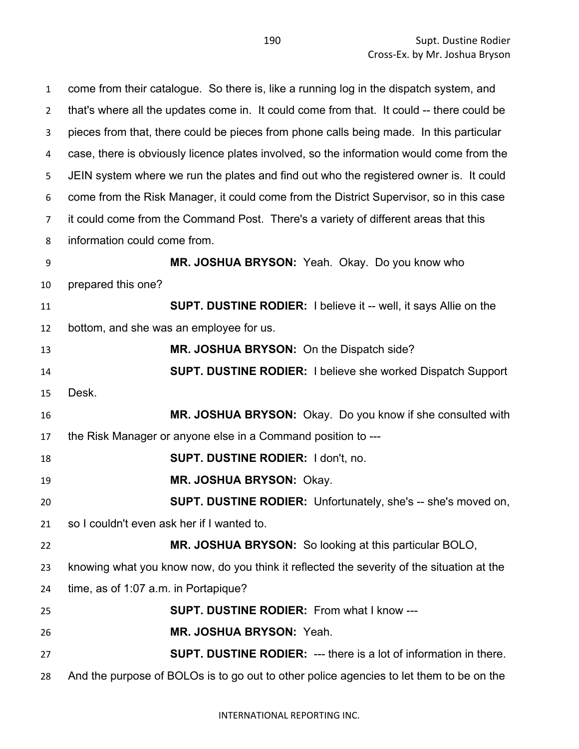come from their catalogue. So there is, like a running log in the dispatch system, and that's where all the updates come in. It could come from that. It could -- there could be pieces from that, there could be pieces from phone calls being made. In this particular case, there is obviously licence plates involved, so the information would come from the JEIN system where we run the plates and find out who the registered owner is. It could come from the Risk Manager, it could come from the District Supervisor, so in this case it could come from the Command Post. There's a variety of different areas that this information could come from.

**MR. JOSHUA BRYSON:** Yeah. Okay. Do you know who prepared this one?

**SUPT. DUSTINE RODIER:** I believe it -- well, it says Allie on the bottom, and she was an employee for us.

**MR. JOSHUA BRYSON:** On the Dispatch side?

**SUPT. DUSTINE RODIER:** I believe she worked Dispatch Support Desk.

**MR. JOSHUA BRYSON:** Okay. Do you know if she consulted with the Risk Manager or anyone else in a Command position to ---

**SUPT. DUSTINE RODIER:** I don't, no.

**MR. JOSHUA BRYSON:** Okay.

**SUPT. DUSTINE RODIER:** Unfortunately, she's -- she's moved on, so I couldn't even ask her if I wanted to.

**MR. JOSHUA BRYSON:** So looking at this particular BOLO, knowing what you know now, do you think it reflected the severity of the situation at the time, as of 1:07 a.m. in Portapique?

**SUPT. DUSTINE RODIER:** From what I know ---

**MR. JOSHUA BRYSON:** Yeah.

**SUPT. DUSTINE RODIER:** --- there is a lot of information in there. And the purpose of BOLOs is to go out to other police agencies to let them to be on the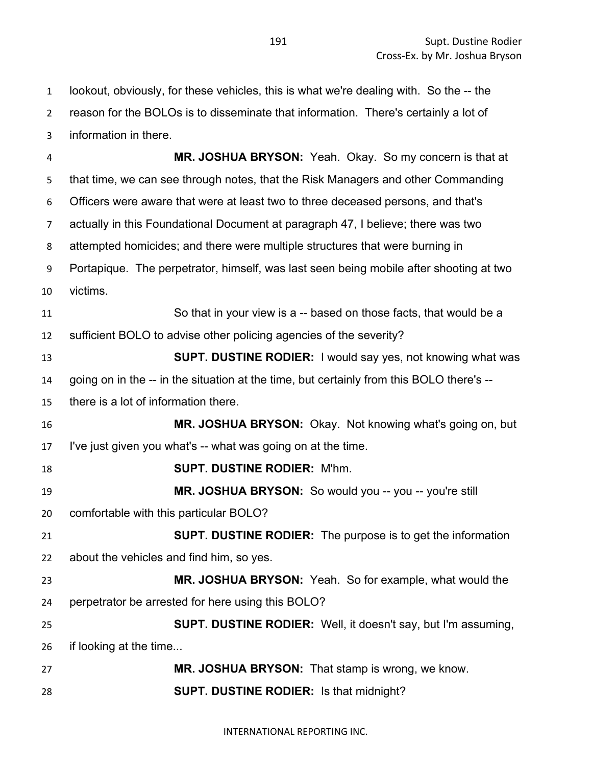lookout, obviously, for these vehicles, this is what we're dealing with. So the -- the reason for the BOLOs is to disseminate that information. There's certainly a lot of information in there.

**MR. JOSHUA BRYSON:** Yeah. Okay. So my concern is that at that time, we can see through notes, that the Risk Managers and other Commanding Officers were aware that were at least two to three deceased persons, and that's actually in this Foundational Document at paragraph 47, I believe; there was two attempted homicides; and there were multiple structures that were burning in Portapique. The perpetrator, himself, was last seen being mobile after shooting at two victims.

So that in your view is a -- based on those facts, that would be a sufficient BOLO to advise other policing agencies of the severity?

**SUPT. DUSTINE RODIER:** I would say yes, not knowing what was going on in the -- in the situation at the time, but certainly from this BOLO there's -- there is a lot of information there.

**MR. JOSHUA BRYSON:** Okay. Not knowing what's going on, but I've just given you what's -- what was going on at the time.

**SUPT. DUSTINE RODIER:** M'hm.

**MR. JOSHUA BRYSON:** So would you -- you -- you're still comfortable with this particular BOLO?

**SUPT. DUSTINE RODIER:** The purpose is to get the information about the vehicles and find him, so yes.

**MR. JOSHUA BRYSON:** Yeah. So for example, what would the perpetrator be arrested for here using this BOLO?

**SUPT. DUSTINE RODIER:** Well, it doesn't say, but I'm assuming, if looking at the time...

**MR. JOSHUA BRYSON:** That stamp is wrong, we know.

**SUPT. DUSTINE RODIER:** Is that midnight?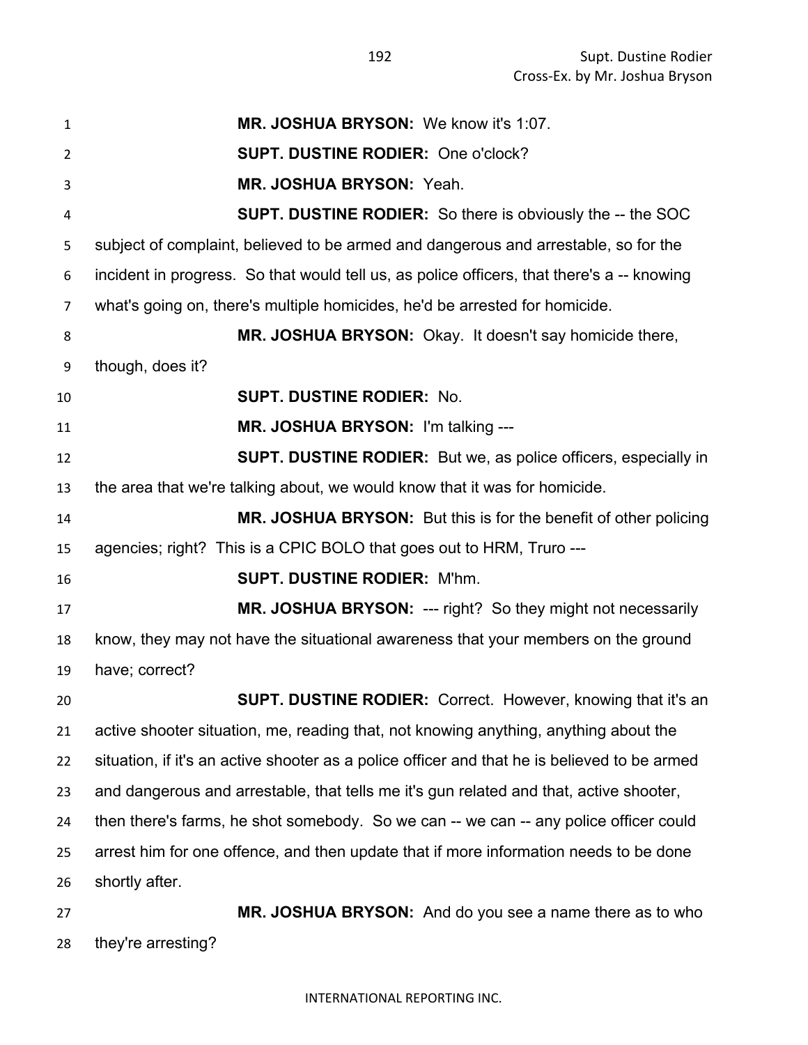**MR. JOSHUA BRYSON:** We know it's 1:07.

**SUPT. DUSTINE RODIER:** One o'clock?

**MR. JOSHUA BRYSON:** Yeah.

**SUPT. DUSTINE RODIER:** So there is obviously the -- the SOC subject of complaint, believed to be armed and dangerous and arrestable, so for the incident in progress. So that would tell us, as police officers, that there's a -- knowing what's going on, there's multiple homicides, he'd be arrested for homicide.

**MR. JOSHUA BRYSON:** Okay. It doesn't say homicide there, though, does it?

**SUPT. DUSTINE RODIER:** No.

**MR. JOSHUA BRYSON:** I'm talking ---

**SUPT. DUSTINE RODIER:** But we, as police officers, especially in the area that we're talking about, we would know that it was for homicide.

**MR. JOSHUA BRYSON:** But this is for the benefit of other policing agencies; right? This is a CPIC BOLO that goes out to HRM, Truro ---

**SUPT. DUSTINE RODIER:** M'hm.

**MR. JOSHUA BRYSON:** --- right? So they might not necessarily know, they may not have the situational awareness that your members on the ground have; correct?

**SUPT. DUSTINE RODIER:** Correct. However, knowing that it's an active shooter situation, me, reading that, not knowing anything, anything about the situation, if it's an active shooter as a police officer and that he is believed to be armed and dangerous and arrestable, that tells me it's gun related and that, active shooter, then there's farms, he shot somebody. So we can -- we can -- any police officer could arrest him for one offence, and then update that if more information needs to be done shortly after.

**MR. JOSHUA BRYSON:** And do you see a name there as to who they're arresting?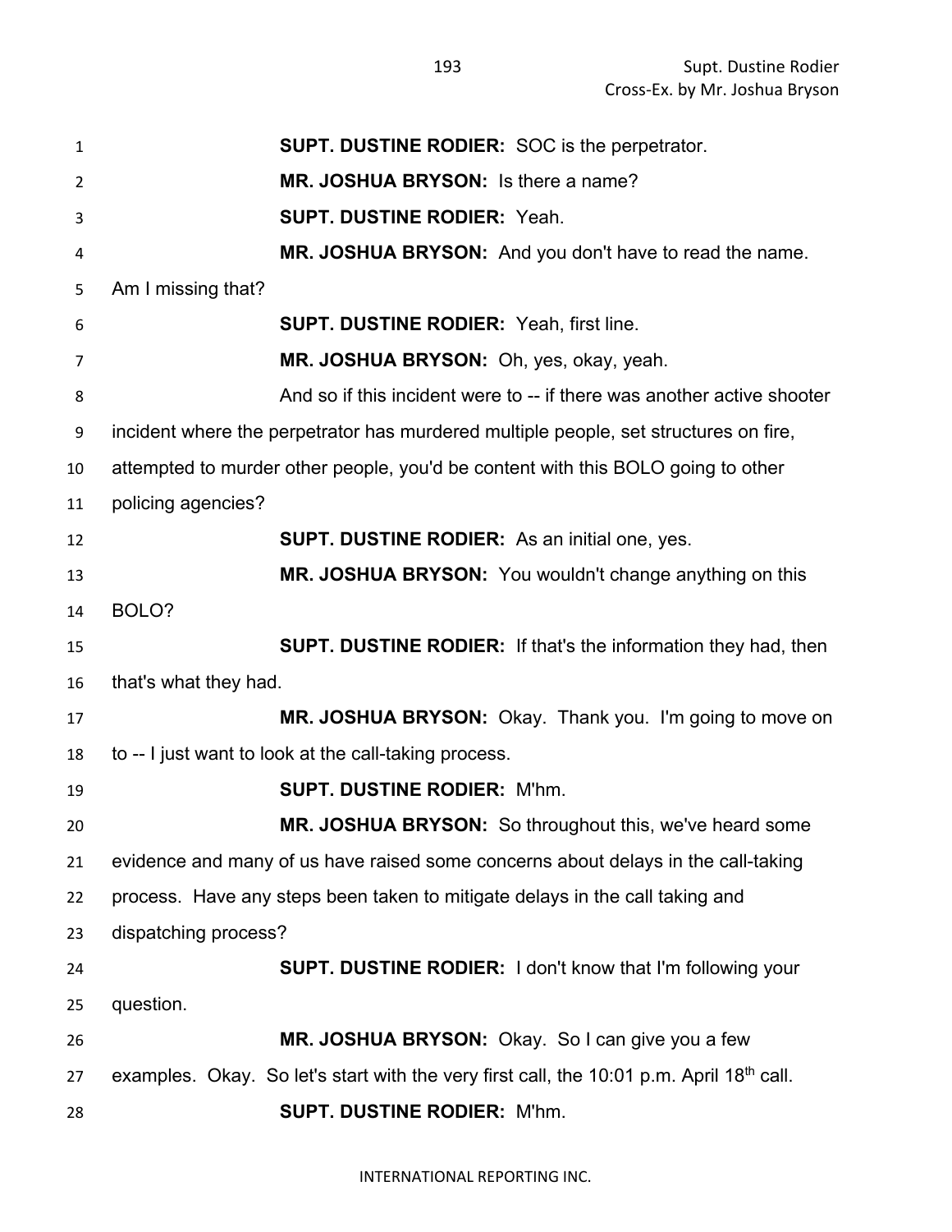**SUPT. DUSTINE RODIER:** SOC is the perpetrator.

**MR. JOSHUA BRYSON:** Is there a name?

**SUPT. DUSTINE RODIER:** Yeah.

**MR. JOSHUA BRYSON:** And you don't have to read the name. Am I missing that?

**SUPT. DUSTINE RODIER:** Yeah, first line.

**MR. JOSHUA BRYSON:** Oh, yes, okay, yeah.

And so if this incident were to -- if there was another active shooter incident where the perpetrator has murdered multiple people, set structures on fire, attempted to murder other people, you'd be content with this BOLO going to other policing agencies?

**SUPT. DUSTINE RODIER:** As an initial one, yes.

**MR. JOSHUA BRYSON:** You wouldn't change anything on this BOLO?

**SUPT. DUSTINE RODIER:** If that's the information they had, then that's what they had.

**MR. JOSHUA BRYSON:** Okay. Thank you. I'm going to move on to -- I just want to look at the call-taking process.

**SUPT. DUSTINE RODIER:** M'hm.

**MR. JOSHUA BRYSON:** So throughout this, we've heard some evidence and many of us have raised some concerns about delays in the call-taking process. Have any steps been taken to mitigate delays in the call taking and dispatching process?

**SUPT. DUSTINE RODIER:** I don't know that I'm following your question.

**MR. JOSHUA BRYSON:** Okay. So I can give you a few examples. Okay. So let's start with the very first call, the 10:01 p.m. April 18th call.

**SUPT. DUSTINE RODIER:** M'hm.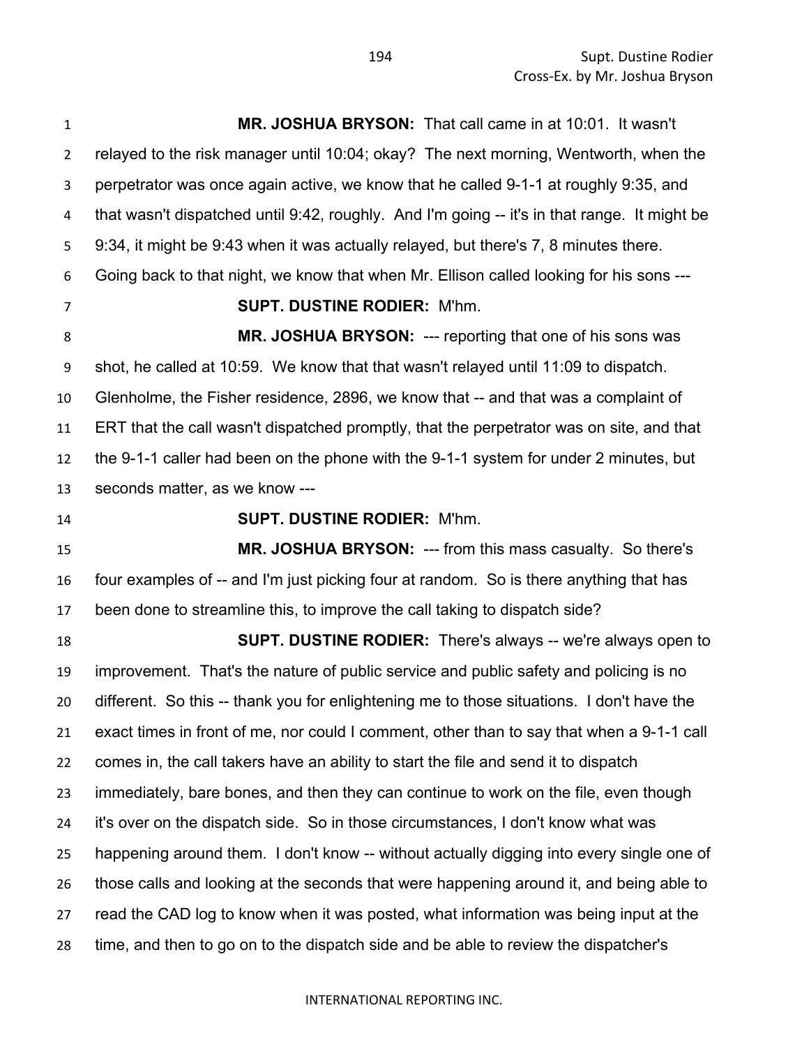**MR. JOSHUA BRYSON:** That call came in at 10:01. It wasn't relayed to the risk manager until 10:04; okay? The next morning, Wentworth, when the perpetrator was once again active, we know that he called 9-1-1 at roughly 9:35, and that wasn't dispatched until 9:42, roughly. And I'm going -- it's in that range. It might be 9:34, it might be 9:43 when it was actually relayed, but there's 7, 8 minutes there. Going back to that night, we know that when Mr. Ellison called looking for his sons ---

**SUPT. DUSTINE RODIER:** M'hm.

**MR. JOSHUA BRYSON:** --- reporting that one of his sons was shot, he called at 10:59. We know that that wasn't relayed until 11:09 to dispatch. Glenholme, the Fisher residence, 2896, we know that -- and that was a complaint of ERT that the call wasn't dispatched promptly, that the perpetrator was on site, and that the 9-1-1 caller had been on the phone with the 9-1-1 system for under 2 minutes, but seconds matter, as we know ---

**SUPT. DUSTINE RODIER:** M'hm.

**MR. JOSHUA BRYSON:** --- from this mass casualty. So there's four examples of -- and I'm just picking four at random. So is there anything that has been done to streamline this, to improve the call taking to dispatch side?

**SUPT. DUSTINE RODIER:** There's always -- we're always open to improvement. That's the nature of public service and public safety and policing is no different. So this -- thank you for enlightening me to those situations. I don't have the exact times in front of me, nor could I comment, other than to say that when a 9-1-1 call comes in, the call takers have an ability to start the file and send it to dispatch immediately, bare bones, and then they can continue to work on the file, even though it's over on the dispatch side. So in those circumstances, I don't know what was happening around them. I don't know -- without actually digging into every single one of those calls and looking at the seconds that were happening around it, and being able to read the CAD log to know when it was posted, what information was being input at the time, and then to go on to the dispatch side and be able to review the dispatcher's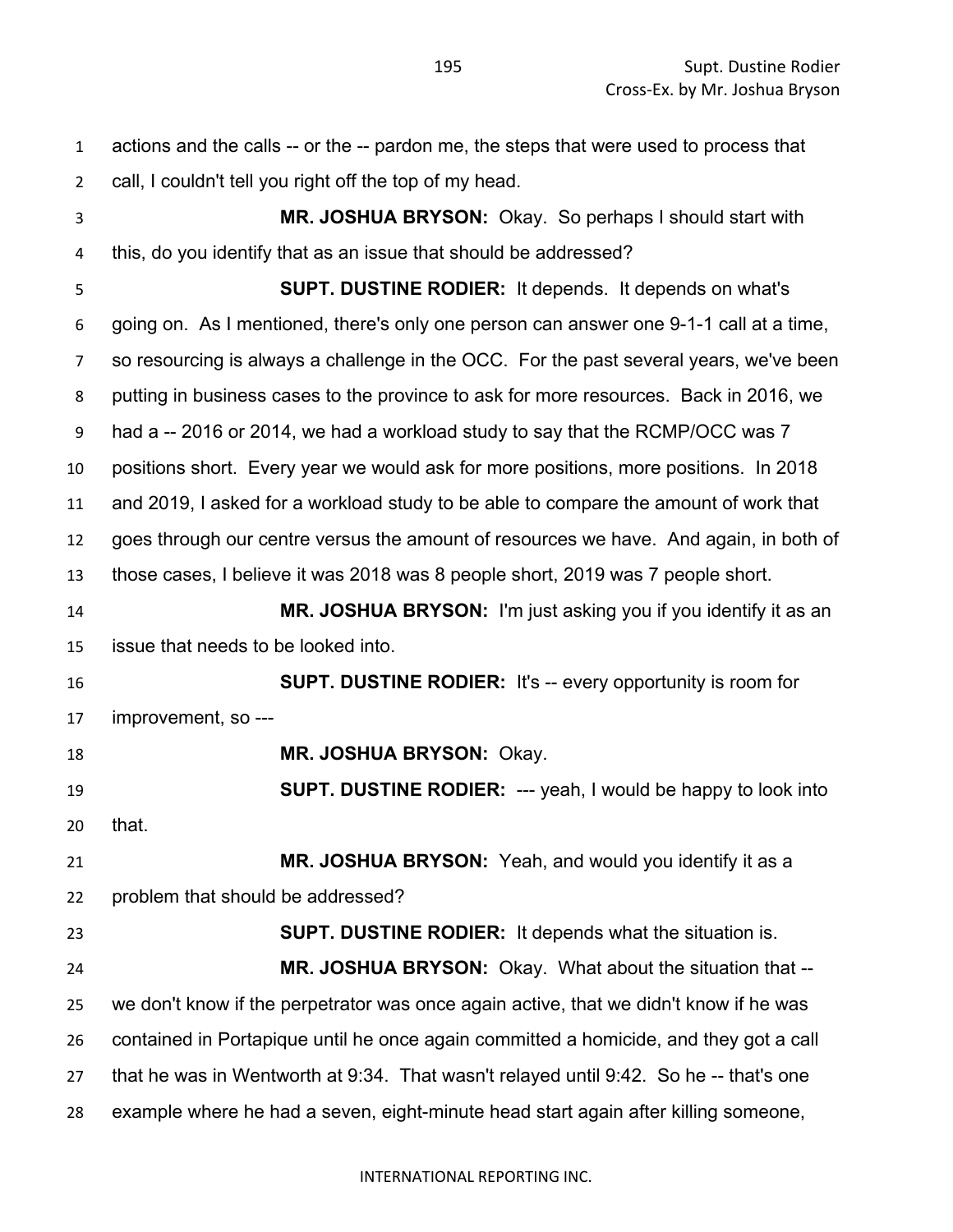actions and the calls -- or the -- pardon me, the steps that were used to process that call, I couldn't tell you right off the top of my head.

**MR. JOSHUA BRYSON:** Okay. So perhaps I should start with this, do you identify that as an issue that should be addressed?

**SUPT. DUSTINE RODIER:** It depends. It depends on what's going on. As I mentioned, there's only one person can answer one 9-1-1 call at a time, so resourcing is always a challenge in the OCC. For the past several years, we've been putting in business cases to the province to ask for more resources. Back in 2016, we had a -- 2016 or 2014, we had a workload study to say that the RCMP/OCC was 7 positions short. Every year we would ask for more positions, more positions. In 2018 and 2019, I asked for a workload study to be able to compare the amount of work that goes through our centre versus the amount of resources we have. And again, in both of those cases, I believe it was 2018 was 8 people short, 2019 was 7 people short.

**MR. JOSHUA BRYSON:** I'm just asking you if you identify it as an issue that needs to be looked into.

**SUPT. DUSTINE RODIER:** It's -- every opportunity is room for improvement, so ---

**MR. JOSHUA BRYSON:** Okay.

**SUPT. DUSTINE RODIER:** --- yeah, I would be happy to look into that.

**MR. JOSHUA BRYSON:** Yeah, and would you identify it as a problem that should be addressed?

**SUPT. DUSTINE RODIER:** It depends what the situation is.

**MR. JOSHUA BRYSON:** Okay. What about the situation that -- we don't know if the perpetrator was once again active, that we didn't know if he was contained in Portapique until he once again committed a homicide, and they got a call that he was in Wentworth at 9:34. That wasn't relayed until 9:42. So he -- that's one example where he had a seven, eight-minute head start again after killing someone,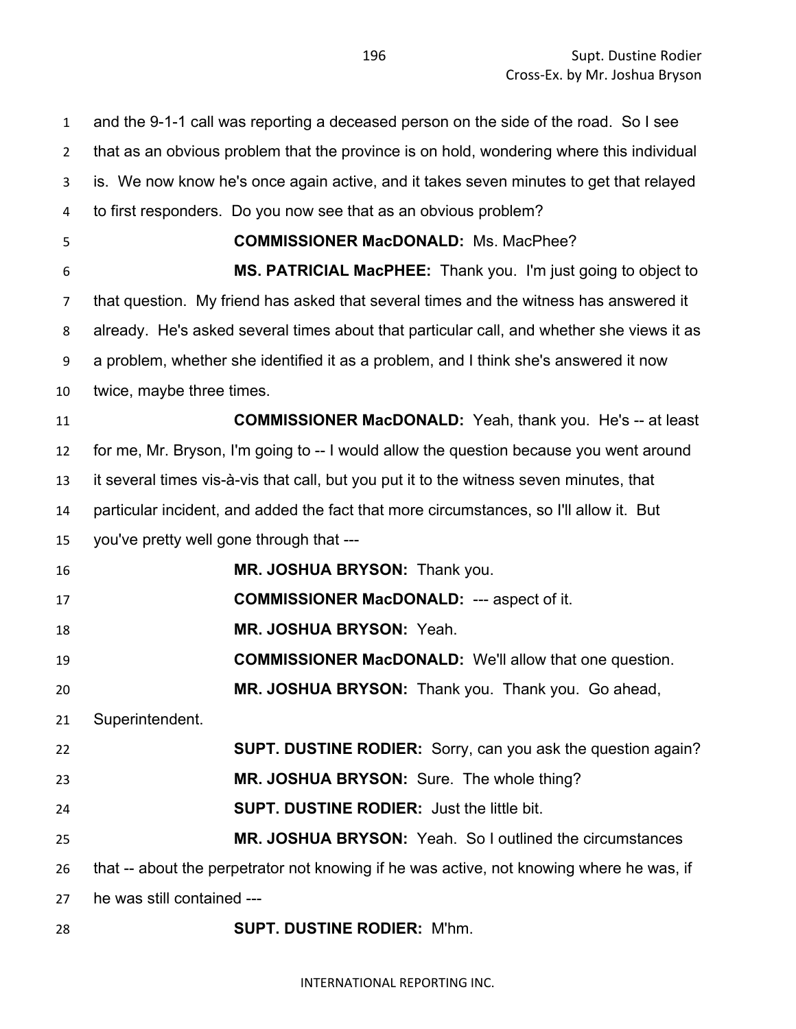and the 9-1-1 call was reporting a deceased person on the side of the road. So I see that as an obvious problem that the province is on hold, wondering where this individual is. We now know he's once again active, and it takes seven minutes to get that relayed to first responders. Do you now see that as an obvious problem?

**COMMISSIONER MacDONALD:** Ms. MacPhee?

**MS. PATRICIAL MacPHEE:** Thank you. I'm just going to object to that question. My friend has asked that several times and the witness has answered it already. He's asked several times about that particular call, and whether she views it as a problem, whether she identified it as a problem, and I think she's answered it now twice, maybe three times.

**COMMISSIONER MacDONALD:** Yeah, thank you. He's -- at least for me, Mr. Bryson, I'm going to -- I would allow the question because you went around it several times vis-à-vis that call, but you put it to the witness seven minutes, that particular incident, and added the fact that more circumstances, so I'll allow it. But you've pretty well gone through that ---

**MR. JOSHUA BRYSON:** Thank you.

**COMMISSIONER MacDONALD:** --- aspect of it.

**MR. JOSHUA BRYSON:** Yeah.

**COMMISSIONER MacDONALD:** We'll allow that one question.

**MR. JOSHUA BRYSON:** Thank you. Thank you. Go ahead, Superintendent.

**SUPT. DUSTINE RODIER:** Sorry, can you ask the question again?

**MR. JOSHUA BRYSON:** Sure. The whole thing?

**SUPT. DUSTINE RODIER:** Just the little bit.

**MR. JOSHUA BRYSON:** Yeah. So I outlined the circumstances that -- about the perpetrator not knowing if he was active, not knowing where he was, if he was still contained ---

**SUPT. DUSTINE RODIER:** M'hm.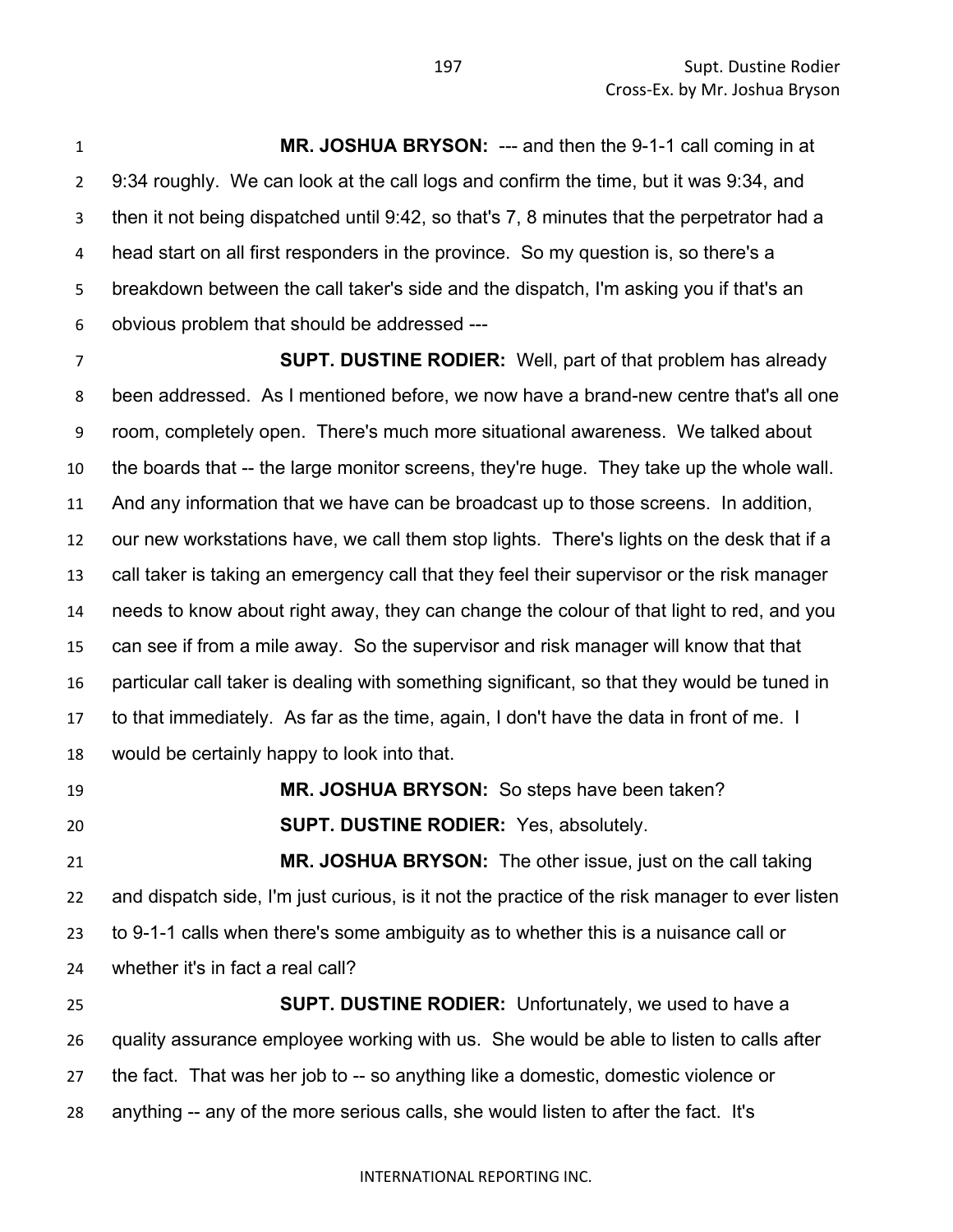**MR. JOSHUA BRYSON:** --- and then the 9-1-1 call coming in at 9:34 roughly. We can look at the call logs and confirm the time, but it was 9:34, and then it not being dispatched until 9:42, so that's 7, 8 minutes that the perpetrator had a head start on all first responders in the province. So my question is, so there's a breakdown between the call taker's side and the dispatch, I'm asking you if that's an obvious problem that should be addressed ---

**SUPT. DUSTINE RODIER:** Well, part of that problem has already been addressed. As I mentioned before, we now have a brand-new centre that's all one room, completely open. There's much more situational awareness. We talked about the boards that -- the large monitor screens, they're huge. They take up the whole wall. And any information that we have can be broadcast up to those screens. In addition, our new workstations have, we call them stop lights. There's lights on the desk that if a call taker is taking an emergency call that they feel their supervisor or the risk manager needs to know about right away, they can change the colour of that light to red, and you can see if from a mile away. So the supervisor and risk manager will know that that particular call taker is dealing with something significant, so that they would be tuned in to that immediately. As far as the time, again, I don't have the data in front of me. I would be certainly happy to look into that.

**MR. JOSHUA BRYSON:** So steps have been taken?

**SUPT. DUSTINE RODIER:** Yes, absolutely.

**MR. JOSHUA BRYSON:** The other issue, just on the call taking and dispatch side, I'm just curious, is it not the practice of the risk manager to ever listen to 9-1-1 calls when there's some ambiguity as to whether this is a nuisance call or whether it's in fact a real call?

**SUPT. DUSTINE RODIER:** Unfortunately, we used to have a quality assurance employee working with us. She would be able to listen to calls after the fact. That was her job to -- so anything like a domestic, domestic violence or anything -- any of the more serious calls, she would listen to after the fact. It's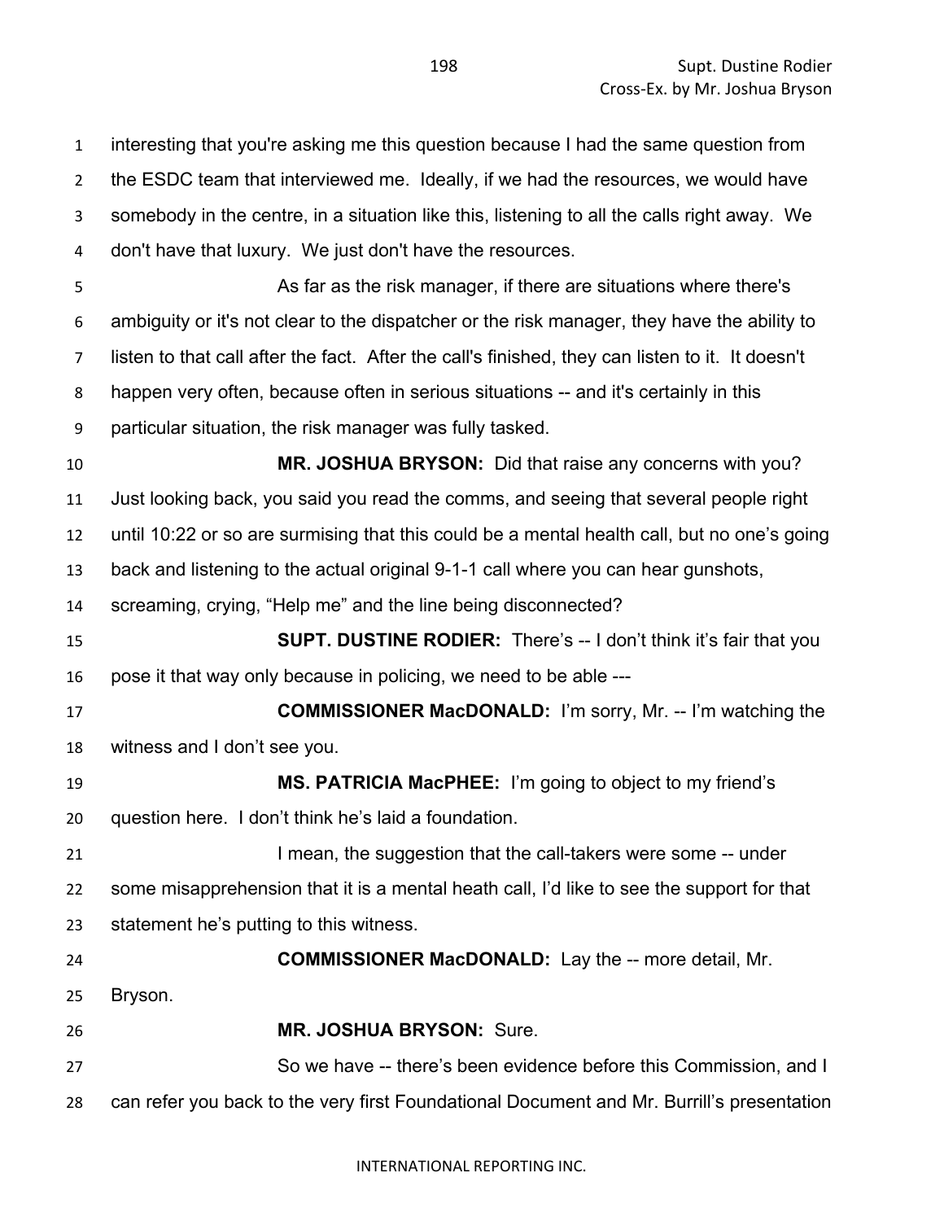interesting that you're asking me this question because I had the same question from the ESDC team that interviewed me. Ideally, if we had the resources, we would have somebody in the centre, in a situation like this, listening to all the calls right away. We don't have that luxury. We just don't have the resources.

As far as the risk manager, if there are situations where there's ambiguity or it's not clear to the dispatcher or the risk manager, they have the ability to listen to that call after the fact. After the call's finished, they can listen to it. It doesn't happen very often, because often in serious situations -- and it's certainly in this particular situation, the risk manager was fully tasked.

**MR. JOSHUA BRYSON:** Did that raise any concerns with you? Just looking back, you said you read the comms, and seeing that several people right until 10:22 or so are surmising that this could be a mental health call, but no one's going back and listening to the actual original 9-1-1 call where you can hear gunshots, screaming, crying, "Help me" and the line being disconnected?

**SUPT. DUSTINE RODIER:** There's -- I don't think it's fair that you pose it that way only because in policing, we need to be able ---

**COMMISSIONER MacDONALD:** I'm sorry, Mr. -- I'm watching the witness and I don't see you.

**MS. PATRICIA MacPHEE:** I'm going to object to my friend's question here. I don't think he's laid a foundation.

I mean, the suggestion that the call-takers were some -- under some misapprehension that it is a mental heath call, I'd like to see the support for that statement he's putting to this witness.

**COMMISSIONER MacDONALD:** Lay the -- more detail, Mr. Bryson.

**MR. JOSHUA BRYSON:** Sure.

So we have -- there's been evidence before this Commission, and I can refer you back to the very first Foundational Document and Mr. Burrill's presentation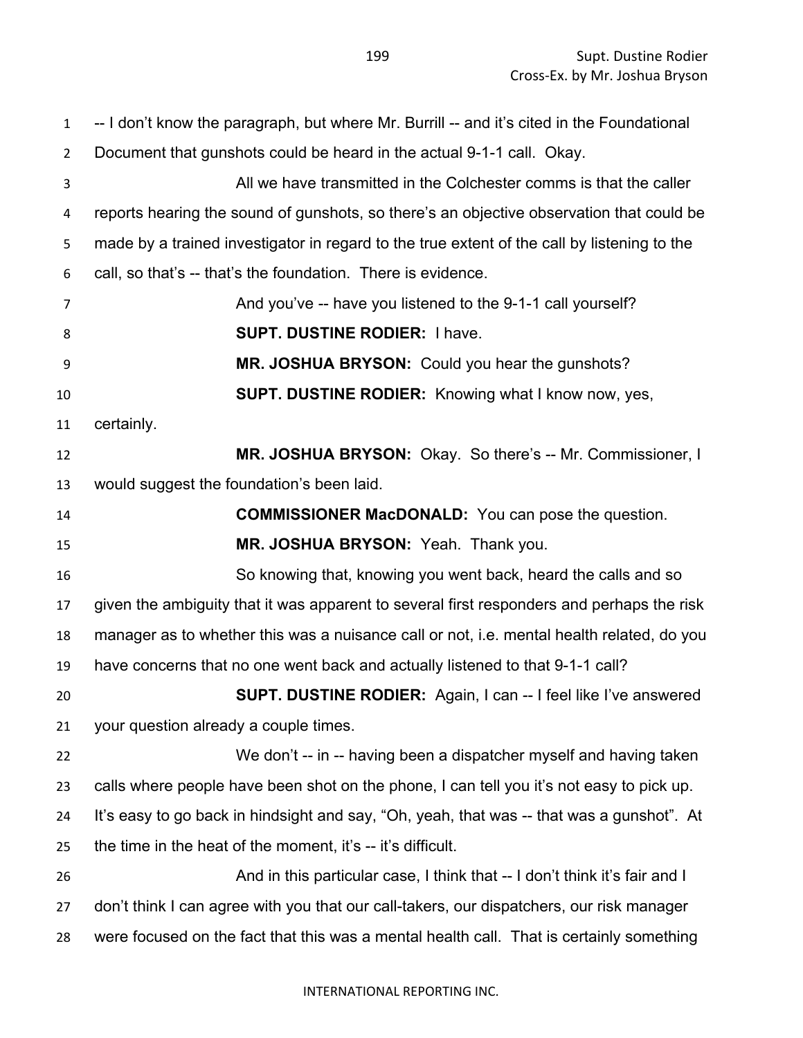-- I don't know the paragraph, but where Mr. Burrill -- and it's cited in the Foundational Document that gunshots could be heard in the actual 9-1-1 call. Okay.

All we have transmitted in the Colchester comms is that the caller reports hearing the sound of gunshots, so there's an objective observation that could be made by a trained investigator in regard to the true extent of the call by listening to the call, so that's -- that's the foundation. There is evidence.

And you've -- have you listened to the 9-1-1 call yourself?

**SUPT. DUSTINE RODIER:** I have.

**MR. JOSHUA BRYSON:** Could you hear the gunshots?

**SUPT. DUSTINE RODIER:** Knowing what I know now, yes, certainly.

**MR. JOSHUA BRYSON:** Okay. So there's -- Mr. Commissioner, I would suggest the foundation's been laid.

**COMMISSIONER MacDONALD:** You can pose the question.

**MR. JOSHUA BRYSON:** Yeah. Thank you.

So knowing that, knowing you went back, heard the calls and so given the ambiguity that it was apparent to several first responders and perhaps the risk manager as to whether this was a nuisance call or not, i.e. mental health related, do you have concerns that no one went back and actually listened to that 9-1-1 call?

**SUPT. DUSTINE RODIER:** Again, I can -- I feel like I've answered your question already a couple times.

We don't -- in -- having been a dispatcher myself and having taken calls where people have been shot on the phone, I can tell you it's not easy to pick up. It's easy to go back in hindsight and say, "Oh, yeah, that was -- that was a gunshot". At the time in the heat of the moment, it's -- it's difficult.

And in this particular case, I think that -- I don't think it's fair and I don't think I can agree with you that our call-takers, our dispatchers, our risk manager were focused on the fact that this was a mental health call. That is certainly something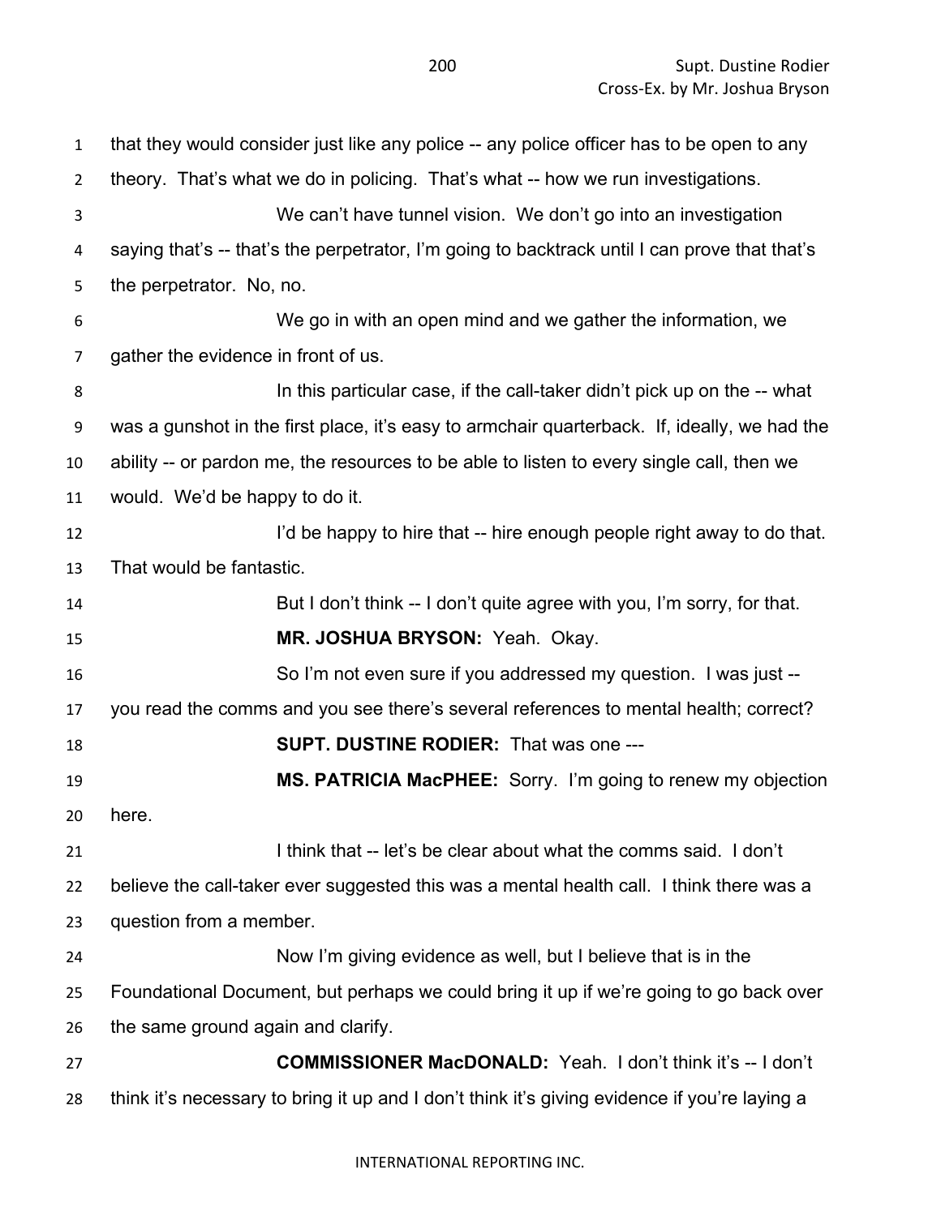that they would consider just like any police -- any police officer has to be open to any theory. That's what we do in policing. That's what -- how we run investigations.

We can't have tunnel vision. We don't go into an investigation saying that's -- that's the perpetrator, I'm going to backtrack until I can prove that that's the perpetrator. No, no.

We go in with an open mind and we gather the information, we gather the evidence in front of us.

In this particular case, if the call-taker didn't pick up on the -- what was a gunshot in the first place, it's easy to armchair quarterback. If, ideally, we had the ability -- or pardon me, the resources to be able to listen to every single call, then we would. We'd be happy to do it.

I'd be happy to hire that -- hire enough people right away to do that. That would be fantastic.

But I don't think -- I don't quite agree with you, I'm sorry, for that.

**MR. JOSHUA BRYSON:** Yeah. Okay.

So I'm not even sure if you addressed my question. I was just -- you read the comms and you see there's several references to mental health; correct?

**SUPT. DUSTINE RODIER:** That was one ---

**MS. PATRICIA MacPHEE:** Sorry. I'm going to renew my objection here.

I think that -- let's be clear about what the comms said. I don't believe the call-taker ever suggested this was a mental health call. I think there was a question from a member.

Now I'm giving evidence as well, but I believe that is in the Foundational Document, but perhaps we could bring it up if we're going to go back over the same ground again and clarify.

**COMMISSIONER MacDONALD:** Yeah. I don't think it's -- I don't think it's necessary to bring it up and I don't think it's giving evidence if you're laying a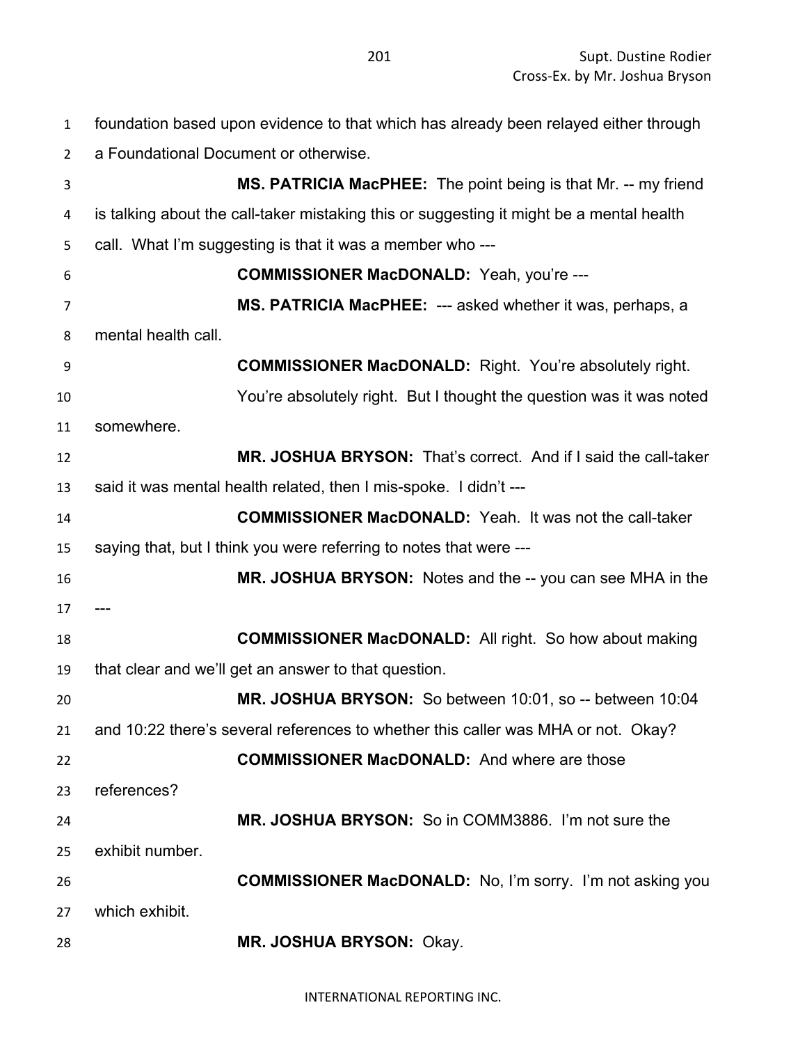foundation based upon evidence to that which has already been relayed either through a Foundational Document or otherwise.

**MS. PATRICIA MacPHEE:** The point being is that Mr. -- my friend is talking about the call-taker mistaking this or suggesting it might be a mental health call. What I'm suggesting is that it was a member who ---

**COMMISSIONER MacDONALD:** Yeah, you're ---

**MS. PATRICIA MacPHEE:** --- asked whether it was, perhaps, a mental health call.

**COMMISSIONER MacDONALD:** Right. You're absolutely right. You're absolutely right. But I thought the question was it was noted somewhere.

**MR. JOSHUA BRYSON:** That's correct. And if I said the call-taker said it was mental health related, then I mis-spoke. I didn't ---

**COMMISSIONER MacDONALD:** Yeah. It was not the call-taker saying that, but I think you were referring to notes that were ---

**MR. JOSHUA BRYSON:** Notes and the -- you can see MHA in the ---

**COMMISSIONER MacDONALD:** All right. So how about making that clear and we'll get an answer to that question.

**MR. JOSHUA BRYSON:** So between 10:01, so -- between 10:04 and 10:22 there's several references to whether this caller was MHA or not. Okay?

**COMMISSIONER MacDONALD:** And where are those references?

**MR. JOSHUA BRYSON:** So in COMM3886. I'm not sure the exhibit number.

**COMMISSIONER MacDONALD:** No, I'm sorry. I'm not asking you which exhibit.

**MR. JOSHUA BRYSON:** Okay.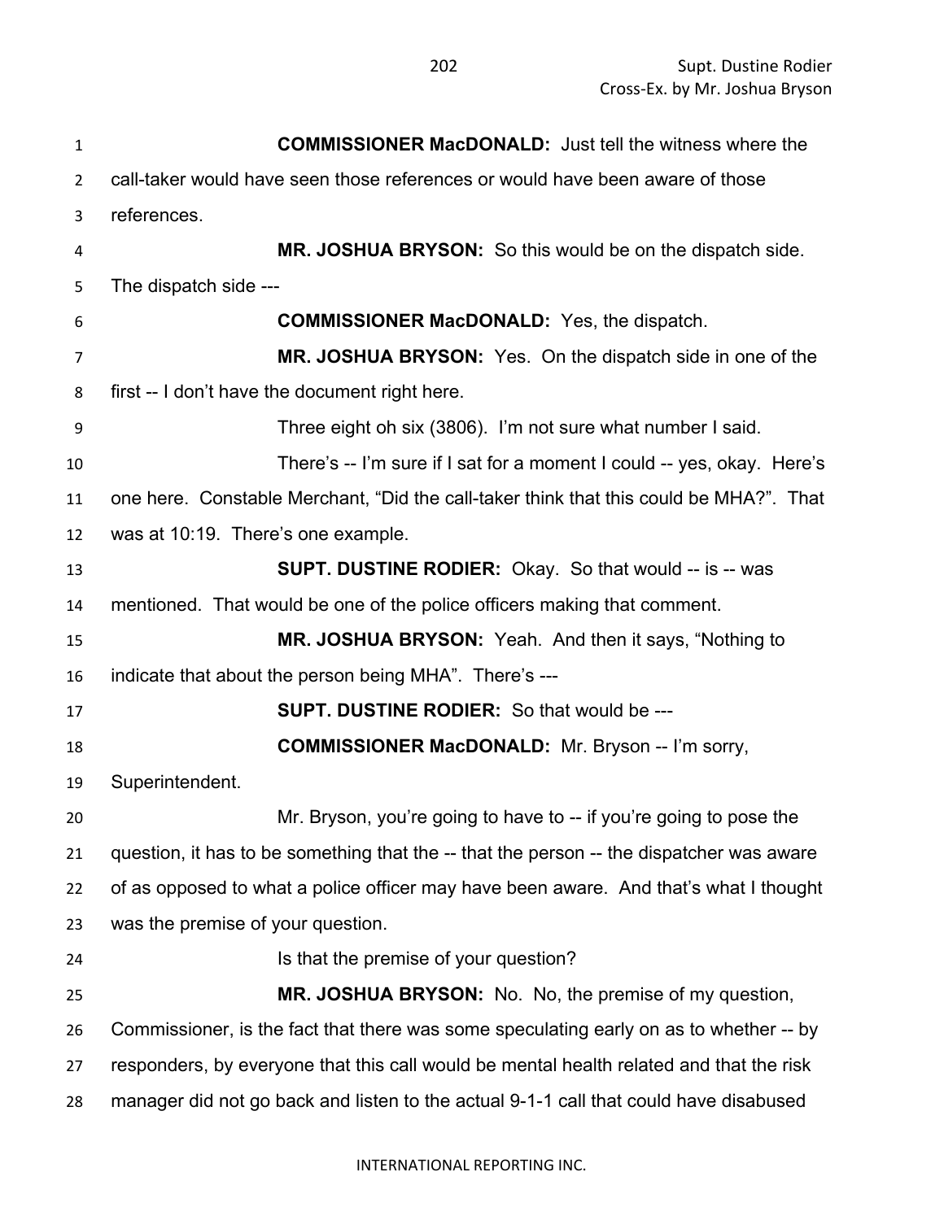**COMMISSIONER MacDONALD:** Just tell the witness where the call-taker would have seen those references or would have been aware of those references.

**MR. JOSHUA BRYSON:** So this would be on the dispatch side. The dispatch side ---

**COMMISSIONER MacDONALD:** Yes, the dispatch.

**MR. JOSHUA BRYSON:** Yes. On the dispatch side in one of the first -- I don't have the document right here.

Three eight oh six (3806). I'm not sure what number I said.

There's -- I'm sure if I sat for a moment I could -- yes, okay. Here's one here. Constable Merchant, "Did the call-taker think that this could be MHA?". That was at 10:19. There's one example.

**SUPT. DUSTINE RODIER:** Okay. So that would -- is -- was mentioned. That would be one of the police officers making that comment.

**MR. JOSHUA BRYSON:** Yeah. And then it says, "Nothing to indicate that about the person being MHA". There's ---

**SUPT. DUSTINE RODIER:** So that would be ---

**COMMISSIONER MacDONALD:** Mr. Bryson -- I'm sorry, Superintendent.

Mr. Bryson, you're going to have to -- if you're going to pose the question, it has to be something that the -- that the person -- the dispatcher was aware of as opposed to what a police officer may have been aware. And that's what I thought was the premise of your question.

Is that the premise of your question?

**MR. JOSHUA BRYSON:** No. No, the premise of my question, Commissioner, is the fact that there was some speculating early on as to whether -- by responders, by everyone that this call would be mental health related and that the risk manager did not go back and listen to the actual 9-1-1 call that could have disabused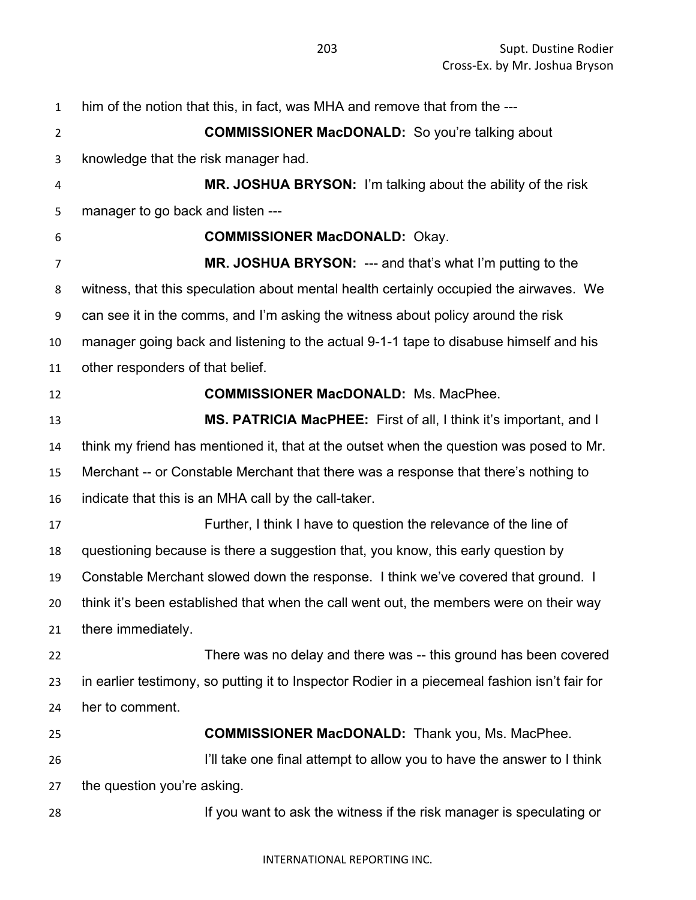him of the notion that this, in fact, was MHA and remove that from the ---

**COMMISSIONER MacDONALD:** So you're talking about knowledge that the risk manager had.

**MR. JOSHUA BRYSON:** I'm talking about the ability of the risk manager to go back and listen ---

**COMMISSIONER MacDONALD:** Okay.

**MR. JOSHUA BRYSON:** --- and that's what I'm putting to the witness, that this speculation about mental health certainly occupied the airwaves. We can see it in the comms, and I'm asking the witness about policy around the risk manager going back and listening to the actual 9-1-1 tape to disabuse himself and his other responders of that belief.

**COMMISSIONER MacDONALD:** Ms. MacPhee.

**MS. PATRICIA MacPHEE:** First of all, I think it's important, and I think my friend has mentioned it, that at the outset when the question was posed to Mr. Merchant -- or Constable Merchant that there was a response that there's nothing to indicate that this is an MHA call by the call-taker.

Further, I think I have to question the relevance of the line of questioning because is there a suggestion that, you know, this early question by Constable Merchant slowed down the response. I think we've covered that ground. I think it's been established that when the call went out, the members were on their way there immediately.

There was no delay and there was -- this ground has been covered in earlier testimony, so putting it to Inspector Rodier in a piecemeal fashion isn't fair for her to comment.

**COMMISSIONER MacDONALD:** Thank you, Ms. MacPhee.

I'll take one final attempt to allow you to have the answer to I think the question you're asking.

If you want to ask the witness if the risk manager is speculating or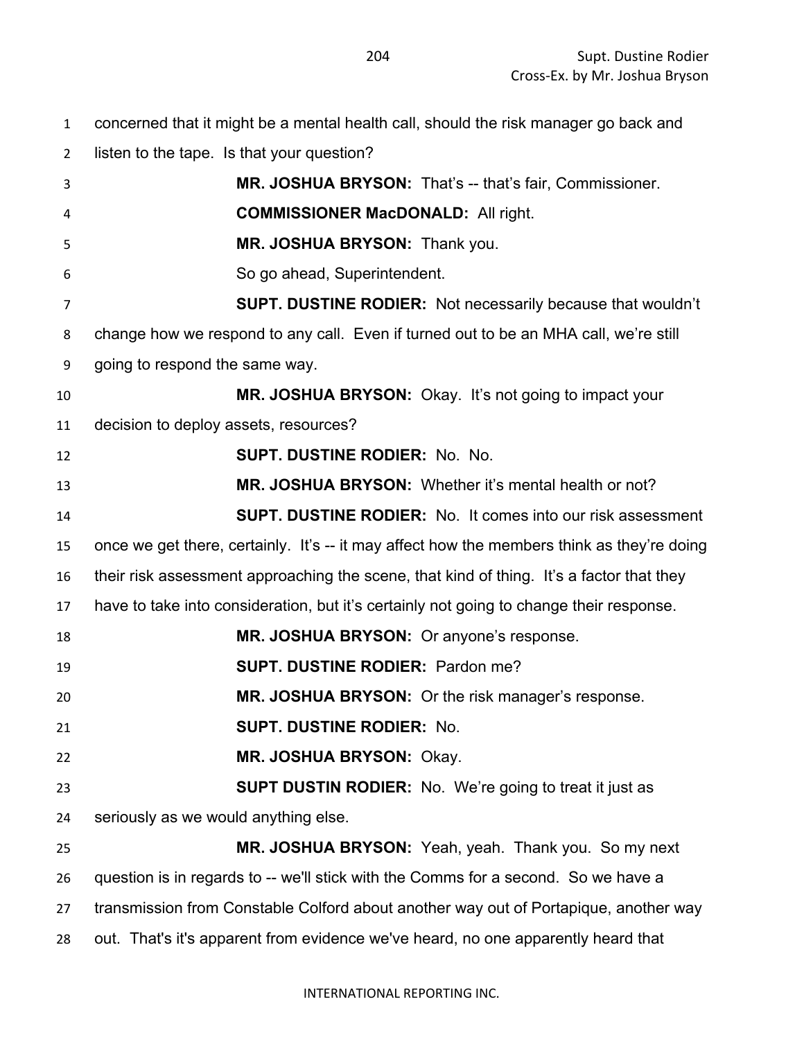concerned that it might be a mental health call, should the risk manager go back and listen to the tape. Is that your question?

**MR. JOSHUA BRYSON:** That's -- that's fair, Commissioner.

**COMMISSIONER MacDONALD:** All right.

**MR. JOSHUA BRYSON:** Thank you.

So go ahead, Superintendent.

**SUPT. DUSTINE RODIER:** Not necessarily because that wouldn't change how we respond to any call. Even if turned out to be an MHA call, we're still going to respond the same way.

**MR. JOSHUA BRYSON:** Okay. It's not going to impact your decision to deploy assets, resources?

**SUPT. DUSTINE RODIER:** No. No.

**MR. JOSHUA BRYSON:** Whether it's mental health or not?

**SUPT. DUSTINE RODIER:** No. It comes into our risk assessment once we get there, certainly. It's -- it may affect how the members think as they're doing their risk assessment approaching the scene, that kind of thing. It's a factor that they have to take into consideration, but it's certainly not going to change their response.

**MR. JOSHUA BRYSON:** Or anyone's response.

**SUPT. DUSTINE RODIER:** Pardon me?

**MR. JOSHUA BRYSON:** Or the risk manager's response.

**SUPT. DUSTINE RODIER:** No.

**MR. JOSHUA BRYSON:** Okay.

**SUPT DUSTIN RODIER:** No. We're going to treat it just as seriously as we would anything else.

**MR. JOSHUA BRYSON:** Yeah, yeah. Thank you. So my next question is in regards to -- we'll stick with the Comms for a second. So we have a transmission from Constable Colford about another way out of Portapique, another way out. That's it's apparent from evidence we've heard, no one apparently heard that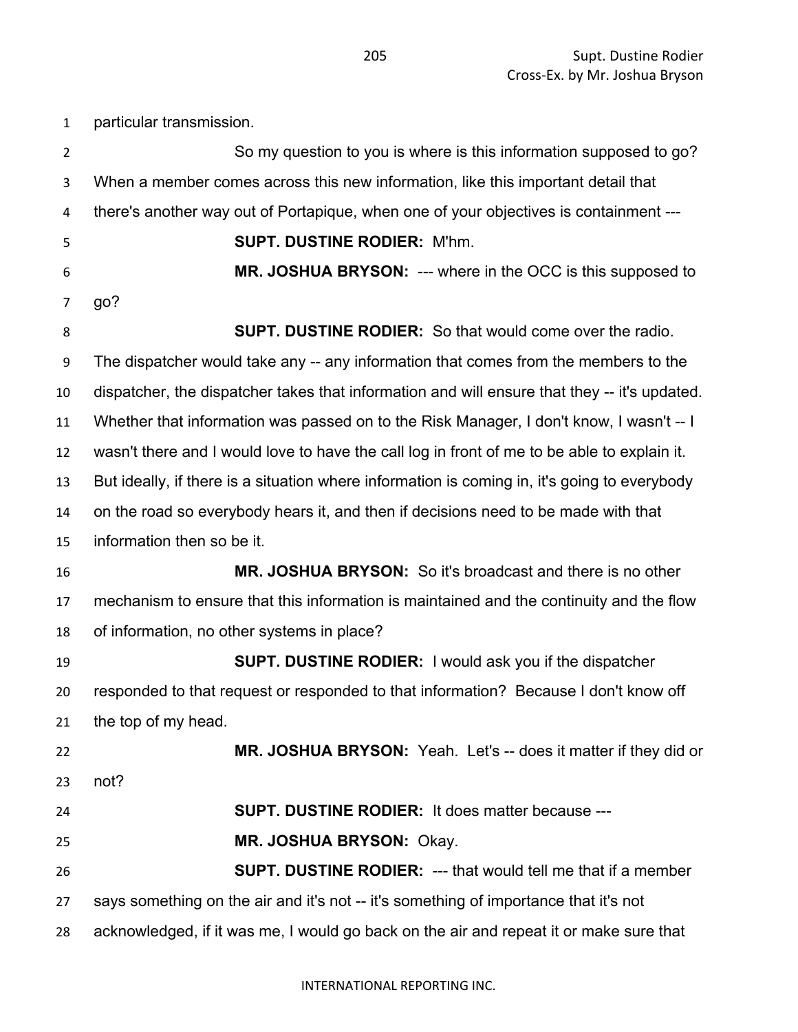particular transmission.

So my question to you is where is this information supposed to go? When a member comes across this new information, like this important detail that there's another way out of Portapique, when one of your objectives is containment ---

**SUPT. DUSTINE RODIER:** M'hm.

**MR. JOSHUA BRYSON:** --- where in the OCC is this supposed to go?

**SUPT. DUSTINE RODIER:** So that would come over the radio. The dispatcher would take any -- any information that comes from the members to the dispatcher, the dispatcher takes that information and will ensure that they -- it's updated. Whether that information was passed on to the Risk Manager, I don't know, I wasn't -- I wasn't there and I would love to have the call log in front of me to be able to explain it. But ideally, if there is a situation where information is coming in, it's going to everybody on the road so everybody hears it, and then if decisions need to be made with that information then so be it.

**MR. JOSHUA BRYSON:** So it's broadcast and there is no other mechanism to ensure that this information is maintained and the continuity and the flow of information, no other systems in place?

**SUPT. DUSTINE RODIER:** I would ask you if the dispatcher responded to that request or responded to that information? Because I don't know off the top of my head.

**MR. JOSHUA BRYSON:** Yeah. Let's -- does it matter if they did or not?

**SUPT. DUSTINE RODIER:** It does matter because ---

**MR. JOSHUA BRYSON:** Okay.

**SUPT. DUSTINE RODIER:** --- that would tell me that if a member says something on the air and it's not -- it's something of importance that it's not acknowledged, if it was me, I would go back on the air and repeat it or make sure that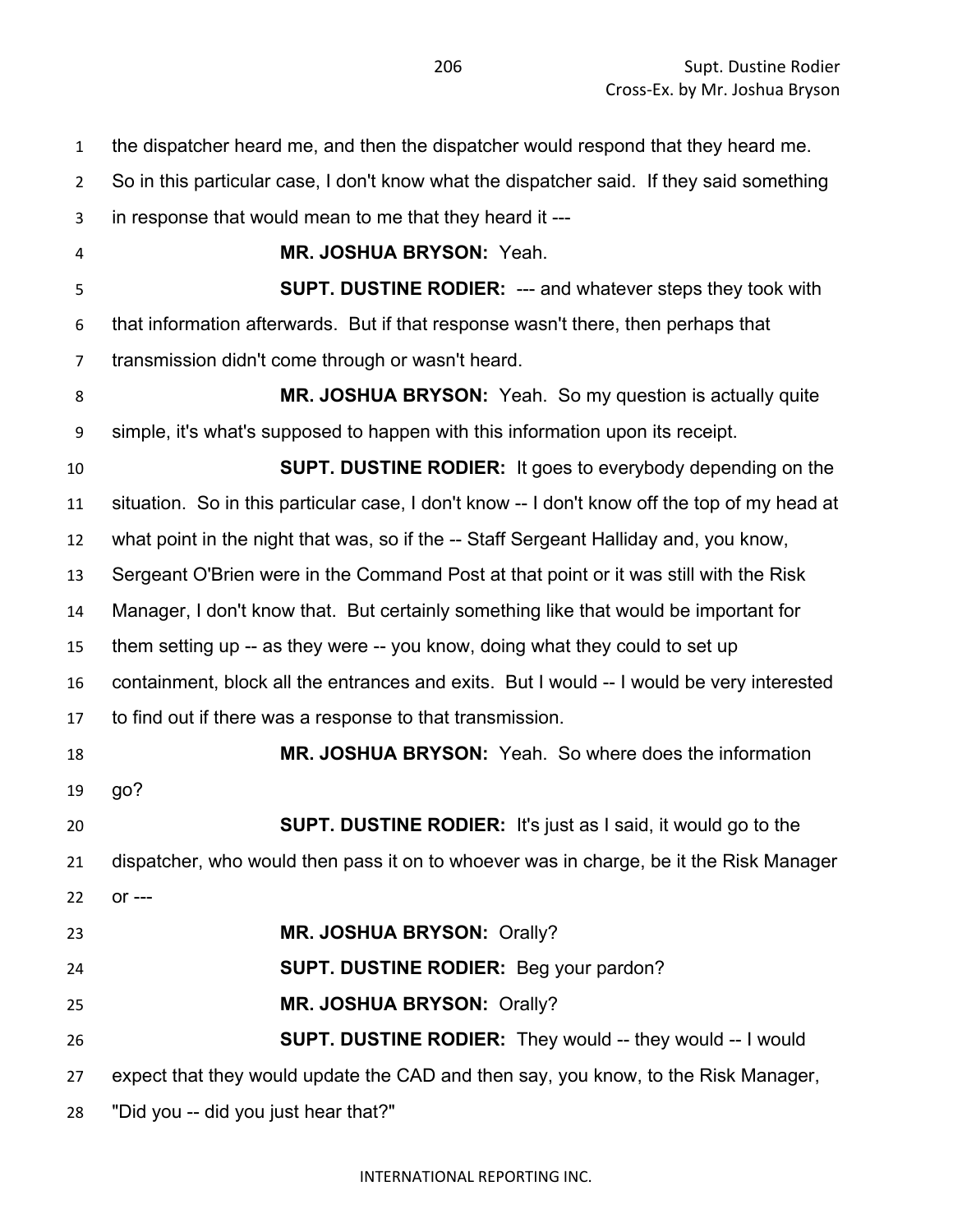the dispatcher heard me, and then the dispatcher would respond that they heard me. So in this particular case, I don't know what the dispatcher said. If they said something in response that would mean to me that they heard it ---

**MR. JOSHUA BRYSON:** Yeah.

**SUPT. DUSTINE RODIER:** --- and whatever steps they took with that information afterwards. But if that response wasn't there, then perhaps that transmission didn't come through or wasn't heard.

**MR. JOSHUA BRYSON:** Yeah. So my question is actually quite simple, it's what's supposed to happen with this information upon its receipt.

**SUPT. DUSTINE RODIER:** It goes to everybody depending on the situation. So in this particular case, I don't know -- I don't know off the top of my head at what point in the night that was, so if the -- Staff Sergeant Halliday and, you know, Sergeant O'Brien were in the Command Post at that point or it was still with the Risk Manager, I don't know that. But certainly something like that would be important for them setting up -- as they were -- you know, doing what they could to set up containment, block all the entrances and exits. But I would -- I would be very interested to find out if there was a response to that transmission.

**MR. JOSHUA BRYSON:** Yeah. So where does the information go?

**SUPT. DUSTINE RODIER:** It's just as I said, it would go to the dispatcher, who would then pass it on to whoever was in charge, be it the Risk Manager or ---

**MR. JOSHUA BRYSON:** Orally?

**SUPT. DUSTINE RODIER:** Beg your pardon?

**MR. JOSHUA BRYSON:** Orally?

**SUPT. DUSTINE RODIER:** They would -- they would -- I would expect that they would update the CAD and then say, you know, to the Risk Manager, "Did you -- did you just hear that?"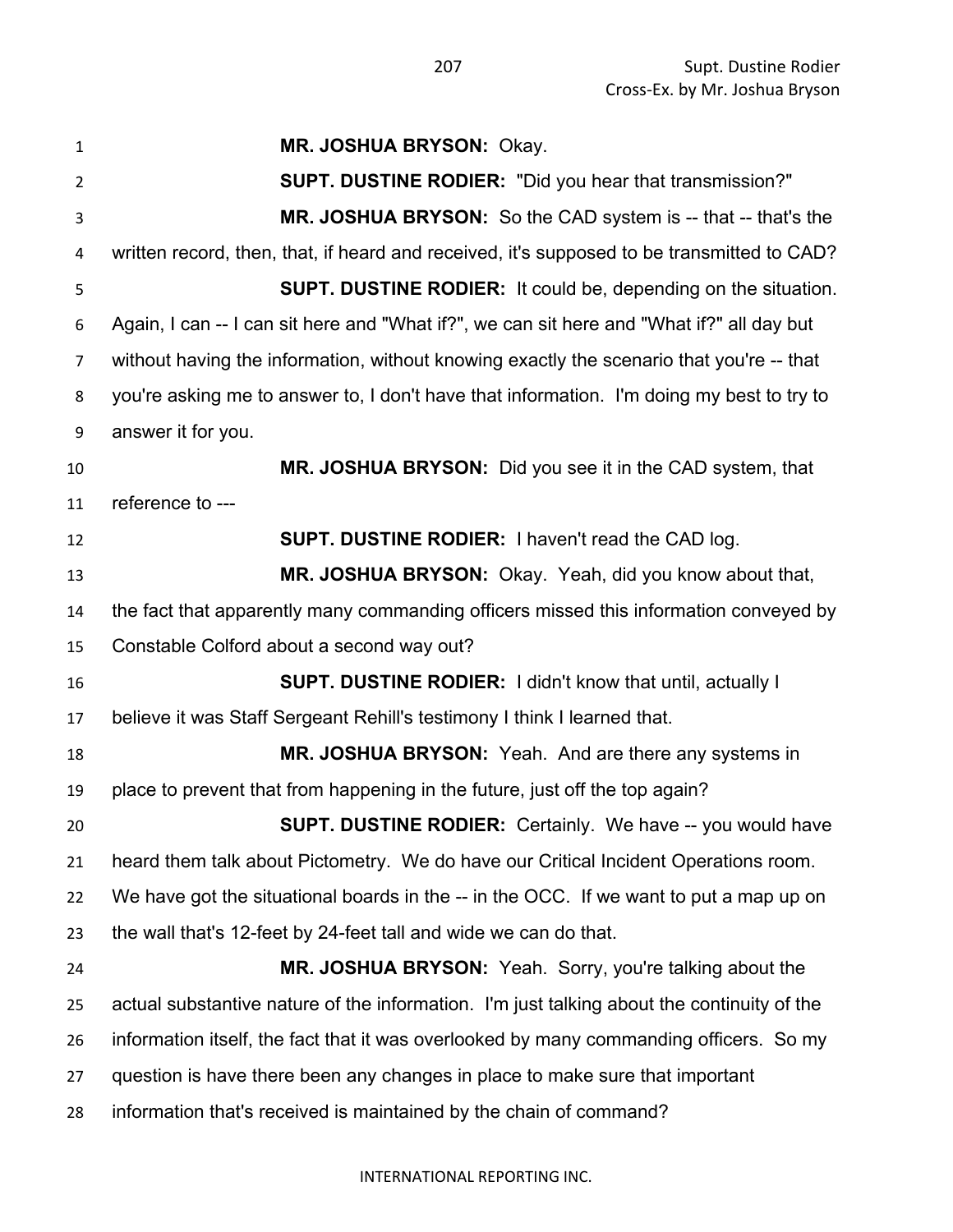**MR. JOSHUA BRYSON:** Okay.

**SUPT. DUSTINE RODIER:** "Did you hear that transmission?"

**MR. JOSHUA BRYSON:** So the CAD system is -- that -- that's the written record, then, that, if heard and received, it's supposed to be transmitted to CAD?

**SUPT. DUSTINE RODIER:** It could be, depending on the situation. Again, I can -- I can sit here and "What if?", we can sit here and "What if?" all day but without having the information, without knowing exactly the scenario that you're -- that you're asking me to answer to, I don't have that information. I'm doing my best to try to answer it for you.

**MR. JOSHUA BRYSON:** Did you see it in the CAD system, that reference to ---

**SUPT. DUSTINE RODIER:** I haven't read the CAD log.

**MR. JOSHUA BRYSON:** Okay. Yeah, did you know about that, the fact that apparently many commanding officers missed this information conveyed by Constable Colford about a second way out?

**SUPT. DUSTINE RODIER:** I didn't know that until, actually I believe it was Staff Sergeant Rehill's testimony I think I learned that.

**MR. JOSHUA BRYSON:** Yeah. And are there any systems in place to prevent that from happening in the future, just off the top again?

**SUPT. DUSTINE RODIER:** Certainly. We have -- you would have heard them talk about Pictometry. We do have our Critical Incident Operations room. We have got the situational boards in the -- in the OCC. If we want to put a map up on the wall that's 12-feet by 24-feet tall and wide we can do that.

**MR. JOSHUA BRYSON:** Yeah. Sorry, you're talking about the actual substantive nature of the information. I'm just talking about the continuity of the information itself, the fact that it was overlooked by many commanding officers. So my question is have there been any changes in place to make sure that important information that's received is maintained by the chain of command?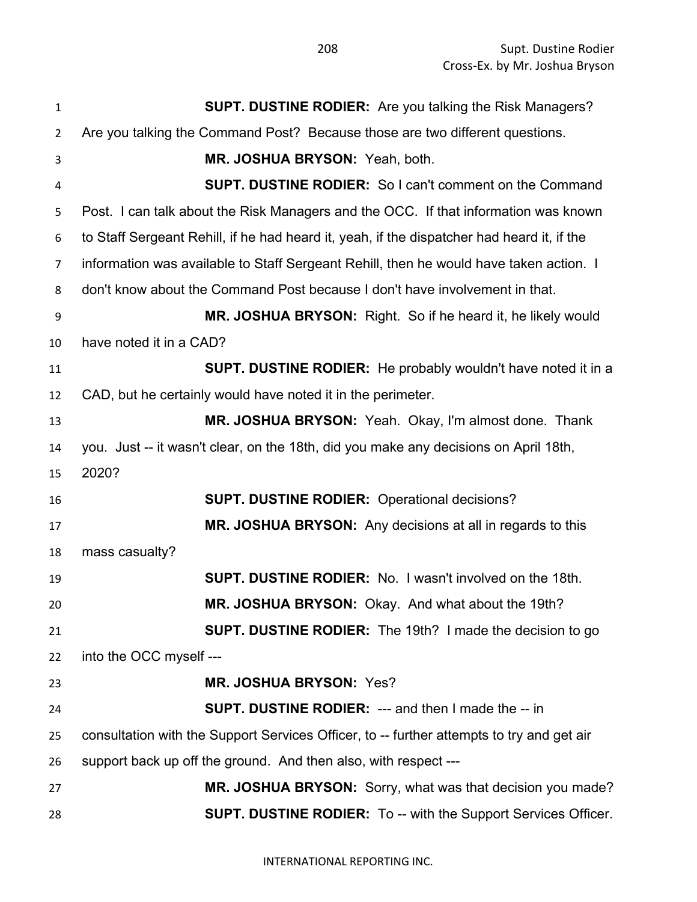**SUPT. DUSTINE RODIER:** Are you talking the Risk Managers? Are you talking the Command Post? Because those are two different questions.

**MR. JOSHUA BRYSON:** Yeah, both.

**SUPT. DUSTINE RODIER:** So I can't comment on the Command Post. I can talk about the Risk Managers and the OCC. If that information was known to Staff Sergeant Rehill, if he had heard it, yeah, if the dispatcher had heard it, if the information was available to Staff Sergeant Rehill, then he would have taken action. I don't know about the Command Post because I don't have involvement in that.

**MR. JOSHUA BRYSON:** Right. So if he heard it, he likely would have noted it in a CAD?

**SUPT. DUSTINE RODIER:** He probably wouldn't have noted it in a CAD, but he certainly would have noted it in the perimeter.

**MR. JOSHUA BRYSON:** Yeah. Okay, I'm almost done. Thank you. Just -- it wasn't clear, on the 18th, did you make any decisions on April 18th, 2020?

**SUPT. DUSTINE RODIER:** Operational decisions?

**MR. JOSHUA BRYSON:** Any decisions at all in regards to this mass casualty?

**SUPT. DUSTINE RODIER:** No. I wasn't involved on the 18th.

**MR. JOSHUA BRYSON:** Okay. And what about the 19th?

**SUPT. DUSTINE RODIER:** The 19th? I made the decision to go into the OCC myself ---

**MR. JOSHUA BRYSON:** Yes?

**SUPT. DUSTINE RODIER:** --- and then I made the -- in consultation with the Support Services Officer, to -- further attempts to try and get air support back up off the ground. And then also, with respect ---

**MR. JOSHUA BRYSON:** Sorry, what was that decision you made?

**SUPT. DUSTINE RODIER:** To -- with the Support Services Officer.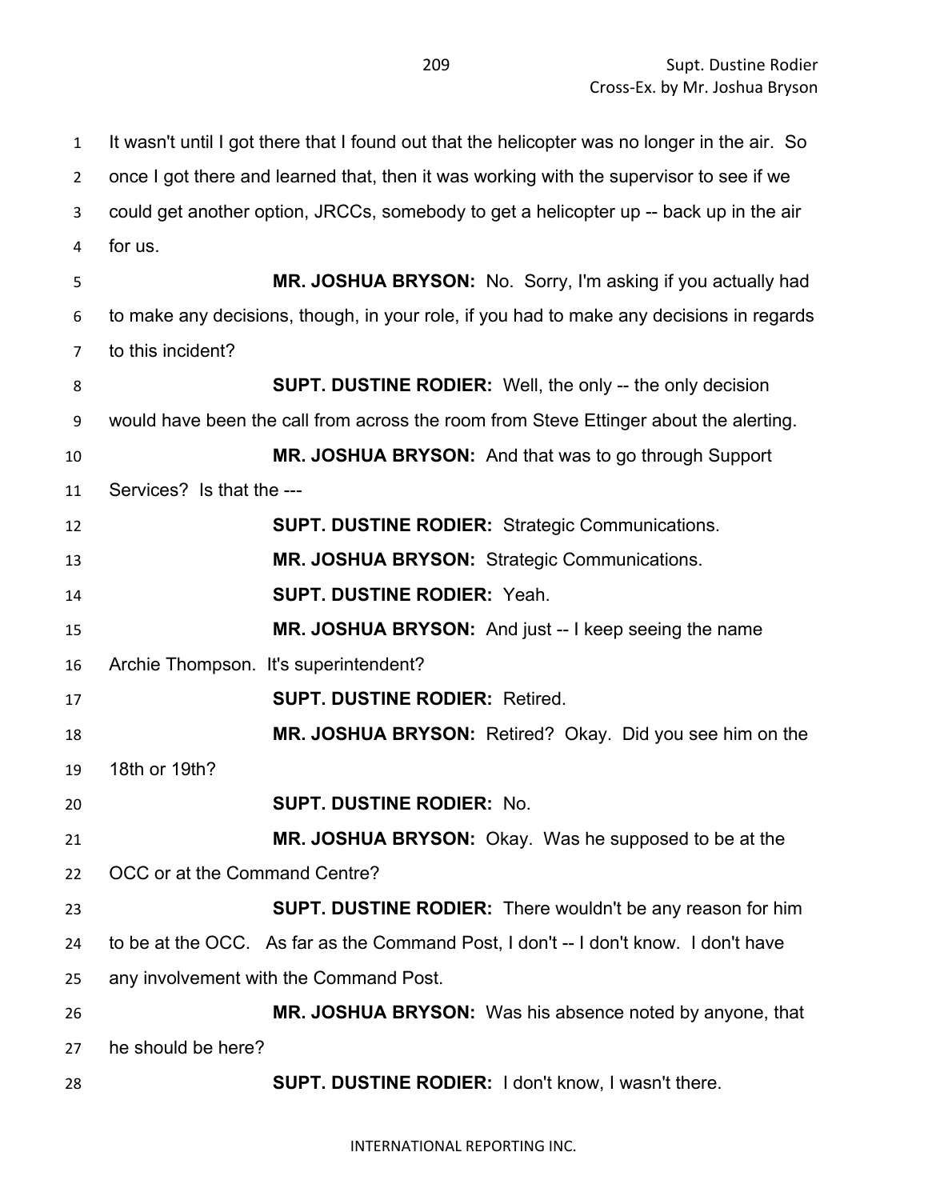It wasn't until I got there that I found out that the helicopter was no longer in the air. So once I got there and learned that, then it was working with the supervisor to see if we could get another option, JRCCs, somebody to get a helicopter up -- back up in the air for us.

**MR. JOSHUA BRYSON:** No. Sorry, I'm asking if you actually had to make any decisions, though, in your role, if you had to make any decisions in regards to this incident?

**SUPT. DUSTINE RODIER:** Well, the only -- the only decision would have been the call from across the room from Steve Ettinger about the alerting.

**MR. JOSHUA BRYSON:** And that was to go through Support Services? Is that the ---

**SUPT. DUSTINE RODIER:** Strategic Communications.

**MR. JOSHUA BRYSON:** Strategic Communications.

**SUPT. DUSTINE RODIER:** Yeah.

**MR. JOSHUA BRYSON:** And just -- I keep seeing the name Archie Thompson. It's superintendent?

**SUPT. DUSTINE RODIER:** Retired.

**MR. JOSHUA BRYSON:** Retired? Okay. Did you see him on the 18th or 19th?

**SUPT. DUSTINE RODIER:** No.

**MR. JOSHUA BRYSON:** Okay. Was he supposed to be at the OCC or at the Command Centre?

**SUPT. DUSTINE RODIER:** There wouldn't be any reason for him to be at the OCC. As far as the Command Post, I don't -- I don't know. I don't have any involvement with the Command Post.

**MR. JOSHUA BRYSON:** Was his absence noted by anyone, that he should be here?

**SUPT. DUSTINE RODIER:** I don't know, I wasn't there.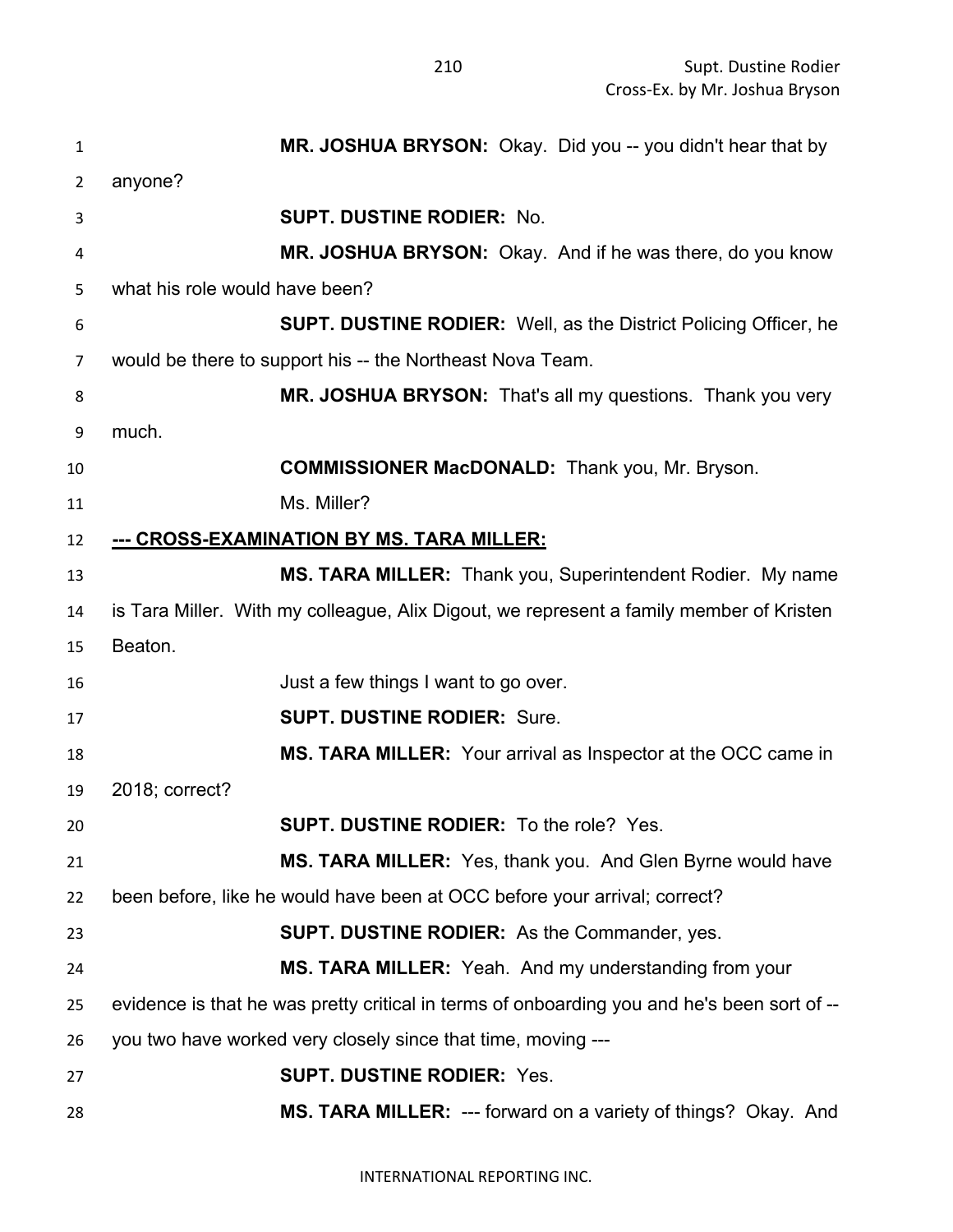**MR. JOSHUA BRYSON:** Okay. Did you -- you didn't hear that by anyone?

**SUPT. DUSTINE RODIER:** No.

**MR. JOSHUA BRYSON:** Okay. And if he was there, do you know what his role would have been?

**SUPT. DUSTINE RODIER:** Well, as the District Policing Officer, he would be there to support his -- the Northeast Nova Team.

**MR. JOSHUA BRYSON:** That's all my questions. Thank you very much.

**COMMISSIONER MacDONALD:** Thank you, Mr. Bryson.

Ms. Miller?

**--- CROSS-EXAMINATION BY MS. TARA MILLER:**

**MS. TARA MILLER:** Thank you, Superintendent Rodier. My name is Tara Miller. With my colleague, Alix Digout, we represent a family member of Kristen Beaton.

Just a few things I want to go over.

**SUPT. DUSTINE RODIER:** Sure.

**MS. TARA MILLER:** Your arrival as Inspector at the OCC came in 2018; correct?

**SUPT. DUSTINE RODIER:** To the role? Yes.

**MS. TARA MILLER:** Yes, thank you. And Glen Byrne would have been before, like he would have been at OCC before your arrival; correct?

**SUPT. DUSTINE RODIER:** As the Commander, yes.

**MS. TARA MILLER:** Yeah. And my understanding from your evidence is that he was pretty critical in terms of onboarding you and he's been sort of -- you two have worked very closely since that time, moving ---

**SUPT. DUSTINE RODIER:** Yes.

**MS. TARA MILLER:** --- forward on a variety of things? Okay. And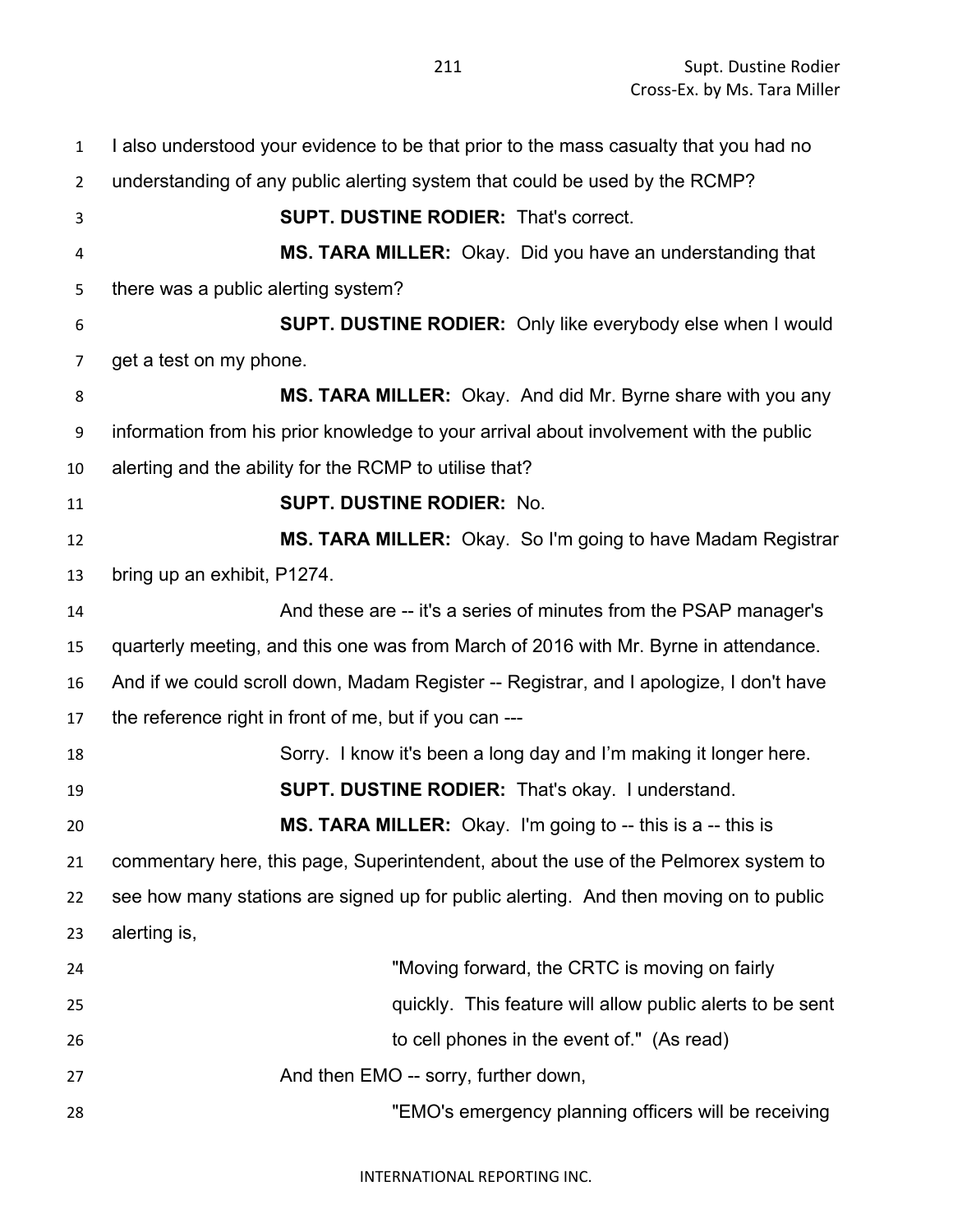I also understood your evidence to be that prior to the mass casualty that you had no understanding of any public alerting system that could be used by the RCMP?

**SUPT. DUSTINE RODIER:** That's correct.

**MS. TARA MILLER:** Okay. Did you have an understanding that there was a public alerting system?

**SUPT. DUSTINE RODIER:** Only like everybody else when I would get a test on my phone.

**MS. TARA MILLER:** Okay. And did Mr. Byrne share with you any information from his prior knowledge to your arrival about involvement with the public alerting and the ability for the RCMP to utilise that?

**SUPT. DUSTINE RODIER:** No.

**MS. TARA MILLER:** Okay. So I'm going to have Madam Registrar bring up an exhibit, P1274.

And these are -- it's a series of minutes from the PSAP manager's quarterly meeting, and this one was from March of 2016 with Mr. Byrne in attendance. And if we could scroll down, Madam Register -- Registrar, and I apologize, I don't have the reference right in front of me, but if you can ---

Sorry. I know it's been a long day and I'm making it longer here.

**SUPT. DUSTINE RODIER:** That's okay. I understand.

**MS. TARA MILLER:** Okay. I'm going to -- this is a -- this is commentary here, this page, Superintendent, about the use of the Pelmorex system to see how many stations are signed up for public alerting. And then moving on to public alerting is,

> "Moving forward, the CRTC is moving on fairly quickly. This feature will allow public alerts to be sent to cell phones in the event of." (As read)

And then EMO -- sorry, further down,

> "EMO's emergency planning officers will be receiving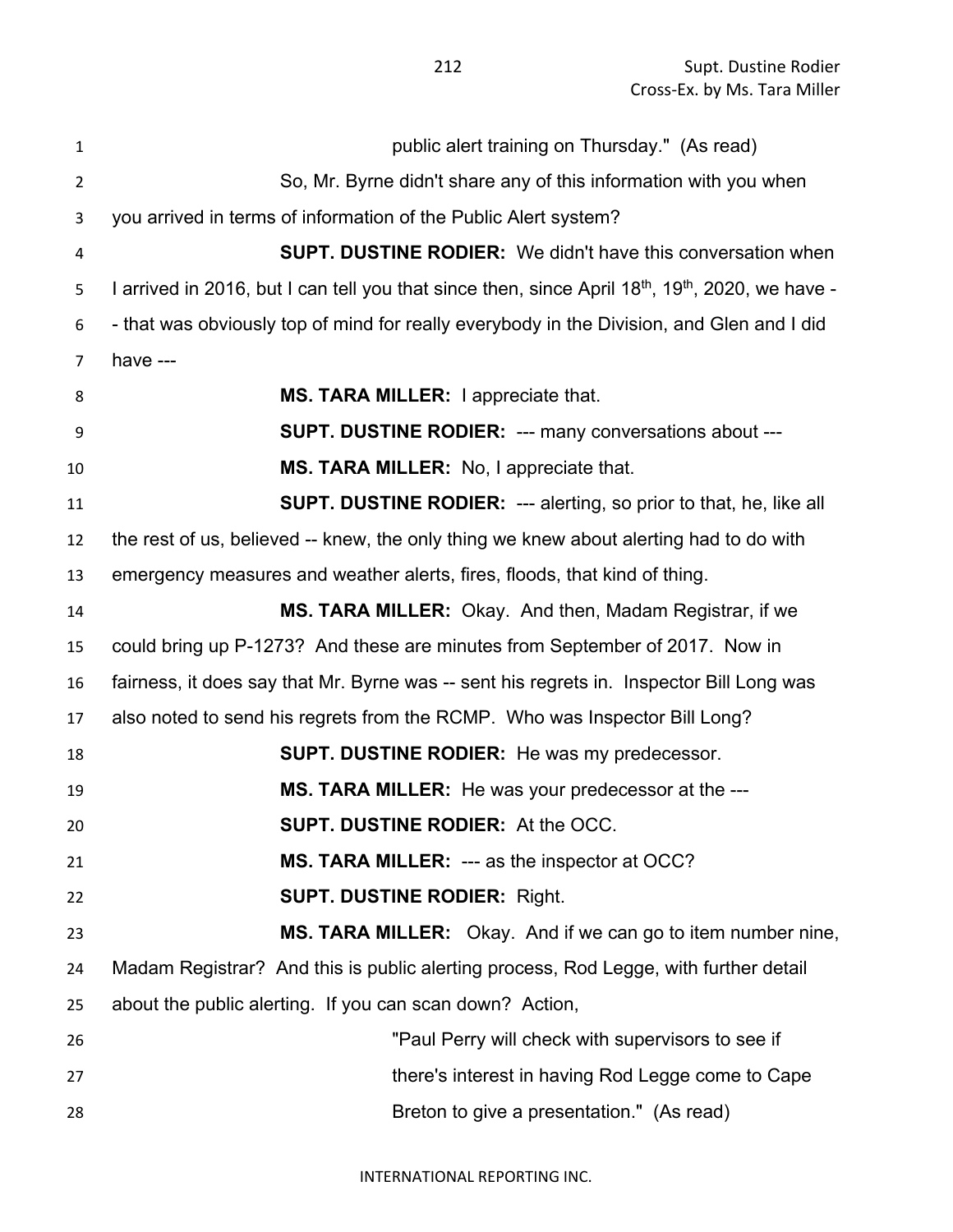public alert training on Thursday." (As read)

So, Mr. Byrne didn't share any of this information with you when you arrived in terms of information of the Public Alert system?

**SUPT. DUSTINE RODIER:** We didn't have this conversation when I arrived in 2016, but I can tell you that since then, since April 18th, 19th, 2020, we have -- that was obviously top of mind for really everybody in the Division, and Glen and I did have ---

**MS. TARA MILLER:** I appreciate that.

**SUPT. DUSTINE RODIER:** --- many conversations about ---

**MS. TARA MILLER:** No, I appreciate that.

**SUPT. DUSTINE RODIER:** --- alerting, so prior to that, he, like all the rest of us, believed -- knew, the only thing we knew about alerting had to do with emergency measures and weather alerts, fires, floods, that kind of thing.

**MS. TARA MILLER:** Okay. And then, Madam Registrar, if we could bring up P-1273? And these are minutes from September of 2017. Now in fairness, it does say that Mr. Byrne was -- sent his regrets in. Inspector Bill Long was also noted to send his regrets from the RCMP. Who was Inspector Bill Long?

**SUPT. DUSTINE RODIER:** He was my predecessor.

**MS. TARA MILLER:** He was your predecessor at the ---

**SUPT. DUSTINE RODIER:** At the OCC.

**MS. TARA MILLER:** --- as the inspector at OCC?

**SUPT. DUSTINE RODIER:** Right.

**MS. TARA MILLER:** Okay. And if we can go to item number nine, Madam Registrar? And this is public alerting process, Rod Legge, with further detail about the public alerting. If you can scan down? Action,

"Paul Perry will check with supervisors to see if there's interest in having Rod Legge come to Cape Breton to give a presentation." (As read)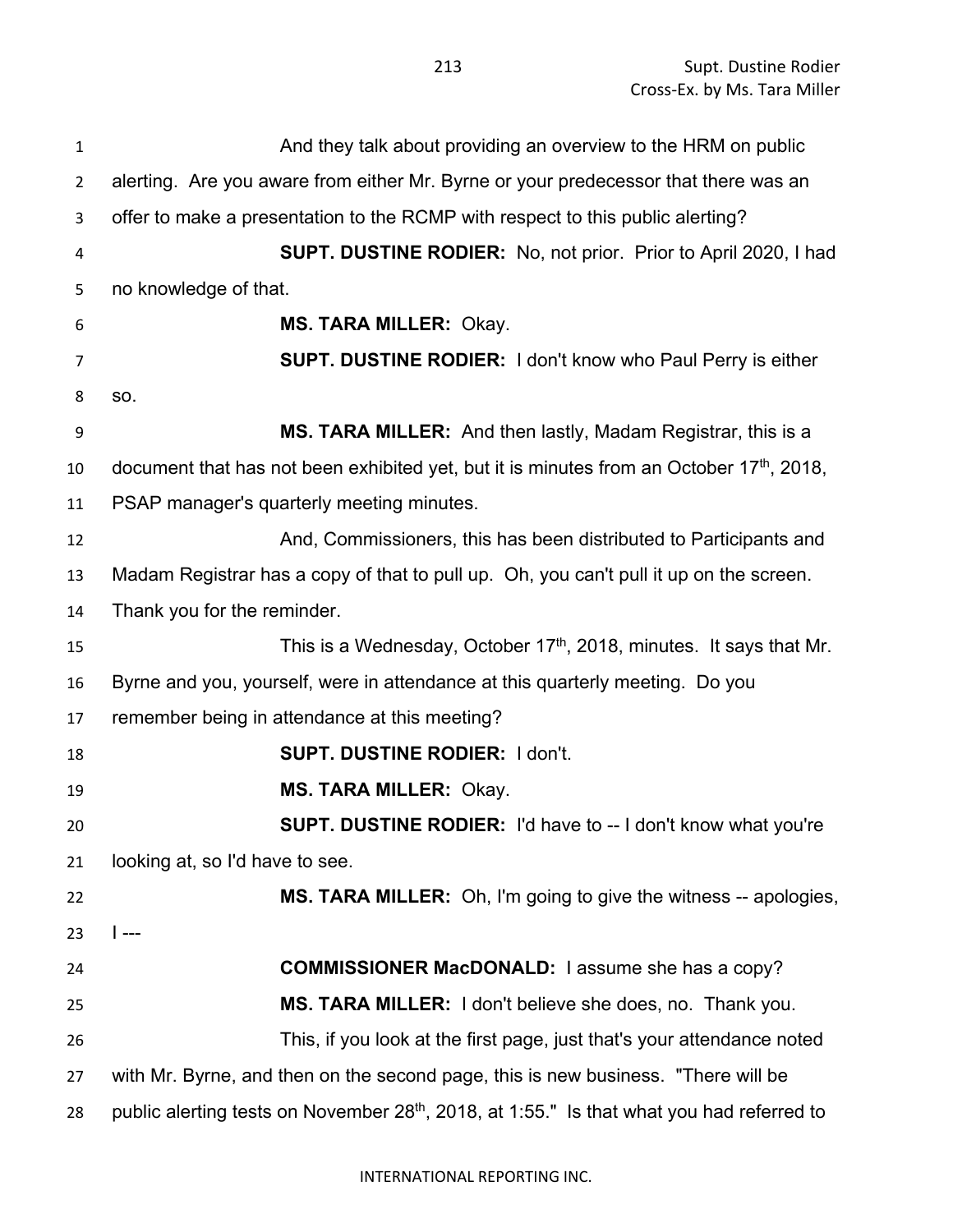And they talk about providing an overview to the HRM on public alerting. Are you aware from either Mr. Byrne or your predecessor that there was an offer to make a presentation to the RCMP with respect to this public alerting?

**SUPT. DUSTINE RODIER:** No, not prior. Prior to April 2020, I had no knowledge of that.

**MS. TARA MILLER:** Okay.

**SUPT. DUSTINE RODIER:** I don't know who Paul Perry is either so.

**MS. TARA MILLER:** And then lastly, Madam Registrar, this is a document that has not been exhibited yet, but it is minutes from an October 17th, 2018, PSAP manager's quarterly meeting minutes.

And, Commissioners, this has been distributed to Participants and Madam Registrar has a copy of that to pull up. Oh, you can't pull it up on the screen. Thank you for the reminder.

This is a Wednesday, October 17th, 2018, minutes. It says that Mr. Byrne and you, yourself, were in attendance at this quarterly meeting. Do you remember being in attendance at this meeting?

**SUPT. DUSTINE RODIER:** I don't.

**MS. TARA MILLER:** Okay.

**SUPT. DUSTINE RODIER:** I'd have to -- I don't know what you're looking at, so I'd have to see.

**MS. TARA MILLER:** Oh, I'm going to give the witness -- apologies, I ---

**COMMISSIONER MacDONALD:** I assume she has a copy?

**MS. TARA MILLER:** I don't believe she does, no. Thank you.

This, if you look at the first page, just that's your attendance noted with Mr. Byrne, and then on the second page, this is new business. "There will be public alerting tests on November 28th, 2018, at 1:55." Is that what you had referred to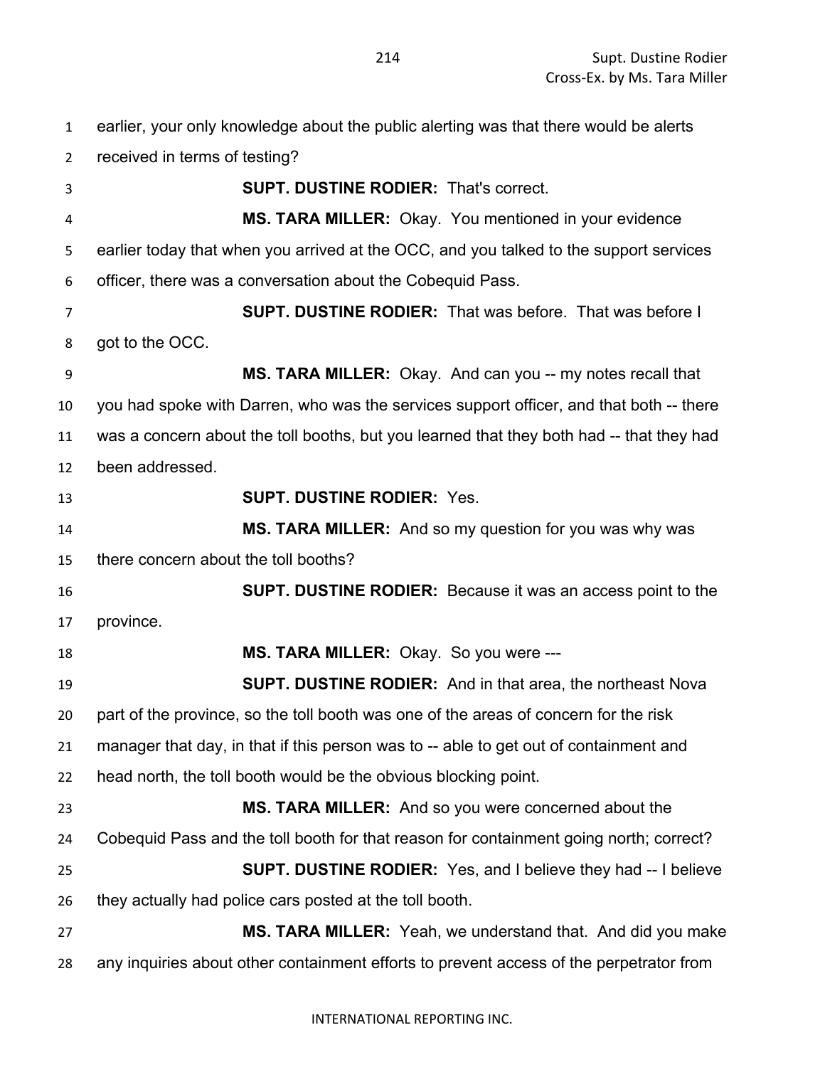earlier, your only knowledge about the public alerting was that there would be alerts received in terms of testing?

**SUPT. DUSTINE RODIER:** That's correct.

**MS. TARA MILLER:** Okay. You mentioned in your evidence earlier today that when you arrived at the OCC, and you talked to the support services officer, there was a conversation about the Cobequid Pass.

**SUPT. DUSTINE RODIER:** That was before. That was before I got to the OCC.

**MS. TARA MILLER:** Okay. And can you -- my notes recall that you had spoke with Darren, who was the services support officer, and that both -- there was a concern about the toll booths, but you learned that they both had -- that they had been addressed.

**SUPT. DUSTINE RODIER:** Yes.

**MS. TARA MILLER:** And so my question for you was why was there concern about the toll booths?

**SUPT. DUSTINE RODIER:** Because it was an access point to the province.

**MS. TARA MILLER:** Okay. So you were ---

**SUPT. DUSTINE RODIER:** And in that area, the northeast Nova part of the province, so the toll booth was one of the areas of concern for the risk manager that day, in that if this person was to -- able to get out of containment and head north, the toll booth would be the obvious blocking point.

**MS. TARA MILLER:** And so you were concerned about the Cobequid Pass and the toll booth for that reason for containment going north; correct?

**SUPT. DUSTINE RODIER:** Yes, and I believe they had -- I believe they actually had police cars posted at the toll booth.

**MS. TARA MILLER:** Yeah, we understand that. And did you make any inquiries about other containment efforts to prevent access of the perpetrator from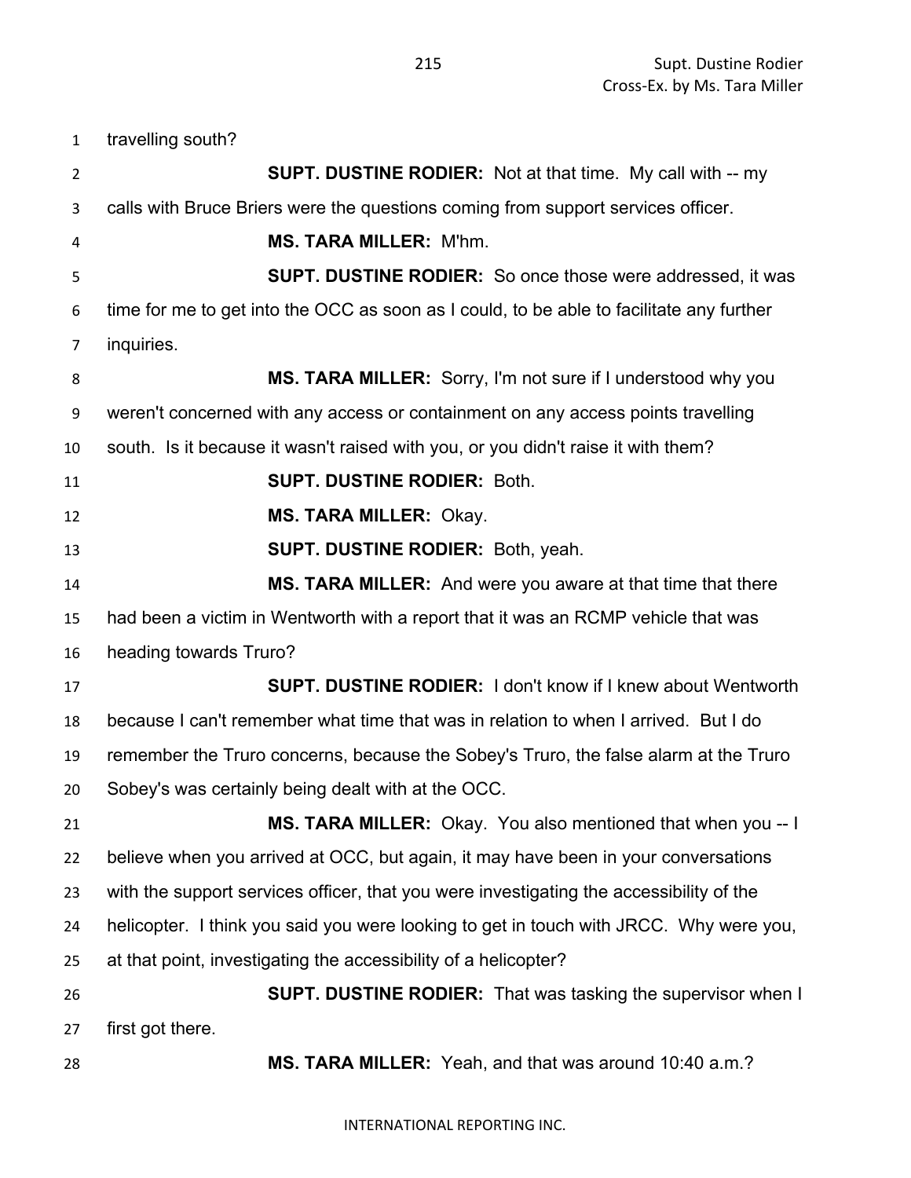travelling south?

**SUPT. DUSTINE RODIER:** Not at that time. My call with -- my calls with Bruce Briers were the questions coming from support services officer.

**MS. TARA MILLER:** M'hm.

**SUPT. DUSTINE RODIER:** So once those were addressed, it was time for me to get into the OCC as soon as I could, to be able to facilitate any further inquiries.

**MS. TARA MILLER:** Sorry, I'm not sure if I understood why you weren't concerned with any access or containment on any access points travelling south. Is it because it wasn't raised with you, or you didn't raise it with them?

**SUPT. DUSTINE RODIER:** Both.

**MS. TARA MILLER:** Okay.

**SUPT. DUSTINE RODIER:** Both, yeah.

**MS. TARA MILLER:** And were you aware at that time that there had been a victim in Wentworth with a report that it was an RCMP vehicle that was heading towards Truro?

**SUPT. DUSTINE RODIER:** I don't know if I knew about Wentworth because I can't remember what time that was in relation to when I arrived. But I do remember the Truro concerns, because the Sobey's Truro, the false alarm at the Truro Sobey's was certainly being dealt with at the OCC.

**MS. TARA MILLER:** Okay. You also mentioned that when you -- I believe when you arrived at OCC, but again, it may have been in your conversations with the support services officer, that you were investigating the accessibility of the helicopter. I think you said you were looking to get in touch with JRCC. Why were you, at that point, investigating the accessibility of a helicopter?

**SUPT. DUSTINE RODIER:** That was tasking the supervisor when I first got there.

**MS. TARA MILLER:** Yeah, and that was around 10:40 a.m.?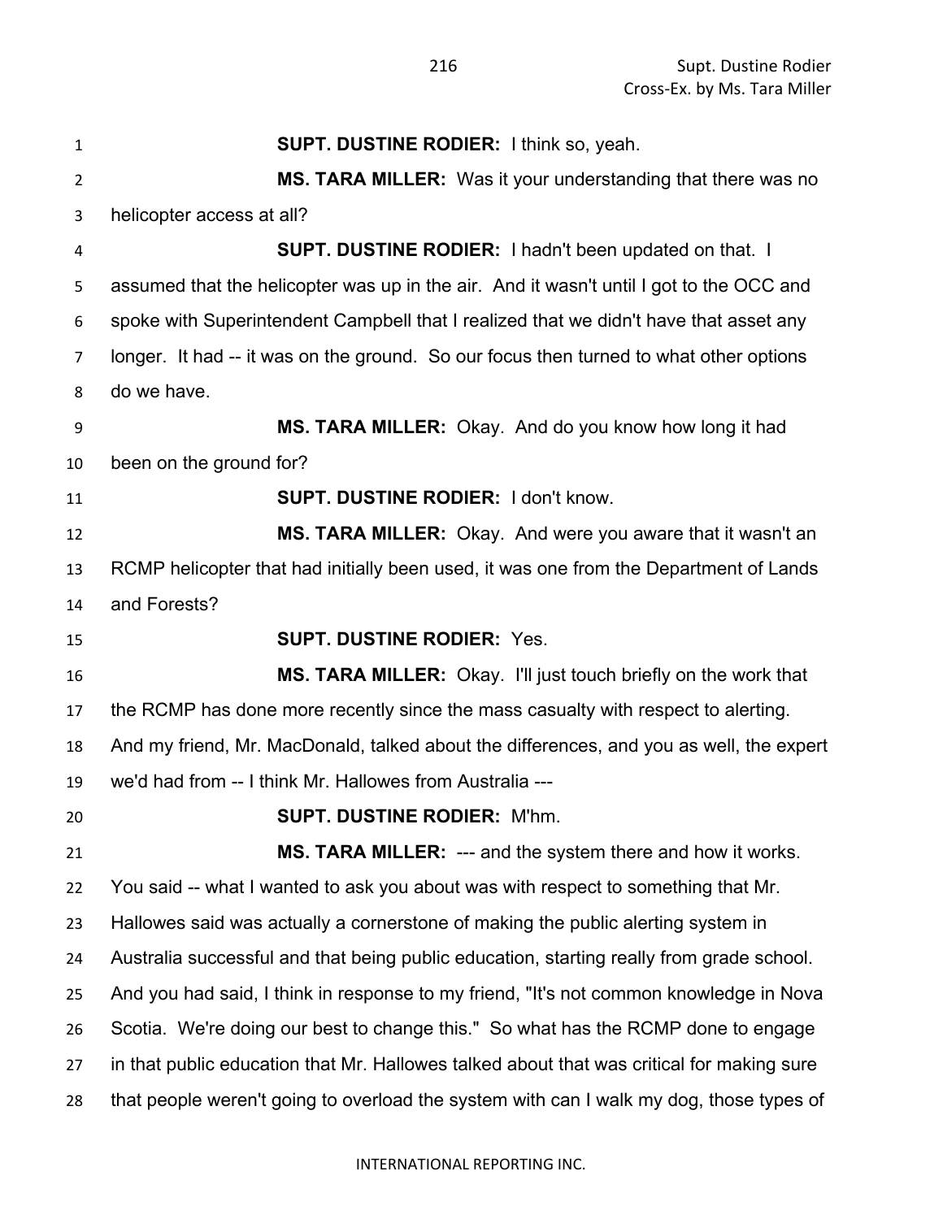**SUPT. DUSTINE RODIER:** I think so, yeah.

**MS. TARA MILLER:** Was it your understanding that there was no helicopter access at all?

**SUPT. DUSTINE RODIER:** I hadn't been updated on that. I assumed that the helicopter was up in the air. And it wasn't until I got to the OCC and spoke with Superintendent Campbell that I realized that we didn't have that asset any longer. It had -- it was on the ground. So our focus then turned to what other options do we have.

**MS. TARA MILLER:** Okay. And do you know how long it had been on the ground for?

**SUPT. DUSTINE RODIER:** I don't know.

**MS. TARA MILLER:** Okay. And were you aware that it wasn't an RCMP helicopter that had initially been used, it was one from the Department of Lands and Forests?

**SUPT. DUSTINE RODIER:** Yes.

**MS. TARA MILLER:** Okay. I'll just touch briefly on the work that the RCMP has done more recently since the mass casualty with respect to alerting. And my friend, Mr. MacDonald, talked about the differences, and you as well, the expert we'd had from -- I think Mr. Hallowes from Australia ---

**SUPT. DUSTINE RODIER:** M'hm.

**MS. TARA MILLER:** --- and the system there and how it works. You said -- what I wanted to ask you about was with respect to something that Mr. Hallowes said was actually a cornerstone of making the public alerting system in Australia successful and that being public education, starting really from grade school. And you had said, I think in response to my friend, "It's not common knowledge in Nova Scotia. We're doing our best to change this." So what has the RCMP done to engage in that public education that Mr. Hallowes talked about that was critical for making sure that people weren't going to overload the system with can I walk my dog, those types of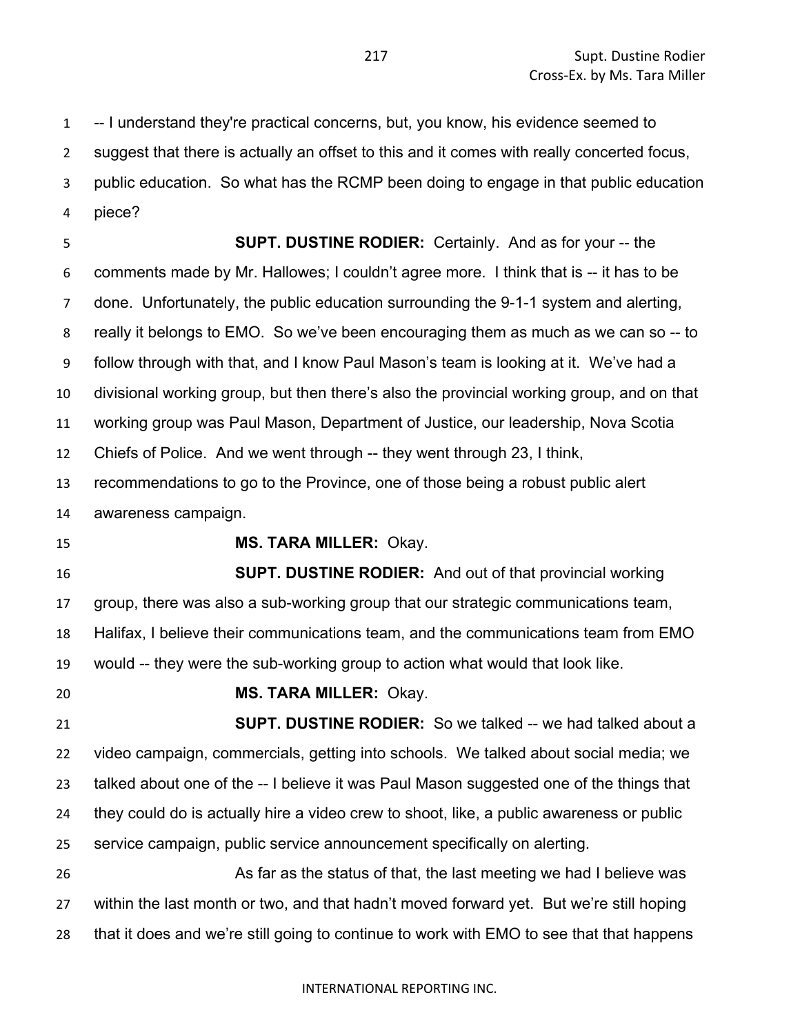-- I understand they're practical concerns, but, you know, his evidence seemed to suggest that there is actually an offset to this and it comes with really concerted focus, public education. So what has the RCMP been doing to engage in that public education piece?

**SUPT. DUSTINE RODIER:** Certainly. And as for your -- the comments made by Mr. Hallowes; I couldn't agree more. I think that is -- it has to be done. Unfortunately, the public education surrounding the 9-1-1 system and alerting, really it belongs to EMO. So we've been encouraging them as much as we can so -- to follow through with that, and I know Paul Mason's team is looking at it. We've had a divisional working group, but then there's also the provincial working group, and on that working group was Paul Mason, Department of Justice, our leadership, Nova Scotia Chiefs of Police. And we went through -- they went through 23, I think, recommendations to go to the Province, one of those being a robust public alert awareness campaign.

**MS. TARA MILLER:** Okay.

**SUPT. DUSTINE RODIER:** And out of that provincial working group, there was also a sub-working group that our strategic communications team, Halifax, I believe their communications team, and the communications team from EMO would -- they were the sub-working group to action what would that look like.

**MS. TARA MILLER:** Okay.

**SUPT. DUSTINE RODIER:** So we talked -- we had talked about a video campaign, commercials, getting into schools. We talked about social media; we talked about one of the -- I believe it was Paul Mason suggested one of the things that they could do is actually hire a video crew to shoot, like, a public awareness or public service campaign, public service announcement specifically on alerting.

As far as the status of that, the last meeting we had I believe was within the last month or two, and that hadn't moved forward yet. But we're still hoping that it does and we're still going to continue to work with EMO to see that that happens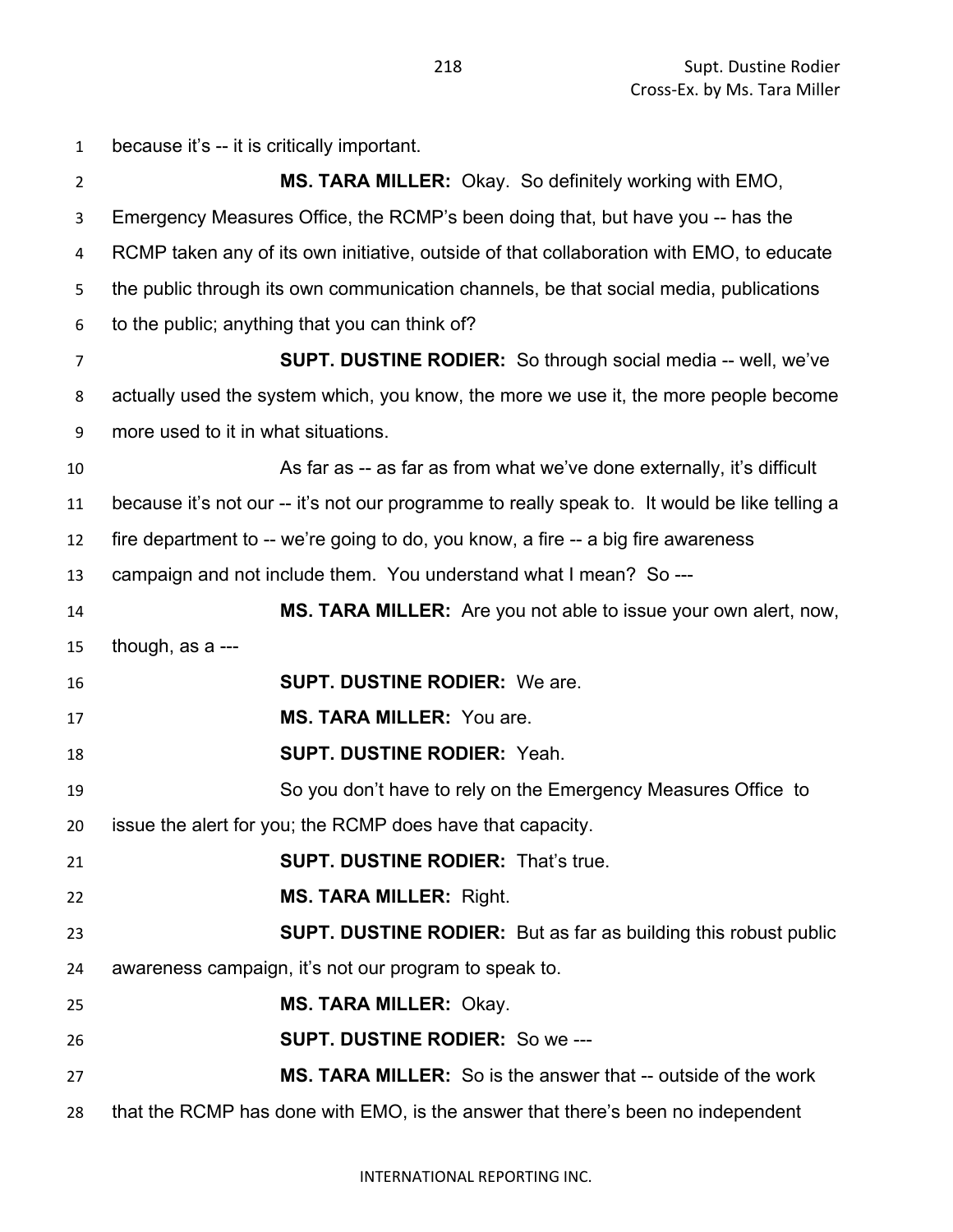because it's -- it is critically important.

**MS. TARA MILLER:** Okay. So definitely working with EMO, Emergency Measures Office, the RCMP's been doing that, but have you -- has the RCMP taken any of its own initiative, outside of that collaboration with EMO, to educate the public through its own communication channels, be that social media, publications to the public; anything that you can think of?

**SUPT. DUSTINE RODIER:** So through social media -- well, we've actually used the system which, you know, the more we use it, the more people become more used to it in what situations.

As far as -- as far as from what we've done externally, it's difficult because it's not our -- it's not our programme to really speak to. It would be like telling a fire department to -- we're going to do, you know, a fire -- a big fire awareness campaign and not include them. You understand what I mean? So ---

**MS. TARA MILLER:** Are you not able to issue your own alert, now, though, as a ---

**SUPT. DUSTINE RODIER:** We are.

**MS. TARA MILLER:** You are.

**SUPT. DUSTINE RODIER:** Yeah.

So you don't have to rely on the Emergency Measures Office to issue the alert for you; the RCMP does have that capacity.

**SUPT. DUSTINE RODIER:** That's true.

**MS. TARA MILLER:** Right.

**SUPT. DUSTINE RODIER:** But as far as building this robust public awareness campaign, it's not our program to speak to.

**MS. TARA MILLER:** Okay.

**SUPT. DUSTINE RODIER:** So we ---

**MS. TARA MILLER:** So is the answer that -- outside of the work that the RCMP has done with EMO, is the answer that there's been no independent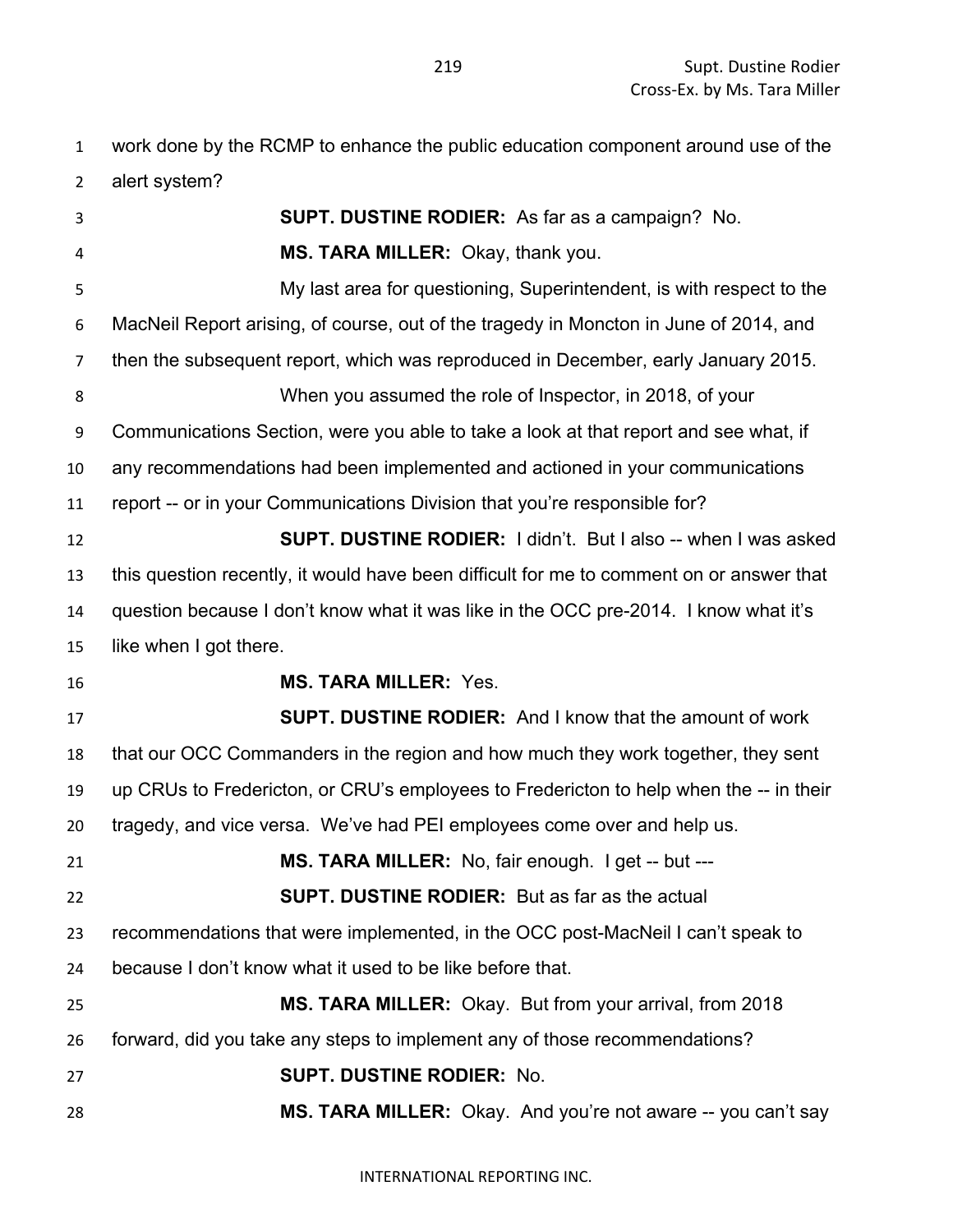work done by the RCMP to enhance the public education component around use of the alert system?

**SUPT. DUSTINE RODIER:** As far as a campaign? No.

**MS. TARA MILLER:** Okay, thank you.

My last area for questioning, Superintendent, is with respect to the MacNeil Report arising, of course, out of the tragedy in Moncton in June of 2014, and then the subsequent report, which was reproduced in December, early January 2015.

When you assumed the role of Inspector, in 2018, of your Communications Section, were you able to take a look at that report and see what, if any recommendations had been implemented and actioned in your communications report -- or in your Communications Division that you're responsible for?

**SUPT. DUSTINE RODIER:** I didn't. But I also -- when I was asked this question recently, it would have been difficult for me to comment on or answer that question because I don't know what it was like in the OCC pre-2014. I know what it's like when I got there.

**MS. TARA MILLER:** Yes.

**SUPT. DUSTINE RODIER:** And I know that the amount of work that our OCC Commanders in the region and how much they work together, they sent up CRUs to Fredericton, or CRU's employees to Fredericton to help when the -- in their tragedy, and vice versa. We've had PEI employees come over and help us.

**MS. TARA MILLER:** No, fair enough. I get -- but ---

**SUPT. DUSTINE RODIER:** But as far as the actual recommendations that were implemented, in the OCC post-MacNeil I can't speak to because I don't know what it used to be like before that.

**MS. TARA MILLER:** Okay. But from your arrival, from 2018 forward, did you take any steps to implement any of those recommendations?

**SUPT. DUSTINE RODIER:** No.

**MS. TARA MILLER:** Okay. And you're not aware -- you can't say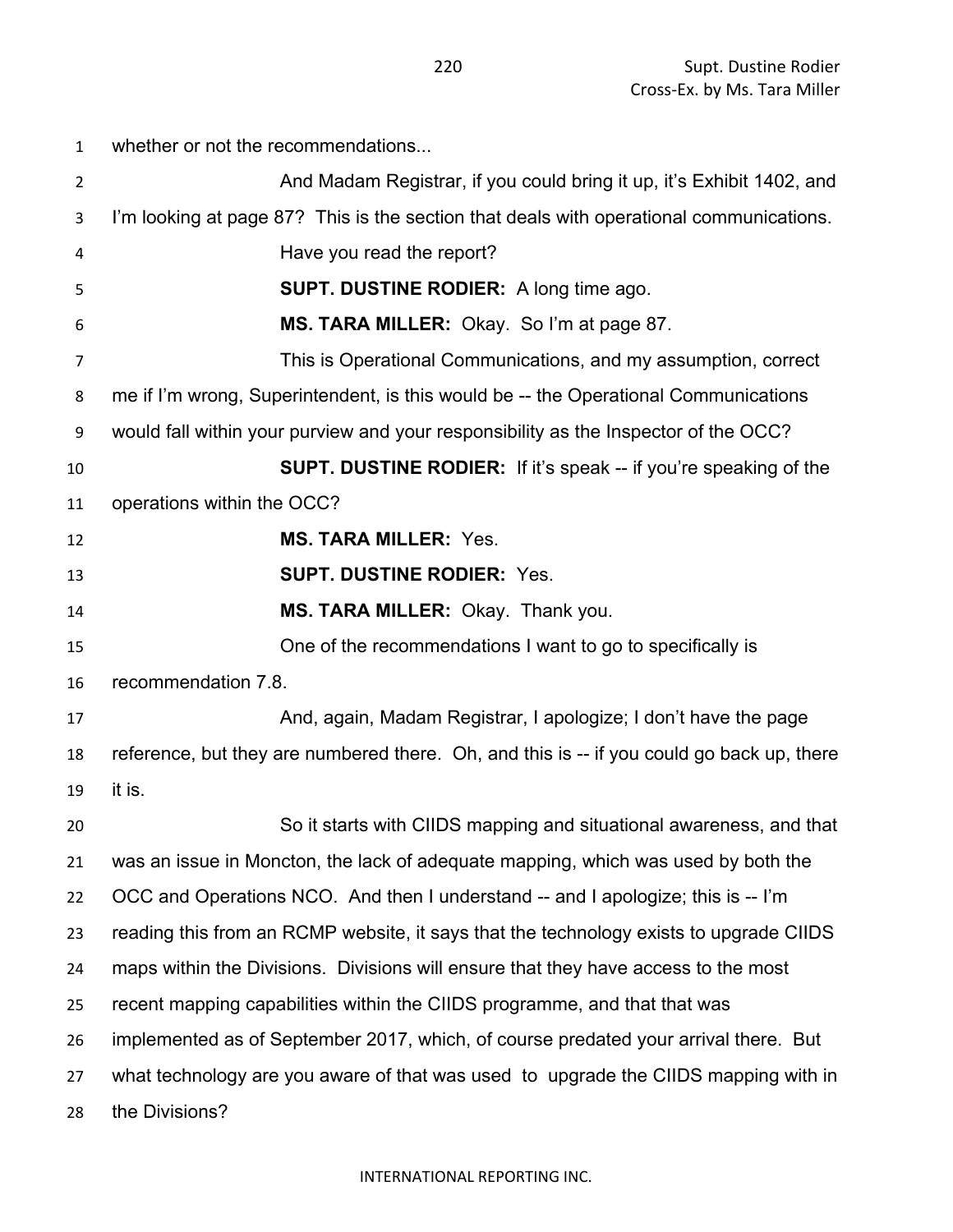whether or not the recommendations...

And Madam Registrar, if you could bring it up, it's Exhibit 1402, and I'm looking at page 87? This is the section that deals with operational communications.

Have you read the report?

**SUPT. DUSTINE RODIER:** A long time ago.

**MS. TARA MILLER:** Okay. So I'm at page 87.

This is Operational Communications, and my assumption, correct me if I'm wrong, Superintendent, is this would be -- the Operational Communications would fall within your purview and your responsibility as the Inspector of the OCC?

**SUPT. DUSTINE RODIER:** If it's speak -- if you're speaking of the operations within the OCC?

**MS. TARA MILLER:** Yes.

**SUPT. DUSTINE RODIER:** Yes.

**MS. TARA MILLER:** Okay. Thank you.

One of the recommendations I want to go to specifically is recommendation 7.8.

And, again, Madam Registrar, I apologize; I don't have the page reference, but they are numbered there. Oh, and this is -- if you could go back up, there it is.

So it starts with CIIDS mapping and situational awareness, and that was an issue in Moncton, the lack of adequate mapping, which was used by both the OCC and Operations NCO. And then I understand -- and I apologize; this is -- I'm reading this from an RCMP website, it says that the technology exists to upgrade CIIDS maps within the Divisions. Divisions will ensure that they have access to the most recent mapping capabilities within the CIIDS programme, and that that was implemented as of September 2017, which, of course predated your arrival there. But what technology are you aware of that was used to upgrade the CIIDS mapping with in the Divisions?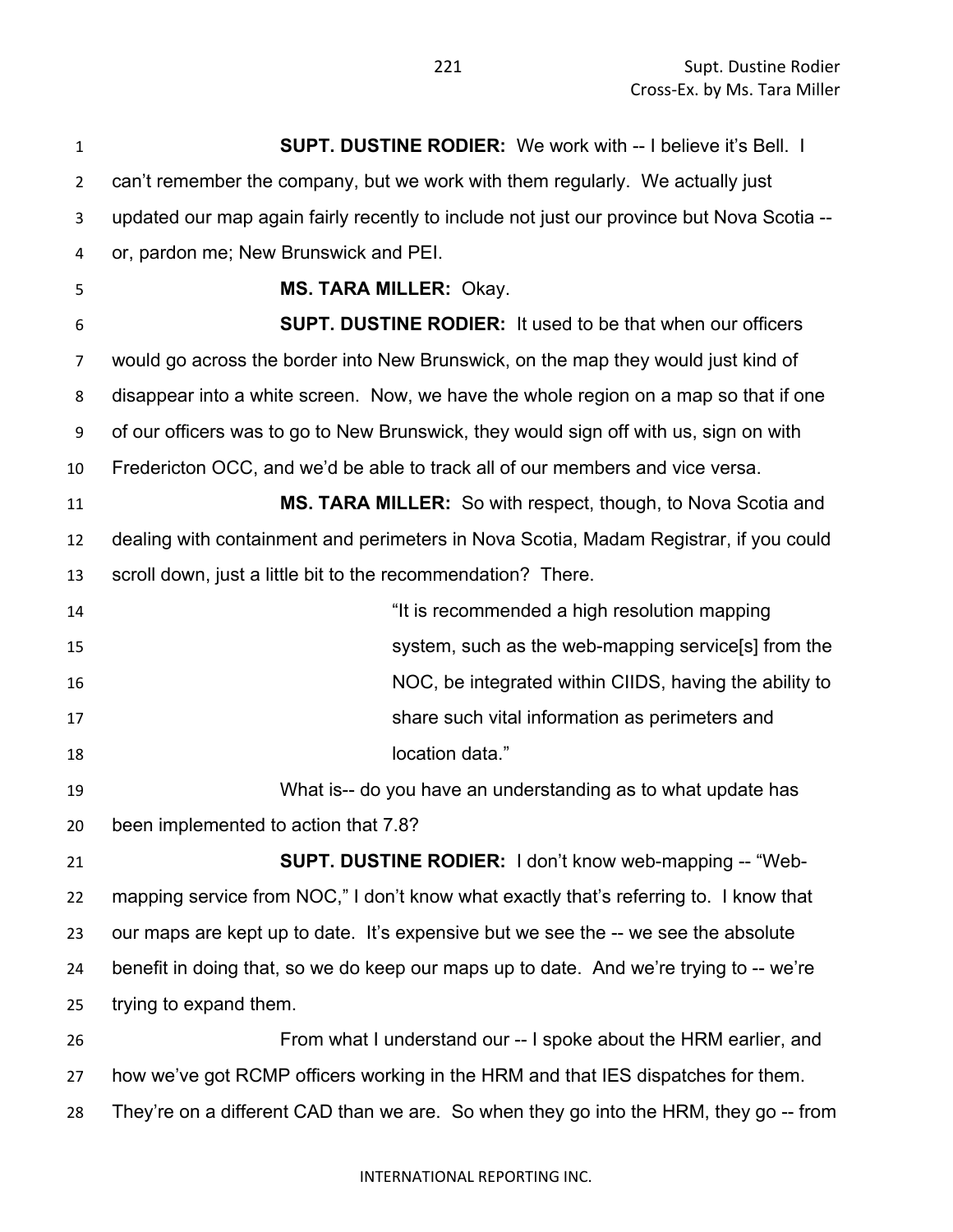**SUPT. DUSTINE RODIER:** We work with -- I believe it's Bell. I can't remember the company, but we work with them regularly. We actually just updated our map again fairly recently to include not just our province but Nova Scotia -- or, pardon me; New Brunswick and PEI.

**MS. TARA MILLER:** Okay.

**SUPT. DUSTINE RODIER:** It used to be that when our officers would go across the border into New Brunswick, on the map they would just kind of disappear into a white screen. Now, we have the whole region on a map so that if one of our officers was to go to New Brunswick, they would sign off with us, sign on with Fredericton OCC, and we'd be able to track all of our members and vice versa.

**MS. TARA MILLER:** So with respect, though, to Nova Scotia and dealing with containment and perimeters in Nova Scotia, Madam Registrar, if you could scroll down, just a little bit to the recommendation? There.

> "It is recommended a high resolution mapping system, such as the web-mapping service[s] from the NOC, be integrated within CIIDS, having the ability to share such vital information as perimeters and location data."

What is-- do you have an understanding as to what update has been implemented to action that 7.8?

**SUPT. DUSTINE RODIER:** I don't know web-mapping -- "Web-mapping service from NOC," I don't know what exactly that's referring to. I know that our maps are kept up to date. It's expensive but we see the -- we see the absolute benefit in doing that, so we do keep our maps up to date. And we're trying to -- we're trying to expand them.

From what I understand our -- I spoke about the HRM earlier, and how we've got RCMP officers working in the HRM and that IES dispatches for them. They're on a different CAD than we are. So when they go into the HRM, they go -- from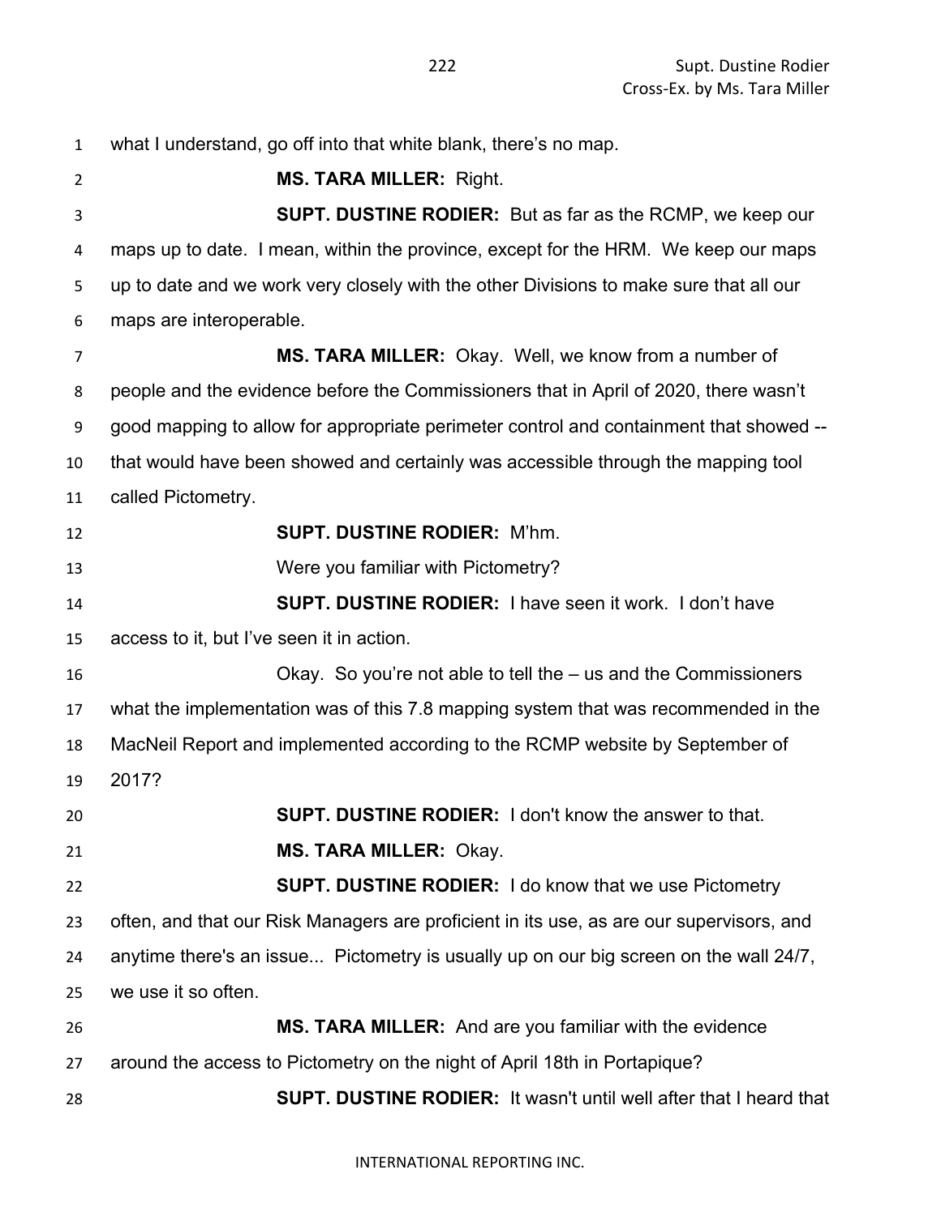what I understand, go off into that white blank, there's no map.

**MS. TARA MILLER:** Right.

**SUPT. DUSTINE RODIER:** But as far as the RCMP, we keep our maps up to date. I mean, within the province, except for the HRM. We keep our maps up to date and we work very closely with the other Divisions to make sure that all our maps are interoperable.

**MS. TARA MILLER:** Okay. Well, we know from a number of people and the evidence before the Commissioners that in April of 2020, there wasn't good mapping to allow for appropriate perimeter control and containment that showed -- that would have been showed and certainly was accessible through the mapping tool called Pictometry.

**SUPT. DUSTINE RODIER:** M'hm.

Were you familiar with Pictometry?

**SUPT. DUSTINE RODIER:** I have seen it work. I don't have access to it, but I've seen it in action.

Okay. So you're not able to tell the – us and the Commissioners what the implementation was of this 7.8 mapping system that was recommended in the MacNeil Report and implemented according to the RCMP website by September of 2017?

**SUPT. DUSTINE RODIER:** I don't know the answer to that.

**MS. TARA MILLER:** Okay.

**SUPT. DUSTINE RODIER:** I do know that we use Pictometry often, and that our Risk Managers are proficient in its use, as are our supervisors, and anytime there's an issue... Pictometry is usually up on our big screen on the wall 24/7, we use it so often.

**MS. TARA MILLER:** And are you familiar with the evidence around the access to Pictometry on the night of April 18th in Portapique?

**SUPT. DUSTINE RODIER:** It wasn't until well after that I heard that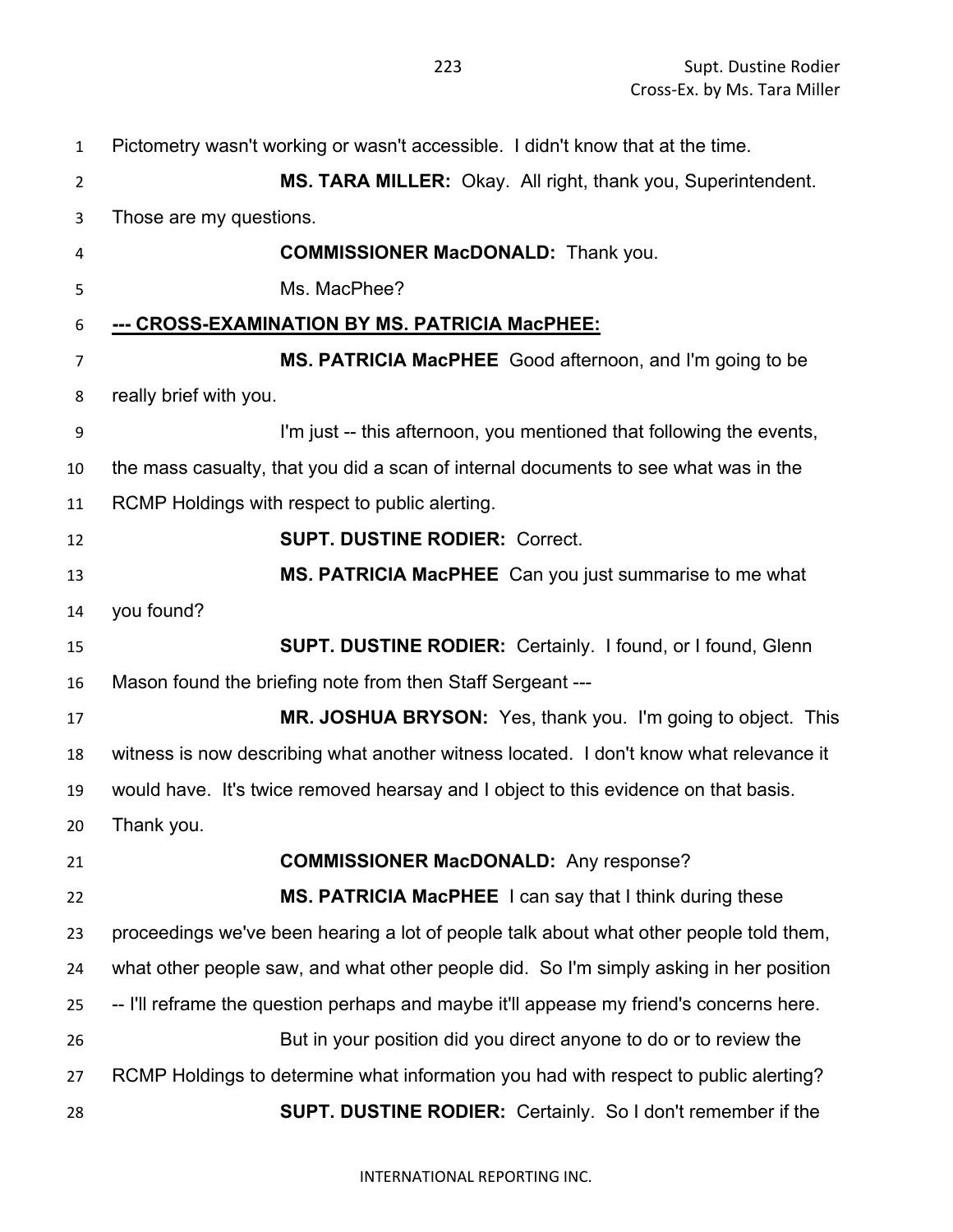Pictometry wasn't working or wasn't accessible. I didn't know that at the time.

**MS. TARA MILLER:** Okay. All right, thank you, Superintendent. Those are my questions.

**COMMISSIONER MacDONALD:** Thank you.

Ms. MacPhee?

**--- CROSS-EXAMINATION BY MS. PATRICIA MacPHEE:**

**MS. PATRICIA MacPHEE** Good afternoon, and I'm going to be really brief with you.

I'm just -- this afternoon, you mentioned that following the events, the mass casualty, that you did a scan of internal documents to see what was in the RCMP Holdings with respect to public alerting.

**SUPT. DUSTINE RODIER:** Correct.

**MS. PATRICIA MacPHEE** Can you just summarise to me what you found?

**SUPT. DUSTINE RODIER:** Certainly. I found, or I found, Glenn Mason found the briefing note from then Staff Sergeant ---

**MR. JOSHUA BRYSON:** Yes, thank you. I'm going to object. This witness is now describing what another witness located. I don't know what relevance it would have. It's twice removed hearsay and I object to this evidence on that basis. Thank you.

**COMMISSIONER MacDONALD:** Any response?

**MS. PATRICIA MacPHEE** I can say that I think during these proceedings we've been hearing a lot of people talk about what other people told them, what other people saw, and what other people did. So I'm simply asking in her position -- I'll reframe the question perhaps and maybe it'll appease my friend's concerns here.

But in your position did you direct anyone to do or to review the RCMP Holdings to determine what information you had with respect to public alerting?

**SUPT. DUSTINE RODIER:** Certainly. So I don't remember if the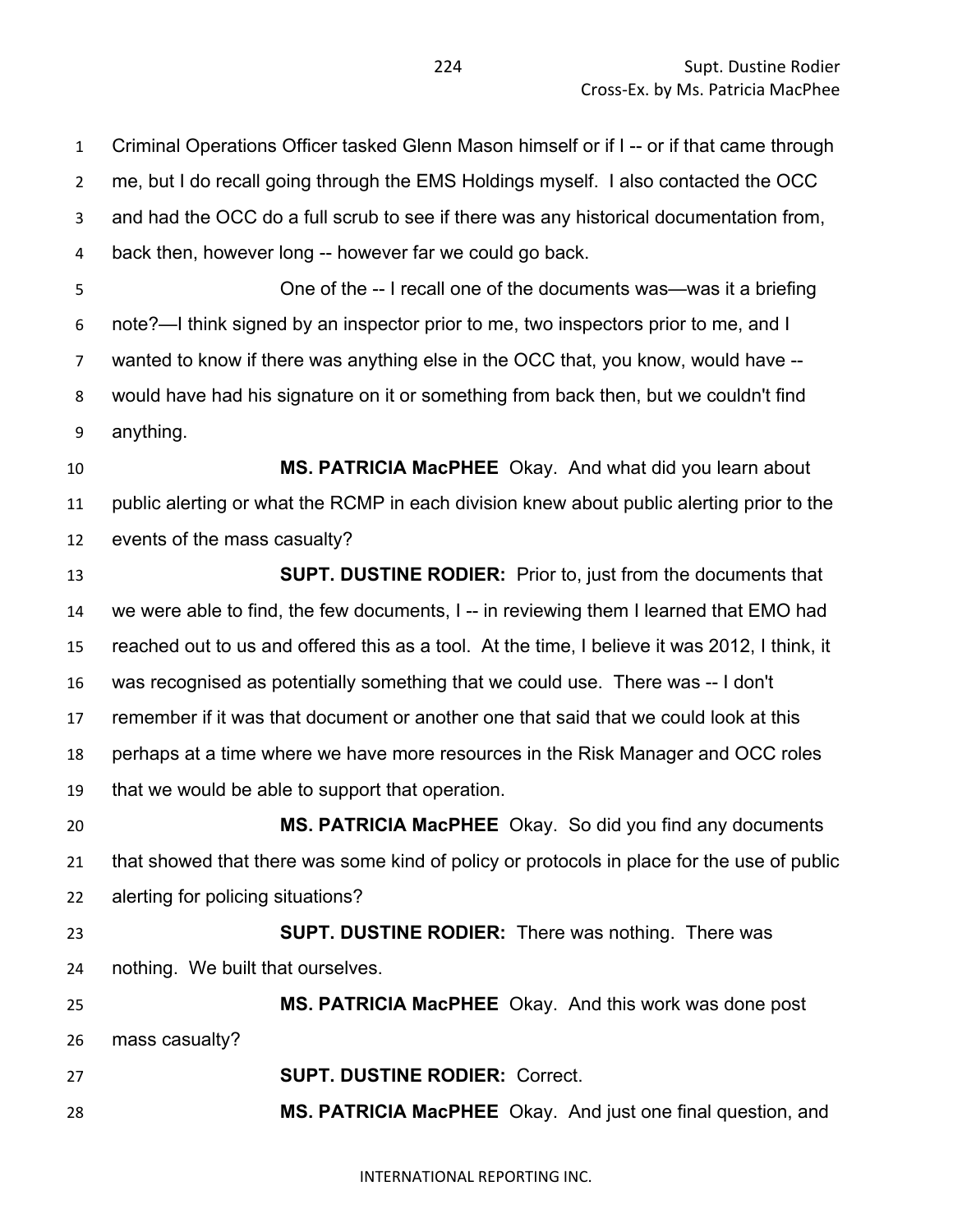Criminal Operations Officer tasked Glenn Mason himself or if I -- or if that came through me, but I do recall going through the EMS Holdings myself. I also contacted the OCC and had the OCC do a full scrub to see if there was any historical documentation from, back then, however long -- however far we could go back.

One of the -- I recall one of the documents was—was it a briefing note?—I think signed by an inspector prior to me, two inspectors prior to me, and I wanted to know if there was anything else in the OCC that, you know, would have -- would have had his signature on it or something from back then, but we couldn't find anything.

**MS. PATRICIA MacPHEE** Okay. And what did you learn about public alerting or what the RCMP in each division knew about public alerting prior to the events of the mass casualty?

**SUPT. DUSTINE RODIER:** Prior to, just from the documents that we were able to find, the few documents, I -- in reviewing them I learned that EMO had reached out to us and offered this as a tool. At the time, I believe it was 2012, I think, it was recognised as potentially something that we could use. There was -- I don't remember if it was that document or another one that said that we could look at this perhaps at a time where we have more resources in the Risk Manager and OCC roles that we would be able to support that operation.

**MS. PATRICIA MacPHEE** Okay. So did you find any documents that showed that there was some kind of policy or protocols in place for the use of public alerting for policing situations?

**SUPT. DUSTINE RODIER:** There was nothing. There was nothing. We built that ourselves.

**MS. PATRICIA MacPHEE** Okay. And this work was done post mass casualty?

**SUPT. DUSTINE RODIER:** Correct.

**MS. PATRICIA MacPHEE** Okay. And just one final question, and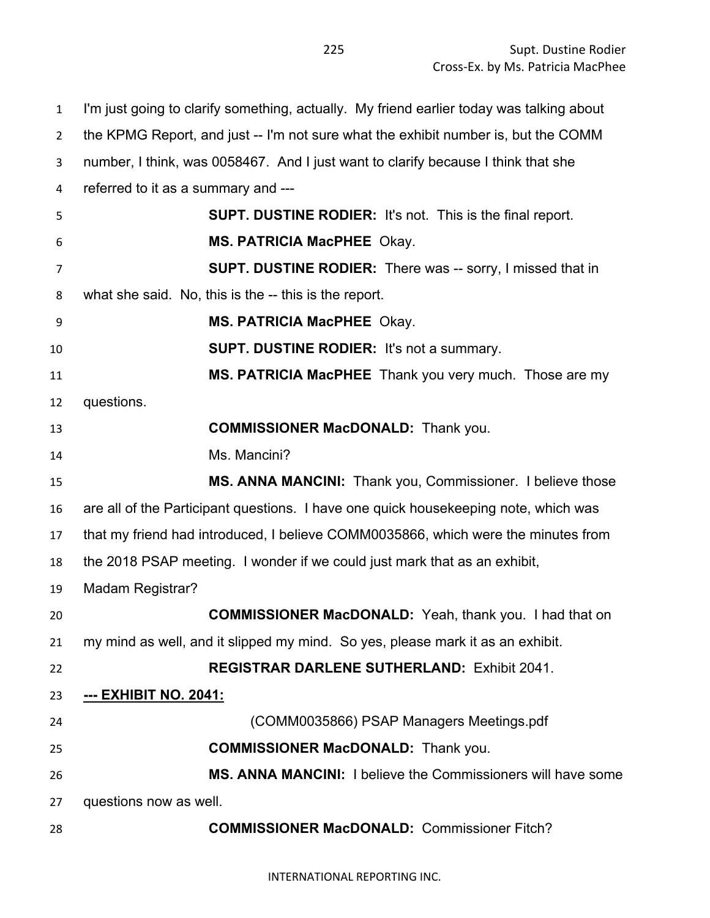I'm just going to clarify something, actually. My friend earlier today was talking about the KPMG Report, and just -- I'm not sure what the exhibit number is, but the COMM number, I think, was 0058467. And I just want to clarify because I think that she referred to it as a summary and ---

**SUPT. DUSTINE RODIER:** It's not. This is the final report.

**MS. PATRICIA MacPHEE** Okay.

**SUPT. DUSTINE RODIER:** There was -- sorry, I missed that in what she said. No, this is the -- this is the report.

**MS. PATRICIA MacPHEE** Okay.

**SUPT. DUSTINE RODIER:** It's not a summary.

**MS. PATRICIA MacPHEE** Thank you very much. Those are my questions.

**COMMISSIONER MacDONALD:** Thank you.

Ms. Mancini?

**MS. ANNA MANCINI:** Thank you, Commissioner. I believe those are all of the Participant questions. I have one quick housekeeping note, which was that my friend had introduced, I believe COMM0035866, which were the minutes from the 2018 PSAP meeting. I wonder if we could just mark that as an exhibit, Madam Registrar?

**COMMISSIONER MacDONALD:** Yeah, thank you. I had that on my mind as well, and it slipped my mind. So yes, please mark it as an exhibit.

**REGISTRAR DARLENE SUTHERLAND:** Exhibit 2041.

**--- EXHIBIT NO. 2041:**

(COMM0035866) PSAP Managers Meetings.pdf

**COMMISSIONER MacDONALD:** Thank you.

**MS. ANNA MANCINI:** I believe the Commissioners will have some questions now as well.

**COMMISSIONER MacDONALD:** Commissioner Fitch?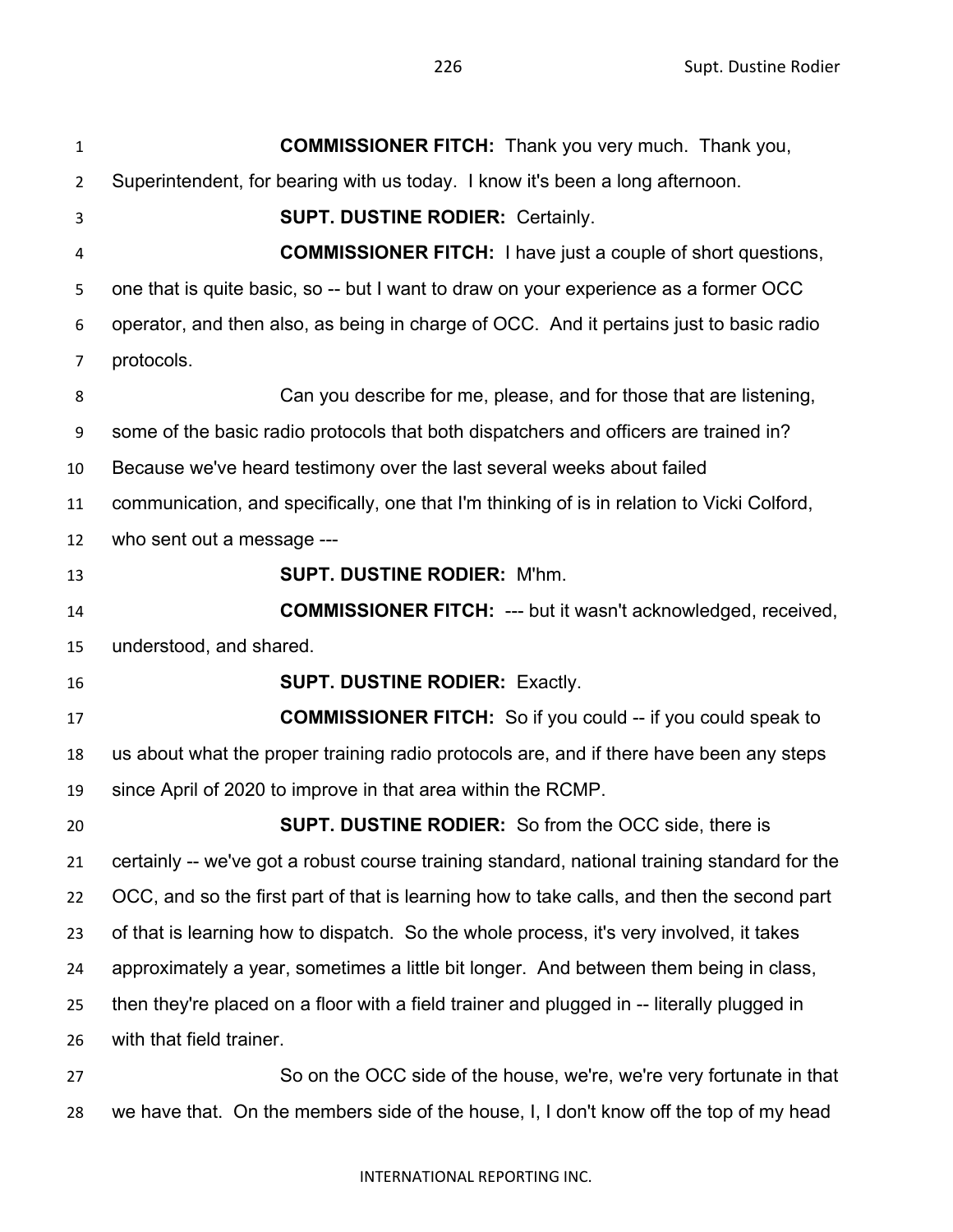**COMMISSIONER FITCH:** Thank you very much. Thank you, Superintendent, for bearing with us today. I know it's been a long afternoon.

**SUPT. DUSTINE RODIER:** Certainly.

**COMMISSIONER FITCH:** I have just a couple of short questions, one that is quite basic, so -- but I want to draw on your experience as a former OCC operator, and then also, as being in charge of OCC. And it pertains just to basic radio protocols.

Can you describe for me, please, and for those that are listening, some of the basic radio protocols that both dispatchers and officers are trained in? Because we've heard testimony over the last several weeks about failed communication, and specifically, one that I'm thinking of is in relation to Vicki Colford, who sent out a message ---

**SUPT. DUSTINE RODIER:** M'hm.

**COMMISSIONER FITCH:** --- but it wasn't acknowledged, received, understood, and shared.

**SUPT. DUSTINE RODIER:** Exactly.

**COMMISSIONER FITCH:** So if you could -- if you could speak to us about what the proper training radio protocols are, and if there have been any steps since April of 2020 to improve in that area within the RCMP.

**SUPT. DUSTINE RODIER:** So from the OCC side, there is certainly -- we've got a robust course training standard, national training standard for the OCC, and so the first part of that is learning how to take calls, and then the second part of that is learning how to dispatch. So the whole process, it's very involved, it takes approximately a year, sometimes a little bit longer. And between them being in class, then they're placed on a floor with a field trainer and plugged in -- literally plugged in with that field trainer.

So on the OCC side of the house, we're, we're very fortunate in that we have that. On the members side of the house, I, I don't know off the top of my head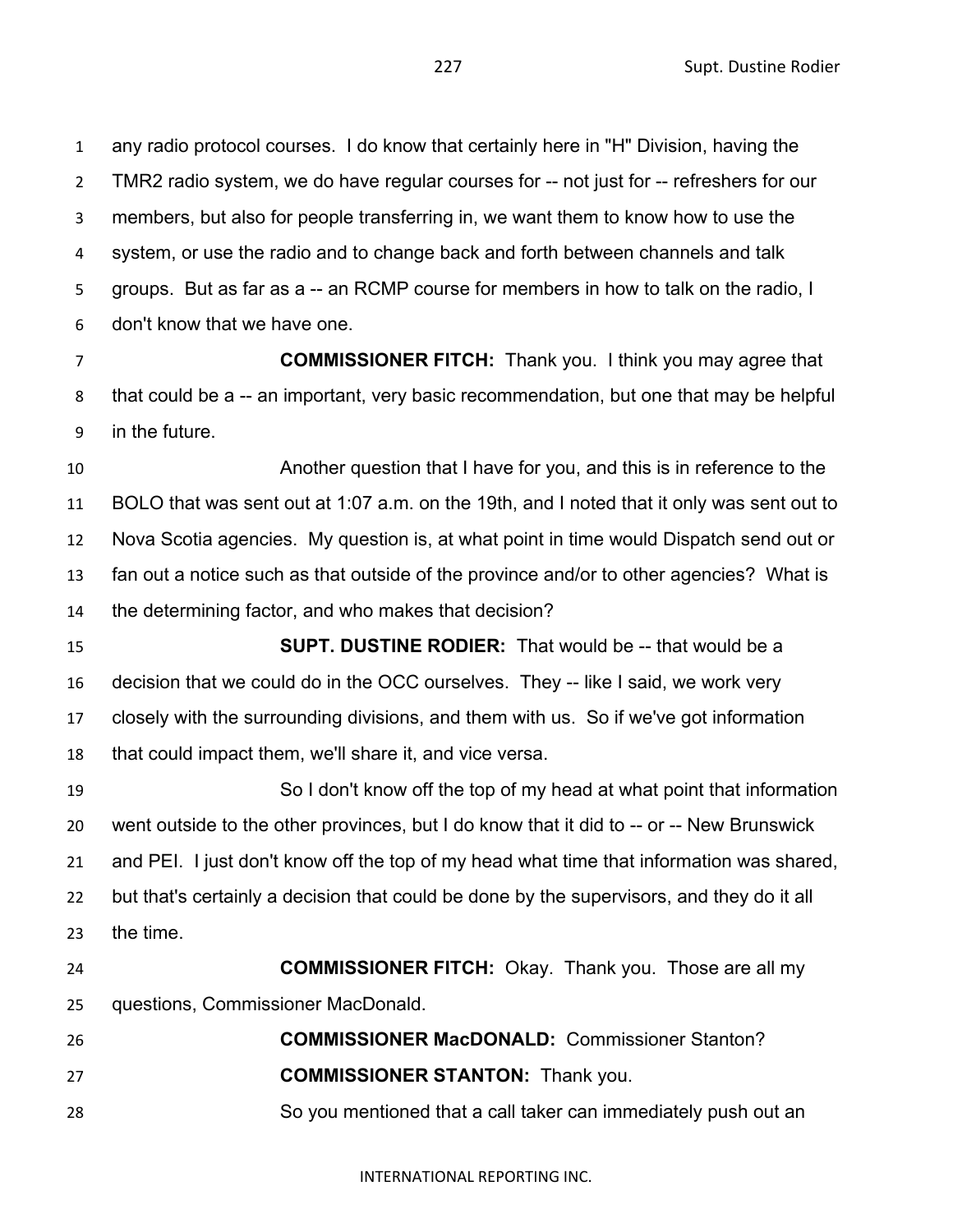any radio protocol courses. I do know that certainly here in "H" Division, having the TMR2 radio system, we do have regular courses for -- not just for -- refreshers for our members, but also for people transferring in, we want them to know how to use the system, or use the radio and to change back and forth between channels and talk groups. But as far as a -- an RCMP course for members in how to talk on the radio, I don't know that we have one.

**COMMISSIONER FITCH:** Thank you. I think you may agree that that could be a -- an important, very basic recommendation, but one that may be helpful in the future.

Another question that I have for you, and this is in reference to the BOLO that was sent out at 1:07 a.m. on the 19th, and I noted that it only was sent out to Nova Scotia agencies. My question is, at what point in time would Dispatch send out or fan out a notice such as that outside of the province and/or to other agencies? What is the determining factor, and who makes that decision?

**SUPT. DUSTINE RODIER:** That would be -- that would be a decision that we could do in the OCC ourselves. They -- like I said, we work very closely with the surrounding divisions, and them with us. So if we've got information that could impact them, we'll share it, and vice versa.

So I don't know off the top of my head at what point that information went outside to the other provinces, but I do know that it did to -- or -- New Brunswick and PEI. I just don't know off the top of my head what time that information was shared, but that's certainly a decision that could be done by the supervisors, and they do it all the time.

**COMMISSIONER FITCH:** Okay. Thank you. Those are all my questions, Commissioner MacDonald.

**COMMISSIONER MacDONALD:** Commissioner Stanton?

**COMMISSIONER STANTON:** Thank you.

So you mentioned that a call taker can immediately push out an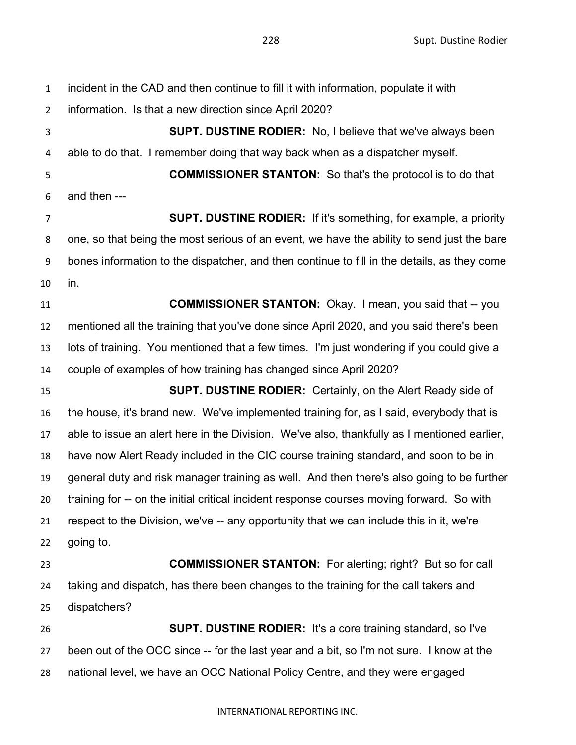incident in the CAD and then continue to fill it with information, populate it with information. Is that a new direction since April 2020?

**SUPT. DUSTINE RODIER:** No, I believe that we've always been able to do that. I remember doing that way back when as a dispatcher myself.

**COMMISSIONER STANTON:** So that's the protocol is to do that and then ---

**SUPT. DUSTINE RODIER:** If it's something, for example, a priority one, so that being the most serious of an event, we have the ability to send just the bare bones information to the dispatcher, and then continue to fill in the details, as they come in.

**COMMISSIONER STANTON:** Okay. I mean, you said that -- you mentioned all the training that you've done since April 2020, and you said there's been lots of training. You mentioned that a few times. I'm just wondering if you could give a couple of examples of how training has changed since April 2020?

**SUPT. DUSTINE RODIER:** Certainly, on the Alert Ready side of the house, it's brand new. We've implemented training for, as I said, everybody that is able to issue an alert here in the Division. We've also, thankfully as I mentioned earlier, have now Alert Ready included in the CIC course training standard, and soon to be in general duty and risk manager training as well. And then there's also going to be further training for -- on the initial critical incident response courses moving forward. So with respect to the Division, we've -- any opportunity that we can include this in it, we're going to.

**COMMISSIONER STANTON:** For alerting; right? But so for call taking and dispatch, has there been changes to the training for the call takers and dispatchers?

**SUPT. DUSTINE RODIER:** It's a core training standard, so I've been out of the OCC since -- for the last year and a bit, so I'm not sure. I know at the national level, we have an OCC National Policy Centre, and they were engaged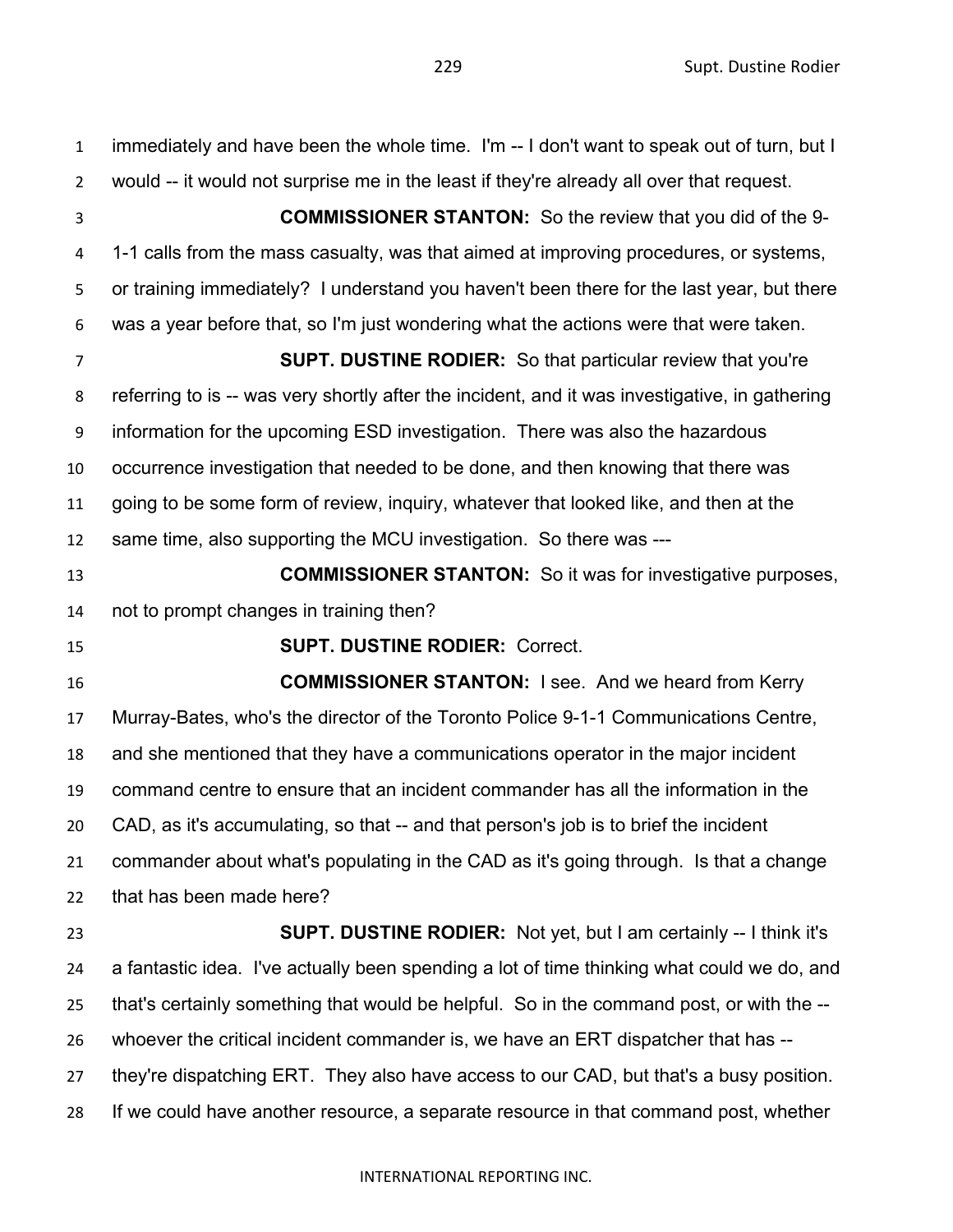immediately and have been the whole time. I'm -- I don't want to speak out of turn, but I would -- it would not surprise me in the least if they're already all over that request.

**COMMISSIONER STANTON:** So the review that you did of the 9-1-1 calls from the mass casualty, was that aimed at improving procedures, or systems, or training immediately? I understand you haven't been there for the last year, but there was a year before that, so I'm just wondering what the actions were that were taken.

**SUPT. DUSTINE RODIER:** So that particular review that you're referring to is -- was very shortly after the incident, and it was investigative, in gathering information for the upcoming ESD investigation. There was also the hazardous occurrence investigation that needed to be done, and then knowing that there was going to be some form of review, inquiry, whatever that looked like, and then at the same time, also supporting the MCU investigation. So there was ---

**COMMISSIONER STANTON:** So it was for investigative purposes, not to prompt changes in training then?

**SUPT. DUSTINE RODIER:** Correct.

**COMMISSIONER STANTON:** I see. And we heard from Kerry Murray-Bates, who's the director of the Toronto Police 9-1-1 Communications Centre, and she mentioned that they have a communications operator in the major incident command centre to ensure that an incident commander has all the information in the CAD, as it's accumulating, so that -- and that person's job is to brief the incident commander about what's populating in the CAD as it's going through. Is that a change that has been made here?

**SUPT. DUSTINE RODIER:** Not yet, but I am certainly -- I think it's a fantastic idea. I've actually been spending a lot of time thinking what could we do, and that's certainly something that would be helpful. So in the command post, or with the -- whoever the critical incident commander is, we have an ERT dispatcher that has -- they're dispatching ERT. They also have access to our CAD, but that's a busy position. If we could have another resource, a separate resource in that command post, whether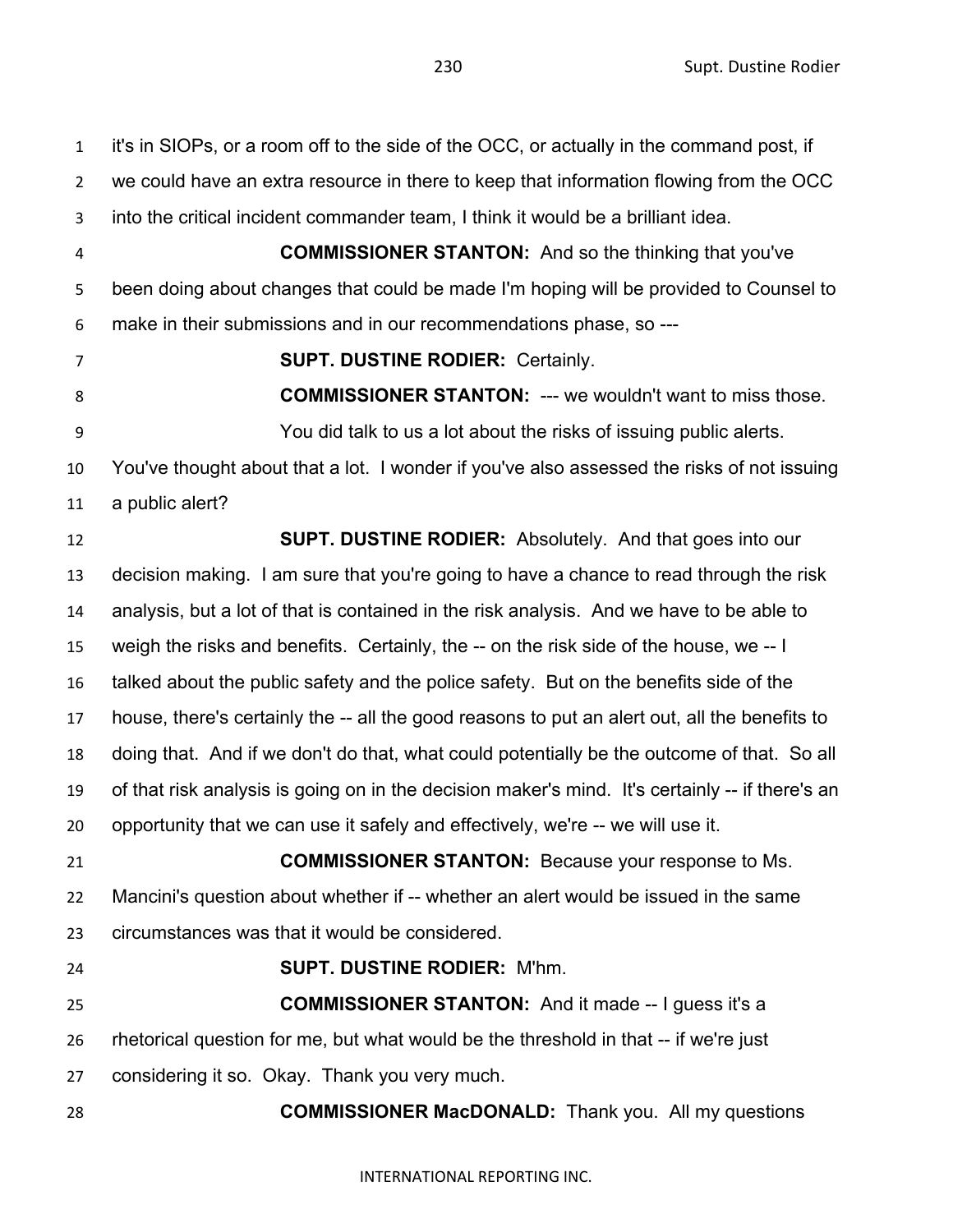it's in SIOPs, or a room off to the side of the OCC, or actually in the command post, if we could have an extra resource in there to keep that information flowing from the OCC into the critical incident commander team, I think it would be a brilliant idea.

**COMMISSIONER STANTON:** And so the thinking that you've been doing about changes that could be made I'm hoping will be provided to Counsel to make in their submissions and in our recommendations phase, so ---

**SUPT. DUSTINE RODIER:** Certainly.

**COMMISSIONER STANTON:** --- we wouldn't want to miss those.

You did talk to us a lot about the risks of issuing public alerts. You've thought about that a lot. I wonder if you've also assessed the risks of not issuing a public alert?

**SUPT. DUSTINE RODIER:** Absolutely. And that goes into our decision making. I am sure that you're going to have a chance to read through the risk analysis, but a lot of that is contained in the risk analysis. And we have to be able to weigh the risks and benefits. Certainly, the -- on the risk side of the house, we -- I talked about the public safety and the police safety. But on the benefits side of the house, there's certainly the -- all the good reasons to put an alert out, all the benefits to doing that. And if we don't do that, what could potentially be the outcome of that. So all of that risk analysis is going on in the decision maker's mind. It's certainly -- if there's an opportunity that we can use it safely and effectively, we're -- we will use it.

**COMMISSIONER STANTON:** Because your response to Ms. Mancini's question about whether if -- whether an alert would be issued in the same circumstances was that it would be considered.

**SUPT. DUSTINE RODIER:** M'hm.

**COMMISSIONER STANTON:** And it made -- I guess it's a rhetorical question for me, but what would be the threshold in that -- if we're just considering it so. Okay. Thank you very much.

**COMMISSIONER MacDONALD:** Thank you. All my questions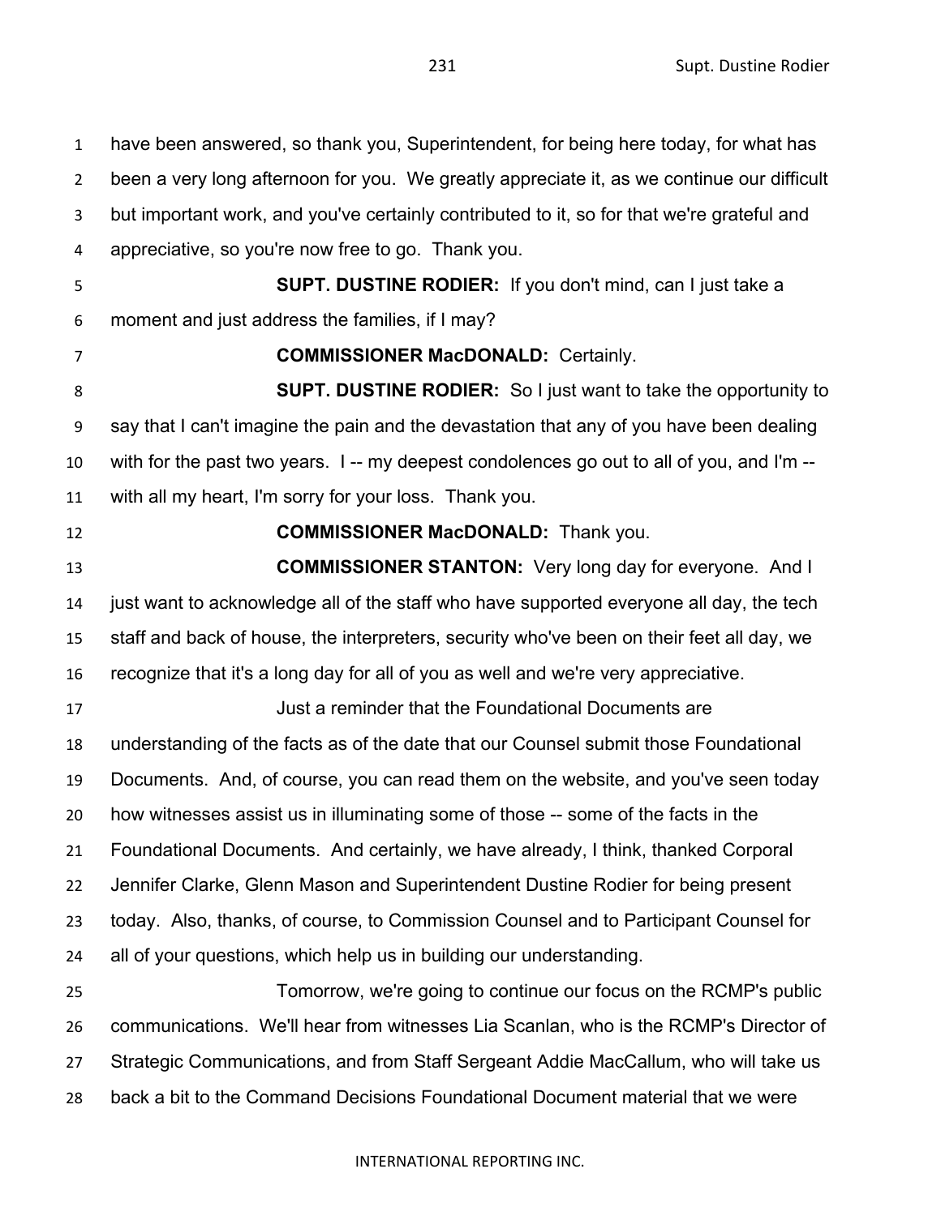have been answered, so thank you, Superintendent, for being here today, for what has been a very long afternoon for you. We greatly appreciate it, as we continue our difficult but important work, and you've certainly contributed to it, so for that we're grateful and appreciative, so you're now free to go. Thank you.

**SUPT. DUSTINE RODIER:** If you don't mind, can I just take a moment and just address the families, if I may?

**COMMISSIONER MacDONALD:** Certainly.

**SUPT. DUSTINE RODIER:** So I just want to take the opportunity to say that I can't imagine the pain and the devastation that any of you have been dealing with for the past two years. I -- my deepest condolences go out to all of you, and I'm -- with all my heart, I'm sorry for your loss. Thank you.

**COMMISSIONER MacDONALD:** Thank you.

**COMMISSIONER STANTON:** Very long day for everyone. And I just want to acknowledge all of the staff who have supported everyone all day, the tech staff and back of house, the interpreters, security who've been on their feet all day, we recognize that it's a long day for all of you as well and we're very appreciative.

Just a reminder that the Foundational Documents are understanding of the facts as of the date that our Counsel submit those Foundational Documents. And, of course, you can read them on the website, and you've seen today how witnesses assist us in illuminating some of those -- some of the facts in the Foundational Documents. And certainly, we have already, I think, thanked Corporal Jennifer Clarke, Glenn Mason and Superintendent Dustine Rodier for being present today. Also, thanks, of course, to Commission Counsel and to Participant Counsel for all of your questions, which help us in building our understanding.

Tomorrow, we're going to continue our focus on the RCMP's public communications. We'll hear from witnesses Lia Scanlan, who is the RCMP's Director of Strategic Communications, and from Staff Sergeant Addie MacCallum, who will take us back a bit to the Command Decisions Foundational Document material that we were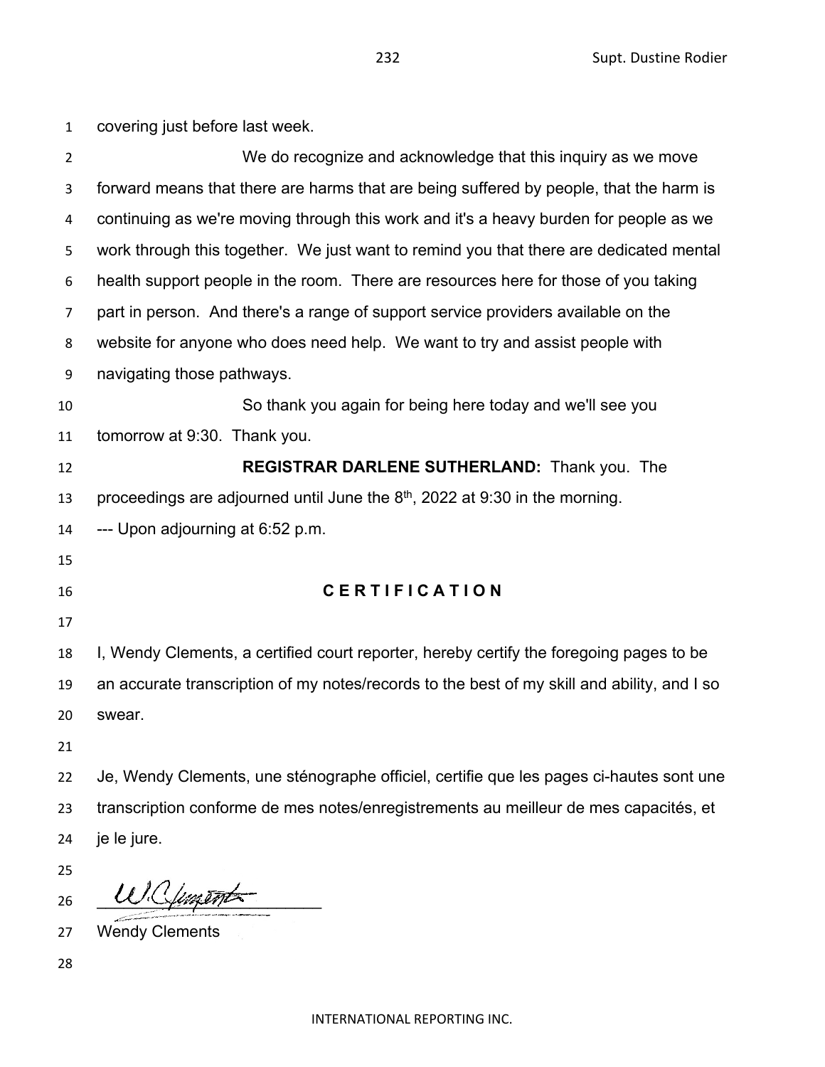covering just before last week.

We do recognize and acknowledge that this inquiry as we move forward means that there are harms that are being suffered by people, that the harm is continuing as we're moving through this work and it's a heavy burden for people as we work through this together. We just want to remind you that there are dedicated mental health support people in the room. There are resources here for those of you taking part in person. And there's a range of support service providers available on the website for anyone who does need help. We want to try and assist people with navigating those pathways.

So thank you again for being here today and we'll see you tomorrow at 9:30. Thank you.

**REGISTRAR DARLENE SUTHERLAND:** Thank you. The proceedings are adjourned until June the 8th, 2022 at 9:30 in the morning.

--- Upon adjourning at 6:52 p.m.

**C E R T I F I C A T I O N**

I, Wendy Clements, a certified court reporter, hereby certify the foregoing pages to be an accurate transcription of my notes/records to the best of my skill and ability, and I so swear.

Je, Wendy Clements, une sténographe officiel, certifie que les pages ci-hautes sont une transcription conforme de mes notes/enregistrements au meilleur de mes capacités, et je le jure.

W.Clements
_______________________

Wendy Clements